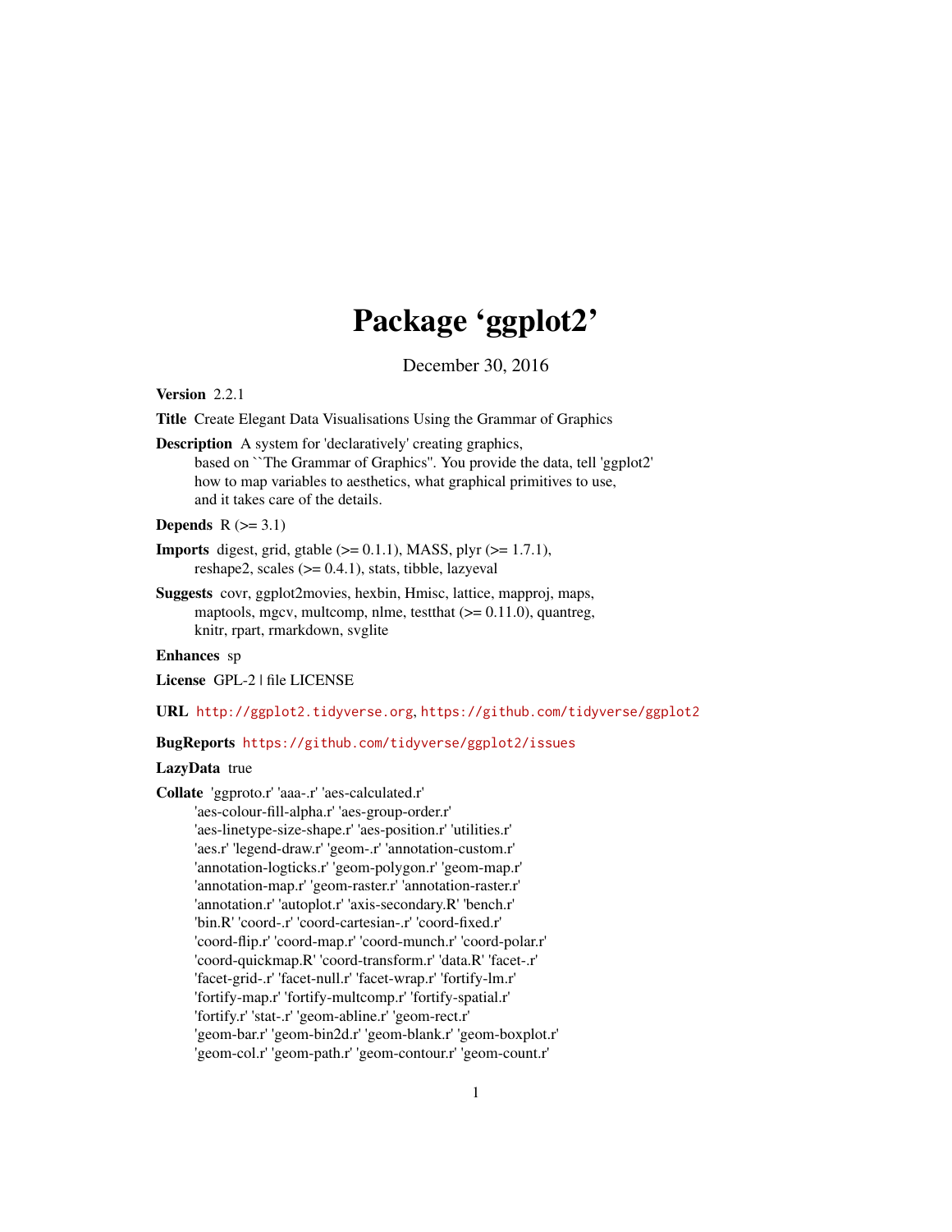# Package 'ggplot2'

December 30, 2016

**Version** 2.2.1

**Title** Create Elegant Data Visualisations Using the Grammar of Graphics

**Description** A system for 'declaratively' creating graphics,
based on ``The Grammar of Graphics''. You provide the data, tell 'ggplot2'
how to map variables to aesthetics, what graphical primitives to use,
and it takes care of the details.

**Depends** R (>= 3.1)

**Imports** digest, grid, gtable (>= 0.1.1), MASS, plyr (>= 1.7.1),
reshape2, scales (>= 0.4.1), stats, tibble, lazyeval

**Suggests** covr, ggplot2movies, hexbin, Hmisc, lattice, mapproj, maps,
maptools, mgcv, multcomp, nlme, testthat (>= 0.11.0), quantreg,
knitr, rpart, rmarkdown, svglite

**Enhances** sp

**License** GPL-2 | file LICENSE

**URL** http://ggplot2.tidyverse.org, https://github.com/tidyverse/ggplot2

**BugReports** https://github.com/tidyverse/ggplot2/issues

**LazyData** true

**Collate** 'ggproto.r' 'aaa-.r' 'aes-calculated.r'
'aes-colour-fill-alpha.r' 'aes-group-order.r'
'aes-linetype-size-shape.r' 'aes-position.r' 'utilities.r'
'aes.r' 'legend-draw.r' 'geom-.r' 'annotation-custom.r'
'annotation-logticks.r' 'geom-polygon.r' 'geom-map.r'
'annotation-map.r' 'geom-raster.r' 'annotation-raster.r'
'annotation.r' 'autoplot.r' 'axis-secondary.R' 'bench.r'
'bin.R' 'coord-.r' 'coord-cartesian-.r' 'coord-fixed.r'
'coord-flip.r' 'coord-map.r' 'coord-munch.r' 'coord-polar.r'
'coord-quickmap.R' 'coord-transform.r' 'data.R' 'facet-.r'
'facet-grid-.r' 'facet-null.r' 'facet-wrap.r' 'fortify-lm.r'
'fortify-map.r' 'fortify-multcomp.r' 'fortify-spatial.r'
'fortify.r' 'stat-.r' 'geom-abline.r' 'geom-rect.r'
'geom-bar.r' 'geom-bin2d.r' 'geom-blank.r' 'geom-boxplot.r'
'geom-col.r' 'geom-path.r' 'geom-contour.r' 'geom-count.r'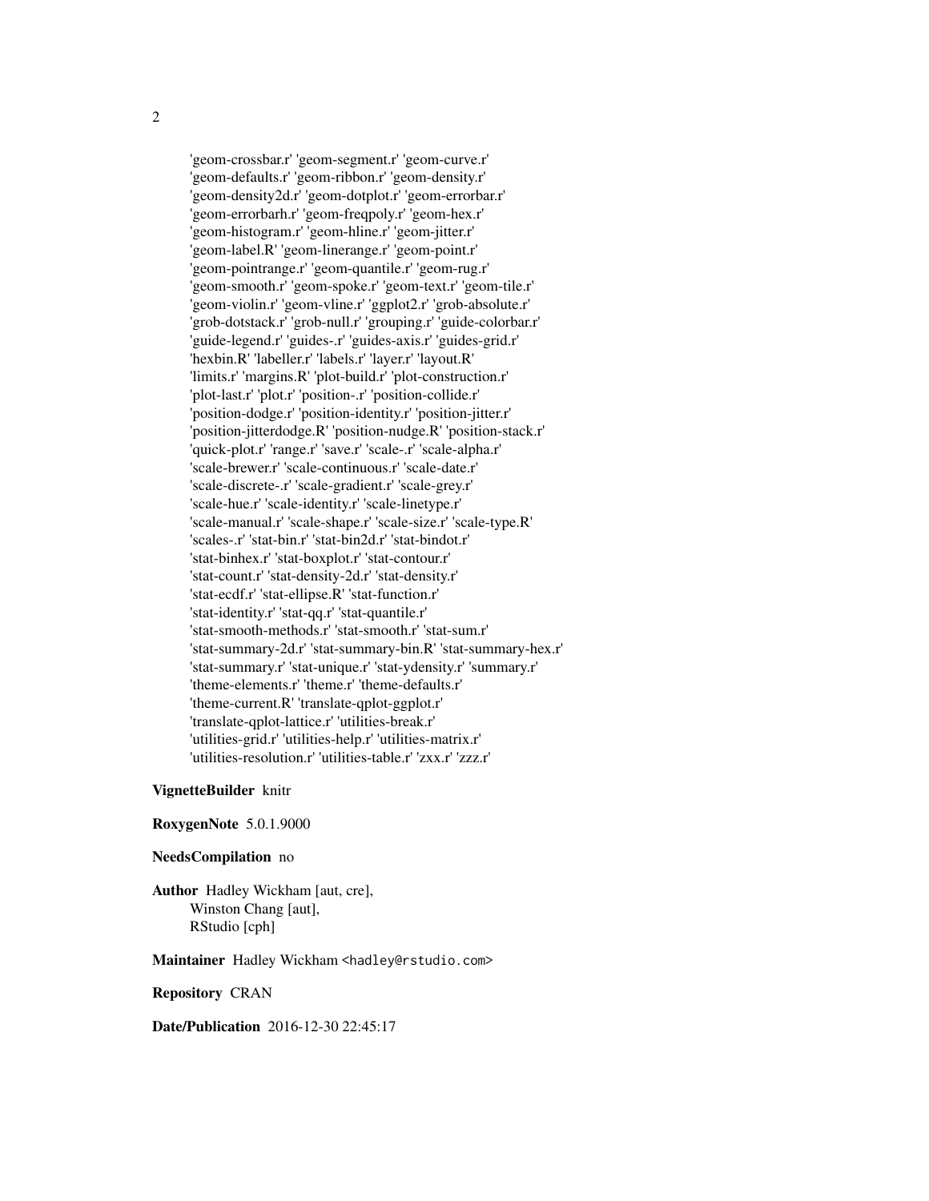'geom-crossbar.r' 'geom-segment.r' 'geom-curve.r'
'geom-defaults.r' 'geom-ribbon.r' 'geom-density.r'
'geom-density2d.r' 'geom-dotplot.r' 'geom-errorbar.r'
'geom-errorbarh.r' 'geom-freqpoly.r' 'geom-hex.r'
'geom-histogram.r' 'geom-hline.r' 'geom-jitter.r'
'geom-label.R' 'geom-linerange.r' 'geom-point.r'
'geom-pointrange.r' 'geom-quantile.r' 'geom-rug.r'
'geom-smooth.r' 'geom-spoke.r' 'geom-text.r' 'geom-tile.r'
'geom-violin.r' 'geom-vline.r' 'ggplot2.r' 'grob-absolute.r'
'grob-dotstack.r' 'grob-null.r' 'grouping.r' 'guide-colorbar.r'
'guide-legend.r' 'guides-.r' 'guides-axis.r' 'guides-grid.r'
'hexbin.R' 'labeller.r' 'labels.r' 'layer.r' 'layout.R'
'limits.r' 'margins.R' 'plot-build.r' 'plot-construction.r'
'plot-last.r' 'plot.r' 'position-.r' 'position-collide.r'
'position-dodge.r' 'position-identity.r' 'position-jitter.r'
'position-jitterdodge.R' 'position-nudge.R' 'position-stack.r'
'quick-plot.r' 'range.r' 'save.r' 'scale-.r' 'scale-alpha.r'
'scale-brewer.r' 'scale-continuous.r' 'scale-date.r'
'scale-discrete-.r' 'scale-gradient.r' 'scale-grey.r'
'scale-hue.r' 'scale-identity.r' 'scale-linetype.r'
'scale-manual.r' 'scale-shape.r' 'scale-size.r' 'scale-type.R'
'scales-.r' 'stat-bin.r' 'stat-bin2d.r' 'stat-bindot.r'
'stat-binhex.r' 'stat-boxplot.r' 'stat-contour.r'
'stat-count.r' 'stat-density-2d.r' 'stat-density.r'
'stat-ecdf.r' 'stat-ellipse.R' 'stat-function.r'
'stat-identity.r' 'stat-qq.r' 'stat-quantile.r'
'stat-smooth-methods.r' 'stat-smooth.r' 'stat-sum.r'
'stat-summary-2d.r' 'stat-summary-bin.R' 'stat-summary-hex.r'
'stat-summary.r' 'stat-unique.r' 'stat-ydensity.r' 'summary.r'
'theme-elements.r' 'theme.r' 'theme-defaults.r'
'theme-current.R' 'translate-qplot-ggplot.r'
'translate-qplot-lattice.r' 'utilities-break.r'
'utilities-grid.r' 'utilities-help.r' 'utilities-matrix.r'
'utilities-resolution.r' 'utilities-table.r' 'zxx.r' 'zzz.r'

**VignetteBuilder** knitr

**RoxygenNote** 5.0.1.9000

**NeedsCompilation** no

**Author** Hadley Wickham [aut, cre],
Winston Chang [aut],
RStudio [cph]

**Maintainer** Hadley Wickham <hadley@rstudio.com>

**Repository** CRAN

**Date/Publication** 2016-12-30 22:45:17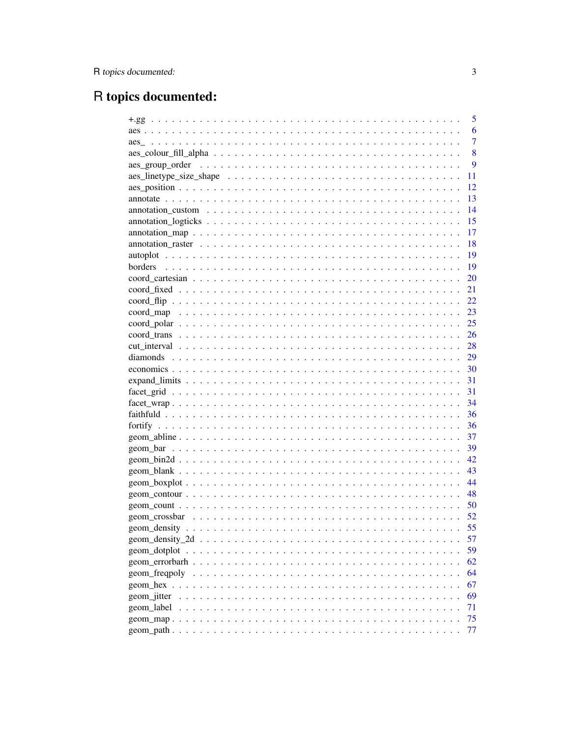# R topics documented:

| | |
|---|---|
| +.gg | 5 |
| aes | 6 |
| aes_ | 7 |
| aes_colour_fill_alpha | 8 |
| aes_group_order | 9 |
| aes_linetype_size_shape | 11 |
| aes_position | 12 |
| annotate | 13 |
| annotation_custom | 14 |
| annotation_logticks | 15 |
| annotation_map | 17 |
| annotation_raster | 18 |
| autoplot | 19 |
| borders | 19 |
| coord_cartesian | 20 |
| coord_fixed | 21 |
| coord_flip | 22 |
| coord_map | 23 |
| coord_polar | 25 |
| coord_trans | 26 |
| cut_interval | 28 |
| diamonds | 29 |
| economics | 30 |
| expand_limits | 31 |
| facet_grid | 31 |
| facet_wrap | 34 |
| faithfuld | 36 |
| fortify | 36 |
| geom_abline | 37 |
| geom_bar | 39 |
| geom_bin2d | 42 |
| geom_blank | 43 |
| geom_boxplot | 44 |
| geom_contour | 48 |
| geom_count | 50 |
| geom_crossbar | 52 |
| geom_density | 55 |
| geom_density_2d | 57 |
| geom_dotplot | 59 |
| geom_errorbarh | 62 |
| geom_freqpoly | 64 |
| geom_hex | 67 |
| geom_jitter | 69 |
| geom_label | 71 |
| geom_map | 75 |
| geom_path | 77 |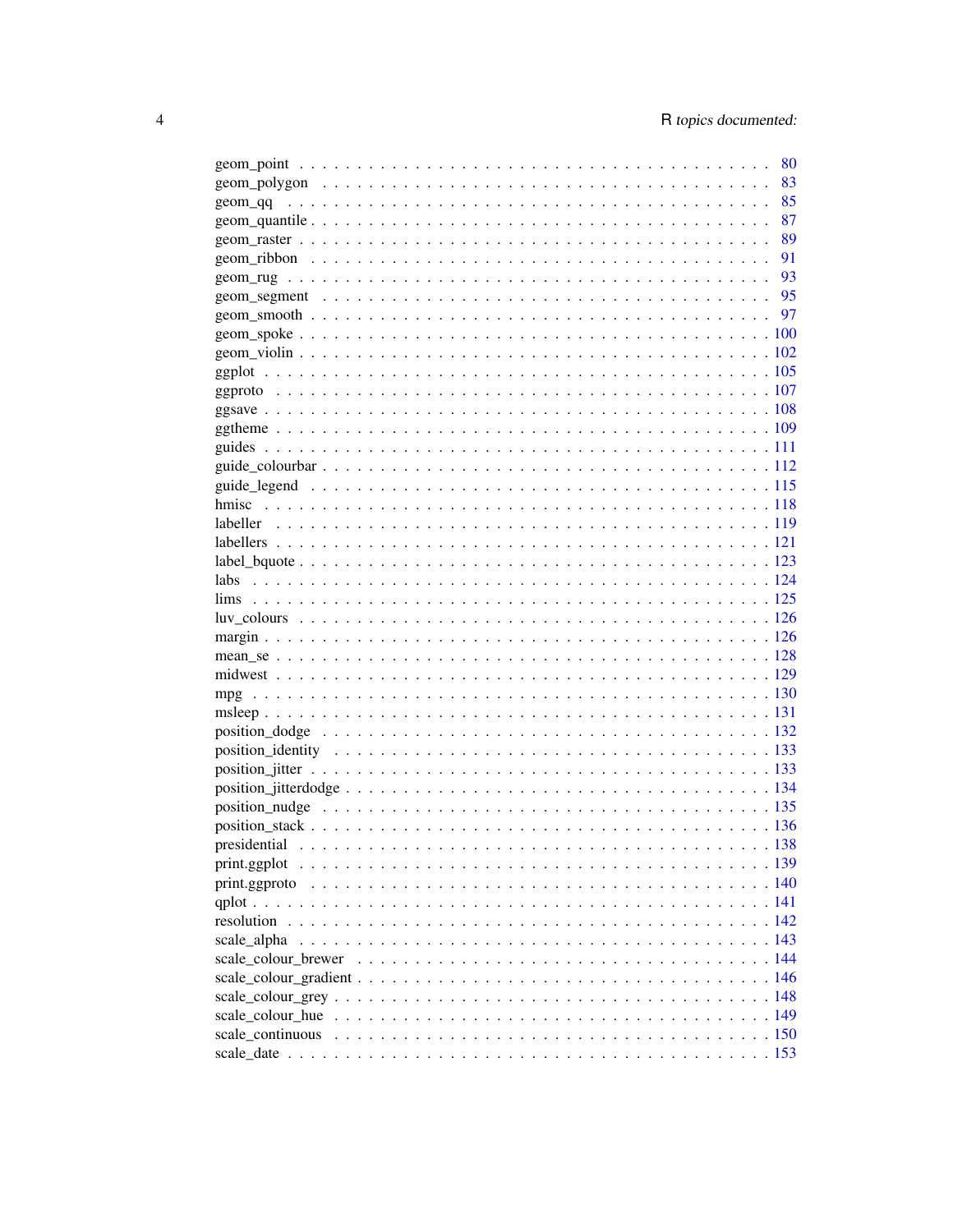geom_point . . . . . . . . . . . . . . . . . . . . . . . . . . . . . . . . . . . . 80
geom_polygon . . . . . . . . . . . . . . . . . . . . . . . . . . . . . . . . . . . 83
geom_qq . . . . . . . . . . . . . . . . . . . . . . . . . . . . . . . . . . . . . . 85
geom_quantile . . . . . . . . . . . . . . . . . . . . . . . . . . . . . . . . . . . 87
geom_raster . . . . . . . . . . . . . . . . . . . . . . . . . . . . . . . . . . . . 89
geom_ribbon . . . . . . . . . . . . . . . . . . . . . . . . . . . . . . . . . . . . 91
geom_rug . . . . . . . . . . . . . . . . . . . . . . . . . . . . . . . . . . . . . 93
geom_segment . . . . . . . . . . . . . . . . . . . . . . . . . . . . . . . . . . . 95
geom_smooth . . . . . . . . . . . . . . . . . . . . . . . . . . . . . . . . . . . . 97
geom_spoke . . . . . . . . . . . . . . . . . . . . . . . . . . . . . . . . . . . . 100
geom_violin . . . . . . . . . . . . . . . . . . . . . . . . . . . . . . . . . . . . 102
ggplot . . . . . . . . . . . . . . . . . . . . . . . . . . . . . . . . . . . . . . 105
ggproto . . . . . . . . . . . . . . . . . . . . . . . . . . . . . . . . . . . . . . 107
ggsave . . . . . . . . . . . . . . . . . . . . . . . . . . . . . . . . . . . . . . 108
ggtheme . . . . . . . . . . . . . . . . . . . . . . . . . . . . . . . . . . . . . . 109
guides . . . . . . . . . . . . . . . . . . . . . . . . . . . . . . . . . . . . . . 111
guide_colourbar . . . . . . . . . . . . . . . . . . . . . . . . . . . . . . . . . . 112
guide_legend . . . . . . . . . . . . . . . . . . . . . . . . . . . . . . . . . . . 115
hmisc . . . . . . . . . . . . . . . . . . . . . . . . . . . . . . . . . . . . . . 118
labeller . . . . . . . . . . . . . . . . . . . . . . . . . . . . . . . . . . . . . 119
labellers . . . . . . . . . . . . . . . . . . . . . . . . . . . . . . . . . . . . . 121
label_bquote . . . . . . . . . . . . . . . . . . . . . . . . . . . . . . . . . . . 123
labs . . . . . . . . . . . . . . . . . . . . . . . . . . . . . . . . . . . . . . . 124
lims . . . . . . . . . . . . . . . . . . . . . . . . . . . . . . . . . . . . . . . 125
luv_colours . . . . . . . . . . . . . . . . . . . . . . . . . . . . . . . . . . . . 126
margin . . . . . . . . . . . . . . . . . . . . . . . . . . . . . . . . . . . . . . 126
mean_se . . . . . . . . . . . . . . . . . . . . . . . . . . . . . . . . . . . . . . 128
midwest . . . . . . . . . . . . . . . . . . . . . . . . . . . . . . . . . . . . . . 129
mpg . . . . . . . . . . . . . . . . . . . . . . . . . . . . . . . . . . . . . . . . 130
msleep . . . . . . . . . . . . . . . . . . . . . . . . . . . . . . . . . . . . . . 131
position_dodge . . . . . . . . . . . . . . . . . . . . . . . . . . . . . . . . . . 132
position_identity . . . . . . . . . . . . . . . . . . . . . . . . . . . . . . . . . 133
position_jitter . . . . . . . . . . . . . . . . . . . . . . . . . . . . . . . . . . 133
position_jitterdodge . . . . . . . . . . . . . . . . . . . . . . . . . . . . . . . . 134
position_nudge . . . . . . . . . . . . . . . . . . . . . . . . . . . . . . . . . . 135
position_stack . . . . . . . . . . . . . . . . . . . . . . . . . . . . . . . . . . 136
presidential . . . . . . . . . . . . . . . . . . . . . . . . . . . . . . . . . . . 138
print.ggplot . . . . . . . . . . . . . . . . . . . . . . . . . . . . . . . . . . . 139
print.ggproto . . . . . . . . . . . . . . . . . . . . . . . . . . . . . . . . . . . 140
qplot . . . . . . . . . . . . . . . . . . . . . . . . . . . . . . . . . . . . . . 141
resolution . . . . . . . . . . . . . . . . . . . . . . . . . . . . . . . . . . . . 142
scale_alpha . . . . . . . . . . . . . . . . . . . . . . . . . . . . . . . . . . . 143
scale_colour_brewer . . . . . . . . . . . . . . . . . . . . . . . . . . . . . . . 144
scale_colour_gradient . . . . . . . . . . . . . . . . . . . . . . . . . . . . . . 146
scale_colour_grey . . . . . . . . . . . . . . . . . . . . . . . . . . . . . . . . 148
scale_colour_hue . . . . . . . . . . . . . . . . . . . . . . . . . . . . . . . . . 149
scale_continuous . . . . . . . . . . . . . . . . . . . . . . . . . . . . . . . . . 150
scale_date . . . . . . . . . . . . . . . . . . . . . . . . . . . . . . . . . . . . 153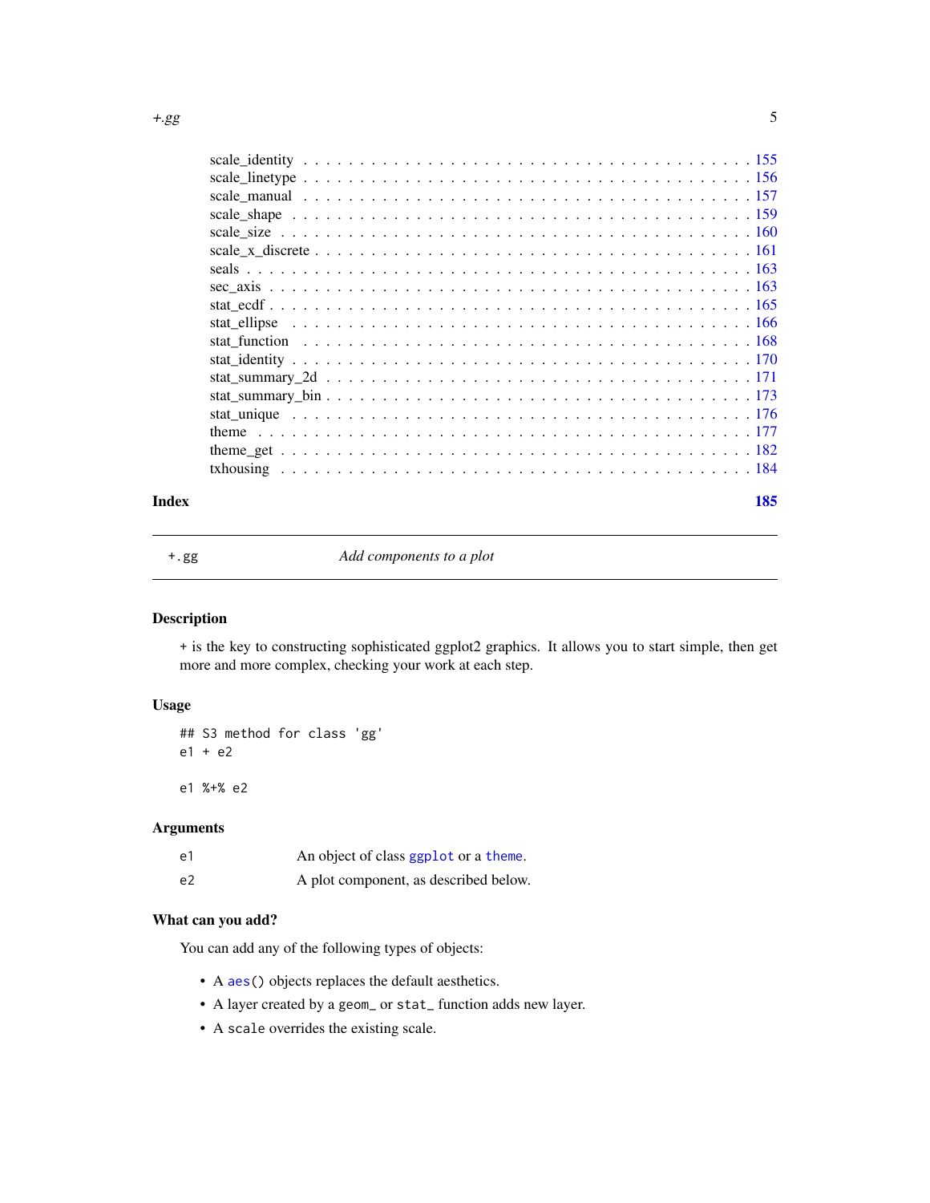scale_identity . . . . . . . . . . . . . . . . . . . . . . . . . . . . . . . . . . . . 155
scale_linetype . . . . . . . . . . . . . . . . . . . . . . . . . . . . . . . . . . . . 156
scale_manual . . . . . . . . . . . . . . . . . . . . . . . . . . . . . . . . . . . . 157
scale_shape . . . . . . . . . . . . . . . . . . . . . . . . . . . . . . . . . . . . 159
scale_size . . . . . . . . . . . . . . . . . . . . . . . . . . . . . . . . . . . . 160
scale_x_discrete . . . . . . . . . . . . . . . . . . . . . . . . . . . . . . . . . . . . 161
seals . . . . . . . . . . . . . . . . . . . . . . . . . . . . . . . . . . . . 163
sec_axis . . . . . . . . . . . . . . . . . . . . . . . . . . . . . . . . . . . . 163
stat_ecdf . . . . . . . . . . . . . . . . . . . . . . . . . . . . . . . . . . . . 165
stat_ellipse . . . . . . . . . . . . . . . . . . . . . . . . . . . . . . . . . . . . 166
stat_function . . . . . . . . . . . . . . . . . . . . . . . . . . . . . . . . . . . . 168
stat_identity . . . . . . . . . . . . . . . . . . . . . . . . . . . . . . . . . . . . 170
stat_summary_2d . . . . . . . . . . . . . . . . . . . . . . . . . . . . . . . . . . . . 171
stat_summary_bin . . . . . . . . . . . . . . . . . . . . . . . . . . . . . . . . . . . . 173
stat_unique . . . . . . . . . . . . . . . . . . . . . . . . . . . . . . . . . . . . 176
theme . . . . . . . . . . . . . . . . . . . . . . . . . . . . . . . . . . . . 177
theme_get . . . . . . . . . . . . . . . . . . . . . . . . . . . . . . . . . . . . 182
txhousing . . . . . . . . . . . . . . . . . . . . . . . . . . . . . . . . . . . . 184

**Index** **185**

---

`+.gg` *Add components to a plot*

---

## Description

+ is the key to constructing sophisticated ggplot2 graphics. It allows you to start simple, then get more and more complex, checking your work at each step.

## Usage

```
## S3 method for class 'gg'
e1 + e2

e1 %+% e2
```

## Arguments

| | |
|---|---|
| e1 | An object of class `ggplot` or a `theme`. |
| e2 | A plot component, as described below. |

## What can you add?

You can add any of the following types of objects:

- A `aes()` objects replaces the default aesthetics.
- A layer created by a `geom_` or `stat_` function adds new layer.
- A `scale` overrides the existing scale.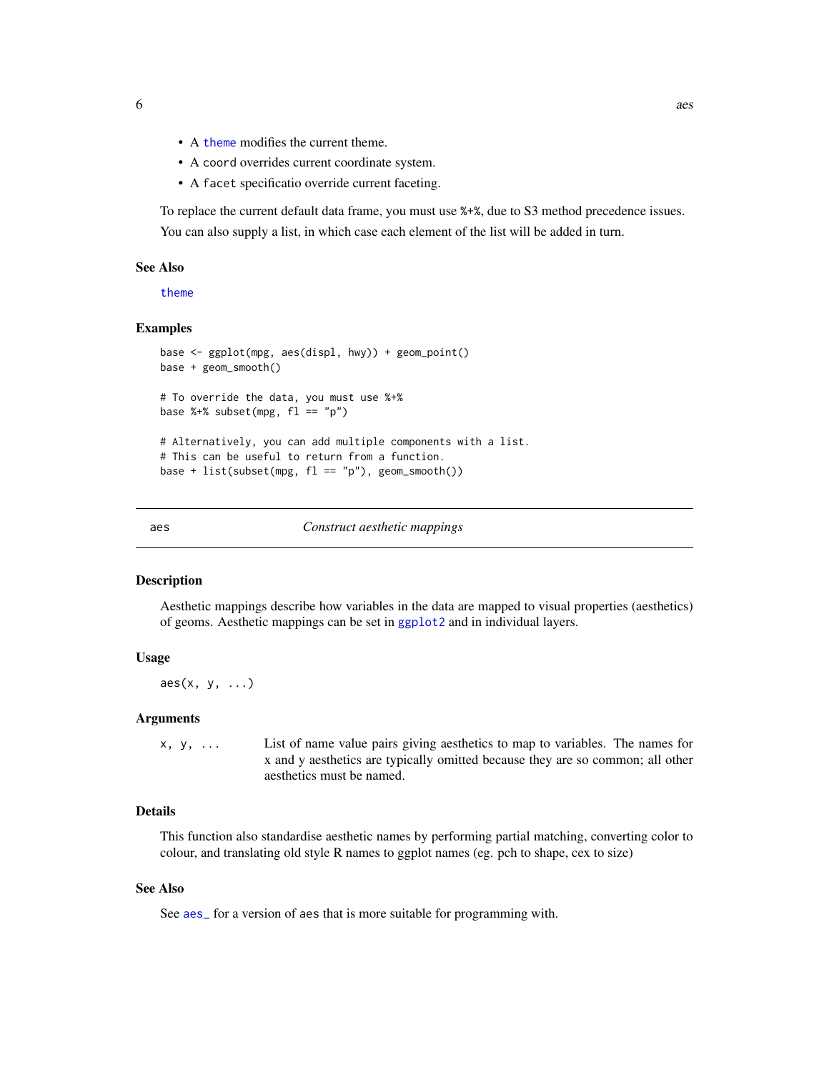- A theme modifies the current theme.
- A coord overrides current coordinate system.
- A facet specificatio override current faceting.

To replace the current default data frame, you must use %+%, due to S3 method precedence issues.

You can also supply a list, in which case each element of the list will be added in turn.

### See Also

theme

### Examples

```
base <- ggplot(mpg, aes(displ, hwy)) + geom_point()
base + geom_smooth()

# To override the data, you must use %+%
base %+% subset(mpg, fl == "p")

# Alternatively, you can add multiple components with a list.
# This can be useful to return from a function.
base + list(subset(mpg, fl == "p"), geom_smooth())
```

---

## aes — *Construct aesthetic mappings*

### Description

Aesthetic mappings describe how variables in the data are mapped to visual properties (aesthetics) of geoms. Aesthetic mappings can be set in ggplot2 and in individual layers.

### Usage

```
aes(x, y, ...)
```

### Arguments

| | |
|---|---|
| x, y, ... | List of name value pairs giving aesthetics to map to variables. The names for x and y aesthetics are typically omitted because they are so common; all other aesthetics must be named. |

### Details

This function also standardise aesthetic names by performing partial matching, converting color to colour, and translating old style R names to ggplot names (eg. pch to shape, cex to size)

### See Also

See aes_ for a version of aes that is more suitable for programming with.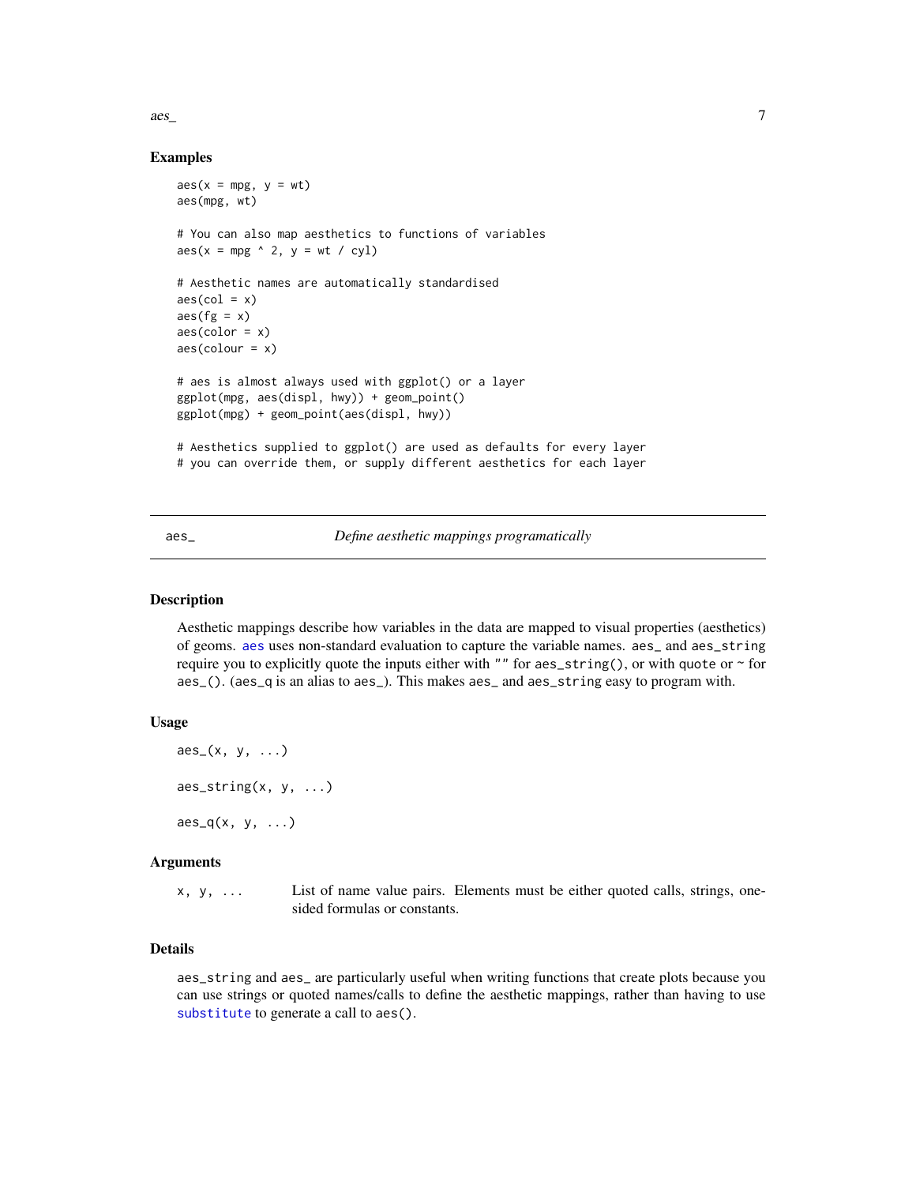### Examples

```
aes(x = mpg, y = wt)
aes(mpg, wt)

# You can also map aesthetics to functions of variables
aes(x = mpg ^ 2, y = wt / cyl)

# Aesthetic names are automatically standardised
aes(col = x)
aes(fg = x)
aes(color = x)
aes(colour = x)

# aes is almost always used with ggplot() or a layer
ggplot(mpg, aes(displ, hwy)) + geom_point()
ggplot(mpg) + geom_point(aes(displ, hwy))

# Aesthetics supplied to ggplot() are used as defaults for every layer
# you can override them, or supply different aesthetics for each layer
```

---

## aes_ — *Define aesthetic mappings programatically*

---

### Description

Aesthetic mappings describe how variables in the data are mapped to visual properties (aesthetics) of geoms. `aes` uses non-standard evaluation to capture the variable names. `aes_` and `aes_string` require you to explicitly quote the inputs either with `""` for `aes_string()`, or with `quote` or `~` for `aes_()`. (`aes_q` is an alias to `aes_`). This makes `aes_` and `aes_string` easy to program with.

### Usage

```
aes_(x, y, ...)

aes_string(x, y, ...)

aes_q(x, y, ...)
```

### Arguments

| | |
|---|---|
| `x, y, ...` | List of name value pairs. Elements must be either quoted calls, strings, one-sided formulas or constants. |

### Details

`aes_string` and `aes_` are particularly useful when writing functions that create plots because you can use strings or quoted names/calls to define the aesthetic mappings, rather than having to use `substitute` to generate a call to `aes()`.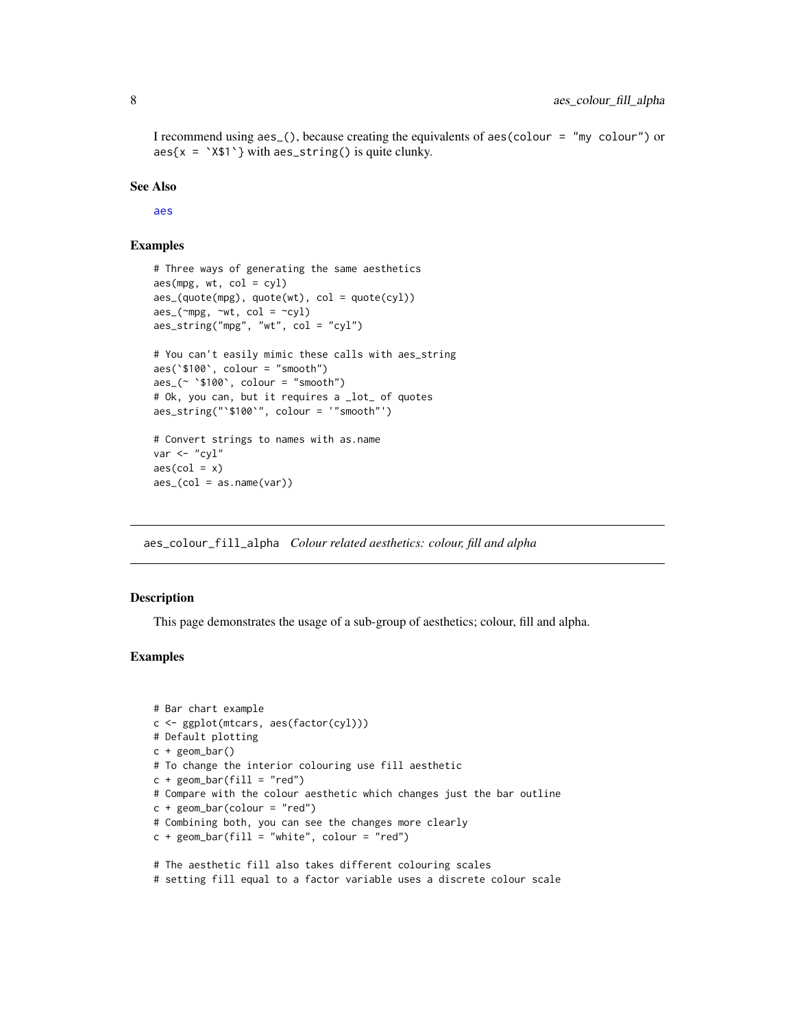I recommend using `aes_()`, because creating the equivalents of `aes(colour = "my colour")` or `aes{x = `X$1`}` with `aes_string()` is quite clunky.

### See Also

aes

### Examples

```
# Three ways of generating the same aesthetics
aes(mpg, wt, col = cyl)
aes_(quote(mpg), quote(wt), col = quote(cyl))
aes_(~mpg, ~wt, col = ~cyl)
aes_string("mpg", "wt", col = "cyl")

# You can't easily mimic these calls with aes_string
aes(`$100`, colour = "smooth")
aes_(~ `$100`, colour = "smooth")
# Ok, you can, but it requires a _lot_ of quotes
aes_string("`$100`", colour = '"smooth"')

# Convert strings to names with as.name
var <- "cyl"
aes(col = x)
aes_(col = as.name(var))
```

---

## aes_colour_fill_alpha *Colour related aesthetics: colour, fill and alpha*

---

### Description

This page demonstrates the usage of a sub-group of aesthetics; colour, fill and alpha.

### Examples

```
# Bar chart example
c <- ggplot(mtcars, aes(factor(cyl)))
# Default plotting
c + geom_bar()
# To change the interior colouring use fill aesthetic
c + geom_bar(fill = "red")
# Compare with the colour aesthetic which changes just the bar outline
c + geom_bar(colour = "red")
# Combining both, you can see the changes more clearly
c + geom_bar(fill = "white", colour = "red")

# The aesthetic fill also takes different colouring scales
# setting fill equal to a factor variable uses a discrete colour scale
```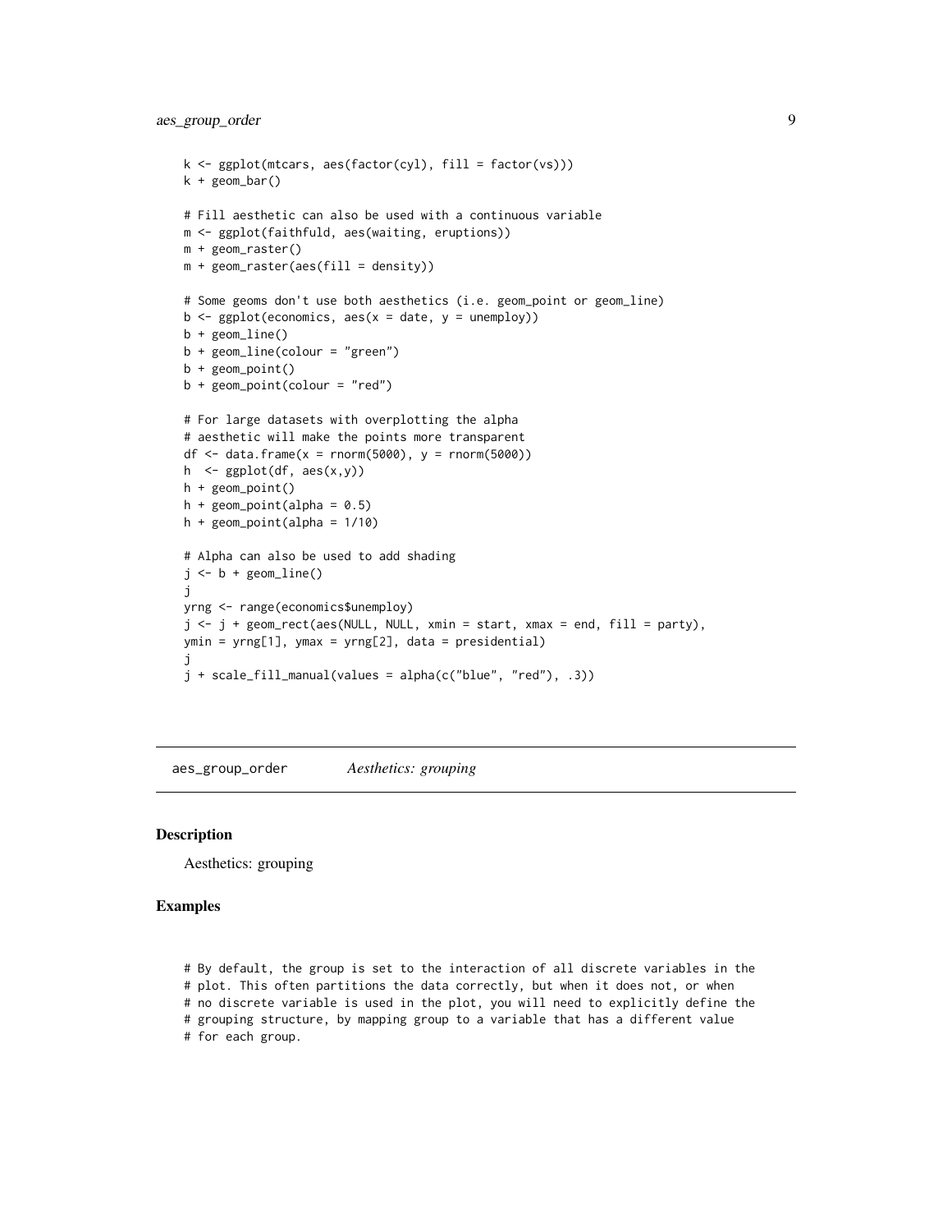```
k <- ggplot(mtcars, aes(factor(cyl), fill = factor(vs)))
k + geom_bar()

# Fill aesthetic can also be used with a continuous variable
m <- ggplot(faithfuld, aes(waiting, eruptions))
m + geom_raster()
m + geom_raster(aes(fill = density))

# Some geoms don't use both aesthetics (i.e. geom_point or geom_line)
b <- ggplot(economics, aes(x = date, y = unemploy))
b + geom_line()
b + geom_line(colour = "green")
b + geom_point()
b + geom_point(colour = "red")

# For large datasets with overplotting the alpha
# aesthetic will make the points more transparent
df <- data.frame(x = rnorm(5000), y = rnorm(5000))
h  <- ggplot(df, aes(x,y))
h + geom_point()
h + geom_point(alpha = 0.5)
h + geom_point(alpha = 1/10)

# Alpha can also be used to add shading
j <- b + geom_line()
j
yrng <- range(economics$unemploy)
j <- j + geom_rect(aes(NULL, NULL, xmin = start, xmax = end, fill = party),
ymin = yrng[1], ymax = yrng[2], data = presidential)
j
j + scale_fill_manual(values = alpha(c("blue", "red"), .3))
```

---

## aes_group_order    *Aesthetics: grouping*

### Description

Aesthetics: grouping

### Examples

```
# By default, the group is set to the interaction of all discrete variables in the
# plot. This often partitions the data correctly, but when it does not, or when
# no discrete variable is used in the plot, you will need to explicitly define the
# grouping structure, by mapping group to a variable that has a different value
# for each group.
```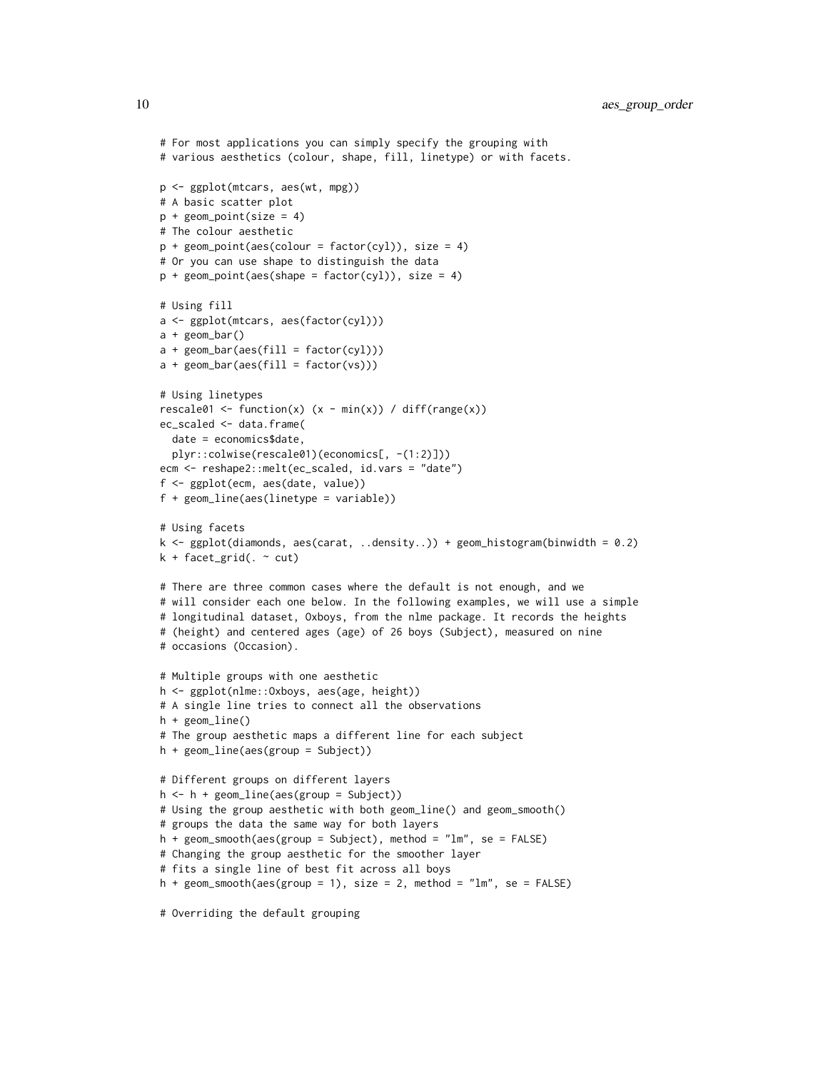```
# For most applications you can simply specify the grouping with
# various aesthetics (colour, shape, fill, linetype) or with facets.

p <- ggplot(mtcars, aes(wt, mpg))
# A basic scatter plot
p + geom_point(size = 4)
# The colour aesthetic
p + geom_point(aes(colour = factor(cyl)), size = 4)
# Or you can use shape to distinguish the data
p + geom_point(aes(shape = factor(cyl)), size = 4)

# Using fill
a <- ggplot(mtcars, aes(factor(cyl)))
a + geom_bar()
a + geom_bar(aes(fill = factor(cyl)))
a + geom_bar(aes(fill = factor(vs)))

# Using linetypes
rescale01 <- function(x) (x - min(x)) / diff(range(x))
ec_scaled <- data.frame(
  date = economics$date,
  plyr::colwise(rescale01)(economics[, -(1:2)]))
ecm <- reshape2::melt(ec_scaled, id.vars = "date")
f <- ggplot(ecm, aes(date, value))
f + geom_line(aes(linetype = variable))

# Using facets
k <- ggplot(diamonds, aes(carat, ..density..)) + geom_histogram(binwidth = 0.2)
k + facet_grid(. ~ cut)

# There are three common cases where the default is not enough, and we
# will consider each one below. In the following examples, we will use a simple
# longitudinal dataset, Oxboys, from the nlme package. It records the heights
# (height) and centered ages (age) of 26 boys (Subject), measured on nine
# occasions (Occasion).

# Multiple groups with one aesthetic
h <- ggplot(nlme::Oxboys, aes(age, height))
# A single line tries to connect all the observations
h + geom_line()
# The group aesthetic maps a different line for each subject
h + geom_line(aes(group = Subject))

# Different groups on different layers
h <- h + geom_line(aes(group = Subject))
# Using the group aesthetic with both geom_line() and geom_smooth()
# groups the data the same way for both layers
h + geom_smooth(aes(group = Subject), method = "lm", se = FALSE)
# Changing the group aesthetic for the smoother layer
# fits a single line of best fit across all boys
h + geom_smooth(aes(group = 1), size = 2, method = "lm", se = FALSE)

# Overriding the default grouping
```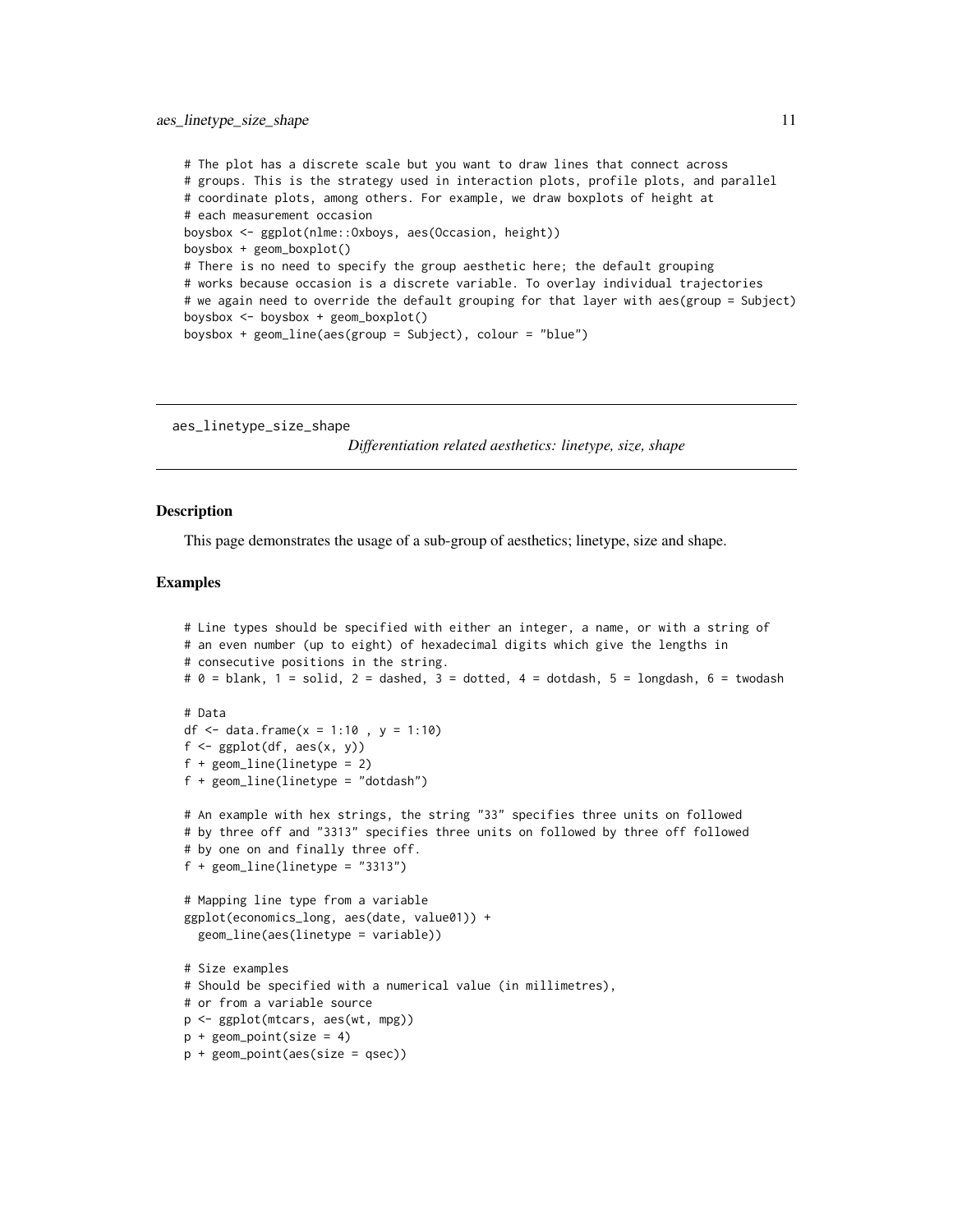```
# The plot has a discrete scale but you want to draw lines that connect across
# groups. This is the strategy used in interaction plots, profile plots, and parallel
# coordinate plots, among others. For example, we draw boxplots of height at
# each measurement occasion
boysbox <- ggplot(nlme::Oxboys, aes(Occasion, height))
boysbox + geom_boxplot()
# There is no need to specify the group aesthetic here; the default grouping
# works because occasion is a discrete variable. To overlay individual trajectories
# we again need to override the default grouping for that layer with aes(group = Subject)
boysbox <- boysbox + geom_boxplot()
boysbox + geom_line(aes(group = Subject), colour = "blue")
```

---

aes_linetype_size_shape    *Differentiation related aesthetics: linetype, size, shape*

---

## Description

This page demonstrates the usage of a sub-group of aesthetics; linetype, size and shape.

## Examples

```
# Line types should be specified with either an integer, a name, or with a string of
# an even number (up to eight) of hexadecimal digits which give the lengths in
# consecutive positions in the string.
# 0 = blank, 1 = solid, 2 = dashed, 3 = dotted, 4 = dotdash, 5 = longdash, 6 = twodash

# Data
df <- data.frame(x = 1:10 , y = 1:10)
f <- ggplot(df, aes(x, y))
f + geom_line(linetype = 2)
f + geom_line(linetype = "dotdash")

# An example with hex strings, the string "33" specifies three units on followed
# by three off and "3313" specifies three units on followed by three off followed
# by one on and finally three off.
f + geom_line(linetype = "3313")

# Mapping line type from a variable
ggplot(economics_long, aes(date, value01)) +
  geom_line(aes(linetype = variable))

# Size examples
# Should be specified with a numerical value (in millimetres),
# or from a variable source
p <- ggplot(mtcars, aes(wt, mpg))
p + geom_point(size = 4)
p + geom_point(aes(size = qsec))
```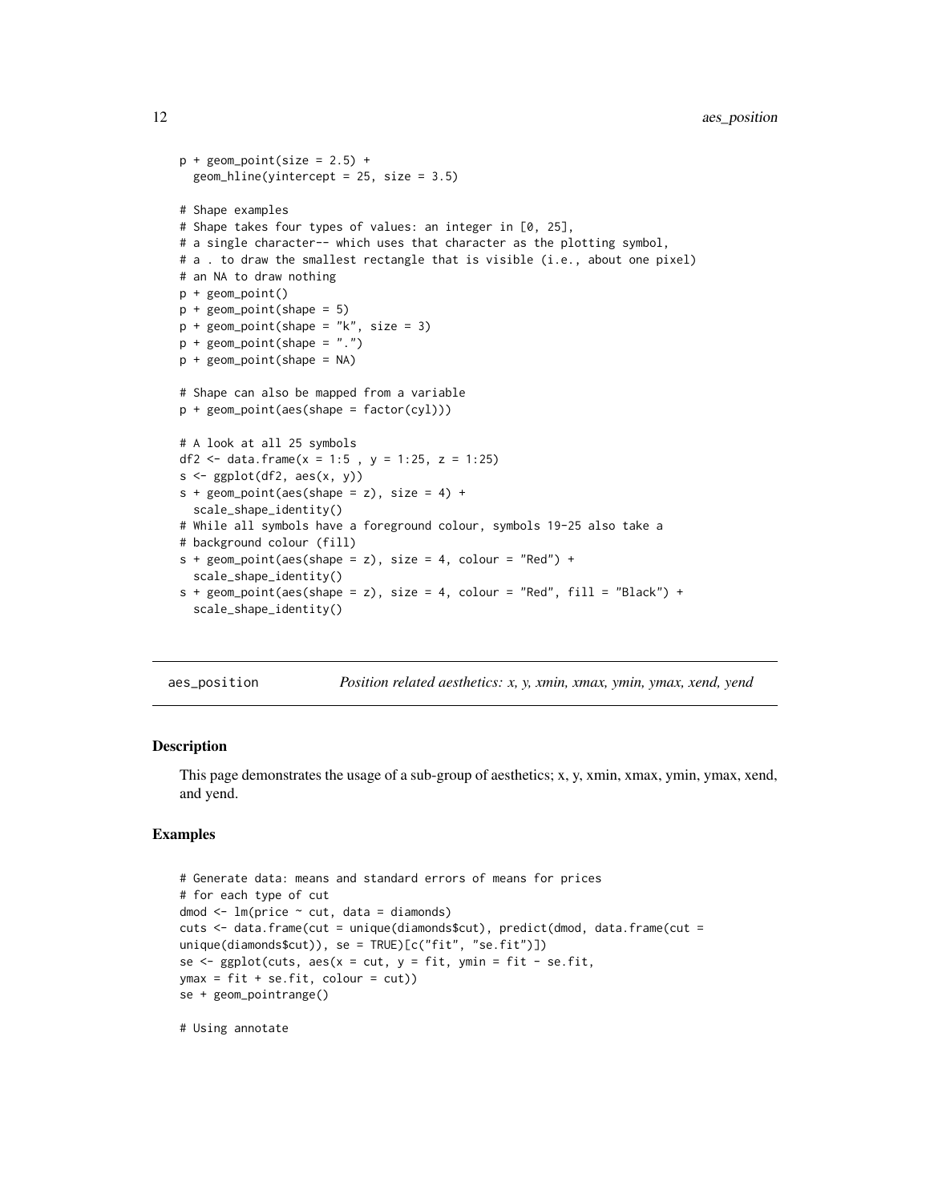```
p + geom_point(size = 2.5) +
  geom_hline(yintercept = 25, size = 3.5)

# Shape examples
# Shape takes four types of values: an integer in [0, 25],
# a single character-- which uses that character as the plotting symbol,
# a . to draw the smallest rectangle that is visible (i.e., about one pixel)
# an NA to draw nothing
p + geom_point()
p + geom_point(shape = 5)
p + geom_point(shape = "k", size = 3)
p + geom_point(shape = ".")
p + geom_point(shape = NA)

# Shape can also be mapped from a variable
p + geom_point(aes(shape = factor(cyl)))

# A look at all 25 symbols
df2 <- data.frame(x = 1:5 , y = 1:25, z = 1:25)
s <- ggplot(df2, aes(x, y))
s + geom_point(aes(shape = z), size = 4) +
  scale_shape_identity()
# While all symbols have a foreground colour, symbols 19-25 also take a
# background colour (fill)
s + geom_point(aes(shape = z), size = 4, colour = "Red") +
  scale_shape_identity()
s + geom_point(aes(shape = z), size = 4, colour = "Red", fill = "Black") +
  scale_shape_identity()
```

## aes_position — *Position related aesthetics: x, y, xmin, xmax, ymin, ymax, xend, yend*

### Description

This page demonstrates the usage of a sub-group of aesthetics; x, y, xmin, xmax, ymin, ymax, xend, and yend.

### Examples

```
# Generate data: means and standard errors of means for prices
# for each type of cut
dmod <- lm(price ~ cut, data = diamonds)
cuts <- data.frame(cut = unique(diamonds$cut), predict(dmod, data.frame(cut =
unique(diamonds$cut)), se = TRUE)[c("fit", "se.fit")])
se <- ggplot(cuts, aes(x = cut, y = fit, ymin = fit - se.fit,
ymax = fit + se.fit, colour = cut))
se + geom_pointrange()

# Using annotate
```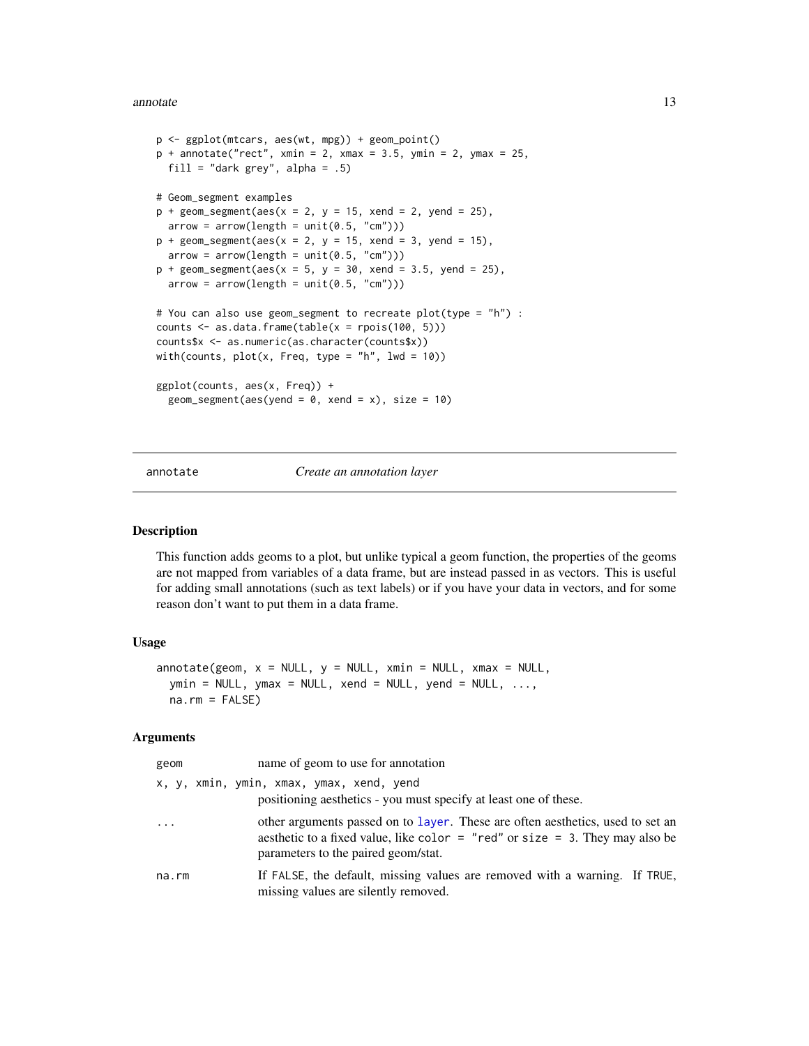```
p <- ggplot(mtcars, aes(wt, mpg)) + geom_point()
p + annotate("rect", xmin = 2, xmax = 3.5, ymin = 2, ymax = 25,
  fill = "dark grey", alpha = .5)

# Geom_segment examples
p + geom_segment(aes(x = 2, y = 15, xend = 2, yend = 25),
  arrow = arrow(length = unit(0.5, "cm")))
p + geom_segment(aes(x = 2, y = 15, xend = 3, yend = 15),
  arrow = arrow(length = unit(0.5, "cm")))
p + geom_segment(aes(x = 5, y = 30, xend = 3.5, yend = 25),
  arrow = arrow(length = unit(0.5, "cm")))

# You can also use geom_segment to recreate plot(type = "h") :
counts <- as.data.frame(table(x = rpois(100, 5)))
counts$x <- as.numeric(as.character(counts$x))
with(counts, plot(x, Freq, type = "h", lwd = 10))

ggplot(counts, aes(x, Freq)) +
  geom_segment(aes(yend = 0, xend = x), size = 10)
```

---

## annotate — *Create an annotation layer*

### Description

This function adds geoms to a plot, but unlike typical a geom function, the properties of the geoms are not mapped from variables of a data frame, but are instead passed in as vectors. This is useful for adding small annotations (such as text labels) or if you have your data in vectors, and for some reason don't want to put them in a data frame.

### Usage

```
annotate(geom, x = NULL, y = NULL, xmin = NULL, xmax = NULL,
  ymin = NULL, ymax = NULL, xend = NULL, yend = NULL, ...,
  na.rm = FALSE)
```

### Arguments

| | |
|---|---|
| `geom` | name of geom to use for annotation |
| `x, y, xmin, ymin, xmax, ymax, xend, yend` | positioning aesthetics - you must specify at least one of these. |
| `...` | other arguments passed on to `layer`. These are often aesthetics, used to set an aesthetic to a fixed value, like `color = "red"` or `size = 3`. They may also be parameters to the paired geom/stat. |
| `na.rm` | If `FALSE`, the default, missing values are removed with a warning. If `TRUE`, missing values are silently removed. |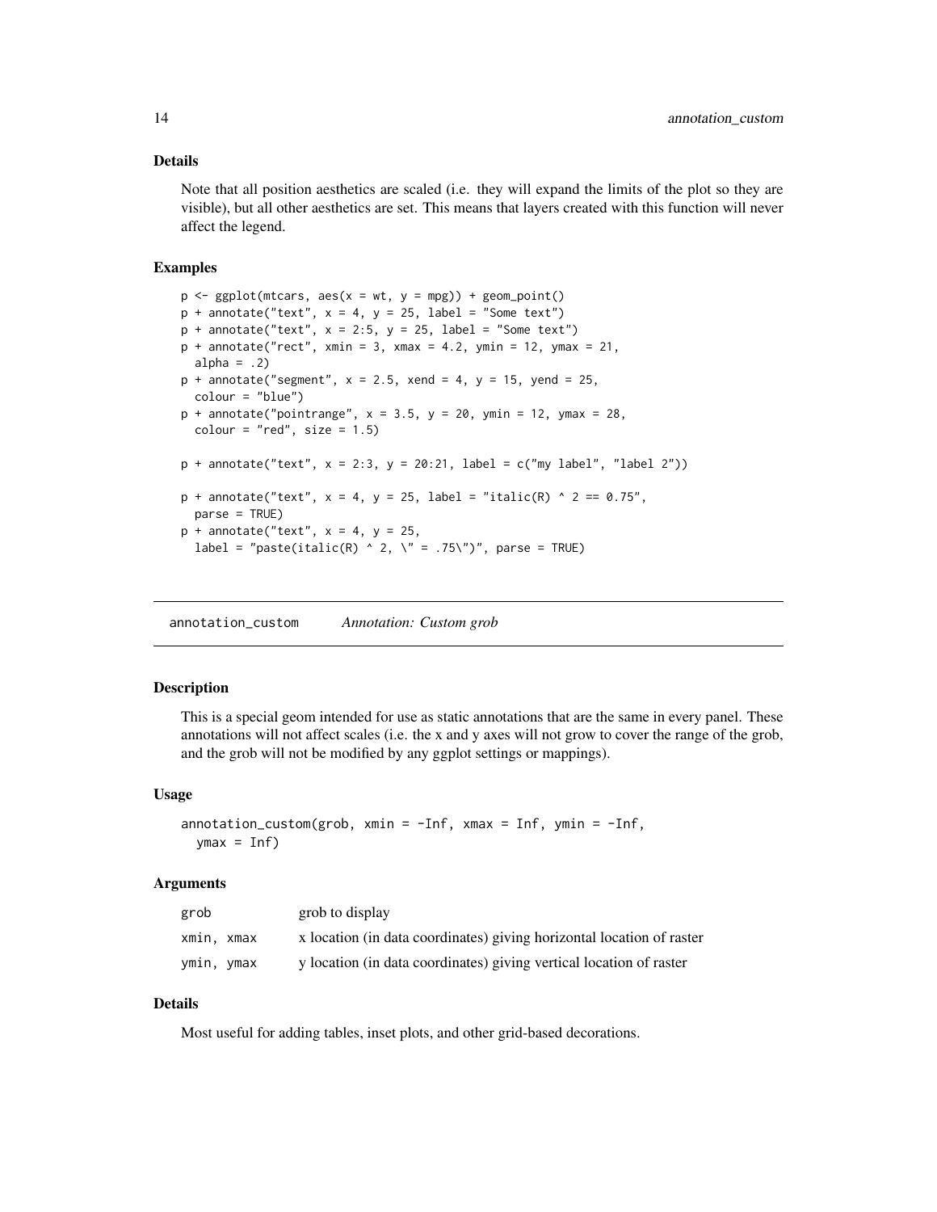### Details

Note that all position aesthetics are scaled (i.e. they will expand the limits of the plot so they are visible), but all other aesthetics are set. This means that layers created with this function will never affect the legend.

### Examples

```
p <- ggplot(mtcars, aes(x = wt, y = mpg)) + geom_point()
p + annotate("text", x = 4, y = 25, label = "Some text")
p + annotate("text", x = 2:5, y = 25, label = "Some text")
p + annotate("rect", xmin = 3, xmax = 4.2, ymin = 12, ymax = 21,
  alpha = .2)
p + annotate("segment", x = 2.5, xend = 4, y = 15, yend = 25,
  colour = "blue")
p + annotate("pointrange", x = 3.5, y = 20, ymin = 12, ymax = 28,
  colour = "red", size = 1.5)

p + annotate("text", x = 2:3, y = 20:21, label = c("my label", "label 2"))

p + annotate("text", x = 4, y = 25, label = "italic(R) ^ 2 == 0.75",
  parse = TRUE)
p + annotate("text", x = 4, y = 25,
  label = "paste(italic(R) ^ 2, \" = .75\")", parse = TRUE)
```

---

## annotation_custom    *Annotation: Custom grob*

### Description

This is a special geom intended for use as static annotations that are the same in every panel. These annotations will not affect scales (i.e. the x and y axes will not grow to cover the range of the grob, and the grob will not be modified by any ggplot settings or mappings).

### Usage

```
annotation_custom(grob, xmin = -Inf, xmax = Inf, ymin = -Inf,
  ymax = Inf)
```

### Arguments

| | |
|---|---|
| grob | grob to display |
| xmin, xmax | x location (in data coordinates) giving horizontal location of raster |
| ymin, ymax | y location (in data coordinates) giving vertical location of raster |

### Details

Most useful for adding tables, inset plots, and other grid-based decorations.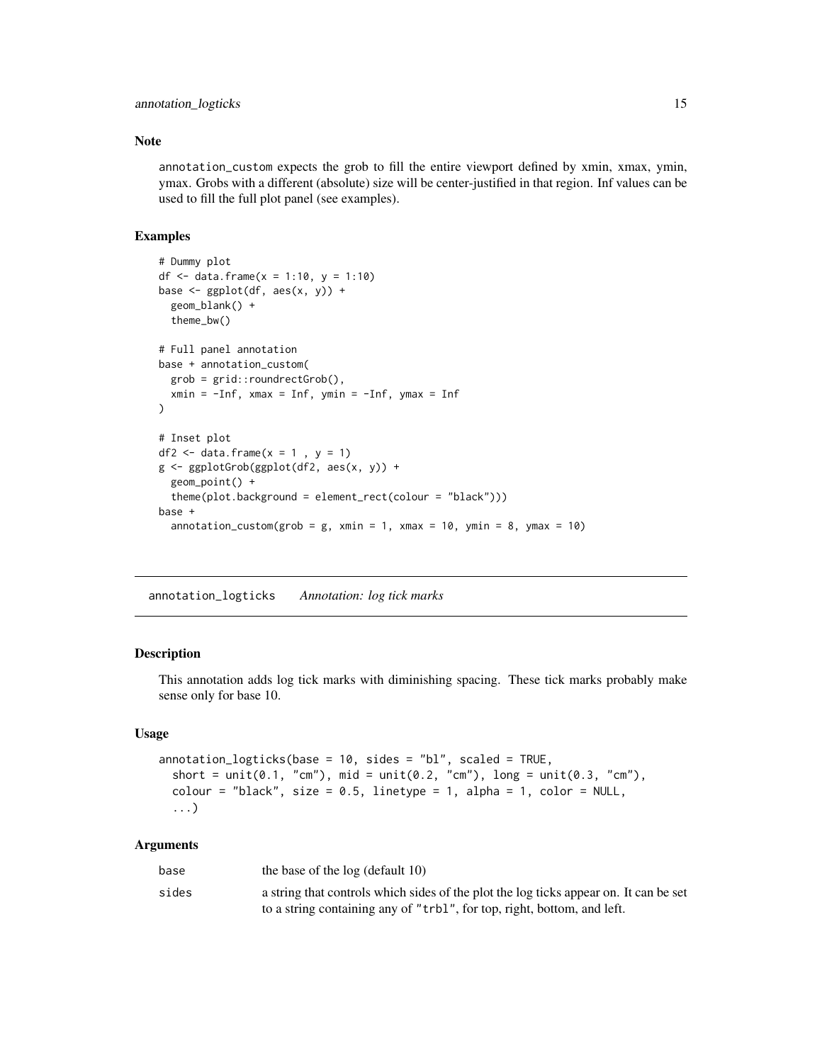### Note

annotation_custom expects the grob to fill the entire viewport defined by xmin, xmax, ymin, ymax. Grobs with a different (absolute) size will be center-justified in that region. Inf values can be used to fill the full plot panel (see examples).

### Examples

```
# Dummy plot
df <- data.frame(x = 1:10, y = 1:10)
base <- ggplot(df, aes(x, y)) +
  geom_blank() +
  theme_bw()

# Full panel annotation
base + annotation_custom(
  grob = grid::roundrectGrob(),
  xmin = -Inf, xmax = Inf, ymin = -Inf, ymax = Inf
)

# Inset plot
df2 <- data.frame(x = 1 , y = 1)
g <- ggplotGrob(ggplot(df2, aes(x, y)) +
  geom_point() +
  theme(plot.background = element_rect(colour = "black")))
base +
  annotation_custom(grob = g, xmin = 1, xmax = 10, ymin = 8, ymax = 10)
```

---

## annotation_logticks *Annotation: log tick marks*

### Description

This annotation adds log tick marks with diminishing spacing. These tick marks probably make sense only for base 10.

### Usage

```
annotation_logticks(base = 10, sides = "bl", scaled = TRUE,
  short = unit(0.1, "cm"), mid = unit(0.2, "cm"), long = unit(0.3, "cm"),
  colour = "black", size = 0.5, linetype = 1, alpha = 1, color = NULL,
  ...)
```

### Arguments

| | |
|---|---|
| base | the base of the log (default 10) |
| sides | a string that controls which sides of the plot the log ticks appear on. It can be set to a string containing any of "trbl", for top, right, bottom, and left. |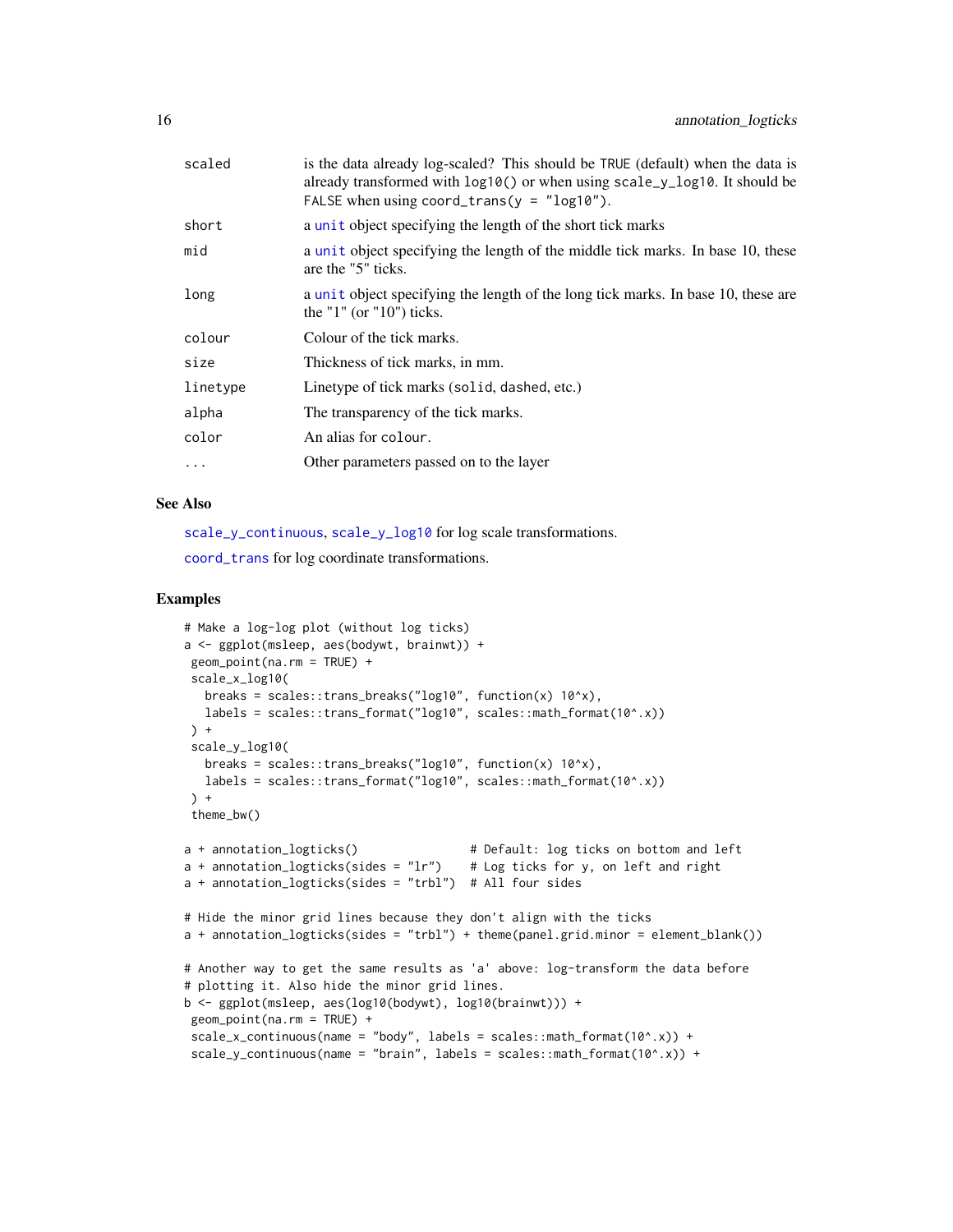| | |
|---|---|
| scaled | is the data already log-scaled? This should be TRUE (default) when the data is already transformed with log10() or when using scale_y_log10. It should be FALSE when using coord_trans(y = "log10"). |
| short | a unit object specifying the length of the short tick marks |
| mid | a unit object specifying the length of the middle tick marks. In base 10, these are the "5" ticks. |
| long | a unit object specifying the length of the long tick marks. In base 10, these are the "1" (or "10") ticks. |
| colour | Colour of the tick marks. |
| size | Thickness of tick marks, in mm. |
| linetype | Linetype of tick marks (solid, dashed, etc.) |
| alpha | The transparency of the tick marks. |
| color | An alias for colour. |
| ... | Other parameters passed on to the layer |

## See Also

scale_y_continuous, scale_y_log10 for log scale transformations.

coord_trans for log coordinate transformations.

## Examples

```
# Make a log-log plot (without log ticks)
a <- ggplot(msleep, aes(bodywt, brainwt)) +
 geom_point(na.rm = TRUE) +
 scale_x_log10(
   breaks = scales::trans_breaks("log10", function(x) 10^x),
   labels = scales::trans_format("log10", scales::math_format(10^.x))
 ) +
 scale_y_log10(
   breaks = scales::trans_breaks("log10", function(x) 10^x),
   labels = scales::trans_format("log10", scales::math_format(10^.x))
 ) +
 theme_bw()

a + annotation_logticks()                # Default: log ticks on bottom and left
a + annotation_logticks(sides = "lr")    # Log ticks for y, on left and right
a + annotation_logticks(sides = "trbl")  # All four sides

# Hide the minor grid lines because they don't align with the ticks
a + annotation_logticks(sides = "trbl") + theme(panel.grid.minor = element_blank())

# Another way to get the same results as 'a' above: log-transform the data before
# plotting it. Also hide the minor grid lines.
b <- ggplot(msleep, aes(log10(bodywt), log10(brainwt))) +
 geom_point(na.rm = TRUE) +
 scale_x_continuous(name = "body", labels = scales::math_format(10^.x)) +
 scale_y_continuous(name = "brain", labels = scales::math_format(10^.x)) +
```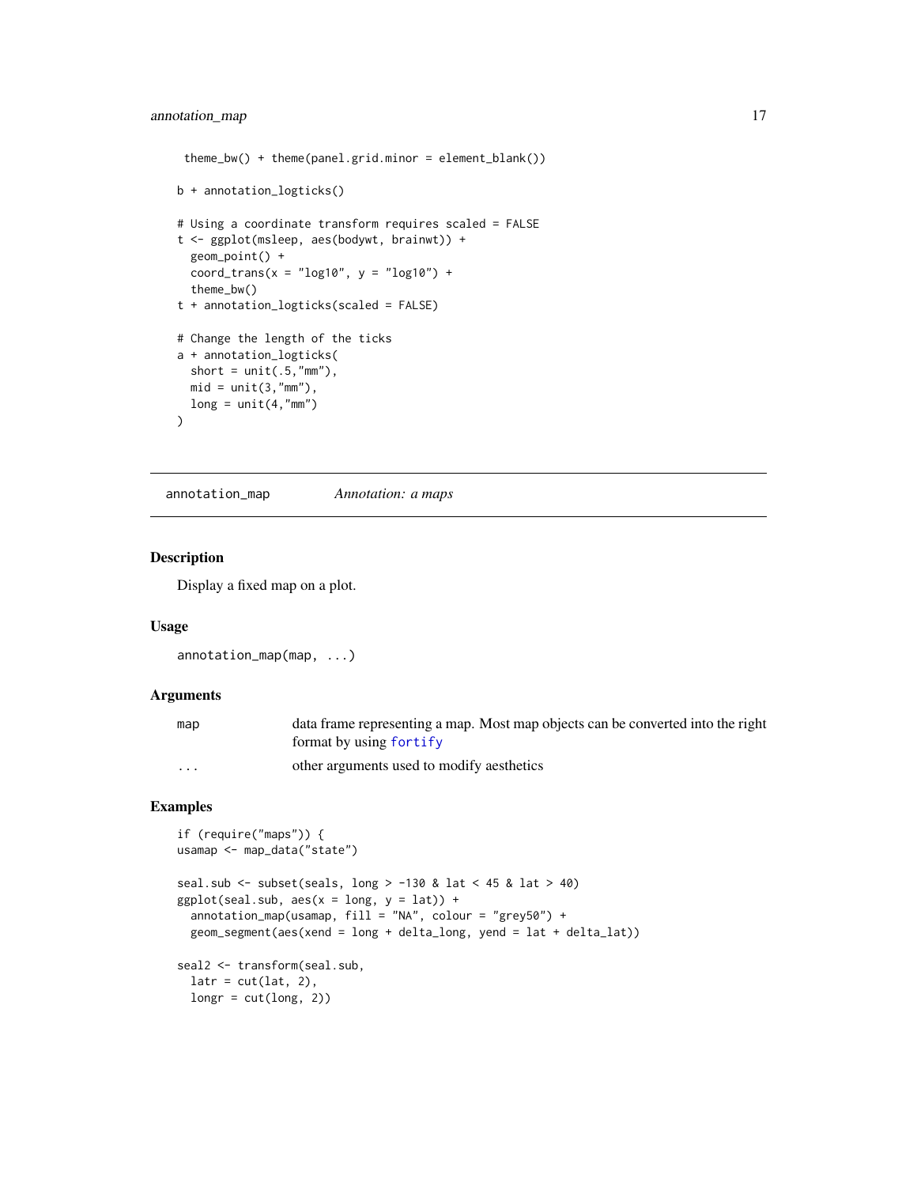```
  theme_bw() + theme(panel.grid.minor = element_blank())

b + annotation_logticks()

# Using a coordinate transform requires scaled = FALSE
t <- ggplot(msleep, aes(bodywt, brainwt)) +
  geom_point() +
  coord_trans(x = "log10", y = "log10") +
  theme_bw()
t + annotation_logticks(scaled = FALSE)

# Change the length of the ticks
a + annotation_logticks(
  short = unit(.5,"mm"),
  mid = unit(3,"mm"),
  long = unit(4,"mm")
)
```

---

## annotation_map *Annotation: a maps*

### Description

Display a fixed map on a plot.

### Usage

```
annotation_map(map, ...)
```

### Arguments

| | |
|---|---|
| map | data frame representing a map. Most map objects can be converted into the right format by using fortify |
| ... | other arguments used to modify aesthetics |

### Examples

```
if (require("maps")) {
usamap <- map_data("state")

seal.sub <- subset(seals, long > -130 & lat < 45 & lat > 40)
ggplot(seal.sub, aes(x = long, y = lat)) +
  annotation_map(usamap, fill = "NA", colour = "grey50") +
  geom_segment(aes(xend = long + delta_long, yend = lat + delta_lat))

seal2 <- transform(seal.sub,
  latr = cut(lat, 2),
  longr = cut(long, 2))
```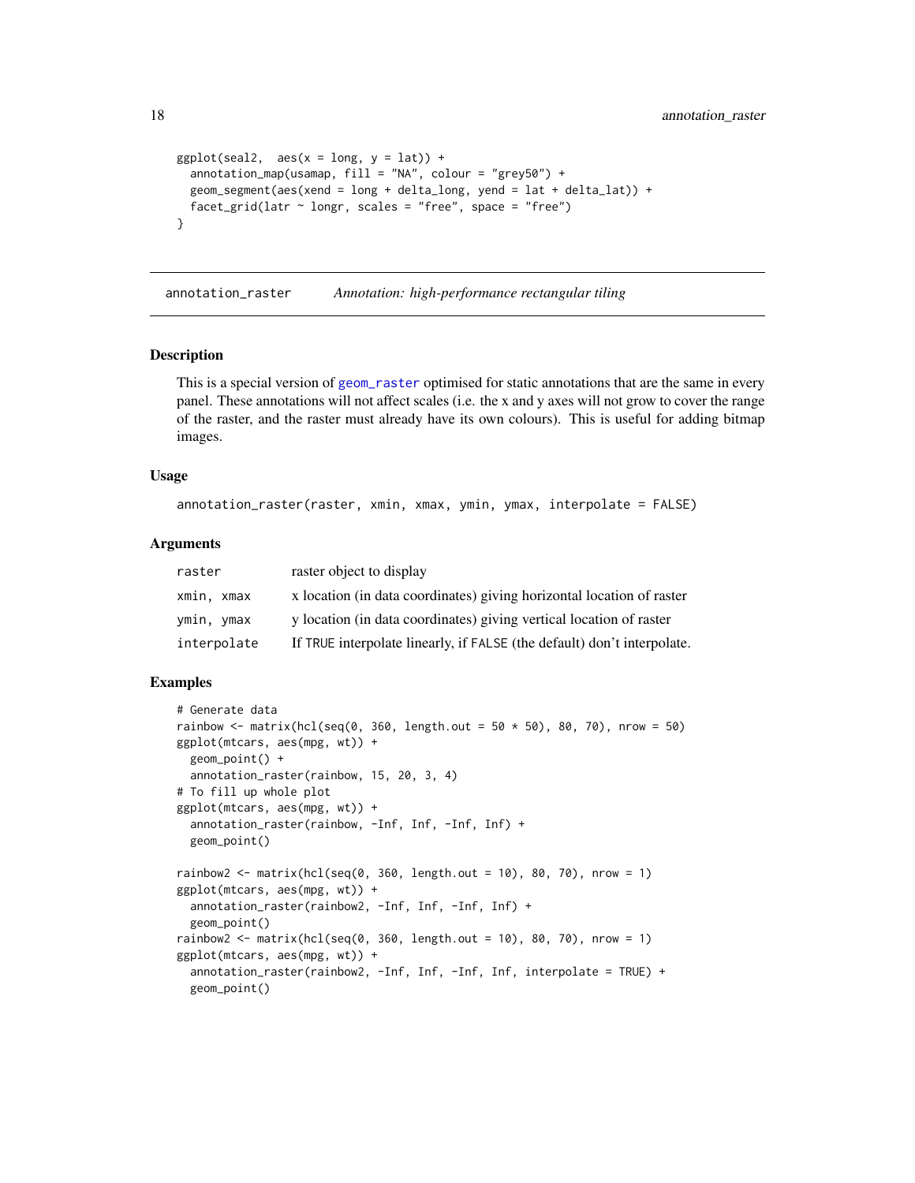```
ggplot(seal2,  aes(x = long, y = lat)) +
  annotation_map(usamap, fill = "NA", colour = "grey50") +
  geom_segment(aes(xend = long + delta_long, yend = lat + delta_lat)) +
  facet_grid(latr ~ longr, scales = "free", space = "free")
}
```

## annotation_raster — *Annotation: high-performance rectangular tiling*

### Description

This is a special version of `geom_raster` optimised for static annotations that are the same in every panel. These annotations will not affect scales (i.e. the x and y axes will not grow to cover the range of the raster, and the raster must already have its own colours). This is useful for adding bitmap images.

### Usage

```
annotation_raster(raster, xmin, xmax, ymin, ymax, interpolate = FALSE)
```

### Arguments

| | |
|---|---|
| `raster` | raster object to display |
| `xmin, xmax` | x location (in data coordinates) giving horizontal location of raster |
| `ymin, ymax` | y location (in data coordinates) giving vertical location of raster |
| `interpolate` | If `TRUE` interpolate linearly, if `FALSE` (the default) don't interpolate. |

### Examples

```
# Generate data
rainbow <- matrix(hcl(seq(0, 360, length.out = 50 * 50), 80, 70), nrow = 50)
ggplot(mtcars, aes(mpg, wt)) +
  geom_point() +
  annotation_raster(rainbow, 15, 20, 3, 4)
# To fill up whole plot
ggplot(mtcars, aes(mpg, wt)) +
  annotation_raster(rainbow, -Inf, Inf, -Inf, Inf) +
  geom_point()

rainbow2 <- matrix(hcl(seq(0, 360, length.out = 10), 80, 70), nrow = 1)
ggplot(mtcars, aes(mpg, wt)) +
  annotation_raster(rainbow2, -Inf, Inf, -Inf, Inf) +
  geom_point()
rainbow2 <- matrix(hcl(seq(0, 360, length.out = 10), 80, 70), nrow = 1)
ggplot(mtcars, aes(mpg, wt)) +
  annotation_raster(rainbow2, -Inf, Inf, -Inf, Inf, interpolate = TRUE) +
  geom_point()
```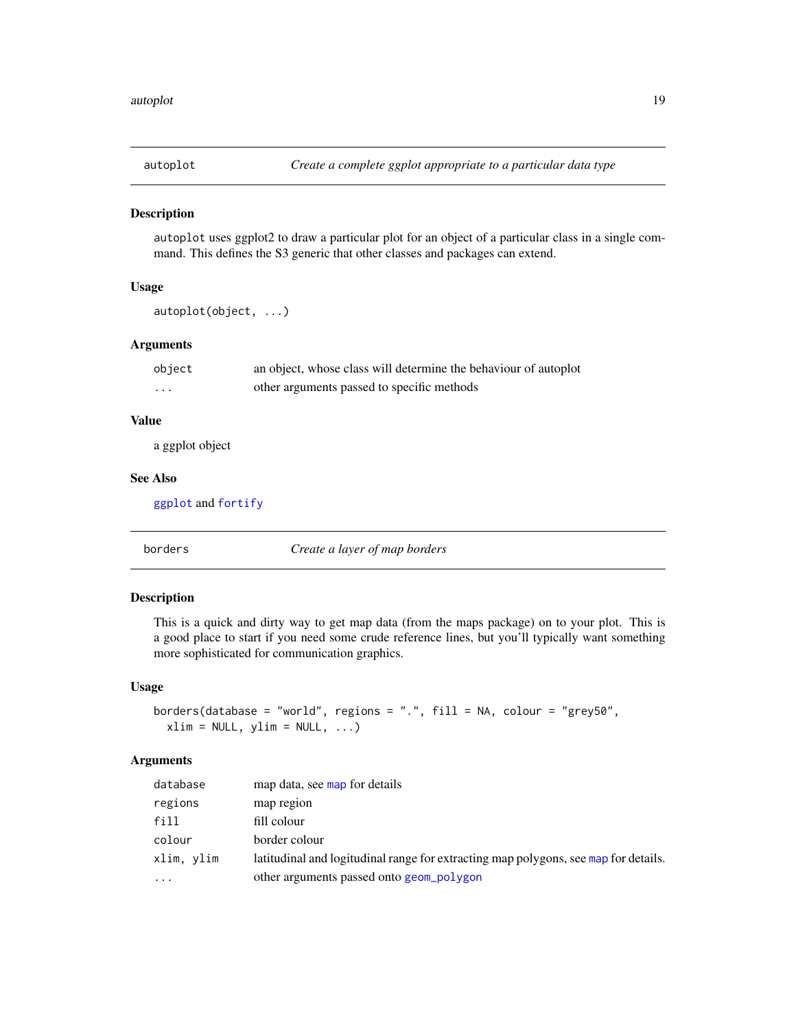## autoplot — *Create a complete ggplot appropriate to a particular data type*

### Description

`autoplot` uses ggplot2 to draw a particular plot for an object of a particular class in a single command. This defines the S3 generic that other classes and packages can extend.

### Usage

```
autoplot(object, ...)
```

### Arguments

| | |
|---|---|
| `object` | an object, whose class will determine the behaviour of autoplot |
| `...` | other arguments passed to specific methods |

### Value

a ggplot object

### See Also

`ggplot` and `fortify`

## borders — *Create a layer of map borders*

### Description

This is a quick and dirty way to get map data (from the maps package) on to your plot. This is a good place to start if you need some crude reference lines, but you'll typically want something more sophisticated for communication graphics.

### Usage

```
borders(database = "world", regions = ".", fill = NA, colour = "grey50",
  xlim = NULL, ylim = NULL, ...)
```

### Arguments

| | |
|---|---|
| `database` | map data, see `map` for details |
| `regions` | map region |
| `fill` | fill colour |
| `colour` | border colour |
| `xlim, ylim` | latitudinal and logitudinal range for extracting map polygons, see `map` for details. |
| `...` | other arguments passed onto `geom_polygon` |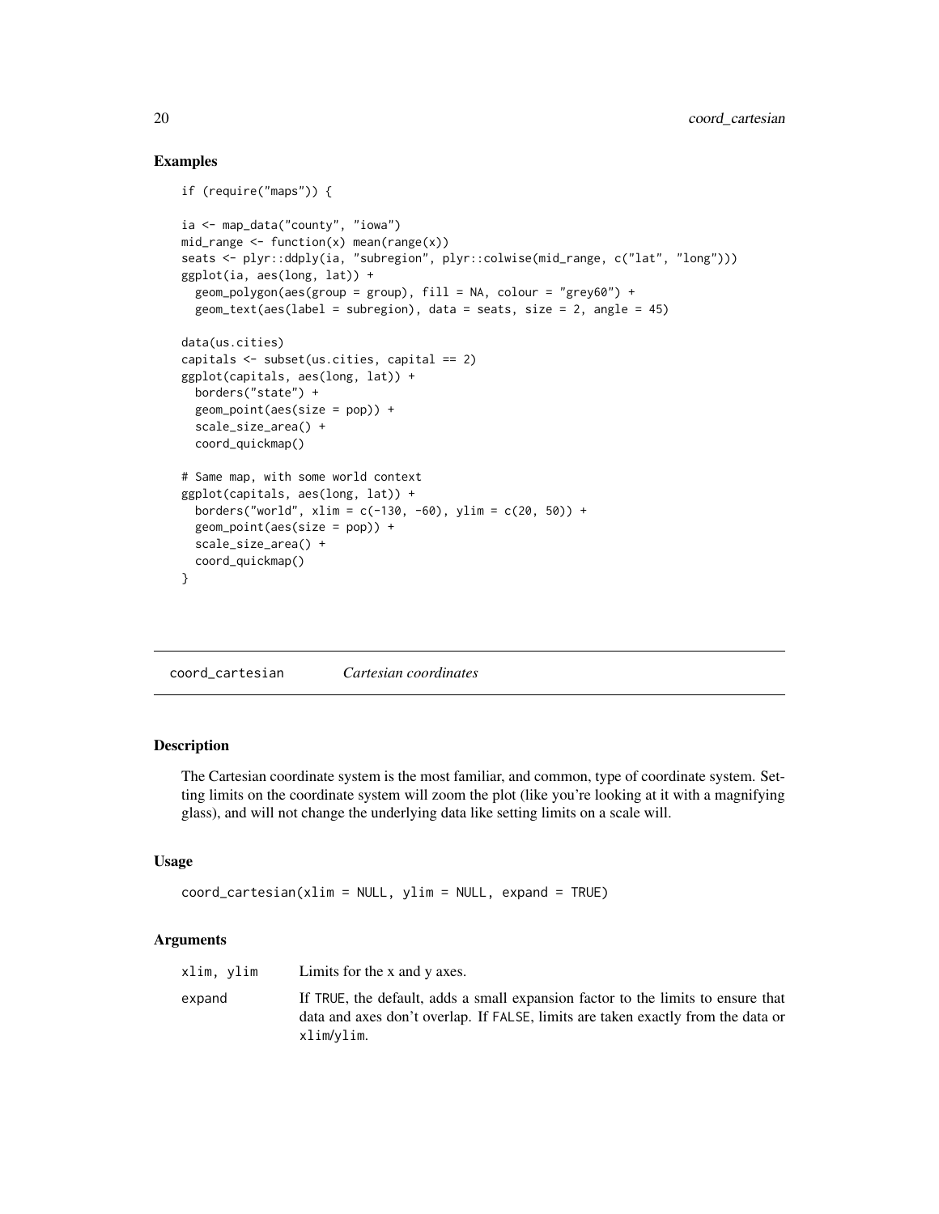### Examples

```
if (require("maps")) {

ia <- map_data("county", "iowa")
mid_range <- function(x) mean(range(x))
seats <- plyr::ddply(ia, "subregion", plyr::colwise(mid_range, c("lat", "long")))
ggplot(ia, aes(long, lat)) +
  geom_polygon(aes(group = group), fill = NA, colour = "grey60") +
  geom_text(aes(label = subregion), data = seats, size = 2, angle = 45)

data(us.cities)
capitals <- subset(us.cities, capital == 2)
ggplot(capitals, aes(long, lat)) +
  borders("state") +
  geom_point(aes(size = pop)) +
  scale_size_area() +
  coord_quickmap()

# Same map, with some world context
ggplot(capitals, aes(long, lat)) +
  borders("world", xlim = c(-130, -60), ylim = c(20, 50)) +
  geom_point(aes(size = pop)) +
  scale_size_area() +
  coord_quickmap()
}
```

## coord_cartesian *Cartesian coordinates*

### Description

The Cartesian coordinate system is the most familiar, and common, type of coordinate system. Setting limits on the coordinate system will zoom the plot (like you're looking at it with a magnifying glass), and will not change the underlying data like setting limits on a scale will.

### Usage

```
coord_cartesian(xlim = NULL, ylim = NULL, expand = TRUE)
```

### Arguments

| | |
|---|---|
| xlim, ylim | Limits for the x and y axes. |
| expand | If TRUE, the default, adds a small expansion factor to the limits to ensure that data and axes don't overlap. If FALSE, limits are taken exactly from the data or xlim/ylim. |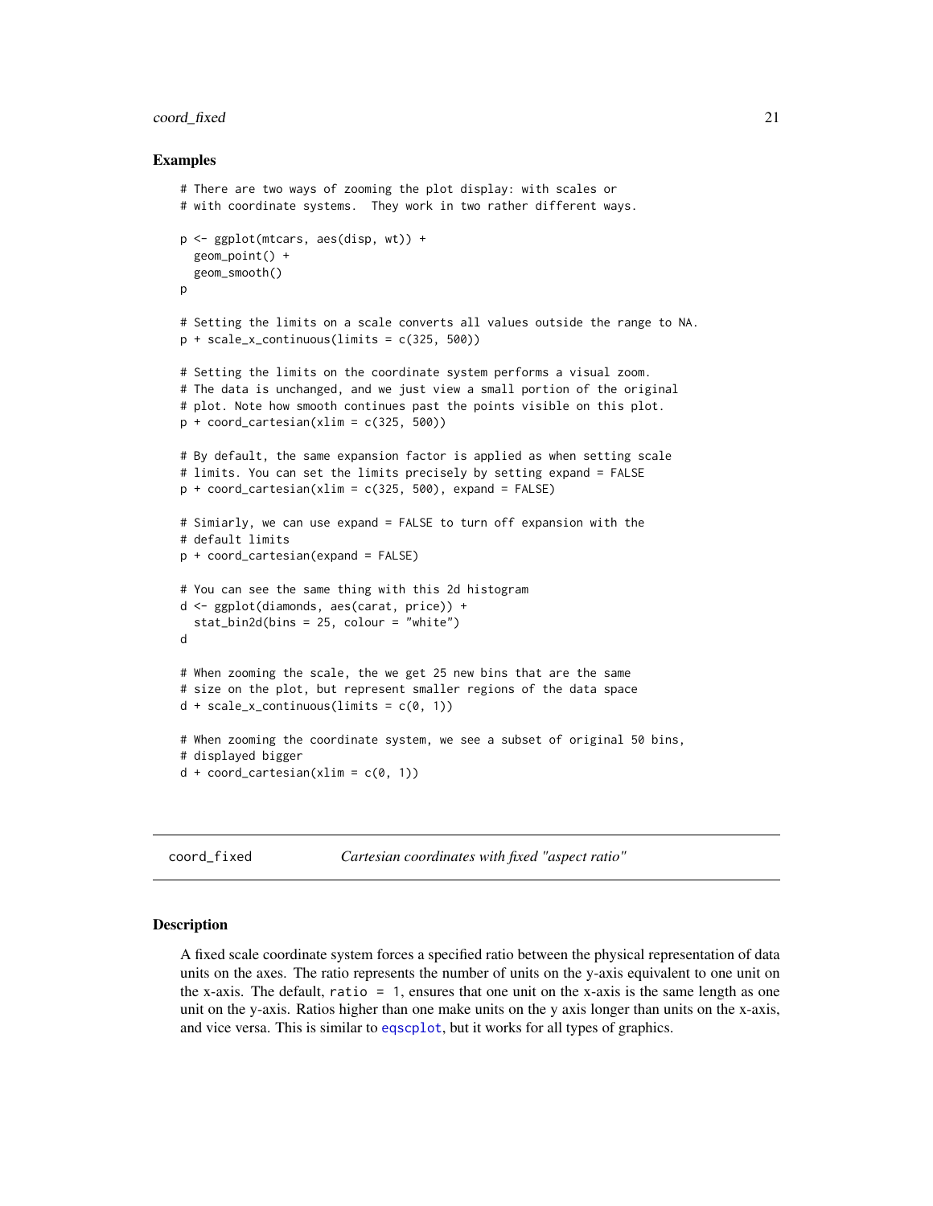## Examples

```
# There are two ways of zooming the plot display: with scales or
# with coordinate systems.  They work in two rather different ways.

p <- ggplot(mtcars, aes(disp, wt)) +
  geom_point() +
  geom_smooth()
p

# Setting the limits on a scale converts all values outside the range to NA.
p + scale_x_continuous(limits = c(325, 500))

# Setting the limits on the coordinate system performs a visual zoom.
# The data is unchanged, and we just view a small portion of the original
# plot. Note how smooth continues past the points visible on this plot.
p + coord_cartesian(xlim = c(325, 500))

# By default, the same expansion factor is applied as when setting scale
# limits. You can set the limits precisely by setting expand = FALSE
p + coord_cartesian(xlim = c(325, 500), expand = FALSE)

# Simiarly, we can use expand = FALSE to turn off expansion with the
# default limits
p + coord_cartesian(expand = FALSE)

# You can see the same thing with this 2d histogram
d <- ggplot(diamonds, aes(carat, price)) +
  stat_bin2d(bins = 25, colour = "white")
d

# When zooming the scale, the we get 25 new bins that are the same
# size on the plot, but represent smaller regions of the data space
d + scale_x_continuous(limits = c(0, 1))

# When zooming the coordinate system, we see a subset of original 50 bins,
# displayed bigger
d + coord_cartesian(xlim = c(0, 1))
```

---

`coord_fixed` *Cartesian coordinates with fixed "aspect ratio"*

---

## Description

A fixed scale coordinate system forces a specified ratio between the physical representation of data units on the axes. The ratio represents the number of units on the y-axis equivalent to one unit on the x-axis. The default, `ratio = 1`, ensures that one unit on the x-axis is the same length as one unit on the y-axis. Ratios higher than one make units on the y axis longer than units on the x-axis, and vice versa. This is similar to `eqscplot`, but it works for all types of graphics.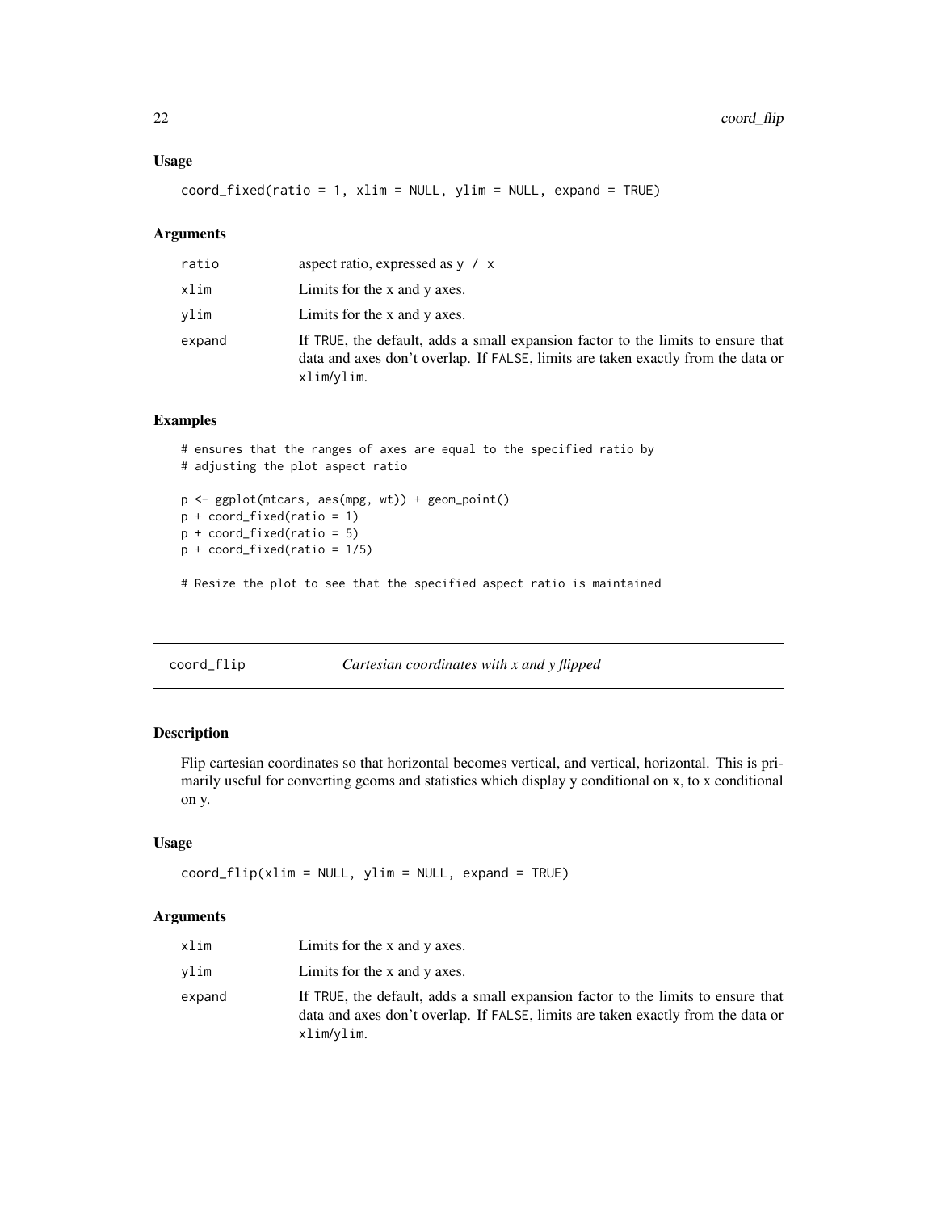### Usage

```
coord_fixed(ratio = 1, xlim = NULL, ylim = NULL, expand = TRUE)
```

### Arguments

| | |
|---|---|
| ratio | aspect ratio, expressed as `y / x` |
| xlim | Limits for the x and y axes. |
| ylim | Limits for the x and y axes. |
| expand | If `TRUE`, the default, adds a small expansion factor to the limits to ensure that data and axes don't overlap. If `FALSE`, limits are taken exactly from the data or `xlim`/`ylim`. |

### Examples

```
# ensures that the ranges of axes are equal to the specified ratio by
# adjusting the plot aspect ratio

p <- ggplot(mtcars, aes(mpg, wt)) + geom_point()
p + coord_fixed(ratio = 1)
p + coord_fixed(ratio = 5)
p + coord_fixed(ratio = 1/5)

# Resize the plot to see that the specified aspect ratio is maintained
```

---

## coord_flip    *Cartesian coordinates with x and y flipped*

---

### Description

Flip cartesian coordinates so that horizontal becomes vertical, and vertical, horizontal. This is primarily useful for converting geoms and statistics which display y conditional on x, to x conditional on y.

### Usage

```
coord_flip(xlim = NULL, ylim = NULL, expand = TRUE)
```

### Arguments

| | |
|---|---|
| xlim | Limits for the x and y axes. |
| ylim | Limits for the x and y axes. |
| expand | If `TRUE`, the default, adds a small expansion factor to the limits to ensure that data and axes don't overlap. If `FALSE`, limits are taken exactly from the data or `xlim`/`ylim`. |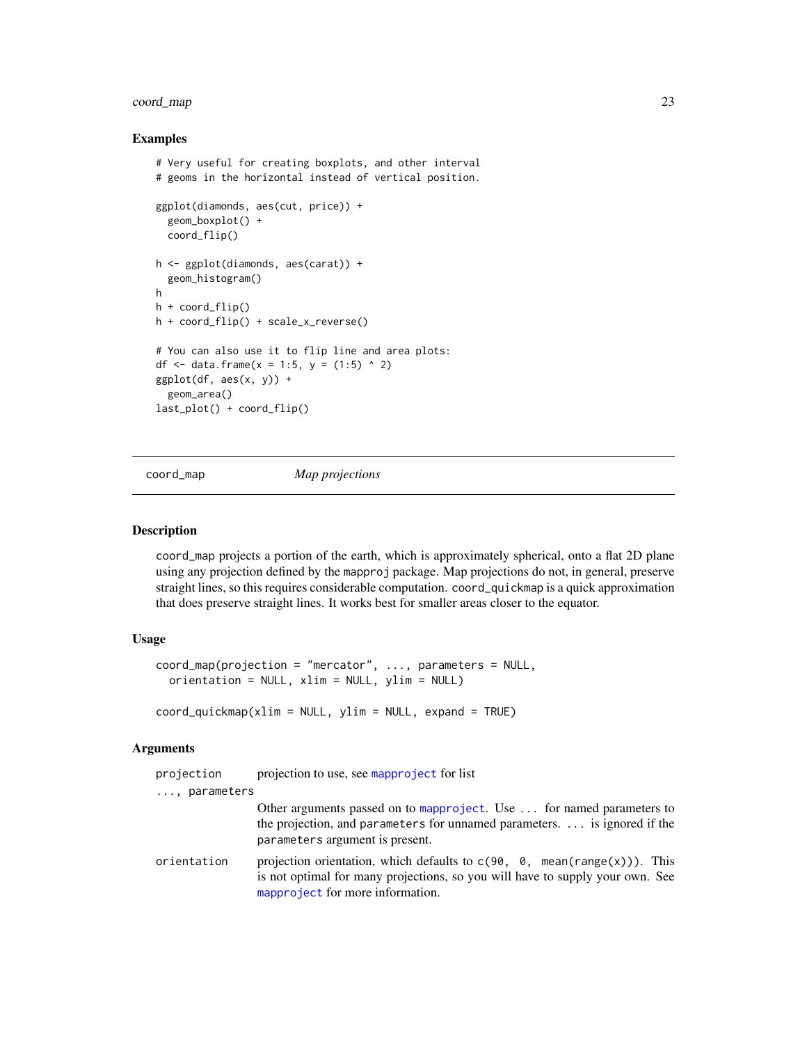### Examples

```
# Very useful for creating boxplots, and other interval
# geoms in the horizontal instead of vertical position.

ggplot(diamonds, aes(cut, price)) +
  geom_boxplot() +
  coord_flip()

h <- ggplot(diamonds, aes(carat)) +
  geom_histogram()
h
h + coord_flip()
h + coord_flip() + scale_x_reverse()

# You can also use it to flip line and area plots:
df <- data.frame(x = 1:5, y = (1:5) ^ 2)
ggplot(df, aes(x, y)) +
  geom_area()
last_plot() + coord_flip()
```

---

## coord_map — *Map projections*

---

### Description

`coord_map` projects a portion of the earth, which is approximately spherical, onto a flat 2D plane using any projection defined by the `mapproj` package. Map projections do not, in general, preserve straight lines, so this requires considerable computation. `coord_quickmap` is a quick approximation that does preserve straight lines. It works best for smaller areas closer to the equator.

### Usage

```
coord_map(projection = "mercator", ..., parameters = NULL,
  orientation = NULL, xlim = NULL, ylim = NULL)

coord_quickmap(xlim = NULL, ylim = NULL, expand = TRUE)
```

### Arguments

| | |
|---|---|
| `projection` | projection to use, see `mapproject` for list |
| `..., parameters` | Other arguments passed on to `mapproject`. Use `...` for named parameters to the projection, and `parameters` for unnamed parameters. `...` is ignored if the `parameters` argument is present. |
| `orientation` | projection orientation, which defaults to `c(90, 0, mean(range(x)))`. This is not optimal for many projections, so you will have to supply your own. See `mapproject` for more information. |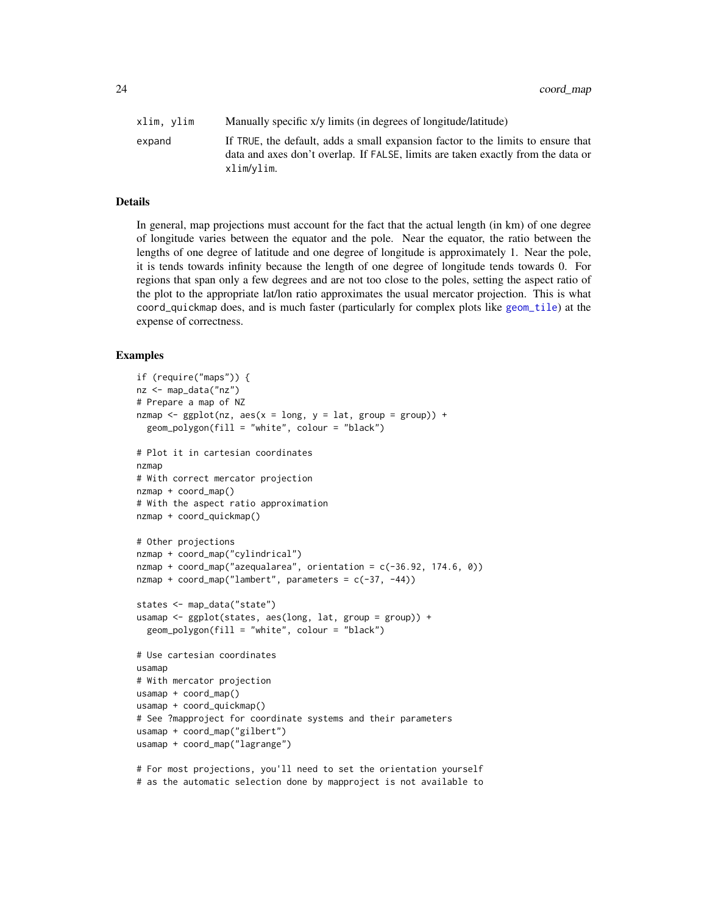| | |
|---|---|
| xlim, ylim | Manually specific x/y limits (in degrees of longitude/latitude) |
| expand | If TRUE, the default, adds a small expansion factor to the limits to ensure that data and axes don't overlap. If FALSE, limits are taken exactly from the data or xlim/ylim. |

## Details

In general, map projections must account for the fact that the actual length (in km) of one degree of longitude varies between the equator and the pole. Near the equator, the ratio between the lengths of one degree of latitude and one degree of longitude is approximately 1. Near the pole, it is tends towards infinity because the length of one degree of longitude tends towards 0. For regions that span only a few degrees and are not too close to the poles, setting the aspect ratio of the plot to the appropriate lat/lon ratio approximates the usual mercator projection. This is what `coord_quickmap` does, and is much faster (particularly for complex plots like `geom_tile`) at the expense of correctness.

## Examples

```
if (require("maps")) {
nz <- map_data("nz")
# Prepare a map of NZ
nzmap <- ggplot(nz, aes(x = long, y = lat, group = group)) +
  geom_polygon(fill = "white", colour = "black")

# Plot it in cartesian coordinates
nzmap
# With correct mercator projection
nzmap + coord_map()
# With the aspect ratio approximation
nzmap + coord_quickmap()

# Other projections
nzmap + coord_map("cylindrical")
nzmap + coord_map("azequalarea", orientation = c(-36.92, 174.6, 0))
nzmap + coord_map("lambert", parameters = c(-37, -44))

states <- map_data("state")
usamap <- ggplot(states, aes(long, lat, group = group)) +
  geom_polygon(fill = "white", colour = "black")

# Use cartesian coordinates
usamap
# With mercator projection
usamap + coord_map()
usamap + coord_quickmap()
# See ?mapproject for coordinate systems and their parameters
usamap + coord_map("gilbert")
usamap + coord_map("lagrange")

# For most projections, you'll need to set the orientation yourself
# as the automatic selection done by mapproject is not available to
```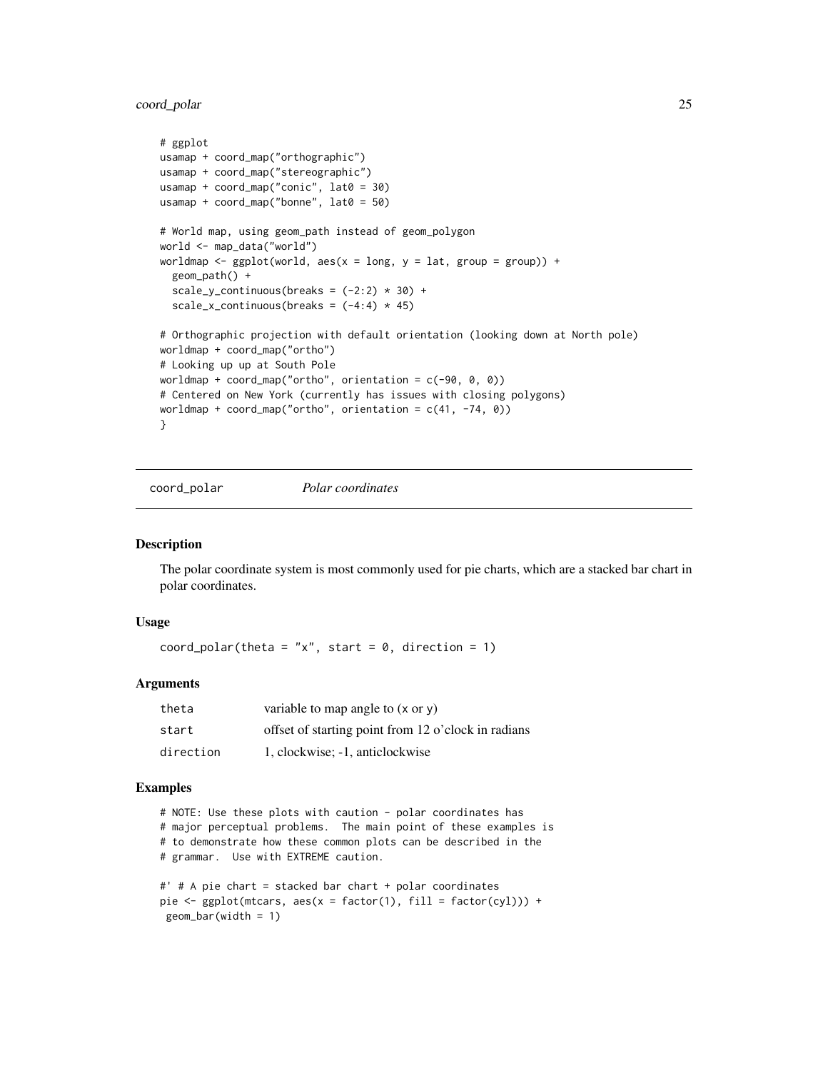```
# ggplot
usamap + coord_map("orthographic")
usamap + coord_map("stereographic")
usamap + coord_map("conic", lat0 = 30)
usamap + coord_map("bonne", lat0 = 50)

# World map, using geom_path instead of geom_polygon
world <- map_data("world")
worldmap <- ggplot(world, aes(x = long, y = lat, group = group)) +
  geom_path() +
  scale_y_continuous(breaks = (-2:2) * 30) +
  scale_x_continuous(breaks = (-4:4) * 45)

# Orthographic projection with default orientation (looking down at North pole)
worldmap + coord_map("ortho")
# Looking up up at South Pole
worldmap + coord_map("ortho", orientation = c(-90, 0, 0))
# Centered on New York (currently has issues with closing polygons)
worldmap + coord_map("ortho", orientation = c(41, -74, 0))
}
```

## coord_polar *Polar coordinates*

### Description

The polar coordinate system is most commonly used for pie charts, which are a stacked bar chart in polar coordinates.

### Usage

```
coord_polar(theta = "x", start = 0, direction = 1)
```

### Arguments

| | |
|---|---|
| theta | variable to map angle to (x or y) |
| start | offset of starting point from 12 o'clock in radians |
| direction | 1, clockwise; -1, anticlockwise |

### Examples

```
# NOTE: Use these plots with caution - polar coordinates has
# major perceptual problems.  The main point of these examples is
# to demonstrate how these common plots can be described in the
# grammar.  Use with EXTREME caution.

#' # A pie chart = stacked bar chart + polar coordinates
pie <- ggplot(mtcars, aes(x = factor(1), fill = factor(cyl))) +
 geom_bar(width = 1)
```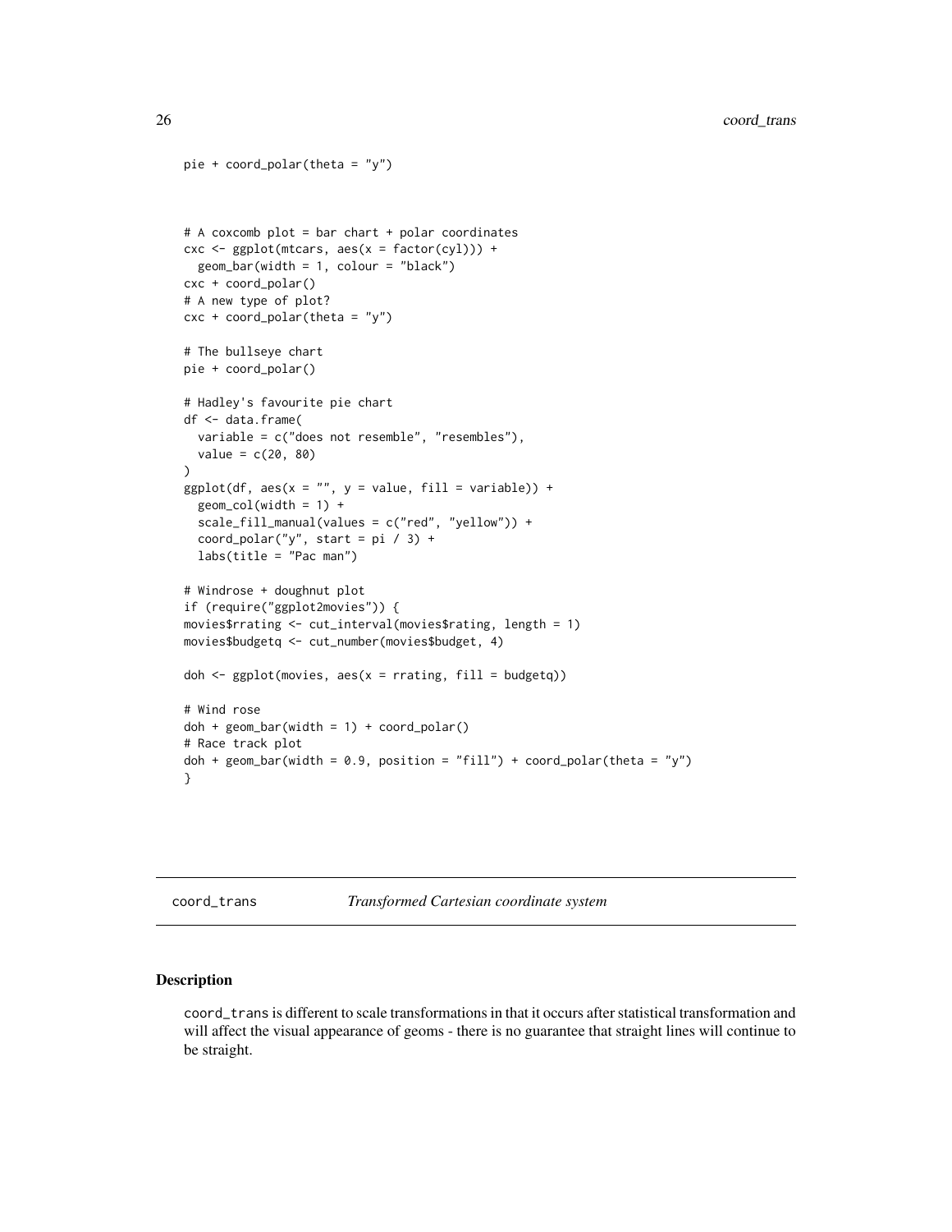```
pie + coord_polar(theta = "y")


# A coxcomb plot = bar chart + polar coordinates
cxc <- ggplot(mtcars, aes(x = factor(cyl))) +
  geom_bar(width = 1, colour = "black")
cxc + coord_polar()
# A new type of plot?
cxc + coord_polar(theta = "y")

# The bullseye chart
pie + coord_polar()

# Hadley's favourite pie chart
df <- data.frame(
  variable = c("does not resemble", "resembles"),
  value = c(20, 80)
)
ggplot(df, aes(x = "", y = value, fill = variable)) +
  geom_col(width = 1) +
  scale_fill_manual(values = c("red", "yellow")) +
  coord_polar("y", start = pi / 3) +
  labs(title = "Pac man")

# Windrose + doughnut plot
if (require("ggplot2movies")) {
movies$rrating <- cut_interval(movies$rating, length = 1)
movies$budgetq <- cut_number(movies$budget, 4)

doh <- ggplot(movies, aes(x = rrating, fill = budgetq))

# Wind rose
doh + geom_bar(width = 1) + coord_polar()
# Race track plot
doh + geom_bar(width = 0.9, position = "fill") + coord_polar(theta = "y")
}
```

## coord_trans — *Transformed Cartesian coordinate system*

### Description

coord_trans is different to scale transformations in that it occurs after statistical transformation and will affect the visual appearance of geoms - there is no guarantee that straight lines will continue to be straight.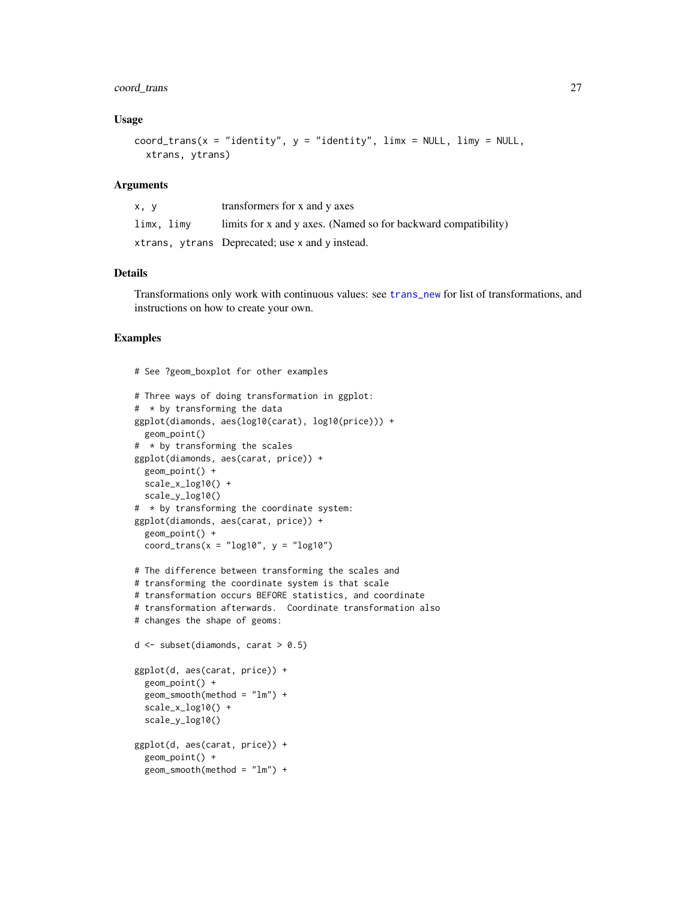### Usage

```
coord_trans(x = "identity", y = "identity", limx = NULL, limy = NULL,
  xtrans, ytrans)
```

### Arguments

| | |
|---|---|
| `x, y` | transformers for x and y axes |
| `limx, limy` | limits for x and y axes. (Named so for backward compatibility) |
| `xtrans, ytrans` | Deprecated; use x and y instead. |

### Details

Transformations only work with continuous values: see `trans_new` for list of transformations, and instructions on how to create your own.

### Examples

```
# See ?geom_boxplot for other examples

# Three ways of doing transformation in ggplot:
#  * by transforming the data
ggplot(diamonds, aes(log10(carat), log10(price))) +
  geom_point()
#  * by transforming the scales
ggplot(diamonds, aes(carat, price)) +
  geom_point() +
  scale_x_log10() +
  scale_y_log10()
#  * by transforming the coordinate system:
ggplot(diamonds, aes(carat, price)) +
  geom_point() +
  coord_trans(x = "log10", y = "log10")

# The difference between transforming the scales and
# transforming the coordinate system is that scale
# transformation occurs BEFORE statistics, and coordinate
# transformation afterwards.  Coordinate transformation also
# changes the shape of geoms:

d <- subset(diamonds, carat > 0.5)

ggplot(d, aes(carat, price)) +
  geom_point() +
  geom_smooth(method = "lm") +
  scale_x_log10() +
  scale_y_log10()

ggplot(d, aes(carat, price)) +
  geom_point() +
  geom_smooth(method = "lm") +
```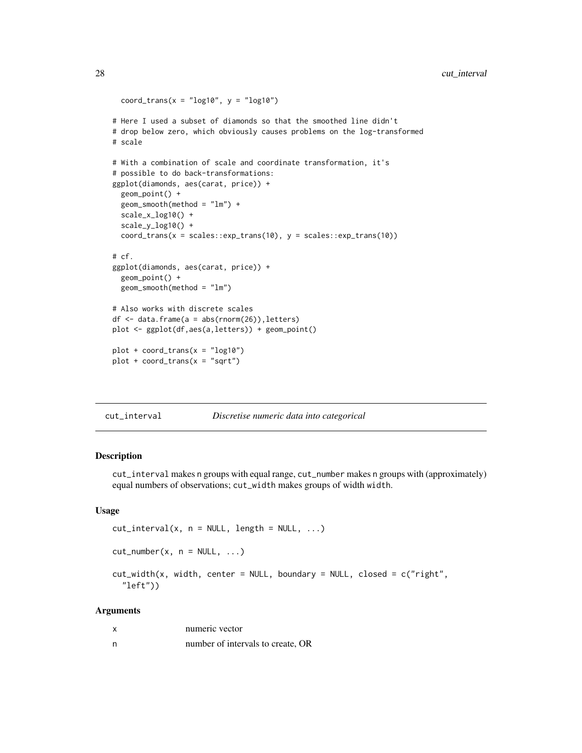```
  coord_trans(x = "log10", y = "log10")

# Here I used a subset of diamonds so that the smoothed line didn't
# drop below zero, which obviously causes problems on the log-transformed
# scale

# With a combination of scale and coordinate transformation, it's
# possible to do back-transformations:
ggplot(diamonds, aes(carat, price)) +
  geom_point() +
  geom_smooth(method = "lm") +
  scale_x_log10() +
  scale_y_log10() +
  coord_trans(x = scales::exp_trans(10), y = scales::exp_trans(10))

# cf.
ggplot(diamonds, aes(carat, price)) +
  geom_point() +
  geom_smooth(method = "lm")

# Also works with discrete scales
df <- data.frame(a = abs(rnorm(26)),letters)
plot <- ggplot(df,aes(a,letters)) + geom_point()

plot + coord_trans(x = "log10")
plot + coord_trans(x = "sqrt")
```

---

## cut_interval    *Discretise numeric data into categorical*

### Description

`cut_interval` makes `n` groups with equal range, `cut_number` makes `n` groups with (approximately) equal numbers of observations; `cut_width` makes groups of width `width`.

### Usage

```
cut_interval(x, n = NULL, length = NULL, ...)

cut_number(x, n = NULL, ...)

cut_width(x, width, center = NULL, boundary = NULL, closed = c("right",
  "left"))
```

### Arguments

| | |
|---|---|
| x | numeric vector |
| n | number of intervals to create, OR |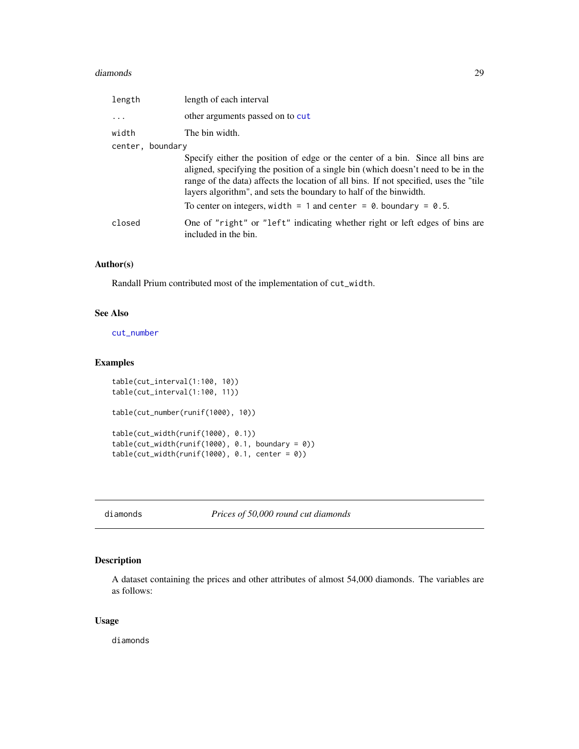| | |
|---|---|
| `length` | length of each interval |
| `...` | other arguments passed on to `cut` |
| `width` | The bin width. |
| `center, boundary` | Specify either the position of edge or the center of a bin. Since all bins are aligned, specifying the position of a single bin (which doesn't need to be in the range of the data) affects the location of all bins. If not specified, uses the "tile layers algorithm", and sets the boundary to half of the binwidth. To center on integers, `width = 1` and `center = 0`. `boundary = 0.5`. |
| `closed` | One of `"right"` or `"left"` indicating whether right or left edges of bins are included in the bin. |

### Author(s)

Randall Prium contributed most of the implementation of `cut_width`.

### See Also

`cut_number`

### Examples

```
table(cut_interval(1:100, 10))
table(cut_interval(1:100, 11))

table(cut_number(runif(1000), 10))

table(cut_width(runif(1000), 0.1))
table(cut_width(runif(1000), 0.1, boundary = 0))
table(cut_width(runif(1000), 0.1, center = 0))
```

---

## diamonds — *Prices of 50,000 round cut diamonds*

### Description

A dataset containing the prices and other attributes of almost 54,000 diamonds. The variables are as follows:

### Usage

```
diamonds
```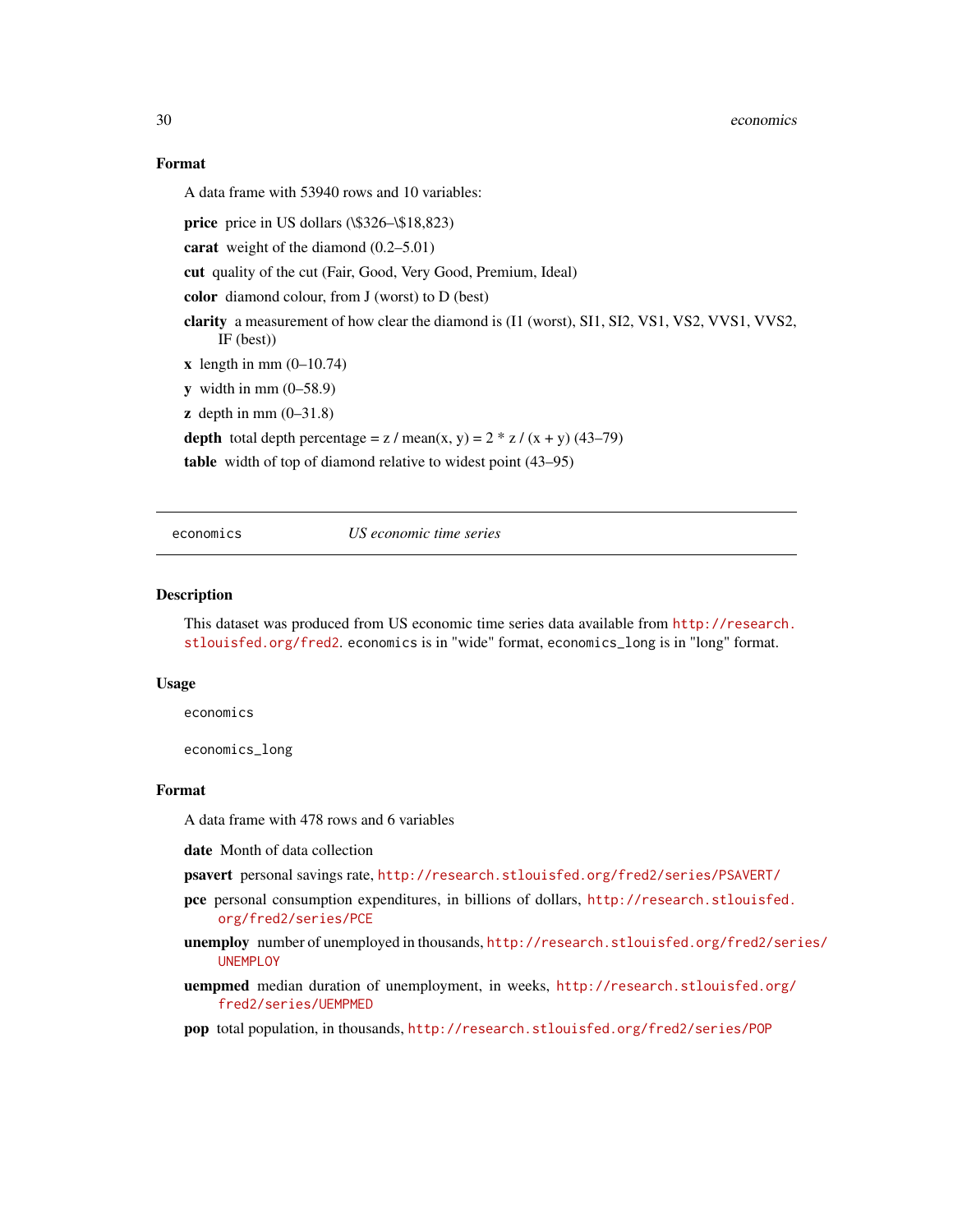### Format

A data frame with 53940 rows and 10 variables:

**price** price in US dollars (\$326–\$18,823)

**carat** weight of the diamond (0.2–5.01)

**cut** quality of the cut (Fair, Good, Very Good, Premium, Ideal)

**color** diamond colour, from J (worst) to D (best)

**clarity** a measurement of how clear the diamond is (I1 (worst), SI1, SI2, VS1, VS2, VVS1, VVS2, IF (best))

**x** length in mm (0–10.74)

**y** width in mm (0–58.9)

**z** depth in mm (0–31.8)

**depth** total depth percentage = z / mean(x, y) = 2 * z / (x + y) (43–79)

**table** width of top of diamond relative to widest point (43–95)

---

## economics — *US economic time series*

### Description

This dataset was produced from US economic time series data available from http://research.stlouisfed.org/fred2. `economics` is in "wide" format, `economics_long` is in "long" format.

### Usage

```
economics

economics_long
```

### Format

A data frame with 478 rows and 6 variables

**date** Month of data collection

**psavert** personal savings rate, http://research.stlouisfed.org/fred2/series/PSAVERT/

**pce** personal consumption expenditures, in billions of dollars, http://research.stlouisfed.org/fred2/series/PCE

**unemploy** number of unemployed in thousands, http://research.stlouisfed.org/fred2/series/UNEMPLOY

**uempmed** median duration of unemployment, in weeks, http://research.stlouisfed.org/fred2/series/UEMPMED

**pop** total population, in thousands, http://research.stlouisfed.org/fred2/series/POP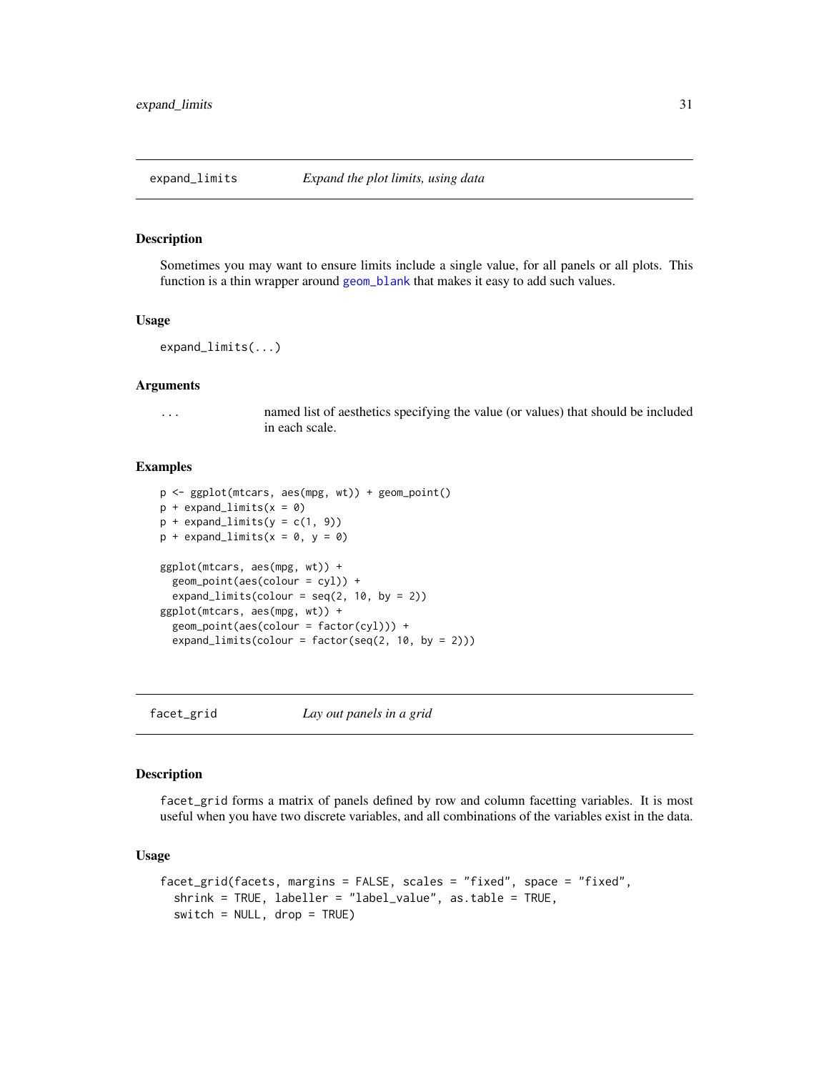## expand_limits *Expand the plot limits, using data*

### Description

Sometimes you may want to ensure limits include a single value, for all panels or all plots. This function is a thin wrapper around geom_blank that makes it easy to add such values.

### Usage

```
expand_limits(...)
```

### Arguments

| | |
|---|---|
| ... | named list of aesthetics specifying the value (or values) that should be included in each scale. |

### Examples

```
p <- ggplot(mtcars, aes(mpg, wt)) + geom_point()
p + expand_limits(x = 0)
p + expand_limits(y = c(1, 9))
p + expand_limits(x = 0, y = 0)

ggplot(mtcars, aes(mpg, wt)) +
  geom_point(aes(colour = cyl)) +
  expand_limits(colour = seq(2, 10, by = 2))
ggplot(mtcars, aes(mpg, wt)) +
  geom_point(aes(colour = factor(cyl))) +
  expand_limits(colour = factor(seq(2, 10, by = 2)))
```

## facet_grid *Lay out panels in a grid*

### Description

facet_grid forms a matrix of panels defined by row and column facetting variables. It is most useful when you have two discrete variables, and all combinations of the variables exist in the data.

### Usage

```
facet_grid(facets, margins = FALSE, scales = "fixed", space = "fixed",
  shrink = TRUE, labeller = "label_value", as.table = TRUE,
  switch = NULL, drop = TRUE)
```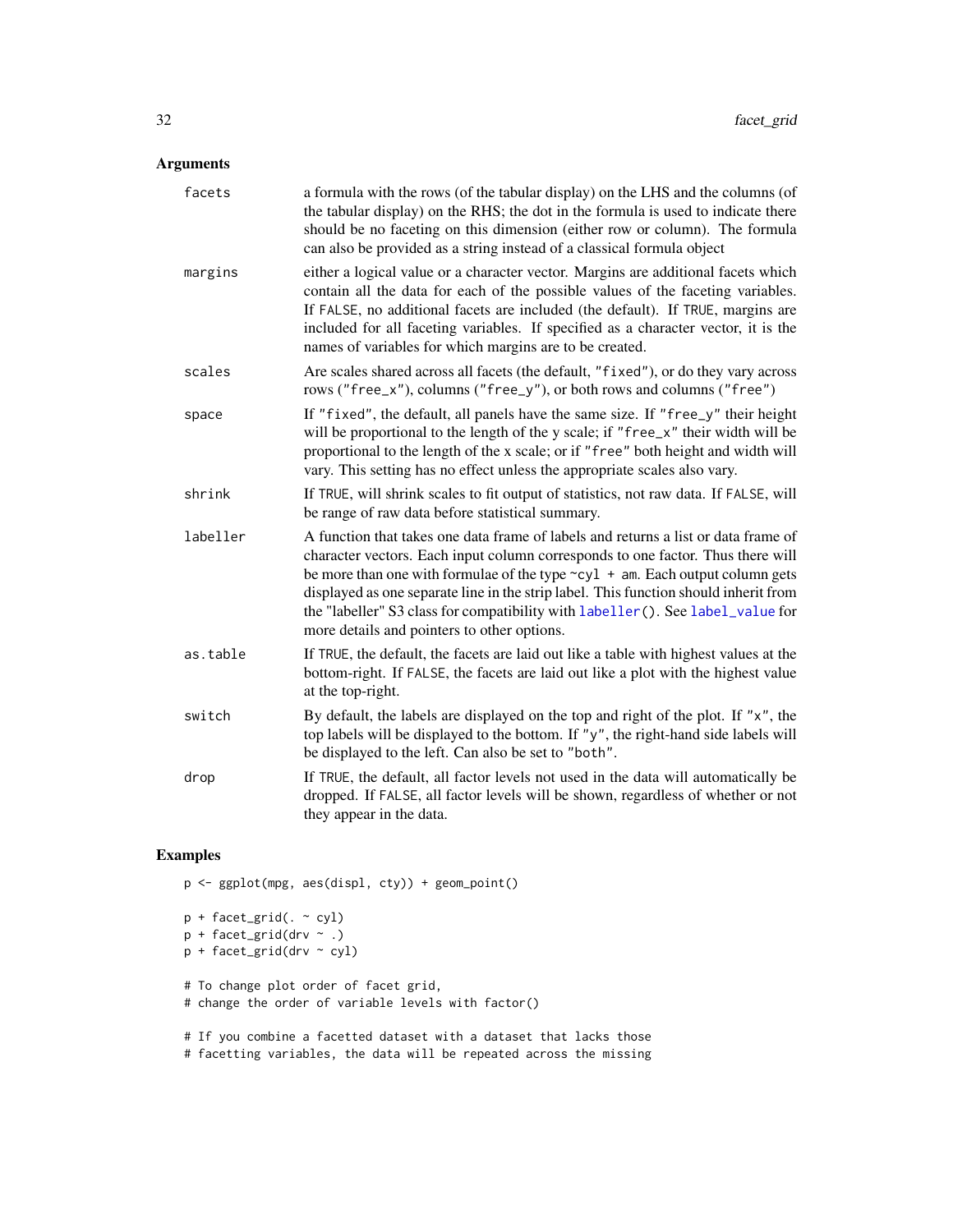## Arguments

| | |
|---|---|
| facets | a formula with the rows (of the tabular display) on the LHS and the columns (of the tabular display) on the RHS; the dot in the formula is used to indicate there should be no faceting on this dimension (either row or column). The formula can also be provided as a string instead of a classical formula object |
| margins | either a logical value or a character vector. Margins are additional facets which contain all the data for each of the possible values of the faceting variables. If `FALSE`, no additional facets are included (the default). If `TRUE`, margins are included for all faceting variables. If specified as a character vector, it is the names of variables for which margins are to be created. |
| scales | Are scales shared across all facets (the default, `"fixed"`), or do they vary across rows (`"free_x"`), columns (`"free_y"`), or both rows and columns (`"free"`) |
| space | If `"fixed"`, the default, all panels have the same size. If `"free_y"` their height will be proportional to the length of the y scale; if `"free_x"` their width will be proportional to the length of the x scale; or if `"free"` both height and width will vary. This setting has no effect unless the appropriate scales also vary. |
| shrink | If `TRUE`, will shrink scales to fit output of statistics, not raw data. If `FALSE`, will be range of raw data before statistical summary. |
| labeller | A function that takes one data frame of labels and returns a list or data frame of character vectors. Each input column corresponds to one factor. Thus there will be more than one with formulae of the type `~cyl + am`. Each output column gets displayed as one separate line in the strip label. This function should inherit from the "labeller" S3 class for compatibility with `labeller()`. See `label_value` for more details and pointers to other options. |
| as.table | If `TRUE`, the default, the facets are laid out like a table with highest values at the bottom-right. If `FALSE`, the facets are laid out like a plot with the highest value at the top-right. |
| switch | By default, the labels are displayed on the top and right of the plot. If `"x"`, the top labels will be displayed to the bottom. If `"y"`, the right-hand side labels will be displayed to the left. Can also be set to `"both"`. |
| drop | If `TRUE`, the default, all factor levels not used in the data will automatically be dropped. If `FALSE`, all factor levels will be shown, regardless of whether or not they appear in the data. |

## Examples

```
p <- ggplot(mpg, aes(displ, cty)) + geom_point()

p + facet_grid(. ~ cyl)
p + facet_grid(drv ~ .)
p + facet_grid(drv ~ cyl)

# To change plot order of facet grid,
# change the order of variable levels with factor()

# If you combine a facetted dataset with a dataset that lacks those
# facetting variables, the data will be repeated across the missing
```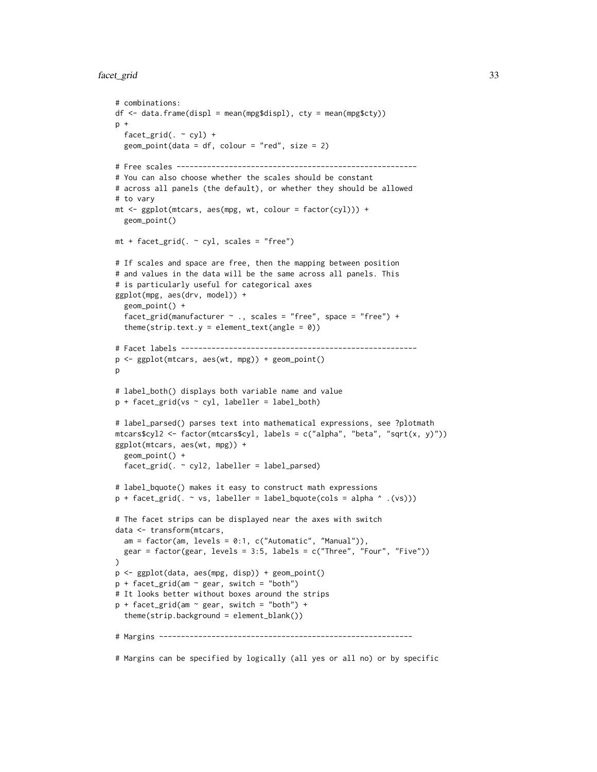```
# combinations:
df <- data.frame(displ = mean(mpg$displ), cty = mean(mpg$cty))
p +
  facet_grid(. ~ cyl) +
  geom_point(data = df, colour = "red", size = 2)

# Free scales -------------------------------------------------------
# You can also choose whether the scales should be constant
# across all panels (the default), or whether they should be allowed
# to vary
mt <- ggplot(mtcars, aes(mpg, wt, colour = factor(cyl))) +
  geom_point()

mt + facet_grid(. ~ cyl, scales = "free")

# If scales and space are free, then the mapping between position
# and values in the data will be the same across all panels. This
# is particularly useful for categorical axes
ggplot(mpg, aes(drv, model)) +
  geom_point() +
  facet_grid(manufacturer ~ ., scales = "free", space = "free") +
  theme(strip.text.y = element_text(angle = 0))

# Facet labels ------------------------------------------------------
p <- ggplot(mtcars, aes(wt, mpg)) + geom_point()
p

# label_both() displays both variable name and value
p + facet_grid(vs ~ cyl, labeller = label_both)

# label_parsed() parses text into mathematical expressions, see ?plotmath
mtcars$cyl2 <- factor(mtcars$cyl, labels = c("alpha", "beta", "sqrt(x, y)"))
ggplot(mtcars, aes(wt, mpg)) +
  geom_point() +
  facet_grid(. ~ cyl2, labeller = label_parsed)

# label_bquote() makes it easy to construct math expressions
p + facet_grid(. ~ vs, labeller = label_bquote(cols = alpha ^ .(vs)))

# The facet strips can be displayed near the axes with switch
data <- transform(mtcars,
  am = factor(am, levels = 0:1, c("Automatic", "Manual")),
  gear = factor(gear, levels = 3:5, labels = c("Three", "Four", "Five"))
)
p <- ggplot(data, aes(mpg, disp)) + geom_point()
p + facet_grid(am ~ gear, switch = "both")
# It looks better without boxes around the strips
p + facet_grid(am ~ gear, switch = "both") +
  theme(strip.background = element_blank())

# Margins ----------------------------------------------------------

# Margins can be specified by logically (all yes or all no) or by specific
```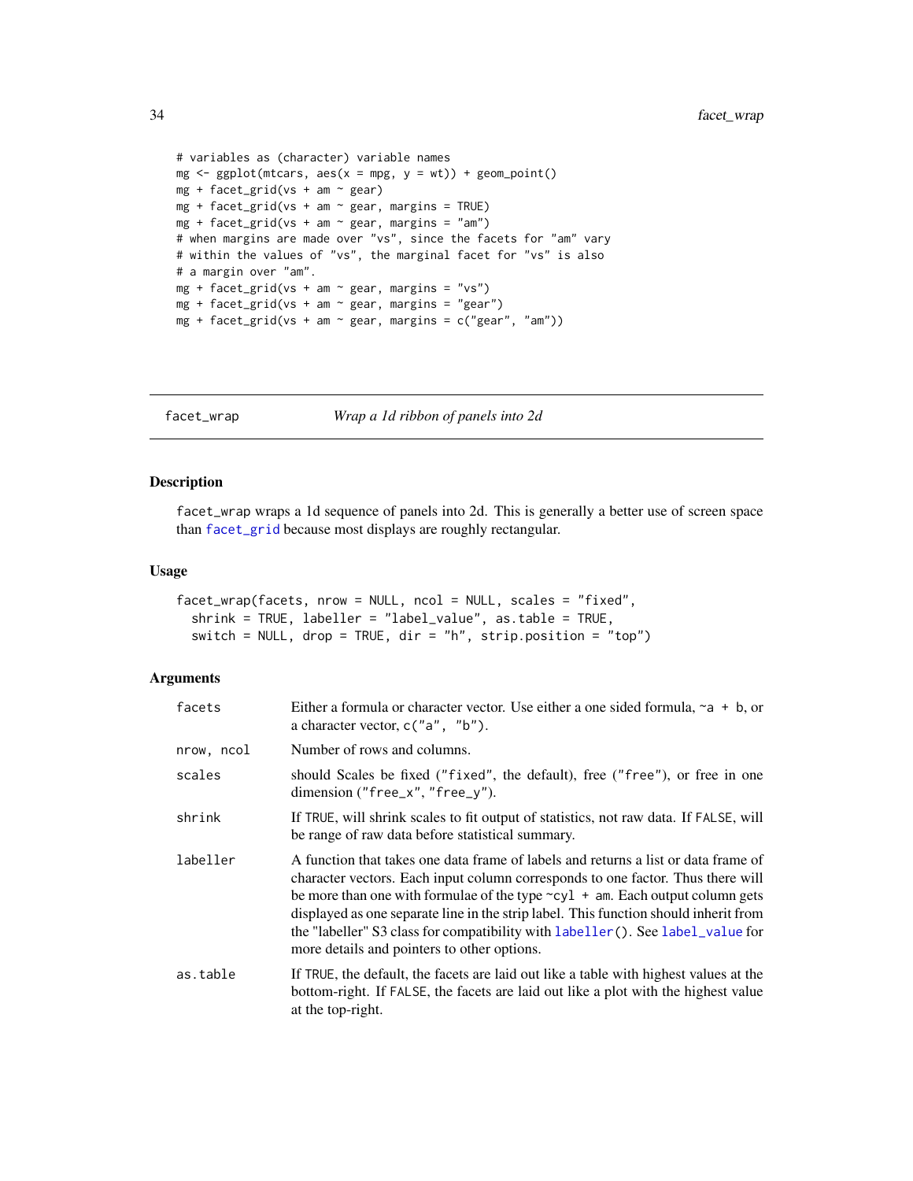```
# variables as (character) variable names
mg <- ggplot(mtcars, aes(x = mpg, y = wt)) + geom_point()
mg + facet_grid(vs + am ~ gear)
mg + facet_grid(vs + am ~ gear, margins = TRUE)
mg + facet_grid(vs + am ~ gear, margins = "am")
# when margins are made over "vs", since the facets for "am" vary
# within the values of "vs", the marginal facet for "vs" is also
# a margin over "am".
mg + facet_grid(vs + am ~ gear, margins = "vs")
mg + facet_grid(vs + am ~ gear, margins = "gear")
mg + facet_grid(vs + am ~ gear, margins = c("gear", "am"))
```

## facet_wrap — *Wrap a 1d ribbon of panels into 2d*

### Description

facet_wrap wraps a 1d sequence of panels into 2d. This is generally a better use of screen space than facet_grid because most displays are roughly rectangular.

### Usage

```
facet_wrap(facets, nrow = NULL, ncol = NULL, scales = "fixed",
  shrink = TRUE, labeller = "label_value", as.table = TRUE,
  switch = NULL, drop = TRUE, dir = "h", strip.position = "top")
```

### Arguments

| | |
|---|---|
| facets | Either a formula or character vector. Use either a one sided formula, ~a + b, or a character vector, c("a", "b"). |
| nrow, ncol | Number of rows and columns. |
| scales | should Scales be fixed ("fixed", the default), free ("free"), or free in one dimension ("free_x", "free_y"). |
| shrink | If TRUE, will shrink scales to fit output of statistics, not raw data. If FALSE, will be range of raw data before statistical summary. |
| labeller | A function that takes one data frame of labels and returns a list or data frame of character vectors. Each input column corresponds to one factor. Thus there will be more than one with formulae of the type ~cyl + am. Each output column gets displayed as one separate line in the strip label. This function should inherit from the "labeller" S3 class for compatibility with labeller(). See label_value for more details and pointers to other options. |
| as.table | If TRUE, the default, the facets are laid out like a table with highest values at the bottom-right. If FALSE, the facets are laid out like a plot with the highest value at the top-right. |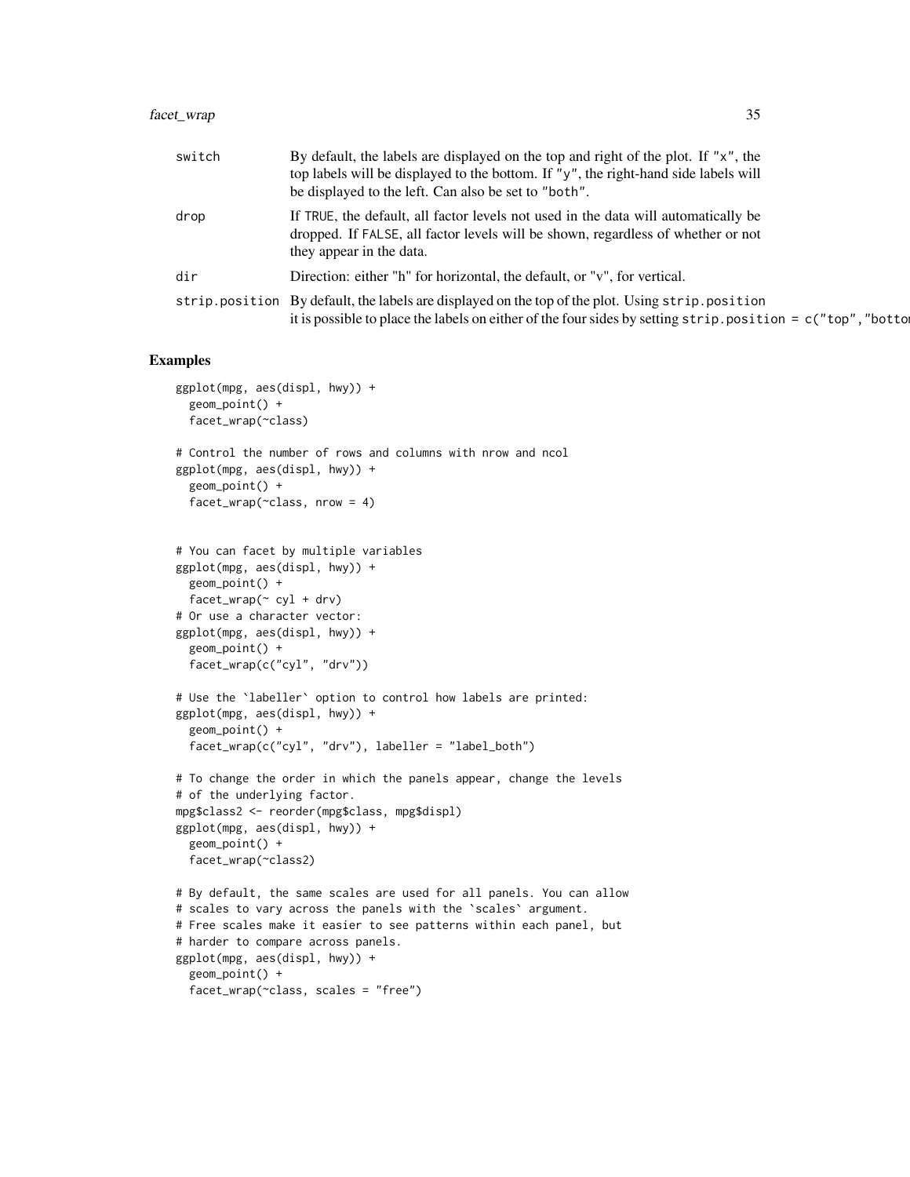| | |
|---|---|
| switch | By default, the labels are displayed on the top and right of the plot. If "x", the top labels will be displayed to the bottom. If "y", the right-hand side labels will be displayed to the left. Can also be set to "both". |
| drop | If TRUE, the default, all factor levels not used in the data will automatically be dropped. If FALSE, all factor levels will be shown, regardless of whether or not they appear in the data. |
| dir | Direction: either "h" for horizontal, the default, or "v", for vertical. |
| strip.position | By default, the labels are displayed on the top of the plot. Using strip.position it is possible to place the labels on either of the four sides by setting strip.position = c("top","botto |

## Examples

```
ggplot(mpg, aes(displ, hwy)) +
  geom_point() +
  facet_wrap(~class)

# Control the number of rows and columns with nrow and ncol
ggplot(mpg, aes(displ, hwy)) +
  geom_point() +
  facet_wrap(~class, nrow = 4)


# You can facet by multiple variables
ggplot(mpg, aes(displ, hwy)) +
  geom_point() +
  facet_wrap(~ cyl + drv)
# Or use a character vector:
ggplot(mpg, aes(displ, hwy)) +
  geom_point() +
  facet_wrap(c("cyl", "drv"))

# Use the `labeller` option to control how labels are printed:
ggplot(mpg, aes(displ, hwy)) +
  geom_point() +
  facet_wrap(c("cyl", "drv"), labeller = "label_both")

# To change the order in which the panels appear, change the levels
# of the underlying factor.
mpg$class2 <- reorder(mpg$class, mpg$displ)
ggplot(mpg, aes(displ, hwy)) +
  geom_point() +
  facet_wrap(~class2)

# By default, the same scales are used for all panels. You can allow
# scales to vary across the panels with the `scales` argument.
# Free scales make it easier to see patterns within each panel, but
# harder to compare across panels.
ggplot(mpg, aes(displ, hwy)) +
  geom_point() +
  facet_wrap(~class, scales = "free")
```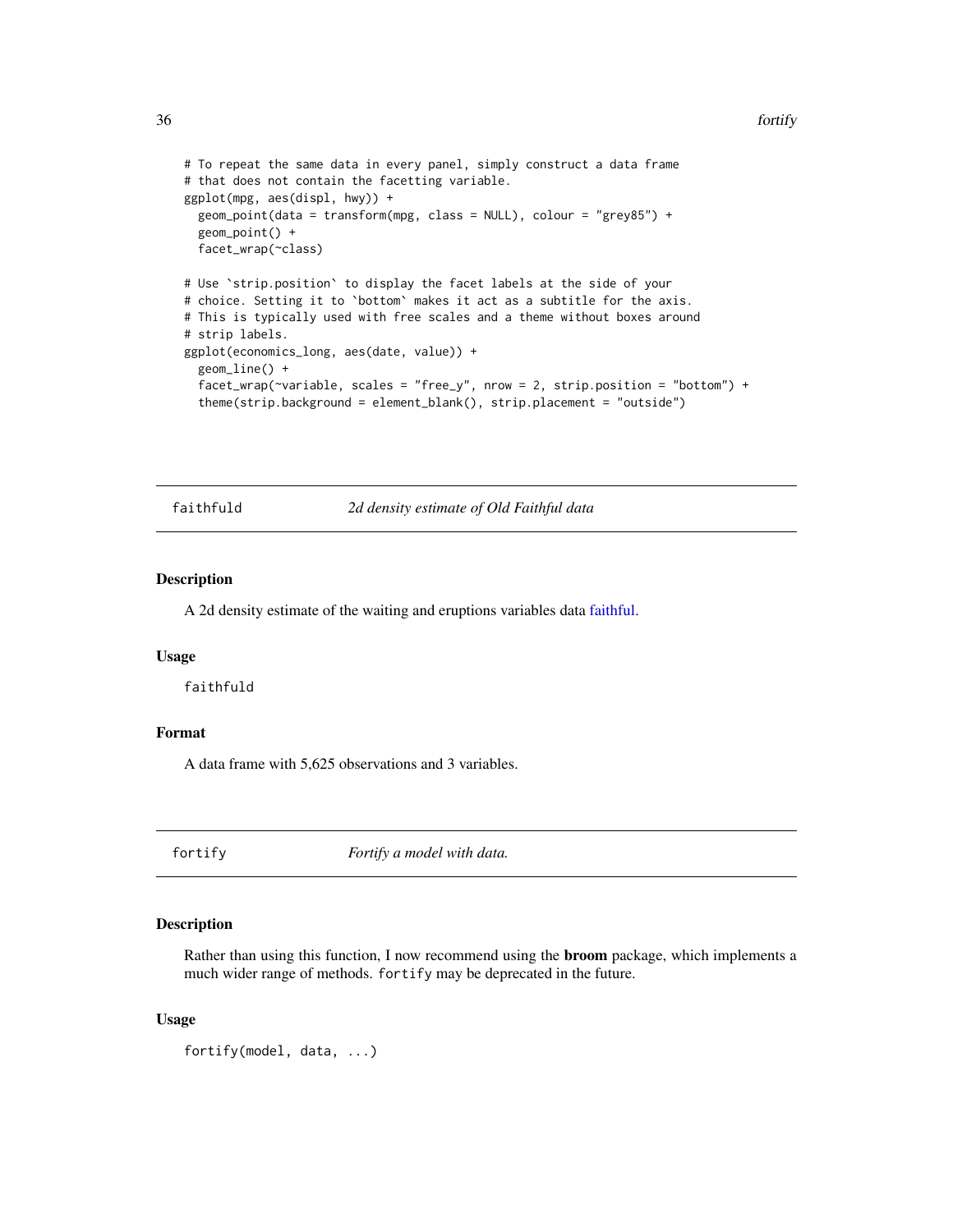```
# To repeat the same data in every panel, simply construct a data frame
# that does not contain the facetting variable.
ggplot(mpg, aes(displ, hwy)) +
  geom_point(data = transform(mpg, class = NULL), colour = "grey85") +
  geom_point() +
  facet_wrap(~class)

# Use `strip.position` to display the facet labels at the side of your
# choice. Setting it to `bottom` makes it act as a subtitle for the axis.
# This is typically used with free scales and a theme without boxes around
# strip labels.
ggplot(economics_long, aes(date, value)) +
  geom_line() +
  facet_wrap(~variable, scales = "free_y", nrow = 2, strip.position = "bottom") +
  theme(strip.background = element_blank(), strip.placement = "outside")
```

## faithfuld — *2d density estimate of Old Faithful data*

### Description

A 2d density estimate of the waiting and eruptions variables data faithful.

### Usage

```
faithfuld
```

### Format

A data frame with 5,625 observations and 3 variables.

## fortify — *Fortify a model with data.*

### Description

Rather than using this function, I now recommend using the **broom** package, which implements a much wider range of methods. `fortify` may be deprecated in the future.

### Usage

```
fortify(model, data, ...)
```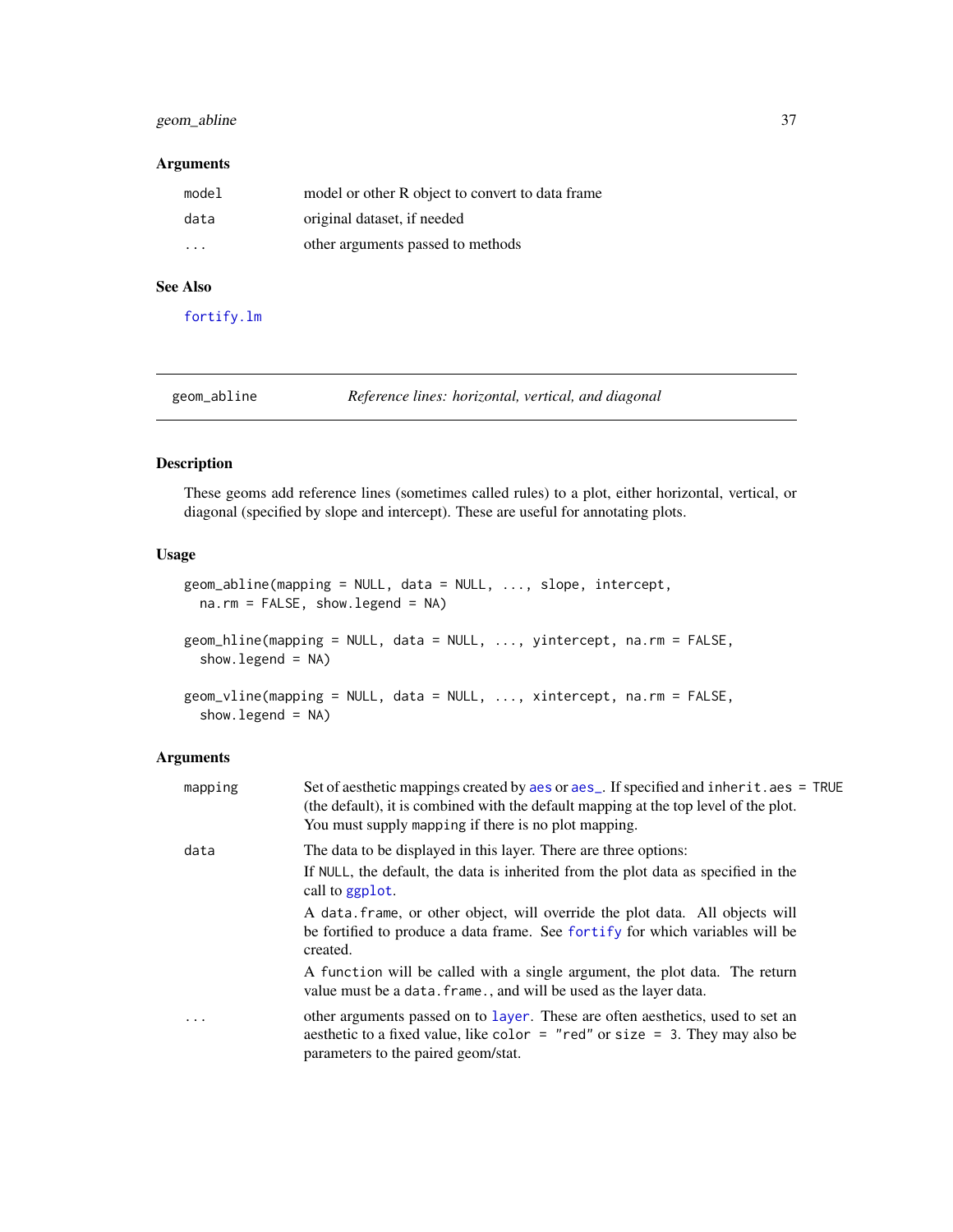### Arguments

| | |
|---|---|
| model | model or other R object to convert to data frame |
| data | original dataset, if needed |
| ... | other arguments passed to methods |

### See Also

fortify.lm

---

## geom_abline — *Reference lines: horizontal, vertical, and diagonal*

### Description

These geoms add reference lines (sometimes called rules) to a plot, either horizontal, vertical, or diagonal (specified by slope and intercept). These are useful for annotating plots.

### Usage

```
geom_abline(mapping = NULL, data = NULL, ..., slope, intercept,
  na.rm = FALSE, show.legend = NA)

geom_hline(mapping = NULL, data = NULL, ..., yintercept, na.rm = FALSE,
  show.legend = NA)

geom_vline(mapping = NULL, data = NULL, ..., xintercept, na.rm = FALSE,
  show.legend = NA)
```

### Arguments

| | |
|---|---|
| mapping | Set of aesthetic mappings created by aes or aes_. If specified and inherit.aes = TRUE (the default), it is combined with the default mapping at the top level of the plot. You must supply mapping if there is no plot mapping. |
| data | The data to be displayed in this layer. There are three options:<br>If NULL, the default, the data is inherited from the plot data as specified in the call to ggplot.<br>A data.frame, or other object, will override the plot data. All objects will be fortified to produce a data frame. See fortify for which variables will be created.<br>A function will be called with a single argument, the plot data. The return value must be a data.frame., and will be used as the layer data. |
| ... | other arguments passed on to layer. These are often aesthetics, used to set an aesthetic to a fixed value, like color = "red" or size = 3. They may also be parameters to the paired geom/stat. |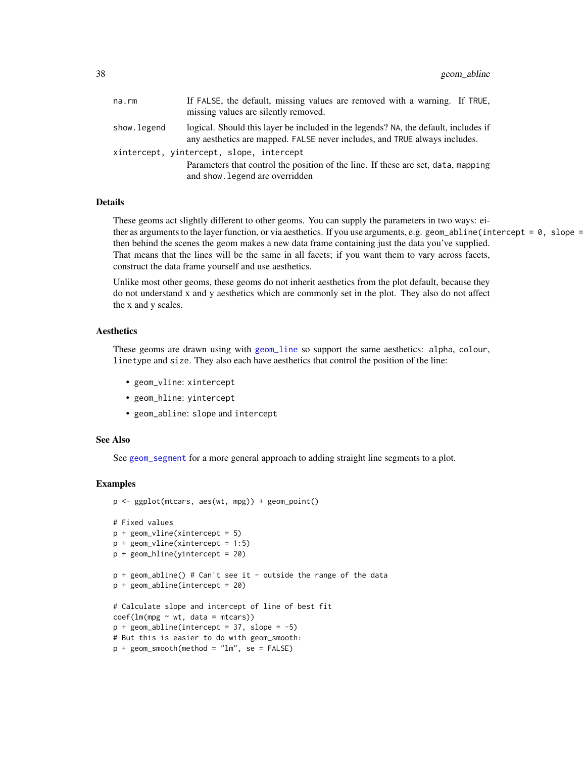| | |
|---|---|
| `na.rm` | If `FALSE`, the default, missing values are removed with a warning. If `TRUE`, missing values are silently removed. |
| `show.legend` | logical. Should this layer be included in the legends? `NA`, the default, includes if any aesthetics are mapped. `FALSE` never includes, and `TRUE` always includes. |
| `xintercept, yintercept, slope, intercept` | Parameters that control the position of the line. If these are set, `data`, `mapping` and `show.legend` are overridden |

## Details

These geoms act slightly different to other geoms. You can supply the parameters in two ways: either as arguments to the layer function, or via aesthetics. If you use arguments, e.g. `geom_abline(intercept = 0, slope =` then behind the scenes the geom makes a new data frame containing just the data you've supplied. That means that the lines will be the same in all facets; if you want them to vary across facets, construct the data frame yourself and use aesthetics.

Unlike most other geoms, these geoms do not inherit aesthetics from the plot default, because they do not understand x and y aesthetics which are commonly set in the plot. They also do not affect the x and y scales.

## Aesthetics

These geoms are drawn using with `geom_line` so support the same aesthetics: `alpha`, `colour`, `linetype` and `size`. They also each have aesthetics that control the position of the line:

- `geom_vline`: `xintercept`
- `geom_hline`: `yintercept`
- `geom_abline`: `slope` and `intercept`

## See Also

See `geom_segment` for a more general approach to adding straight line segments to a plot.

## Examples

```
p <- ggplot(mtcars, aes(wt, mpg)) + geom_point()

# Fixed values
p + geom_vline(xintercept = 5)
p + geom_vline(xintercept = 1:5)
p + geom_hline(yintercept = 20)

p + geom_abline() # Can't see it - outside the range of the data
p + geom_abline(intercept = 20)

# Calculate slope and intercept of line of best fit
coef(lm(mpg ~ wt, data = mtcars))
p + geom_abline(intercept = 37, slope = -5)
# But this is easier to do with geom_smooth:
p + geom_smooth(method = "lm", se = FALSE)
```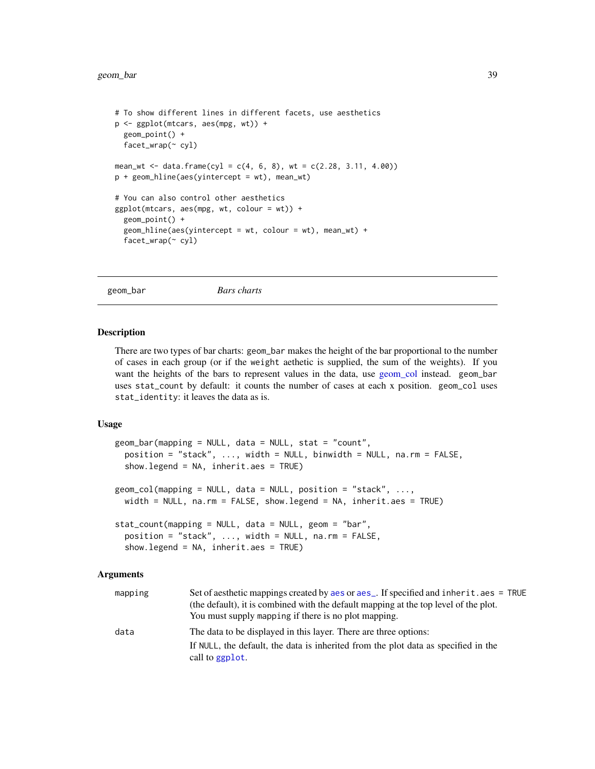```
# To show different lines in different facets, use aesthetics
p <- ggplot(mtcars, aes(mpg, wt)) +
  geom_point() +
  facet_wrap(~ cyl)

mean_wt <- data.frame(cyl = c(4, 6, 8), wt = c(2.28, 3.11, 4.00))
p + geom_hline(aes(yintercept = wt), mean_wt)

# You can also control other aesthetics
ggplot(mtcars, aes(mpg, wt, colour = wt)) +
  geom_point() +
  geom_hline(aes(yintercept = wt, colour = wt), mean_wt) +
  facet_wrap(~ cyl)
```

---

## geom_bar — *Bars charts*

### Description

There are two types of bar charts: `geom_bar` makes the height of the bar proportional to the number of cases in each group (or if the `weight` aethetic is supplied, the sum of the weights). If you want the heights of the bars to represent values in the data, use geom_col instead. `geom_bar` uses `stat_count` by default: it counts the number of cases at each x position. `geom_col` uses `stat_identity`: it leaves the data as is.

### Usage

```
geom_bar(mapping = NULL, data = NULL, stat = "count",
  position = "stack", ..., width = NULL, binwidth = NULL, na.rm = FALSE,
  show.legend = NA, inherit.aes = TRUE)

geom_col(mapping = NULL, data = NULL, position = "stack", ...,
  width = NULL, na.rm = FALSE, show.legend = NA, inherit.aes = TRUE)

stat_count(mapping = NULL, data = NULL, geom = "bar",
  position = "stack", ..., width = NULL, na.rm = FALSE,
  show.legend = NA, inherit.aes = TRUE)
```

### Arguments

`mapping` — Set of aesthetic mappings created by `aes` or `aes_`. If specified and `inherit.aes = TRUE` (the default), it is combined with the default mapping at the top level of the plot. You must supply `mapping` if there is no plot mapping.

`data` — The data to be displayed in this layer. There are three options:

If `NULL`, the default, the data is inherited from the plot data as specified in the call to `ggplot`.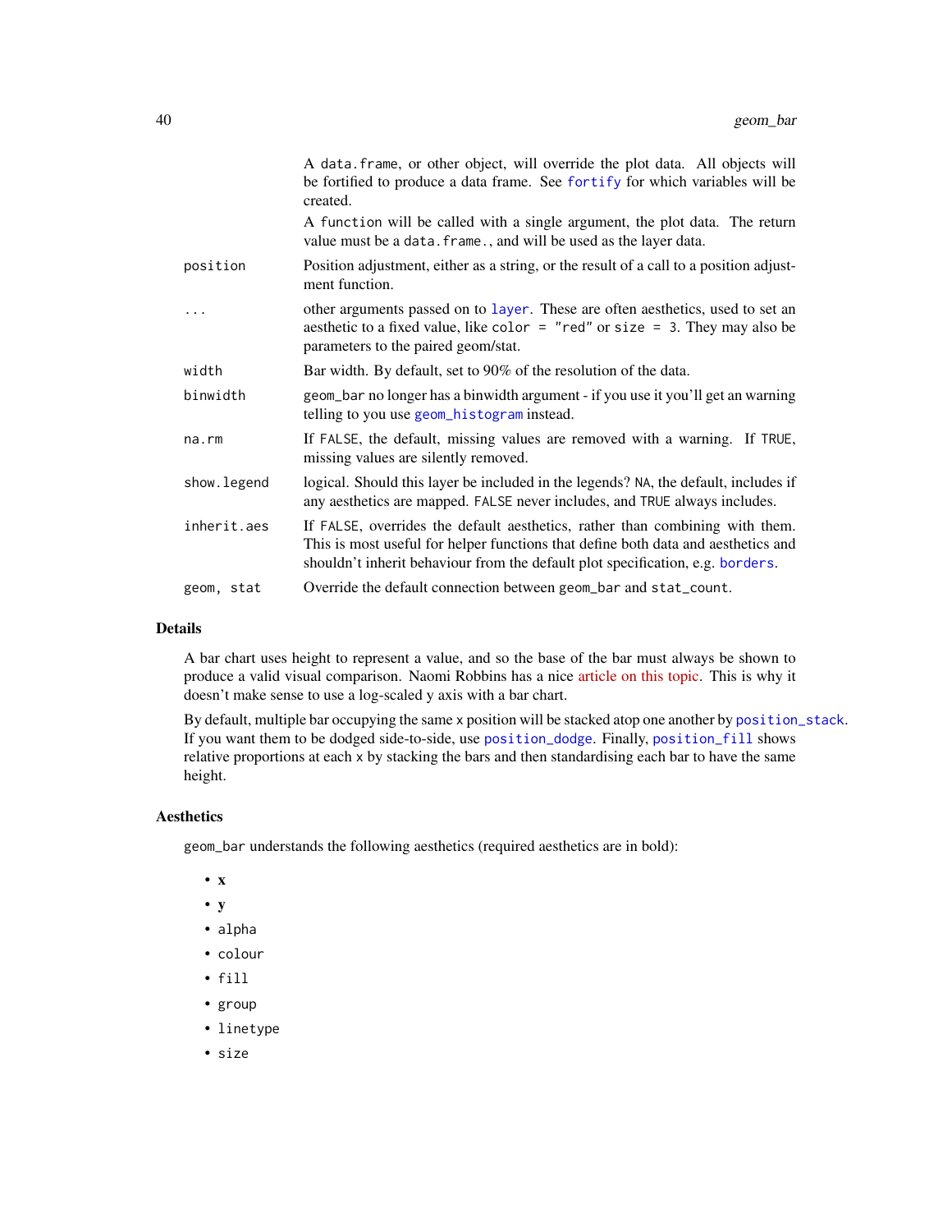| | |
|---|---|
| | A `data.frame`, or other object, will override the plot data. All objects will be fortified to produce a data frame. See `fortify` for which variables will be created.<br>A `function` will be called with a single argument, the plot data. The return value must be a `data.frame.`, and will be used as the layer data. |
| `position` | Position adjustment, either as a string, or the result of a call to a position adjustment function. |
| `...` | other arguments passed on to `layer`. These are often aesthetics, used to set an aesthetic to a fixed value, like `color = "red"` or `size = 3`. They may also be parameters to the paired geom/stat. |
| `width` | Bar width. By default, set to 90% of the resolution of the data. |
| `binwidth` | `geom_bar` no longer has a binwidth argument - if you use it you'll get an warning telling to you use `geom_histogram` instead. |
| `na.rm` | If `FALSE`, the default, missing values are removed with a warning. If `TRUE`, missing values are silently removed. |
| `show.legend` | logical. Should this layer be included in the legends? `NA`, the default, includes if any aesthetics are mapped. `FALSE` never includes, and `TRUE` always includes. |
| `inherit.aes` | If `FALSE`, overrides the default aesthetics, rather than combining with them. This is most useful for helper functions that define both data and aesthetics and shouldn't inherit behaviour from the default plot specification, e.g. `borders`. |
| `geom, stat` | Override the default connection between `geom_bar` and `stat_count`. |

## Details

A bar chart uses height to represent a value, and so the base of the bar must always be shown to produce a valid visual comparison. Naomi Robbins has a nice article on this topic. This is why it doesn't make sense to use a log-scaled y axis with a bar chart.

By default, multiple bar occupying the same x position will be stacked atop one another by `position_stack`. If you want them to be dodged side-to-side, use `position_dodge`. Finally, `position_fill` shows relative proportions at each x by stacking the bars and then standardising each bar to have the same height.

## Aesthetics

`geom_bar` understands the following aesthetics (required aesthetics are in bold):

- **x**
- **y**
- `alpha`
- `colour`
- `fill`
- `group`
- `linetype`
- `size`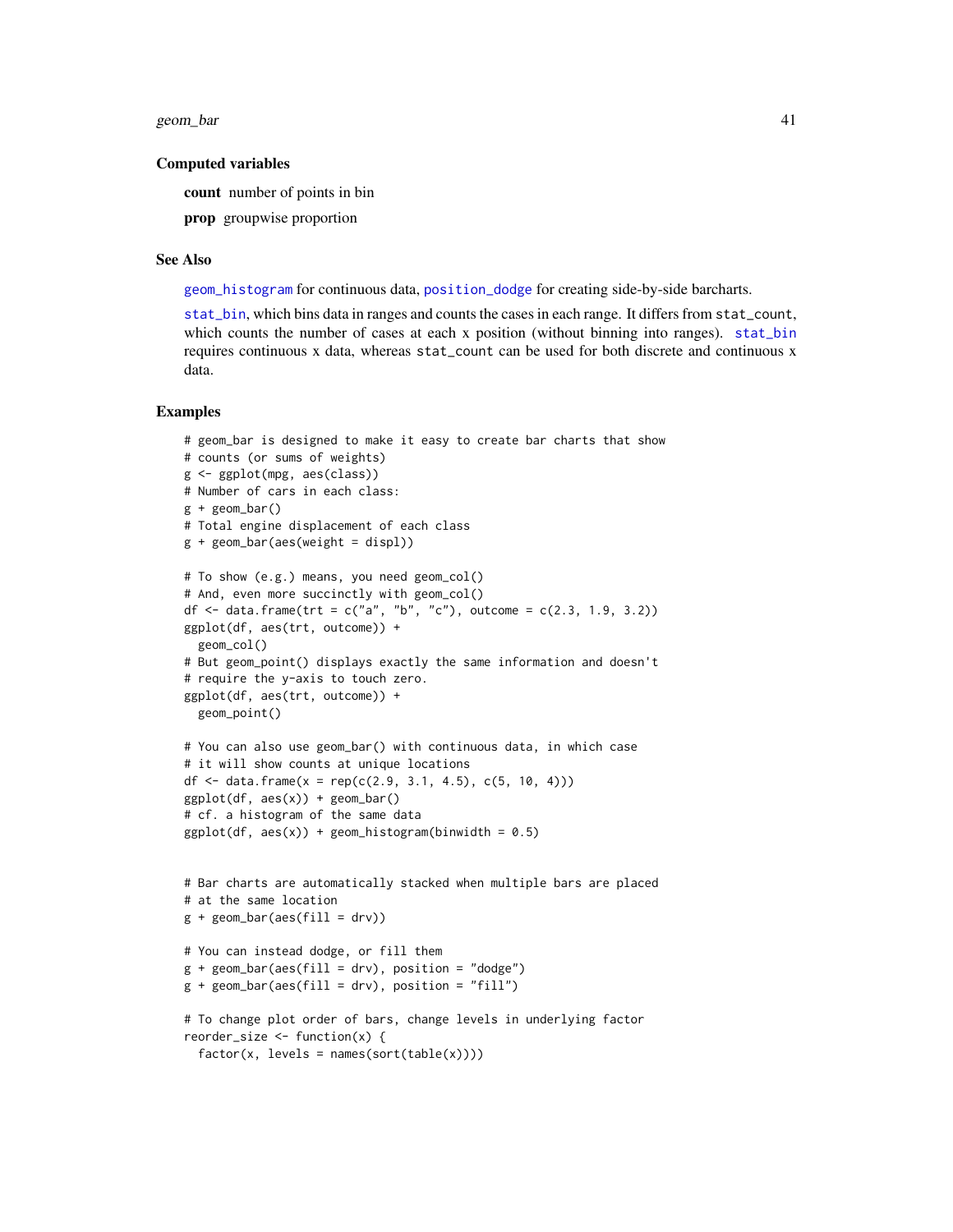### Computed variables

**count** number of points in bin

**prop** groupwise proportion

### See Also

geom_histogram for continuous data, position_dodge for creating side-by-side barcharts.

stat_bin, which bins data in ranges and counts the cases in each range. It differs from stat_count, which counts the number of cases at each x position (without binning into ranges). stat_bin requires continuous x data, whereas stat_count can be used for both discrete and continuous x data.

### Examples

```
# geom_bar is designed to make it easy to create bar charts that show
# counts (or sums of weights)
g <- ggplot(mpg, aes(class))
# Number of cars in each class:
g + geom_bar()
# Total engine displacement of each class
g + geom_bar(aes(weight = displ))

# To show (e.g.) means, you need geom_col()
# And, even more succinctly with geom_col()
df <- data.frame(trt = c("a", "b", "c"), outcome = c(2.3, 1.9, 3.2))
ggplot(df, aes(trt, outcome)) +
  geom_col()
# But geom_point() displays exactly the same information and doesn't
# require the y-axis to touch zero.
ggplot(df, aes(trt, outcome)) +
  geom_point()

# You can also use geom_bar() with continuous data, in which case
# it will show counts at unique locations
df <- data.frame(x = rep(c(2.9, 3.1, 4.5), c(5, 10, 4)))
ggplot(df, aes(x)) + geom_bar()
# cf. a histogram of the same data
ggplot(df, aes(x)) + geom_histogram(binwidth = 0.5)


# Bar charts are automatically stacked when multiple bars are placed
# at the same location
g + geom_bar(aes(fill = drv))

# You can instead dodge, or fill them
g + geom_bar(aes(fill = drv), position = "dodge")
g + geom_bar(aes(fill = drv), position = "fill")

# To change plot order of bars, change levels in underlying factor
reorder_size <- function(x) {
  factor(x, levels = names(sort(table(x))))
```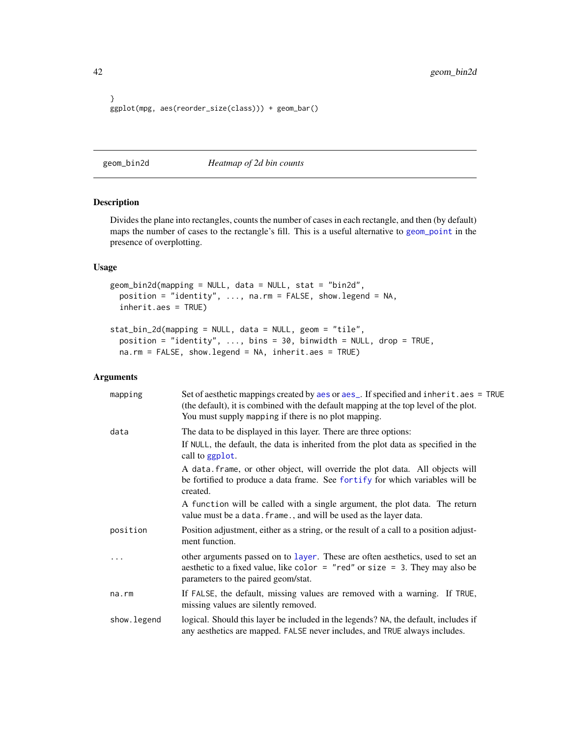```
}
ggplot(mpg, aes(reorder_size(class))) + geom_bar()
```

---

## geom_bin2d — *Heatmap of 2d bin counts*

### Description

Divides the plane into rectangles, counts the number of cases in each rectangle, and then (by default) maps the number of cases to the rectangle's fill. This is a useful alternative to `geom_point` in the presence of overplotting.

### Usage

```
geom_bin2d(mapping = NULL, data = NULL, stat = "bin2d",
  position = "identity", ..., na.rm = FALSE, show.legend = NA,
  inherit.aes = TRUE)

stat_bin_2d(mapping = NULL, data = NULL, geom = "tile",
  position = "identity", ..., bins = 30, binwidth = NULL, drop = TRUE,
  na.rm = FALSE, show.legend = NA, inherit.aes = TRUE)
```

### Arguments

| | |
|---|---|
| `mapping` | Set of aesthetic mappings created by `aes` or `aes_`. If specified and `inherit.aes = TRUE` (the default), it is combined with the default mapping at the top level of the plot. You must supply `mapping` if there is no plot mapping. |
| `data` | The data to be displayed in this layer. There are three options:<br>If `NULL`, the default, the data is inherited from the plot data as specified in the call to `ggplot`.<br>A `data.frame`, or other object, will override the plot data. All objects will be fortified to produce a data frame. See `fortify` for which variables will be created.<br>A `function` will be called with a single argument, the plot data. The return value must be a `data.frame.`, and will be used as the layer data. |
| `position` | Position adjustment, either as a string, or the result of a call to a position adjustment function. |
| `...` | other arguments passed on to `layer`. These are often aesthetics, used to set an aesthetic to a fixed value, like `color = "red"` or `size = 3`. They may also be parameters to the paired geom/stat. |
| `na.rm` | If `FALSE`, the default, missing values are removed with a warning. If `TRUE`, missing values are silently removed. |
| `show.legend` | logical. Should this layer be included in the legends? `NA`, the default, includes if any aesthetics are mapped. `FALSE` never includes, and `TRUE` always includes. |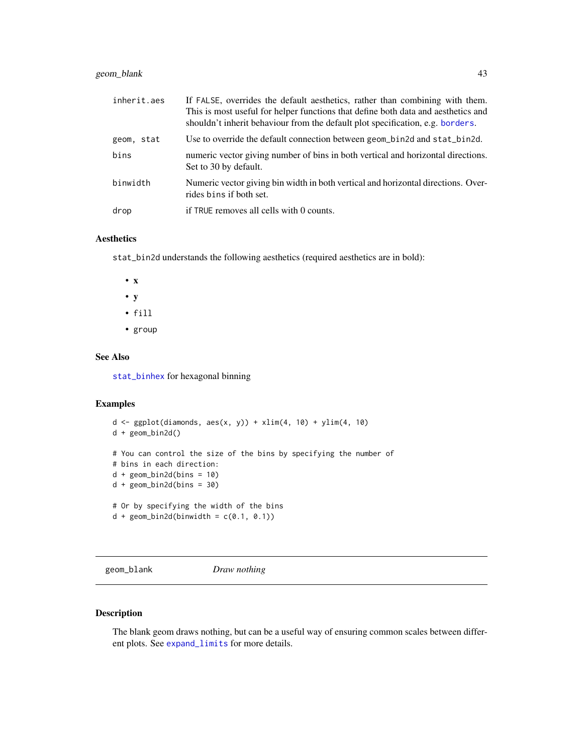| | |
|---|---|
| inherit.aes | If FALSE, overrides the default aesthetics, rather than combining with them. This is most useful for helper functions that define both data and aesthetics and shouldn't inherit behaviour from the default plot specification, e.g. borders. |
| geom, stat | Use to override the default connection between geom_bin2d and stat_bin2d. |
| bins | numeric vector giving number of bins in both vertical and horizontal directions. Set to 30 by default. |
| binwidth | Numeric vector giving bin width in both vertical and horizontal directions. Overrides bins if both set. |
| drop | if TRUE removes all cells with 0 counts. |

### Aesthetics

stat_bin2d understands the following aesthetics (required aesthetics are in bold):

- **x**
- **y**
- fill
- group

### See Also

stat_binhex for hexagonal binning

### Examples

```
d <- ggplot(diamonds, aes(x, y)) + xlim(4, 10) + ylim(4, 10)
d + geom_bin2d()

# You can control the size of the bins by specifying the number of
# bins in each direction:
d + geom_bin2d(bins = 10)
d + geom_bin2d(bins = 30)

# Or by specifying the width of the bins
d + geom_bin2d(binwidth = c(0.1, 0.1))
```

---

## geom_blank    *Draw nothing*

---

### Description

The blank geom draws nothing, but can be a useful way of ensuring common scales between different plots. See expand_limits for more details.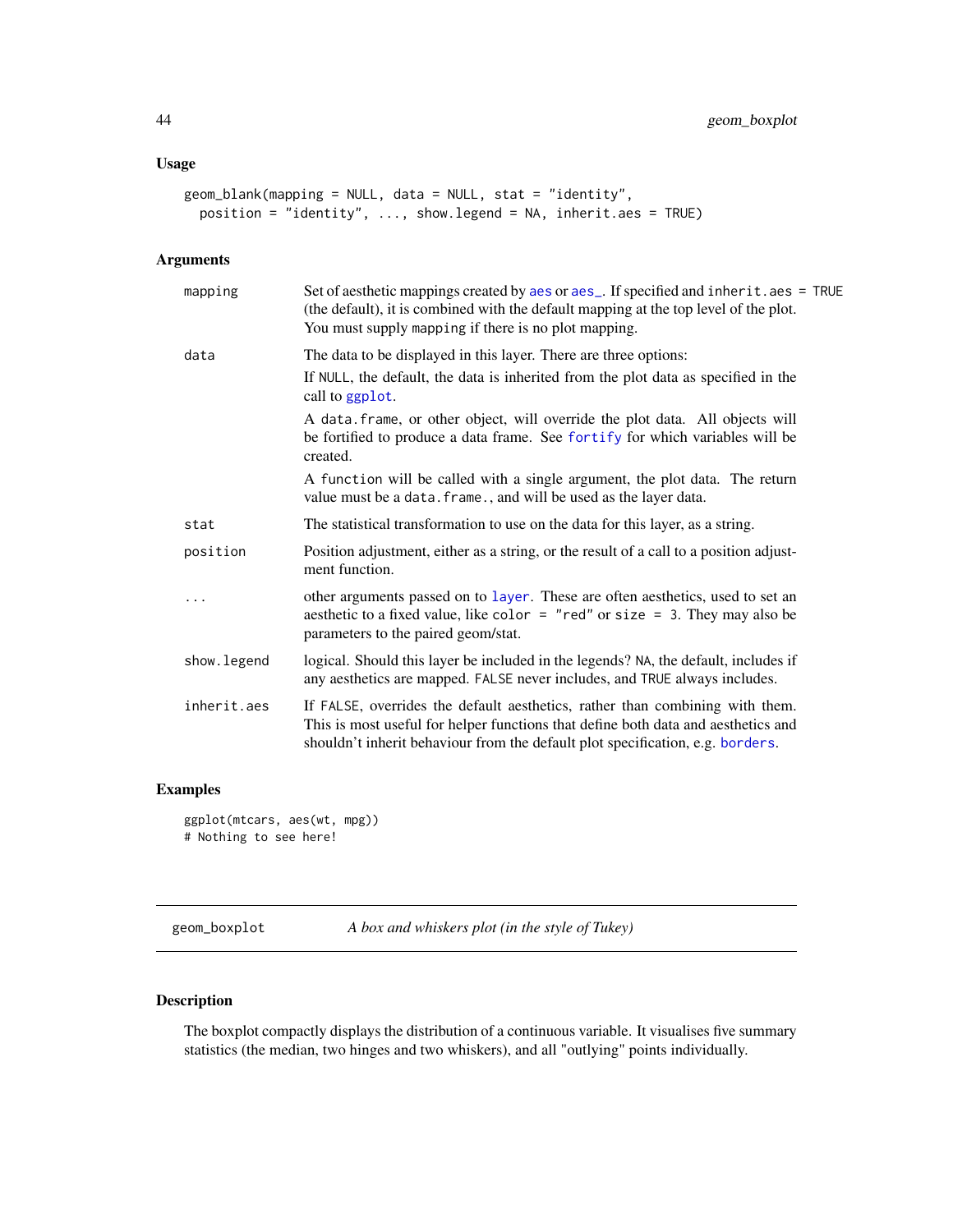### Usage

```
geom_blank(mapping = NULL, data = NULL, stat = "identity",
  position = "identity", ..., show.legend = NA, inherit.aes = TRUE)
```

### Arguments

| | |
|---|---|
| mapping | Set of aesthetic mappings created by aes or aes_. If specified and inherit.aes = TRUE (the default), it is combined with the default mapping at the top level of the plot. You must supply mapping if there is no plot mapping. |
| data | The data to be displayed in this layer. There are three options: <br> If NULL, the default, the data is inherited from the plot data as specified in the call to ggplot. <br> A data.frame, or other object, will override the plot data. All objects will be fortified to produce a data frame. See fortify for which variables will be created. <br> A function will be called with a single argument, the plot data. The return value must be a data.frame., and will be used as the layer data. |
| stat | The statistical transformation to use on the data for this layer, as a string. |
| position | Position adjustment, either as a string, or the result of a call to a position adjustment function. |
| ... | other arguments passed on to layer. These are often aesthetics, used to set an aesthetic to a fixed value, like color = "red" or size = 3. They may also be parameters to the paired geom/stat. |
| show.legend | logical. Should this layer be included in the legends? NA, the default, includes if any aesthetics are mapped. FALSE never includes, and TRUE always includes. |
| inherit.aes | If FALSE, overrides the default aesthetics, rather than combining with them. This is most useful for helper functions that define both data and aesthetics and shouldn't inherit behaviour from the default plot specification, e.g. borders. |

### Examples

```
ggplot(mtcars, aes(wt, mpg))
# Nothing to see here!
```

---

## geom_boxplot *A box and whiskers plot (in the style of Tukey)*

---

### Description

The boxplot compactly displays the distribution of a continuous variable. It visualises five summary statistics (the median, two hinges and two whiskers), and all "outlying" points individually.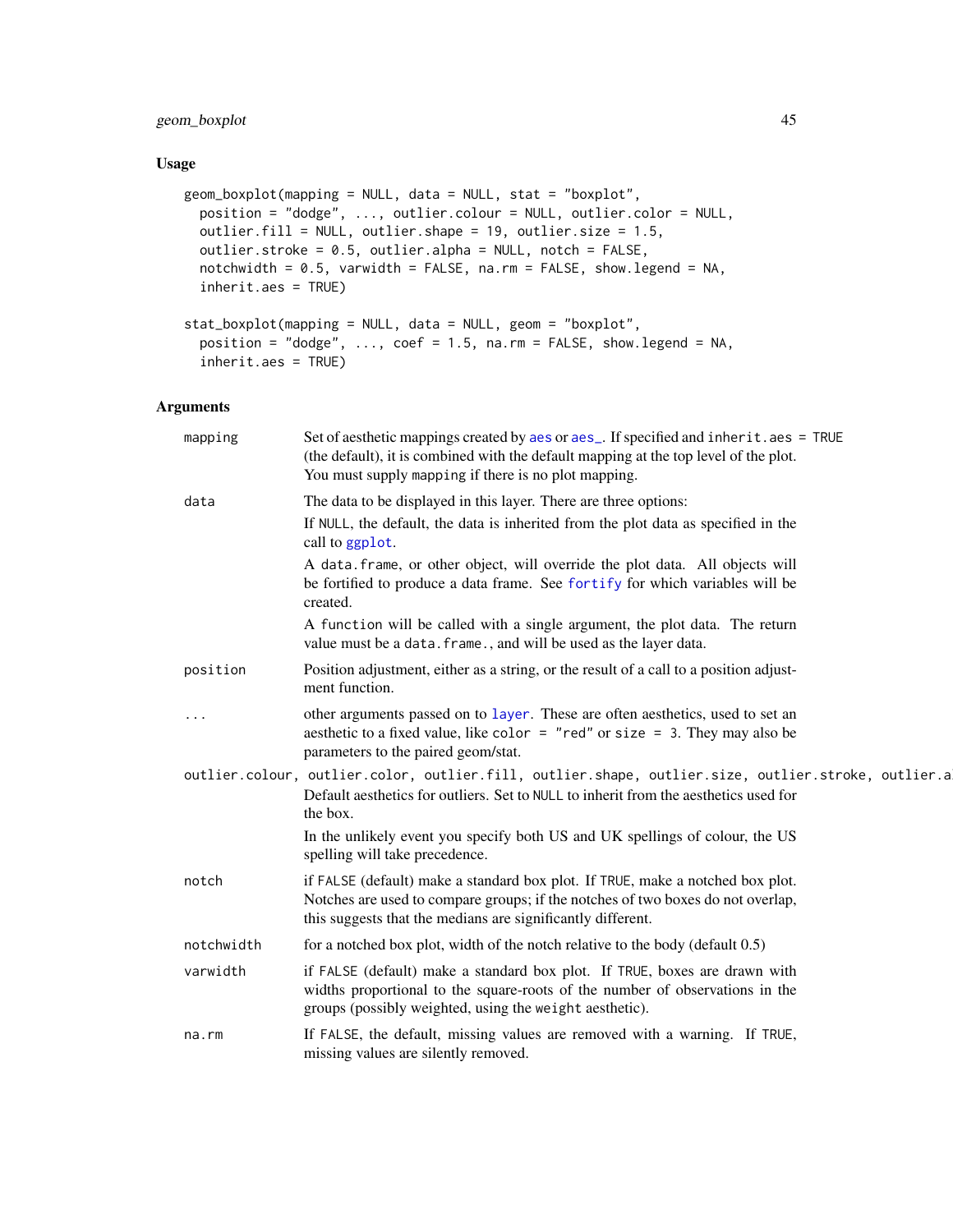## Usage

```
geom_boxplot(mapping = NULL, data = NULL, stat = "boxplot",
  position = "dodge", ..., outlier.colour = NULL, outlier.color = NULL,
  outlier.fill = NULL, outlier.shape = 19, outlier.size = 1.5,
  outlier.stroke = 0.5, outlier.alpha = NULL, notch = FALSE,
  notchwidth = 0.5, varwidth = FALSE, na.rm = FALSE, show.legend = NA,
  inherit.aes = TRUE)

stat_boxplot(mapping = NULL, data = NULL, geom = "boxplot",
  position = "dodge", ..., coef = 1.5, na.rm = FALSE, show.legend = NA,
  inherit.aes = TRUE)
```

## Arguments

`mapping` — Set of aesthetic mappings created by `aes` or `aes_`. If specified and `inherit.aes = TRUE` (the default), it is combined with the default mapping at the top level of the plot. You must supply `mapping` if there is no plot mapping.

`data` — The data to be displayed in this layer. There are three options:

If `NULL`, the default, the data is inherited from the plot data as specified in the call to `ggplot`.

A `data.frame`, or other object, will override the plot data. All objects will be fortified to produce a data frame. See `fortify` for which variables will be created.

A `function` will be called with a single argument, the plot data. The return value must be a `data.frame.`, and will be used as the layer data.

`position` — Position adjustment, either as a string, or the result of a call to a position adjustment function.

`...` — other arguments passed on to `layer`. These are often aesthetics, used to set an aesthetic to a fixed value, like `color = "red"` or `size = 3`. They may also be parameters to the paired geom/stat.

`outlier.colour, outlier.color, outlier.fill, outlier.shape, outlier.size, outlier.stroke, outlier.a` — Default aesthetics for outliers. Set to `NULL` to inherit from the aesthetics used for the box.

In the unlikely event you specify both US and UK spellings of colour, the US spelling will take precedence.

`notch` — if `FALSE` (default) make a standard box plot. If `TRUE`, make a notched box plot. Notches are used to compare groups; if the notches of two boxes do not overlap, this suggests that the medians are significantly different.

`notchwidth` — for a notched box plot, width of the notch relative to the body (default 0.5)

`varwidth` — if `FALSE` (default) make a standard box plot. If `TRUE`, boxes are drawn with widths proportional to the square-roots of the number of observations in the groups (possibly weighted, using the `weight` aesthetic).

`na.rm` — If `FALSE`, the default, missing values are removed with a warning. If `TRUE`, missing values are silently removed.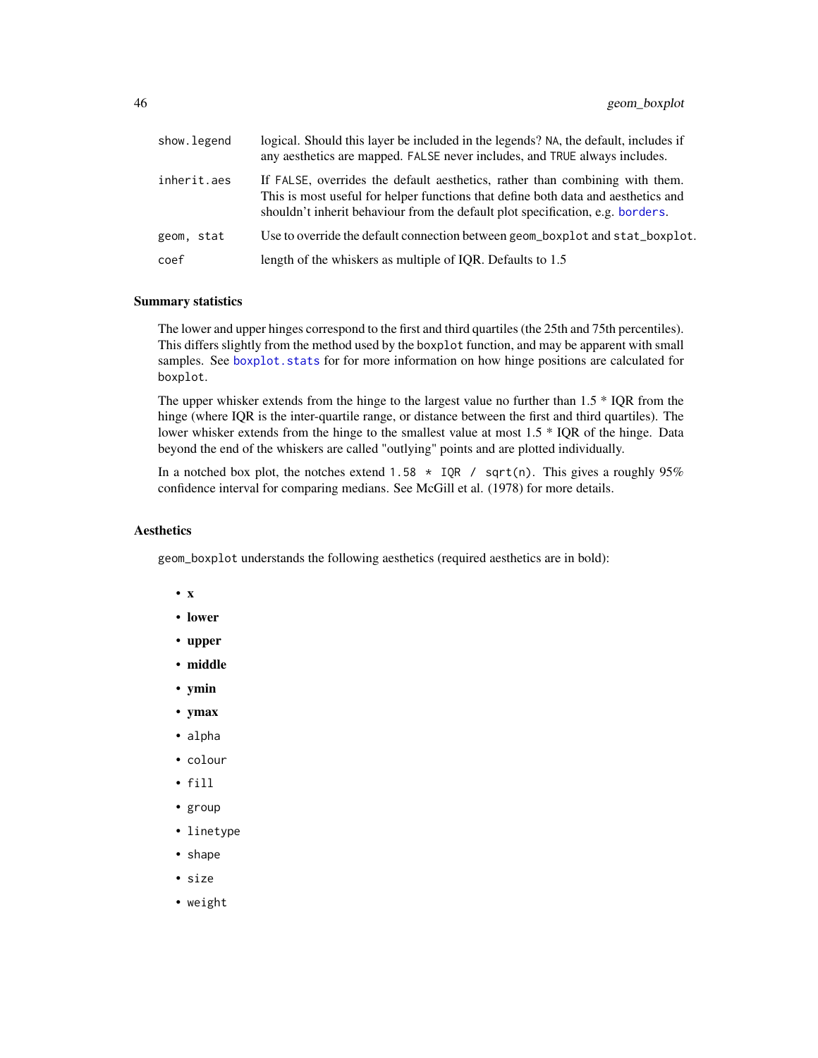| | |
|---|---|
| `show.legend` | logical. Should this layer be included in the legends? `NA`, the default, includes if any aesthetics are mapped. `FALSE` never includes, and `TRUE` always includes. |
| `inherit.aes` | If `FALSE`, overrides the default aesthetics, rather than combining with them. This is most useful for helper functions that define both data and aesthetics and shouldn't inherit behaviour from the default plot specification, e.g. `borders`. |
| `geom, stat` | Use to override the default connection between `geom_boxplot` and `stat_boxplot`. |
| `coef` | length of the whiskers as multiple of IQR. Defaults to 1.5 |

### Summary statistics

The lower and upper hinges correspond to the first and third quartiles (the 25th and 75th percentiles). This differs slightly from the method used by the `boxplot` function, and may be apparent with small samples. See `boxplot.stats` for for more information on how hinge positions are calculated for `boxplot`.

The upper whisker extends from the hinge to the largest value no further than 1.5 * IQR from the hinge (where IQR is the inter-quartile range, or distance between the first and third quartiles). The lower whisker extends from the hinge to the smallest value at most 1.5 * IQR of the hinge. Data beyond the end of the whiskers are called "outlying" points and are plotted individually.

In a notched box plot, the notches extend `1.58 * IQR / sqrt(n)`. This gives a roughly 95% confidence interval for comparing medians. See McGill et al. (1978) for more details.

### Aesthetics

`geom_boxplot` understands the following aesthetics (required aesthetics are in bold):

- **x**
- **lower**
- **upper**
- **middle**
- **ymin**
- **ymax**
- `alpha`
- `colour`
- `fill`
- `group`
- `linetype`
- `shape`
- `size`
- `weight`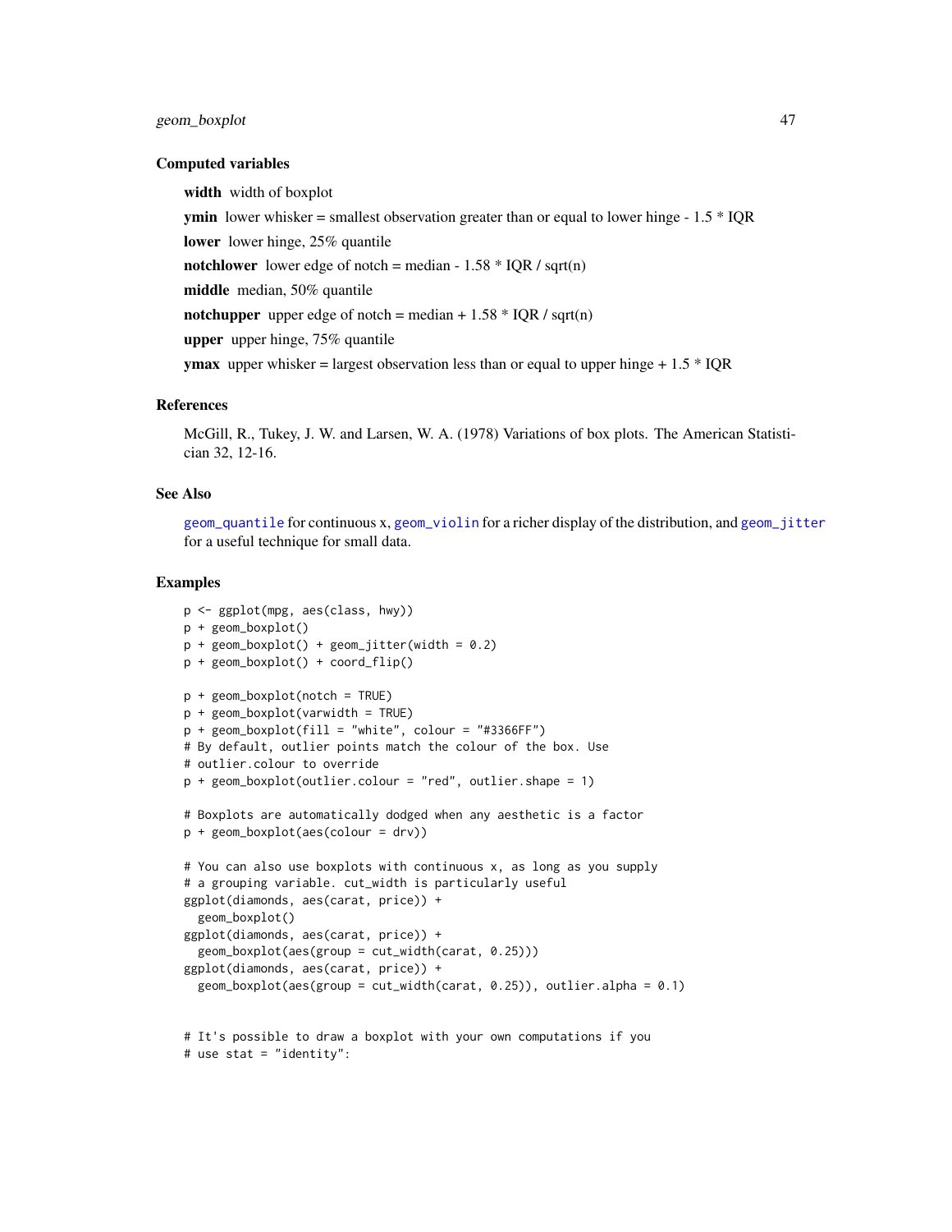### Computed variables

**width** width of boxplot

**ymin** lower whisker = smallest observation greater than or equal to lower hinge - 1.5 * IQR

**lower** lower hinge, 25% quantile

**notchlower** lower edge of notch = median - 1.58 * IQR / sqrt(n)

**middle** median, 50% quantile

**notchupper** upper edge of notch = median + 1.58 * IQR / sqrt(n)

**upper** upper hinge, 75% quantile

**ymax** upper whisker = largest observation less than or equal to upper hinge + 1.5 * IQR

### References

McGill, R., Tukey, J. W. and Larsen, W. A. (1978) Variations of box plots. The American Statistician 32, 12-16.

### See Also

`geom_quantile` for continuous x, `geom_violin` for a richer display of the distribution, and `geom_jitter` for a useful technique for small data.

### Examples

```
p <- ggplot(mpg, aes(class, hwy))
p + geom_boxplot()
p + geom_boxplot() + geom_jitter(width = 0.2)
p + geom_boxplot() + coord_flip()

p + geom_boxplot(notch = TRUE)
p + geom_boxplot(varwidth = TRUE)
p + geom_boxplot(fill = "white", colour = "#3366FF")
# By default, outlier points match the colour of the box. Use
# outlier.colour to override
p + geom_boxplot(outlier.colour = "red", outlier.shape = 1)

# Boxplots are automatically dodged when any aesthetic is a factor
p + geom_boxplot(aes(colour = drv))

# You can also use boxplots with continuous x, as long as you supply
# a grouping variable. cut_width is particularly useful
ggplot(diamonds, aes(carat, price)) +
  geom_boxplot()
ggplot(diamonds, aes(carat, price)) +
  geom_boxplot(aes(group = cut_width(carat, 0.25)))
ggplot(diamonds, aes(carat, price)) +
  geom_boxplot(aes(group = cut_width(carat, 0.25)), outlier.alpha = 0.1)


# It's possible to draw a boxplot with your own computations if you
# use stat = "identity":
```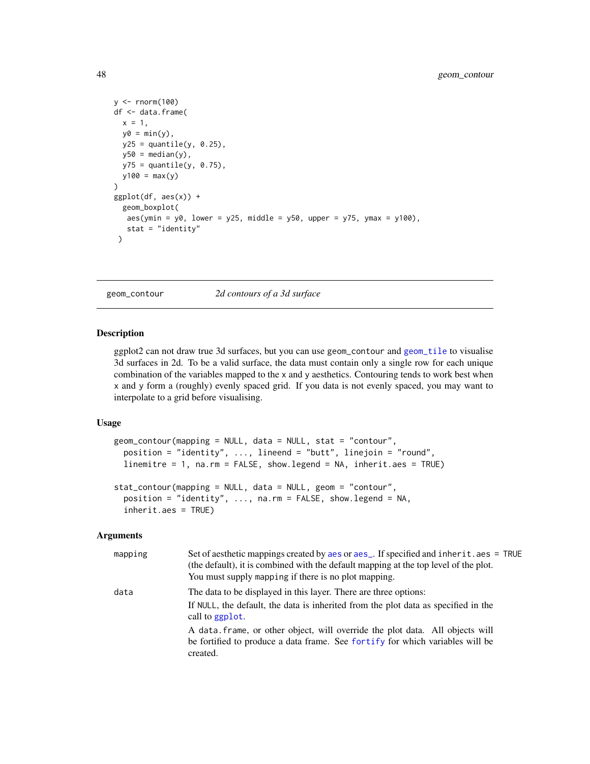```
y <- rnorm(100)
df <- data.frame(
  x = 1,
  y0 = min(y),
  y25 = quantile(y, 0.25),
  y50 = median(y),
  y75 = quantile(y, 0.75),
  y100 = max(y)
)
ggplot(df, aes(x)) +
  geom_boxplot(
   aes(ymin = y0, lower = y25, middle = y50, upper = y75, ymax = y100),
   stat = "identity"
 )
```

---

## geom_contour — *2d contours of a 3d surface*

---

### Description

ggplot2 can not draw true 3d surfaces, but you can use geom_contour and geom_tile to visualise 3d surfaces in 2d. To be a valid surface, the data must contain only a single row for each unique combination of the variables mapped to the x and y aesthetics. Contouring tends to work best when x and y form a (roughly) evenly spaced grid. If you data is not evenly spaced, you may want to interpolate to a grid before visualising.

### Usage

```
geom_contour(mapping = NULL, data = NULL, stat = "contour",
  position = "identity", ..., lineend = "butt", linejoin = "round",
  linemitre = 1, na.rm = FALSE, show.legend = NA, inherit.aes = TRUE)

stat_contour(mapping = NULL, data = NULL, geom = "contour",
  position = "identity", ..., na.rm = FALSE, show.legend = NA,
  inherit.aes = TRUE)
```

### Arguments

| | |
|---|---|
| mapping | Set of aesthetic mappings created by aes or aes_. If specified and inherit.aes = TRUE (the default), it is combined with the default mapping at the top level of the plot. You must supply mapping if there is no plot mapping. |
| data | The data to be displayed in this layer. There are three options: If NULL, the default, the data is inherited from the plot data as specified in the call to ggplot. A data.frame, or other object, will override the plot data. All objects will be fortified to produce a data frame. See fortify for which variables will be created. |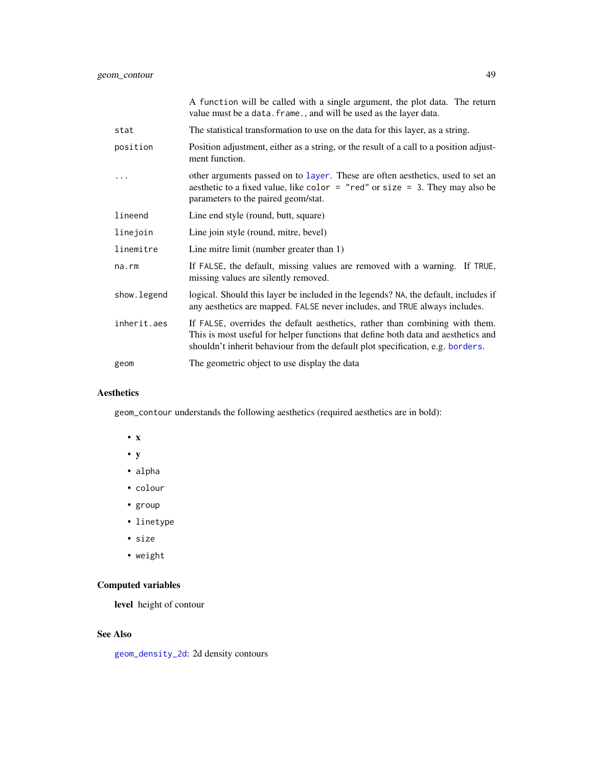|  |  |
|---|---|
|  | A `function` will be called with a single argument, the plot data. The return value must be a `data.frame.`, and will be used as the layer data. |
| `stat` | The statistical transformation to use on the data for this layer, as a string. |
| `position` | Position adjustment, either as a string, or the result of a call to a position adjustment function. |
| `...` | other arguments passed on to `layer`. These are often aesthetics, used to set an aesthetic to a fixed value, like `color = "red"` or `size = 3`. They may also be parameters to the paired geom/stat. |
| `lineend` | Line end style (round, butt, square) |
| `linejoin` | Line join style (round, mitre, bevel) |
| `linemitre` | Line mitre limit (number greater than 1) |
| `na.rm` | If `FALSE`, the default, missing values are removed with a warning. If `TRUE`, missing values are silently removed. |
| `show.legend` | logical. Should this layer be included in the legends? `NA`, the default, includes if any aesthetics are mapped. `FALSE` never includes, and `TRUE` always includes. |
| `inherit.aes` | If `FALSE`, overrides the default aesthetics, rather than combining with them. This is most useful for helper functions that define both data and aesthetics and shouldn't inherit behaviour from the default plot specification, e.g. `borders`. |
| `geom` | The geometric object to use display the data |

### Aesthetics

`geom_contour` understands the following aesthetics (required aesthetics are in bold):

- **x**
- **y**
- `alpha`
- `colour`
- `group`
- `linetype`
- `size`
- `weight`

### Computed variables

**level** height of contour

### See Also

`geom_density_2d`: 2d density contours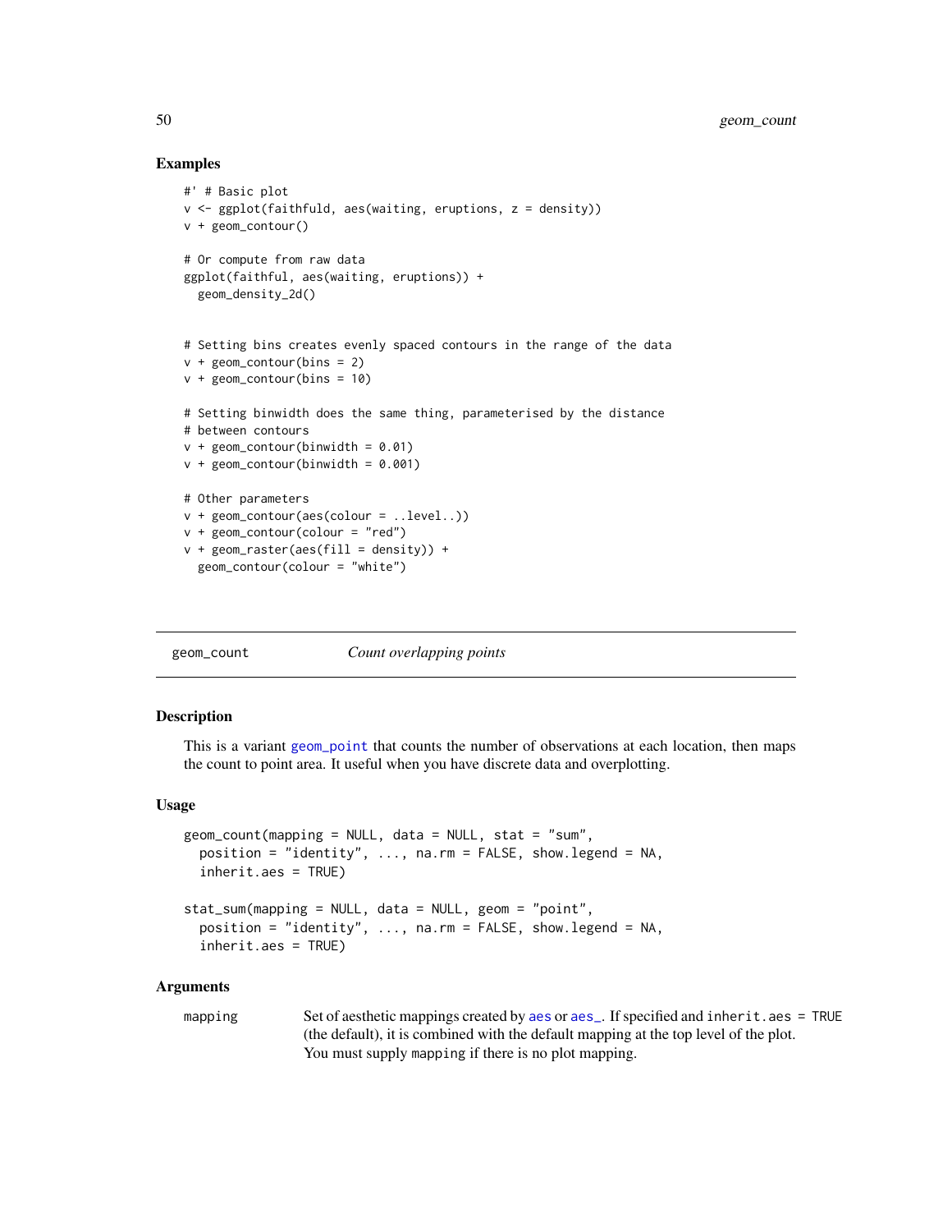## Examples

```
#' # Basic plot
v <- ggplot(faithfuld, aes(waiting, eruptions, z = density))
v + geom_contour()

# Or compute from raw data
ggplot(faithful, aes(waiting, eruptions)) +
  geom_density_2d()


# Setting bins creates evenly spaced contours in the range of the data
v + geom_contour(bins = 2)
v + geom_contour(bins = 10)

# Setting binwidth does the same thing, parameterised by the distance
# between contours
v + geom_contour(binwidth = 0.01)
v + geom_contour(binwidth = 0.001)

# Other parameters
v + geom_contour(aes(colour = ..level..))
v + geom_contour(colour = "red")
v + geom_raster(aes(fill = density)) +
  geom_contour(colour = "white")
```

---

# geom_count *Count overlapping points*

---

## Description

This is a variant geom_point that counts the number of observations at each location, then maps the count to point area. It useful when you have discrete data and overplotting.

## Usage

```
geom_count(mapping = NULL, data = NULL, stat = "sum",
  position = "identity", ..., na.rm = FALSE, show.legend = NA,
  inherit.aes = TRUE)

stat_sum(mapping = NULL, data = NULL, geom = "point",
  position = "identity", ..., na.rm = FALSE, show.legend = NA,
  inherit.aes = TRUE)
```

## Arguments

mapping — Set of aesthetic mappings created by aes or aes_. If specified and inherit.aes = TRUE (the default), it is combined with the default mapping at the top level of the plot. You must supply mapping if there is no plot mapping.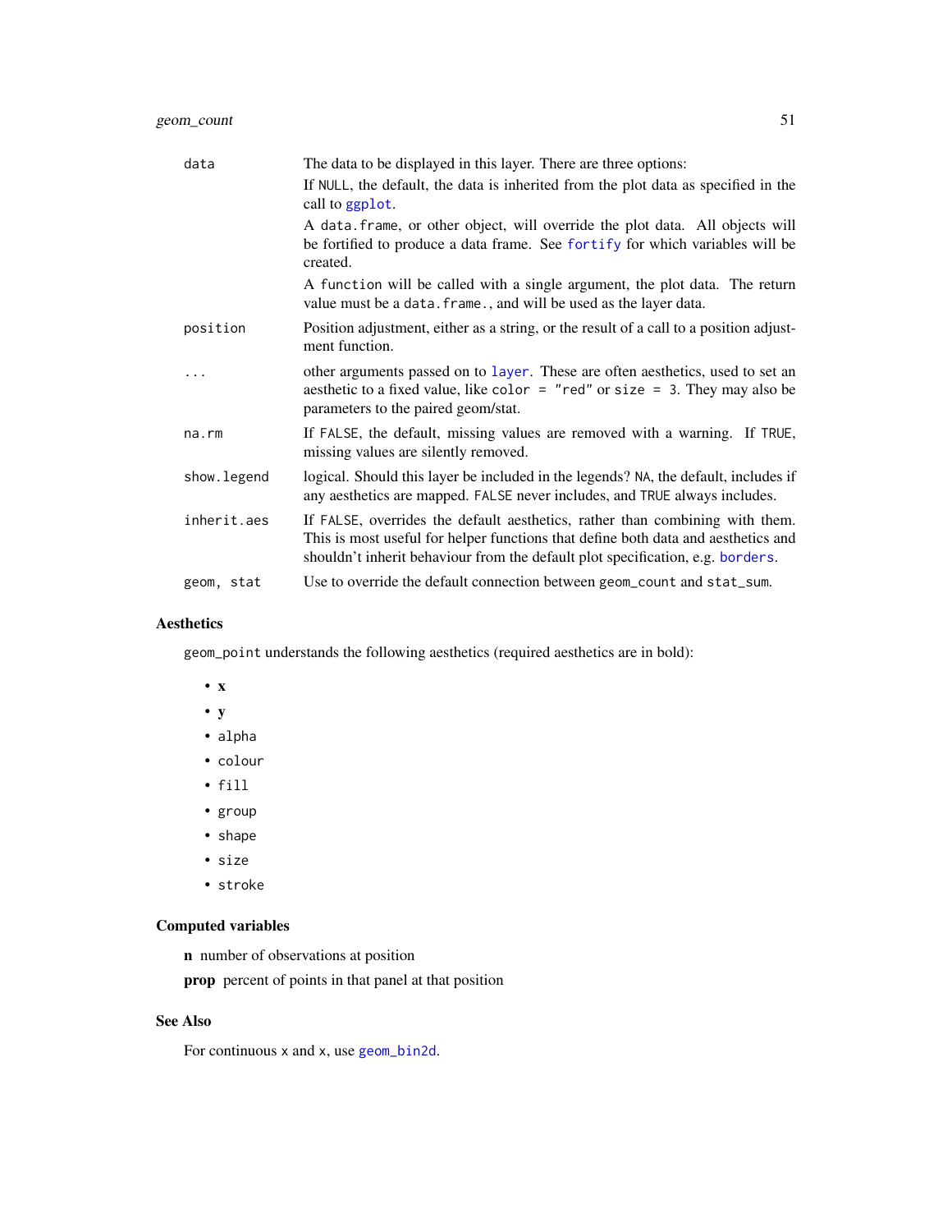| | |
|---|---|
| `data` | The data to be displayed in this layer. There are three options:<br>If `NULL`, the default, the data is inherited from the plot data as specified in the call to `ggplot`.<br>A `data.frame`, or other object, will override the plot data. All objects will be fortified to produce a data frame. See `fortify` for which variables will be created.<br>A `function` will be called with a single argument, the plot data. The return value must be a `data.frame.`, and will be used as the layer data. |
| `position` | Position adjustment, either as a string, or the result of a call to a position adjustment function. |
| `...` | other arguments passed on to `layer`. These are often aesthetics, used to set an aesthetic to a fixed value, like `color = "red"` or `size = 3`. They may also be parameters to the paired geom/stat. |
| `na.rm` | If `FALSE`, the default, missing values are removed with a warning. If `TRUE`, missing values are silently removed. |
| `show.legend` | logical. Should this layer be included in the legends? `NA`, the default, includes if any aesthetics are mapped. `FALSE` never includes, and `TRUE` always includes. |
| `inherit.aes` | If `FALSE`, overrides the default aesthetics, rather than combining with them. This is most useful for helper functions that define both data and aesthetics and shouldn't inherit behaviour from the default plot specification, e.g. `borders`. |
| `geom, stat` | Use to override the default connection between `geom_count` and `stat_sum`. |

### Aesthetics

`geom_point` understands the following aesthetics (required aesthetics are in bold):

- **x**
- **y**
- `alpha`
- `colour`
- `fill`
- `group`
- `shape`
- `size`
- `stroke`

### Computed variables

**n** number of observations at position

**prop** percent of points in that panel at that position

### See Also

For continuous `x` and `x`, use `geom_bin2d`.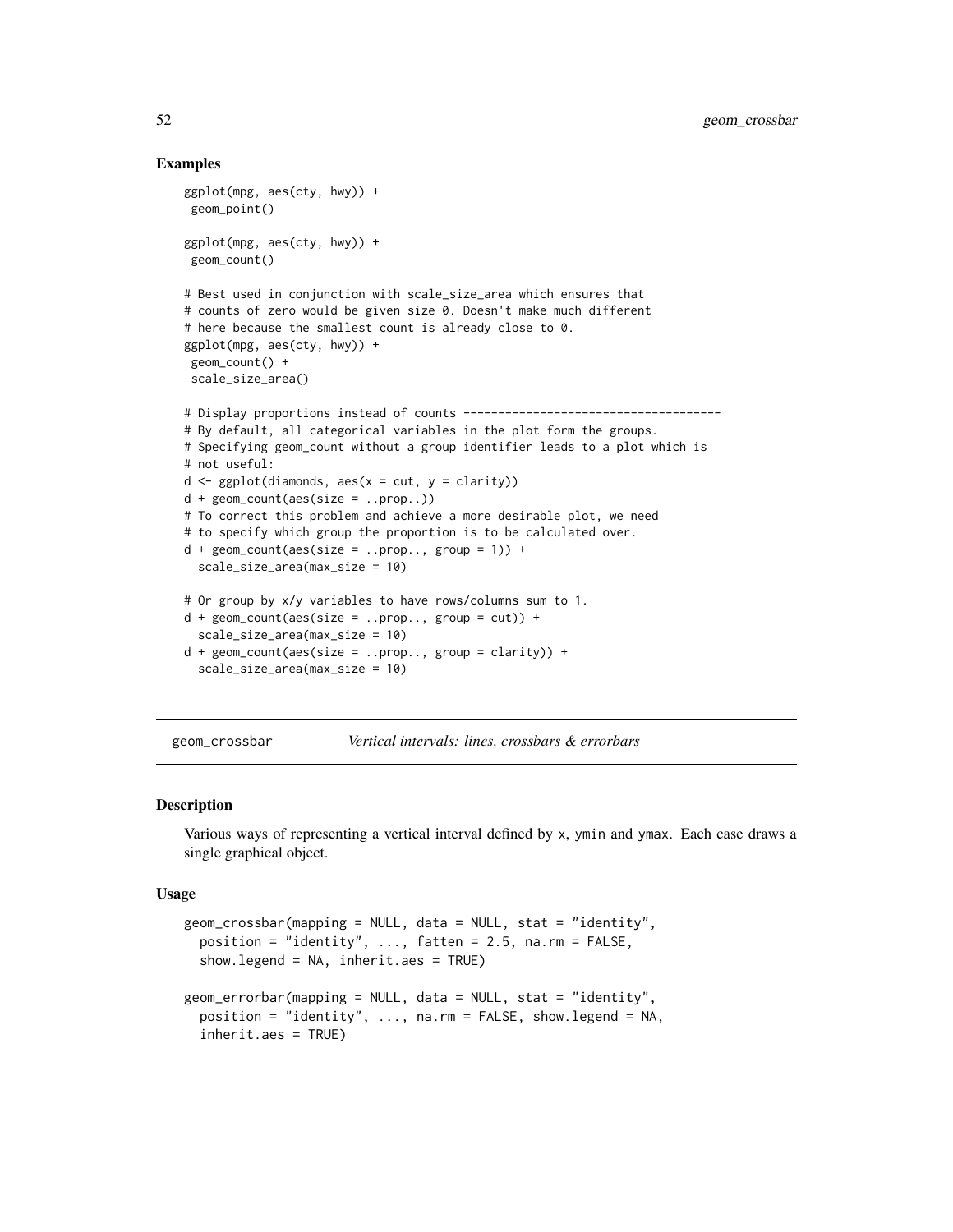## Examples

```
ggplot(mpg, aes(cty, hwy)) +
 geom_point()

ggplot(mpg, aes(cty, hwy)) +
 geom_count()

# Best used in conjunction with scale_size_area which ensures that
# counts of zero would be given size 0. Doesn't make much different
# here because the smallest count is already close to 0.
ggplot(mpg, aes(cty, hwy)) +
 geom_count() +
 scale_size_area()

# Display proportions instead of counts -------------------------------------
# By default, all categorical variables in the plot form the groups.
# Specifying geom_count without a group identifier leads to a plot which is
# not useful:
d <- ggplot(diamonds, aes(x = cut, y = clarity))
d + geom_count(aes(size = ..prop..))
# To correct this problem and achieve a more desirable plot, we need
# to specify which group the proportion is to be calculated over.
d + geom_count(aes(size = ..prop.., group = 1)) +
  scale_size_area(max_size = 10)

# Or group by x/y variables to have rows/columns sum to 1.
d + geom_count(aes(size = ..prop.., group = cut)) +
  scale_size_area(max_size = 10)
d + geom_count(aes(size = ..prop.., group = clarity)) +
  scale_size_area(max_size = 10)
```

---

# geom_crossbar — *Vertical intervals: lines, crossbars & errorbars*

---

## Description

Various ways of representing a vertical interval defined by `x`, `ymin` and `ymax`. Each case draws a single graphical object.

## Usage

```
geom_crossbar(mapping = NULL, data = NULL, stat = "identity",
  position = "identity", ..., fatten = 2.5, na.rm = FALSE,
  show.legend = NA, inherit.aes = TRUE)

geom_errorbar(mapping = NULL, data = NULL, stat = "identity",
  position = "identity", ..., na.rm = FALSE, show.legend = NA,
  inherit.aes = TRUE)
```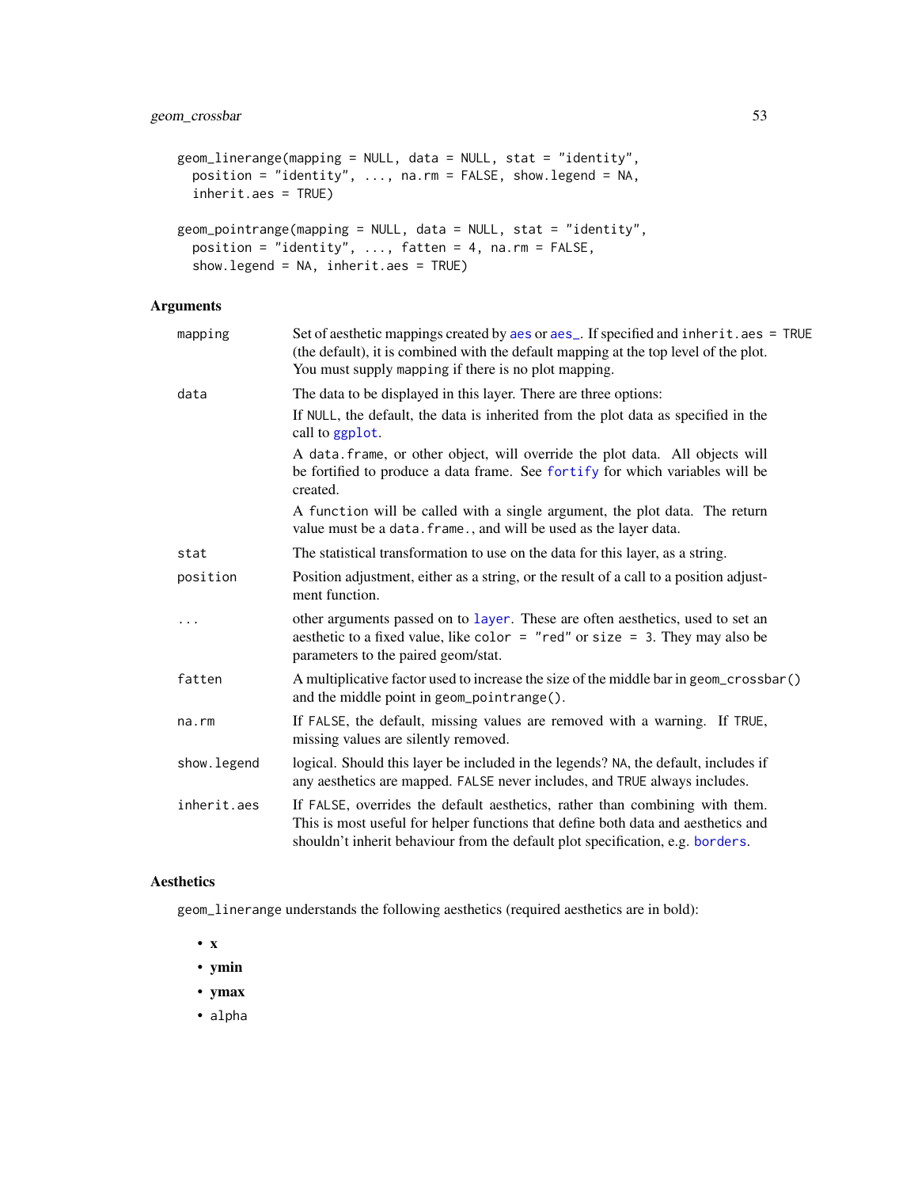```
geom_linerange(mapping = NULL, data = NULL, stat = "identity",
  position = "identity", ..., na.rm = FALSE, show.legend = NA,
  inherit.aes = TRUE)

geom_pointrange(mapping = NULL, data = NULL, stat = "identity",
  position = "identity", ..., fatten = 4, na.rm = FALSE,
  show.legend = NA, inherit.aes = TRUE)
```

## Arguments

| | |
|---|---|
| `mapping` | Set of aesthetic mappings created by `aes` or `aes_`. If specified and `inherit.aes = TRUE` (the default), it is combined with the default mapping at the top level of the plot. You must supply `mapping` if there is no plot mapping. |
| `data` | The data to be displayed in this layer. There are three options:<br>If `NULL`, the default, the data is inherited from the plot data as specified in the call to `ggplot`.<br>A `data.frame`, or other object, will override the plot data. All objects will be fortified to produce a data frame. See `fortify` for which variables will be created.<br>A `function` will be called with a single argument, the plot data. The return value must be a `data.frame.`, and will be used as the layer data. |
| `stat` | The statistical transformation to use on the data for this layer, as a string. |
| `position` | Position adjustment, either as a string, or the result of a call to a position adjustment function. |
| `...` | other arguments passed on to `layer`. These are often aesthetics, used to set an aesthetic to a fixed value, like `color = "red"` or `size = 3`. They may also be parameters to the paired geom/stat. |
| `fatten` | A multiplicative factor used to increase the size of the middle bar in `geom_crossbar()` and the middle point in `geom_pointrange()`. |
| `na.rm` | If `FALSE`, the default, missing values are removed with a warning. If `TRUE`, missing values are silently removed. |
| `show.legend` | logical. Should this layer be included in the legends? `NA`, the default, includes if any aesthetics are mapped. `FALSE` never includes, and `TRUE` always includes. |
| `inherit.aes` | If `FALSE`, overrides the default aesthetics, rather than combining with them. This is most useful for helper functions that define both data and aesthetics and shouldn't inherit behaviour from the default plot specification, e.g. `borders`. |

## Aesthetics

`geom_linerange` understands the following aesthetics (required aesthetics are in bold):

- **x**
- **ymin**
- **ymax**
- alpha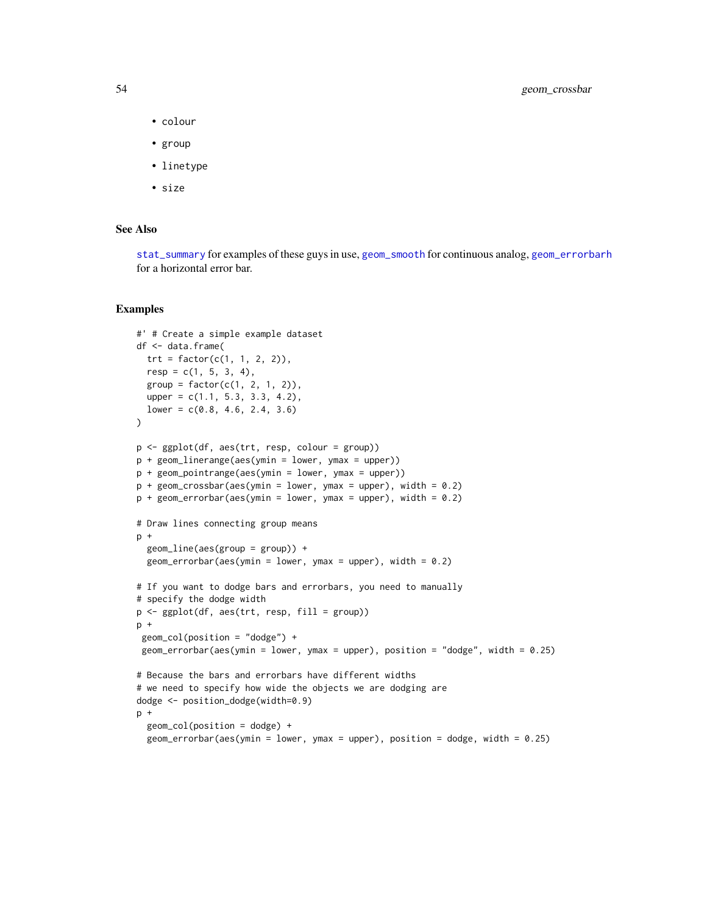- colour
- group
- linetype
- size

## See Also

stat_summary for examples of these guys in use, geom_smooth for continuous analog, geom_errorbarh for a horizontal error bar.

## Examples

```
#' # Create a simple example dataset
df <- data.frame(
  trt = factor(c(1, 1, 2, 2)),
  resp = c(1, 5, 3, 4),
  group = factor(c(1, 2, 1, 2)),
  upper = c(1.1, 5.3, 3.3, 4.2),
  lower = c(0.8, 4.6, 2.4, 3.6)
)

p <- ggplot(df, aes(trt, resp, colour = group))
p + geom_linerange(aes(ymin = lower, ymax = upper))
p + geom_pointrange(aes(ymin = lower, ymax = upper))
p + geom_crossbar(aes(ymin = lower, ymax = upper), width = 0.2)
p + geom_errorbar(aes(ymin = lower, ymax = upper), width = 0.2)

# Draw lines connecting group means
p +
  geom_line(aes(group = group)) +
  geom_errorbar(aes(ymin = lower, ymax = upper), width = 0.2)

# If you want to dodge bars and errorbars, you need to manually
# specify the dodge width
p <- ggplot(df, aes(trt, resp, fill = group))
p +
 geom_col(position = "dodge") +
 geom_errorbar(aes(ymin = lower, ymax = upper), position = "dodge", width = 0.25)

# Because the bars and errorbars have different widths
# we need to specify how wide the objects we are dodging are
dodge <- position_dodge(width=0.9)
p +
  geom_col(position = dodge) +
  geom_errorbar(aes(ymin = lower, ymax = upper), position = dodge, width = 0.25)
```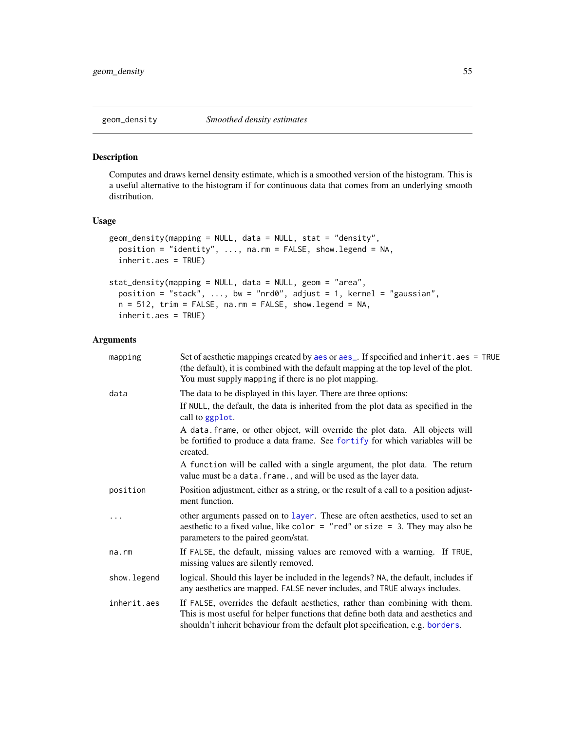## geom_density    *Smoothed density estimates*

### Description

Computes and draws kernel density estimate, which is a smoothed version of the histogram. This is a useful alternative to the histogram if for continuous data that comes from an underlying smooth distribution.

### Usage

```
geom_density(mapping = NULL, data = NULL, stat = "density",
  position = "identity", ..., na.rm = FALSE, show.legend = NA,
  inherit.aes = TRUE)

stat_density(mapping = NULL, data = NULL, geom = "area",
  position = "stack", ..., bw = "nrd0", adjust = 1, kernel = "gaussian",
  n = 512, trim = FALSE, na.rm = FALSE, show.legend = NA,
  inherit.aes = TRUE)
```

### Arguments

| | |
|---|---|
| `mapping` | Set of aesthetic mappings created by `aes` or `aes_`. If specified and `inherit.aes = TRUE` (the default), it is combined with the default mapping at the top level of the plot. You must supply `mapping` if there is no plot mapping. |
| `data` | The data to be displayed in this layer. There are three options:<br>If `NULL`, the default, the data is inherited from the plot data as specified in the call to `ggplot`.<br>A `data.frame`, or other object, will override the plot data. All objects will be fortified to produce a data frame. See `fortify` for which variables will be created.<br>A `function` will be called with a single argument, the plot data. The return value must be a `data.frame.`, and will be used as the layer data. |
| `position` | Position adjustment, either as a string, or the result of a call to a position adjustment function. |
| `...` | other arguments passed on to `layer`. These are often aesthetics, used to set an aesthetic to a fixed value, like `color = "red"` or `size = 3`. They may also be parameters to the paired geom/stat. |
| `na.rm` | If `FALSE`, the default, missing values are removed with a warning. If `TRUE`, missing values are silently removed. |
| `show.legend` | logical. Should this layer be included in the legends? `NA`, the default, includes if any aesthetics are mapped. `FALSE` never includes, and `TRUE` always includes. |
| `inherit.aes` | If `FALSE`, overrides the default aesthetics, rather than combining with them. This is most useful for helper functions that define both data and aesthetics and shouldn't inherit behaviour from the default plot specification, e.g. `borders`. |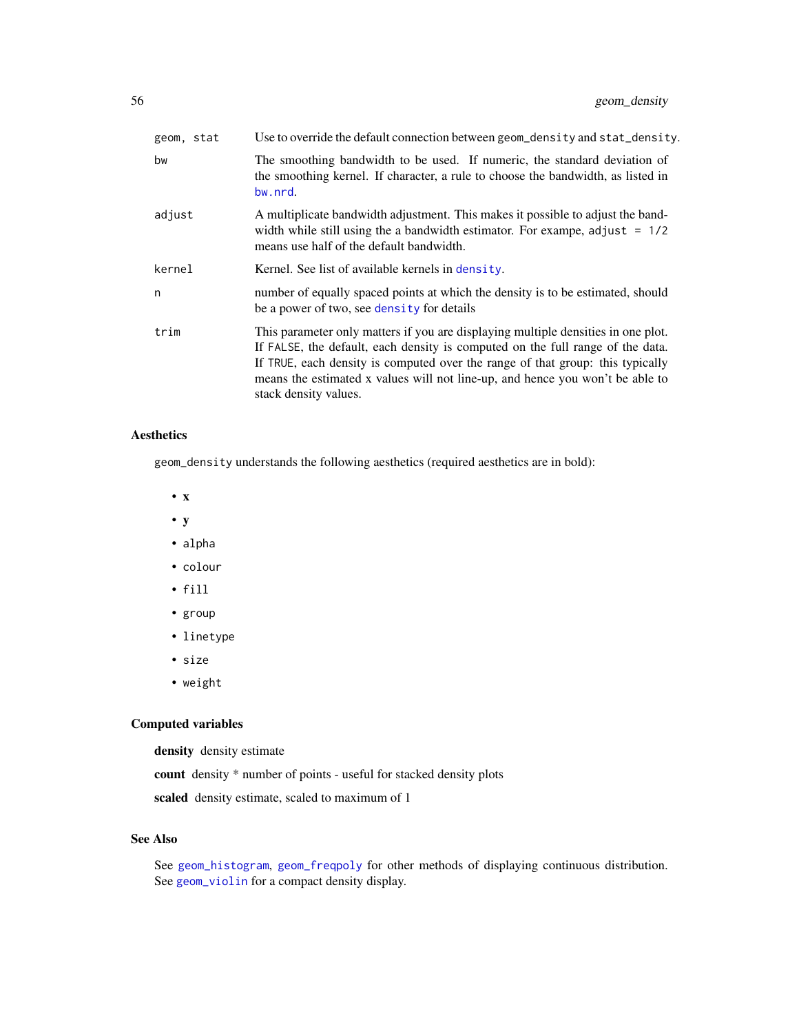| | |
|---|---|
| geom, stat | Use to override the default connection between geom_density and stat_density. |
| bw | The smoothing bandwidth to be used. If numeric, the standard deviation of the smoothing kernel. If character, a rule to choose the bandwidth, as listed in bw.nrd. |
| adjust | A multiplicate bandwidth adjustment. This makes it possible to adjust the bandwidth while still using the a bandwidth estimator. For exampe, adjust = 1/2 means use half of the default bandwidth. |
| kernel | Kernel. See list of available kernels in density. |
| n | number of equally spaced points at which the density is to be estimated, should be a power of two, see density for details |
| trim | This parameter only matters if you are displaying multiple densities in one plot. If FALSE, the default, each density is computed on the full range of the data. If TRUE, each density is computed over the range of that group: this typically means the estimated x values will not line-up, and hence you won't be able to stack density values. |

## Aesthetics

geom_density understands the following aesthetics (required aesthetics are in bold):

- **x**
- **y**
- alpha
- colour
- fill
- group
- linetype
- size
- weight

## Computed variables

**density** density estimate

**count** density * number of points - useful for stacked density plots

**scaled** density estimate, scaled to maximum of 1

## See Also

See geom_histogram, geom_freqpoly for other methods of displaying continuous distribution. See geom_violin for a compact density display.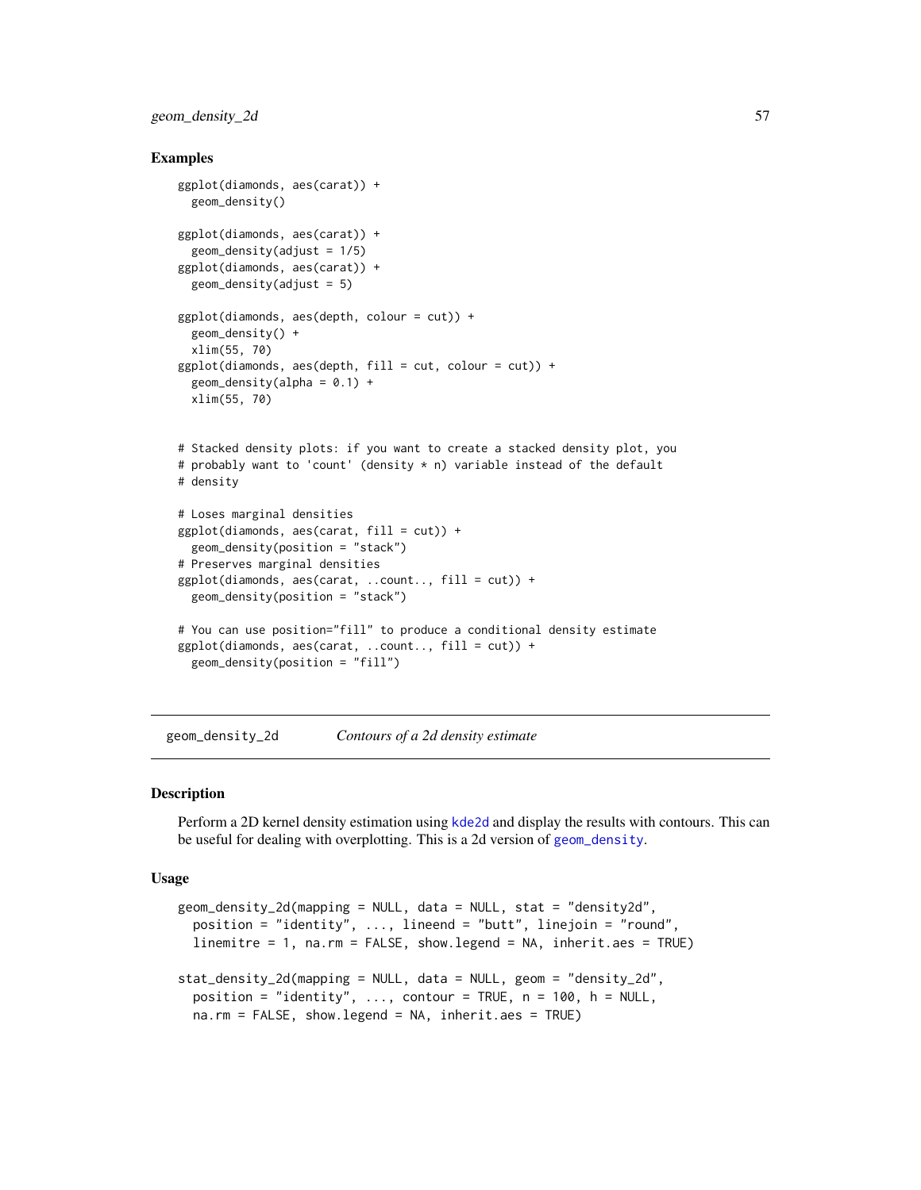### Examples

```
ggplot(diamonds, aes(carat)) +
  geom_density()

ggplot(diamonds, aes(carat)) +
  geom_density(adjust = 1/5)
ggplot(diamonds, aes(carat)) +
  geom_density(adjust = 5)

ggplot(diamonds, aes(depth, colour = cut)) +
  geom_density() +
  xlim(55, 70)
ggplot(diamonds, aes(depth, fill = cut, colour = cut)) +
  geom_density(alpha = 0.1) +
  xlim(55, 70)


# Stacked density plots: if you want to create a stacked density plot, you
# probably want to 'count' (density * n) variable instead of the default
# density

# Loses marginal densities
ggplot(diamonds, aes(carat, fill = cut)) +
  geom_density(position = "stack")
# Preserves marginal densities
ggplot(diamonds, aes(carat, ..count.., fill = cut)) +
  geom_density(position = "stack")

# You can use position="fill" to produce a conditional density estimate
ggplot(diamonds, aes(carat, ..count.., fill = cut)) +
  geom_density(position = "fill")
```

---

## geom_density_2d — *Contours of a 2d density estimate*

### Description

Perform a 2D kernel density estimation using kde2d and display the results with contours. This can be useful for dealing with overplotting. This is a 2d version of geom_density.

### Usage

```
geom_density_2d(mapping = NULL, data = NULL, stat = "density2d",
  position = "identity", ..., lineend = "butt", linejoin = "round",
  linemitre = 1, na.rm = FALSE, show.legend = NA, inherit.aes = TRUE)

stat_density_2d(mapping = NULL, data = NULL, geom = "density_2d",
  position = "identity", ..., contour = TRUE, n = 100, h = NULL,
  na.rm = FALSE, show.legend = NA, inherit.aes = TRUE)
```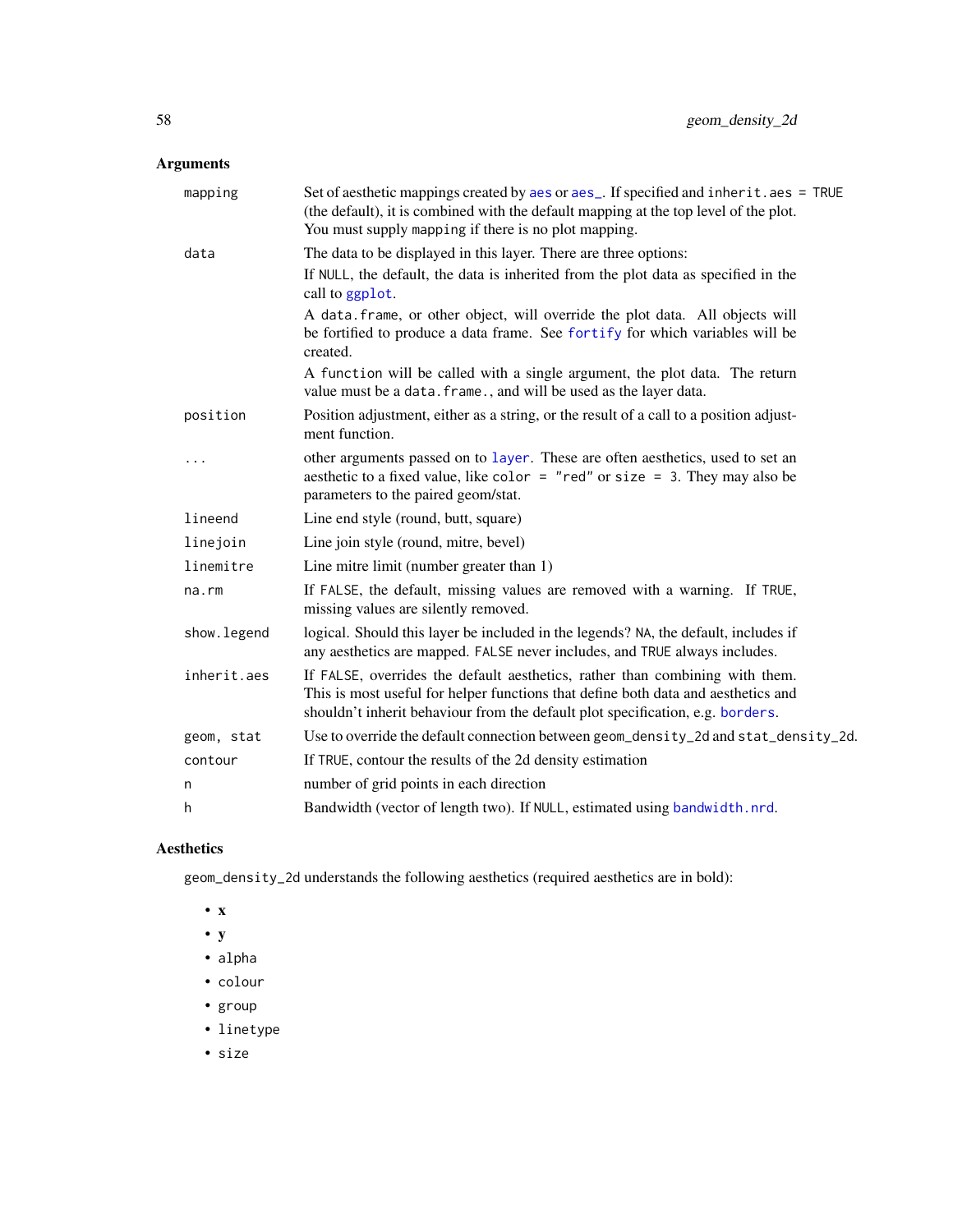## Arguments

| | |
|---|---|
| `mapping` | Set of aesthetic mappings created by `aes` or `aes_`. If specified and `inherit.aes = TRUE` (the default), it is combined with the default mapping at the top level of the plot. You must supply `mapping` if there is no plot mapping. |
| `data` | The data to be displayed in this layer. There are three options:<br>If `NULL`, the default, the data is inherited from the plot data as specified in the call to `ggplot`.<br>A `data.frame`, or other object, will override the plot data. All objects will be fortified to produce a data frame. See `fortify` for which variables will be created.<br>A `function` will be called with a single argument, the plot data. The return value must be a `data.frame.`, and will be used as the layer data. |
| `position` | Position adjustment, either as a string, or the result of a call to a position adjustment function. |
| `...` | other arguments passed on to `layer`. These are often aesthetics, used to set an aesthetic to a fixed value, like `color = "red"` or `size = 3`. They may also be parameters to the paired geom/stat. |
| `lineend` | Line end style (round, butt, square) |
| `linejoin` | Line join style (round, mitre, bevel) |
| `linemitre` | Line mitre limit (number greater than 1) |
| `na.rm` | If `FALSE`, the default, missing values are removed with a warning. If `TRUE`, missing values are silently removed. |
| `show.legend` | logical. Should this layer be included in the legends? `NA`, the default, includes if any aesthetics are mapped. `FALSE` never includes, and `TRUE` always includes. |
| `inherit.aes` | If `FALSE`, overrides the default aesthetics, rather than combining with them. This is most useful for helper functions that define both data and aesthetics and shouldn't inherit behaviour from the default plot specification, e.g. `borders`. |
| `geom, stat` | Use to override the default connection between `geom_density_2d` and `stat_density_2d`. |
| `contour` | If `TRUE`, contour the results of the 2d density estimation |
| `n` | number of grid points in each direction |
| `h` | Bandwidth (vector of length two). If `NULL`, estimated using `bandwidth.nrd`. |

## Aesthetics

`geom_density_2d` understands the following aesthetics (required aesthetics are in bold):

- **x**
- **y**
- `alpha`
- `colour`
- `group`
- `linetype`
- `size`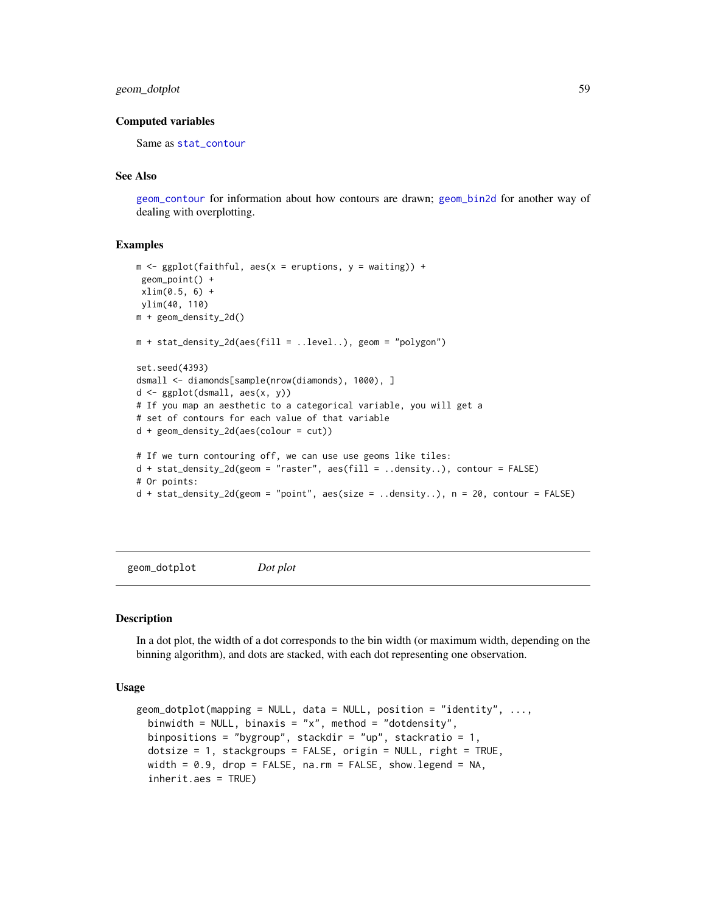### Computed variables

Same as `stat_contour`

### See Also

`geom_contour` for information about how contours are drawn; `geom_bin2d` for another way of dealing with overplotting.

### Examples

```
m <- ggplot(faithful, aes(x = eruptions, y = waiting)) +
 geom_point() +
 xlim(0.5, 6) +
 ylim(40, 110)
m + geom_density_2d()

m + stat_density_2d(aes(fill = ..level..), geom = "polygon")

set.seed(4393)
dsmall <- diamonds[sample(nrow(diamonds), 1000), ]
d <- ggplot(dsmall, aes(x, y))
# If you map an aesthetic to a categorical variable, you will get a
# set of contours for each value of that variable
d + geom_density_2d(aes(colour = cut))

# If we turn contouring off, we can use use geoms like tiles:
d + stat_density_2d(geom = "raster", aes(fill = ..density..), contour = FALSE)
# Or points:
d + stat_density_2d(geom = "point", aes(size = ..density..), n = 20, contour = FALSE)
```

---

## geom_dotplot *Dot plot*

---

### Description

In a dot plot, the width of a dot corresponds to the bin width (or maximum width, depending on the binning algorithm), and dots are stacked, with each dot representing one observation.

### Usage

```
geom_dotplot(mapping = NULL, data = NULL, position = "identity", ...,
  binwidth = NULL, binaxis = "x", method = "dotdensity",
  binpositions = "bygroup", stackdir = "up", stackratio = 1,
  dotsize = 1, stackgroups = FALSE, origin = NULL, right = TRUE,
  width = 0.9, drop = FALSE, na.rm = FALSE, show.legend = NA,
  inherit.aes = TRUE)
```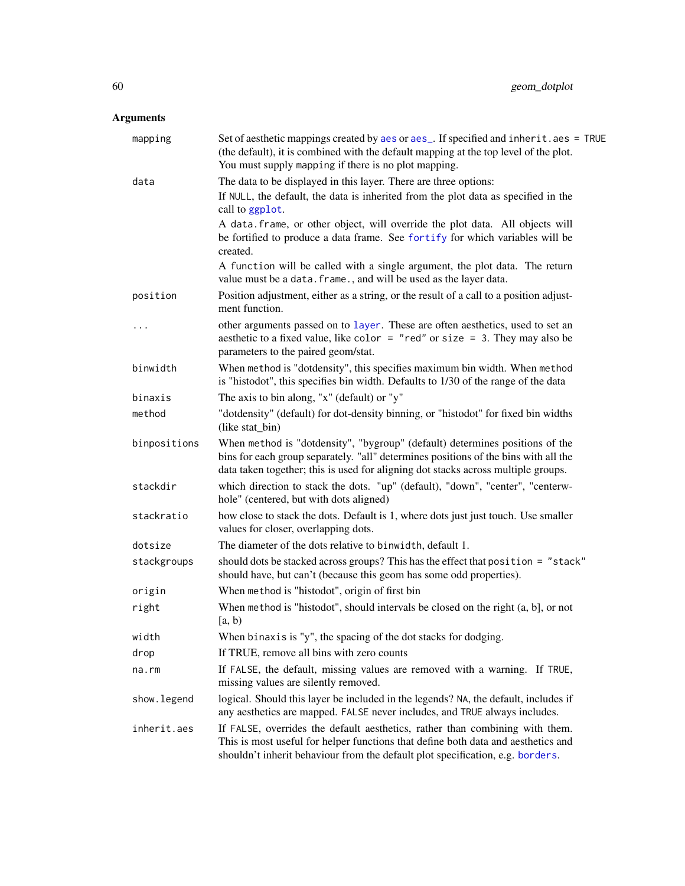## Arguments

| | |
|---|---|
| `mapping` | Set of aesthetic mappings created by `aes` or `aes_`. If specified and `inherit.aes = TRUE` (the default), it is combined with the default mapping at the top level of the plot. You must supply `mapping` if there is no plot mapping. |
| `data` | The data to be displayed in this layer. There are three options: If `NULL`, the default, the data is inherited from the plot data as specified in the call to `ggplot`. A `data.frame`, or other object, will override the plot data. All objects will be fortified to produce a data frame. See `fortify` for which variables will be created. A `function` will be called with a single argument, the plot data. The return value must be a `data.frame.`, and will be used as the layer data. |
| `position` | Position adjustment, either as a string, or the result of a call to a position adjustment function. |
| `...` | other arguments passed on to `layer`. These are often aesthetics, used to set an aesthetic to a fixed value, like `color = "red"` or `size = 3`. They may also be parameters to the paired geom/stat. |
| `binwidth` | When `method` is "dotdensity", this specifies maximum bin width. When `method` is "histodot", this specifies bin width. Defaults to 1/30 of the range of the data |
| `binaxis` | The axis to bin along, "x" (default) or "y" |
| `method` | "dotdensity" (default) for dot-density binning, or "histodot" for fixed bin widths (like stat_bin) |
| `binpositions` | When `method` is "dotdensity", "bygroup" (default) determines positions of the bins for each group separately. "all" determines positions of the bins with all the data taken together; this is used for aligning dot stacks across multiple groups. |
| `stackdir` | which direction to stack the dots. "up" (default), "down", "center", "centerwhole" (centered, but with dots aligned) |
| `stackratio` | how close to stack the dots. Default is 1, where dots just just touch. Use smaller values for closer, overlapping dots. |
| `dotsize` | The diameter of the dots relative to `binwidth`, default 1. |
| `stackgroups` | should dots be stacked across groups? This has the effect that `position = "stack"` should have, but can't (because this geom has some odd properties). |
| `origin` | When `method` is "histodot", origin of first bin |
| `right` | When `method` is "histodot", should intervals be closed on the right (a, b], or not [a, b) |
| `width` | When `binaxis` is "y", the spacing of the dot stacks for dodging. |
| `drop` | If TRUE, remove all bins with zero counts |
| `na.rm` | If `FALSE`, the default, missing values are removed with a warning. If `TRUE`, missing values are silently removed. |
| `show.legend` | logical. Should this layer be included in the legends? `NA`, the default, includes if any aesthetics are mapped. `FALSE` never includes, and `TRUE` always includes. |
| `inherit.aes` | If `FALSE`, overrides the default aesthetics, rather than combining with them. This is most useful for helper functions that define both data and aesthetics and shouldn't inherit behaviour from the default plot specification, e.g. `borders`. |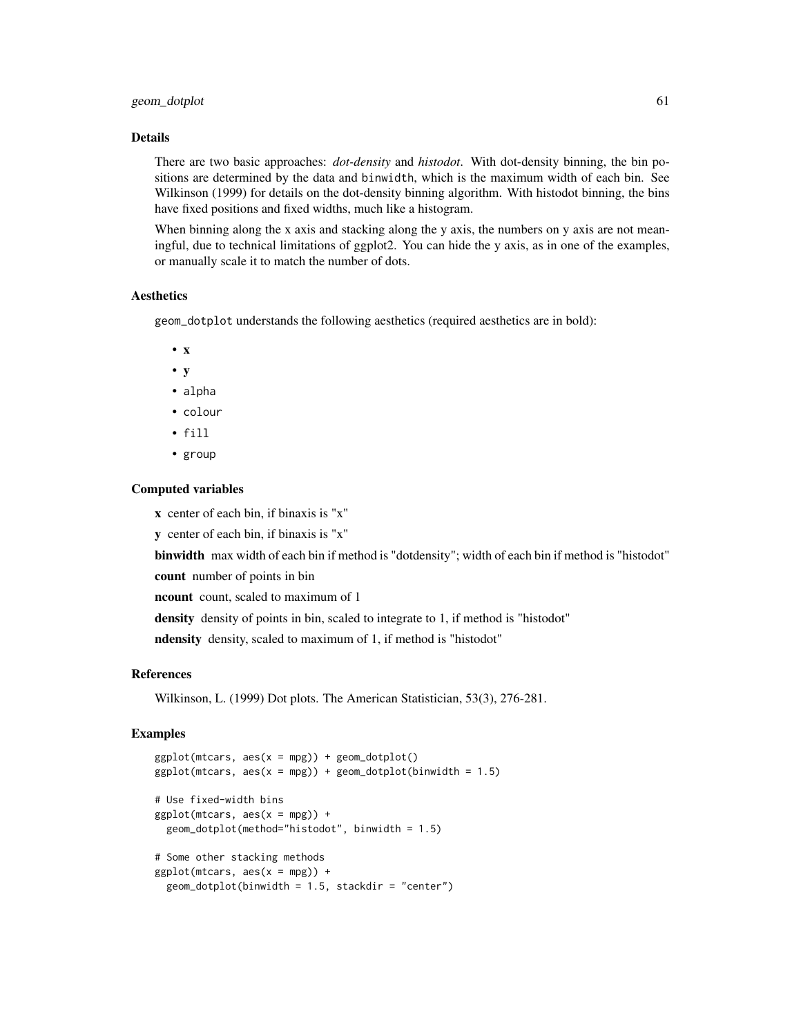## Details

There are two basic approaches: *dot-density* and *histodot*. With dot-density binning, the bin positions are determined by the data and binwidth, which is the maximum width of each bin. See Wilkinson (1999) for details on the dot-density binning algorithm. With histodot binning, the bins have fixed positions and fixed widths, much like a histogram.

When binning along the x axis and stacking along the y axis, the numbers on y axis are not meaningful, due to technical limitations of ggplot2. You can hide the y axis, as in one of the examples, or manually scale it to match the number of dots.

## Aesthetics

geom_dotplot understands the following aesthetics (required aesthetics are in bold):

- **x**
- **y**
- alpha
- colour
- fill
- group

## Computed variables

**x** center of each bin, if binaxis is "x"

**y** center of each bin, if binaxis is "x"

**binwidth** max width of each bin if method is "dotdensity"; width of each bin if method is "histodot"

**count** number of points in bin

**ncount** count, scaled to maximum of 1

**density** density of points in bin, scaled to integrate to 1, if method is "histodot"

**ndensity** density, scaled to maximum of 1, if method is "histodot"

## References

Wilkinson, L. (1999) Dot plots. The American Statistician, 53(3), 276-281.

## Examples

```
ggplot(mtcars, aes(x = mpg)) + geom_dotplot()
ggplot(mtcars, aes(x = mpg)) + geom_dotplot(binwidth = 1.5)

# Use fixed-width bins
ggplot(mtcars, aes(x = mpg)) +
  geom_dotplot(method="histodot", binwidth = 1.5)

# Some other stacking methods
ggplot(mtcars, aes(x = mpg)) +
  geom_dotplot(binwidth = 1.5, stackdir = "center")
```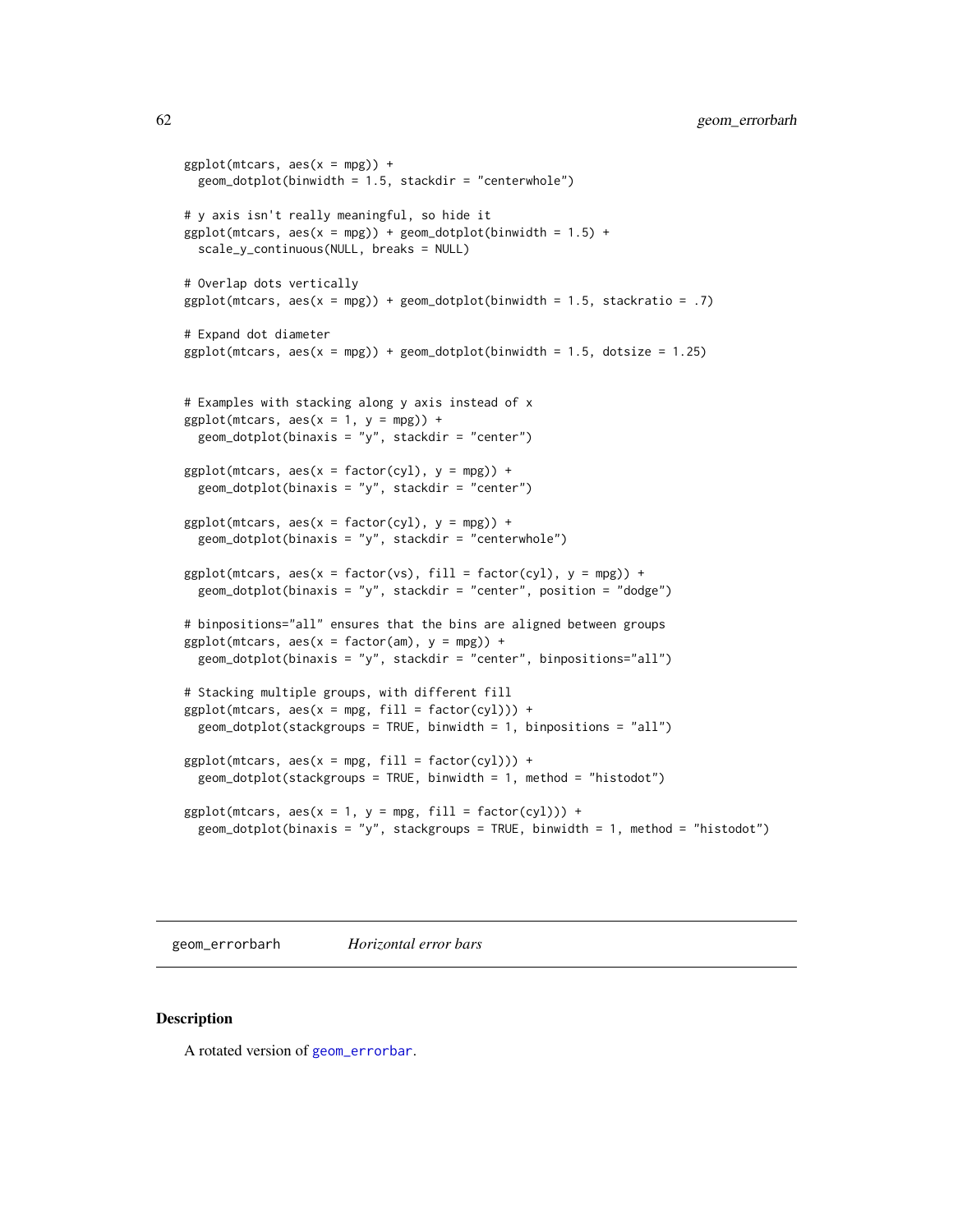```
ggplot(mtcars, aes(x = mpg)) +
  geom_dotplot(binwidth = 1.5, stackdir = "centerwhole")

# y axis isn't really meaningful, so hide it
ggplot(mtcars, aes(x = mpg)) + geom_dotplot(binwidth = 1.5) +
  scale_y_continuous(NULL, breaks = NULL)

# Overlap dots vertically
ggplot(mtcars, aes(x = mpg)) + geom_dotplot(binwidth = 1.5, stackratio = .7)

# Expand dot diameter
ggplot(mtcars, aes(x = mpg)) + geom_dotplot(binwidth = 1.5, dotsize = 1.25)


# Examples with stacking along y axis instead of x
ggplot(mtcars, aes(x = 1, y = mpg)) +
  geom_dotplot(binaxis = "y", stackdir = "center")

ggplot(mtcars, aes(x = factor(cyl), y = mpg)) +
  geom_dotplot(binaxis = "y", stackdir = "center")

ggplot(mtcars, aes(x = factor(cyl), y = mpg)) +
  geom_dotplot(binaxis = "y", stackdir = "centerwhole")

ggplot(mtcars, aes(x = factor(vs), fill = factor(cyl), y = mpg)) +
  geom_dotplot(binaxis = "y", stackdir = "center", position = "dodge")

# binpositions="all" ensures that the bins are aligned between groups
ggplot(mtcars, aes(x = factor(am), y = mpg)) +
  geom_dotplot(binaxis = "y", stackdir = "center", binpositions="all")

# Stacking multiple groups, with different fill
ggplot(mtcars, aes(x = mpg, fill = factor(cyl))) +
  geom_dotplot(stackgroups = TRUE, binwidth = 1, binpositions = "all")

ggplot(mtcars, aes(x = mpg, fill = factor(cyl))) +
  geom_dotplot(stackgroups = TRUE, binwidth = 1, method = "histodot")

ggplot(mtcars, aes(x = 1, y = mpg, fill = factor(cyl))) +
  geom_dotplot(binaxis = "y", stackgroups = TRUE, binwidth = 1, method = "histodot")
```

## geom_errorbarh *Horizontal error bars*

### Description

A rotated version of geom_errorbar.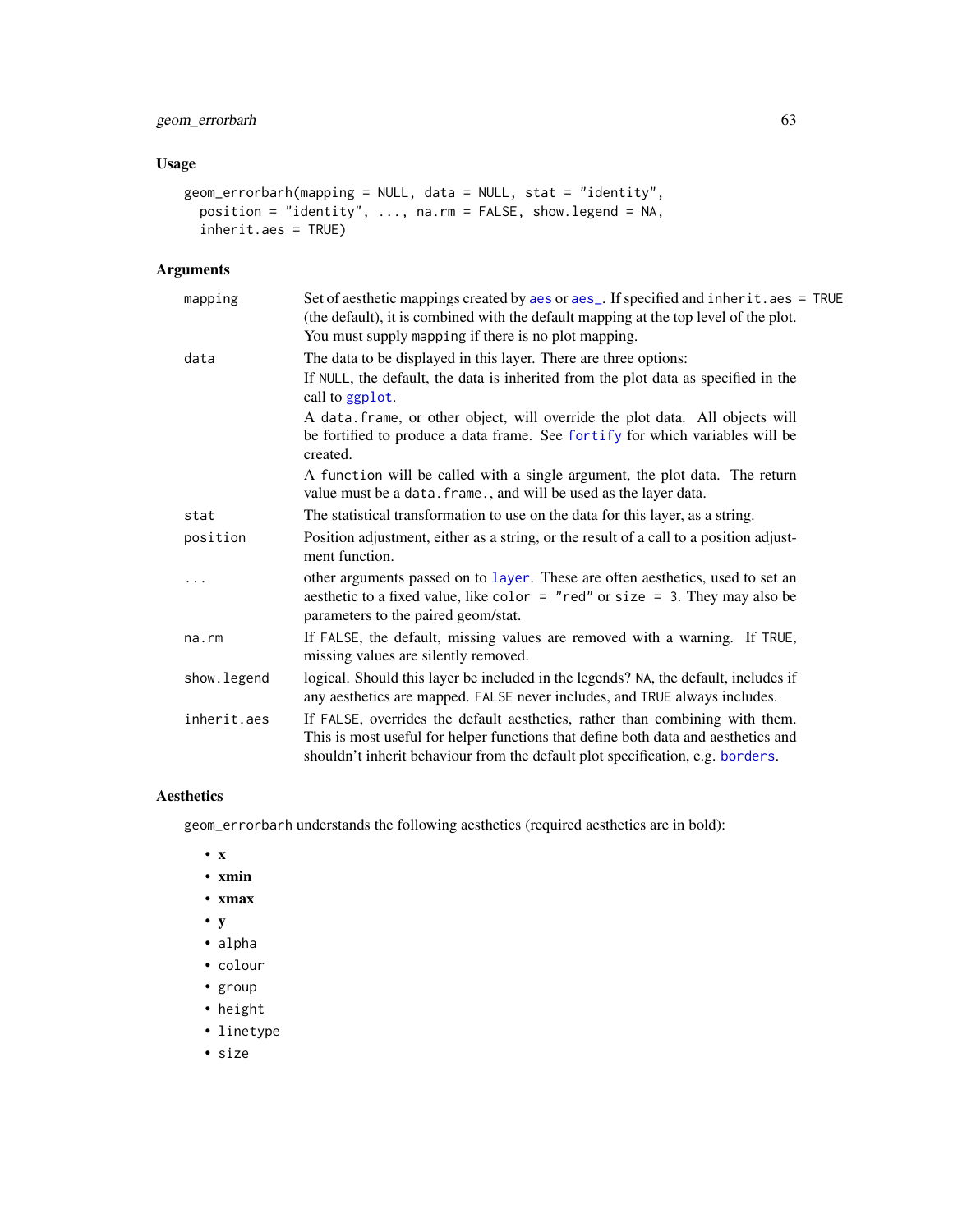## Usage

```
geom_errorbarh(mapping = NULL, data = NULL, stat = "identity",
  position = "identity", ..., na.rm = FALSE, show.legend = NA,
  inherit.aes = TRUE)
```

## Arguments

| | |
|---|---|
| mapping | Set of aesthetic mappings created by aes or aes_. If specified and inherit.aes = TRUE (the default), it is combined with the default mapping at the top level of the plot. You must supply mapping if there is no plot mapping. |
| data | The data to be displayed in this layer. There are three options: If NULL, the default, the data is inherited from the plot data as specified in the call to ggplot. A data.frame, or other object, will override the plot data. All objects will be fortified to produce a data frame. See fortify for which variables will be created. A function will be called with a single argument, the plot data. The return value must be a data.frame., and will be used as the layer data. |
| stat | The statistical transformation to use on the data for this layer, as a string. |
| position | Position adjustment, either as a string, or the result of a call to a position adjustment function. |
| ... | other arguments passed on to layer. These are often aesthetics, used to set an aesthetic to a fixed value, like color = "red" or size = 3. They may also be parameters to the paired geom/stat. |
| na.rm | If FALSE, the default, missing values are removed with a warning. If TRUE, missing values are silently removed. |
| show.legend | logical. Should this layer be included in the legends? NA, the default, includes if any aesthetics are mapped. FALSE never includes, and TRUE always includes. |
| inherit.aes | If FALSE, overrides the default aesthetics, rather than combining with them. This is most useful for helper functions that define both data and aesthetics and shouldn't inherit behaviour from the default plot specification, e.g. borders. |

## Aesthetics

geom_errorbarh understands the following aesthetics (required aesthetics are in bold):

- **x**
- **xmin**
- **xmax**
- **y**
- alpha
- colour
- group
- height
- linetype
- size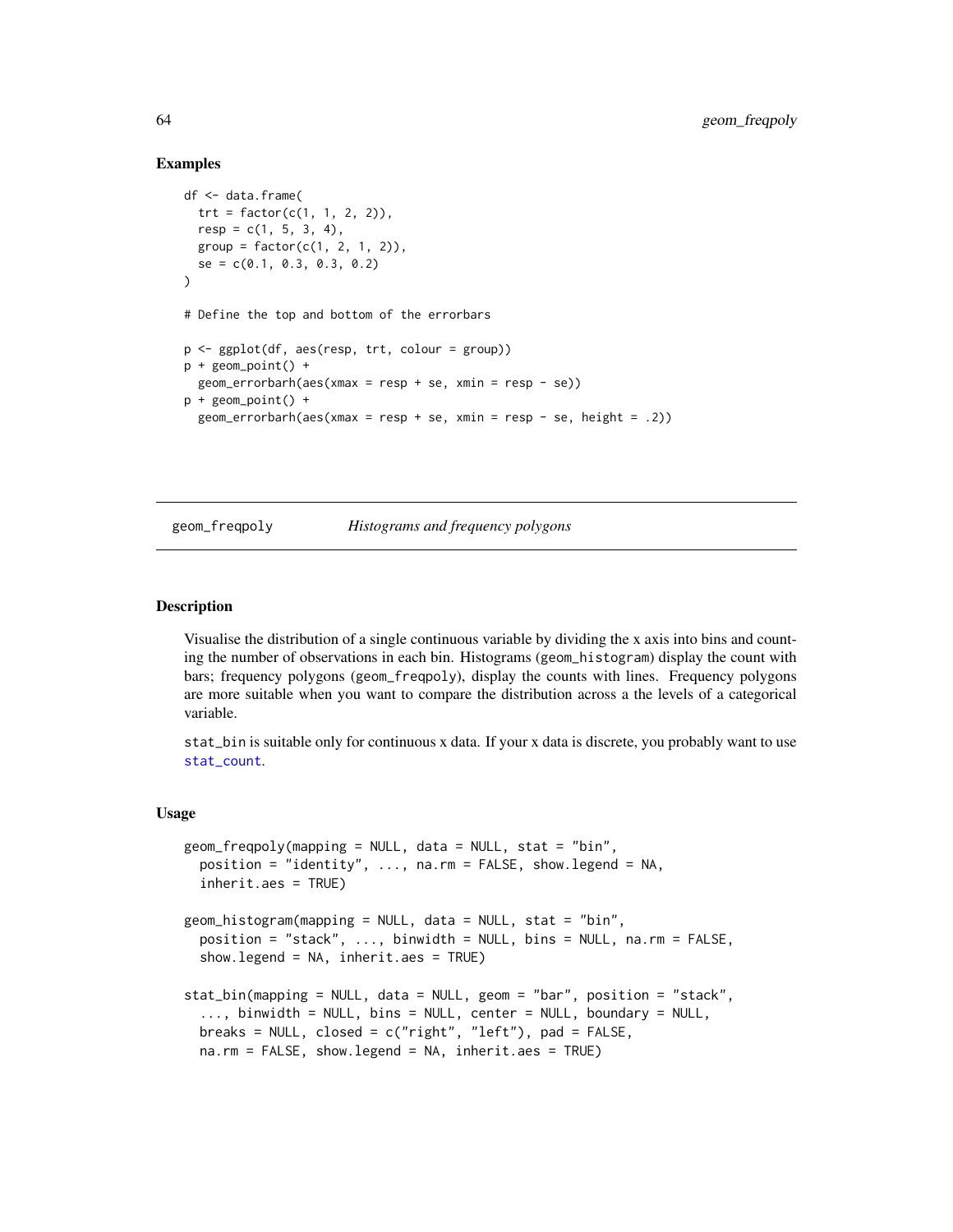## Examples

```
df <- data.frame(
  trt = factor(c(1, 1, 2, 2)),
  resp = c(1, 5, 3, 4),
  group = factor(c(1, 2, 1, 2)),
  se = c(0.1, 0.3, 0.3, 0.2)
)

# Define the top and bottom of the errorbars

p <- ggplot(df, aes(resp, trt, colour = group))
p + geom_point() +
  geom_errorbarh(aes(xmax = resp + se, xmin = resp - se))
p + geom_point() +
  geom_errorbarh(aes(xmax = resp + se, xmin = resp - se, height = .2))
```

---

# geom_freqpoly — *Histograms and frequency polygons*

---

## Description

Visualise the distribution of a single continuous variable by dividing the x axis into bins and counting the number of observations in each bin. Histograms (geom_histogram) display the count with bars; frequency polygons (geom_freqpoly), display the counts with lines. Frequency polygons are more suitable when you want to compare the distribution across a the levels of a categorical variable.

stat_bin is suitable only for continuous x data. If your x data is discrete, you probably want to use stat_count.

## Usage

```
geom_freqpoly(mapping = NULL, data = NULL, stat = "bin",
  position = "identity", ..., na.rm = FALSE, show.legend = NA,
  inherit.aes = TRUE)

geom_histogram(mapping = NULL, data = NULL, stat = "bin",
  position = "stack", ..., binwidth = NULL, bins = NULL, na.rm = FALSE,
  show.legend = NA, inherit.aes = TRUE)

stat_bin(mapping = NULL, data = NULL, geom = "bar", position = "stack",
  ..., binwidth = NULL, bins = NULL, center = NULL, boundary = NULL,
  breaks = NULL, closed = c("right", "left"), pad = FALSE,
  na.rm = FALSE, show.legend = NA, inherit.aes = TRUE)
```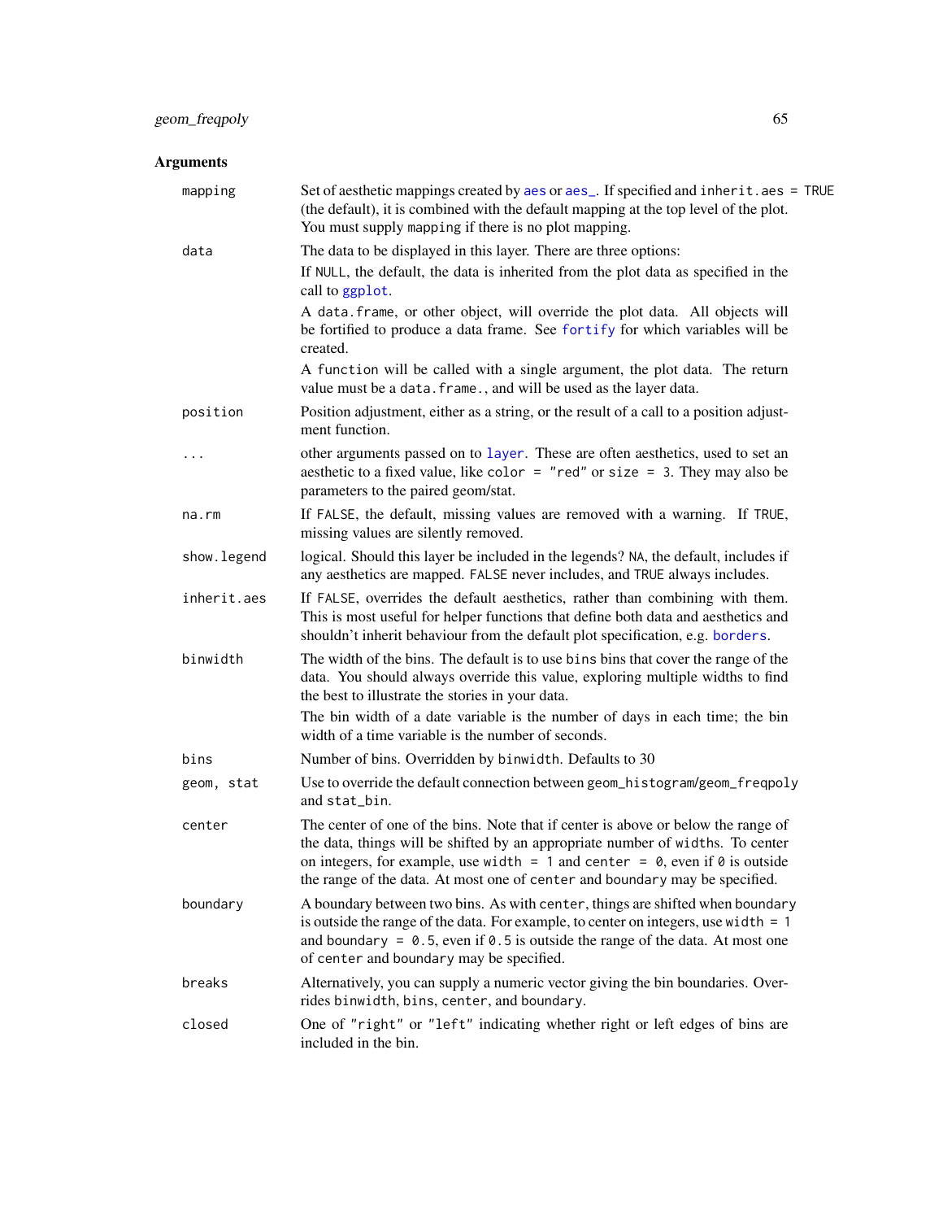## Arguments

| | |
|---|---|
| `mapping` | Set of aesthetic mappings created by `aes` or `aes_`. If specified and `inherit.aes = TRUE` (the default), it is combined with the default mapping at the top level of the plot. You must supply `mapping` if there is no plot mapping. |
| `data` | The data to be displayed in this layer. There are three options:<br>If `NULL`, the default, the data is inherited from the plot data as specified in the call to `ggplot`.<br>A `data.frame`, or other object, will override the plot data. All objects will be fortified to produce a data frame. See `fortify` for which variables will be created.<br>A `function` will be called with a single argument, the plot data. The return value must be a `data.frame.`, and will be used as the layer data. |
| `position` | Position adjustment, either as a string, or the result of a call to a position adjustment function. |
| `...` | other arguments passed on to `layer`. These are often aesthetics, used to set an aesthetic to a fixed value, like `color = "red"` or `size = 3`. They may also be parameters to the paired geom/stat. |
| `na.rm` | If `FALSE`, the default, missing values are removed with a warning. If `TRUE`, missing values are silently removed. |
| `show.legend` | logical. Should this layer be included in the legends? `NA`, the default, includes if any aesthetics are mapped. `FALSE` never includes, and `TRUE` always includes. |
| `inherit.aes` | If `FALSE`, overrides the default aesthetics, rather than combining with them. This is most useful for helper functions that define both data and aesthetics and shouldn't inherit behaviour from the default plot specification, e.g. `borders`. |
| `binwidth` | The width of the bins. The default is to use `bins` bins that cover the range of the data. You should always override this value, exploring multiple widths to find the best to illustrate the stories in your data.<br>The bin width of a date variable is the number of days in each time; the bin width of a time variable is the number of seconds. |
| `bins` | Number of bins. Overridden by `binwidth`. Defaults to 30 |
| `geom, stat` | Use to override the default connection between `geom_histogram`/`geom_freqpoly` and `stat_bin`. |
| `center` | The center of one of the bins. Note that if center is above or below the range of the data, things will be shifted by an appropriate number of `width`s. To center on integers, for example, use `width = 1` and `center = 0`, even if `0` is outside the range of the data. At most one of `center` and `boundary` may be specified. |
| `boundary` | A boundary between two bins. As with `center`, things are shifted when `boundary` is outside the range of the data. For example, to center on integers, use `width = 1` and `boundary = 0.5`, even if `0.5` is outside the range of the data. At most one of `center` and `boundary` may be specified. |
| `breaks` | Alternatively, you can supply a numeric vector giving the bin boundaries. Overrides `binwidth`, `bins`, `center`, and `boundary`. |
| `closed` | One of `"right"` or `"left"` indicating whether right or left edges of bins are included in the bin. |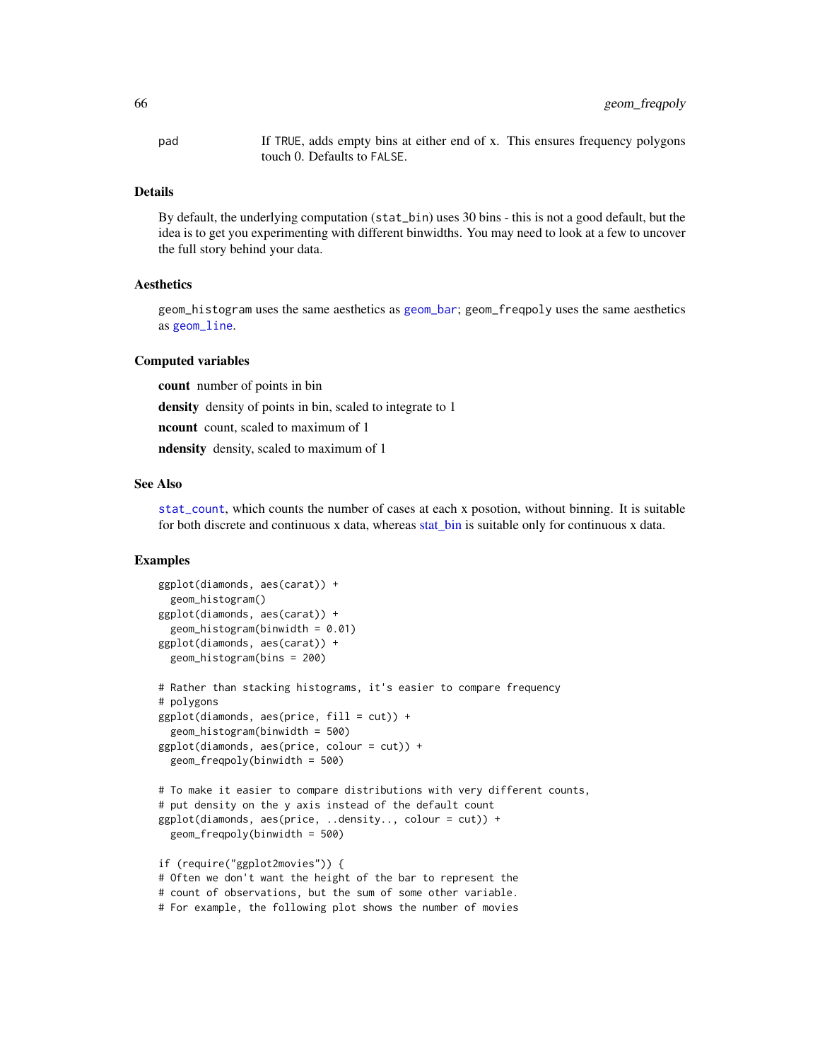pad If TRUE, adds empty bins at either end of x. This ensures frequency polygons touch 0. Defaults to FALSE.

## Details

By default, the underlying computation (stat_bin) uses 30 bins - this is not a good default, but the idea is to get you experimenting with different binwidths. You may need to look at a few to uncover the full story behind your data.

## Aesthetics

geom_histogram uses the same aesthetics as geom_bar; geom_freqpoly uses the same aesthetics as geom_line.

## Computed variables

**count** number of points in bin

**density** density of points in bin, scaled to integrate to 1

**ncount** count, scaled to maximum of 1

**ndensity** density, scaled to maximum of 1

## See Also

stat_count, which counts the number of cases at each x posotion, without binning. It is suitable for both discrete and continuous x data, whereas stat_bin is suitable only for continuous x data.

## Examples

```
ggplot(diamonds, aes(carat)) +
  geom_histogram()
ggplot(diamonds, aes(carat)) +
  geom_histogram(binwidth = 0.01)
ggplot(diamonds, aes(carat)) +
  geom_histogram(bins = 200)

# Rather than stacking histograms, it's easier to compare frequency
# polygons
ggplot(diamonds, aes(price, fill = cut)) +
  geom_histogram(binwidth = 500)
ggplot(diamonds, aes(price, colour = cut)) +
  geom_freqpoly(binwidth = 500)

# To make it easier to compare distributions with very different counts,
# put density on the y axis instead of the default count
ggplot(diamonds, aes(price, ..density.., colour = cut)) +
  geom_freqpoly(binwidth = 500)

if (require("ggplot2movies")) {
# Often we don't want the height of the bar to represent the
# count of observations, but the sum of some other variable.
# For example, the following plot shows the number of movies
```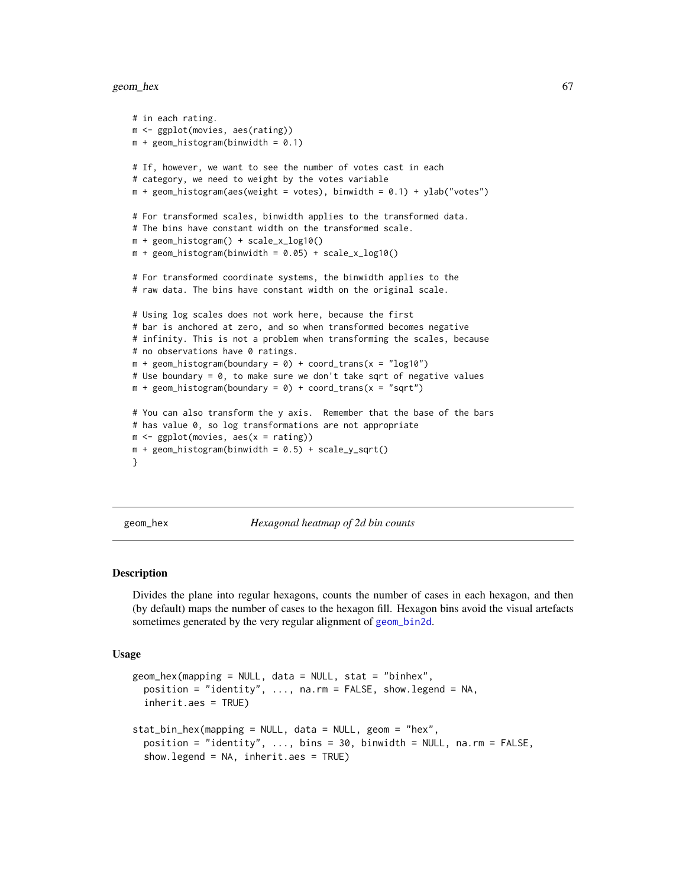```
# in each rating.
m <- ggplot(movies, aes(rating))
m + geom_histogram(binwidth = 0.1)

# If, however, we want to see the number of votes cast in each
# category, we need to weight by the votes variable
m + geom_histogram(aes(weight = votes), binwidth = 0.1) + ylab("votes")

# For transformed scales, binwidth applies to the transformed data.
# The bins have constant width on the transformed scale.
m + geom_histogram() + scale_x_log10()
m + geom_histogram(binwidth = 0.05) + scale_x_log10()

# For transformed coordinate systems, the binwidth applies to the
# raw data. The bins have constant width on the original scale.

# Using log scales does not work here, because the first
# bar is anchored at zero, and so when transformed becomes negative
# infinity. This is not a problem when transforming the scales, because
# no observations have 0 ratings.
m + geom_histogram(boundary = 0) + coord_trans(x = "log10")
# Use boundary = 0, to make sure we don't take sqrt of negative values
m + geom_histogram(boundary = 0) + coord_trans(x = "sqrt")

# You can also transform the y axis.  Remember that the base of the bars
# has value 0, so log transformations are not appropriate
m <- ggplot(movies, aes(x = rating))
m + geom_histogram(binwidth = 0.5) + scale_y_sqrt()
}
```

## geom_hex — *Hexagonal heatmap of 2d bin counts*

### Description

Divides the plane into regular hexagons, counts the number of cases in each hexagon, and then (by default) maps the number of cases to the hexagon fill. Hexagon bins avoid the visual artefacts sometimes generated by the very regular alignment of geom_bin2d.

### Usage

```
geom_hex(mapping = NULL, data = NULL, stat = "binhex",
  position = "identity", ..., na.rm = FALSE, show.legend = NA,
  inherit.aes = TRUE)

stat_bin_hex(mapping = NULL, data = NULL, geom = "hex",
  position = "identity", ..., bins = 30, binwidth = NULL, na.rm = FALSE,
  show.legend = NA, inherit.aes = TRUE)
```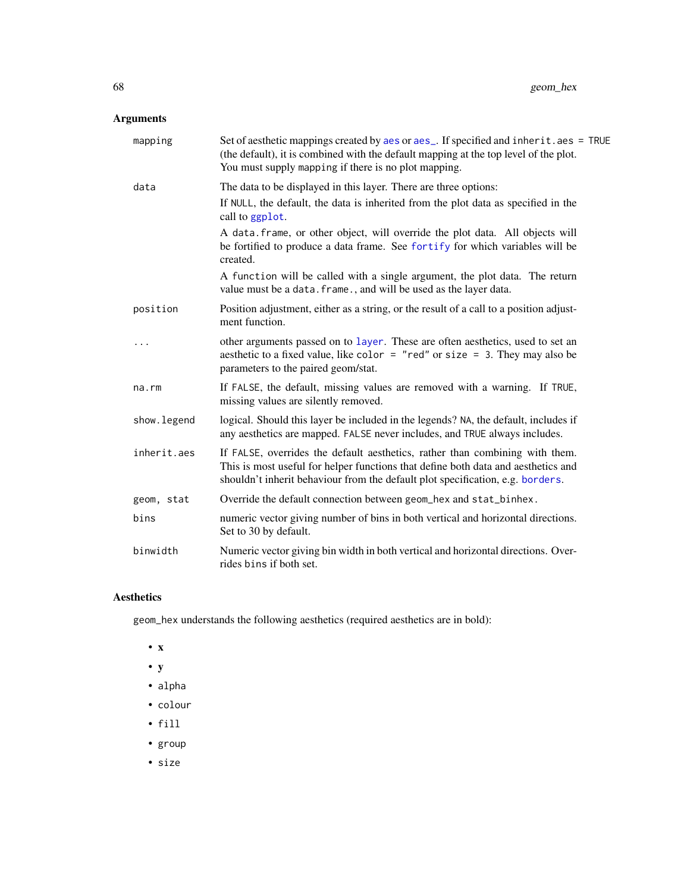## Arguments

| | |
|---|---|
| mapping | Set of aesthetic mappings created by aes or aes_. If specified and inherit.aes = TRUE (the default), it is combined with the default mapping at the top level of the plot. You must supply mapping if there is no plot mapping. |
| data | The data to be displayed in this layer. There are three options: If NULL, the default, the data is inherited from the plot data as specified in the call to ggplot. A data.frame, or other object, will override the plot data. All objects will be fortified to produce a data frame. See fortify for which variables will be created. A function will be called with a single argument, the plot data. The return value must be a data.frame., and will be used as the layer data. |
| position | Position adjustment, either as a string, or the result of a call to a position adjustment function. |
| ... | other arguments passed on to layer. These are often aesthetics, used to set an aesthetic to a fixed value, like color = "red" or size = 3. They may also be parameters to the paired geom/stat. |
| na.rm | If FALSE, the default, missing values are removed with a warning. If TRUE, missing values are silently removed. |
| show.legend | logical. Should this layer be included in the legends? NA, the default, includes if any aesthetics are mapped. FALSE never includes, and TRUE always includes. |
| inherit.aes | If FALSE, overrides the default aesthetics, rather than combining with them. This is most useful for helper functions that define both data and aesthetics and shouldn't inherit behaviour from the default plot specification, e.g. borders. |
| geom, stat | Override the default connection between geom_hex and stat_binhex. |
| bins | numeric vector giving number of bins in both vertical and horizontal directions. Set to 30 by default. |
| binwidth | Numeric vector giving bin width in both vertical and horizontal directions. Overrides bins if both set. |

## Aesthetics

geom_hex understands the following aesthetics (required aesthetics are in bold):

- **x**
- **y**
- alpha
- colour
- fill
- group
- size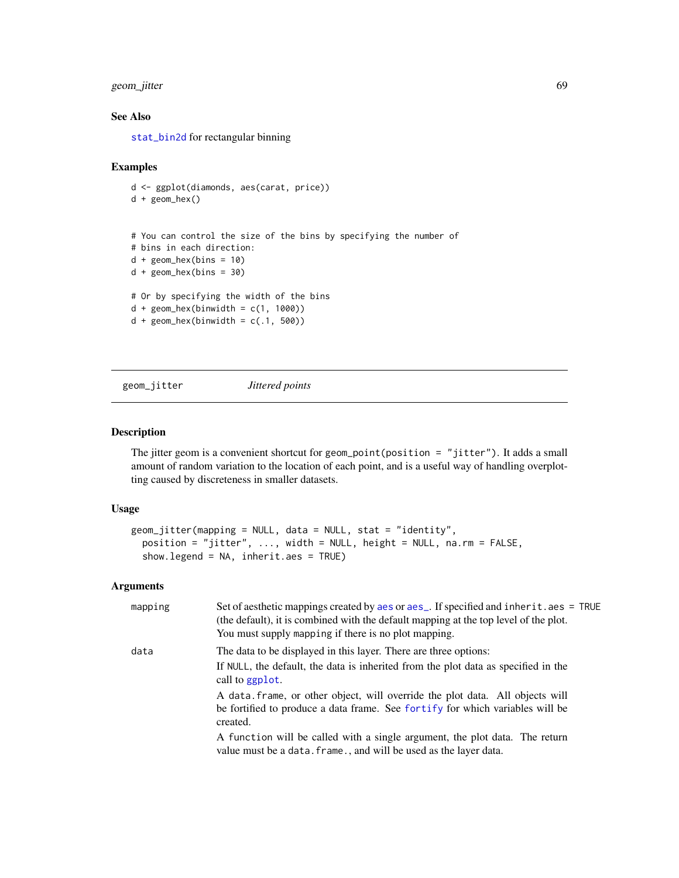## See Also

stat_bin2d for rectangular binning

## Examples

```
d <- ggplot(diamonds, aes(carat, price))
d + geom_hex()


# You can control the size of the bins by specifying the number of
# bins in each direction:
d + geom_hex(bins = 10)
d + geom_hex(bins = 30)

# Or by specifying the width of the bins
d + geom_hex(binwidth = c(1, 1000))
d + geom_hex(binwidth = c(.1, 500))
```

---

# geom_jitter &nbsp;&nbsp;&nbsp;&nbsp; *Jittered points*

## Description

The jitter geom is a convenient shortcut for geom_point(position = "jitter"). It adds a small amount of random variation to the location of each point, and is a useful way of handling overplotting caused by discreteness in smaller datasets.

## Usage

```
geom_jitter(mapping = NULL, data = NULL, stat = "identity",
  position = "jitter", ..., width = NULL, height = NULL, na.rm = FALSE,
  show.legend = NA, inherit.aes = TRUE)
```

## Arguments

| | |
|---|---|
| mapping | Set of aesthetic mappings created by aes or aes_. If specified and inherit.aes = TRUE (the default), it is combined with the default mapping at the top level of the plot. You must supply mapping if there is no plot mapping. |
| data | The data to be displayed in this layer. There are three options:<br>If NULL, the default, the data is inherited from the plot data as specified in the call to ggplot.<br>A data.frame, or other object, will override the plot data. All objects will be fortified to produce a data frame. See fortify for which variables will be created.<br>A function will be called with a single argument, the plot data. The return value must be a data.frame., and will be used as the layer data. |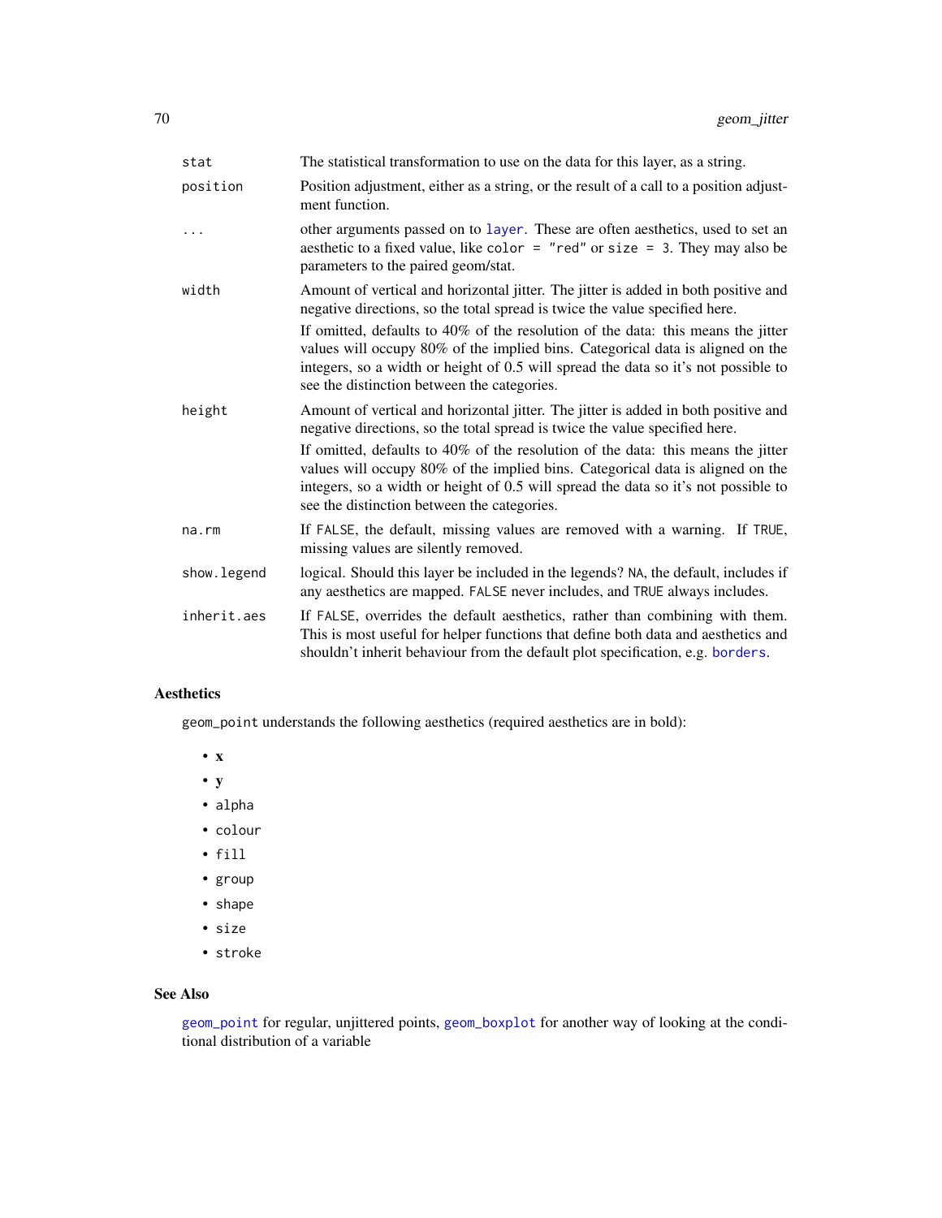| | |
|---|---|
| `stat` | The statistical transformation to use on the data for this layer, as a string. |
| `position` | Position adjustment, either as a string, or the result of a call to a position adjustment function. |
| `...` | other arguments passed on to `layer`. These are often aesthetics, used to set an aesthetic to a fixed value, like `color = "red"` or `size = 3`. They may also be parameters to the paired geom/stat. |
| `width` | Amount of vertical and horizontal jitter. The jitter is added in both positive and negative directions, so the total spread is twice the value specified here. If omitted, defaults to 40% of the resolution of the data: this means the jitter values will occupy 80% of the implied bins. Categorical data is aligned on the integers, so a width or height of 0.5 will spread the data so it's not possible to see the distinction between the categories. |
| `height` | Amount of vertical and horizontal jitter. The jitter is added in both positive and negative directions, so the total spread is twice the value specified here. If omitted, defaults to 40% of the resolution of the data: this means the jitter values will occupy 80% of the implied bins. Categorical data is aligned on the integers, so a width or height of 0.5 will spread the data so it's not possible to see the distinction between the categories. |
| `na.rm` | If `FALSE`, the default, missing values are removed with a warning. If `TRUE`, missing values are silently removed. |
| `show.legend` | logical. Should this layer be included in the legends? `NA`, the default, includes if any aesthetics are mapped. `FALSE` never includes, and `TRUE` always includes. |
| `inherit.aes` | If `FALSE`, overrides the default aesthetics, rather than combining with them. This is most useful for helper functions that define both data and aesthetics and shouldn't inherit behaviour from the default plot specification, e.g. `borders`. |

## Aesthetics

`geom_point` understands the following aesthetics (required aesthetics are in bold):

- **x**
- **y**
- `alpha`
- `colour`
- `fill`
- `group`
- `shape`
- `size`
- `stroke`

## See Also

`geom_point` for regular, unjittered points, `geom_boxplot` for another way of looking at the conditional distribution of a variable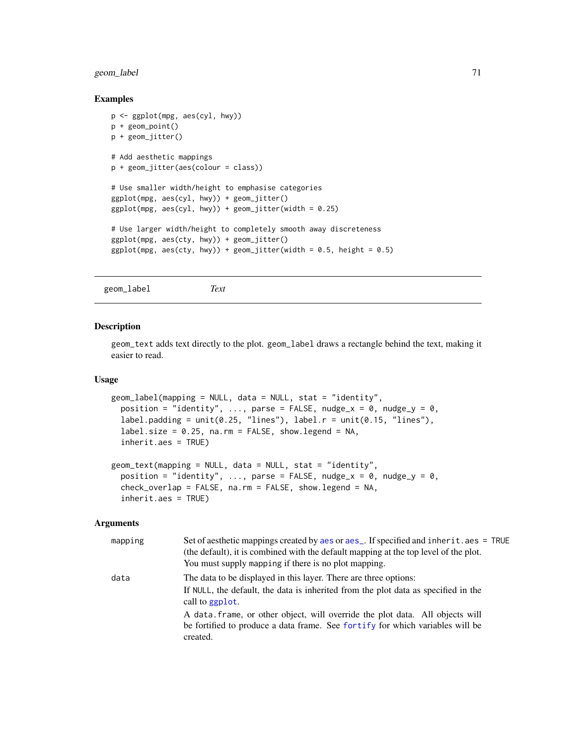## Examples

```
p <- ggplot(mpg, aes(cyl, hwy))
p + geom_point()
p + geom_jitter()

# Add aesthetic mappings
p + geom_jitter(aes(colour = class))

# Use smaller width/height to emphasise categories
ggplot(mpg, aes(cyl, hwy)) + geom_jitter()
ggplot(mpg, aes(cyl, hwy)) + geom_jitter(width = 0.25)

# Use larger width/height to completely smooth away discreteness
ggplot(mpg, aes(cty, hwy)) + geom_jitter()
ggplot(mpg, aes(cty, hwy)) + geom_jitter(width = 0.5, height = 0.5)
```

---

# geom_label *Text*

---

## Description

geom_text adds text directly to the plot. geom_label draws a rectangle behind the text, making it easier to read.

## Usage

```
geom_label(mapping = NULL, data = NULL, stat = "identity",
  position = "identity", ..., parse = FALSE, nudge_x = 0, nudge_y = 0,
  label.padding = unit(0.25, "lines"), label.r = unit(0.15, "lines"),
  label.size = 0.25, na.rm = FALSE, show.legend = NA,
  inherit.aes = TRUE)

geom_text(mapping = NULL, data = NULL, stat = "identity",
  position = "identity", ..., parse = FALSE, nudge_x = 0, nudge_y = 0,
  check_overlap = FALSE, na.rm = FALSE, show.legend = NA,
  inherit.aes = TRUE)
```

## Arguments

| | |
|---|---|
| mapping | Set of aesthetic mappings created by aes or aes_. If specified and inherit.aes = TRUE (the default), it is combined with the default mapping at the top level of the plot. You must supply mapping if there is no plot mapping. |
| data | The data to be displayed in this layer. There are three options:<br>If NULL, the default, the data is inherited from the plot data as specified in the call to ggplot.<br>A data.frame, or other object, will override the plot data. All objects will be fortified to produce a data frame. See fortify for which variables will be created. |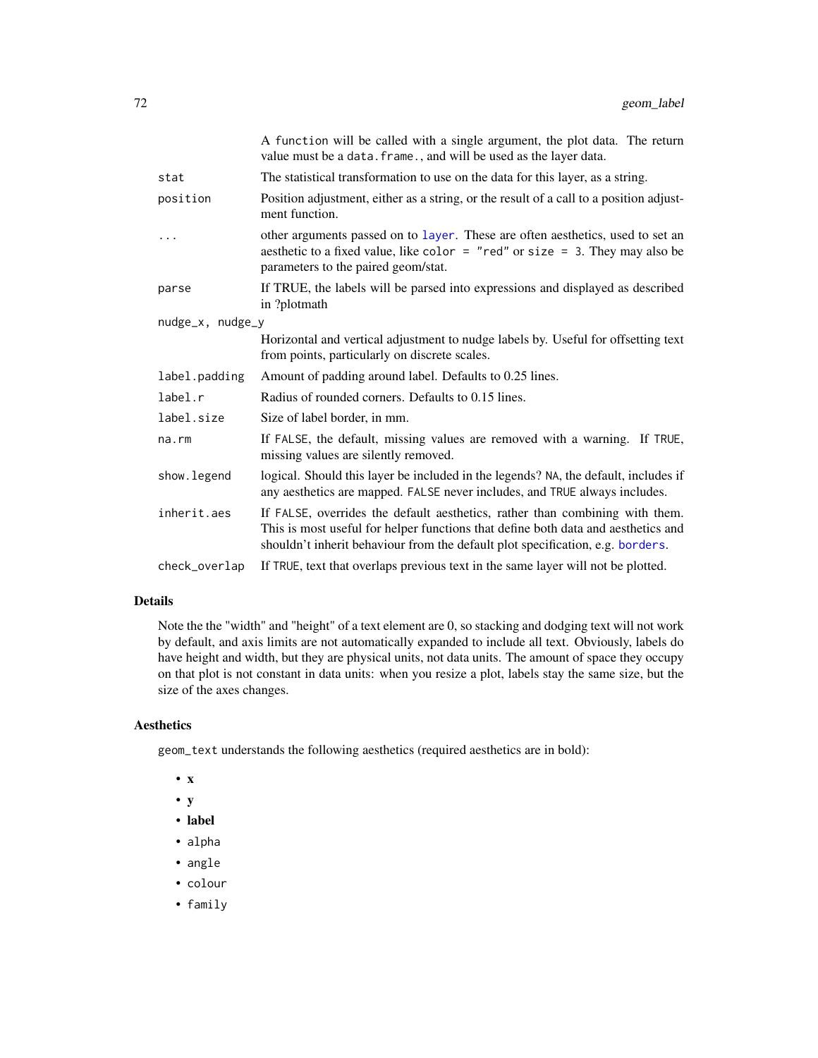A function will be called with a single argument, the plot data. The return value must be a data.frame., and will be used as the layer data.

| | |
|---|---|
| stat | The statistical transformation to use on the data for this layer, as a string. |
| position | Position adjustment, either as a string, or the result of a call to a position adjustment function. |
| ... | other arguments passed on to layer. These are often aesthetics, used to set an aesthetic to a fixed value, like color = "red" or size = 3. They may also be parameters to the paired geom/stat. |
| parse | If TRUE, the labels will be parsed into expressions and displayed as described in ?plotmath |
| nudge_x, nudge_y | Horizontal and vertical adjustment to nudge labels by. Useful for offsetting text from points, particularly on discrete scales. |
| label.padding | Amount of padding around label. Defaults to 0.25 lines. |
| label.r | Radius of rounded corners. Defaults to 0.15 lines. |
| label.size | Size of label border, in mm. |
| na.rm | If FALSE, the default, missing values are removed with a warning. If TRUE, missing values are silently removed. |
| show.legend | logical. Should this layer be included in the legends? NA, the default, includes if any aesthetics are mapped. FALSE never includes, and TRUE always includes. |
| inherit.aes | If FALSE, overrides the default aesthetics, rather than combining with them. This is most useful for helper functions that define both data and aesthetics and shouldn't inherit behaviour from the default plot specification, e.g. borders. |
| check_overlap | If TRUE, text that overlaps previous text in the same layer will not be plotted. |

## Details

Note the the "width" and "height" of a text element are 0, so stacking and dodging text will not work by default, and axis limits are not automatically expanded to include all text. Obviously, labels do have height and width, but they are physical units, not data units. The amount of space they occupy on that plot is not constant in data units: when you resize a plot, labels stay the same size, but the size of the axes changes.

## Aesthetics

geom_text understands the following aesthetics (required aesthetics are in bold):

- **x**
- **y**
- **label**
- alpha
- angle
- colour
- family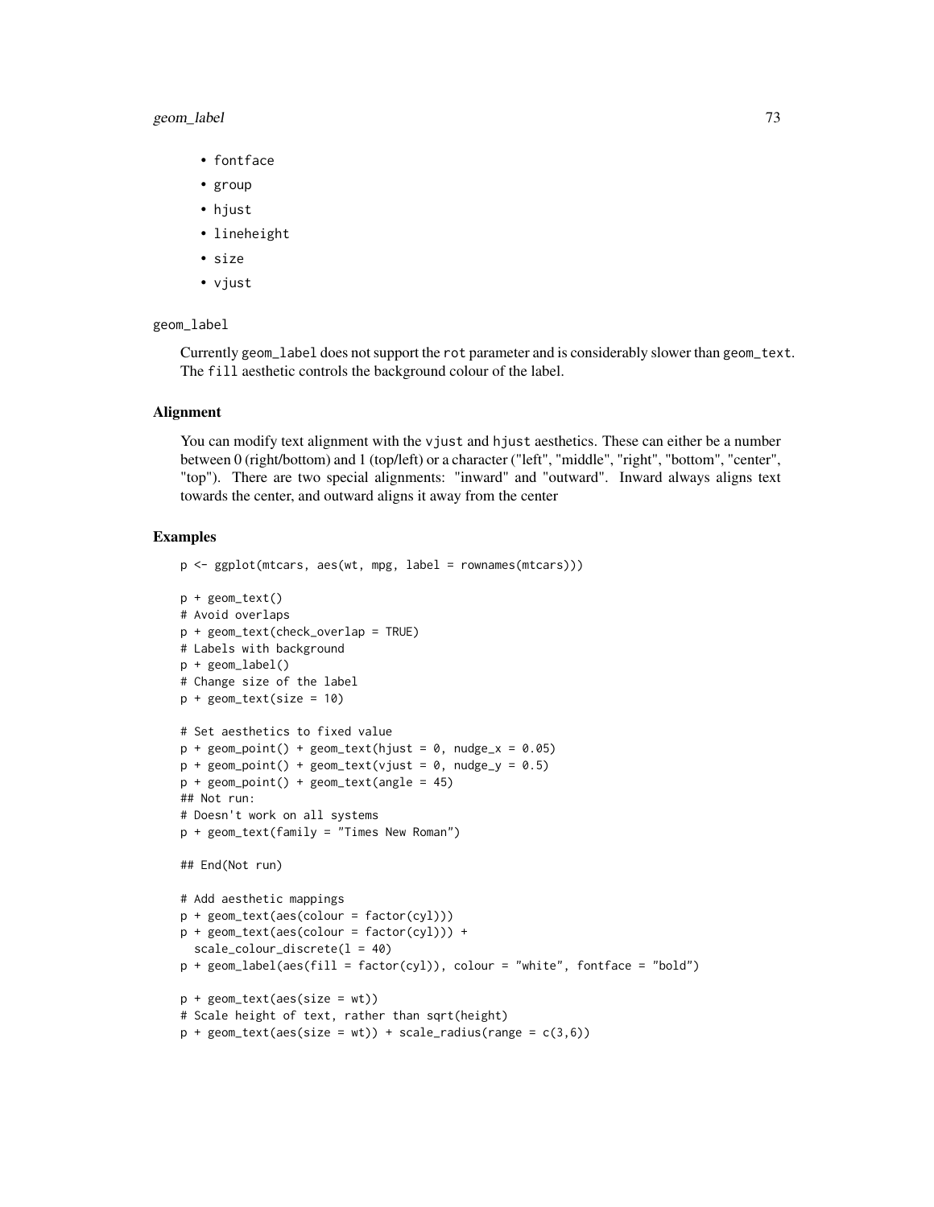- fontface
- group
- hjust
- lineheight
- size
- vjust

geom_label

Currently geom_label does not support the rot parameter and is considerably slower than geom_text. The fill aesthetic controls the background colour of the label.

### Alignment

You can modify text alignment with the vjust and hjust aesthetics. These can either be a number between 0 (right/bottom) and 1 (top/left) or a character ("left", "middle", "right", "bottom", "center", "top"). There are two special alignments: "inward" and "outward". Inward always aligns text towards the center, and outward aligns it away from the center

### Examples

```
p <- ggplot(mtcars, aes(wt, mpg, label = rownames(mtcars)))

p + geom_text()
# Avoid overlaps
p + geom_text(check_overlap = TRUE)
# Labels with background
p + geom_label()
# Change size of the label
p + geom_text(size = 10)

# Set aesthetics to fixed value
p + geom_point() + geom_text(hjust = 0, nudge_x = 0.05)
p + geom_point() + geom_text(vjust = 0, nudge_y = 0.5)
p + geom_point() + geom_text(angle = 45)
## Not run:
# Doesn't work on all systems
p + geom_text(family = "Times New Roman")

## End(Not run)

# Add aesthetic mappings
p + geom_text(aes(colour = factor(cyl)))
p + geom_text(aes(colour = factor(cyl))) +
  scale_colour_discrete(l = 40)
p + geom_label(aes(fill = factor(cyl)), colour = "white", fontface = "bold")

p + geom_text(aes(size = wt))
# Scale height of text, rather than sqrt(height)
p + geom_text(aes(size = wt)) + scale_radius(range = c(3,6))
```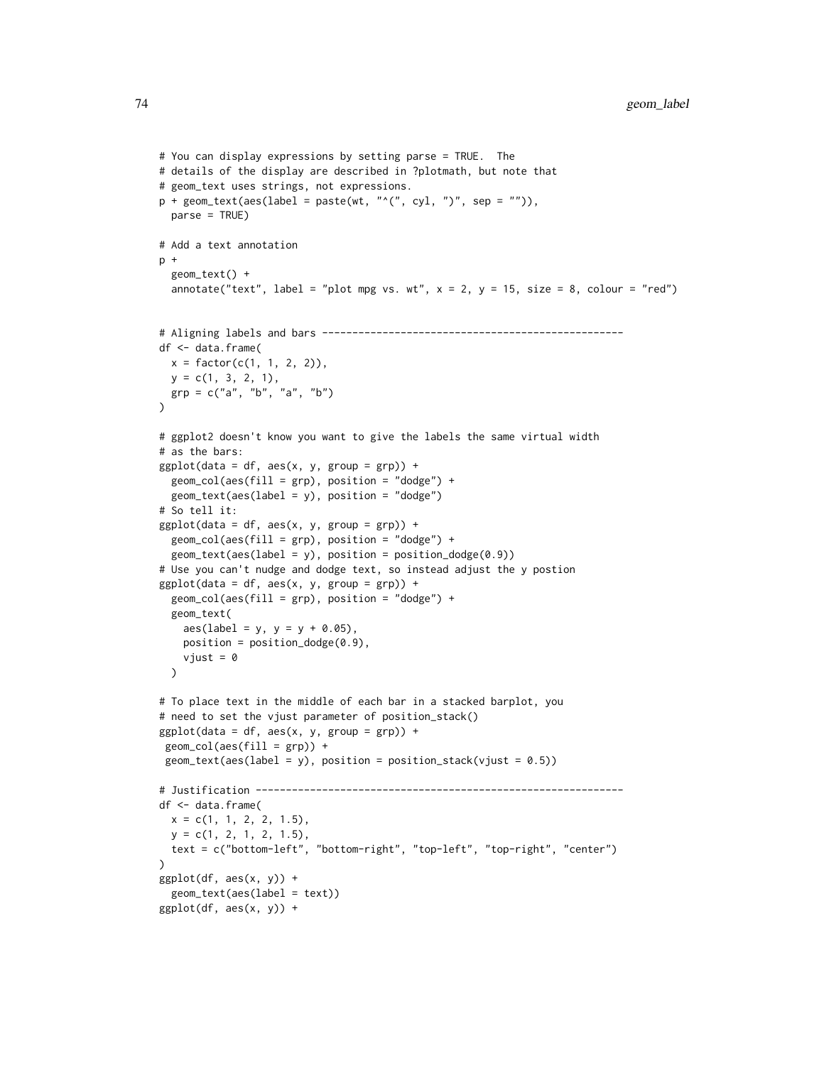```
# You can display expressions by setting parse = TRUE.  The
# details of the display are described in ?plotmath, but note that
# geom_text uses strings, not expressions.
p + geom_text(aes(label = paste(wt, "^(", cyl, ")", sep = "")),
  parse = TRUE)

# Add a text annotation
p +
  geom_text() +
  annotate("text", label = "plot mpg vs. wt", x = 2, y = 15, size = 8, colour = "red")


# Aligning labels and bars --------------------------------------------------
df <- data.frame(
  x = factor(c(1, 1, 2, 2)),
  y = c(1, 3, 2, 1),
  grp = c("a", "b", "a", "b")
)

# ggplot2 doesn't know you want to give the labels the same virtual width
# as the bars:
ggplot(data = df, aes(x, y, group = grp)) +
  geom_col(aes(fill = grp), position = "dodge") +
  geom_text(aes(label = y), position = "dodge")
# So tell it:
ggplot(data = df, aes(x, y, group = grp)) +
  geom_col(aes(fill = grp), position = "dodge") +
  geom_text(aes(label = y), position = position_dodge(0.9))
# Use you can't nudge and dodge text, so instead adjust the y postion
ggplot(data = df, aes(x, y, group = grp)) +
  geom_col(aes(fill = grp), position = "dodge") +
  geom_text(
    aes(label = y, y = y + 0.05),
    position = position_dodge(0.9),
    vjust = 0
  )

# To place text in the middle of each bar in a stacked barplot, you
# need to set the vjust parameter of position_stack()
ggplot(data = df, aes(x, y, group = grp)) +
 geom_col(aes(fill = grp)) +
 geom_text(aes(label = y), position = position_stack(vjust = 0.5))

# Justification -------------------------------------------------------------
df <- data.frame(
  x = c(1, 1, 2, 2, 1.5),
  y = c(1, 2, 1, 2, 1.5),
  text = c("bottom-left", "bottom-right", "top-left", "top-right", "center")
)
ggplot(df, aes(x, y)) +
  geom_text(aes(label = text))
ggplot(df, aes(x, y)) +
```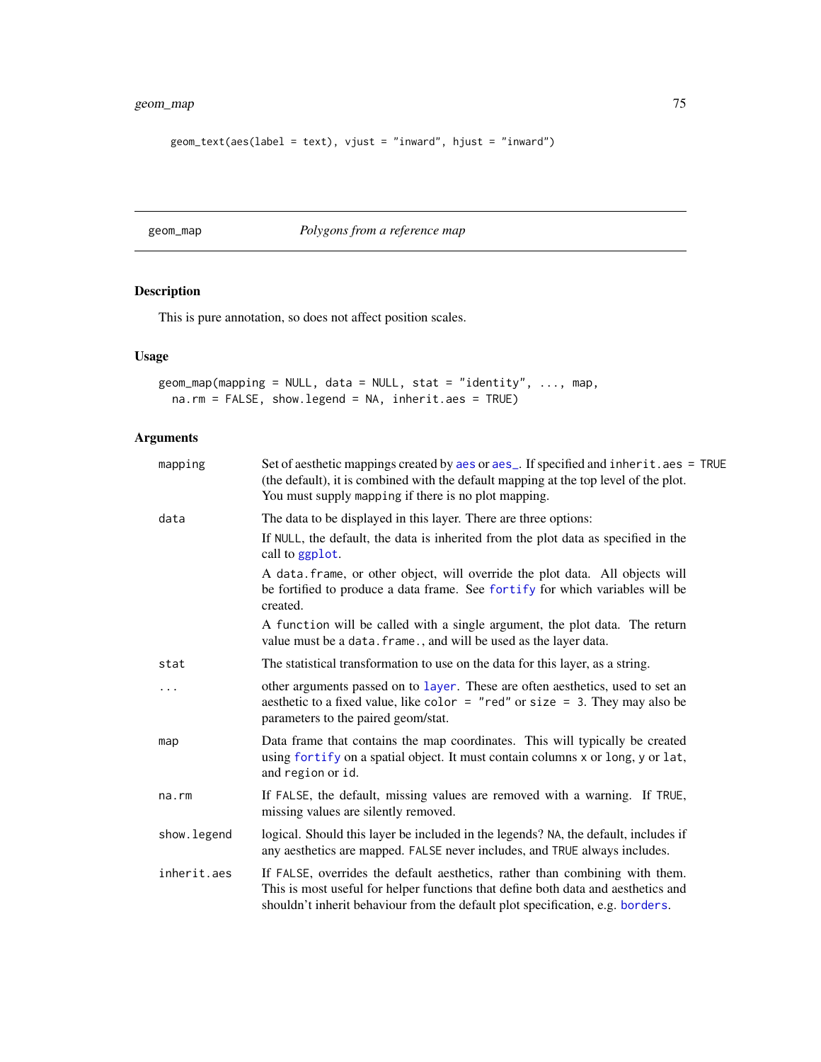```
geom_text(aes(label = text), vjust = "inward", hjust = "inward")
```

---

geom_map — *Polygons from a reference map*

---

## Description

This is pure annotation, so does not affect position scales.

## Usage

```
geom_map(mapping = NULL, data = NULL, stat = "identity", ..., map,
  na.rm = FALSE, show.legend = NA, inherit.aes = TRUE)
```

## Arguments

| | |
|---|---|
| mapping | Set of aesthetic mappings created by aes or aes_. If specified and inherit.aes = TRUE (the default), it is combined with the default mapping at the top level of the plot. You must supply mapping if there is no plot mapping. |
| data | The data to be displayed in this layer. There are three options:<br>If NULL, the default, the data is inherited from the plot data as specified in the call to ggplot.<br>A data.frame, or other object, will override the plot data. All objects will be fortified to produce a data frame. See fortify for which variables will be created.<br>A function will be called with a single argument, the plot data. The return value must be a data.frame., and will be used as the layer data. |
| stat | The statistical transformation to use on the data for this layer, as a string. |
| ... | other arguments passed on to layer. These are often aesthetics, used to set an aesthetic to a fixed value, like color = "red" or size = 3. They may also be parameters to the paired geom/stat. |
| map | Data frame that contains the map coordinates. This will typically be created using fortify on a spatial object. It must contain columns x or long, y or lat, and region or id. |
| na.rm | If FALSE, the default, missing values are removed with a warning. If TRUE, missing values are silently removed. |
| show.legend | logical. Should this layer be included in the legends? NA, the default, includes if any aesthetics are mapped. FALSE never includes, and TRUE always includes. |
| inherit.aes | If FALSE, overrides the default aesthetics, rather than combining with them. This is most useful for helper functions that define both data and aesthetics and shouldn't inherit behaviour from the default plot specification, e.g. borders. |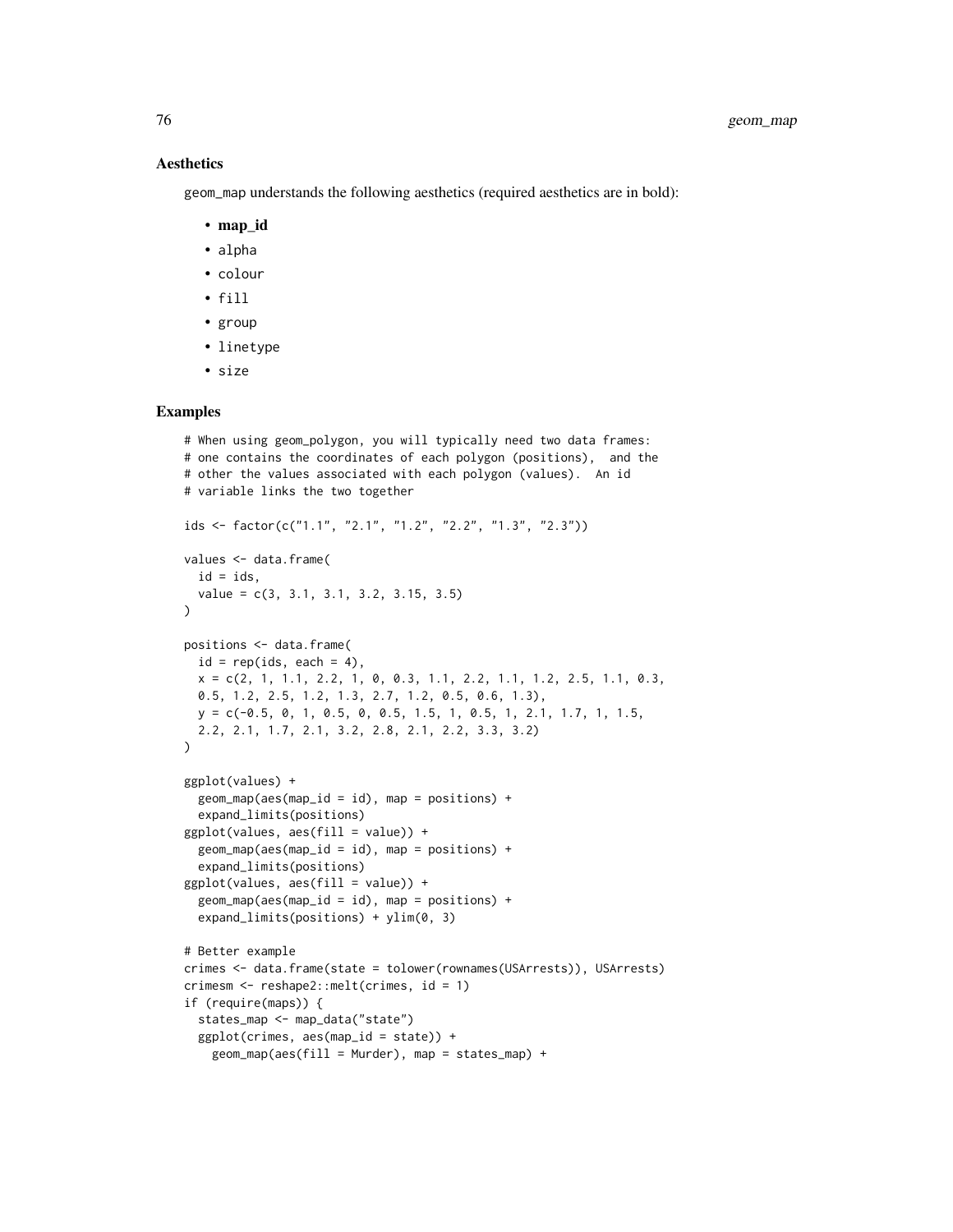### Aesthetics

geom_map understands the following aesthetics (required aesthetics are in bold):

- **map_id**
- alpha
- colour
- fill
- group
- linetype
- size

### Examples

```
# When using geom_polygon, you will typically need two data frames:
# one contains the coordinates of each polygon (positions),  and the
# other the values associated with each polygon (values).  An id
# variable links the two together

ids <- factor(c("1.1", "2.1", "1.2", "2.2", "1.3", "2.3"))

values <- data.frame(
  id = ids,
  value = c(3, 3.1, 3.1, 3.2, 3.15, 3.5)
)

positions <- data.frame(
  id = rep(ids, each = 4),
  x = c(2, 1, 1.1, 2.2, 1, 0, 0.3, 1.1, 2.2, 1.1, 1.2, 2.5, 1.1, 0.3,
  0.5, 1.2, 2.5, 1.2, 1.3, 2.7, 1.2, 0.5, 0.6, 1.3),
  y = c(-0.5, 0, 1, 0.5, 0, 0.5, 1.5, 1, 0.5, 1, 2.1, 1.7, 1, 1.5,
  2.2, 2.1, 1.7, 2.1, 3.2, 2.8, 2.1, 2.2, 3.3, 3.2)
)

ggplot(values) +
  geom_map(aes(map_id = id), map = positions) +
  expand_limits(positions)
ggplot(values, aes(fill = value)) +
  geom_map(aes(map_id = id), map = positions) +
  expand_limits(positions)
ggplot(values, aes(fill = value)) +
  geom_map(aes(map_id = id), map = positions) +
  expand_limits(positions) + ylim(0, 3)

# Better example
crimes <- data.frame(state = tolower(rownames(USArrests)), USArrests)
crimesm <- reshape2::melt(crimes, id = 1)
if (require(maps)) {
  states_map <- map_data("state")
  ggplot(crimes, aes(map_id = state)) +
    geom_map(aes(fill = Murder), map = states_map) +
```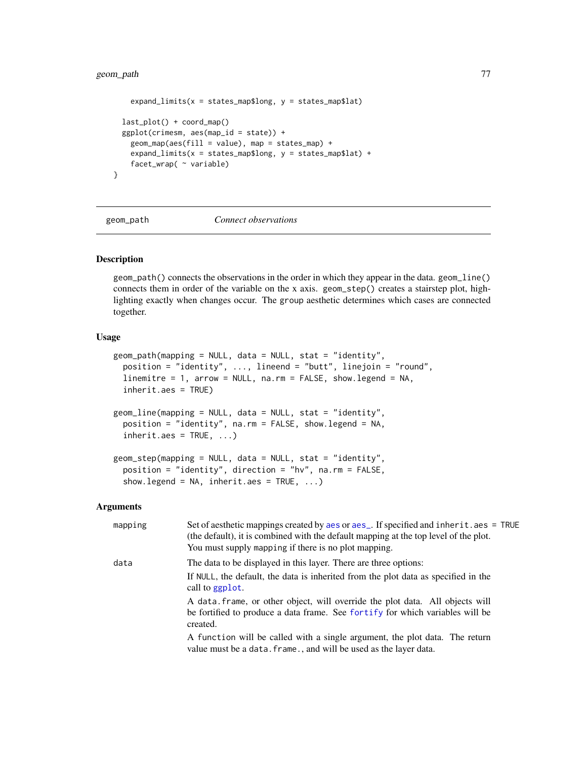```
    expand_limits(x = states_map$long, y = states_map$lat)

  last_plot() + coord_map()
  ggplot(crimesm, aes(map_id = state)) +
    geom_map(aes(fill = value), map = states_map) +
    expand_limits(x = states_map$long, y = states_map$lat) +
    facet_wrap( ~ variable)
}
```

---

## geom_path — *Connect observations*

---

### Description

geom_path() connects the observations in the order in which they appear in the data. geom_line() connects them in order of the variable on the x axis. geom_step() creates a stairstep plot, highlighting exactly when changes occur. The group aesthetic determines which cases are connected together.

### Usage

```
geom_path(mapping = NULL, data = NULL, stat = "identity",
  position = "identity", ..., lineend = "butt", linejoin = "round",
  linemitre = 1, arrow = NULL, na.rm = FALSE, show.legend = NA,
  inherit.aes = TRUE)

geom_line(mapping = NULL, data = NULL, stat = "identity",
  position = "identity", na.rm = FALSE, show.legend = NA,
  inherit.aes = TRUE, ...)

geom_step(mapping = NULL, data = NULL, stat = "identity",
  position = "identity", direction = "hv", na.rm = FALSE,
  show.legend = NA, inherit.aes = TRUE, ...)
```

### Arguments

| | |
|---|---|
| mapping | Set of aesthetic mappings created by aes or aes_. If specified and inherit.aes = TRUE (the default), it is combined with the default mapping at the top level of the plot. You must supply mapping if there is no plot mapping. |
| data | The data to be displayed in this layer. There are three options:<br>If NULL, the default, the data is inherited from the plot data as specified in the call to ggplot.<br>A data.frame, or other object, will override the plot data. All objects will be fortified to produce a data frame. See fortify for which variables will be created.<br>A function will be called with a single argument, the plot data. The return value must be a data.frame., and will be used as the layer data. |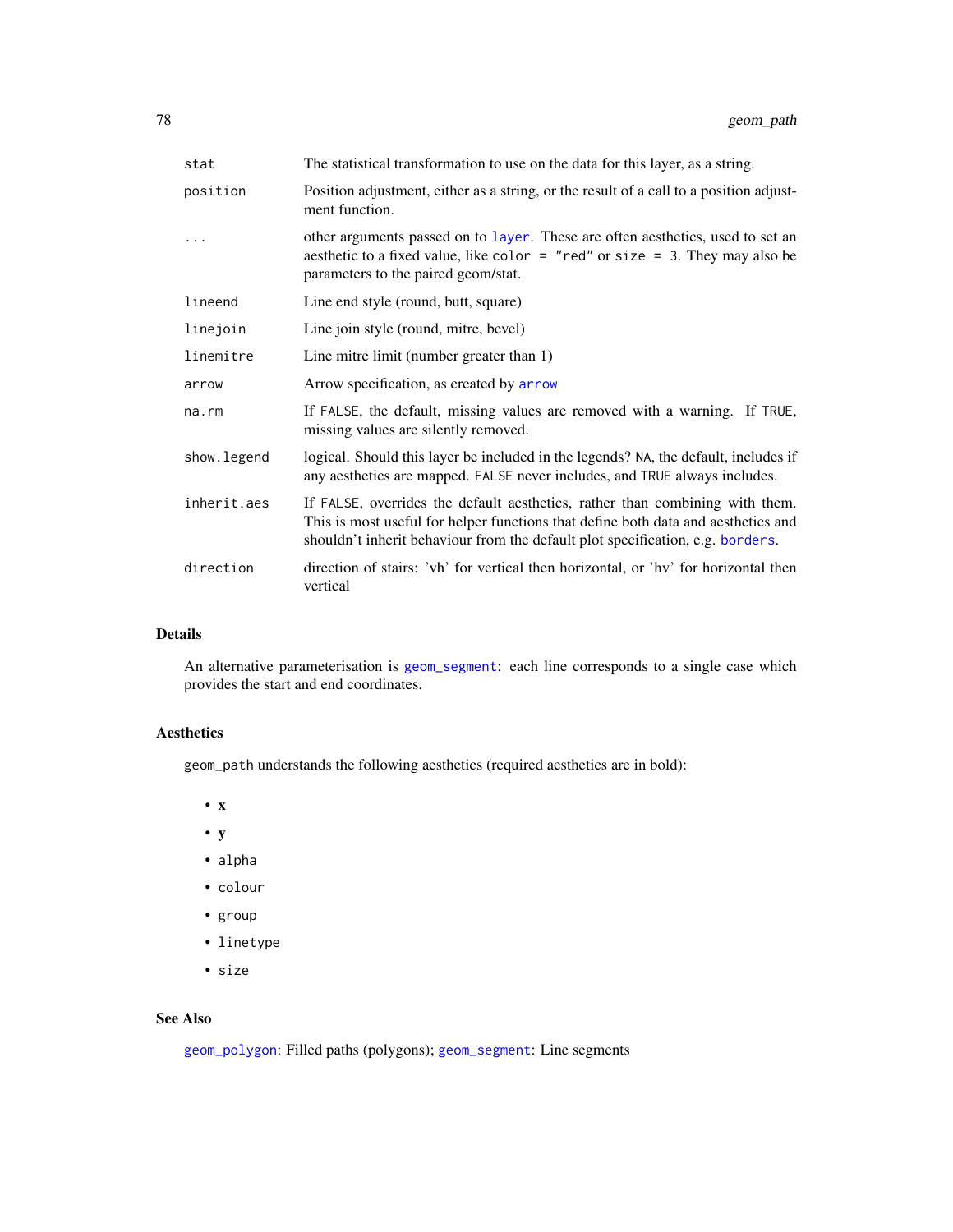| | |
|---|---|
| `stat` | The statistical transformation to use on the data for this layer, as a string. |
| `position` | Position adjustment, either as a string, or the result of a call to a position adjustment function. |
| `...` | other arguments passed on to `layer`. These are often aesthetics, used to set an aesthetic to a fixed value, like `color = "red"` or `size = 3`. They may also be parameters to the paired geom/stat. |
| `lineend` | Line end style (round, butt, square) |
| `linejoin` | Line join style (round, mitre, bevel) |
| `linemitre` | Line mitre limit (number greater than 1) |
| `arrow` | Arrow specification, as created by `arrow` |
| `na.rm` | If `FALSE`, the default, missing values are removed with a warning. If `TRUE`, missing values are silently removed. |
| `show.legend` | logical. Should this layer be included in the legends? `NA`, the default, includes if any aesthetics are mapped. `FALSE` never includes, and `TRUE` always includes. |
| `inherit.aes` | If `FALSE`, overrides the default aesthetics, rather than combining with them. This is most useful for helper functions that define both data and aesthetics and shouldn't inherit behaviour from the default plot specification, e.g. `borders`. |
| `direction` | direction of stairs: 'vh' for vertical then horizontal, or 'hv' for horizontal then vertical |

### Details

An alternative parameterisation is `geom_segment`: each line corresponds to a single case which provides the start and end coordinates.

### Aesthetics

`geom_path` understands the following aesthetics (required aesthetics are in bold):

- **x**
- **y**
- `alpha`
- `colour`
- `group`
- `linetype`
- `size`

### See Also

`geom_polygon`: Filled paths (polygons); `geom_segment`: Line segments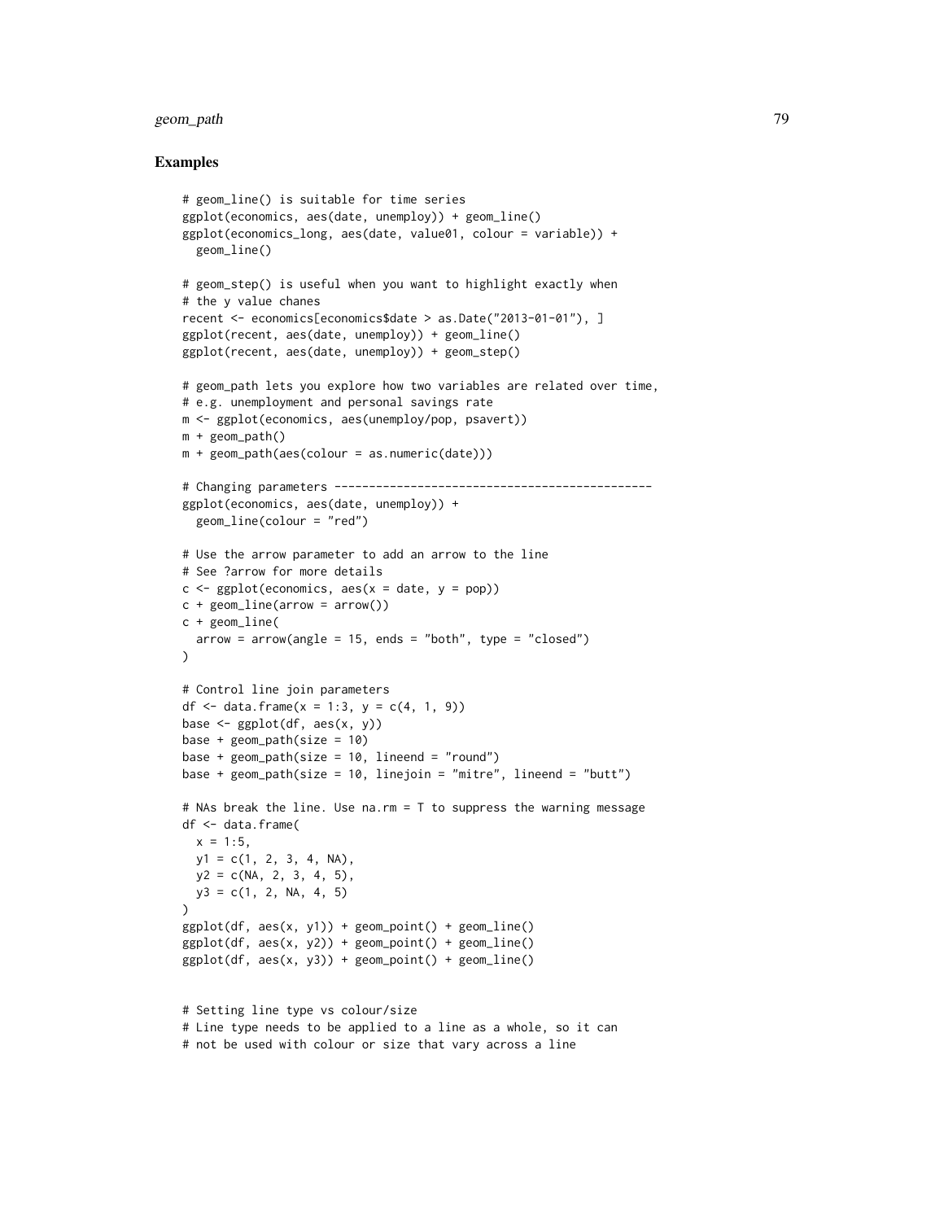## Examples

```
# geom_line() is suitable for time series
ggplot(economics, aes(date, unemploy)) + geom_line()
ggplot(economics_long, aes(date, value01, colour = variable)) +
  geom_line()

# geom_step() is useful when you want to highlight exactly when
# the y value chanes
recent <- economics[economics$date > as.Date("2013-01-01"), ]
ggplot(recent, aes(date, unemploy)) + geom_line()
ggplot(recent, aes(date, unemploy)) + geom_step()

# geom_path lets you explore how two variables are related over time,
# e.g. unemployment and personal savings rate
m <- ggplot(economics, aes(unemploy/pop, psavert))
m + geom_path()
m + geom_path(aes(colour = as.numeric(date)))

# Changing parameters ----------------------------------------------
ggplot(economics, aes(date, unemploy)) +
  geom_line(colour = "red")

# Use the arrow parameter to add an arrow to the line
# See ?arrow for more details
c <- ggplot(economics, aes(x = date, y = pop))
c + geom_line(arrow = arrow())
c + geom_line(
  arrow = arrow(angle = 15, ends = "both", type = "closed")
)

# Control line join parameters
df <- data.frame(x = 1:3, y = c(4, 1, 9))
base <- ggplot(df, aes(x, y))
base + geom_path(size = 10)
base + geom_path(size = 10, lineend = "round")
base + geom_path(size = 10, linejoin = "mitre", lineend = "butt")

# NAs break the line. Use na.rm = T to suppress the warning message
df <- data.frame(
  x = 1:5,
  y1 = c(1, 2, 3, 4, NA),
  y2 = c(NA, 2, 3, 4, 5),
  y3 = c(1, 2, NA, 4, 5)
)
ggplot(df, aes(x, y1)) + geom_point() + geom_line()
ggplot(df, aes(x, y2)) + geom_point() + geom_line()
ggplot(df, aes(x, y3)) + geom_point() + geom_line()


# Setting line type vs colour/size
# Line type needs to be applied to a line as a whole, so it can
# not be used with colour or size that vary across a line
```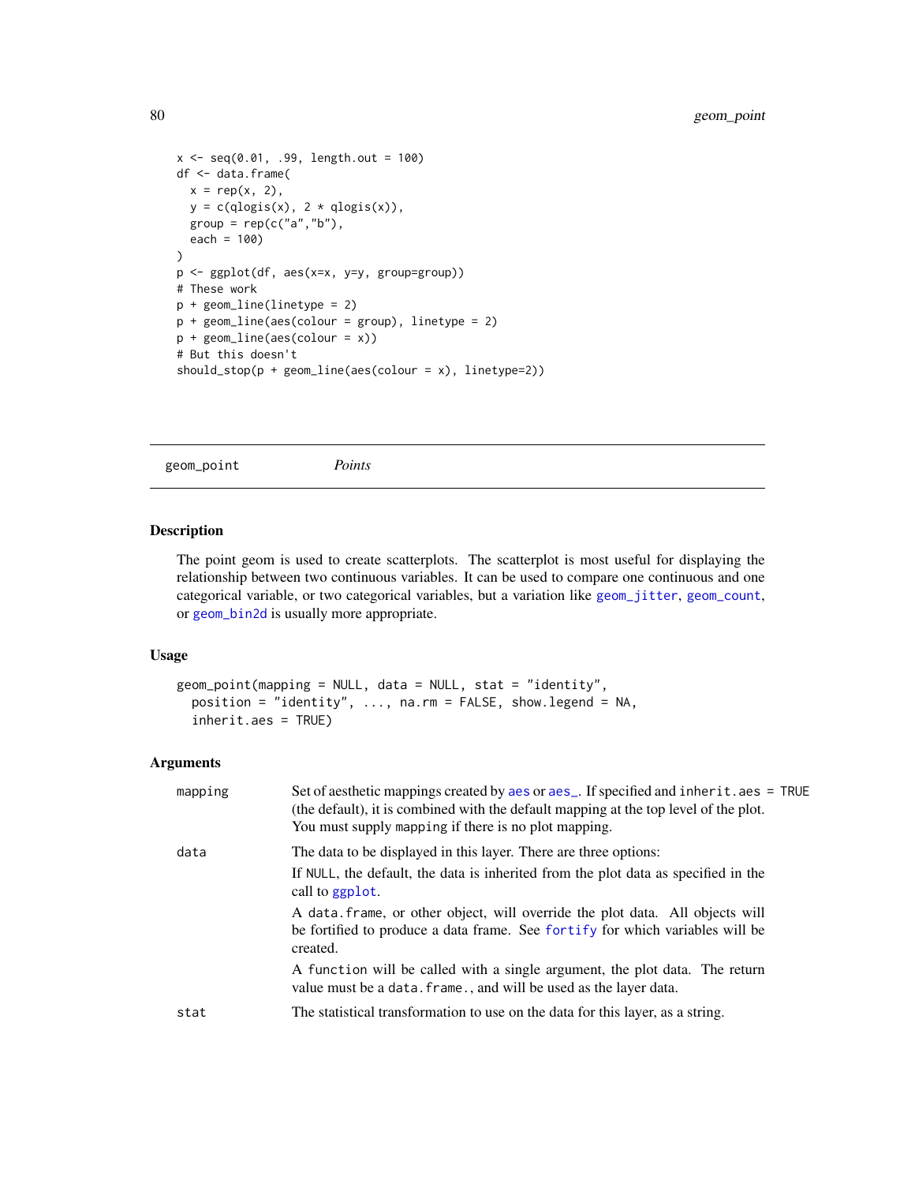```
x <- seq(0.01, .99, length.out = 100)
df <- data.frame(
  x = rep(x, 2),
  y = c(qlogis(x), 2 * qlogis(x)),
  group = rep(c("a","b"),
  each = 100)
)
p <- ggplot(df, aes(x=x, y=y, group=group))
# These work
p + geom_line(linetype = 2)
p + geom_line(aes(colour = group), linetype = 2)
p + geom_line(aes(colour = x))
# But this doesn't
should_stop(p + geom_line(aes(colour = x), linetype=2))
```

---

`geom_point` *Points*

---

## Description

The point geom is used to create scatterplots. The scatterplot is most useful for displaying the relationship between two continuous variables. It can be used to compare one continuous and one categorical variable, or two categorical variables, but a variation like `geom_jitter`, `geom_count`, or `geom_bin2d` is usually more appropriate.

## Usage

```
geom_point(mapping = NULL, data = NULL, stat = "identity",
  position = "identity", ..., na.rm = FALSE, show.legend = NA,
  inherit.aes = TRUE)
```

## Arguments

| | |
|---|---|
| `mapping` | Set of aesthetic mappings created by `aes` or `aes_`. If specified and `inherit.aes = TRUE` (the default), it is combined with the default mapping at the top level of the plot. You must supply `mapping` if there is no plot mapping. |
| `data` | The data to be displayed in this layer. There are three options:<br>If `NULL`, the default, the data is inherited from the plot data as specified in the call to `ggplot`.<br>A `data.frame`, or other object, will override the plot data. All objects will be fortified to produce a data frame. See `fortify` for which variables will be created.<br>A `function` will be called with a single argument, the plot data. The return value must be a `data.frame.`, and will be used as the layer data. |
| `stat` | The statistical transformation to use on the data for this layer, as a string. |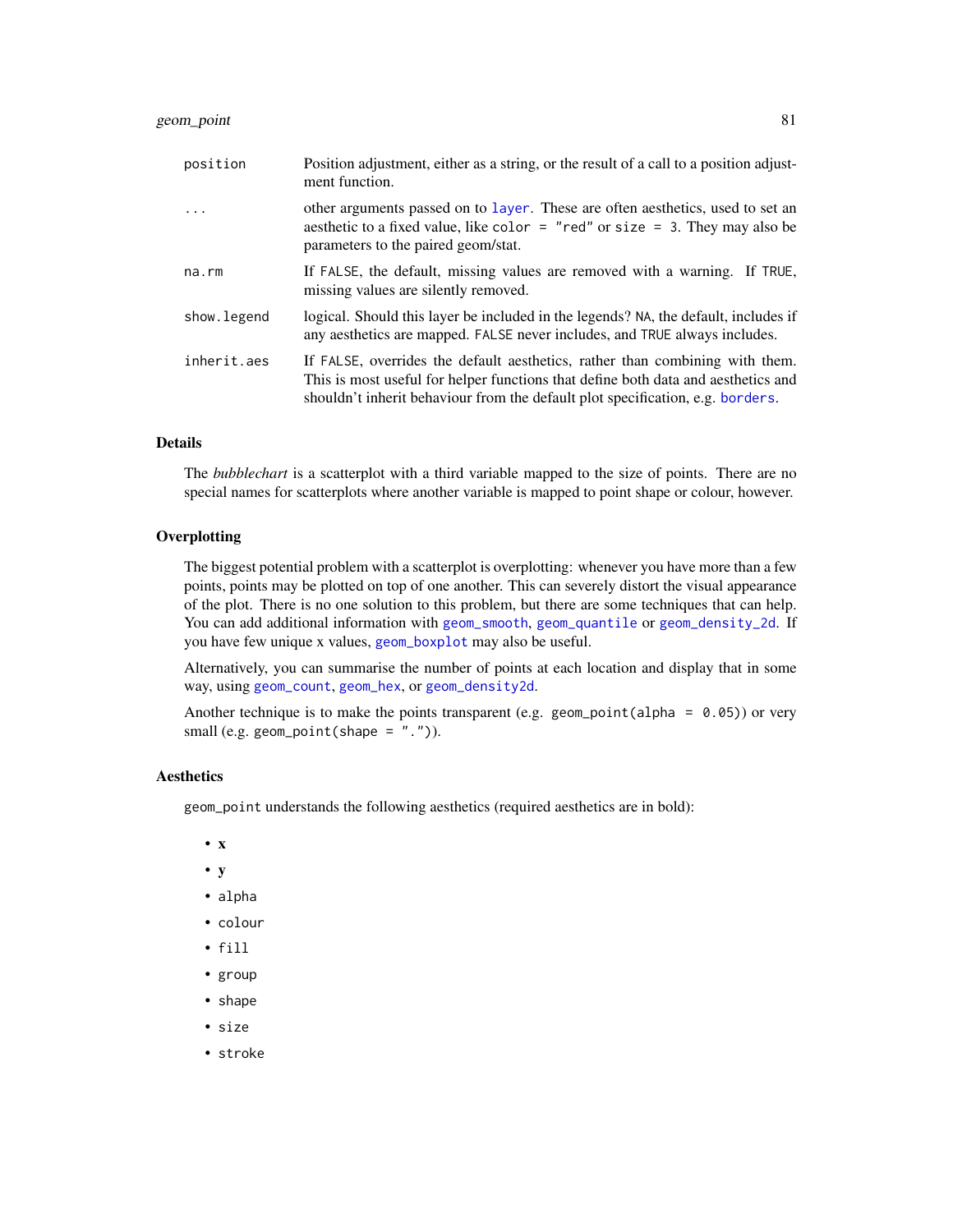| | |
|---|---|
| `position` | Position adjustment, either as a string, or the result of a call to a position adjustment function. |
| `...` | other arguments passed on to `layer`. These are often aesthetics, used to set an aesthetic to a fixed value, like `color = "red"` or `size = 3`. They may also be parameters to the paired geom/stat. |
| `na.rm` | If `FALSE`, the default, missing values are removed with a warning. If `TRUE`, missing values are silently removed. |
| `show.legend` | logical. Should this layer be included in the legends? `NA`, the default, includes if any aesthetics are mapped. `FALSE` never includes, and `TRUE` always includes. |
| `inherit.aes` | If `FALSE`, overrides the default aesthetics, rather than combining with them. This is most useful for helper functions that define both data and aesthetics and shouldn't inherit behaviour from the default plot specification, e.g. `borders`. |

### Details

The *bubblechart* is a scatterplot with a third variable mapped to the size of points. There are no special names for scatterplots where another variable is mapped to point shape or colour, however.

### Overplotting

The biggest potential problem with a scatterplot is overplotting: whenever you have more than a few points, points may be plotted on top of one another. This can severely distort the visual appearance of the plot. There is no one solution to this problem, but there are some techniques that can help. You can add additional information with `geom_smooth`, `geom_quantile` or `geom_density_2d`. If you have few unique x values, `geom_boxplot` may also be useful.

Alternatively, you can summarise the number of points at each location and display that in some way, using `geom_count`, `geom_hex`, or `geom_density2d`.

Another technique is to make the points transparent (e.g. `geom_point(alpha = 0.05)`) or very small (e.g. `geom_point(shape = ".")`).

### Aesthetics

`geom_point` understands the following aesthetics (required aesthetics are in bold):

- **x**
- **y**
- `alpha`
- `colour`
- `fill`
- `group`
- `shape`
- `size`
- `stroke`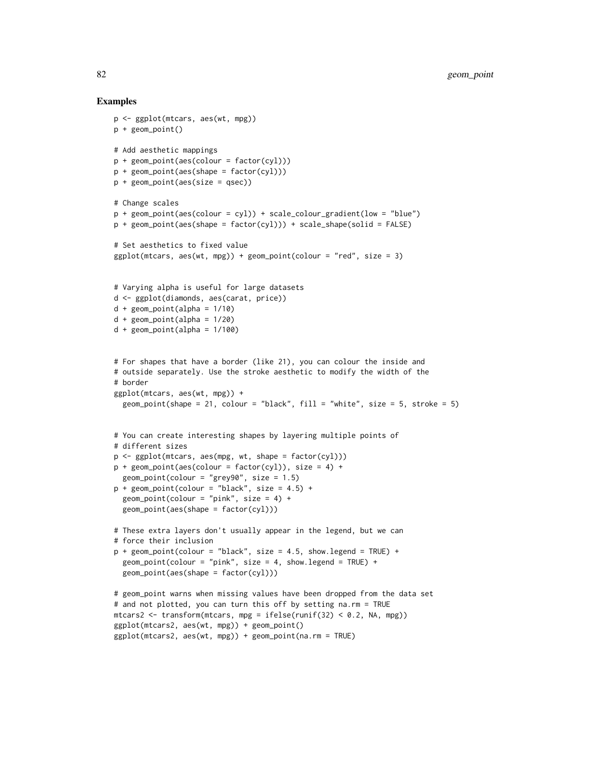## Examples

```
p <- ggplot(mtcars, aes(wt, mpg))
p + geom_point()

# Add aesthetic mappings
p + geom_point(aes(colour = factor(cyl)))
p + geom_point(aes(shape = factor(cyl)))
p + geom_point(aes(size = qsec))

# Change scales
p + geom_point(aes(colour = cyl)) + scale_colour_gradient(low = "blue")
p + geom_point(aes(shape = factor(cyl))) + scale_shape(solid = FALSE)

# Set aesthetics to fixed value
ggplot(mtcars, aes(wt, mpg)) + geom_point(colour = "red", size = 3)


# Varying alpha is useful for large datasets
d <- ggplot(diamonds, aes(carat, price))
d + geom_point(alpha = 1/10)
d + geom_point(alpha = 1/20)
d + geom_point(alpha = 1/100)


# For shapes that have a border (like 21), you can colour the inside and
# outside separately. Use the stroke aesthetic to modify the width of the
# border
ggplot(mtcars, aes(wt, mpg)) +
  geom_point(shape = 21, colour = "black", fill = "white", size = 5, stroke = 5)


# You can create interesting shapes by layering multiple points of
# different sizes
p <- ggplot(mtcars, aes(mpg, wt, shape = factor(cyl)))
p + geom_point(aes(colour = factor(cyl)), size = 4) +
  geom_point(colour = "grey90", size = 1.5)
p + geom_point(colour = "black", size = 4.5) +
  geom_point(colour = "pink", size = 4) +
  geom_point(aes(shape = factor(cyl)))

# These extra layers don't usually appear in the legend, but we can
# force their inclusion
p + geom_point(colour = "black", size = 4.5, show.legend = TRUE) +
  geom_point(colour = "pink", size = 4, show.legend = TRUE) +
  geom_point(aes(shape = factor(cyl)))

# geom_point warns when missing values have been dropped from the data set
# and not plotted, you can turn this off by setting na.rm = TRUE
mtcars2 <- transform(mtcars, mpg = ifelse(runif(32) < 0.2, NA, mpg))
ggplot(mtcars2, aes(wt, mpg)) + geom_point()
ggplot(mtcars2, aes(wt, mpg)) + geom_point(na.rm = TRUE)
```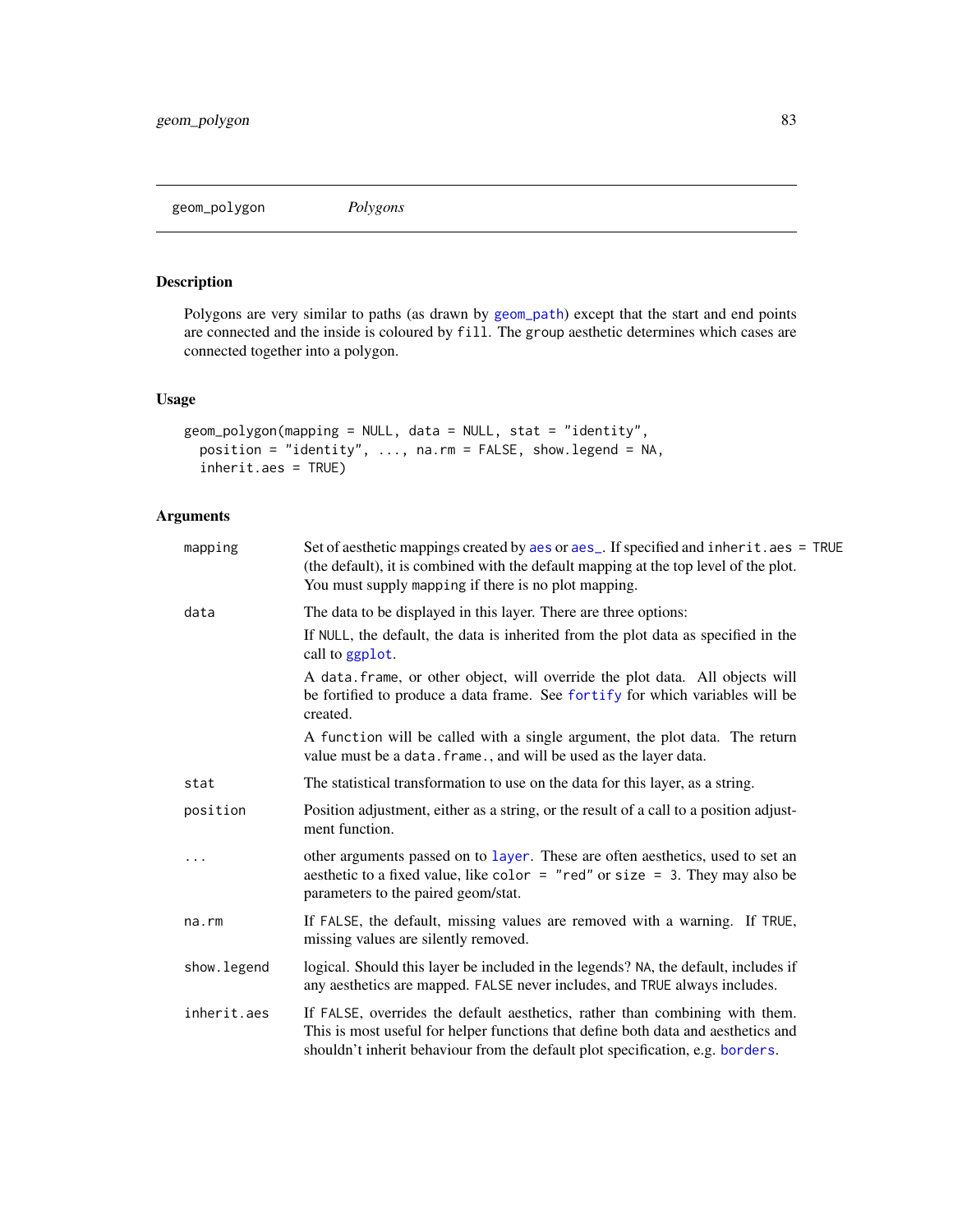geom_polygon *Polygons*

## Description

Polygons are very similar to paths (as drawn by geom_path) except that the start and end points are connected and the inside is coloured by `fill`. The `group` aesthetic determines which cases are connected together into a polygon.

## Usage

```
geom_polygon(mapping = NULL, data = NULL, stat = "identity",
  position = "identity", ..., na.rm = FALSE, show.legend = NA,
  inherit.aes = TRUE)
```

## Arguments

| | |
|---|---|
| `mapping` | Set of aesthetic mappings created by aes or aes_. If specified and `inherit.aes = TRUE` (the default), it is combined with the default mapping at the top level of the plot. You must supply `mapping` if there is no plot mapping. |
| `data` | The data to be displayed in this layer. There are three options:<br>If `NULL`, the default, the data is inherited from the plot data as specified in the call to ggplot.<br>A `data.frame`, or other object, will override the plot data. All objects will be fortified to produce a data frame. See fortify for which variables will be created.<br>A `function` will be called with a single argument, the plot data. The return value must be a `data.frame.`, and will be used as the layer data. |
| `stat` | The statistical transformation to use on the data for this layer, as a string. |
| `position` | Position adjustment, either as a string, or the result of a call to a position adjustment function. |
| `...` | other arguments passed on to layer. These are often aesthetics, used to set an aesthetic to a fixed value, like `color = "red"` or `size = 3`. They may also be parameters to the paired geom/stat. |
| `na.rm` | If `FALSE`, the default, missing values are removed with a warning. If `TRUE`, missing values are silently removed. |
| `show.legend` | logical. Should this layer be included in the legends? `NA`, the default, includes if any aesthetics are mapped. `FALSE` never includes, and `TRUE` always includes. |
| `inherit.aes` | If `FALSE`, overrides the default aesthetics, rather than combining with them. This is most useful for helper functions that define both data and aesthetics and shouldn't inherit behaviour from the default plot specification, e.g. borders. |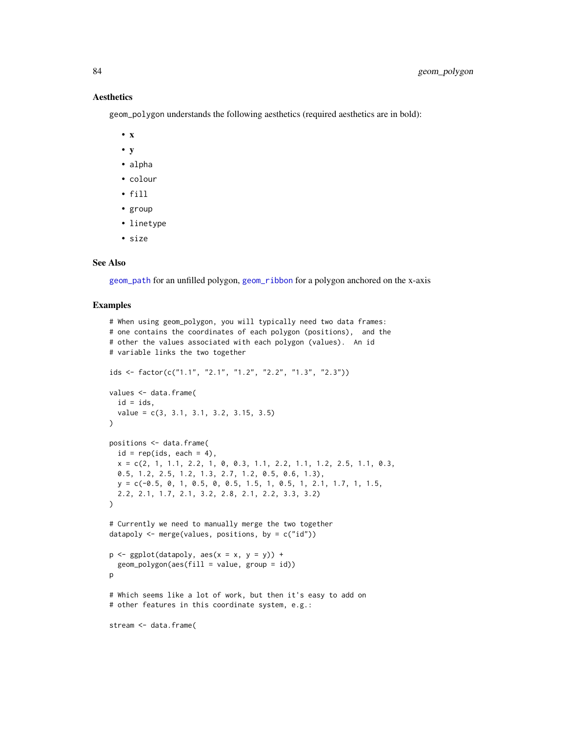### Aesthetics

geom_polygon understands the following aesthetics (required aesthetics are in bold):

- **x**
- **y**
- alpha
- colour
- fill
- group
- linetype
- size

### See Also

geom_path for an unfilled polygon, geom_ribbon for a polygon anchored on the x-axis

### Examples

```
# When using geom_polygon, you will typically need two data frames:
# one contains the coordinates of each polygon (positions),  and the
# other the values associated with each polygon (values).  An id
# variable links the two together

ids <- factor(c("1.1", "2.1", "1.2", "2.2", "1.3", "2.3"))

values <- data.frame(
  id = ids,
  value = c(3, 3.1, 3.1, 3.2, 3.15, 3.5)
)

positions <- data.frame(
  id = rep(ids, each = 4),
  x = c(2, 1, 1.1, 2.2, 1, 0, 0.3, 1.1, 2.2, 1.1, 1.2, 2.5, 1.1, 0.3,
  0.5, 1.2, 2.5, 1.2, 1.3, 2.7, 1.2, 0.5, 0.6, 1.3),
  y = c(-0.5, 0, 1, 0.5, 0, 0.5, 1.5, 1, 0.5, 1, 2.1, 1.7, 1, 1.5,
  2.2, 2.1, 1.7, 2.1, 3.2, 2.8, 2.1, 2.2, 3.3, 3.2)
)

# Currently we need to manually merge the two together
datapoly <- merge(values, positions, by = c("id"))

p <- ggplot(datapoly, aes(x = x, y = y)) +
  geom_polygon(aes(fill = value, group = id))
p

# Which seems like a lot of work, but then it's easy to add on
# other features in this coordinate system, e.g.:

stream <- data.frame(
```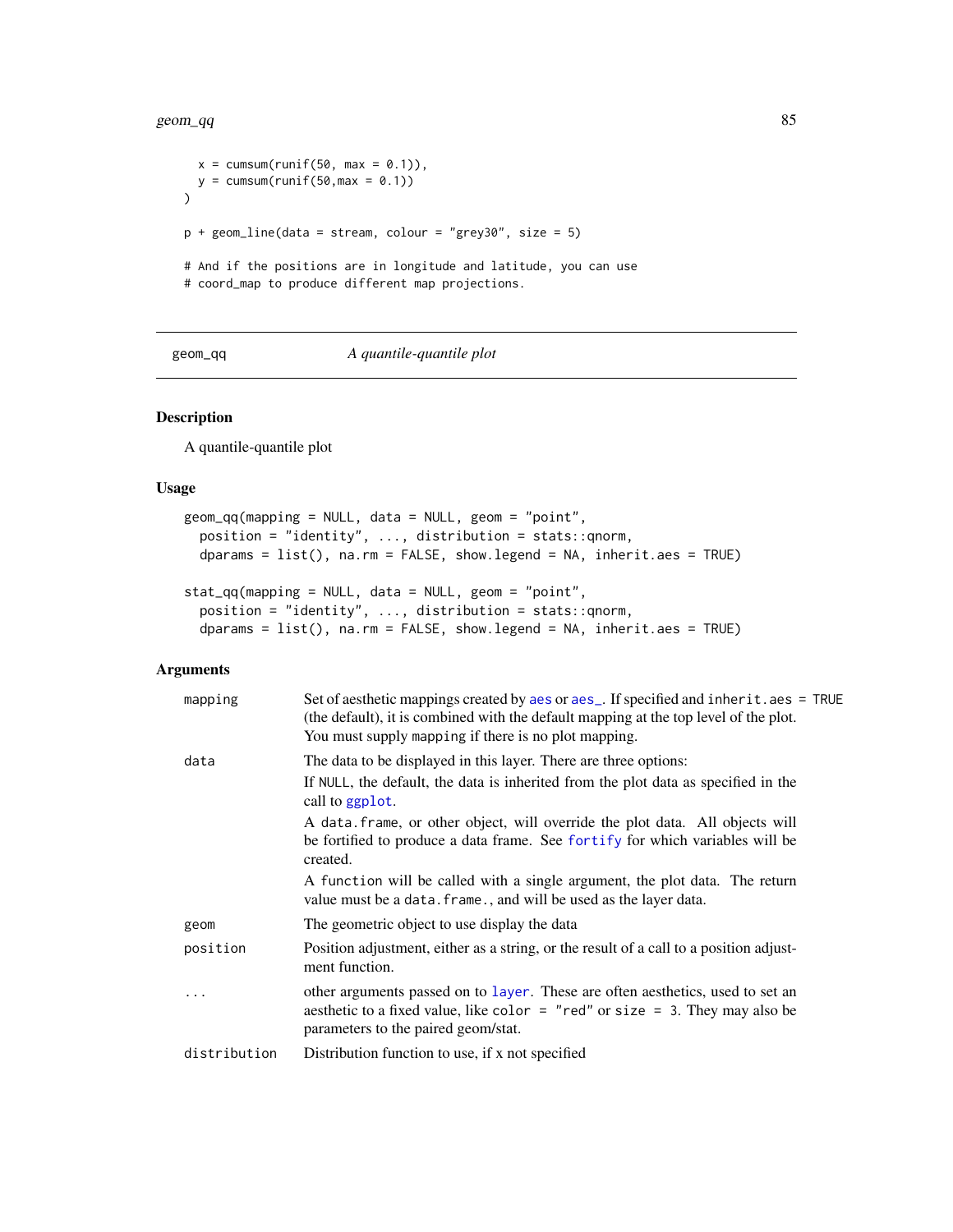```
  x = cumsum(runif(50, max = 0.1)),
  y = cumsum(runif(50,max = 0.1))
)

p + geom_line(data = stream, colour = "grey30", size = 5)

# And if the positions are in longitude and latitude, you can use
# coord_map to produce different map projections.
```

## geom_qq *A quantile-quantile plot*

### Description

A quantile-quantile plot

### Usage

```
geom_qq(mapping = NULL, data = NULL, geom = "point",
  position = "identity", ..., distribution = stats::qnorm,
  dparams = list(), na.rm = FALSE, show.legend = NA, inherit.aes = TRUE)

stat_qq(mapping = NULL, data = NULL, geom = "point",
  position = "identity", ..., distribution = stats::qnorm,
  dparams = list(), na.rm = FALSE, show.legend = NA, inherit.aes = TRUE)
```

### Arguments

| | |
|---|---|
| `mapping` | Set of aesthetic mappings created by `aes` or `aes_`. If specified and `inherit.aes = TRUE` (the default), it is combined with the default mapping at the top level of the plot. You must supply `mapping` if there is no plot mapping. |
| `data` | The data to be displayed in this layer. There are three options:<br>If `NULL`, the default, the data is inherited from the plot data as specified in the call to `ggplot`.<br>A `data.frame`, or other object, will override the plot data. All objects will be fortified to produce a data frame. See `fortify` for which variables will be created.<br>A `function` will be called with a single argument, the plot data. The return value must be a `data.frame.`, and will be used as the layer data. |
| `geom` | The geometric object to use display the data |
| `position` | Position adjustment, either as a string, or the result of a call to a position adjustment function. |
| `...` | other arguments passed on to `layer`. These are often aesthetics, used to set an aesthetic to a fixed value, like `color = "red"` or `size = 3`. They may also be parameters to the paired geom/stat. |
| `distribution` | Distribution function to use, if x not specified |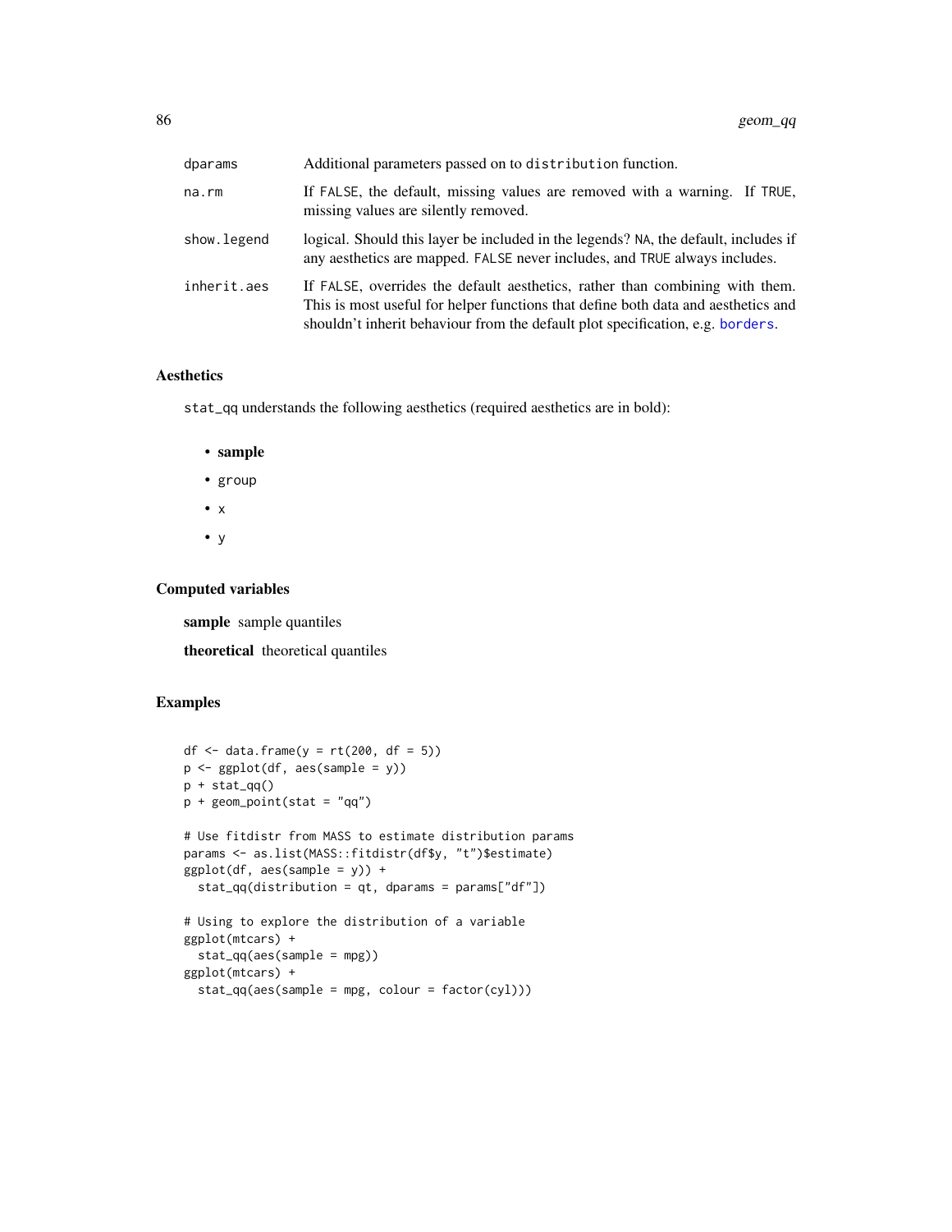| | |
|---|---|
| dparams | Additional parameters passed on to distribution function. |
| na.rm | If FALSE, the default, missing values are removed with a warning. If TRUE, missing values are silently removed. |
| show.legend | logical. Should this layer be included in the legends? NA, the default, includes if any aesthetics are mapped. FALSE never includes, and TRUE always includes. |
| inherit.aes | If FALSE, overrides the default aesthetics, rather than combining with them. This is most useful for helper functions that define both data and aesthetics and shouldn't inherit behaviour from the default plot specification, e.g. borders. |

## Aesthetics

stat_qq understands the following aesthetics (required aesthetics are in bold):

- **sample**
- group
- x
- y

## Computed variables

**sample** sample quantiles

**theoretical** theoretical quantiles

## Examples

```
df <- data.frame(y = rt(200, df = 5))
p <- ggplot(df, aes(sample = y))
p + stat_qq()
p + geom_point(stat = "qq")

# Use fitdistr from MASS to estimate distribution params
params <- as.list(MASS::fitdistr(df$y, "t")$estimate)
ggplot(df, aes(sample = y)) +
  stat_qq(distribution = qt, dparams = params["df"])

# Using to explore the distribution of a variable
ggplot(mtcars) +
  stat_qq(aes(sample = mpg))
ggplot(mtcars) +
  stat_qq(aes(sample = mpg, colour = factor(cyl)))
```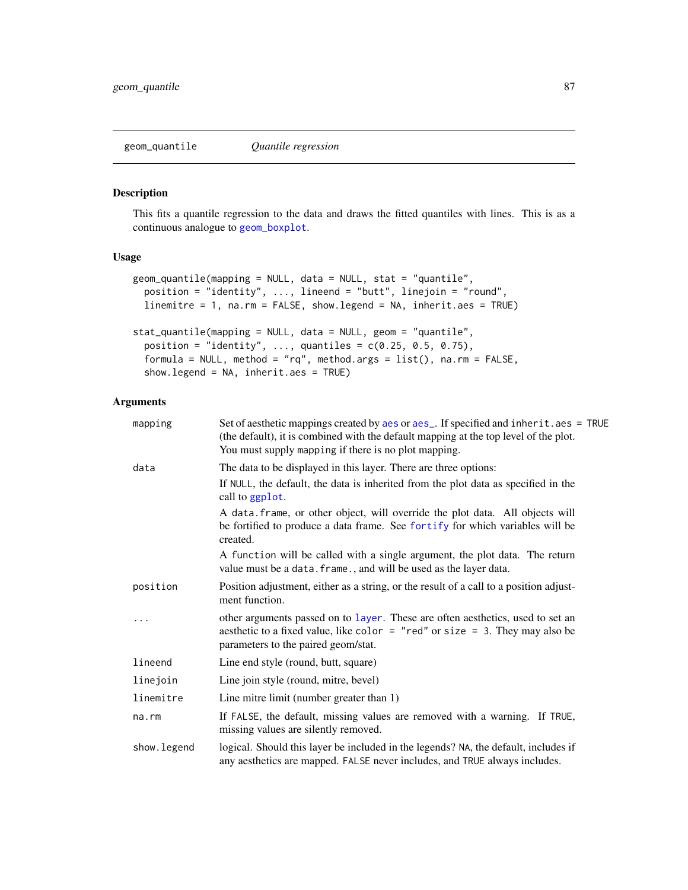## geom_quantile *Quantile regression*

### Description

This fits a quantile regression to the data and draws the fitted quantiles with lines. This is as a continuous analogue to geom_boxplot.

### Usage

```
geom_quantile(mapping = NULL, data = NULL, stat = "quantile",
  position = "identity", ..., lineend = "butt", linejoin = "round",
  linemitre = 1, na.rm = FALSE, show.legend = NA, inherit.aes = TRUE)

stat_quantile(mapping = NULL, data = NULL, geom = "quantile",
  position = "identity", ..., quantiles = c(0.25, 0.5, 0.75),
  formula = NULL, method = "rq", method.args = list(), na.rm = FALSE,
  show.legend = NA, inherit.aes = TRUE)
```

### Arguments

| | |
|---|---|
| mapping | Set of aesthetic mappings created by aes or aes_. If specified and inherit.aes = TRUE (the default), it is combined with the default mapping at the top level of the plot. You must supply mapping if there is no plot mapping. |
| data | The data to be displayed in this layer. There are three options:<br>If NULL, the default, the data is inherited from the plot data as specified in the call to ggplot.<br>A data.frame, or other object, will override the plot data. All objects will be fortified to produce a data frame. See fortify for which variables will be created.<br>A function will be called with a single argument, the plot data. The return value must be a data.frame., and will be used as the layer data. |
| position | Position adjustment, either as a string, or the result of a call to a position adjustment function. |
| ... | other arguments passed on to layer. These are often aesthetics, used to set an aesthetic to a fixed value, like color = "red" or size = 3. They may also be parameters to the paired geom/stat. |
| lineend | Line end style (round, butt, square) |
| linejoin | Line join style (round, mitre, bevel) |
| linemitre | Line mitre limit (number greater than 1) |
| na.rm | If FALSE, the default, missing values are removed with a warning. If TRUE, missing values are silently removed. |
| show.legend | logical. Should this layer be included in the legends? NA, the default, includes if any aesthetics are mapped. FALSE never includes, and TRUE always includes. |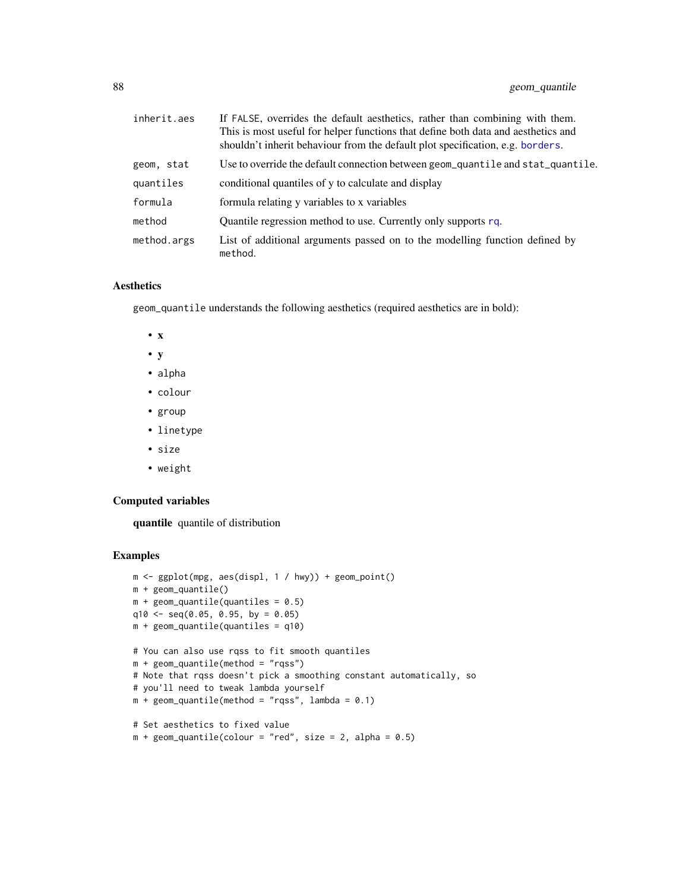| | |
|---|---|
| inherit.aes | If FALSE, overrides the default aesthetics, rather than combining with them. This is most useful for helper functions that define both data and aesthetics and shouldn't inherit behaviour from the default plot specification, e.g. borders. |
| geom, stat | Use to override the default connection between geom_quantile and stat_quantile. |
| quantiles | conditional quantiles of y to calculate and display |
| formula | formula relating y variables to x variables |
| method | Quantile regression method to use. Currently only supports rq. |
| method.args | List of additional arguments passed on to the modelling function defined by method. |

### Aesthetics

geom_quantile understands the following aesthetics (required aesthetics are in bold):

- **x**
- **y**
- alpha
- colour
- group
- linetype
- size
- weight

### Computed variables

**quantile** quantile of distribution

### Examples

```
m <- ggplot(mpg, aes(displ, 1 / hwy)) + geom_point()
m + geom_quantile()
m + geom_quantile(quantiles = 0.5)
q10 <- seq(0.05, 0.95, by = 0.05)
m + geom_quantile(quantiles = q10)

# You can also use rqss to fit smooth quantiles
m + geom_quantile(method = "rqss")
# Note that rqss doesn't pick a smoothing constant automatically, so
# you'll need to tweak lambda yourself
m + geom_quantile(method = "rqss", lambda = 0.1)

# Set aesthetics to fixed value
m + geom_quantile(colour = "red", size = 2, alpha = 0.5)
```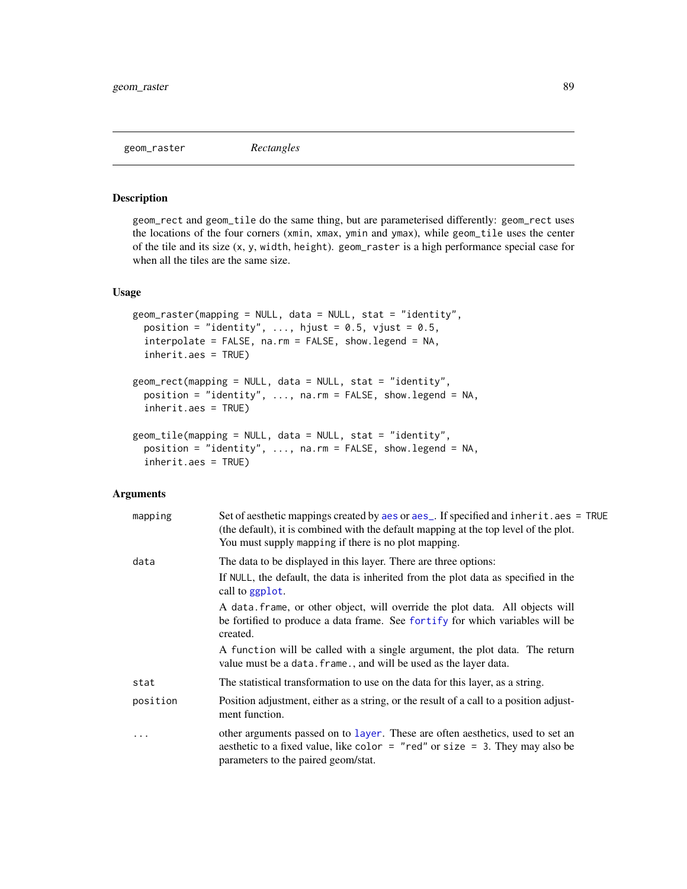geom_raster *Rectangles*

## Description

geom_rect and geom_tile do the same thing, but are parameterised differently: geom_rect uses the locations of the four corners (xmin, xmax, ymin and ymax), while geom_tile uses the center of the tile and its size (x, y, width, height). geom_raster is a high performance special case for when all the tiles are the same size.

## Usage

```
geom_raster(mapping = NULL, data = NULL, stat = "identity",
  position = "identity", ..., hjust = 0.5, vjust = 0.5,
  interpolate = FALSE, na.rm = FALSE, show.legend = NA,
  inherit.aes = TRUE)

geom_rect(mapping = NULL, data = NULL, stat = "identity",
  position = "identity", ..., na.rm = FALSE, show.legend = NA,
  inherit.aes = TRUE)

geom_tile(mapping = NULL, data = NULL, stat = "identity",
  position = "identity", ..., na.rm = FALSE, show.legend = NA,
  inherit.aes = TRUE)
```

## Arguments

| | |
|---|---|
| mapping | Set of aesthetic mappings created by aes or aes_. If specified and inherit.aes = TRUE (the default), it is combined with the default mapping at the top level of the plot. You must supply mapping if there is no plot mapping. |
| data | The data to be displayed in this layer. There are three options:<br>If NULL, the default, the data is inherited from the plot data as specified in the call to ggplot.<br>A data.frame, or other object, will override the plot data. All objects will be fortified to produce a data frame. See fortify for which variables will be created.<br>A function will be called with a single argument, the plot data. The return value must be a data.frame., and will be used as the layer data. |
| stat | The statistical transformation to use on the data for this layer, as a string. |
| position | Position adjustment, either as a string, or the result of a call to a position adjustment function. |
| ... | other arguments passed on to layer. These are often aesthetics, used to set an aesthetic to a fixed value, like color = "red" or size = 3. They may also be parameters to the paired geom/stat. |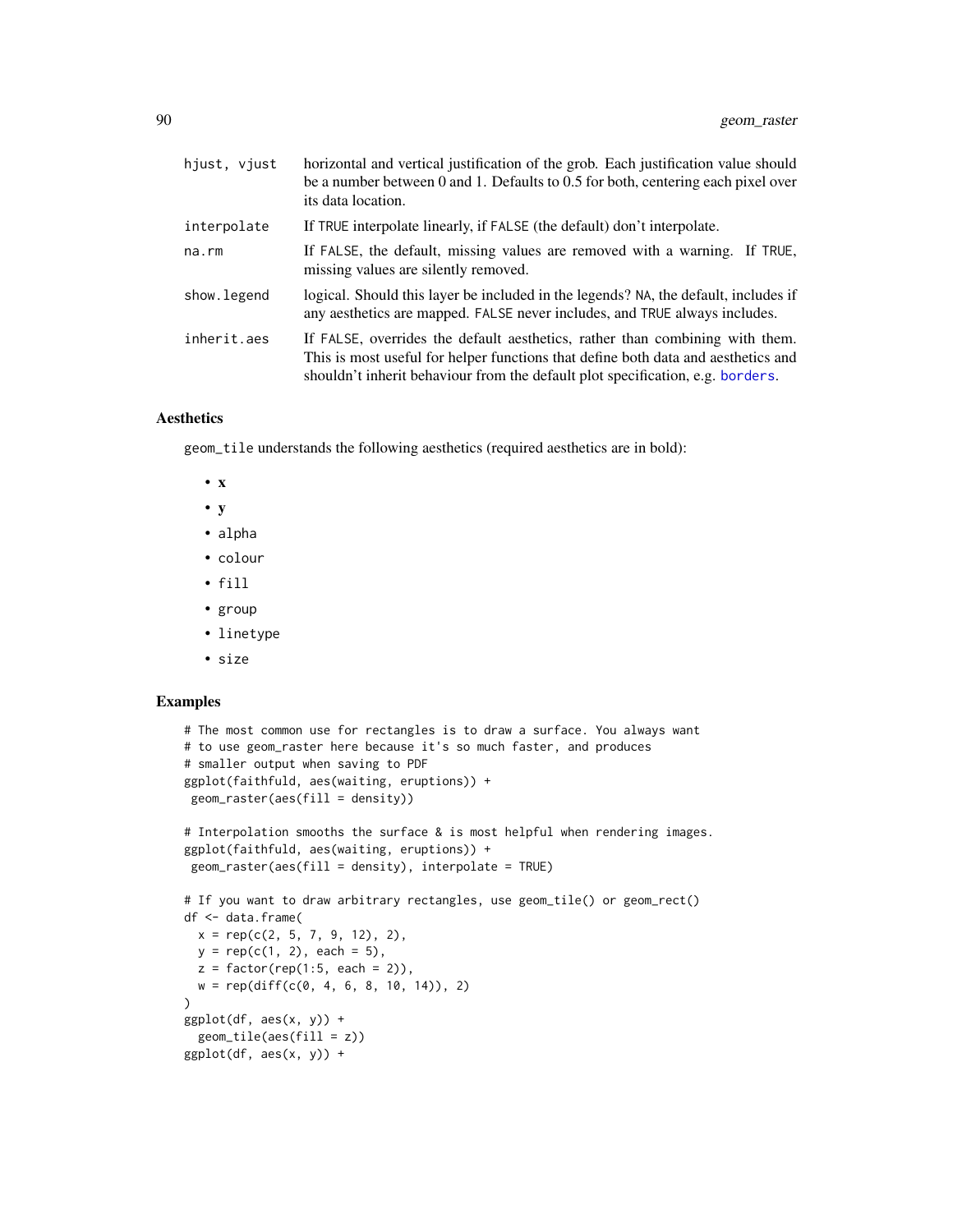| | |
|---|---|
| hjust, vjust | horizontal and vertical justification of the grob. Each justification value should be a number between 0 and 1. Defaults to 0.5 for both, centering each pixel over its data location. |
| interpolate | If TRUE interpolate linearly, if FALSE (the default) don't interpolate. |
| na.rm | If FALSE, the default, missing values are removed with a warning. If TRUE, missing values are silently removed. |
| show.legend | logical. Should this layer be included in the legends? NA, the default, includes if any aesthetics are mapped. FALSE never includes, and TRUE always includes. |
| inherit.aes | If FALSE, overrides the default aesthetics, rather than combining with them. This is most useful for helper functions that define both data and aesthetics and shouldn't inherit behaviour from the default plot specification, e.g. borders. |

### Aesthetics

geom_tile understands the following aesthetics (required aesthetics are in bold):

- **x**
- **y**
- alpha
- colour
- fill
- group
- linetype
- size

### Examples

```
# The most common use for rectangles is to draw a surface. You always want
# to use geom_raster here because it's so much faster, and produces
# smaller output when saving to PDF
ggplot(faithfuld, aes(waiting, eruptions)) +
 geom_raster(aes(fill = density))

# Interpolation smooths the surface & is most helpful when rendering images.
ggplot(faithfuld, aes(waiting, eruptions)) +
 geom_raster(aes(fill = density), interpolate = TRUE)

# If you want to draw arbitrary rectangles, use geom_tile() or geom_rect()
df <- data.frame(
  x = rep(c(2, 5, 7, 9, 12), 2),
  y = rep(c(1, 2), each = 5),
  z = factor(rep(1:5, each = 2)),
  w = rep(diff(c(0, 4, 6, 8, 10, 14)), 2)
)
ggplot(df, aes(x, y)) +
  geom_tile(aes(fill = z))
ggplot(df, aes(x, y)) +
```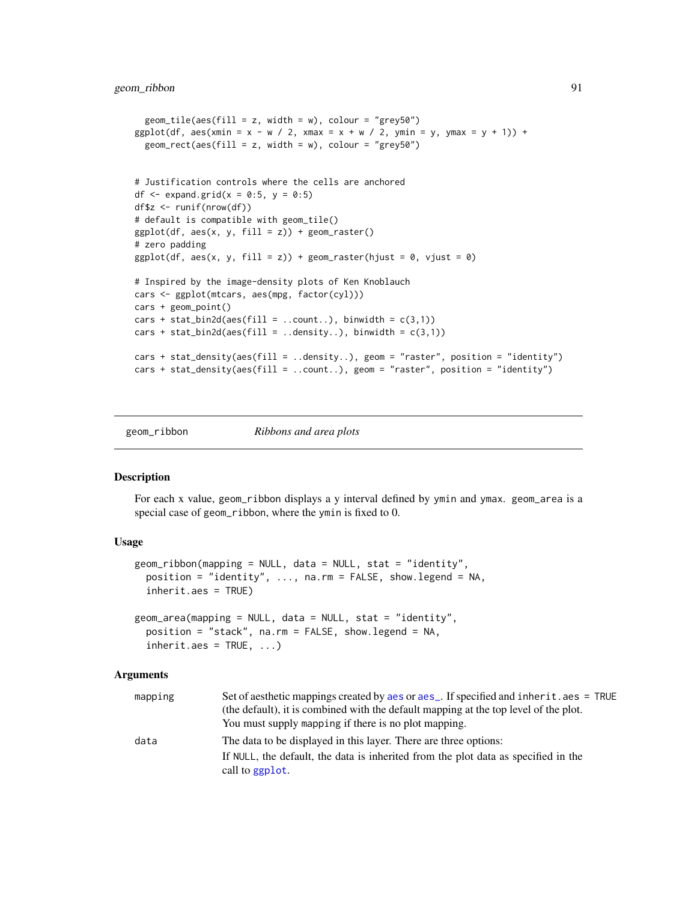```
  geom_tile(aes(fill = z, width = w), colour = "grey50")
ggplot(df, aes(xmin = x - w / 2, xmax = x + w / 2, ymin = y, ymax = y + 1)) +
  geom_rect(aes(fill = z, width = w), colour = "grey50")


# Justification controls where the cells are anchored
df <- expand.grid(x = 0:5, y = 0:5)
df$z <- runif(nrow(df))
# default is compatible with geom_tile()
ggplot(df, aes(x, y, fill = z)) + geom_raster()
# zero padding
ggplot(df, aes(x, y, fill = z)) + geom_raster(hjust = 0, vjust = 0)

# Inspired by the image-density plots of Ken Knoblauch
cars <- ggplot(mtcars, aes(mpg, factor(cyl)))
cars + geom_point()
cars + stat_bin2d(aes(fill = ..count..), binwidth = c(3,1))
cars + stat_bin2d(aes(fill = ..density..), binwidth = c(3,1))

cars + stat_density(aes(fill = ..density..), geom = "raster", position = "identity")
cars + stat_density(aes(fill = ..count..), geom = "raster", position = "identity")
```

## geom_ribbon — *Ribbons and area plots*

### Description

For each x value, geom_ribbon displays a y interval defined by ymin and ymax. geom_area is a special case of geom_ribbon, where the ymin is fixed to 0.

### Usage

```
geom_ribbon(mapping = NULL, data = NULL, stat = "identity",
  position = "identity", ..., na.rm = FALSE, show.legend = NA,
  inherit.aes = TRUE)

geom_area(mapping = NULL, data = NULL, stat = "identity",
  position = "stack", na.rm = FALSE, show.legend = NA,
  inherit.aes = TRUE, ...)
```

### Arguments

| | |
|---|---|
| mapping | Set of aesthetic mappings created by aes or aes_. If specified and inherit.aes = TRUE (the default), it is combined with the default mapping at the top level of the plot. You must supply mapping if there is no plot mapping. |
| data | The data to be displayed in this layer. There are three options: If NULL, the default, the data is inherited from the plot data as specified in the call to ggplot. |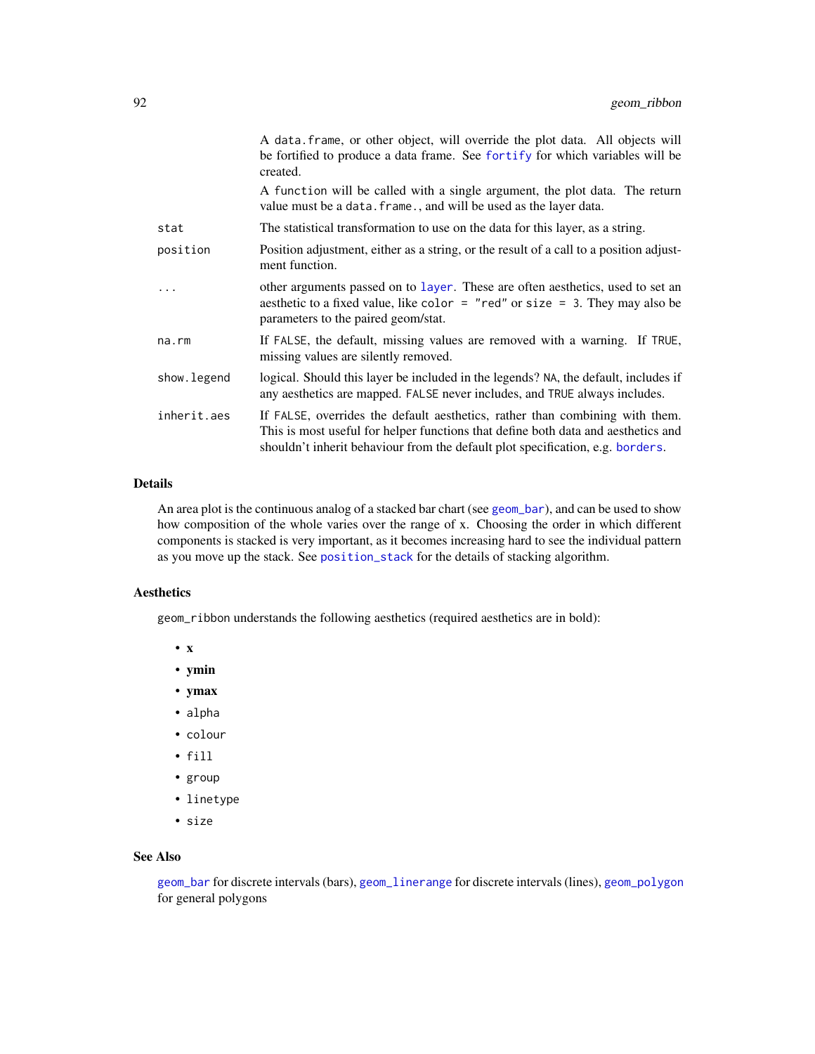|  |  |
|---|---|
|  | A `data.frame`, or other object, will override the plot data. All objects will be fortified to produce a data frame. See `fortify` for which variables will be created. |
|  | A `function` will be called with a single argument, the plot data. The return value must be a `data.frame.`, and will be used as the layer data. |
| `stat` | The statistical transformation to use on the data for this layer, as a string. |
| `position` | Position adjustment, either as a string, or the result of a call to a position adjustment function. |
| `...` | other arguments passed on to `layer`. These are often aesthetics, used to set an aesthetic to a fixed value, like `color = "red"` or `size = 3`. They may also be parameters to the paired geom/stat. |
| `na.rm` | If `FALSE`, the default, missing values are removed with a warning. If `TRUE`, missing values are silently removed. |
| `show.legend` | logical. Should this layer be included in the legends? `NA`, the default, includes if any aesthetics are mapped. `FALSE` never includes, and `TRUE` always includes. |
| `inherit.aes` | If `FALSE`, overrides the default aesthetics, rather than combining with them. This is most useful for helper functions that define both data and aesthetics and shouldn't inherit behaviour from the default plot specification, e.g. `borders`. |

## Details

An area plot is the continuous analog of a stacked bar chart (see `geom_bar`), and can be used to show how composition of the whole varies over the range of x. Choosing the order in which different components is stacked is very important, as it becomes increasing hard to see the individual pattern as you move up the stack. See `position_stack` for the details of stacking algorithm.

## Aesthetics

`geom_ribbon` understands the following aesthetics (required aesthetics are in bold):

- **x**
- **ymin**
- **ymax**
- `alpha`
- `colour`
- `fill`
- `group`
- `linetype`
- `size`

## See Also

`geom_bar` for discrete intervals (bars), `geom_linerange` for discrete intervals (lines), `geom_polygon` for general polygons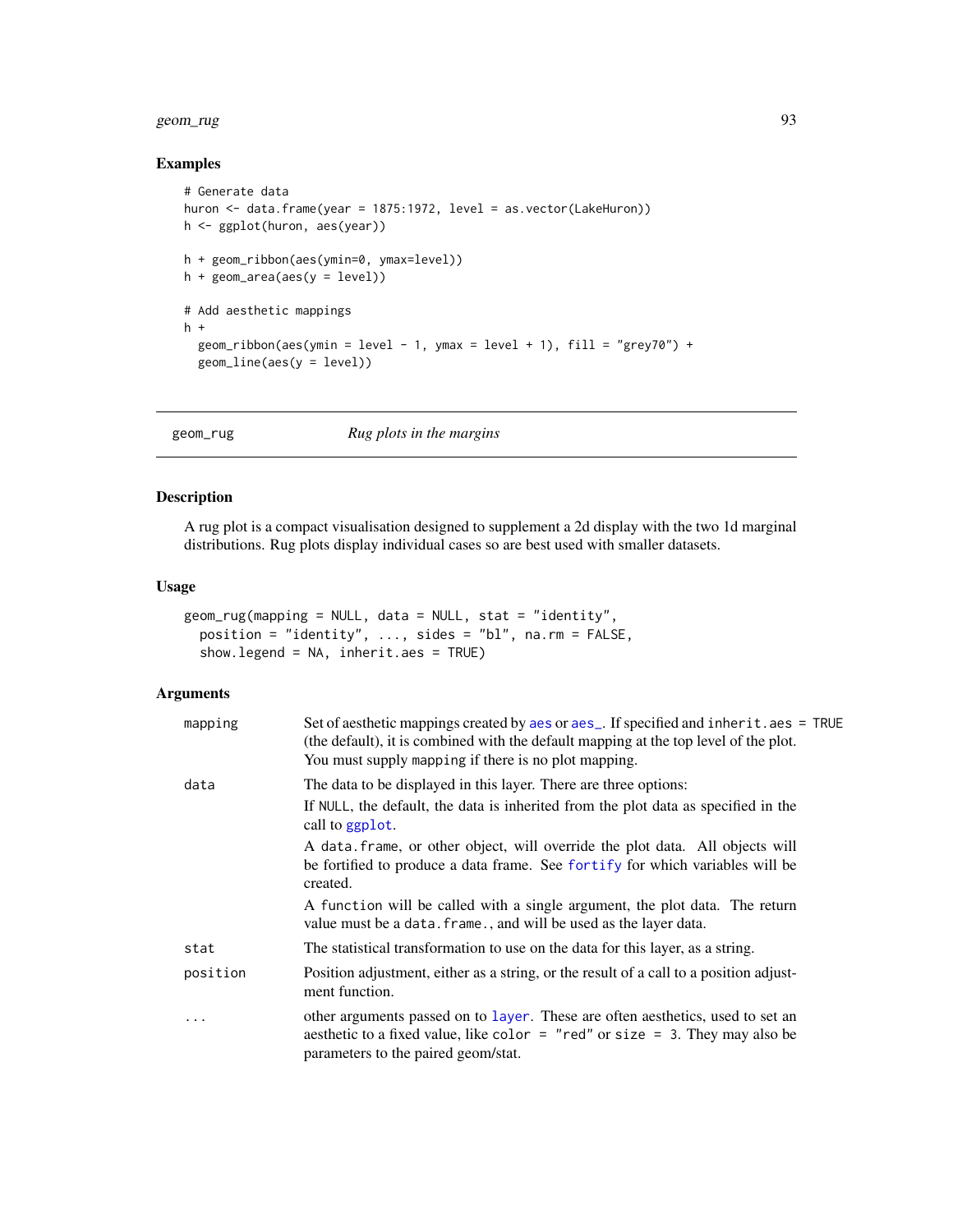### Examples

```
# Generate data
huron <- data.frame(year = 1875:1972, level = as.vector(LakeHuron))
h <- ggplot(huron, aes(year))

h + geom_ribbon(aes(ymin=0, ymax=level))
h + geom_area(aes(y = level))

# Add aesthetic mappings
h +
  geom_ribbon(aes(ymin = level - 1, ymax = level + 1), fill = "grey70") +
  geom_line(aes(y = level))
```

---

## geom_rug — *Rug plots in the margins*

---

### Description

A rug plot is a compact visualisation designed to supplement a 2d display with the two 1d marginal distributions. Rug plots display individual cases so are best used with smaller datasets.

### Usage

```
geom_rug(mapping = NULL, data = NULL, stat = "identity",
  position = "identity", ..., sides = "bl", na.rm = FALSE,
  show.legend = NA, inherit.aes = TRUE)
```

### Arguments

| | |
|---|---|
| `mapping` | Set of aesthetic mappings created by `aes` or `aes_`. If specified and `inherit.aes = TRUE` (the default), it is combined with the default mapping at the top level of the plot. You must supply `mapping` if there is no plot mapping. |
| `data` | The data to be displayed in this layer. There are three options:<br>If `NULL`, the default, the data is inherited from the plot data as specified in the call to `ggplot`.<br>A `data.frame`, or other object, will override the plot data. All objects will be fortified to produce a data frame. See `fortify` for which variables will be created.<br>A `function` will be called with a single argument, the plot data. The return value must be a `data.frame.`, and will be used as the layer data. |
| `stat` | The statistical transformation to use on the data for this layer, as a string. |
| `position` | Position adjustment, either as a string, or the result of a call to a position adjustment function. |
| `...` | other arguments passed on to `layer`. These are often aesthetics, used to set an aesthetic to a fixed value, like `color = "red"` or `size = 3`. They may also be parameters to the paired geom/stat. |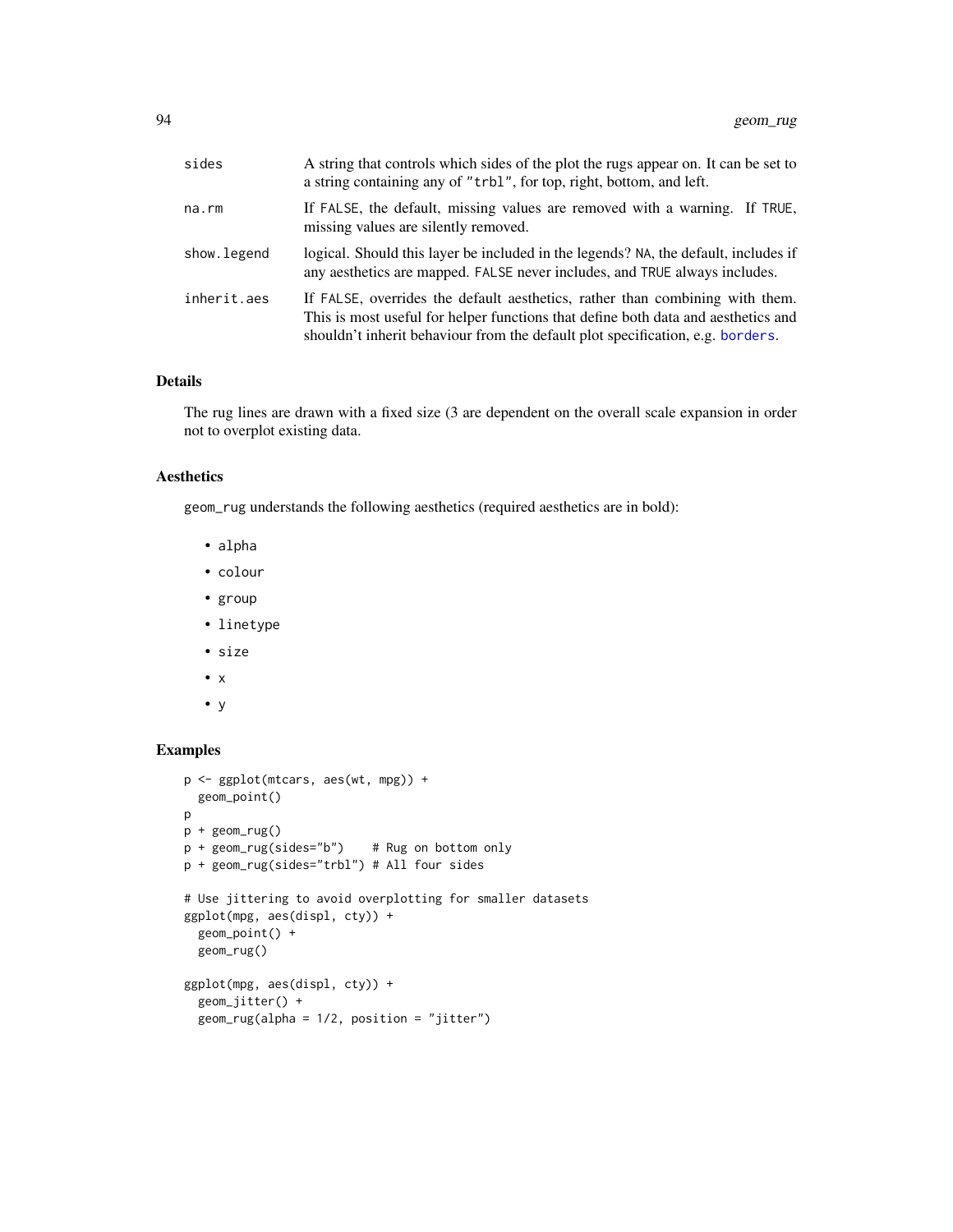| | |
|---|---|
| sides | A string that controls which sides of the plot the rugs appear on. It can be set to a string containing any of "trbl", for top, right, bottom, and left. |
| na.rm | If FALSE, the default, missing values are removed with a warning. If TRUE, missing values are silently removed. |
| show.legend | logical. Should this layer be included in the legends? NA, the default, includes if any aesthetics are mapped. FALSE never includes, and TRUE always includes. |
| inherit.aes | If FALSE, overrides the default aesthetics, rather than combining with them. This is most useful for helper functions that define both data and aesthetics and shouldn't inherit behaviour from the default plot specification, e.g. borders. |

## Details

The rug lines are drawn with a fixed size (3 are dependent on the overall scale expansion in order not to overplot existing data.

## Aesthetics

geom_rug understands the following aesthetics (required aesthetics are in bold):

- alpha
- colour
- group
- linetype
- size
- x
- y

## Examples

```
p <- ggplot(mtcars, aes(wt, mpg)) +
  geom_point()
p
p + geom_rug()
p + geom_rug(sides="b")    # Rug on bottom only
p + geom_rug(sides="trbl") # All four sides

# Use jittering to avoid overplotting for smaller datasets
ggplot(mpg, aes(displ, cty)) +
  geom_point() +
  geom_rug()

ggplot(mpg, aes(displ, cty)) +
  geom_jitter() +
  geom_rug(alpha = 1/2, position = "jitter")
```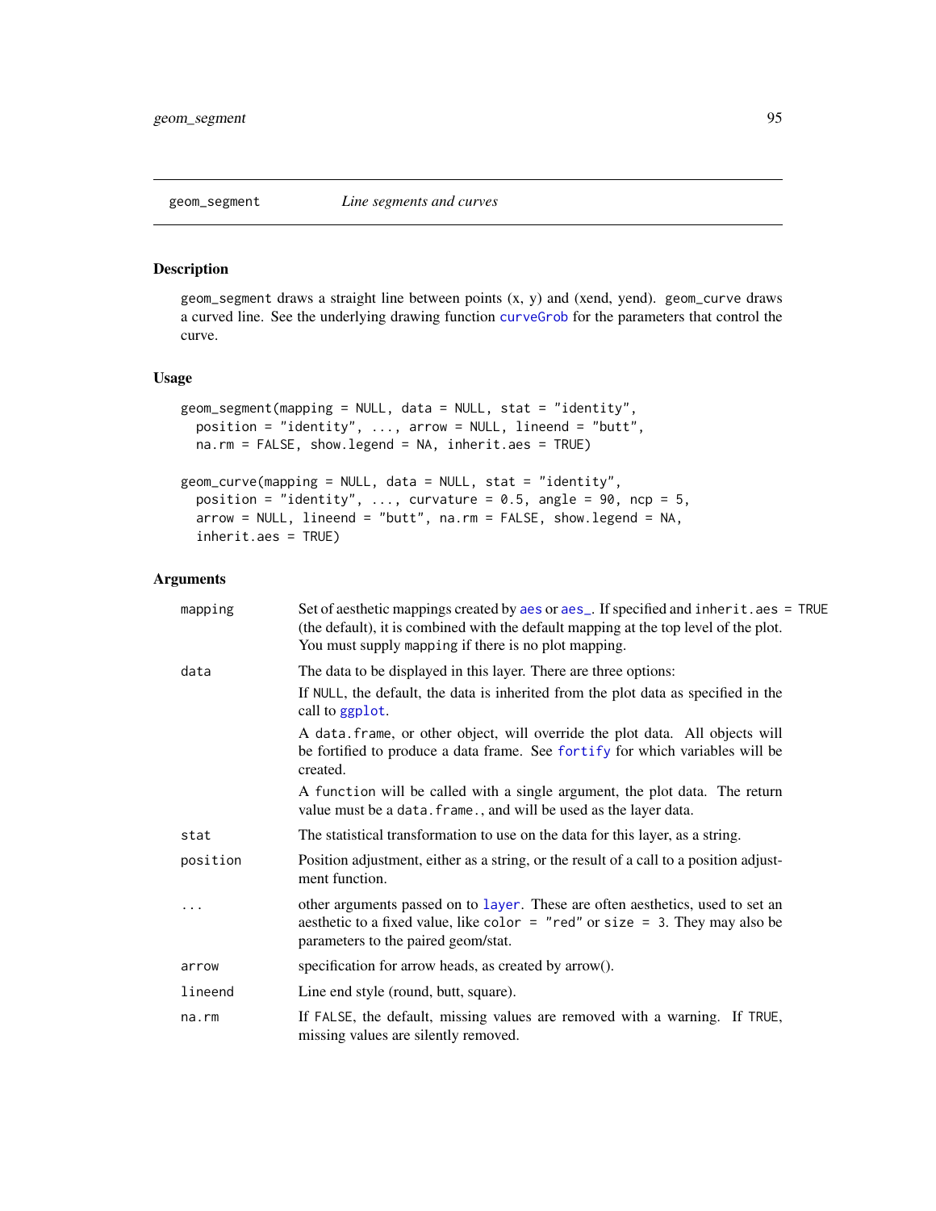## geom_segment — *Line segments and curves*

### Description

`geom_segment` draws a straight line between points (x, y) and (xend, yend). `geom_curve` draws a curved line. See the underlying drawing function `curveGrob` for the parameters that control the curve.

### Usage

```
geom_segment(mapping = NULL, data = NULL, stat = "identity",
  position = "identity", ..., arrow = NULL, lineend = "butt",
  na.rm = FALSE, show.legend = NA, inherit.aes = TRUE)

geom_curve(mapping = NULL, data = NULL, stat = "identity",
  position = "identity", ..., curvature = 0.5, angle = 90, ncp = 5,
  arrow = NULL, lineend = "butt", na.rm = FALSE, show.legend = NA,
  inherit.aes = TRUE)
```

### Arguments

| | |
|---|---|
| `mapping` | Set of aesthetic mappings created by `aes` or `aes_`. If specified and `inherit.aes = TRUE` (the default), it is combined with the default mapping at the top level of the plot. You must supply `mapping` if there is no plot mapping. |
| `data` | The data to be displayed in this layer. There are three options:<br>If `NULL`, the default, the data is inherited from the plot data as specified in the call to `ggplot`.<br>A `data.frame`, or other object, will override the plot data. All objects will be fortified to produce a data frame. See `fortify` for which variables will be created.<br>A `function` will be called with a single argument, the plot data. The return value must be a `data.frame.`, and will be used as the layer data. |
| `stat` | The statistical transformation to use on the data for this layer, as a string. |
| `position` | Position adjustment, either as a string, or the result of a call to a position adjustment function. |
| `...` | other arguments passed on to `layer`. These are often aesthetics, used to set an aesthetic to a fixed value, like `color = "red"` or `size = 3`. They may also be parameters to the paired geom/stat. |
| `arrow` | specification for arrow heads, as created by arrow(). |
| `lineend` | Line end style (round, butt, square). |
| `na.rm` | If `FALSE`, the default, missing values are removed with a warning. If `TRUE`, missing values are silently removed. |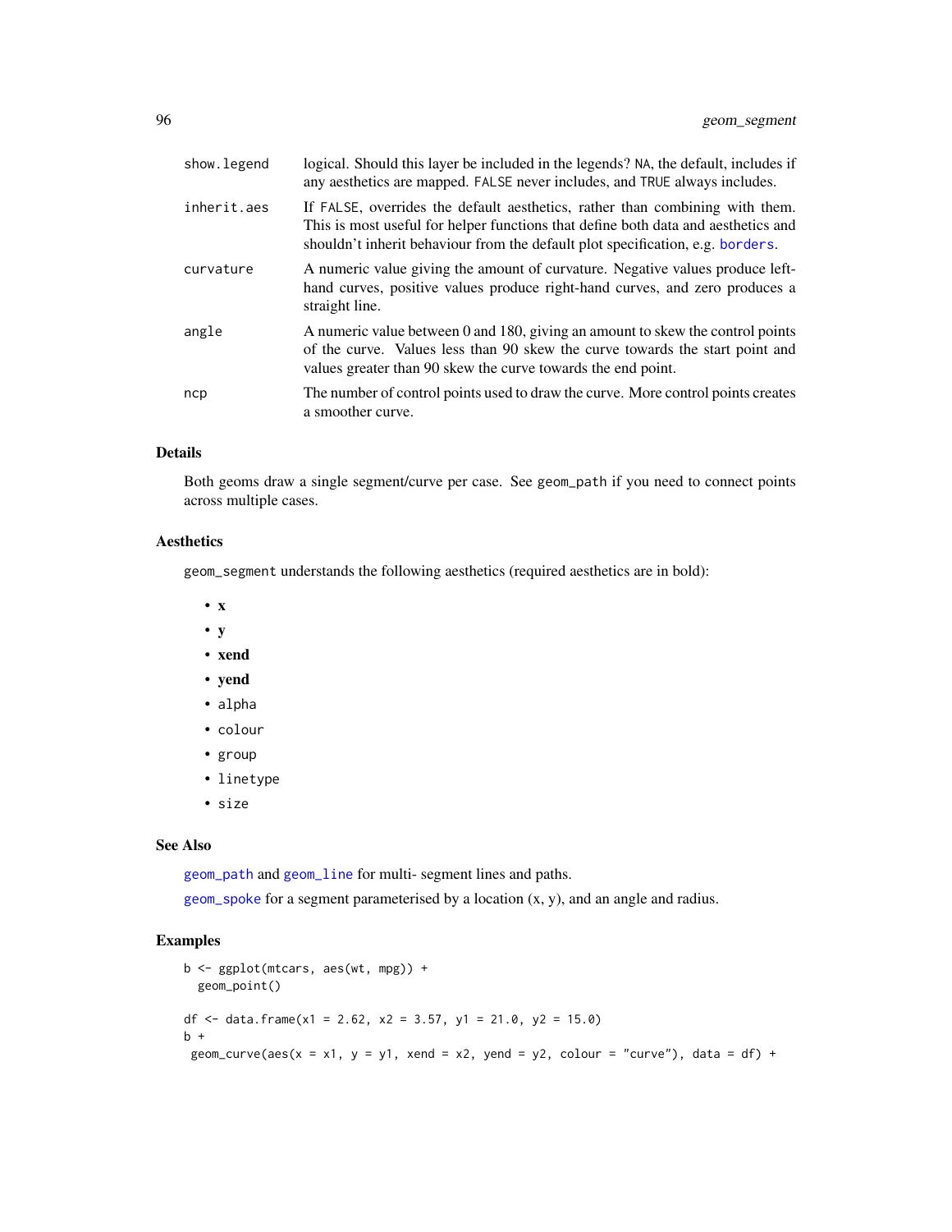| | |
|---|---|
| show.legend | logical. Should this layer be included in the legends? NA, the default, includes if any aesthetics are mapped. FALSE never includes, and TRUE always includes. |
| inherit.aes | If FALSE, overrides the default aesthetics, rather than combining with them. This is most useful for helper functions that define both data and aesthetics and shouldn't inherit behaviour from the default plot specification, e.g. borders. |
| curvature | A numeric value giving the amount of curvature. Negative values produce left-hand curves, positive values produce right-hand curves, and zero produces a straight line. |
| angle | A numeric value between 0 and 180, giving an amount to skew the control points of the curve. Values less than 90 skew the curve towards the start point and values greater than 90 skew the curve towards the end point. |
| ncp | The number of control points used to draw the curve. More control points creates a smoother curve. |

### Details

Both geoms draw a single segment/curve per case. See geom_path if you need to connect points across multiple cases.

### Aesthetics

geom_segment understands the following aesthetics (required aesthetics are in bold):

- **x**
- **y**
- **xend**
- **yend**
- alpha
- colour
- group
- linetype
- size

### See Also

geom_path and geom_line for multi- segment lines and paths.

geom_spoke for a segment parameterised by a location (x, y), and an angle and radius.

### Examples

```
b <- ggplot(mtcars, aes(wt, mpg)) +
  geom_point()

df <- data.frame(x1 = 2.62, x2 = 3.57, y1 = 21.0, y2 = 15.0)
b +
 geom_curve(aes(x = x1, y = y1, xend = x2, yend = y2, colour = "curve"), data = df) +
```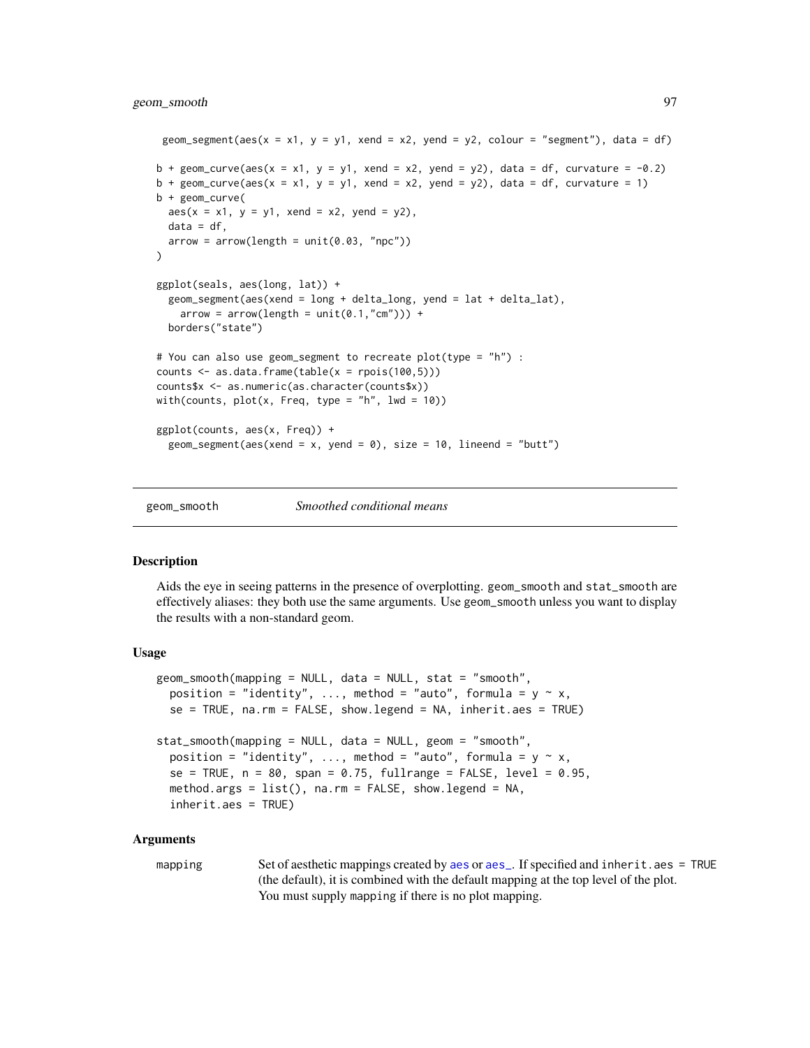```
 geom_segment(aes(x = x1, y = y1, xend = x2, yend = y2, colour = "segment"), data = df)

b + geom_curve(aes(x = x1, y = y1, xend = x2, yend = y2), data = df, curvature = -0.2)
b + geom_curve(aes(x = x1, y = y1, xend = x2, yend = y2), data = df, curvature = 1)
b + geom_curve(
  aes(x = x1, y = y1, xend = x2, yend = y2),
  data = df,
  arrow = arrow(length = unit(0.03, "npc"))
)

ggplot(seals, aes(long, lat)) +
  geom_segment(aes(xend = long + delta_long, yend = lat + delta_lat),
    arrow = arrow(length = unit(0.1,"cm"))) +
  borders("state")

# You can also use geom_segment to recreate plot(type = "h") :
counts <- as.data.frame(table(x = rpois(100,5)))
counts$x <- as.numeric(as.character(counts$x))
with(counts, plot(x, Freq, type = "h", lwd = 10))

ggplot(counts, aes(x, Freq)) +
  geom_segment(aes(xend = x, yend = 0), size = 10, lineend = "butt")
```

---

## geom_smooth — *Smoothed conditional means*

---

### Description

Aids the eye in seeing patterns in the presence of overplotting. geom_smooth and stat_smooth are effectively aliases: they both use the same arguments. Use geom_smooth unless you want to display the results with a non-standard geom.

### Usage

```
geom_smooth(mapping = NULL, data = NULL, stat = "smooth",
  position = "identity", ..., method = "auto", formula = y ~ x,
  se = TRUE, na.rm = FALSE, show.legend = NA, inherit.aes = TRUE)

stat_smooth(mapping = NULL, data = NULL, geom = "smooth",
  position = "identity", ..., method = "auto", formula = y ~ x,
  se = TRUE, n = 80, span = 0.75, fullrange = FALSE, level = 0.95,
  method.args = list(), na.rm = FALSE, show.legend = NA,
  inherit.aes = TRUE)
```

### Arguments

mapping — Set of aesthetic mappings created by aes or aes_. If specified and inherit.aes = TRUE (the default), it is combined with the default mapping at the top level of the plot. You must supply mapping if there is no plot mapping.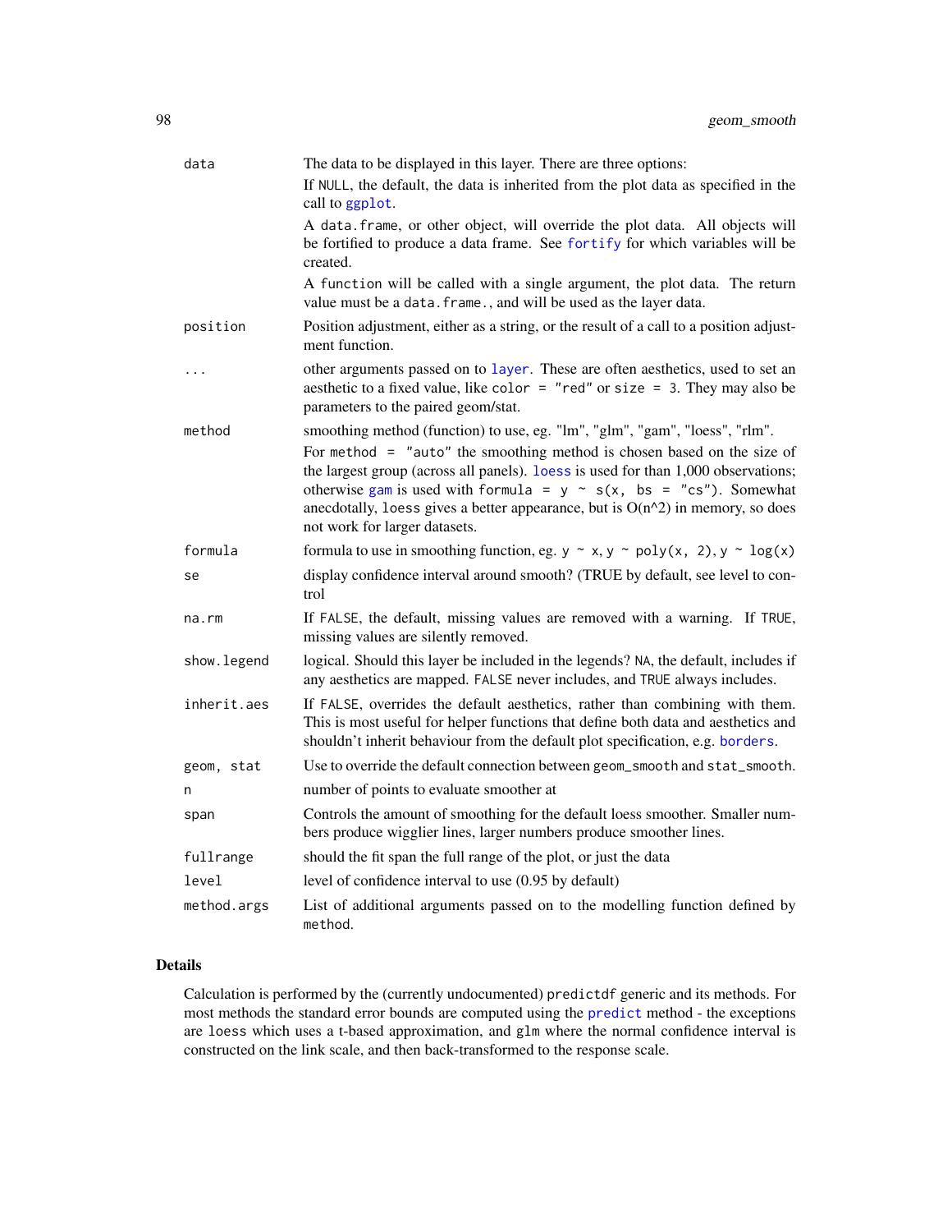| | |
|---|---|
| `data` | The data to be displayed in this layer. There are three options:<br>If `NULL`, the default, the data is inherited from the plot data as specified in the call to `ggplot`.<br>A `data.frame`, or other object, will override the plot data. All objects will be fortified to produce a data frame. See `fortify` for which variables will be created.<br>A `function` will be called with a single argument, the plot data. The return value must be a `data.frame.`, and will be used as the layer data. |
| `position` | Position adjustment, either as a string, or the result of a call to a position adjustment function. |
| `...` | other arguments passed on to `layer`. These are often aesthetics, used to set an aesthetic to a fixed value, like `color = "red"` or `size = 3`. They may also be parameters to the paired geom/stat. |
| `method` | smoothing method (function) to use, eg. "lm", "glm", "gam", "loess", "rlm".<br>For `method = "auto"` the smoothing method is chosen based on the size of the largest group (across all panels). `loess` is used for than 1,000 observations; otherwise `gam` is used with `formula = y ~ s(x, bs = "cs")`. Somewhat anecdotally, `loess` gives a better appearance, but is O(n^2) in memory, so does not work for larger datasets. |
| `formula` | formula to use in smoothing function, eg. `y ~ x`, `y ~ poly(x, 2)`, `y ~ log(x)` |
| `se` | display confidence interval around smooth? (TRUE by default, see level to control |
| `na.rm` | If `FALSE`, the default, missing values are removed with a warning. If `TRUE`, missing values are silently removed. |
| `show.legend` | logical. Should this layer be included in the legends? `NA`, the default, includes if any aesthetics are mapped. `FALSE` never includes, and `TRUE` always includes. |
| `inherit.aes` | If `FALSE`, overrides the default aesthetics, rather than combining with them. This is most useful for helper functions that define both data and aesthetics and shouldn't inherit behaviour from the default plot specification, e.g. `borders`. |
| `geom, stat` | Use to override the default connection between `geom_smooth` and `stat_smooth`. |
| `n` | number of points to evaluate smoother at |
| `span` | Controls the amount of smoothing for the default loess smoother. Smaller numbers produce wigglier lines, larger numbers produce smoother lines. |
| `fullrange` | should the fit span the full range of the plot, or just the data |
| `level` | level of confidence interval to use (0.95 by default) |
| `method.args` | List of additional arguments passed on to the modelling function defined by `method`. |

## Details

Calculation is performed by the (currently undocumented) `predictdf` generic and its methods. For most methods the standard error bounds are computed using the `predict` method - the exceptions are `loess` which uses a t-based approximation, and `glm` where the normal confidence interval is constructed on the link scale, and then back-transformed to the response scale.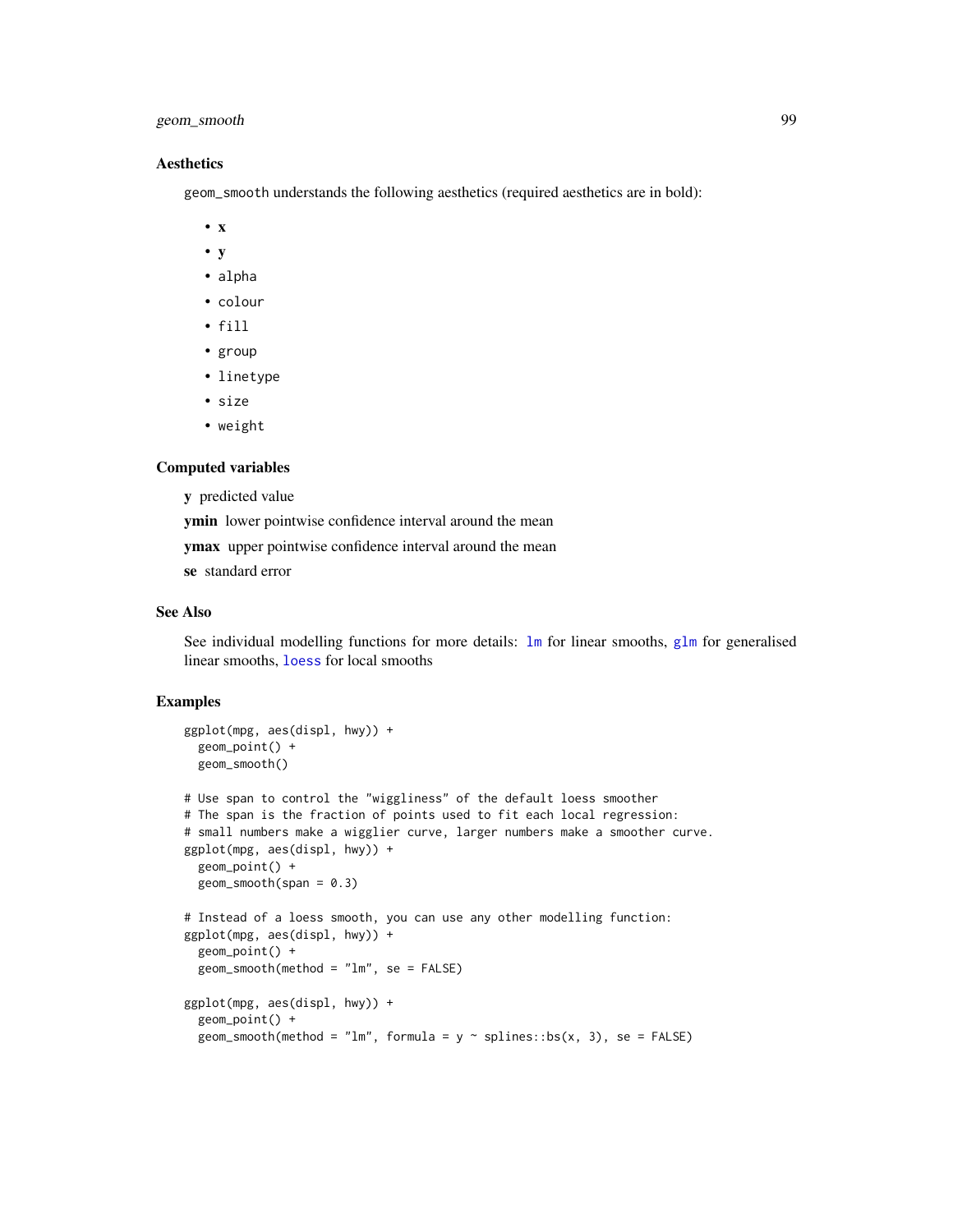### Aesthetics

geom_smooth understands the following aesthetics (required aesthetics are in bold):

- **x**
- **y**
- alpha
- colour
- fill
- group
- linetype
- size
- weight

### Computed variables

**y** predicted value

**ymin** lower pointwise confidence interval around the mean

**ymax** upper pointwise confidence interval around the mean

**se** standard error

### See Also

See individual modelling functions for more details: lm for linear smooths, glm for generalised linear smooths, loess for local smooths

### Examples

```
ggplot(mpg, aes(displ, hwy)) +
  geom_point() +
  geom_smooth()

# Use span to control the "wiggliness" of the default loess smoother
# The span is the fraction of points used to fit each local regression:
# small numbers make a wigglier curve, larger numbers make a smoother curve.
ggplot(mpg, aes(displ, hwy)) +
  geom_point() +
  geom_smooth(span = 0.3)

# Instead of a loess smooth, you can use any other modelling function:
ggplot(mpg, aes(displ, hwy)) +
  geom_point() +
  geom_smooth(method = "lm", se = FALSE)

ggplot(mpg, aes(displ, hwy)) +
  geom_point() +
  geom_smooth(method = "lm", formula = y ~ splines::bs(x, 3), se = FALSE)
```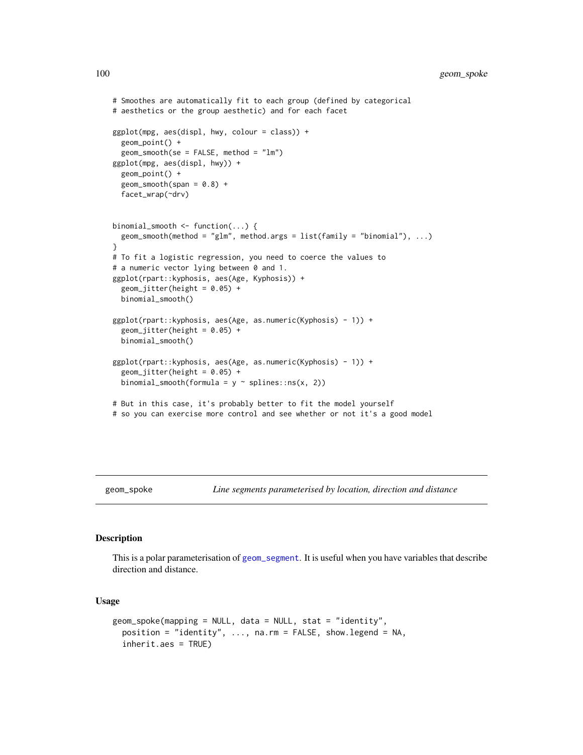```
# Smoothes are automatically fit to each group (defined by categorical
# aesthetics or the group aesthetic) and for each facet

ggplot(mpg, aes(displ, hwy, colour = class)) +
  geom_point() +
  geom_smooth(se = FALSE, method = "lm")
ggplot(mpg, aes(displ, hwy)) +
  geom_point() +
  geom_smooth(span = 0.8) +
  facet_wrap(~drv)


binomial_smooth <- function(...) {
  geom_smooth(method = "glm", method.args = list(family = "binomial"), ...)
}
# To fit a logistic regression, you need to coerce the values to
# a numeric vector lying between 0 and 1.
ggplot(rpart::kyphosis, aes(Age, Kyphosis)) +
  geom_jitter(height = 0.05) +
  binomial_smooth()

ggplot(rpart::kyphosis, aes(Age, as.numeric(Kyphosis) - 1)) +
  geom_jitter(height = 0.05) +
  binomial_smooth()

ggplot(rpart::kyphosis, aes(Age, as.numeric(Kyphosis) - 1)) +
  geom_jitter(height = 0.05) +
  binomial_smooth(formula = y ~ splines::ns(x, 2))

# But in this case, it's probably better to fit the model yourself
# so you can exercise more control and see whether or not it's a good model
```

---

## geom_spoke — *Line segments parameterised by location, direction and distance*

### Description

This is a polar parameterisation of geom_segment. It is useful when you have variables that describe direction and distance.

### Usage

```
geom_spoke(mapping = NULL, data = NULL, stat = "identity",
  position = "identity", ..., na.rm = FALSE, show.legend = NA,
  inherit.aes = TRUE)
```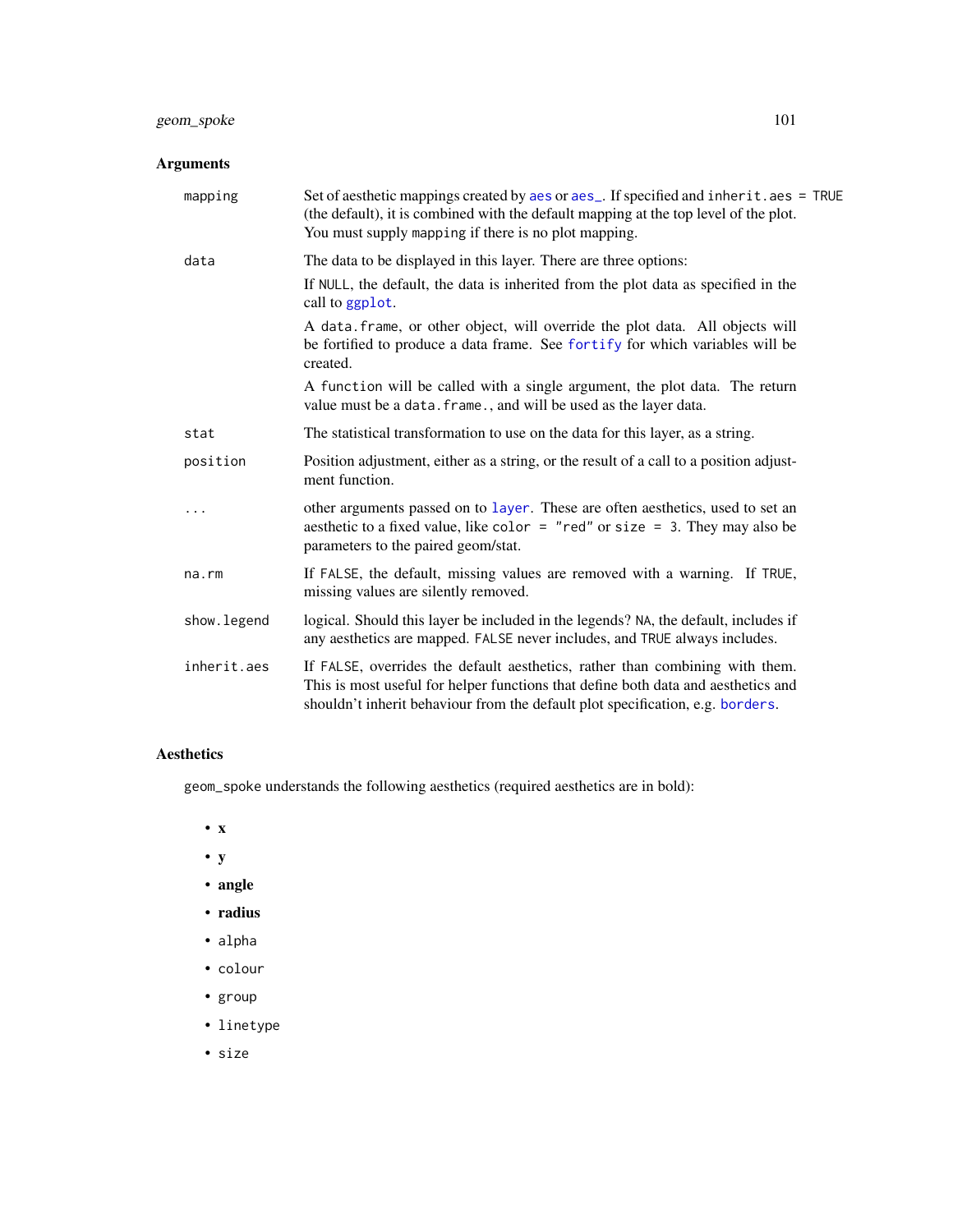## Arguments

| | |
|---|---|
| `mapping` | Set of aesthetic mappings created by `aes` or `aes_`. If specified and `inherit.aes = TRUE` (the default), it is combined with the default mapping at the top level of the plot. You must supply `mapping` if there is no plot mapping. |
| `data` | The data to be displayed in this layer. There are three options: <br> If `NULL`, the default, the data is inherited from the plot data as specified in the call to `ggplot`. <br> A `data.frame`, or other object, will override the plot data. All objects will be fortified to produce a data frame. See `fortify` for which variables will be created. <br> A `function` will be called with a single argument, the plot data. The return value must be a `data.frame.`, and will be used as the layer data. |
| `stat` | The statistical transformation to use on the data for this layer, as a string. |
| `position` | Position adjustment, either as a string, or the result of a call to a position adjustment function. |
| `...` | other arguments passed on to `layer`. These are often aesthetics, used to set an aesthetic to a fixed value, like `color = "red"` or `size = 3`. They may also be parameters to the paired geom/stat. |
| `na.rm` | If `FALSE`, the default, missing values are removed with a warning. If `TRUE`, missing values are silently removed. |
| `show.legend` | logical. Should this layer be included in the legends? `NA`, the default, includes if any aesthetics are mapped. `FALSE` never includes, and `TRUE` always includes. |
| `inherit.aes` | If `FALSE`, overrides the default aesthetics, rather than combining with them. This is most useful for helper functions that define both data and aesthetics and shouldn't inherit behaviour from the default plot specification, e.g. `borders`. |

## Aesthetics

`geom_spoke` understands the following aesthetics (required aesthetics are in bold):

- **x**
- **y**
- **angle**
- **radius**
- `alpha`
- `colour`
- `group`
- `linetype`
- `size`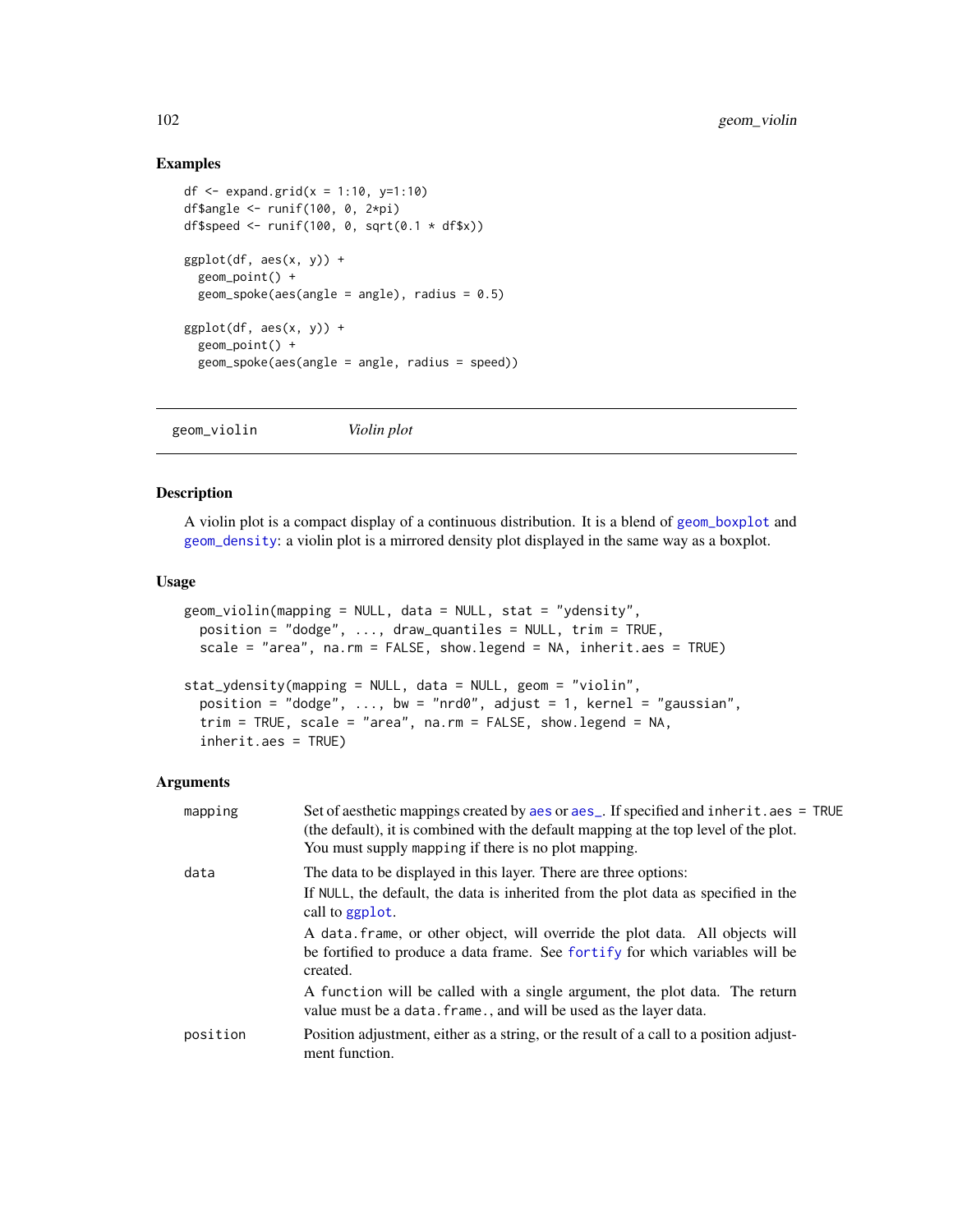### Examples

```
df <- expand.grid(x = 1:10, y=1:10)
df$angle <- runif(100, 0, 2*pi)
df$speed <- runif(100, 0, sqrt(0.1 * df$x))

ggplot(df, aes(x, y)) +
  geom_point() +
  geom_spoke(aes(angle = angle), radius = 0.5)

ggplot(df, aes(x, y)) +
  geom_point() +
  geom_spoke(aes(angle = angle, radius = speed))
```

---

## geom_violin    *Violin plot*

---

### Description

A violin plot is a compact display of a continuous distribution. It is a blend of `geom_boxplot` and `geom_density`: a violin plot is a mirrored density plot displayed in the same way as a boxplot.

### Usage

```
geom_violin(mapping = NULL, data = NULL, stat = "ydensity",
  position = "dodge", ..., draw_quantiles = NULL, trim = TRUE,
  scale = "area", na.rm = FALSE, show.legend = NA, inherit.aes = TRUE)

stat_ydensity(mapping = NULL, data = NULL, geom = "violin",
  position = "dodge", ..., bw = "nrd0", adjust = 1, kernel = "gaussian",
  trim = TRUE, scale = "area", na.rm = FALSE, show.legend = NA,
  inherit.aes = TRUE)
```

### Arguments

| | |
|---|---|
| mapping | Set of aesthetic mappings created by `aes` or `aes_`. If specified and `inherit.aes = TRUE` (the default), it is combined with the default mapping at the top level of the plot. You must supply `mapping` if there is no plot mapping. |
| data | The data to be displayed in this layer. There are three options:<br>If `NULL`, the default, the data is inherited from the plot data as specified in the call to `ggplot`.<br>A `data.frame`, or other object, will override the plot data. All objects will be fortified to produce a data frame. See `fortify` for which variables will be created.<br>A `function` will be called with a single argument, the plot data. The return value must be a `data.frame.`, and will be used as the layer data. |
| position | Position adjustment, either as a string, or the result of a call to a position adjustment function. |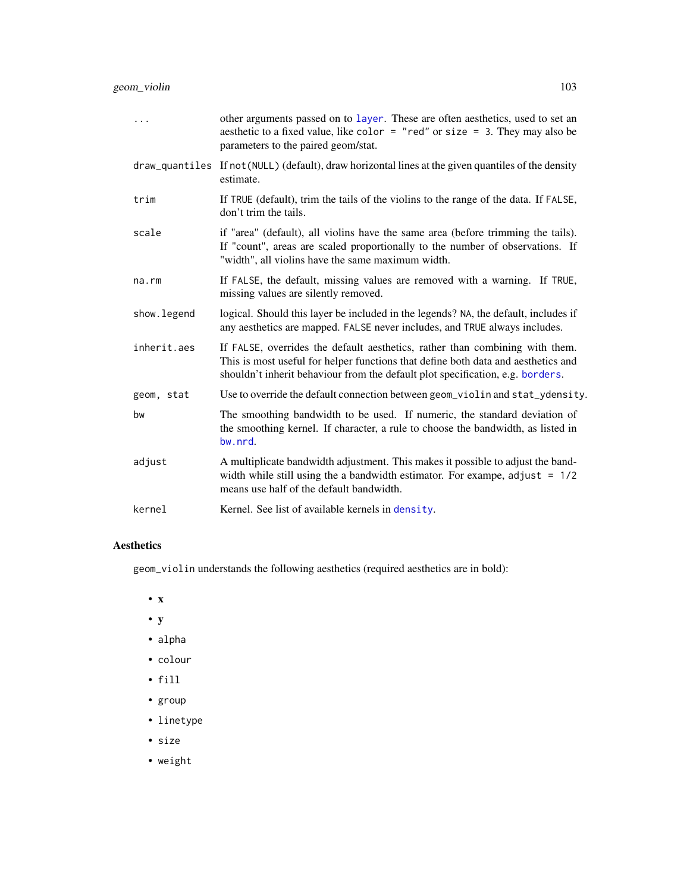| | |
|---|---|
| ... | other arguments passed on to `layer`. These are often aesthetics, used to set an aesthetic to a fixed value, like `color = "red"` or `size = 3`. They may also be parameters to the paired geom/stat. |
| draw_quantiles | If `not(NULL)` (default), draw horizontal lines at the given quantiles of the density estimate. |
| trim | If `TRUE` (default), trim the tails of the violins to the range of the data. If `FALSE`, don't trim the tails. |
| scale | if "area" (default), all violins have the same area (before trimming the tails). If "count", areas are scaled proportionally to the number of observations. If "width", all violins have the same maximum width. |
| na.rm | If `FALSE`, the default, missing values are removed with a warning. If `TRUE`, missing values are silently removed. |
| show.legend | logical. Should this layer be included in the legends? `NA`, the default, includes if any aesthetics are mapped. `FALSE` never includes, and `TRUE` always includes. |
| inherit.aes | If `FALSE`, overrides the default aesthetics, rather than combining with them. This is most useful for helper functions that define both data and aesthetics and shouldn't inherit behaviour from the default plot specification, e.g. `borders`. |
| geom, stat | Use to override the default connection between `geom_violin` and `stat_ydensity`. |
| bw | The smoothing bandwidth to be used. If numeric, the standard deviation of the smoothing kernel. If character, a rule to choose the bandwidth, as listed in `bw.nrd`. |
| adjust | A multiplicate bandwidth adjustment. This makes it possible to adjust the bandwidth while still using the a bandwidth estimator. For exampe, `adjust = 1/2` means use half of the default bandwidth. |
| kernel | Kernel. See list of available kernels in `density`. |

## Aesthetics

`geom_violin` understands the following aesthetics (required aesthetics are in bold):

- **x**
- **y**
- alpha
- colour
- fill
- group
- linetype
- size
- weight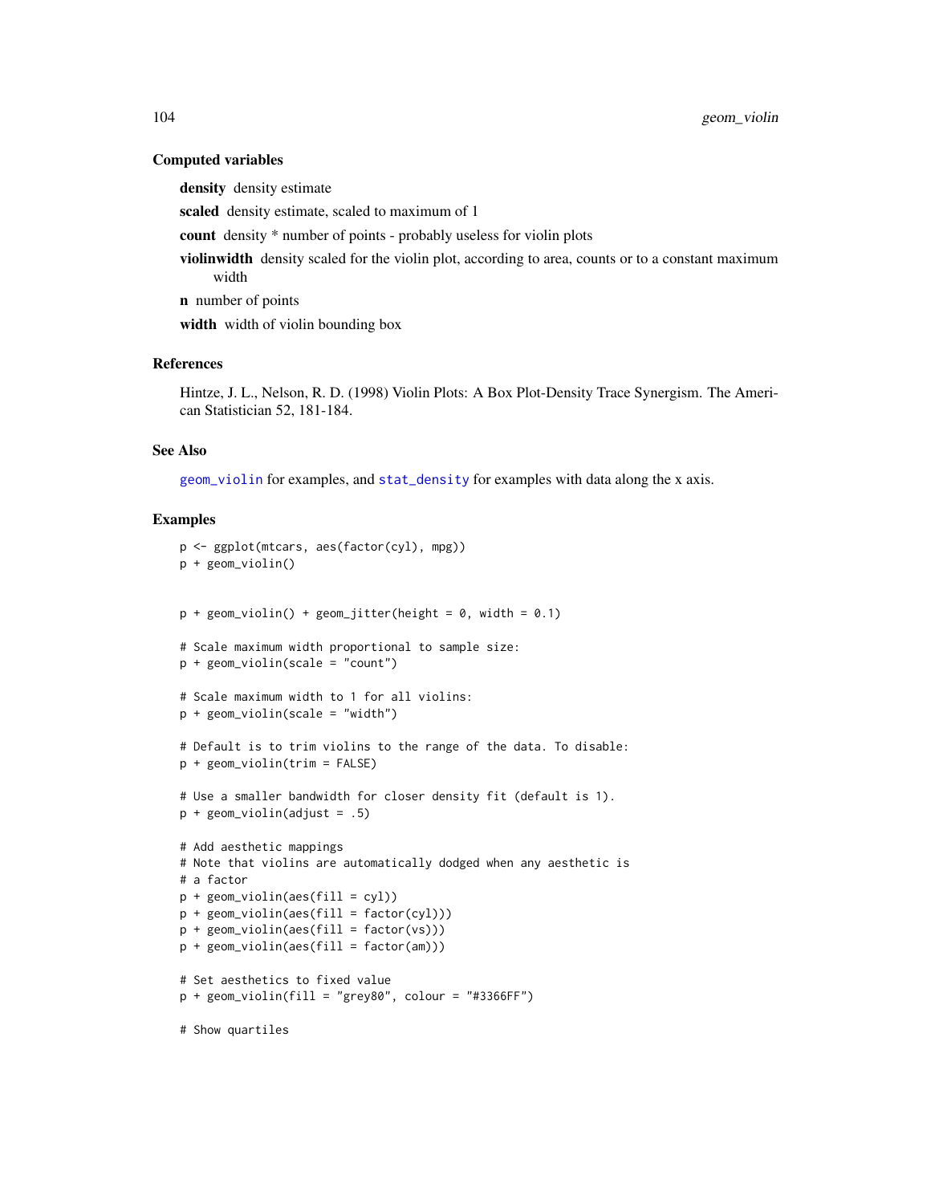### Computed variables

**density** density estimate

**scaled** density estimate, scaled to maximum of 1

**count** density * number of points - probably useless for violin plots

**violinwidth** density scaled for the violin plot, according to area, counts or to a constant maximum width

**n** number of points

**width** width of violin bounding box

### References

Hintze, J. L., Nelson, R. D. (1998) Violin Plots: A Box Plot-Density Trace Synergism. The American Statistician 52, 181-184.

### See Also

geom_violin for examples, and stat_density for examples with data along the x axis.

### Examples

```
p <- ggplot(mtcars, aes(factor(cyl), mpg))
p + geom_violin()


p + geom_violin() + geom_jitter(height = 0, width = 0.1)

# Scale maximum width proportional to sample size:
p + geom_violin(scale = "count")

# Scale maximum width to 1 for all violins:
p + geom_violin(scale = "width")

# Default is to trim violins to the range of the data. To disable:
p + geom_violin(trim = FALSE)

# Use a smaller bandwidth for closer density fit (default is 1).
p + geom_violin(adjust = .5)

# Add aesthetic mappings
# Note that violins are automatically dodged when any aesthetic is
# a factor
p + geom_violin(aes(fill = cyl))
p + geom_violin(aes(fill = factor(cyl)))
p + geom_violin(aes(fill = factor(vs)))
p + geom_violin(aes(fill = factor(am)))

# Set aesthetics to fixed value
p + geom_violin(fill = "grey80", colour = "#3366FF")

# Show quartiles
```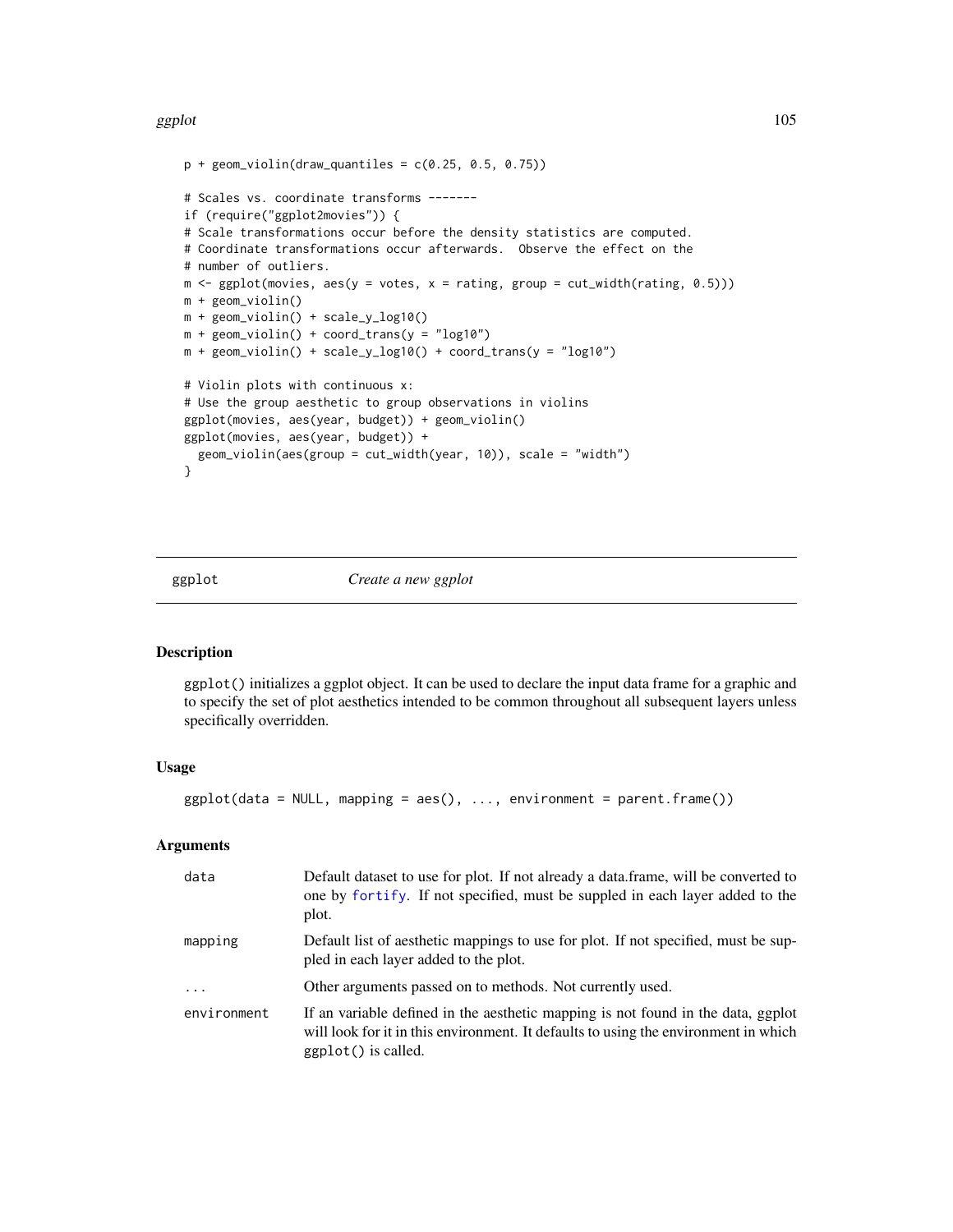```
p + geom_violin(draw_quantiles = c(0.25, 0.5, 0.75))

# Scales vs. coordinate transforms -------
if (require("ggplot2movies")) {
# Scale transformations occur before the density statistics are computed.
# Coordinate transformations occur afterwards.  Observe the effect on the
# number of outliers.
m <- ggplot(movies, aes(y = votes, x = rating, group = cut_width(rating, 0.5)))
m + geom_violin()
m + geom_violin() + scale_y_log10()
m + geom_violin() + coord_trans(y = "log10")
m + geom_violin() + scale_y_log10() + coord_trans(y = "log10")

# Violin plots with continuous x:
# Use the group aesthetic to group observations in violins
ggplot(movies, aes(year, budget)) + geom_violin()
ggplot(movies, aes(year, budget)) +
  geom_violin(aes(group = cut_width(year, 10)), scale = "width")
}
```

---

## ggplot — *Create a new ggplot*

### Description

`ggplot()` initializes a ggplot object. It can be used to declare the input data frame for a graphic and to specify the set of plot aesthetics intended to be common throughout all subsequent layers unless specifically overridden.

### Usage

```
ggplot(data = NULL, mapping = aes(), ..., environment = parent.frame())
```

### Arguments

| | |
|---|---|
| `data` | Default dataset to use for plot. If not already a data.frame, will be converted to one by fortify. If not specified, must be suppled in each layer added to the plot. |
| `mapping` | Default list of aesthetic mappings to use for plot. If not specified, must be suppled in each layer added to the plot. |
| `...` | Other arguments passed on to methods. Not currently used. |
| `environment` | If an variable defined in the aesthetic mapping is not found in the data, ggplot will look for it in this environment. It defaults to using the environment in which `ggplot()` is called. |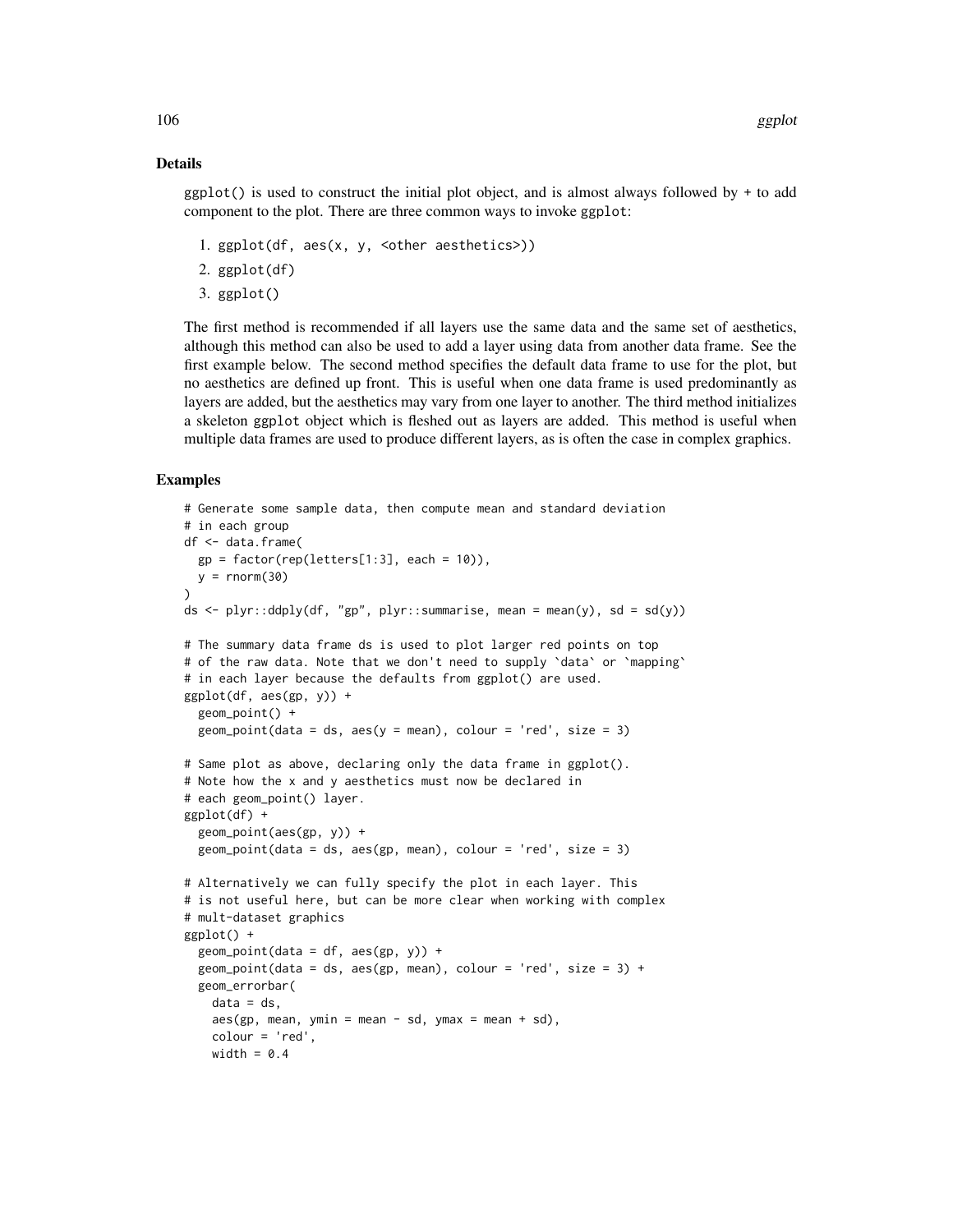## Details

`ggplot()` is used to construct the initial plot object, and is almost always followed by `+` to add component to the plot. There are three common ways to invoke `ggplot`:

1. `ggplot(df, aes(x, y, <other aesthetics>))`
2. `ggplot(df)`
3. `ggplot()`

The first method is recommended if all layers use the same data and the same set of aesthetics, although this method can also be used to add a layer using data from another data frame. See the first example below. The second method specifies the default data frame to use for the plot, but no aesthetics are defined up front. This is useful when one data frame is used predominantly as layers are added, but the aesthetics may vary from one layer to another. The third method initializes a skeleton `ggplot` object which is fleshed out as layers are added. This method is useful when multiple data frames are used to produce different layers, as is often the case in complex graphics.

## Examples

```
# Generate some sample data, then compute mean and standard deviation
# in each group
df <- data.frame(
  gp = factor(rep(letters[1:3], each = 10)),
  y = rnorm(30)
)
ds <- plyr::ddply(df, "gp", plyr::summarise, mean = mean(y), sd = sd(y))

# The summary data frame ds is used to plot larger red points on top
# of the raw data. Note that we don't need to supply `data` or `mapping`
# in each layer because the defaults from ggplot() are used.
ggplot(df, aes(gp, y)) +
  geom_point() +
  geom_point(data = ds, aes(y = mean), colour = 'red', size = 3)

# Same plot as above, declaring only the data frame in ggplot().
# Note how the x and y aesthetics must now be declared in
# each geom_point() layer.
ggplot(df) +
  geom_point(aes(gp, y)) +
  geom_point(data = ds, aes(gp, mean), colour = 'red', size = 3)

# Alternatively we can fully specify the plot in each layer. This
# is not useful here, but can be more clear when working with complex
# mult-dataset graphics
ggplot() +
  geom_point(data = df, aes(gp, y)) +
  geom_point(data = ds, aes(gp, mean), colour = 'red', size = 3) +
  geom_errorbar(
    data = ds,
    aes(gp, mean, ymin = mean - sd, ymax = mean + sd),
    colour = 'red',
    width = 0.4
```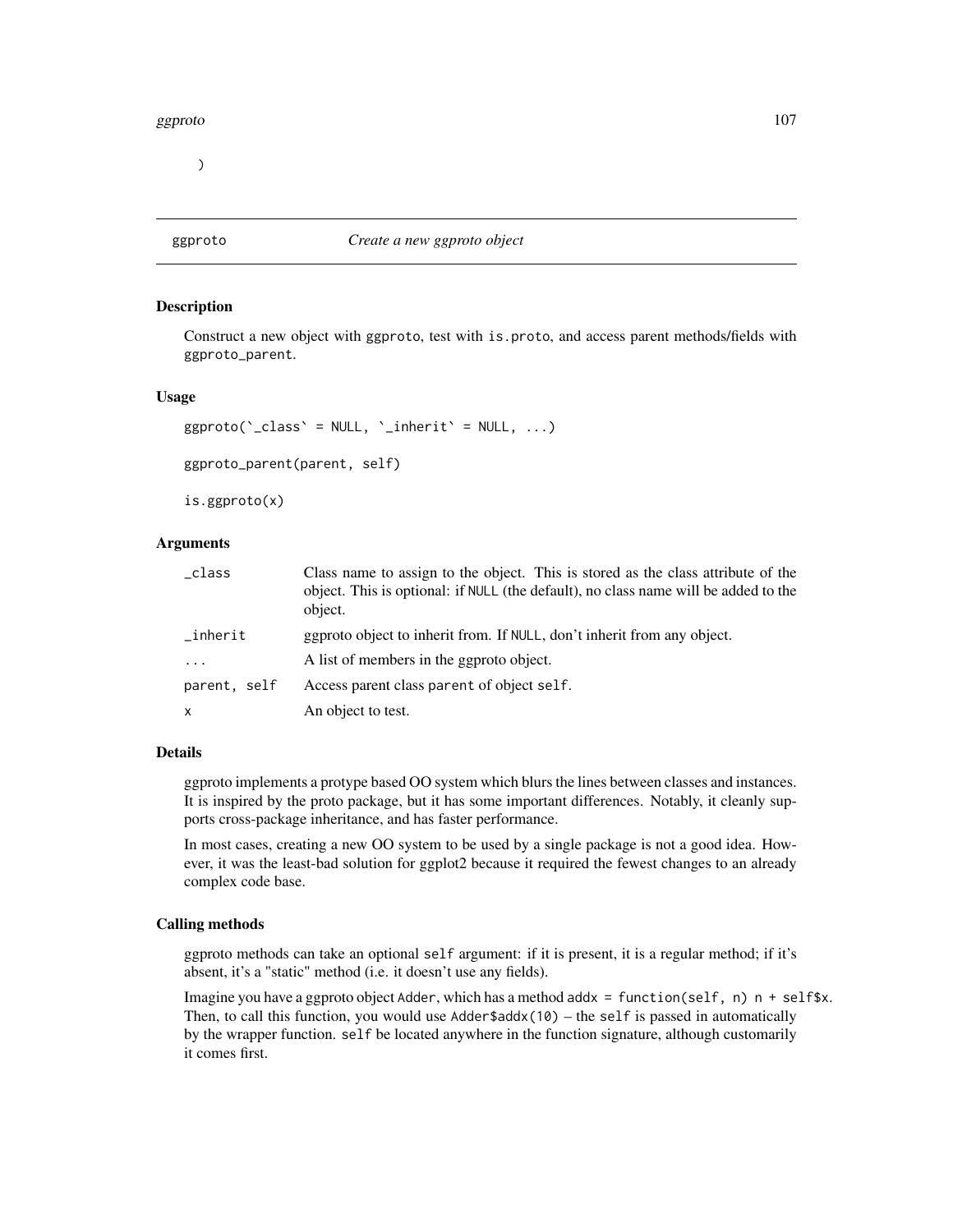```
)
```

## ggproto — *Create a new ggproto object*

### Description

Construct a new object with `ggproto`, test with `is.proto`, and access parent methods/fields with `ggproto_parent`.

### Usage

```
ggproto(`_class` = NULL, `_inherit` = NULL, ...)

ggproto_parent(parent, self)

is.ggproto(x)
```

### Arguments

| | |
|---|---|
| `_class` | Class name to assign to the object. This is stored as the class attribute of the object. This is optional: if `NULL` (the default), no class name will be added to the object. |
| `_inherit` | ggproto object to inherit from. If `NULL`, don't inherit from any object. |
| `...` | A list of members in the ggproto object. |
| `parent, self` | Access parent class `parent` of object `self`. |
| `x` | An object to test. |

### Details

ggproto implements a protype based OO system which blurs the lines between classes and instances. It is inspired by the proto package, but it has some important differences. Notably, it cleanly supports cross-package inheritance, and has faster performance.

In most cases, creating a new OO system to be used by a single package is not a good idea. However, it was the least-bad solution for ggplot2 because it required the fewest changes to an already complex code base.

### Calling methods

ggproto methods can take an optional `self` argument: if it is present, it is a regular method; if it's absent, it's a "static" method (i.e. it doesn't use any fields).

Imagine you have a ggproto object `Adder`, which has a method `addx = function(self, n) n + self$x`. Then, to call this function, you would use `Adder$addx(10)` – the `self` is passed in automatically by the wrapper function. `self` be located anywhere in the function signature, although customarily it comes first.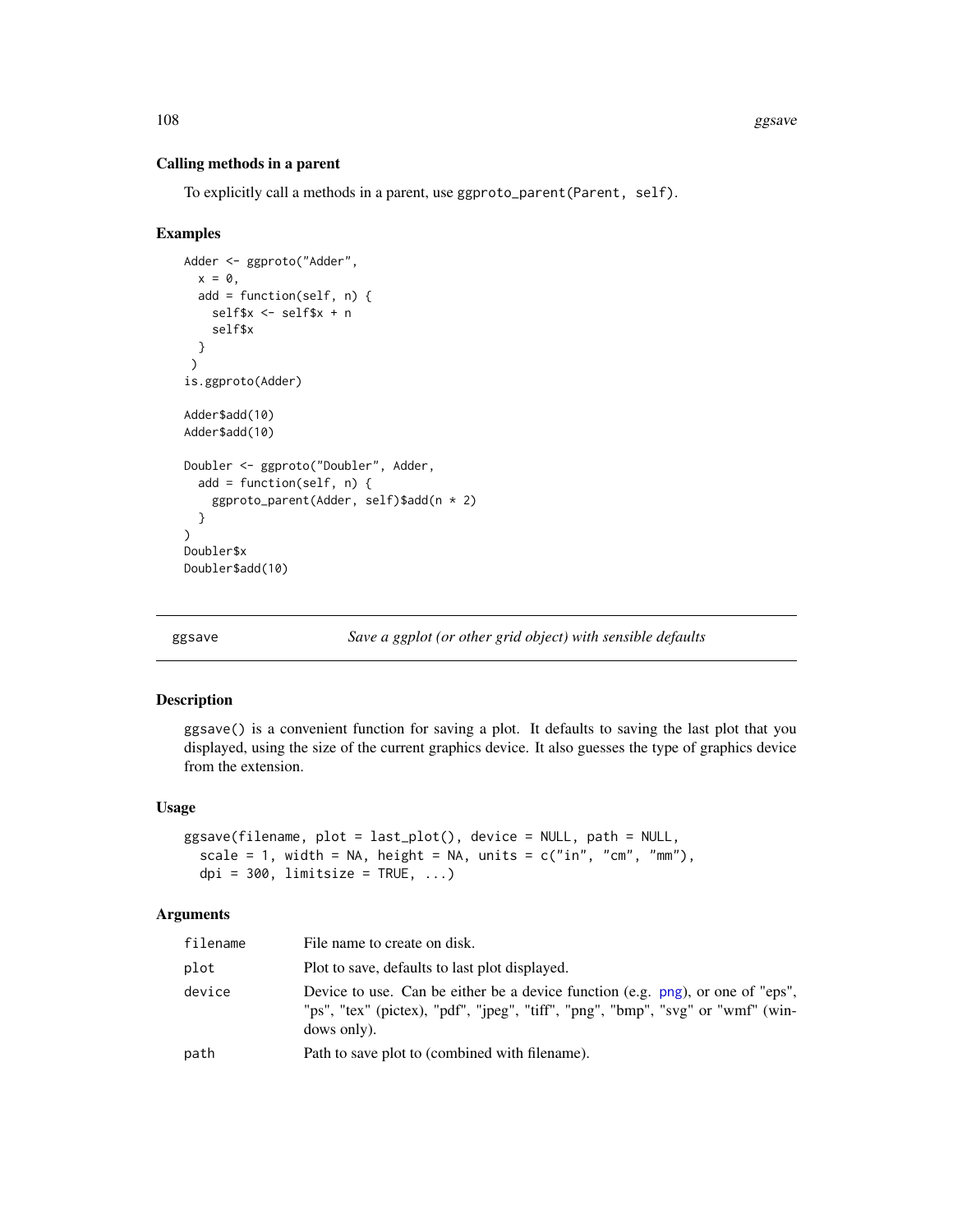### Calling methods in a parent

To explicitly call a methods in a parent, use ggproto_parent(Parent, self).

### Examples

```
Adder <- ggproto("Adder",
  x = 0,
  add = function(self, n) {
    self$x <- self$x + n
    self$x
  }
 )
is.ggproto(Adder)

Adder$add(10)
Adder$add(10)

Doubler <- ggproto("Doubler", Adder,
  add = function(self, n) {
    ggproto_parent(Adder, self)$add(n * 2)
  }
)
Doubler$x
Doubler$add(10)
```

---

## ggsave — *Save a ggplot (or other grid object) with sensible defaults*

### Description

ggsave() is a convenient function for saving a plot. It defaults to saving the last plot that you displayed, using the size of the current graphics device. It also guesses the type of graphics device from the extension.

### Usage

```
ggsave(filename, plot = last_plot(), device = NULL, path = NULL,
  scale = 1, width = NA, height = NA, units = c("in", "cm", "mm"),
  dpi = 300, limitsize = TRUE, ...)
```

### Arguments

| | |
|---|---|
| filename | File name to create on disk. |
| plot | Plot to save, defaults to last plot displayed. |
| device | Device to use. Can be either be a device function (e.g. png), or one of "eps", "ps", "tex" (pictex), "pdf", "jpeg", "tiff", "png", "bmp", "svg" or "wmf" (windows only). |
| path | Path to save plot to (combined with filename). |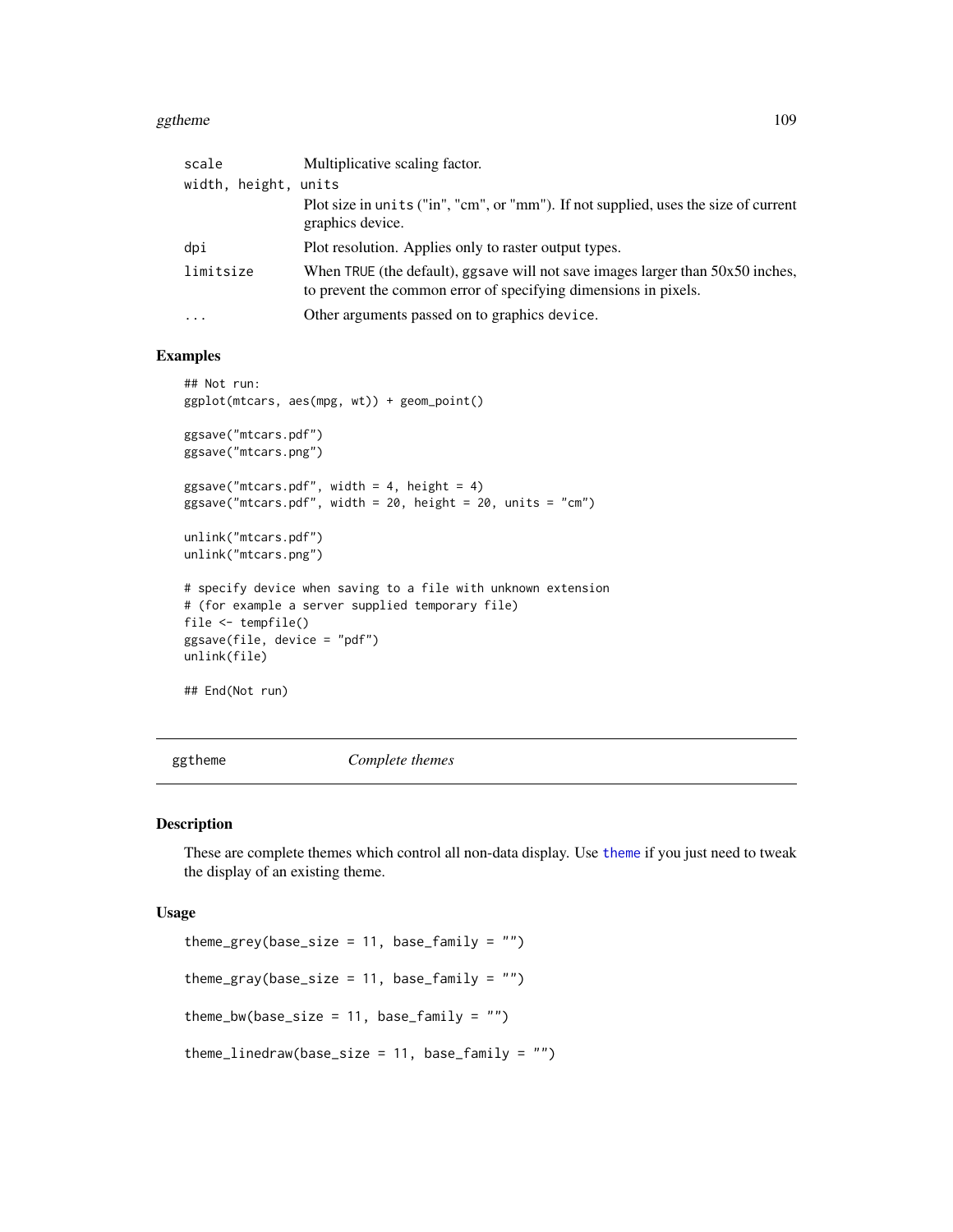| | |
|---|---|
| scale | Multiplicative scaling factor. |
| width, height, units | Plot size in units ("in", "cm", or "mm"). If not supplied, uses the size of current graphics device. |
| dpi | Plot resolution. Applies only to raster output types. |
| limitsize | When TRUE (the default), ggsave will not save images larger than 50x50 inches, to prevent the common error of specifying dimensions in pixels. |
| ... | Other arguments passed on to graphics device. |

### Examples

```
## Not run:
ggplot(mtcars, aes(mpg, wt)) + geom_point()

ggsave("mtcars.pdf")
ggsave("mtcars.png")

ggsave("mtcars.pdf", width = 4, height = 4)
ggsave("mtcars.pdf", width = 20, height = 20, units = "cm")

unlink("mtcars.pdf")
unlink("mtcars.png")

# specify device when saving to a file with unknown extension
# (for example a server supplied temporary file)
file <- tempfile()
ggsave(file, device = "pdf")
unlink(file)

## End(Not run)
```

---

## ggtheme *Complete themes*

### Description

These are complete themes which control all non-data display. Use theme if you just need to tweak the display of an existing theme.

### Usage

```
theme_grey(base_size = 11, base_family = "")

theme_gray(base_size = 11, base_family = "")

theme_bw(base_size = 11, base_family = "")

theme_linedraw(base_size = 11, base_family = "")
```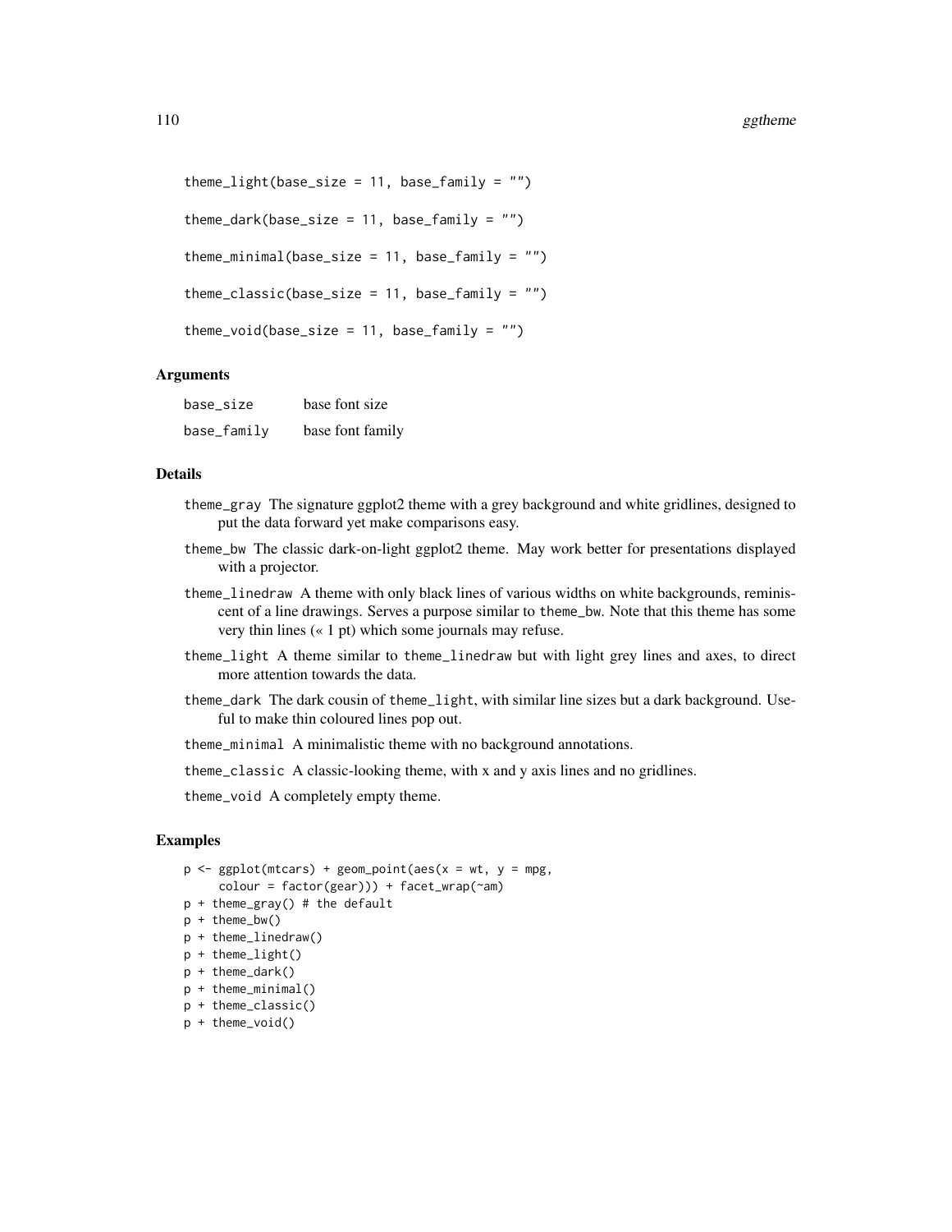```
theme_light(base_size = 11, base_family = "")

theme_dark(base_size = 11, base_family = "")

theme_minimal(base_size = 11, base_family = "")

theme_classic(base_size = 11, base_family = "")

theme_void(base_size = 11, base_family = "")
```

## Arguments

| | |
|---|---|
| base_size | base font size |
| base_family | base font family |

## Details

- theme_gray The signature ggplot2 theme with a grey background and white gridlines, designed to put the data forward yet make comparisons easy.
- theme_bw The classic dark-on-light ggplot2 theme. May work better for presentations displayed with a projector.
- theme_linedraw A theme with only black lines of various widths on white backgrounds, reminiscent of a line drawings. Serves a purpose similar to theme_bw. Note that this theme has some very thin lines (« 1 pt) which some journals may refuse.
- theme_light A theme similar to theme_linedraw but with light grey lines and axes, to direct more attention towards the data.
- theme_dark The dark cousin of theme_light, with similar line sizes but a dark background. Useful to make thin coloured lines pop out.
- theme_minimal A minimalistic theme with no background annotations.
- theme_classic A classic-looking theme, with x and y axis lines and no gridlines.
- theme_void A completely empty theme.

## Examples

```
p <- ggplot(mtcars) + geom_point(aes(x = wt, y = mpg,
     colour = factor(gear))) + facet_wrap(~am)
p + theme_gray() # the default
p + theme_bw()
p + theme_linedraw()
p + theme_light()
p + theme_dark()
p + theme_minimal()
p + theme_classic()
p + theme_void()
```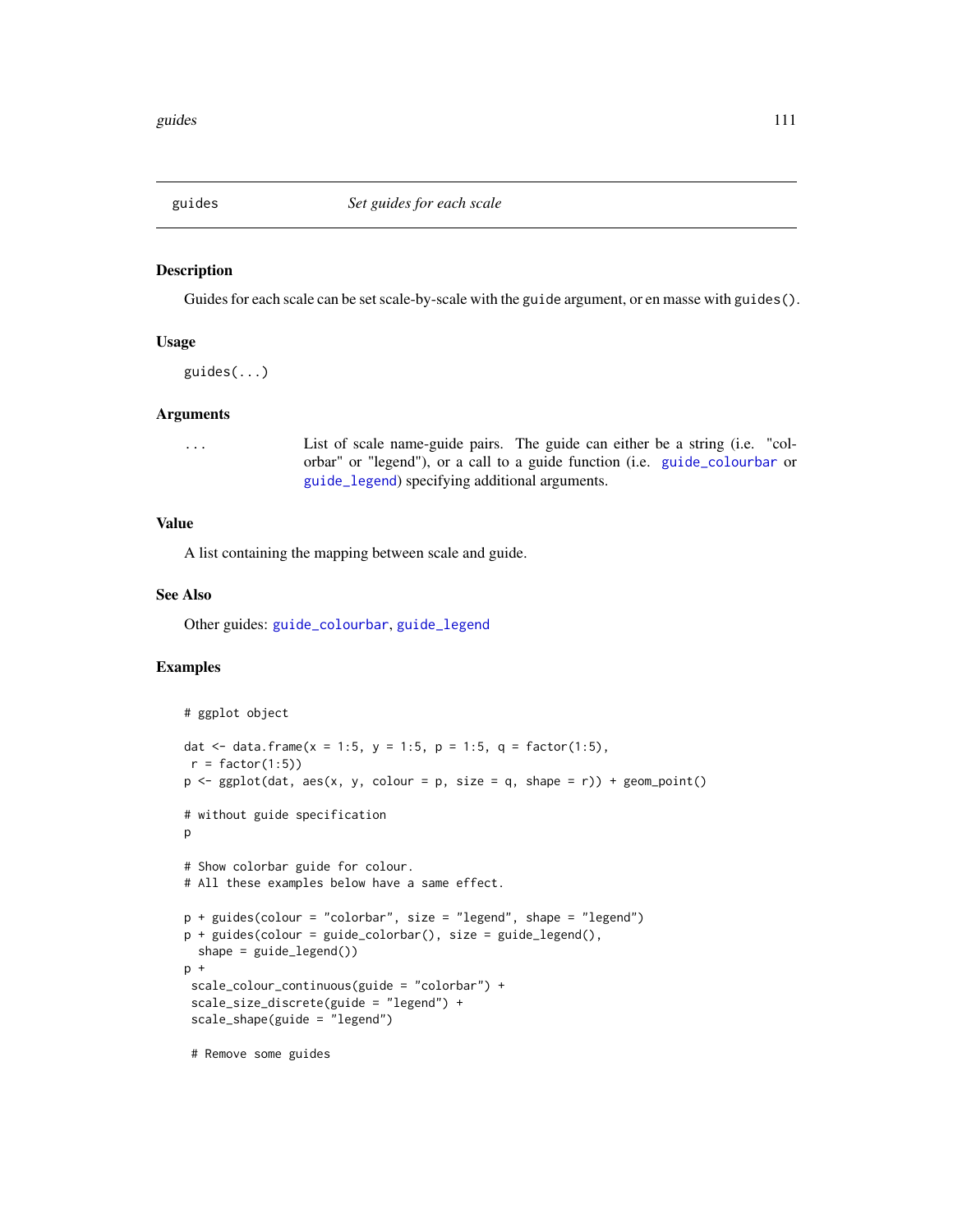guides *Set guides for each scale*

## Description

Guides for each scale can be set scale-by-scale with the `guide` argument, or en masse with `guides()`.

## Usage

```
guides(...)
```

## Arguments

`...` List of scale name-guide pairs. The guide can either be a string (i.e. "colorbar" or "legend"), or a call to a guide function (i.e. `guide_colourbar` or `guide_legend`) specifying additional arguments.

## Value

A list containing the mapping between scale and guide.

## See Also

Other guides: `guide_colourbar`, `guide_legend`

## Examples

```
# ggplot object

dat <- data.frame(x = 1:5, y = 1:5, p = 1:5, q = factor(1:5),
 r = factor(1:5))
p <- ggplot(dat, aes(x, y, colour = p, size = q, shape = r)) + geom_point()

# without guide specification
p

# Show colorbar guide for colour.
# All these examples below have a same effect.

p + guides(colour = "colorbar", size = "legend", shape = "legend")
p + guides(colour = guide_colorbar(), size = guide_legend(),
  shape = guide_legend())
p +
 scale_colour_continuous(guide = "colorbar") +
 scale_size_discrete(guide = "legend") +
 scale_shape(guide = "legend")

 # Remove some guides
```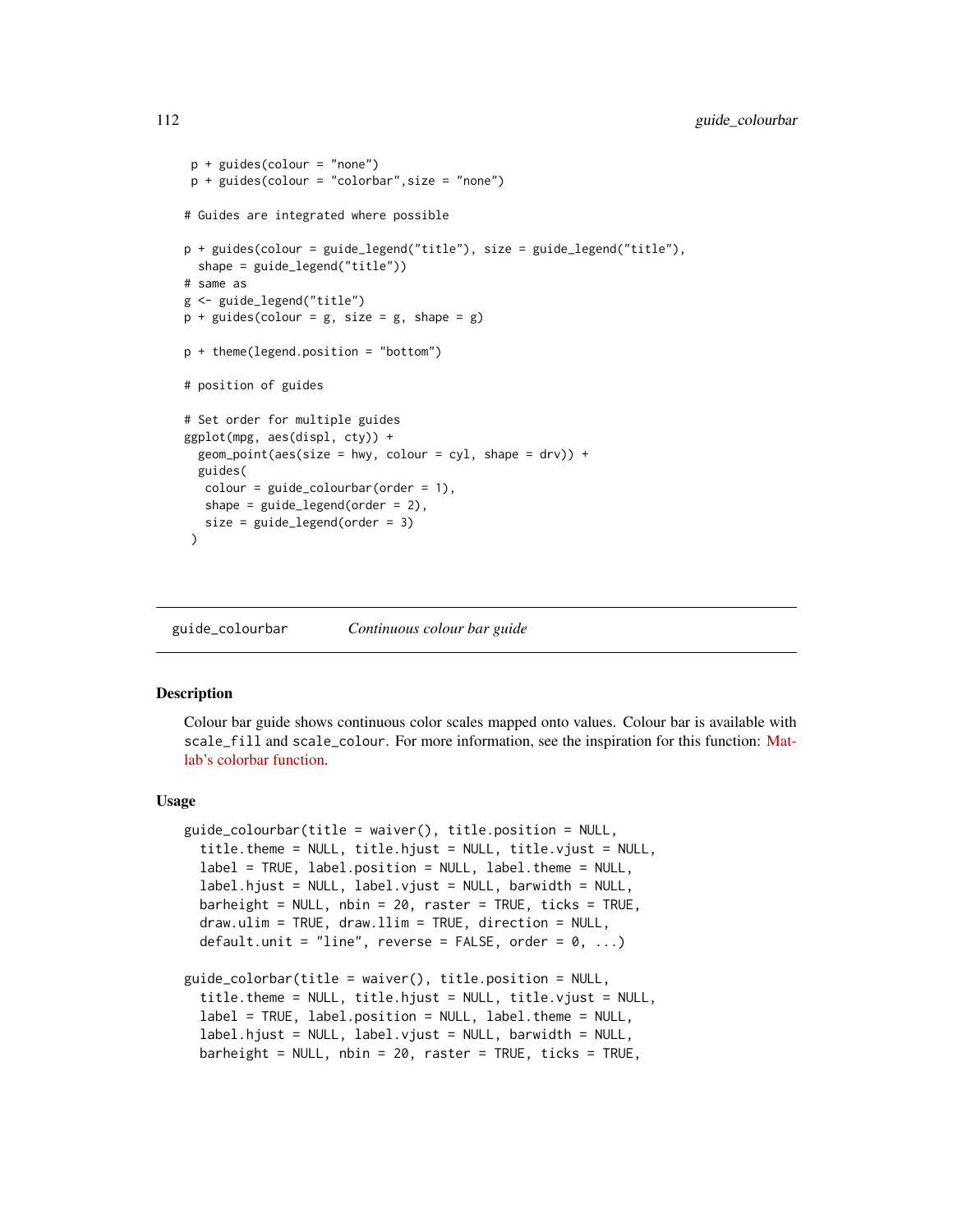```
 p + guides(colour = "none")
 p + guides(colour = "colorbar",size = "none")

# Guides are integrated where possible

p + guides(colour = guide_legend("title"), size = guide_legend("title"),
  shape = guide_legend("title"))
# same as
g <- guide_legend("title")
p + guides(colour = g, size = g, shape = g)

p + theme(legend.position = "bottom")

# position of guides

# Set order for multiple guides
ggplot(mpg, aes(displ, cty)) +
  geom_point(aes(size = hwy, colour = cyl, shape = drv)) +
  guides(
   colour = guide_colourbar(order = 1),
   shape = guide_legend(order = 2),
   size = guide_legend(order = 3)
 )
```

## guide_colourbar — *Continuous colour bar guide*

### Description

Colour bar guide shows continuous color scales mapped onto values. Colour bar is available with `scale_fill` and `scale_colour`. For more information, see the inspiration for this function: Matlab's colorbar function.

### Usage

```
guide_colourbar(title = waiver(), title.position = NULL,
  title.theme = NULL, title.hjust = NULL, title.vjust = NULL,
  label = TRUE, label.position = NULL, label.theme = NULL,
  label.hjust = NULL, label.vjust = NULL, barwidth = NULL,
  barheight = NULL, nbin = 20, raster = TRUE, ticks = TRUE,
  draw.ulim = TRUE, draw.llim = TRUE, direction = NULL,
  default.unit = "line", reverse = FALSE, order = 0, ...)

guide_colorbar(title = waiver(), title.position = NULL,
  title.theme = NULL, title.hjust = NULL, title.vjust = NULL,
  label = TRUE, label.position = NULL, label.theme = NULL,
  label.hjust = NULL, label.vjust = NULL, barwidth = NULL,
  barheight = NULL, nbin = 20, raster = TRUE, ticks = TRUE,
```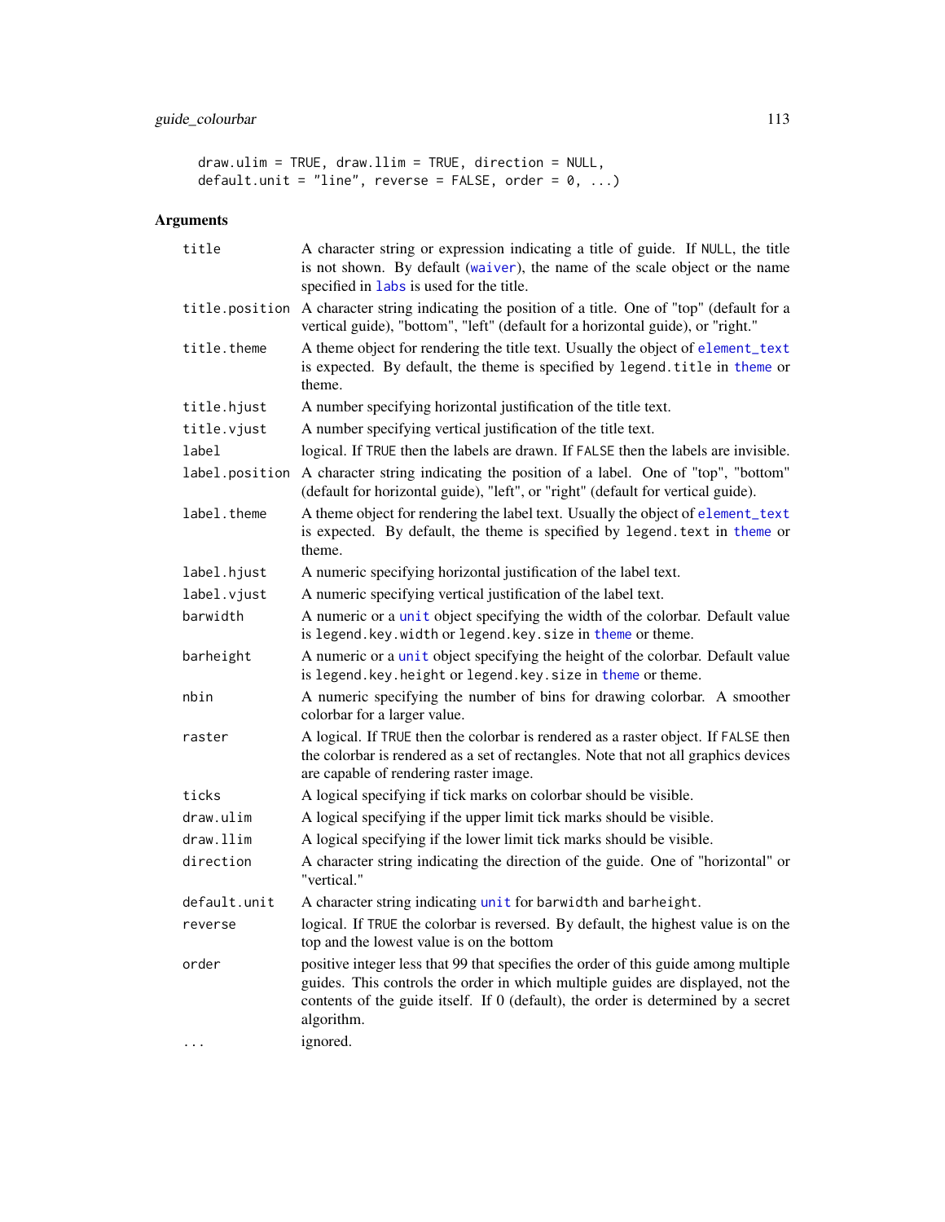```
draw.ulim = TRUE, draw.llim = TRUE, direction = NULL,
default.unit = "line", reverse = FALSE, order = 0, ...)
```

## Arguments

| | |
|---|---|
| title | A character string or expression indicating a title of guide. If NULL, the title is not shown. By default (waiver), the name of the scale object or the name specified in labs is used for the title. |
| title.position | A character string indicating the position of a title. One of "top" (default for a vertical guide), "bottom", "left" (default for a horizontal guide), or "right." |
| title.theme | A theme object for rendering the title text. Usually the object of element_text is expected. By default, the theme is specified by legend.title in theme or theme. |
| title.hjust | A number specifying horizontal justification of the title text. |
| title.vjust | A number specifying vertical justification of the title text. |
| label | logical. If TRUE then the labels are drawn. If FALSE then the labels are invisible. |
| label.position | A character string indicating the position of a label. One of "top", "bottom" (default for horizontal guide), "left", or "right" (default for vertical guide). |
| label.theme | A theme object for rendering the label text. Usually the object of element_text is expected. By default, the theme is specified by legend.text in theme or theme. |
| label.hjust | A numeric specifying horizontal justification of the label text. |
| label.vjust | A numeric specifying vertical justification of the label text. |
| barwidth | A numeric or a unit object specifying the width of the colorbar. Default value is legend.key.width or legend.key.size in theme or theme. |
| barheight | A numeric or a unit object specifying the height of the colorbar. Default value is legend.key.height or legend.key.size in theme or theme. |
| nbin | A numeric specifying the number of bins for drawing colorbar. A smoother colorbar for a larger value. |
| raster | A logical. If TRUE then the colorbar is rendered as a raster object. If FALSE then the colorbar is rendered as a set of rectangles. Note that not all graphics devices are capable of rendering raster image. |
| ticks | A logical specifying if tick marks on colorbar should be visible. |
| draw.ulim | A logical specifying if the upper limit tick marks should be visible. |
| draw.llim | A logical specifying if the lower limit tick marks should be visible. |
| direction | A character string indicating the direction of the guide. One of "horizontal" or "vertical." |
| default.unit | A character string indicating unit for barwidth and barheight. |
| reverse | logical. If TRUE the colorbar is reversed. By default, the highest value is on the top and the lowest value is on the bottom |
| order | positive integer less that 99 that specifies the order of this guide among multiple guides. This controls the order in which multiple guides are displayed, not the contents of the guide itself. If 0 (default), the order is determined by a secret algorithm. |
| ... | ignored. |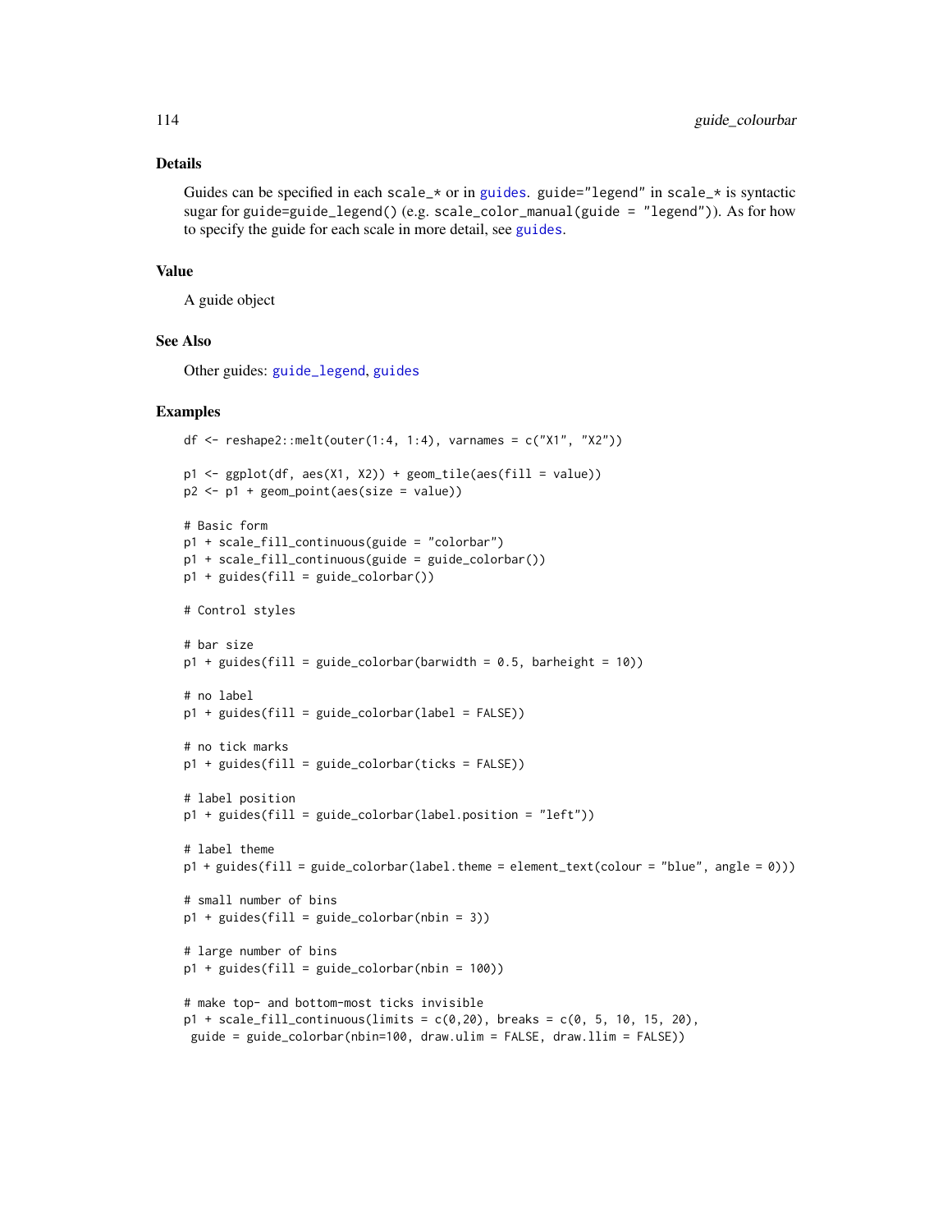## Details

Guides can be specified in each `scale_*` or in `guides`. `guide="legend"` in `scale_*` is syntactic sugar for `guide=guide_legend()` (e.g. `scale_color_manual(guide = "legend")`). As for how to specify the guide for each scale in more detail, see `guides`.

## Value

A guide object

## See Also

Other guides: `guide_legend`, `guides`

## Examples

```
df <- reshape2::melt(outer(1:4, 1:4), varnames = c("X1", "X2"))

p1 <- ggplot(df, aes(X1, X2)) + geom_tile(aes(fill = value))
p2 <- p1 + geom_point(aes(size = value))

# Basic form
p1 + scale_fill_continuous(guide = "colorbar")
p1 + scale_fill_continuous(guide = guide_colorbar())
p1 + guides(fill = guide_colorbar())

# Control styles

# bar size
p1 + guides(fill = guide_colorbar(barwidth = 0.5, barheight = 10))

# no label
p1 + guides(fill = guide_colorbar(label = FALSE))

# no tick marks
p1 + guides(fill = guide_colorbar(ticks = FALSE))

# label position
p1 + guides(fill = guide_colorbar(label.position = "left"))

# label theme
p1 + guides(fill = guide_colorbar(label.theme = element_text(colour = "blue", angle = 0)))

# small number of bins
p1 + guides(fill = guide_colorbar(nbin = 3))

# large number of bins
p1 + guides(fill = guide_colorbar(nbin = 100))

# make top- and bottom-most ticks invisible
p1 + scale_fill_continuous(limits = c(0,20), breaks = c(0, 5, 10, 15, 20),
 guide = guide_colorbar(nbin=100, draw.ulim = FALSE, draw.llim = FALSE))
```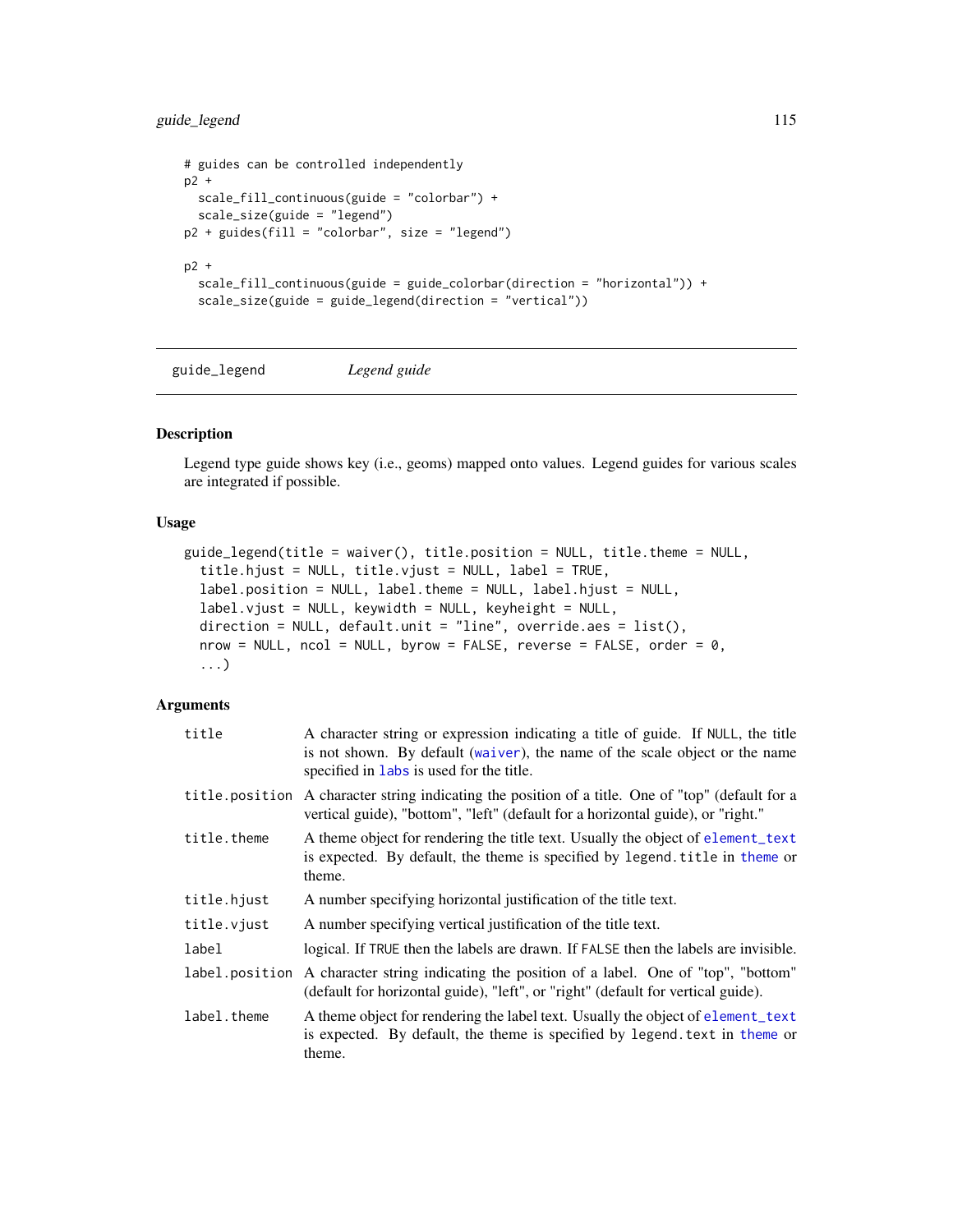```
# guides can be controlled independently
p2 +
  scale_fill_continuous(guide = "colorbar") +
  scale_size(guide = "legend")
p2 + guides(fill = "colorbar", size = "legend")

p2 +
  scale_fill_continuous(guide = guide_colorbar(direction = "horizontal")) +
  scale_size(guide = guide_legend(direction = "vertical"))
```

## guide_legend — *Legend guide*

### Description

Legend type guide shows key (i.e., geoms) mapped onto values. Legend guides for various scales are integrated if possible.

### Usage

```
guide_legend(title = waiver(), title.position = NULL, title.theme = NULL,
  title.hjust = NULL, title.vjust = NULL, label = TRUE,
  label.position = NULL, label.theme = NULL, label.hjust = NULL,
  label.vjust = NULL, keywidth = NULL, keyheight = NULL,
  direction = NULL, default.unit = "line", override.aes = list(),
  nrow = NULL, ncol = NULL, byrow = FALSE, reverse = FALSE, order = 0,
  ...)
```

### Arguments

| | |
|---|---|
| `title` | A character string or expression indicating a title of guide. If `NULL`, the title is not shown. By default (`waiver`), the name of the scale object or the name specified in `labs` is used for the title. |
| `title.position` | A character string indicating the position of a title. One of "top" (default for a vertical guide), "bottom", "left" (default for a horizontal guide), or "right." |
| `title.theme` | A theme object for rendering the title text. Usually the object of `element_text` is expected. By default, the theme is specified by `legend.title` in `theme` or theme. |
| `title.hjust` | A number specifying horizontal justification of the title text. |
| `title.vjust` | A number specifying vertical justification of the title text. |
| `label` | logical. If `TRUE` then the labels are drawn. If `FALSE` then the labels are invisible. |
| `label.position` | A character string indicating the position of a label. One of "top", "bottom" (default for horizontal guide), "left", or "right" (default for vertical guide). |
| `label.theme` | A theme object for rendering the label text. Usually the object of `element_text` is expected. By default, the theme is specified by `legend.text` in `theme` or theme. |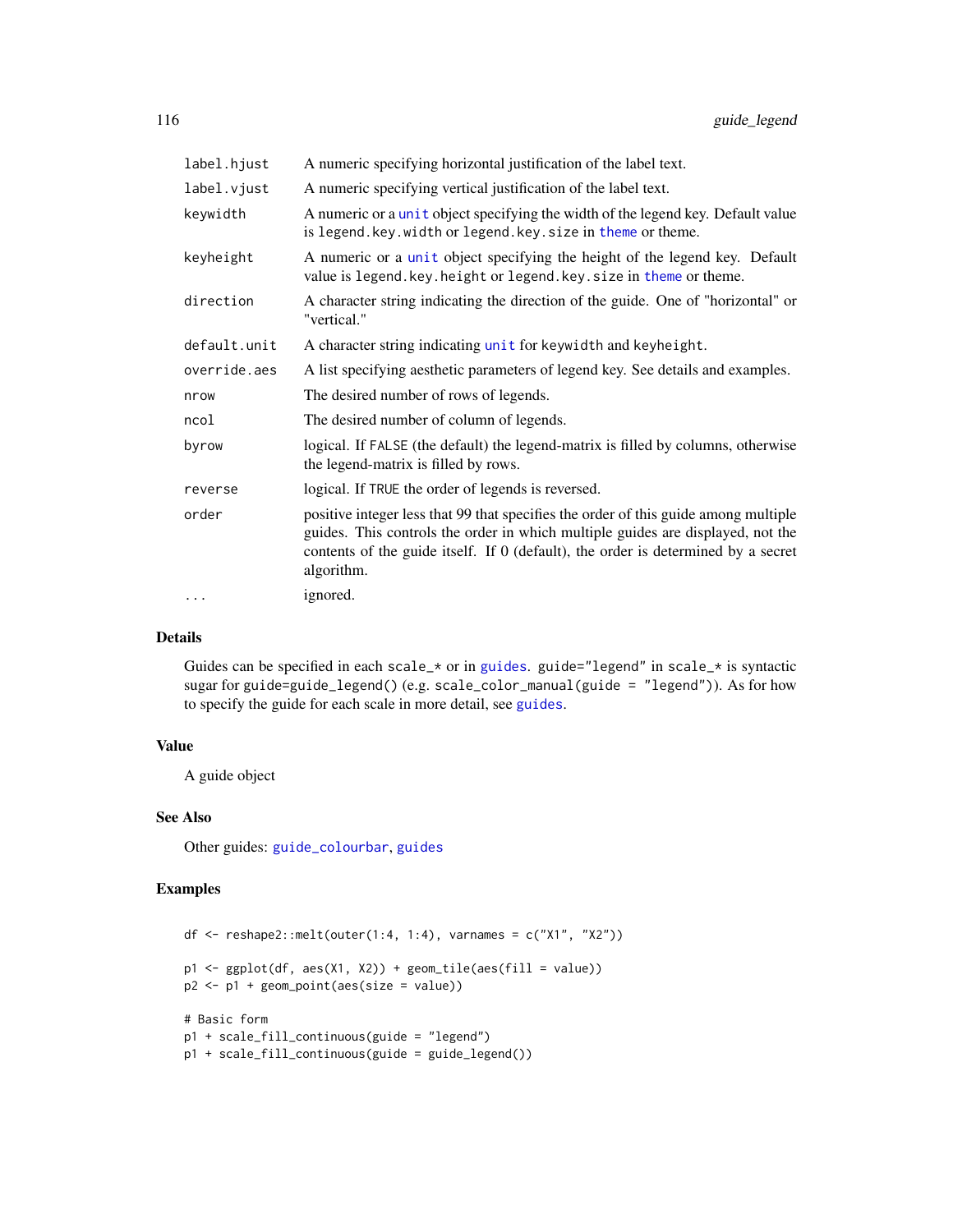| | |
|---|---|
| label.hjust | A numeric specifying horizontal justification of the label text. |
| label.vjust | A numeric specifying vertical justification of the label text. |
| keywidth | A numeric or a unit object specifying the width of the legend key. Default value is legend.key.width or legend.key.size in theme or theme. |
| keyheight | A numeric or a unit object specifying the height of the legend key. Default value is legend.key.height or legend.key.size in theme or theme. |
| direction | A character string indicating the direction of the guide. One of "horizontal" or "vertical." |
| default.unit | A character string indicating unit for keywidth and keyheight. |
| override.aes | A list specifying aesthetic parameters of legend key. See details and examples. |
| nrow | The desired number of rows of legends. |
| ncol | The desired number of column of legends. |
| byrow | logical. If FALSE (the default) the legend-matrix is filled by columns, otherwise the legend-matrix is filled by rows. |
| reverse | logical. If TRUE the order of legends is reversed. |
| order | positive integer less that 99 that specifies the order of this guide among multiple guides. This controls the order in which multiple guides are displayed, not the contents of the guide itself. If 0 (default), the order is determined by a secret algorithm. |
| ... | ignored. |

## Details

Guides can be specified in each scale_* or in guides. guide="legend" in scale_* is syntactic sugar for guide=guide_legend() (e.g. scale_color_manual(guide = "legend")). As for how to specify the guide for each scale in more detail, see guides.

## Value

A guide object

## See Also

Other guides: guide_colourbar, guides

## Examples

```
df <- reshape2::melt(outer(1:4, 1:4), varnames = c("X1", "X2"))

p1 <- ggplot(df, aes(X1, X2)) + geom_tile(aes(fill = value))
p2 <- p1 + geom_point(aes(size = value))

# Basic form
p1 + scale_fill_continuous(guide = "legend")
p1 + scale_fill_continuous(guide = guide_legend())
```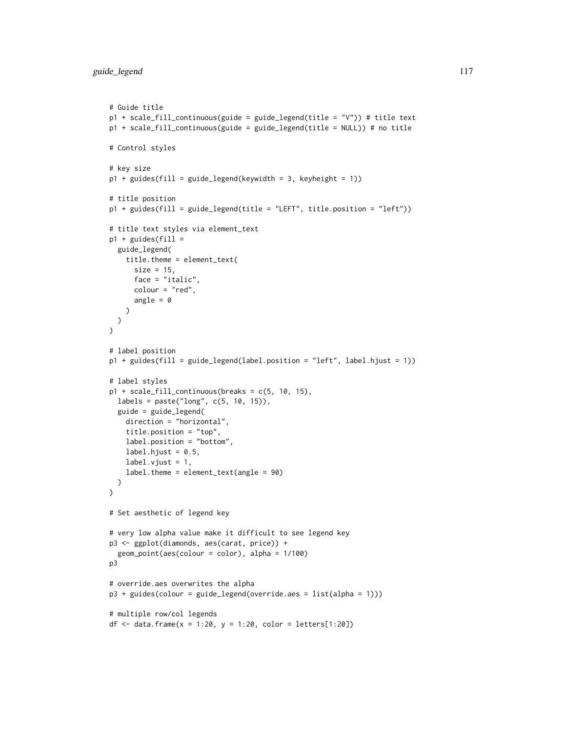```
# Guide title
p1 + scale_fill_continuous(guide = guide_legend(title = "V")) # title text
p1 + scale_fill_continuous(guide = guide_legend(title = NULL)) # no title

# Control styles

# key size
p1 + guides(fill = guide_legend(keywidth = 3, keyheight = 1))

# title position
p1 + guides(fill = guide_legend(title = "LEFT", title.position = "left"))

# title text styles via element_text
p1 + guides(fill =
  guide_legend(
    title.theme = element_text(
      size = 15,
      face = "italic",
      colour = "red",
      angle = 0
    )
  )
)

# label position
p1 + guides(fill = guide_legend(label.position = "left", label.hjust = 1))

# label styles
p1 + scale_fill_continuous(breaks = c(5, 10, 15),
  labels = paste("long", c(5, 10, 15)),
  guide = guide_legend(
    direction = "horizontal",
    title.position = "top",
    label.position = "bottom",
    label.hjust = 0.5,
    label.vjust = 1,
    label.theme = element_text(angle = 90)
  )
)

# Set aesthetic of legend key

# very low alpha value make it difficult to see legend key
p3 <- ggplot(diamonds, aes(carat, price)) +
  geom_point(aes(colour = color), alpha = 1/100)
p3

# override.aes overwrites the alpha
p3 + guides(colour = guide_legend(override.aes = list(alpha = 1)))

# multiple row/col legends
df <- data.frame(x = 1:20, y = 1:20, color = letters[1:20])
```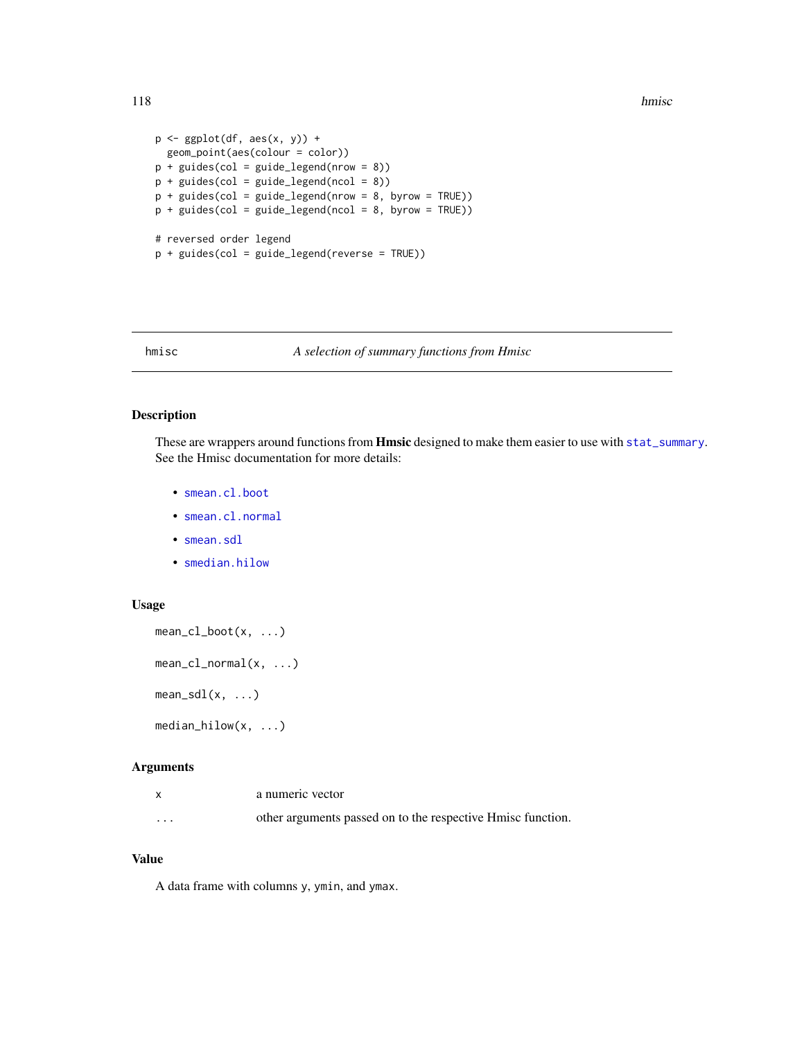```
p <- ggplot(df, aes(x, y)) +
  geom_point(aes(colour = color))
p + guides(col = guide_legend(nrow = 8))
p + guides(col = guide_legend(ncol = 8))
p + guides(col = guide_legend(nrow = 8, byrow = TRUE))
p + guides(col = guide_legend(ncol = 8, byrow = TRUE))

# reversed order legend
p + guides(col = guide_legend(reverse = TRUE))
```

---

## hmisc — *A selection of summary functions from Hmisc*

---

### Description

These are wrappers around functions from **Hmsic** designed to make them easier to use with `stat_summary`. See the Hmisc documentation for more details:

- `smean.cl.boot`
- `smean.cl.normal`
- `smean.sdl`
- `smedian.hilow`

### Usage

```
mean_cl_boot(x, ...)

mean_cl_normal(x, ...)

mean_sdl(x, ...)

median_hilow(x, ...)
```

### Arguments

| | |
|---|---|
| `x` | a numeric vector |
| `...` | other arguments passed on to the respective Hmisc function. |

### Value

A data frame with columns `y`, `ymin`, and `ymax`.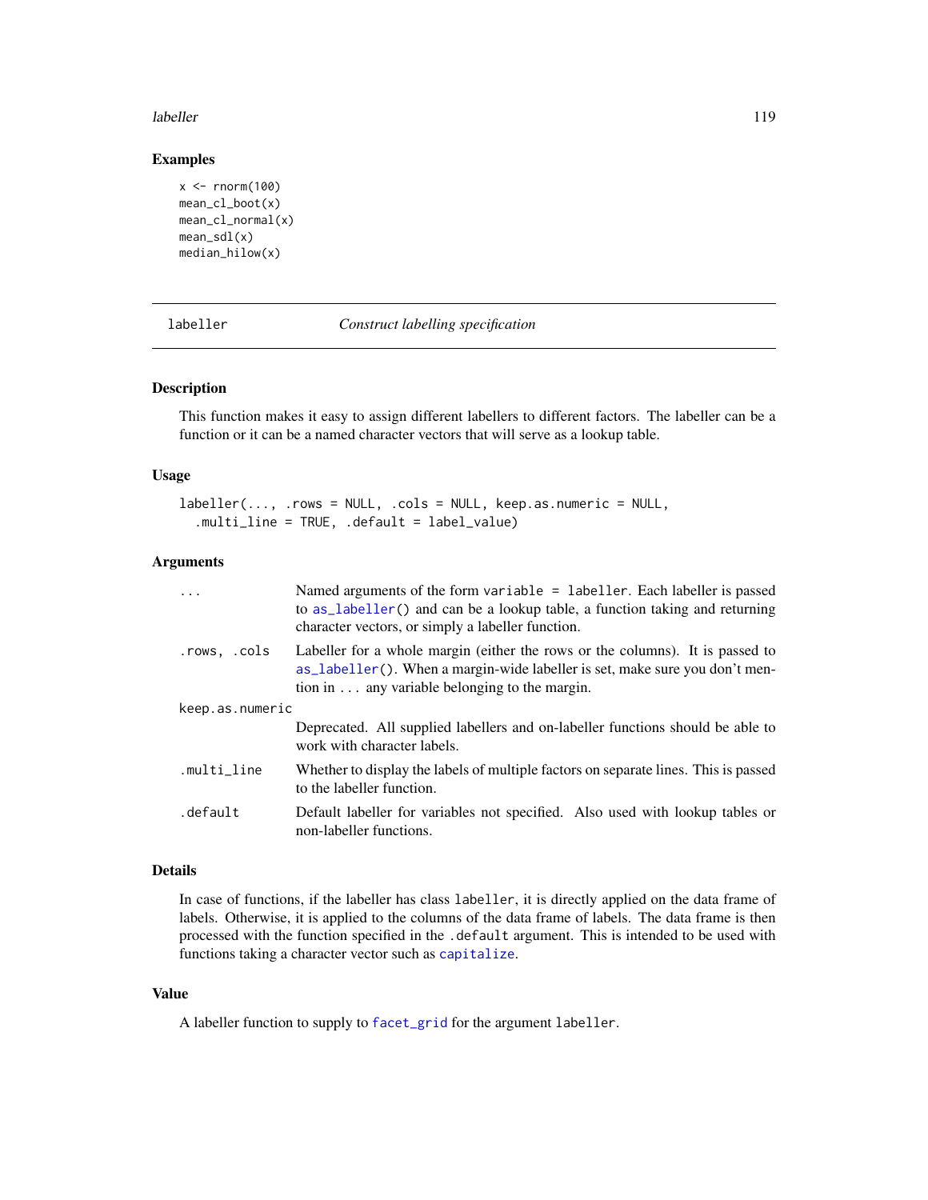## Examples

```
x <- rnorm(100)
mean_cl_boot(x)
mean_cl_normal(x)
mean_sdl(x)
median_hilow(x)
```

---

# labeller *Construct labelling specification*

---

## Description

This function makes it easy to assign different labellers to different factors. The labeller can be a function or it can be a named character vectors that will serve as a lookup table.

## Usage

```
labeller(..., .rows = NULL, .cols = NULL, keep.as.numeric = NULL,
  .multi_line = TRUE, .default = label_value)
```

## Arguments

| | |
|---|---|
| `...` | Named arguments of the form `variable = labeller`. Each labeller is passed to `as_labeller()` and can be a lookup table, a function taking and returning character vectors, or simply a labeller function. |
| `.rows, .cols` | Labeller for a whole margin (either the rows or the columns). It is passed to `as_labeller()`. When a margin-wide labeller is set, make sure you don't mention in `...` any variable belonging to the margin. |
| `keep.as.numeric` | Deprecated. All supplied labellers and on-labeller functions should be able to work with character labels. |
| `.multi_line` | Whether to display the labels of multiple factors on separate lines. This is passed to the labeller function. |
| `.default` | Default labeller for variables not specified. Also used with lookup tables or non-labeller functions. |

## Details

In case of functions, if the labeller has class `labeller`, it is directly applied on the data frame of labels. Otherwise, it is applied to the columns of the data frame of labels. The data frame is then processed with the function specified in the `.default` argument. This is intended to be used with functions taking a character vector such as `capitalize`.

## Value

A labeller function to supply to `facet_grid` for the argument `labeller`.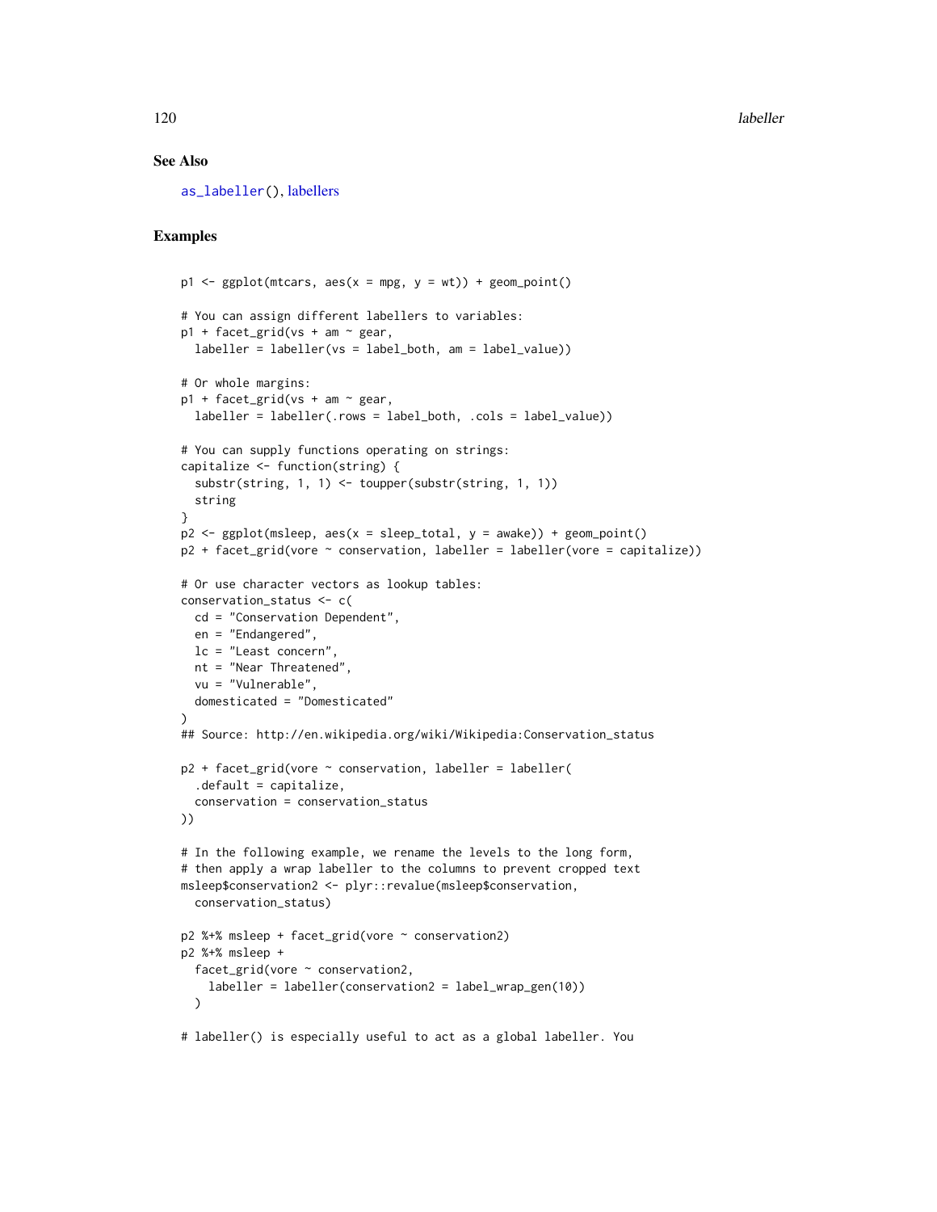## See Also

as_labeller(), labellers

## Examples

```
p1 <- ggplot(mtcars, aes(x = mpg, y = wt)) + geom_point()

# You can assign different labellers to variables:
p1 + facet_grid(vs + am ~ gear,
  labeller = labeller(vs = label_both, am = label_value))

# Or whole margins:
p1 + facet_grid(vs + am ~ gear,
  labeller = labeller(.rows = label_both, .cols = label_value))

# You can supply functions operating on strings:
capitalize <- function(string) {
  substr(string, 1, 1) <- toupper(substr(string, 1, 1))
  string
}
p2 <- ggplot(msleep, aes(x = sleep_total, y = awake)) + geom_point()
p2 + facet_grid(vore ~ conservation, labeller = labeller(vore = capitalize))

# Or use character vectors as lookup tables:
conservation_status <- c(
  cd = "Conservation Dependent",
  en = "Endangered",
  lc = "Least concern",
  nt = "Near Threatened",
  vu = "Vulnerable",
  domesticated = "Domesticated"
)
## Source: http://en.wikipedia.org/wiki/Wikipedia:Conservation_status

p2 + facet_grid(vore ~ conservation, labeller = labeller(
  .default = capitalize,
  conservation = conservation_status
))

# In the following example, we rename the levels to the long form,
# then apply a wrap labeller to the columns to prevent cropped text
msleep$conservation2 <- plyr::revalue(msleep$conservation,
  conservation_status)

p2 %+% msleep + facet_grid(vore ~ conservation2)
p2 %+% msleep +
  facet_grid(vore ~ conservation2,
    labeller = labeller(conservation2 = label_wrap_gen(10))
  )

# labeller() is especially useful to act as a global labeller. You
```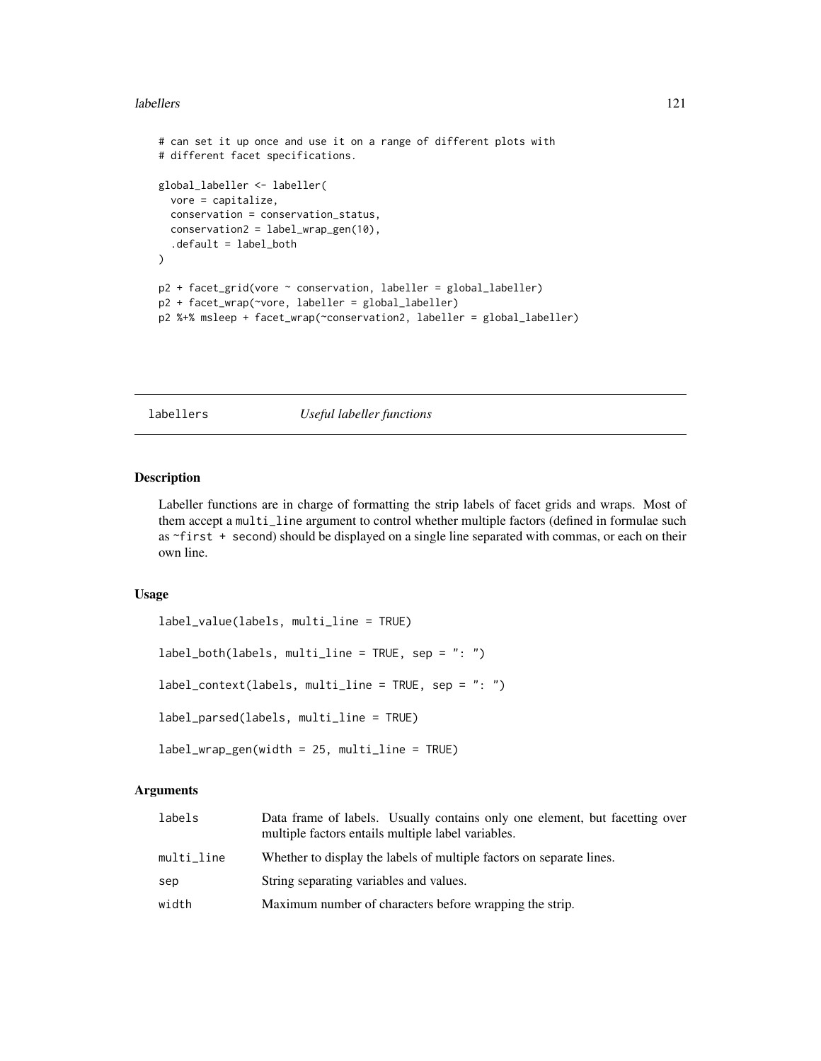```
# can set it up once and use it on a range of different plots with
# different facet specifications.

global_labeller <- labeller(
  vore = capitalize,
  conservation = conservation_status,
  conservation2 = label_wrap_gen(10),
  .default = label_both
)

p2 + facet_grid(vore ~ conservation, labeller = global_labeller)
p2 + facet_wrap(~vore, labeller = global_labeller)
p2 %+% msleep + facet_wrap(~conservation2, labeller = global_labeller)
```

## labellers *Useful labeller functions*

### Description

Labeller functions are in charge of formatting the strip labels of facet grids and wraps. Most of them accept a `multi_line` argument to control whether multiple factors (defined in formulae such as `~first + second`) should be displayed on a single line separated with commas, or each on their own line.

### Usage

```
label_value(labels, multi_line = TRUE)

label_both(labels, multi_line = TRUE, sep = ": ")

label_context(labels, multi_line = TRUE, sep = ": ")

label_parsed(labels, multi_line = TRUE)

label_wrap_gen(width = 25, multi_line = TRUE)
```

### Arguments

| | |
|---|---|
| labels | Data frame of labels. Usually contains only one element, but facetting over multiple factors entails multiple label variables. |
| multi_line | Whether to display the labels of multiple factors on separate lines. |
| sep | String separating variables and values. |
| width | Maximum number of characters before wrapping the strip. |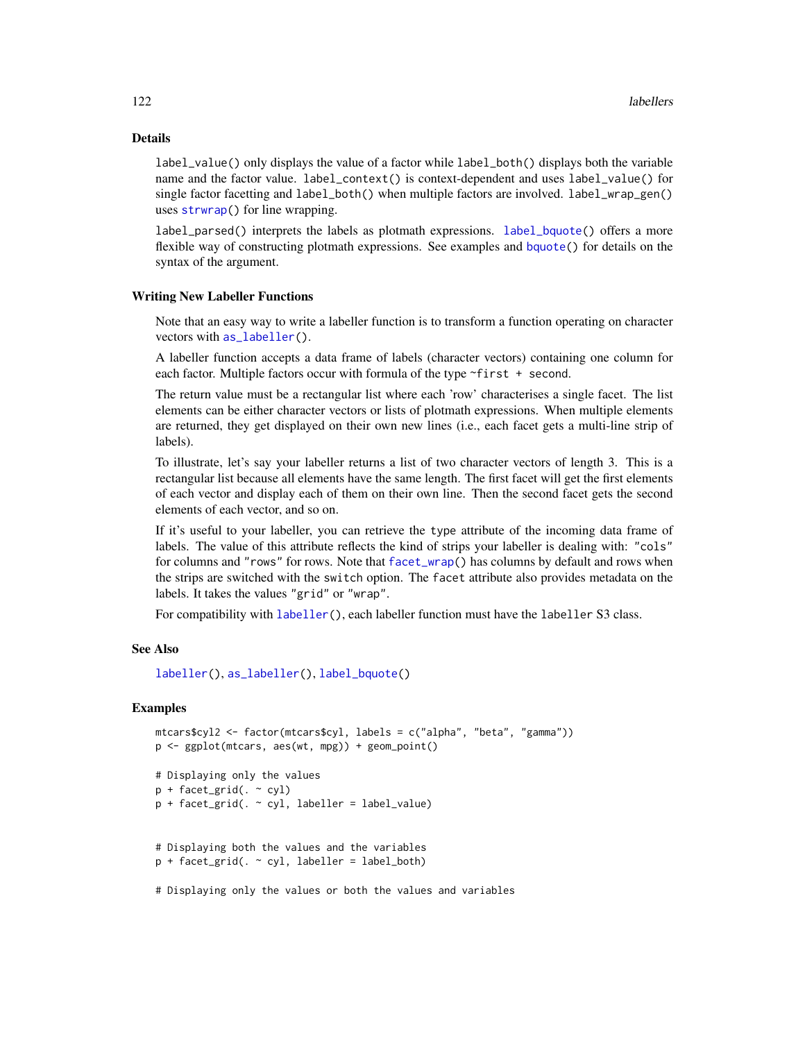## Details

`label_value()` only displays the value of a factor while `label_both()` displays both the variable name and the factor value. `label_context()` is context-dependent and uses `label_value()` for single factor facetting and `label_both()` when multiple factors are involved. `label_wrap_gen()` uses `strwrap()` for line wrapping.

`label_parsed()` interprets the labels as plotmath expressions. `label_bquote()` offers a more flexible way of constructing plotmath expressions. See examples and `bquote()` for details on the syntax of the argument.

## Writing New Labeller Functions

Note that an easy way to write a labeller function is to transform a function operating on character vectors with `as_labeller()`.

A labeller function accepts a data frame of labels (character vectors) containing one column for each factor. Multiple factors occur with formula of the type `~first + second`.

The return value must be a rectangular list where each 'row' characterises a single facet. The list elements can be either character vectors or lists of plotmath expressions. When multiple elements are returned, they get displayed on their own new lines (i.e., each facet gets a multi-line strip of labels).

To illustrate, let's say your labeller returns a list of two character vectors of length 3. This is a rectangular list because all elements have the same length. The first facet will get the first elements of each vector and display each of them on their own line. Then the second facet gets the second elements of each vector, and so on.

If it's useful to your labeller, you can retrieve the `type` attribute of the incoming data frame of labels. The value of this attribute reflects the kind of strips your labeller is dealing with: `"cols"` for columns and `"rows"` for rows. Note that `facet_wrap()` has columns by default and rows when the strips are switched with the `switch` option. The `facet` attribute also provides metadata on the labels. It takes the values `"grid"` or `"wrap"`.

For compatibility with `labeller()`, each labeller function must have the `labeller` S3 class.

## See Also

`labeller()`, `as_labeller()`, `label_bquote()`

## Examples

```
mtcars$cyl2 <- factor(mtcars$cyl, labels = c("alpha", "beta", "gamma"))
p <- ggplot(mtcars, aes(wt, mpg)) + geom_point()

# Displaying only the values
p + facet_grid(. ~ cyl)
p + facet_grid(. ~ cyl, labeller = label_value)


# Displaying both the values and the variables
p + facet_grid(. ~ cyl, labeller = label_both)

# Displaying only the values or both the values and variables
```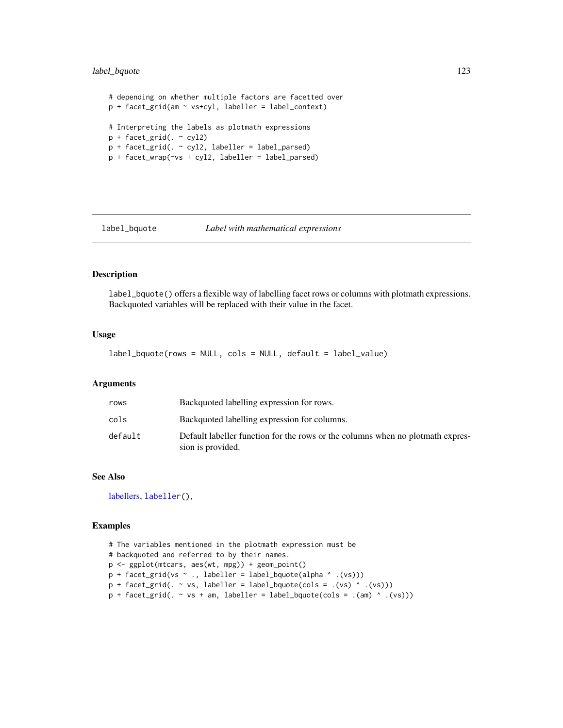```
# depending on whether multiple factors are facetted over
p + facet_grid(am ~ vs+cyl, labeller = label_context)

# Interpreting the labels as plotmath expressions
p + facet_grid(. ~ cyl2)
p + facet_grid(. ~ cyl2, labeller = label_parsed)
p + facet_wrap(~vs + cyl2, labeller = label_parsed)
```

## label_bquote — *Label with mathematical expressions*

### Description

`label_bquote()` offers a flexible way of labelling facet rows or columns with plotmath expressions. Backquoted variables will be replaced with their value in the facet.

### Usage

```
label_bquote(rows = NULL, cols = NULL, default = label_value)
```

### Arguments

| | |
|---|---|
| `rows` | Backquoted labelling expression for rows. |
| `cols` | Backquoted labelling expression for columns. |
| `default` | Default labeller function for the rows or the columns when no plotmath expression is provided. |

### See Also

labellers, `labeller()`,

### Examples

```
# The variables mentioned in the plotmath expression must be
# backquoted and referred to by their names.
p <- ggplot(mtcars, aes(wt, mpg)) + geom_point()
p + facet_grid(vs ~ ., labeller = label_bquote(alpha ^ .(vs)))
p + facet_grid(. ~ vs, labeller = label_bquote(cols = .(vs) ^ .(vs)))
p + facet_grid(. ~ vs + am, labeller = label_bquote(cols = .(am) ^ .(vs)))
```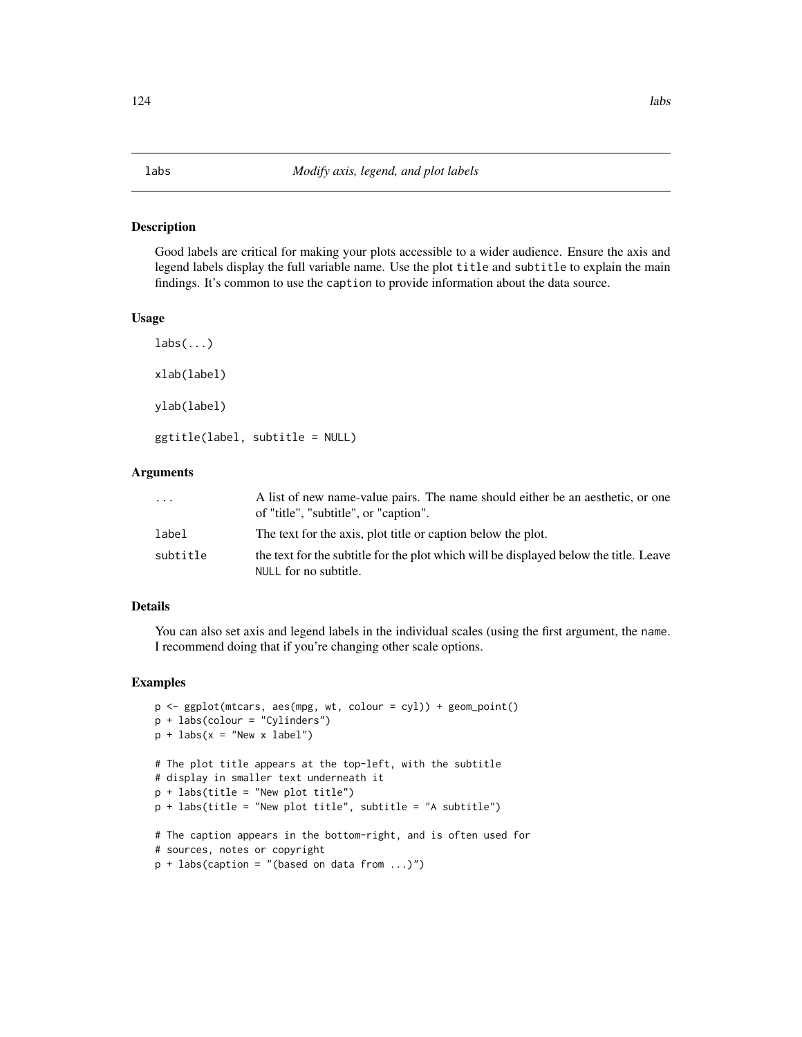# labs — *Modify axis, legend, and plot labels*

## Description

Good labels are critical for making your plots accessible to a wider audience. Ensure the axis and legend labels display the full variable name. Use the plot `title` and `subtitle` to explain the main findings. It's common to use the `caption` to provide information about the data source.

## Usage

```
labs(...)

xlab(label)

ylab(label)

ggtitle(label, subtitle = NULL)
```

## Arguments

| | |
|---|---|
| `...` | A list of new name-value pairs. The name should either be an aesthetic, or one of "title", "subtitle", or "caption". |
| `label` | The text for the axis, plot title or caption below the plot. |
| `subtitle` | the text for the subtitle for the plot which will be displayed below the title. Leave `NULL` for no subtitle. |

## Details

You can also set axis and legend labels in the individual scales (using the first argument, the `name`. I recommend doing that if you're changing other scale options.

## Examples

```
p <- ggplot(mtcars, aes(mpg, wt, colour = cyl)) + geom_point()
p + labs(colour = "Cylinders")
p + labs(x = "New x label")

# The plot title appears at the top-left, with the subtitle
# display in smaller text underneath it
p + labs(title = "New plot title")
p + labs(title = "New plot title", subtitle = "A subtitle")

# The caption appears in the bottom-right, and is often used for
# sources, notes or copyright
p + labs(caption = "(based on data from ...)")
```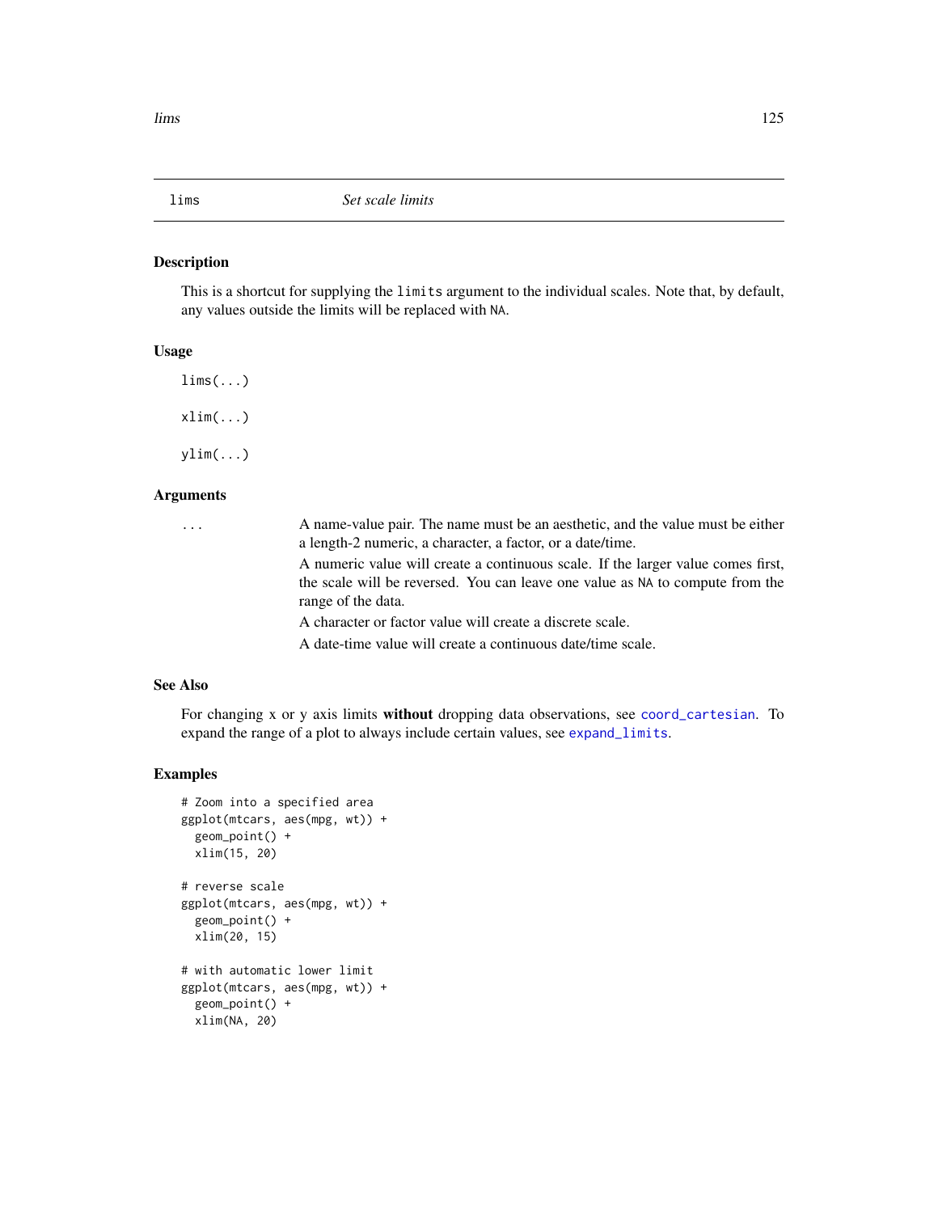# lims — *Set scale limits*

## Description

This is a shortcut for supplying the `limits` argument to the individual scales. Note that, by default, any values outside the limits will be replaced with `NA`.

## Usage

```
lims(...)

xlim(...)

ylim(...)
```

## Arguments

| | |
|---|---|
| `...` | A name-value pair. The name must be an aesthetic, and the value must be either a length-2 numeric, a character, a factor, or a date/time.<br>A numeric value will create a continuous scale. If the larger value comes first, the scale will be reversed. You can leave one value as `NA` to compute from the range of the data.<br>A character or factor value will create a discrete scale.<br>A date-time value will create a continuous date/time scale. |

## See Also

For changing x or y axis limits **without** dropping data observations, see `coord_cartesian`. To expand the range of a plot to always include certain values, see `expand_limits`.

## Examples

```
# Zoom into a specified area
ggplot(mtcars, aes(mpg, wt)) +
  geom_point() +
  xlim(15, 20)

# reverse scale
ggplot(mtcars, aes(mpg, wt)) +
  geom_point() +
  xlim(20, 15)

# with automatic lower limit
ggplot(mtcars, aes(mpg, wt)) +
  geom_point() +
  xlim(NA, 20)
```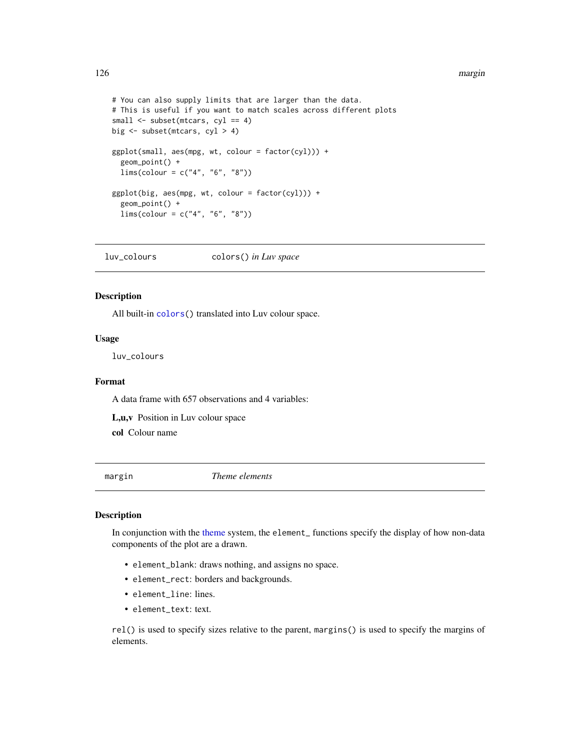```
# You can also supply limits that are larger than the data.
# This is useful if you want to match scales across different plots
small <- subset(mtcars, cyl == 4)
big <- subset(mtcars, cyl > 4)

ggplot(small, aes(mpg, wt, colour = factor(cyl))) +
  geom_point() +
  lims(colour = c("4", "6", "8"))

ggplot(big, aes(mpg, wt, colour = factor(cyl))) +
  geom_point() +
  lims(colour = c("4", "6", "8"))
```

## luv_colours — colors() *in Luv space*

### Description

All built-in colors() translated into Luv colour space.

### Usage

```
luv_colours
```

### Format

A data frame with 657 observations and 4 variables:

**L,u,v** Position in Luv colour space

**col** Colour name

## margin — *Theme elements*

### Description

In conjunction with the theme system, the element_ functions specify the display of how non-data components of the plot are a drawn.

- element_blank: draws nothing, and assigns no space.
- element_rect: borders and backgrounds.
- element_line: lines.
- element_text: text.

rel() is used to specify sizes relative to the parent, margins() is used to specify the margins of elements.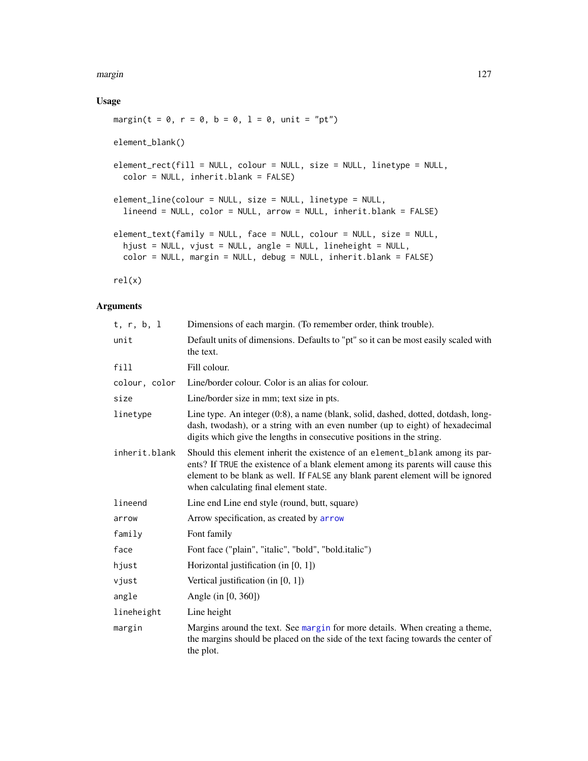### Usage

```
margin(t = 0, r = 0, b = 0, l = 0, unit = "pt")

element_blank()

element_rect(fill = NULL, colour = NULL, size = NULL, linetype = NULL,
  color = NULL, inherit.blank = FALSE)

element_line(colour = NULL, size = NULL, linetype = NULL,
  lineend = NULL, color = NULL, arrow = NULL, inherit.blank = FALSE)

element_text(family = NULL, face = NULL, colour = NULL, size = NULL,
  hjust = NULL, vjust = NULL, angle = NULL, lineheight = NULL,
  color = NULL, margin = NULL, debug = NULL, inherit.blank = FALSE)

rel(x)
```

### Arguments

| | |
|---|---|
| `t, r, b, l` | Dimensions of each margin. (To remember order, think trouble). |
| `unit` | Default units of dimensions. Defaults to "pt" so it can be most easily scaled with the text. |
| `fill` | Fill colour. |
| `colour, color` | Line/border colour. Color is an alias for colour. |
| `size` | Line/border size in mm; text size in pts. |
| `linetype` | Line type. An integer (0:8), a name (blank, solid, dashed, dotted, dotdash, longdash, twodash), or a string with an even number (up to eight) of hexadecimal digits which give the lengths in consecutive positions in the string. |
| `inherit.blank` | Should this element inherit the existence of an `element_blank` among its parents? If `TRUE` the existence of a blank element among its parents will cause this element to be blank as well. If `FALSE` any blank parent element will be ignored when calculating final element state. |
| `lineend` | Line end Line end style (round, butt, square) |
| `arrow` | Arrow specification, as created by `arrow` |
| `family` | Font family |
| `face` | Font face ("plain", "italic", "bold", "bold.italic") |
| `hjust` | Horizontal justification (in [0, 1]) |
| `vjust` | Vertical justification (in [0, 1]) |
| `angle` | Angle (in [0, 360]) |
| `lineheight` | Line height |
| `margin` | Margins around the text. See `margin` for more details. When creating a theme, the margins should be placed on the side of the text facing towards the center of the plot. |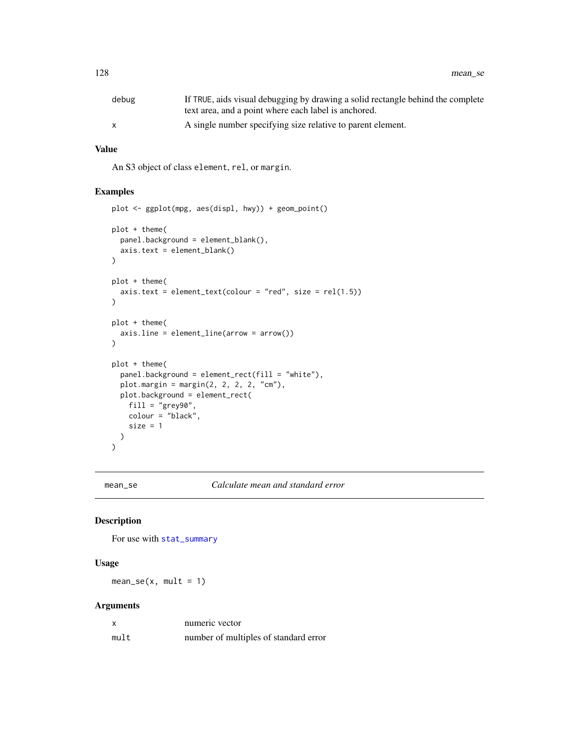| | |
|---|---|
| debug | If TRUE, aids visual debugging by drawing a solid rectangle behind the complete text area, and a point where each label is anchored. |
| x | A single number specifying size relative to parent element. |

## Value

An S3 object of class element, rel, or margin.

## Examples

```
plot <- ggplot(mpg, aes(displ, hwy)) + geom_point()

plot + theme(
  panel.background = element_blank(),
  axis.text = element_blank()
)

plot + theme(
  axis.text = element_text(colour = "red", size = rel(1.5))
)

plot + theme(
  axis.line = element_line(arrow = arrow())
)

plot + theme(
  panel.background = element_rect(fill = "white"),
  plot.margin = margin(2, 2, 2, 2, "cm"),
  plot.background = element_rect(
    fill = "grey90",
    colour = "black",
    size = 1
  )
)
```

---

# mean_se *Calculate mean and standard error*

## Description

For use with stat_summary

## Usage

```
mean_se(x, mult = 1)
```

## Arguments

| | |
|---|---|
| x | numeric vector |
| mult | number of multiples of standard error |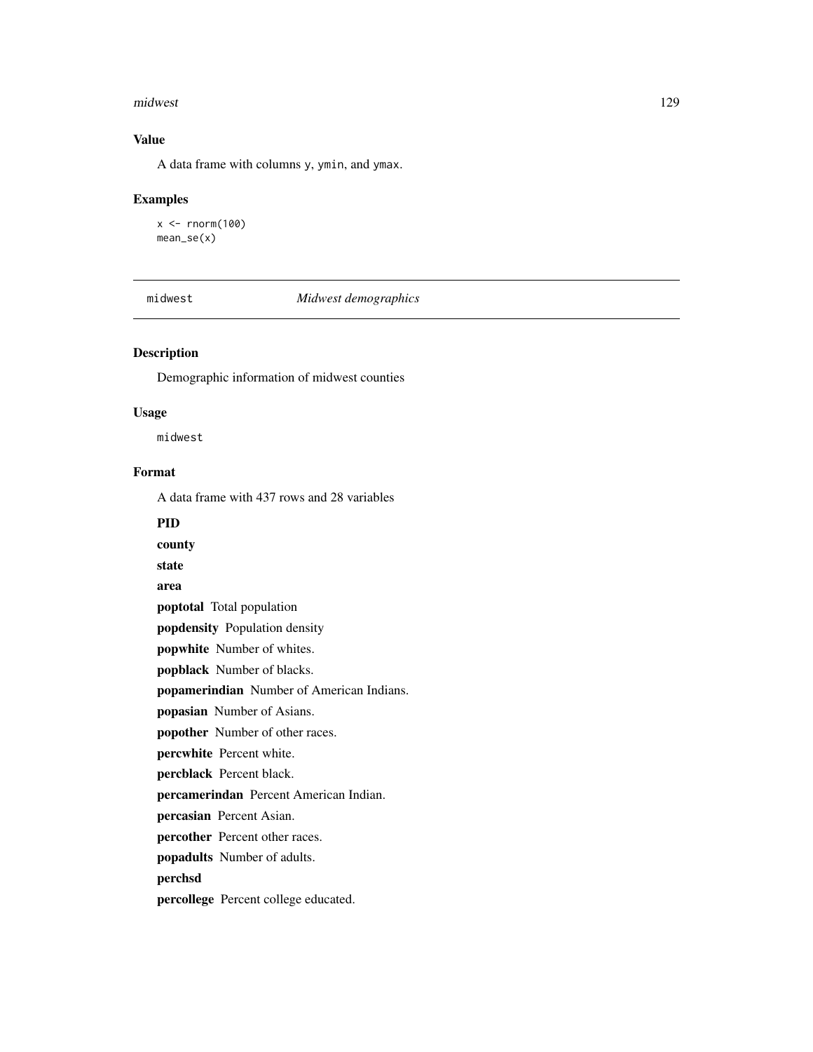### Value

A data frame with columns y, ymin, and ymax.

### Examples

```
x <- rnorm(100)
mean_se(x)
```

---

## midwest *Midwest demographics*

---

### Description

Demographic information of midwest counties

### Usage

```
midwest
```

### Format

A data frame with 437 rows and 28 variables

**PID**

**county**

**state**

**area**

**poptotal** Total population

**popdensity** Population density

**popwhite** Number of whites.

**popblack** Number of blacks.

**popamerindian** Number of American Indians.

**popasian** Number of Asians.

**popother** Number of other races.

**percwhite** Percent white.

**percblack** Percent black.

**percamerindan** Percent American Indian.

**percasian** Percent Asian.

**percother** Percent other races.

**popadults** Number of adults.

**perchsd**

**percollege** Percent college educated.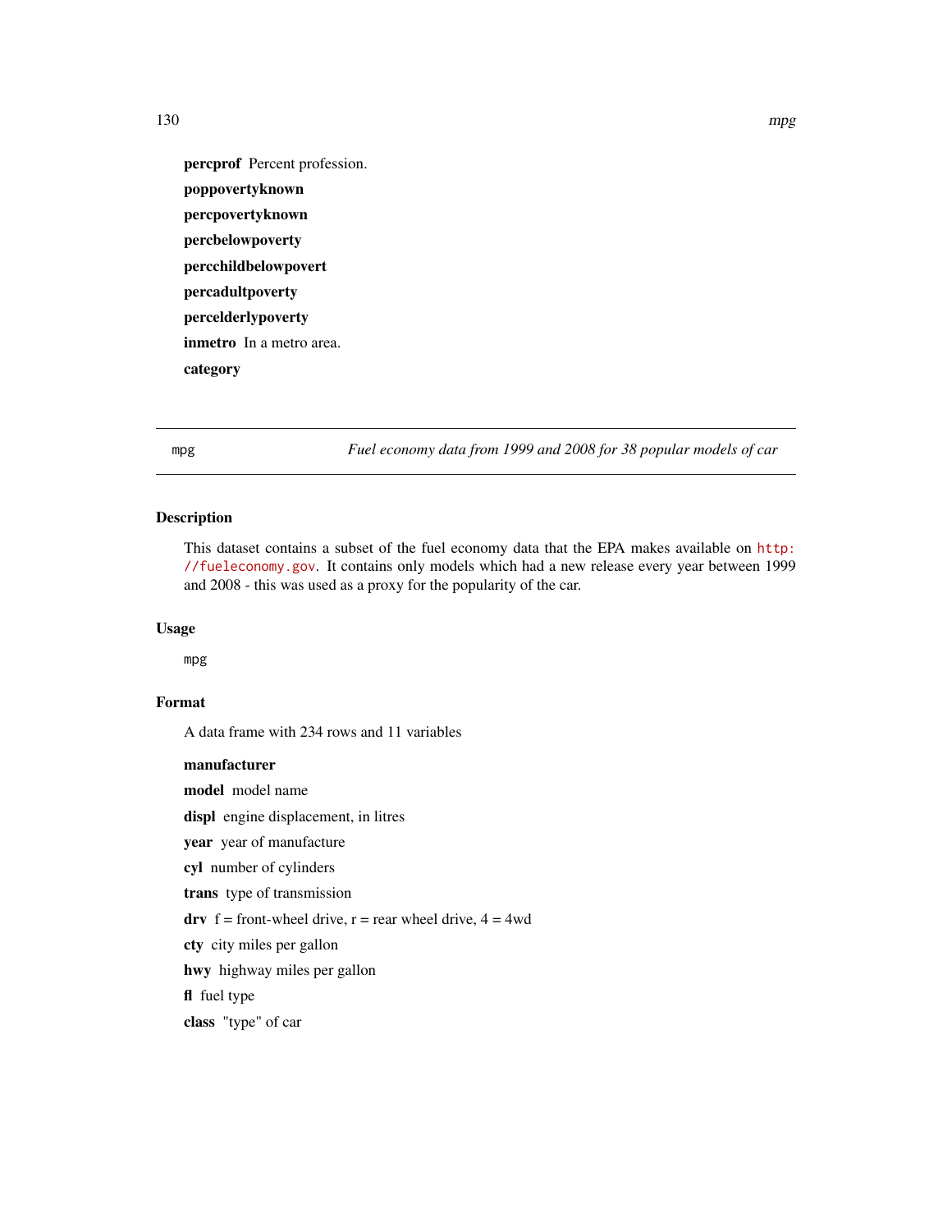**percprof** Percent profession.

**poppovertyknown**

**percpovertyknown**

**percbelowpoverty**

**percchildbelowpovert**

**percadultpoverty**

**percelderlypoverty**

**inmetro** In a metro area.

**category**

---

## mpg — *Fuel economy data from 1999 and 2008 for 38 popular models of car*

---

### Description

This dataset contains a subset of the fuel economy data that the EPA makes available on http://fueleconomy.gov. It contains only models which had a new release every year between 1999 and 2008 - this was used as a proxy for the popularity of the car.

### Usage

```
mpg
```

### Format

A data frame with 234 rows and 11 variables

**manufacturer**

**model** model name

**displ** engine displacement, in litres

**year** year of manufacture

**cyl** number of cylinders

**trans** type of transmission

**drv** f = front-wheel drive, r = rear wheel drive, 4 = 4wd

**cty** city miles per gallon

**hwy** highway miles per gallon

**fl** fuel type

**class** "type" of car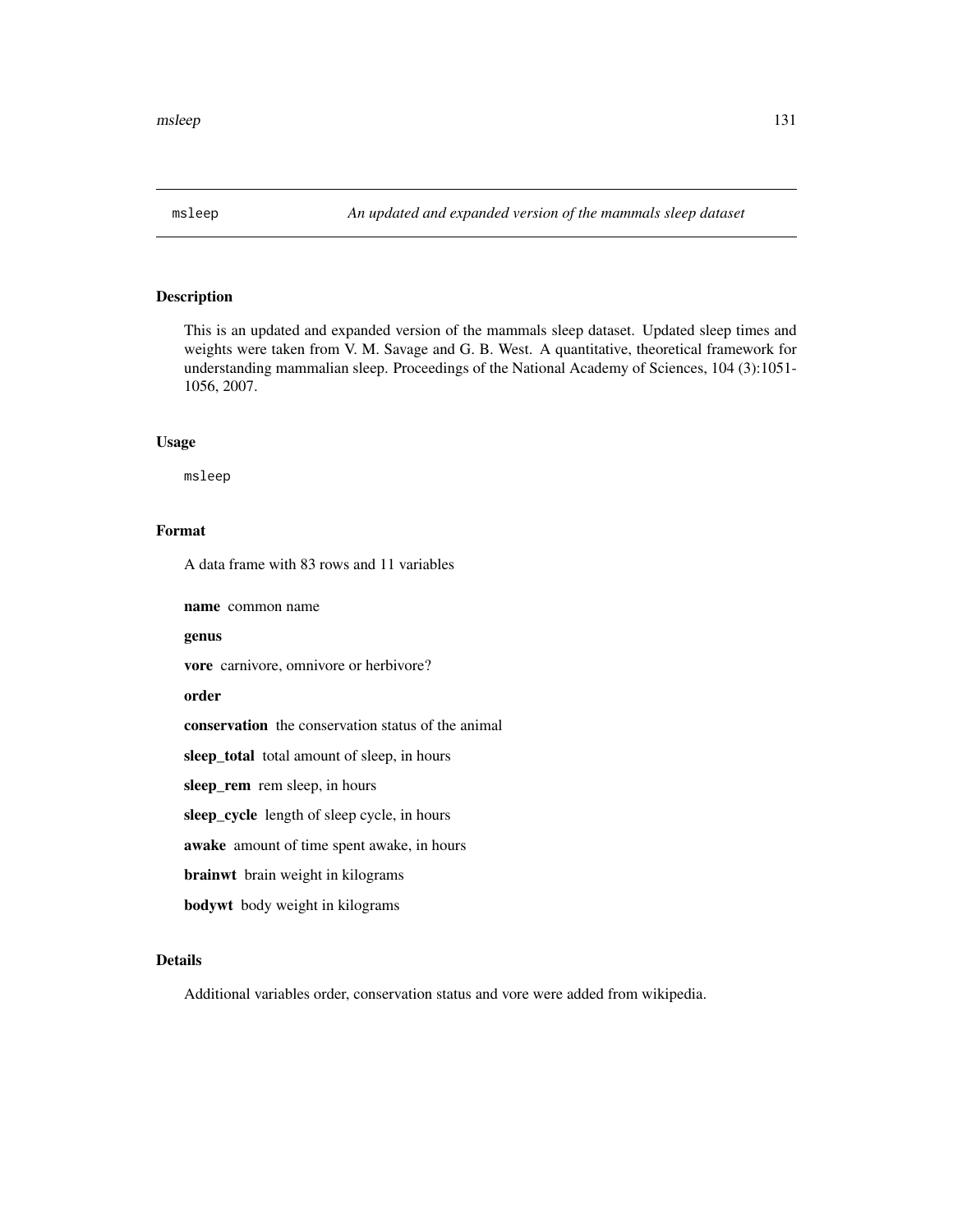`msleep` *An updated and expanded version of the mammals sleep dataset*

## Description

This is an updated and expanded version of the mammals sleep dataset. Updated sleep times and weights were taken from V. M. Savage and G. B. West. A quantitative, theoretical framework for understanding mammalian sleep. Proceedings of the National Academy of Sciences, 104 (3):1051-1056, 2007.

## Usage

```
msleep
```

## Format

A data frame with 83 rows and 11 variables

**name** common name

**genus**

**vore** carnivore, omnivore or herbivore?

**order**

**conservation** the conservation status of the animal

**sleep_total** total amount of sleep, in hours

**sleep_rem** rem sleep, in hours

**sleep_cycle** length of sleep cycle, in hours

**awake** amount of time spent awake, in hours

**brainwt** brain weight in kilograms

**bodywt** body weight in kilograms

## Details

Additional variables order, conservation status and vore were added from wikipedia.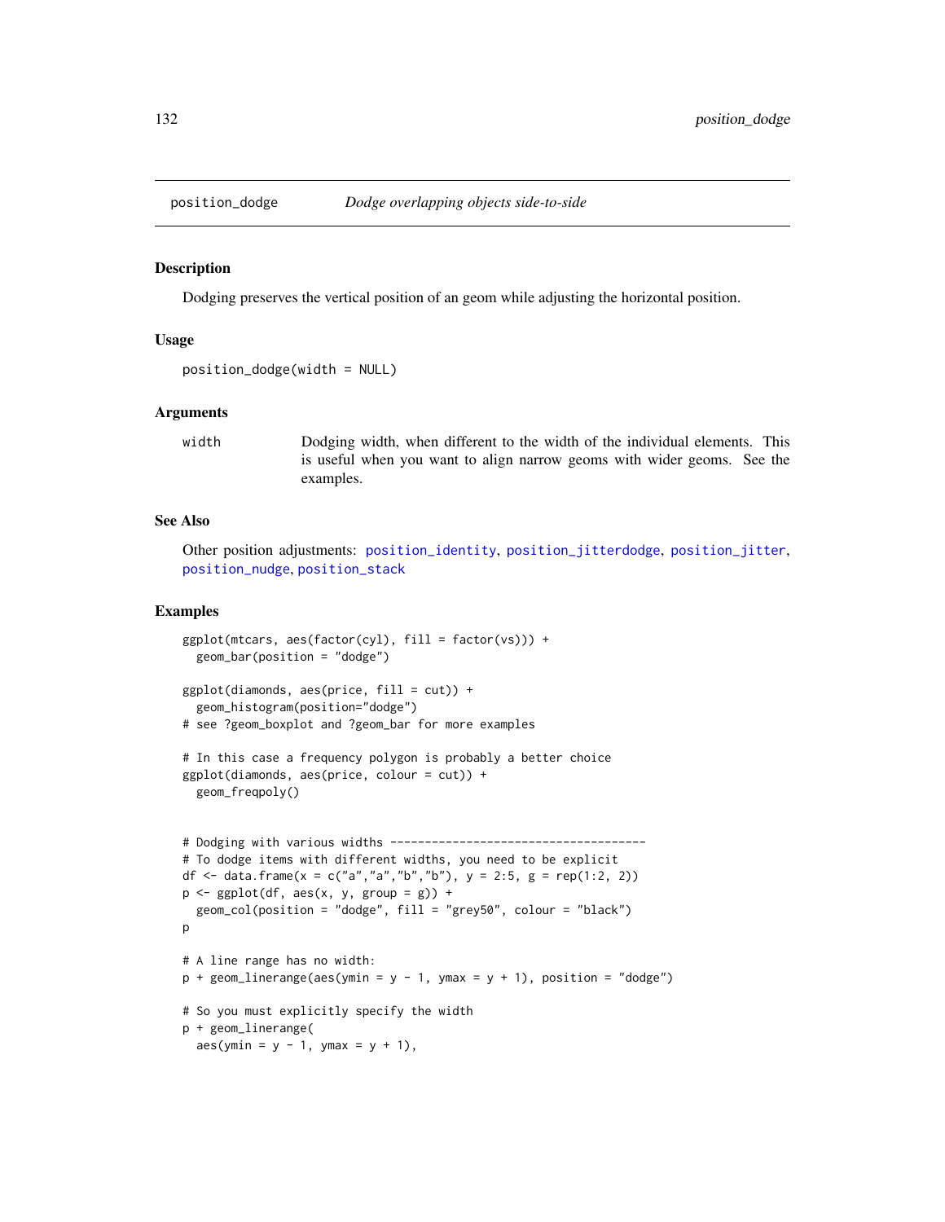position_dodge *Dodge overlapping objects side-to-side*

## Description

Dodging preserves the vertical position of an geom while adjusting the horizontal position.

## Usage

```
position_dodge(width = NULL)
```

## Arguments

| | |
|---|---|
| width | Dodging width, when different to the width of the individual elements. This is useful when you want to align narrow geoms with wider geoms. See the examples. |

## See Also

Other position adjustments: position_identity, position_jitterdodge, position_jitter, position_nudge, position_stack

## Examples

```
ggplot(mtcars, aes(factor(cyl), fill = factor(vs))) +
  geom_bar(position = "dodge")

ggplot(diamonds, aes(price, fill = cut)) +
  geom_histogram(position="dodge")
# see ?geom_boxplot and ?geom_bar for more examples

# In this case a frequency polygon is probably a better choice
ggplot(diamonds, aes(price, colour = cut)) +
  geom_freqpoly()


# Dodging with various widths -------------------------------------
# To dodge items with different widths, you need to be explicit
df <- data.frame(x = c("a","a","b","b"), y = 2:5, g = rep(1:2, 2))
p <- ggplot(df, aes(x, y, group = g)) +
  geom_col(position = "dodge", fill = "grey50", colour = "black")
p

# A line range has no width:
p + geom_linerange(aes(ymin = y - 1, ymax = y + 1), position = "dodge")

# So you must explicitly specify the width
p + geom_linerange(
  aes(ymin = y - 1, ymax = y + 1),
```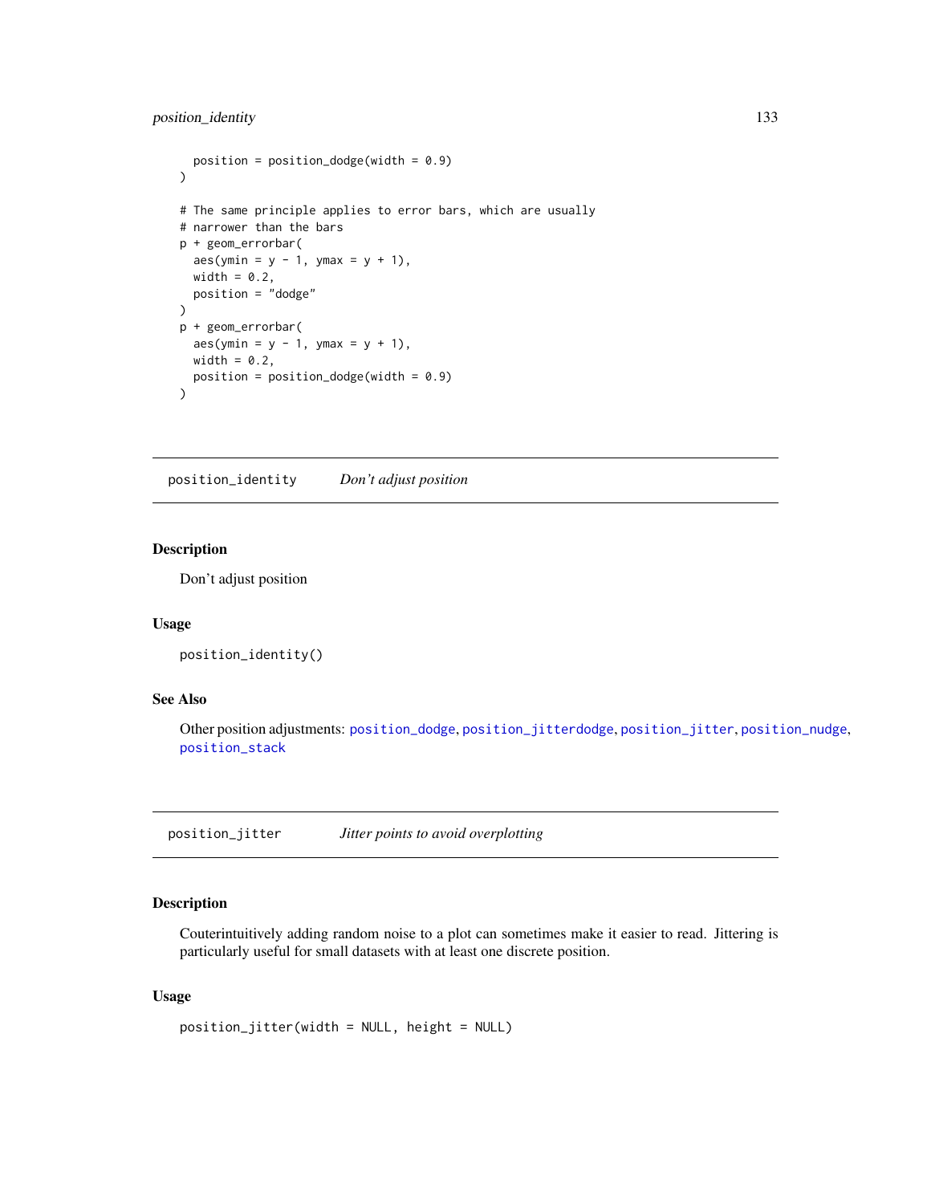```
  position = position_dodge(width = 0.9)
)

# The same principle applies to error bars, which are usually
# narrower than the bars
p + geom_errorbar(
  aes(ymin = y - 1, ymax = y + 1),
  width = 0.2,
  position = "dodge"
)
p + geom_errorbar(
  aes(ymin = y - 1, ymax = y + 1),
  width = 0.2,
  position = position_dodge(width = 0.9)
)
```

---

## position_identity — *Don't adjust position*

### Description

Don't adjust position

### Usage

```
position_identity()
```

### See Also

Other position adjustments: position_dodge, position_jitterdodge, position_jitter, position_nudge, position_stack

---

## position_jitter — *Jitter points to avoid overplotting*

### Description

Couterintuitively adding random noise to a plot can sometimes make it easier to read. Jittering is particularly useful for small datasets with at least one discrete position.

### Usage

```
position_jitter(width = NULL, height = NULL)
```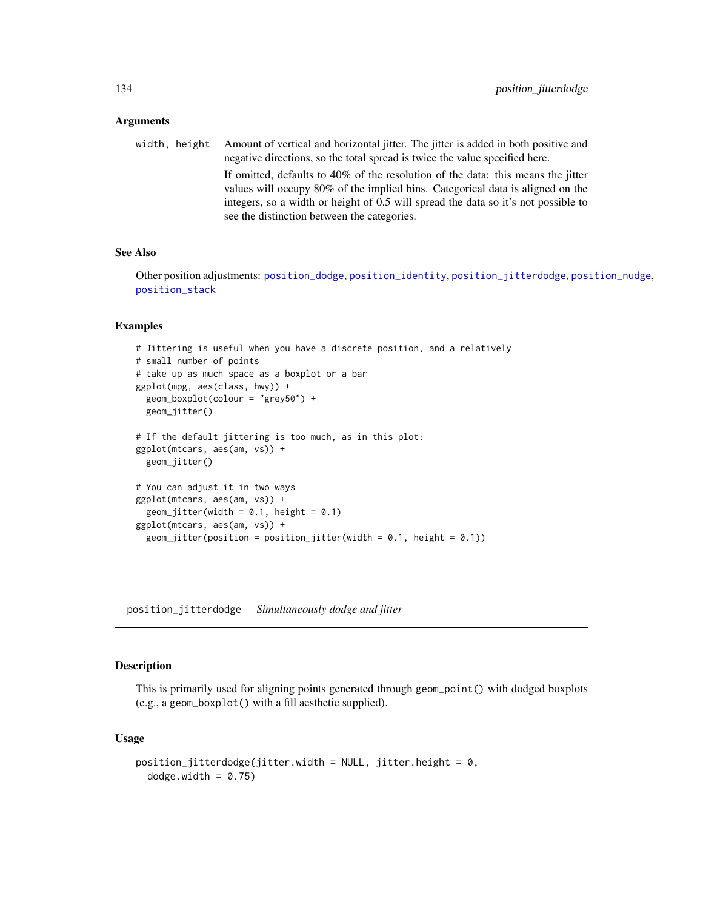### Arguments

`width, height` Amount of vertical and horizontal jitter. The jitter is added in both positive and negative directions, so the total spread is twice the value specified here.

If omitted, defaults to 40% of the resolution of the data: this means the jitter values will occupy 80% of the implied bins. Categorical data is aligned on the integers, so a width or height of 0.5 will spread the data so it's not possible to see the distinction between the categories.

### See Also

Other position adjustments: `position_dodge`, `position_identity`, `position_jitterdodge`, `position_nudge`, `position_stack`

### Examples

```
# Jittering is useful when you have a discrete position, and a relatively
# small number of points
# take up as much space as a boxplot or a bar
ggplot(mpg, aes(class, hwy)) +
  geom_boxplot(colour = "grey50") +
  geom_jitter()

# If the default jittering is too much, as in this plot:
ggplot(mtcars, aes(am, vs)) +
  geom_jitter()

# You can adjust it in two ways
ggplot(mtcars, aes(am, vs)) +
  geom_jitter(width = 0.1, height = 0.1)
ggplot(mtcars, aes(am, vs)) +
  geom_jitter(position = position_jitter(width = 0.1, height = 0.1))
```

---

## position_jitterdodge *Simultaneously dodge and jitter*

---

### Description

This is primarily used for aligning points generated through `geom_point()` with dodged boxplots (e.g., a `geom_boxplot()` with a fill aesthetic supplied).

### Usage

```
position_jitterdodge(jitter.width = NULL, jitter.height = 0,
  dodge.width = 0.75)
```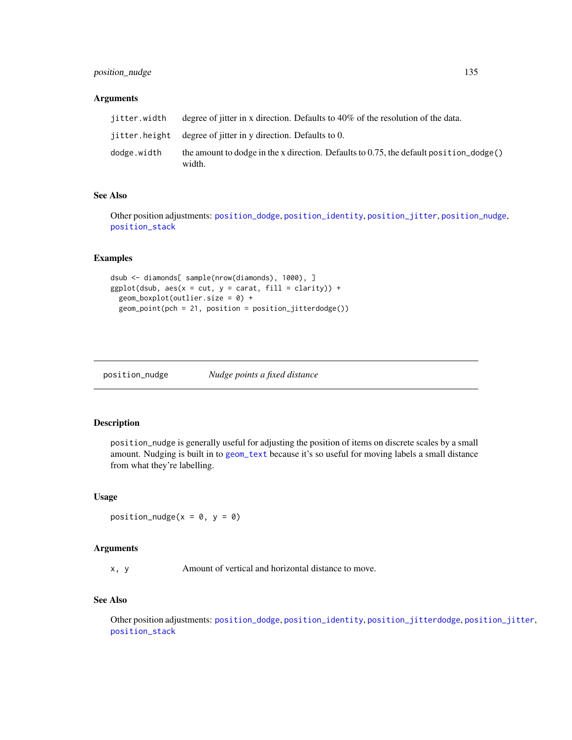## Arguments

| | |
|---|---|
| `jitter.width` | degree of jitter in x direction. Defaults to 40% of the resolution of the data. |
| `jitter.height` | degree of jitter in y direction. Defaults to 0. |
| `dodge.width` | the amount to dodge in the x direction. Defaults to 0.75, the default `position_dodge()` width. |

## See Also

Other position adjustments: `position_dodge`, `position_identity`, `position_jitter`, `position_nudge`, `position_stack`

## Examples

```
dsub <- diamonds[ sample(nrow(diamonds), 1000), ]
ggplot(dsub, aes(x = cut, y = carat, fill = clarity)) +
  geom_boxplot(outlier.size = 0) +
  geom_point(pch = 21, position = position_jitterdodge())
```

---

# position_nudge &nbsp;&nbsp;&nbsp; *Nudge points a fixed distance*

---

## Description

`position_nudge` is generally useful for adjusting the position of items on discrete scales by a small amount. Nudging is built in to `geom_text` because it's so useful for moving labels a small distance from what they're labelling.

## Usage

```
position_nudge(x = 0, y = 0)
```

## Arguments

| | |
|---|---|
| `x, y` | Amount of vertical and horizontal distance to move. |

## See Also

Other position adjustments: `position_dodge`, `position_identity`, `position_jitterdodge`, `position_jitter`, `position_stack`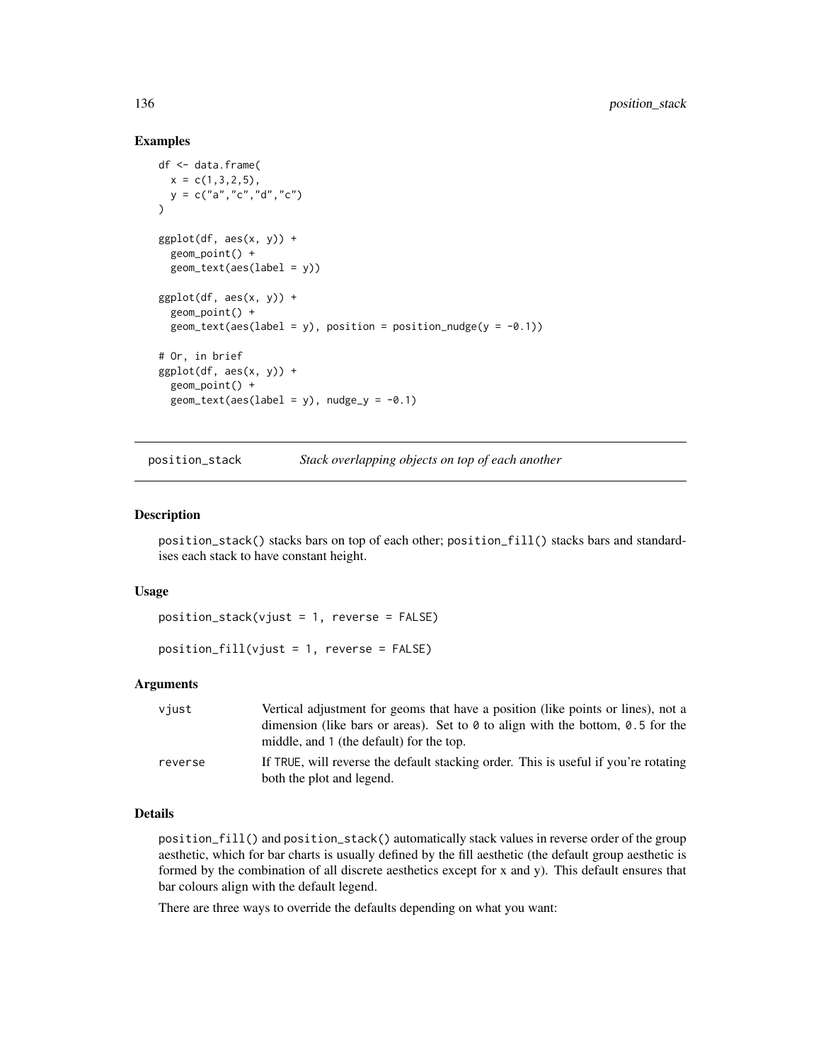## Examples

```
df <- data.frame(
  x = c(1,3,2,5),
  y = c("a","c","d","c")
)

ggplot(df, aes(x, y)) +
  geom_point() +
  geom_text(aes(label = y))

ggplot(df, aes(x, y)) +
  geom_point() +
  geom_text(aes(label = y), position = position_nudge(y = -0.1))

# Or, in brief
ggplot(df, aes(x, y)) +
  geom_point() +
  geom_text(aes(label = y), nudge_y = -0.1)
```

---

# position_stack — *Stack overlapping objects on top of each another*

---

## Description

position_stack() stacks bars on top of each other; position_fill() stacks bars and standardises each stack to have constant height.

## Usage

```
position_stack(vjust = 1, reverse = FALSE)

position_fill(vjust = 1, reverse = FALSE)
```

## Arguments

| | |
|---|---|
| vjust | Vertical adjustment for geoms that have a position (like points or lines), not a dimension (like bars or areas). Set to 0 to align with the bottom, 0.5 for the middle, and 1 (the default) for the top. |
| reverse | If TRUE, will reverse the default stacking order. This is useful if you're rotating both the plot and legend. |

## Details

position_fill() and position_stack() automatically stack values in reverse order of the group aesthetic, which for bar charts is usually defined by the fill aesthetic (the default group aesthetic is formed by the combination of all discrete aesthetics except for x and y). This default ensures that bar colours align with the default legend.

There are three ways to override the defaults depending on what you want: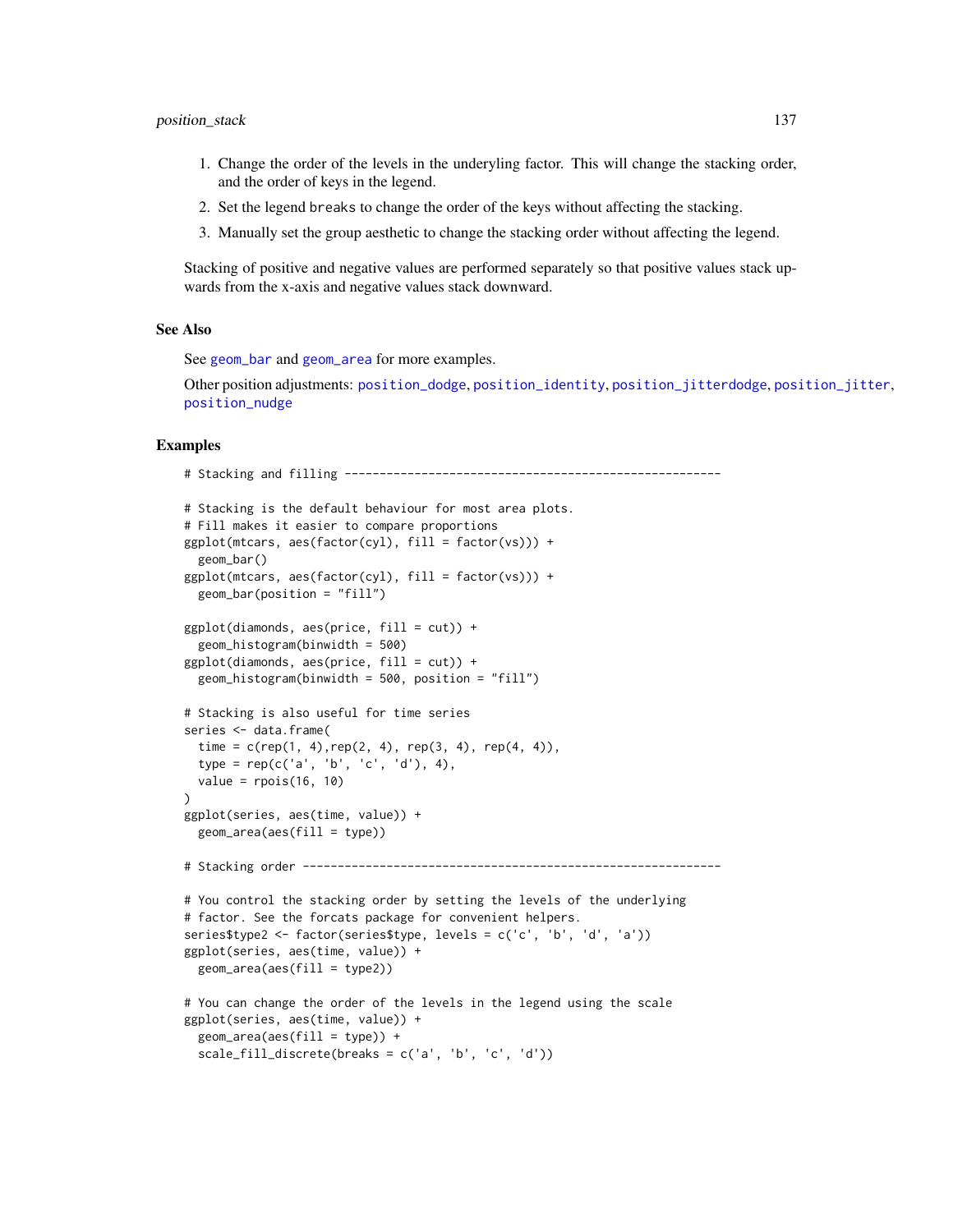1. Change the order of the levels in the underyling factor. This will change the stacking order, and the order of keys in the legend.
2. Set the legend breaks to change the order of the keys without affecting the stacking.
3. Manually set the group aesthetic to change the stacking order without affecting the legend.

Stacking of positive and negative values are performed separately so that positive values stack upwards from the x-axis and negative values stack downward.

## See Also

See geom_bar and geom_area for more examples.

Other position adjustments: position_dodge, position_identity, position_jitterdodge, position_jitter, position_nudge

## Examples

```
# Stacking and filling ------------------------------------------------------

# Stacking is the default behaviour for most area plots.
# Fill makes it easier to compare proportions
ggplot(mtcars, aes(factor(cyl), fill = factor(vs))) +
  geom_bar()
ggplot(mtcars, aes(factor(cyl), fill = factor(vs))) +
  geom_bar(position = "fill")

ggplot(diamonds, aes(price, fill = cut)) +
  geom_histogram(binwidth = 500)
ggplot(diamonds, aes(price, fill = cut)) +
  geom_histogram(binwidth = 500, position = "fill")

# Stacking is also useful for time series
series <- data.frame(
  time = c(rep(1, 4),rep(2, 4), rep(3, 4), rep(4, 4)),
  type = rep(c('a', 'b', 'c', 'd'), 4),
  value = rpois(16, 10)
)
ggplot(series, aes(time, value)) +
  geom_area(aes(fill = type))

# Stacking order ------------------------------------------------------------

# You control the stacking order by setting the levels of the underlying
# factor. See the forcats package for convenient helpers.
series$type2 <- factor(series$type, levels = c('c', 'b', 'd', 'a'))
ggplot(series, aes(time, value)) +
  geom_area(aes(fill = type2))

# You can change the order of the levels in the legend using the scale
ggplot(series, aes(time, value)) +
  geom_area(aes(fill = type)) +
  scale_fill_discrete(breaks = c('a', 'b', 'c', 'd'))
```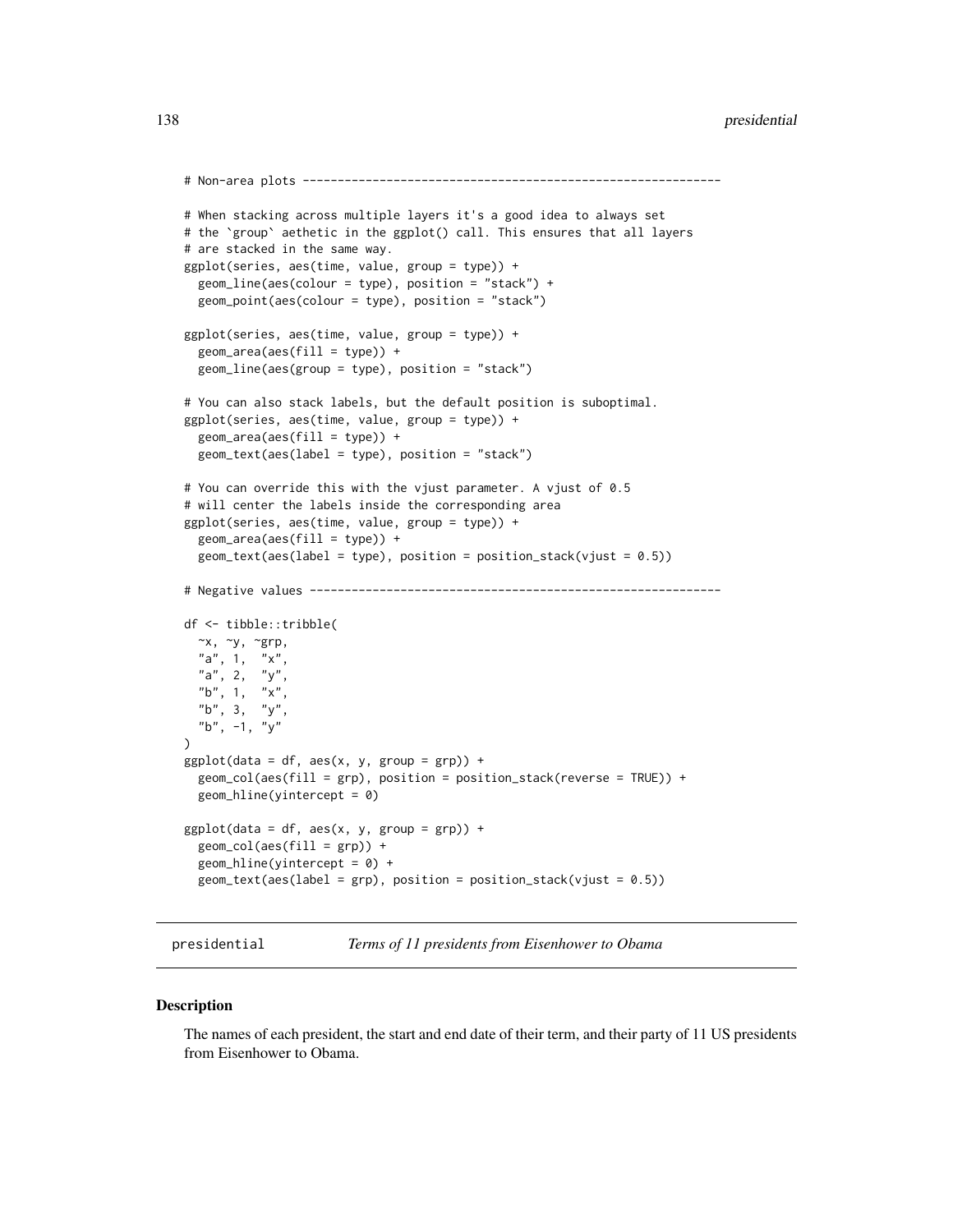```
# Non-area plots ------------------------------------------------------------

# When stacking across multiple layers it's a good idea to always set
# the `group` aethetic in the ggplot() call. This ensures that all layers
# are stacked in the same way.
ggplot(series, aes(time, value, group = type)) +
  geom_line(aes(colour = type), position = "stack") +
  geom_point(aes(colour = type), position = "stack")

ggplot(series, aes(time, value, group = type)) +
  geom_area(aes(fill = type)) +
  geom_line(aes(group = type), position = "stack")

# You can also stack labels, but the default position is suboptimal.
ggplot(series, aes(time, value, group = type)) +
  geom_area(aes(fill = type)) +
  geom_text(aes(label = type), position = "stack")

# You can override this with the vjust parameter. A vjust of 0.5
# will center the labels inside the corresponding area
ggplot(series, aes(time, value, group = type)) +
  geom_area(aes(fill = type)) +
  geom_text(aes(label = type), position = position_stack(vjust = 0.5))

# Negative values -----------------------------------------------------------

df <- tibble::tribble(
  ~x, ~y, ~grp,
  "a", 1,  "x",
  "a", 2,  "y",
  "b", 1,  "x",
  "b", 3,  "y",
  "b", -1, "y"
)
ggplot(data = df, aes(x, y, group = grp)) +
  geom_col(aes(fill = grp), position = position_stack(reverse = TRUE)) +
  geom_hline(yintercept = 0)

ggplot(data = df, aes(x, y, group = grp)) +
  geom_col(aes(fill = grp)) +
  geom_hline(yintercept = 0) +
  geom_text(aes(label = grp), position = position_stack(vjust = 0.5))
```

---

presidential — *Terms of 11 presidents from Eisenhower to Obama*

---

## Description

The names of each president, the start and end date of their term, and their party of 11 US presidents from Eisenhower to Obama.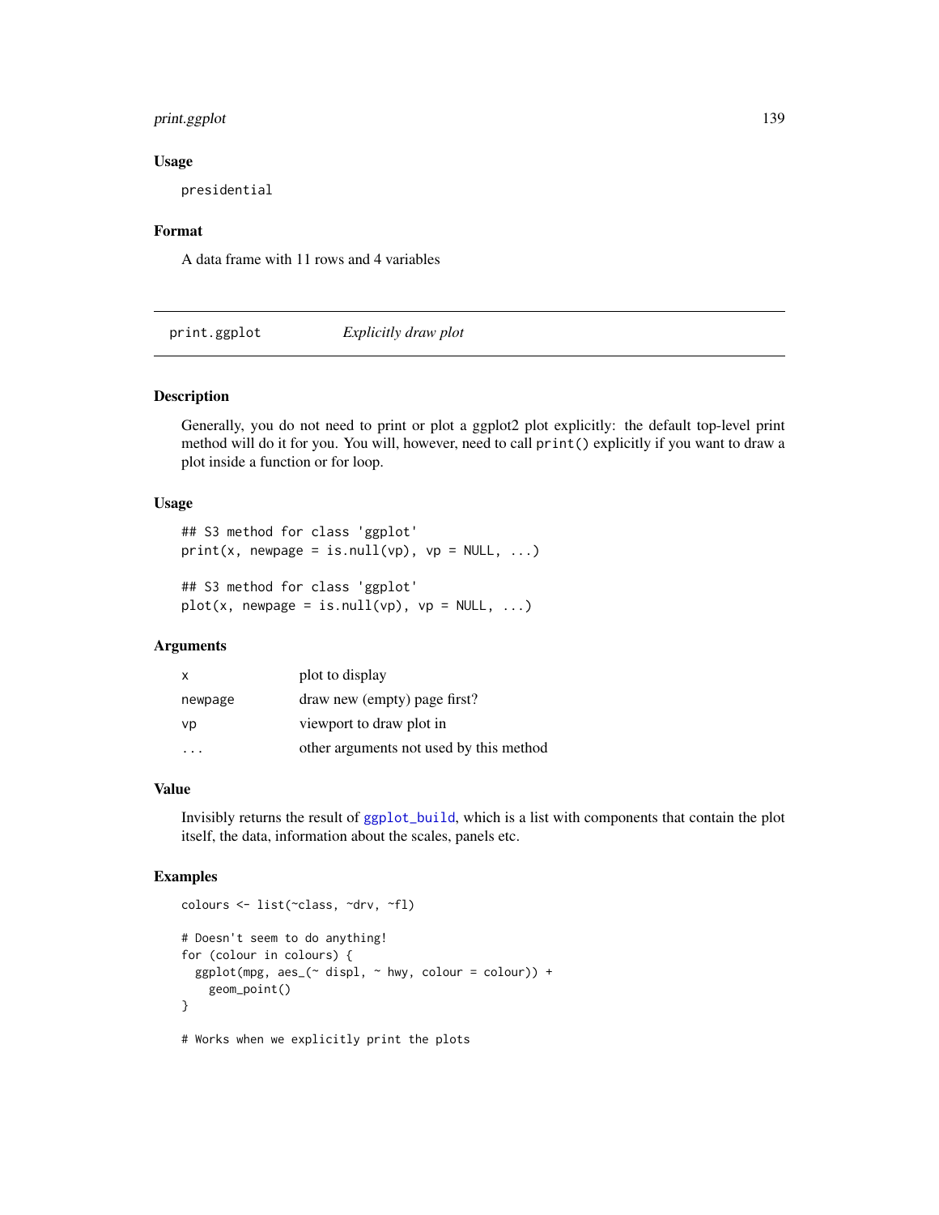### Usage

```
presidential
```

### Format

A data frame with 11 rows and 4 variables

---

## print.ggplot — *Explicitly draw plot*

### Description

Generally, you do not need to print or plot a ggplot2 plot explicitly: the default top-level print method will do it for you. You will, however, need to call `print()` explicitly if you want to draw a plot inside a function or for loop.

### Usage

```
## S3 method for class 'ggplot'
print(x, newpage = is.null(vp), vp = NULL, ...)

## S3 method for class 'ggplot'
plot(x, newpage = is.null(vp), vp = NULL, ...)
```

### Arguments

| | |
|---|---|
| x | plot to display |
| newpage | draw new (empty) page first? |
| vp | viewport to draw plot in |
| ... | other arguments not used by this method |

### Value

Invisibly returns the result of `ggplot_build`, which is a list with components that contain the plot itself, the data, information about the scales, panels etc.

### Examples

```
colours <- list(~class, ~drv, ~fl)

# Doesn't seem to do anything!
for (colour in colours) {
  ggplot(mpg, aes_(~ displ, ~ hwy, colour = colour)) +
    geom_point()
}

# Works when we explicitly print the plots
```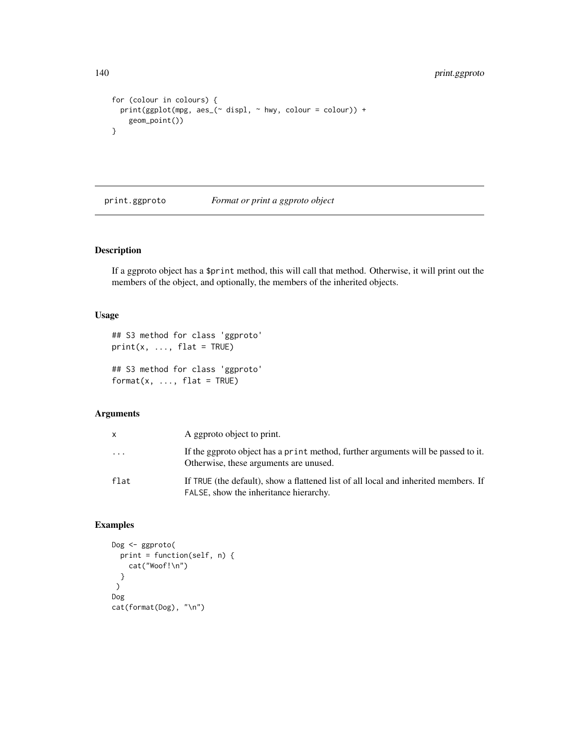```
for (colour in colours) {
  print(ggplot(mpg, aes_(~ displ, ~ hwy, colour = colour)) +
    geom_point())
}
```

## print.ggproto *Format or print a ggproto object*

### Description

If a ggproto object has a `$print` method, this will call that method. Otherwise, it will print out the members of the object, and optionally, the members of the inherited objects.

### Usage

```
## S3 method for class 'ggproto'
print(x, ..., flat = TRUE)

## S3 method for class 'ggproto'
format(x, ..., flat = TRUE)
```

### Arguments

| | |
|---|---|
| x | A ggproto object to print. |
| ... | If the ggproto object has a `print` method, further arguments will be passed to it. Otherwise, these arguments are unused. |
| flat | If `TRUE` (the default), show a flattened list of all local and inherited members. If `FALSE`, show the inheritance hierarchy. |

### Examples

```
Dog <- ggproto(
  print = function(self, n) {
    cat("Woof!\n")
  }
 )
Dog
cat(format(Dog), "\n")
```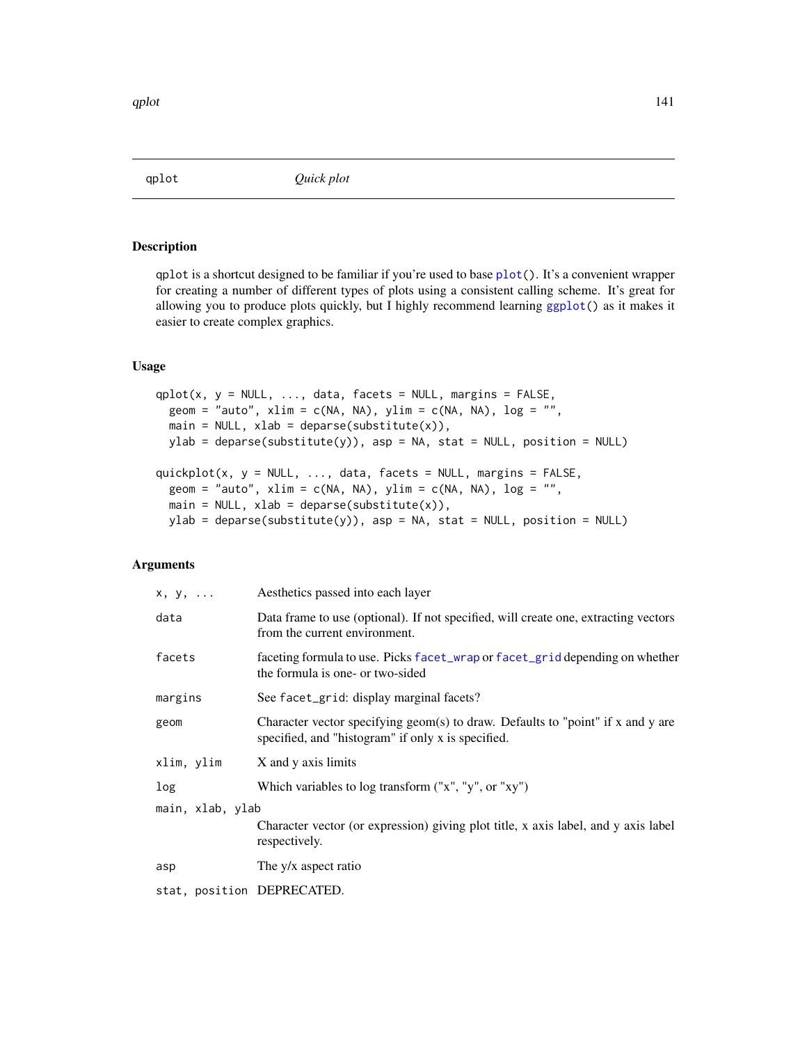## qplot — *Quick plot*

### Description

`qplot` is a shortcut designed to be familiar if you're used to base `plot()`. It's a convenient wrapper for creating a number of different types of plots using a consistent calling scheme. It's great for allowing you to produce plots quickly, but I highly recommend learning `ggplot()` as it makes it easier to create complex graphics.

### Usage

```
qplot(x, y = NULL, ..., data, facets = NULL, margins = FALSE,
  geom = "auto", xlim = c(NA, NA), ylim = c(NA, NA), log = "",
  main = NULL, xlab = deparse(substitute(x)),
  ylab = deparse(substitute(y)), asp = NA, stat = NULL, position = NULL)

quickplot(x, y = NULL, ..., data, facets = NULL, margins = FALSE,
  geom = "auto", xlim = c(NA, NA), ylim = c(NA, NA), log = "",
  main = NULL, xlab = deparse(substitute(x)),
  ylab = deparse(substitute(y)), asp = NA, stat = NULL, position = NULL)
```

### Arguments

| | |
|---|---|
| `x, y, ...` | Aesthetics passed into each layer |
| `data` | Data frame to use (optional). If not specified, will create one, extracting vectors from the current environment. |
| `facets` | faceting formula to use. Picks `facet_wrap` or `facet_grid` depending on whether the formula is one- or two-sided |
| `margins` | See `facet_grid`: display marginal facets? |
| `geom` | Character vector specifying geom(s) to draw. Defaults to "point" if x and y are specified, and "histogram" if only x is specified. |
| `xlim, ylim` | X and y axis limits |
| `log` | Which variables to log transform ("x", "y", or "xy") |
| `main, xlab, ylab` | Character vector (or expression) giving plot title, x axis label, and y axis label respectively. |
| `asp` | The y/x aspect ratio |
| `stat, position` | DEPRECATED. |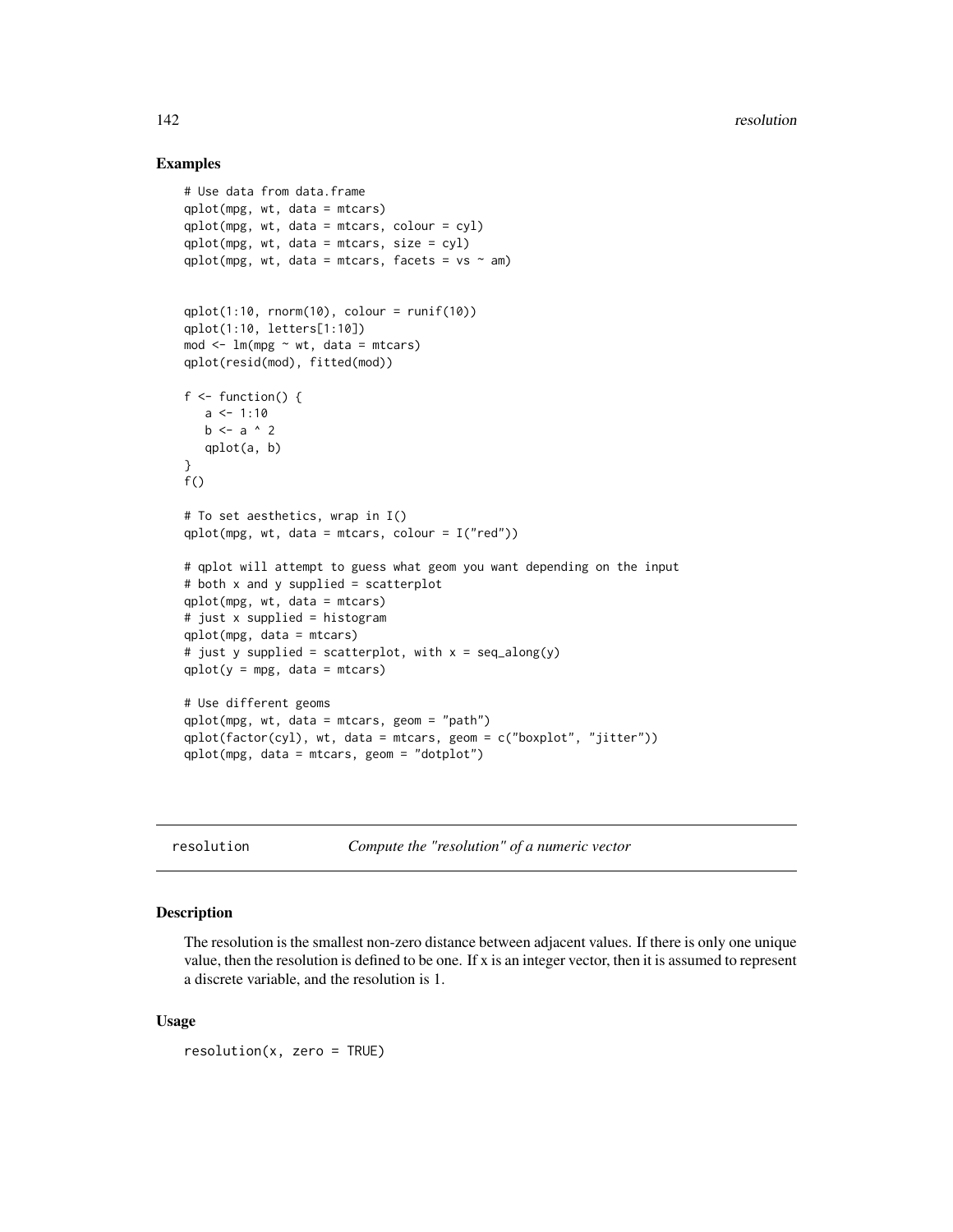## Examples

```
# Use data from data.frame
qplot(mpg, wt, data = mtcars)
qplot(mpg, wt, data = mtcars, colour = cyl)
qplot(mpg, wt, data = mtcars, size = cyl)
qplot(mpg, wt, data = mtcars, facets = vs ~ am)


qplot(1:10, rnorm(10), colour = runif(10))
qplot(1:10, letters[1:10])
mod <- lm(mpg ~ wt, data = mtcars)
qplot(resid(mod), fitted(mod))

f <- function() {
   a <- 1:10
   b <- a ^ 2
   qplot(a, b)
}
f()

# To set aesthetics, wrap in I()
qplot(mpg, wt, data = mtcars, colour = I("red"))

# qplot will attempt to guess what geom you want depending on the input
# both x and y supplied = scatterplot
qplot(mpg, wt, data = mtcars)
# just x supplied = histogram
qplot(mpg, data = mtcars)
# just y supplied = scatterplot, with x = seq_along(y)
qplot(y = mpg, data = mtcars)

# Use different geoms
qplot(mpg, wt, data = mtcars, geom = "path")
qplot(factor(cyl), wt, data = mtcars, geom = c("boxplot", "jitter"))
qplot(mpg, data = mtcars, geom = "dotplot")
```

---

resolution *Compute the "resolution" of a numeric vector*

---

## Description

The resolution is the smallest non-zero distance between adjacent values. If there is only one unique value, then the resolution is defined to be one. If x is an integer vector, then it is assumed to represent a discrete variable, and the resolution is 1.

## Usage

```
resolution(x, zero = TRUE)
```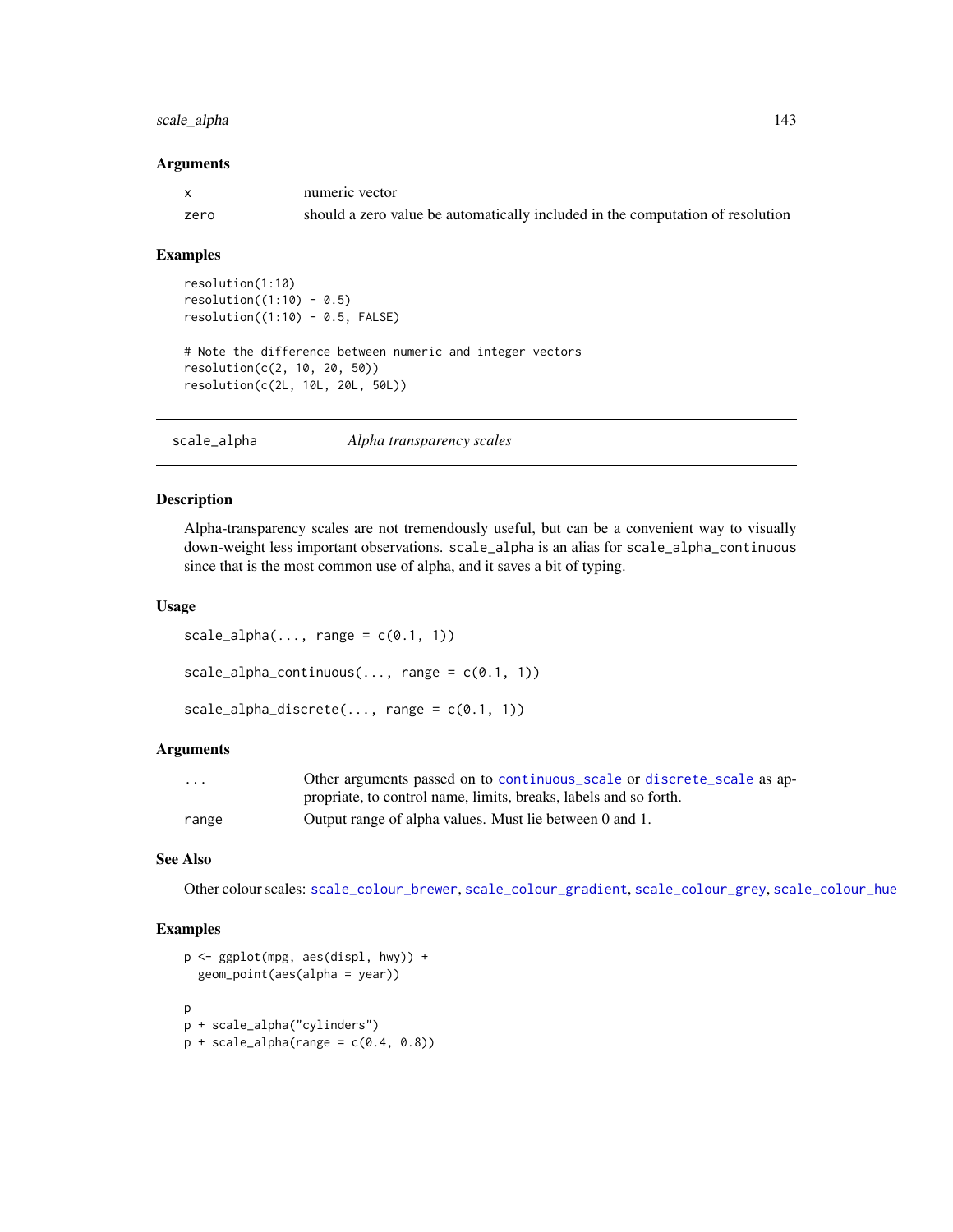### Arguments

| | |
|---|---|
| x | numeric vector |
| zero | should a zero value be automatically included in the computation of resolution |

### Examples

```
resolution(1:10)
resolution((1:10) - 0.5)
resolution((1:10) - 0.5, FALSE)

# Note the difference between numeric and integer vectors
resolution(c(2, 10, 20, 50))
resolution(c(2L, 10L, 20L, 50L))
```

---

## scale_alpha — *Alpha transparency scales*

---

### Description

Alpha-transparency scales are not tremendously useful, but can be a convenient way to visually down-weight less important observations. scale_alpha is an alias for scale_alpha_continuous since that is the most common use of alpha, and it saves a bit of typing.

### Usage

```
scale_alpha(..., range = c(0.1, 1))

scale_alpha_continuous(..., range = c(0.1, 1))

scale_alpha_discrete(..., range = c(0.1, 1))
```

### Arguments

| | |
|---|---|
| ... | Other arguments passed on to continuous_scale or discrete_scale as appropriate, to control name, limits, breaks, labels and so forth. |
| range | Output range of alpha values. Must lie between 0 and 1. |

### See Also

Other colour scales: scale_colour_brewer, scale_colour_gradient, scale_colour_grey, scale_colour_hue

### Examples

```
p <- ggplot(mpg, aes(displ, hwy)) +
  geom_point(aes(alpha = year))

p
p + scale_alpha("cylinders")
p + scale_alpha(range = c(0.4, 0.8))
```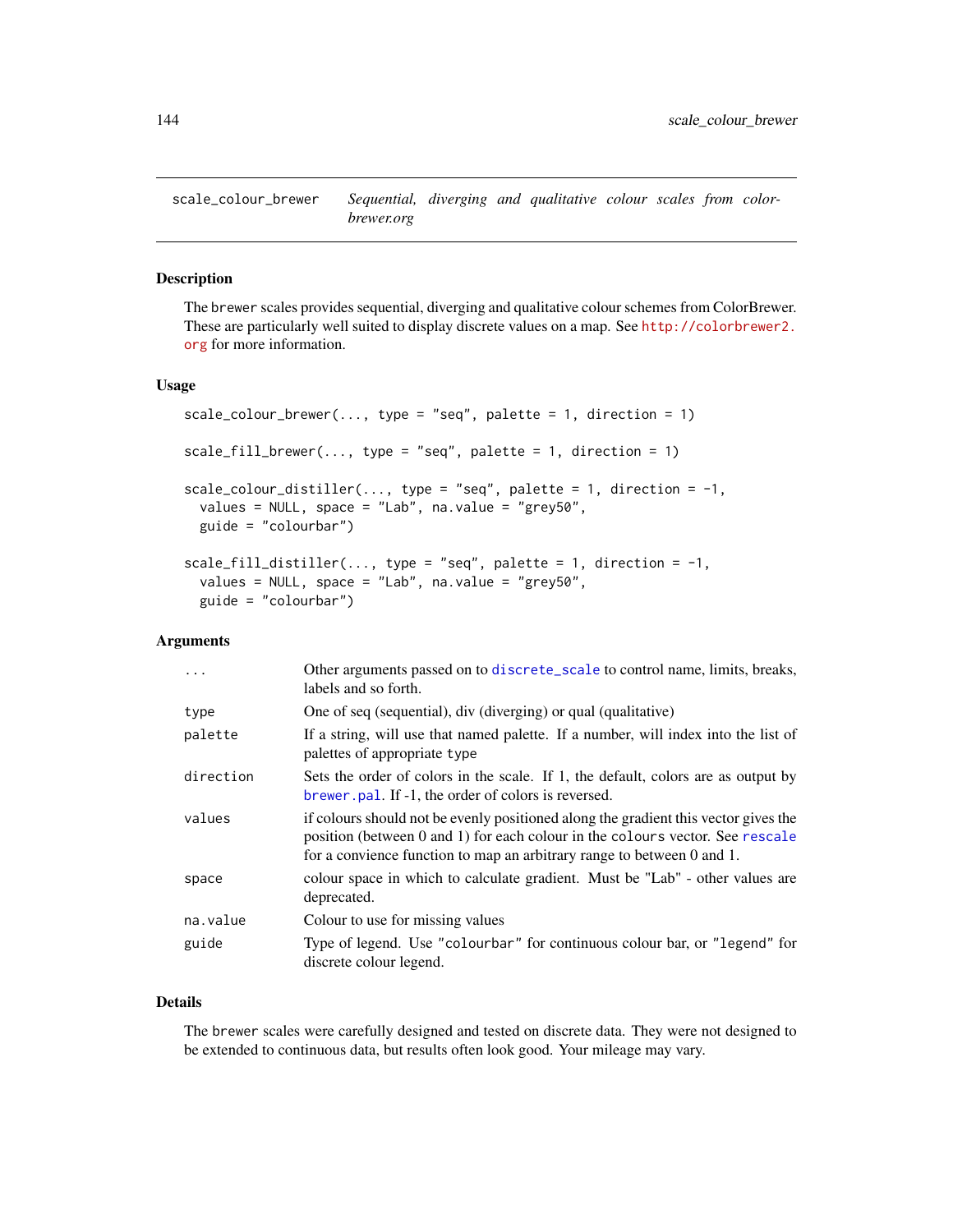scale_colour_brewer    *Sequential, diverging and qualitative colour scales from colorbrewer.org*

### Description

The `brewer` scales provides sequential, diverging and qualitative colour schemes from ColorBrewer. These are particularly well suited to display discrete values on a map. See http://colorbrewer2.org for more information.

### Usage

```
scale_colour_brewer(..., type = "seq", palette = 1, direction = 1)

scale_fill_brewer(..., type = "seq", palette = 1, direction = 1)

scale_colour_distiller(..., type = "seq", palette = 1, direction = -1,
  values = NULL, space = "Lab", na.value = "grey50",
  guide = "colourbar")

scale_fill_distiller(..., type = "seq", palette = 1, direction = -1,
  values = NULL, space = "Lab", na.value = "grey50",
  guide = "colourbar")
```

### Arguments

| | |
|---|---|
| `...` | Other arguments passed on to `discrete_scale` to control name, limits, breaks, labels and so forth. |
| `type` | One of seq (sequential), div (diverging) or qual (qualitative) |
| `palette` | If a string, will use that named palette. If a number, will index into the list of palettes of appropriate `type` |
| `direction` | Sets the order of colors in the scale. If 1, the default, colors are as output by `brewer.pal`. If -1, the order of colors is reversed. |
| `values` | if colours should not be evenly positioned along the gradient this vector gives the position (between 0 and 1) for each colour in the `colours` vector. See `rescale` for a convience function to map an arbitrary range to between 0 and 1. |
| `space` | colour space in which to calculate gradient. Must be "Lab" - other values are deprecated. |
| `na.value` | Colour to use for missing values |
| `guide` | Type of legend. Use `"colourbar"` for continuous colour bar, or `"legend"` for discrete colour legend. |

### Details

The `brewer` scales were carefully designed and tested on discrete data. They were not designed to be extended to continuous data, but results often look good. Your mileage may vary.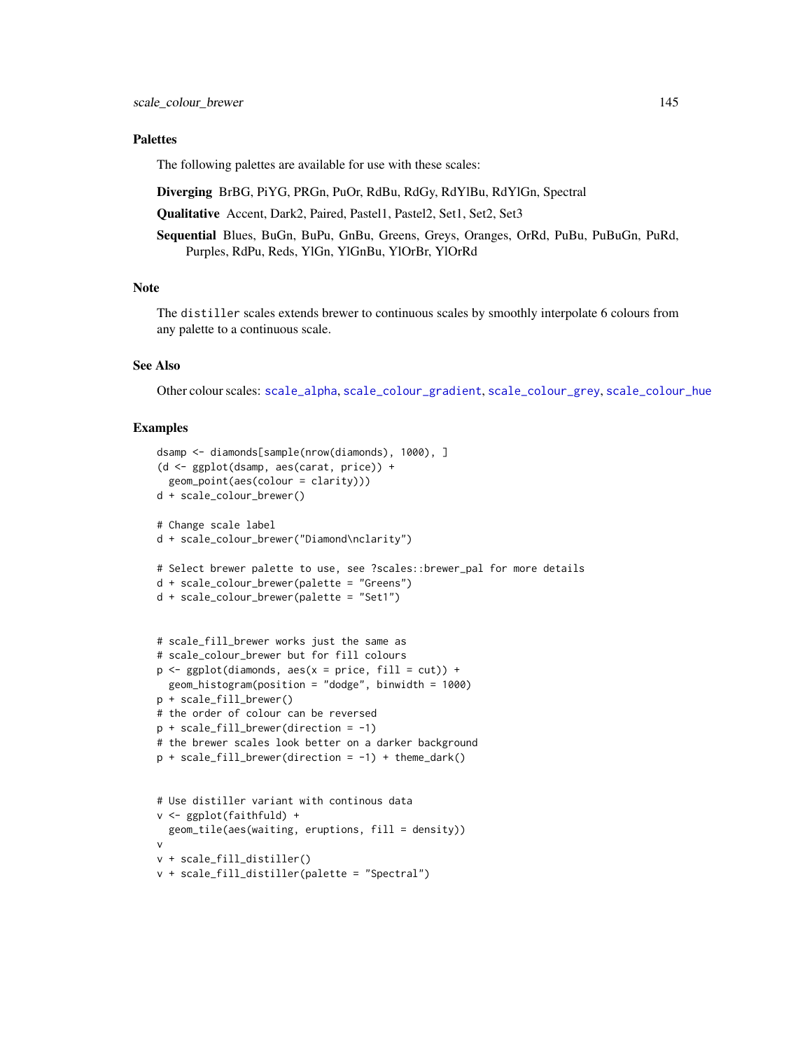## Palettes

The following palettes are available for use with these scales:

**Diverging** BrBG, PiYG, PRGn, PuOr, RdBu, RdGy, RdYlBu, RdYlGn, Spectral

**Qualitative** Accent, Dark2, Paired, Pastel1, Pastel2, Set1, Set2, Set3

**Sequential** Blues, BuGn, BuPu, GnBu, Greens, Greys, Oranges, OrRd, PuBu, PuBuGn, PuRd, Purples, RdPu, Reds, YlGn, YlGnBu, YlOrBr, YlOrRd

## Note

The `distiller` scales extends brewer to continuous scales by smoothly interpolate 6 colours from any palette to a continuous scale.

## See Also

Other colour scales: `scale_alpha`, `scale_colour_gradient`, `scale_colour_grey`, `scale_colour_hue`

## Examples

```
dsamp <- diamonds[sample(nrow(diamonds), 1000), ]
(d <- ggplot(dsamp, aes(carat, price)) +
  geom_point(aes(colour = clarity)))
d + scale_colour_brewer()

# Change scale label
d + scale_colour_brewer("Diamond\nclarity")

# Select brewer palette to use, see ?scales::brewer_pal for more details
d + scale_colour_brewer(palette = "Greens")
d + scale_colour_brewer(palette = "Set1")


# scale_fill_brewer works just the same as
# scale_colour_brewer but for fill colours
p <- ggplot(diamonds, aes(x = price, fill = cut)) +
  geom_histogram(position = "dodge", binwidth = 1000)
p + scale_fill_brewer()
# the order of colour can be reversed
p + scale_fill_brewer(direction = -1)
# the brewer scales look better on a darker background
p + scale_fill_brewer(direction = -1) + theme_dark()


# Use distiller variant with continous data
v <- ggplot(faithfuld) +
  geom_tile(aes(waiting, eruptions, fill = density))
v
v + scale_fill_distiller()
v + scale_fill_distiller(palette = "Spectral")
```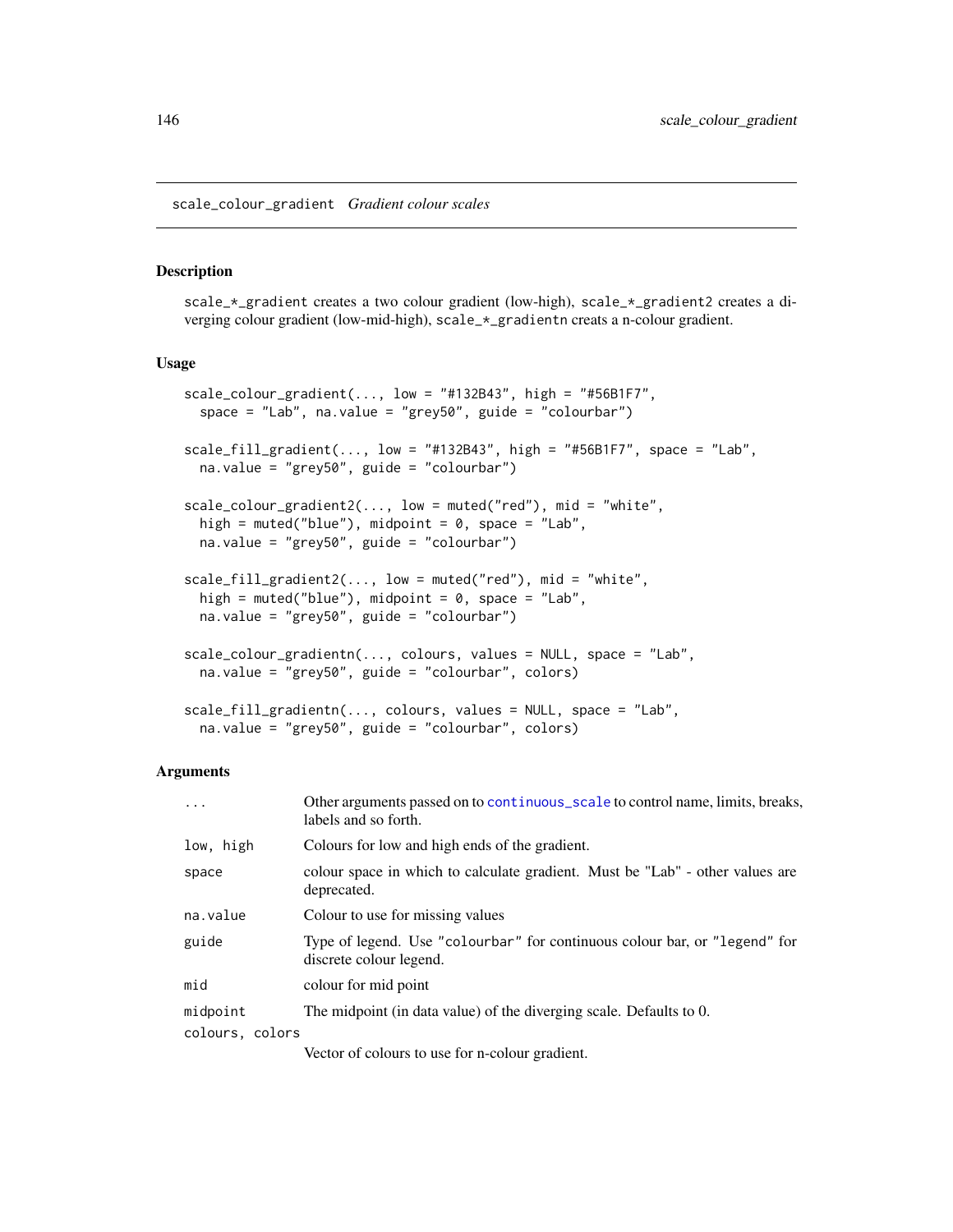## scale_colour_gradient *Gradient colour scales*

### Description

scale_*_gradient creates a two colour gradient (low-high), scale_*_gradient2 creates a diverging colour gradient (low-mid-high), scale_*_gradientn creats a n-colour gradient.

### Usage

```
scale_colour_gradient(..., low = "#132B43", high = "#56B1F7",
  space = "Lab", na.value = "grey50", guide = "colourbar")

scale_fill_gradient(..., low = "#132B43", high = "#56B1F7", space = "Lab",
  na.value = "grey50", guide = "colourbar")

scale_colour_gradient2(..., low = muted("red"), mid = "white",
  high = muted("blue"), midpoint = 0, space = "Lab",
  na.value = "grey50", guide = "colourbar")

scale_fill_gradient2(..., low = muted("red"), mid = "white",
  high = muted("blue"), midpoint = 0, space = "Lab",
  na.value = "grey50", guide = "colourbar")

scale_colour_gradientn(..., colours, values = NULL, space = "Lab",
  na.value = "grey50", guide = "colourbar", colors)

scale_fill_gradientn(..., colours, values = NULL, space = "Lab",
  na.value = "grey50", guide = "colourbar", colors)
```

### Arguments

| | |
|---|---|
| ... | Other arguments passed on to continuous_scale to control name, limits, breaks, labels and so forth. |
| low, high | Colours for low and high ends of the gradient. |
| space | colour space in which to calculate gradient. Must be "Lab" - other values are deprecated. |
| na.value | Colour to use for missing values |
| guide | Type of legend. Use "colourbar" for continuous colour bar, or "legend" for discrete colour legend. |
| mid | colour for mid point |
| midpoint | The midpoint (in data value) of the diverging scale. Defaults to 0. |
| colours, colors | Vector of colours to use for n-colour gradient. |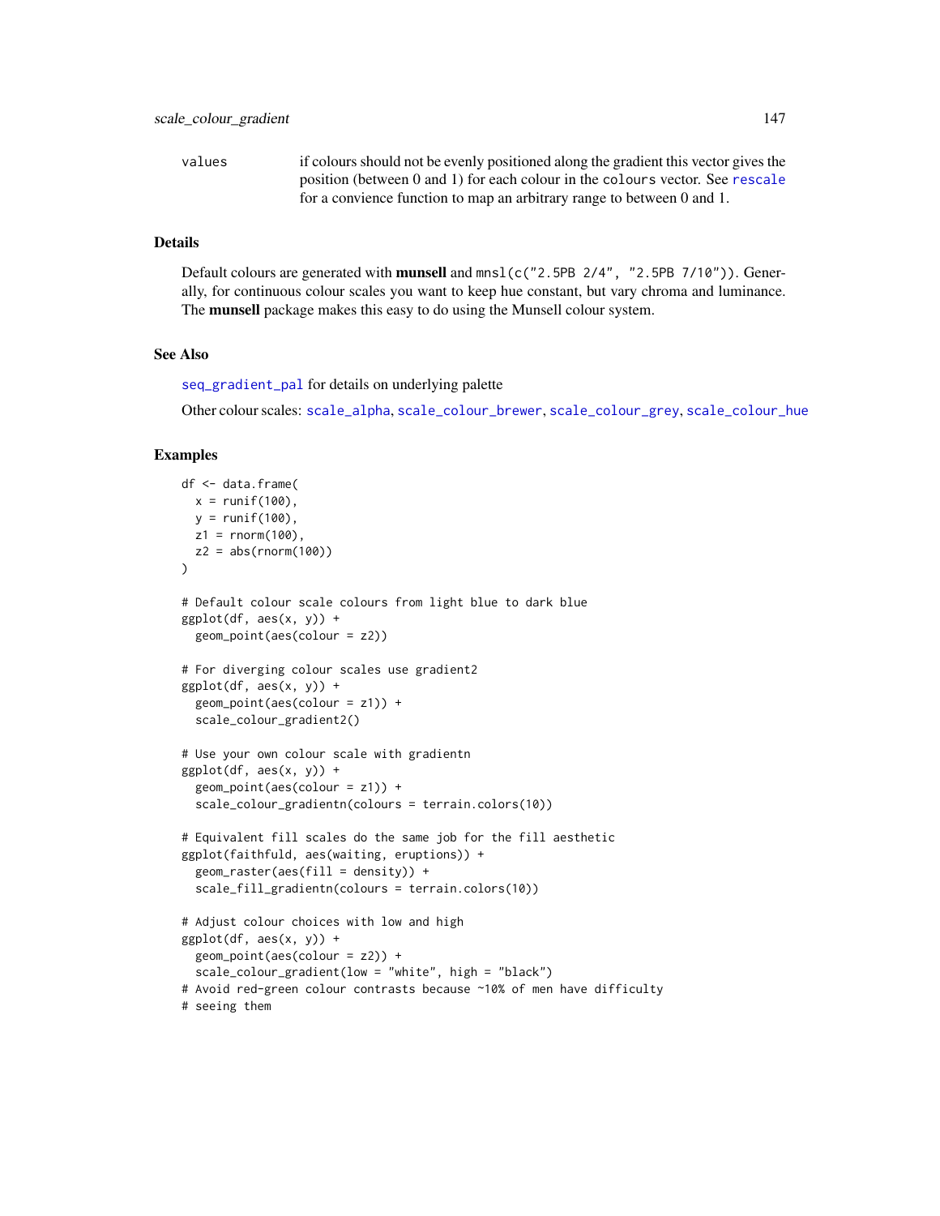values	if colours should not be evenly positioned along the gradient this vector gives the position (between 0 and 1) for each colour in the `colours` vector. See `rescale` for a convience function to map an arbitrary range to between 0 and 1.

## Details

Default colours are generated with **munsell** and `mnsl(c("2.5PB 2/4", "2.5PB 7/10"))`. Generally, for continuous colour scales you want to keep hue constant, but vary chroma and luminance. The **munsell** package makes this easy to do using the Munsell colour system.

## See Also

`seq_gradient_pal` for details on underlying palette

Other colour scales: `scale_alpha`, `scale_colour_brewer`, `scale_colour_grey`, `scale_colour_hue`

## Examples

```
df <- data.frame(
  x = runif(100),
  y = runif(100),
  z1 = rnorm(100),
  z2 = abs(rnorm(100))
)

# Default colour scale colours from light blue to dark blue
ggplot(df, aes(x, y)) +
  geom_point(aes(colour = z2))

# For diverging colour scales use gradient2
ggplot(df, aes(x, y)) +
  geom_point(aes(colour = z1)) +
  scale_colour_gradient2()

# Use your own colour scale with gradientn
ggplot(df, aes(x, y)) +
  geom_point(aes(colour = z1)) +
  scale_colour_gradientn(colours = terrain.colors(10))

# Equivalent fill scales do the same job for the fill aesthetic
ggplot(faithfuld, aes(waiting, eruptions)) +
  geom_raster(aes(fill = density)) +
  scale_fill_gradientn(colours = terrain.colors(10))

# Adjust colour choices with low and high
ggplot(df, aes(x, y)) +
  geom_point(aes(colour = z2)) +
  scale_colour_gradient(low = "white", high = "black")
# Avoid red-green colour contrasts because ~10% of men have difficulty
# seeing them
```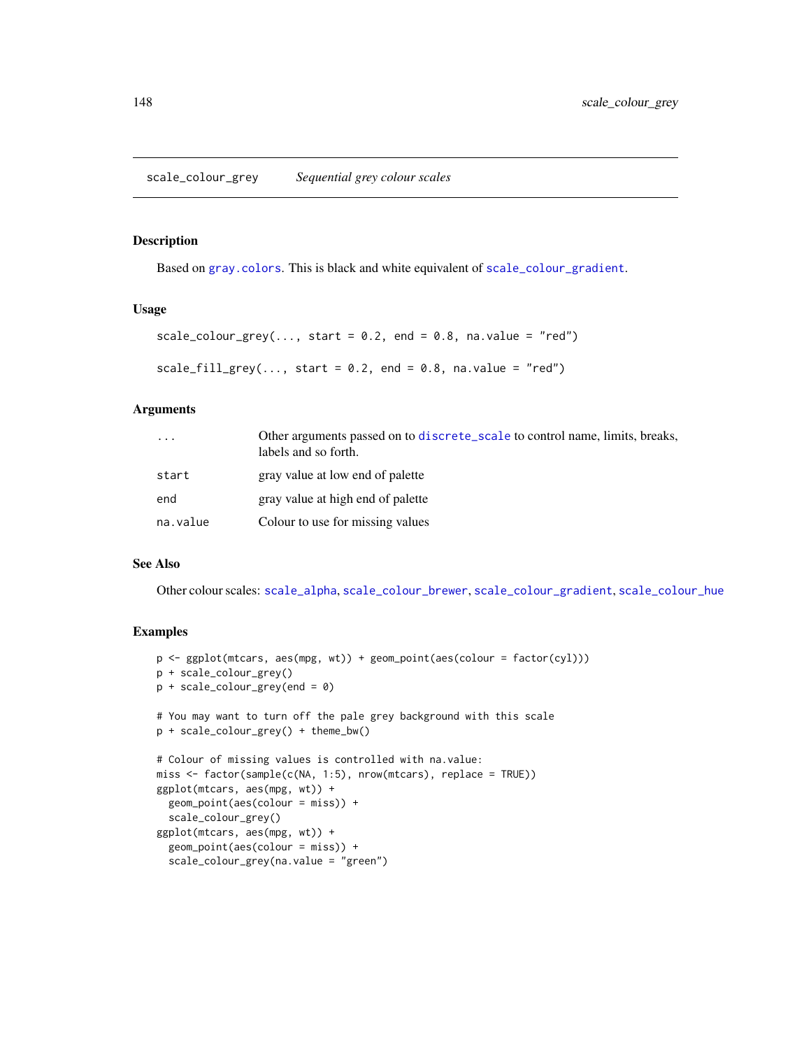# scale_colour_grey — *Sequential grey colour scales*

## Description

Based on gray.colors. This is black and white equivalent of scale_colour_gradient.

## Usage

```
scale_colour_grey(..., start = 0.2, end = 0.8, na.value = "red")

scale_fill_grey(..., start = 0.2, end = 0.8, na.value = "red")
```

## Arguments

| | |
|---|---|
| ... | Other arguments passed on to discrete_scale to control name, limits, breaks, labels and so forth. |
| start | gray value at low end of palette |
| end | gray value at high end of palette |
| na.value | Colour to use for missing values |

## See Also

Other colour scales: scale_alpha, scale_colour_brewer, scale_colour_gradient, scale_colour_hue

## Examples

```
p <- ggplot(mtcars, aes(mpg, wt)) + geom_point(aes(colour = factor(cyl)))
p + scale_colour_grey()
p + scale_colour_grey(end = 0)

# You may want to turn off the pale grey background with this scale
p + scale_colour_grey() + theme_bw()

# Colour of missing values is controlled with na.value:
miss <- factor(sample(c(NA, 1:5), nrow(mtcars), replace = TRUE))
ggplot(mtcars, aes(mpg, wt)) +
  geom_point(aes(colour = miss)) +
  scale_colour_grey()
ggplot(mtcars, aes(mpg, wt)) +
  geom_point(aes(colour = miss)) +
  scale_colour_grey(na.value = "green")
```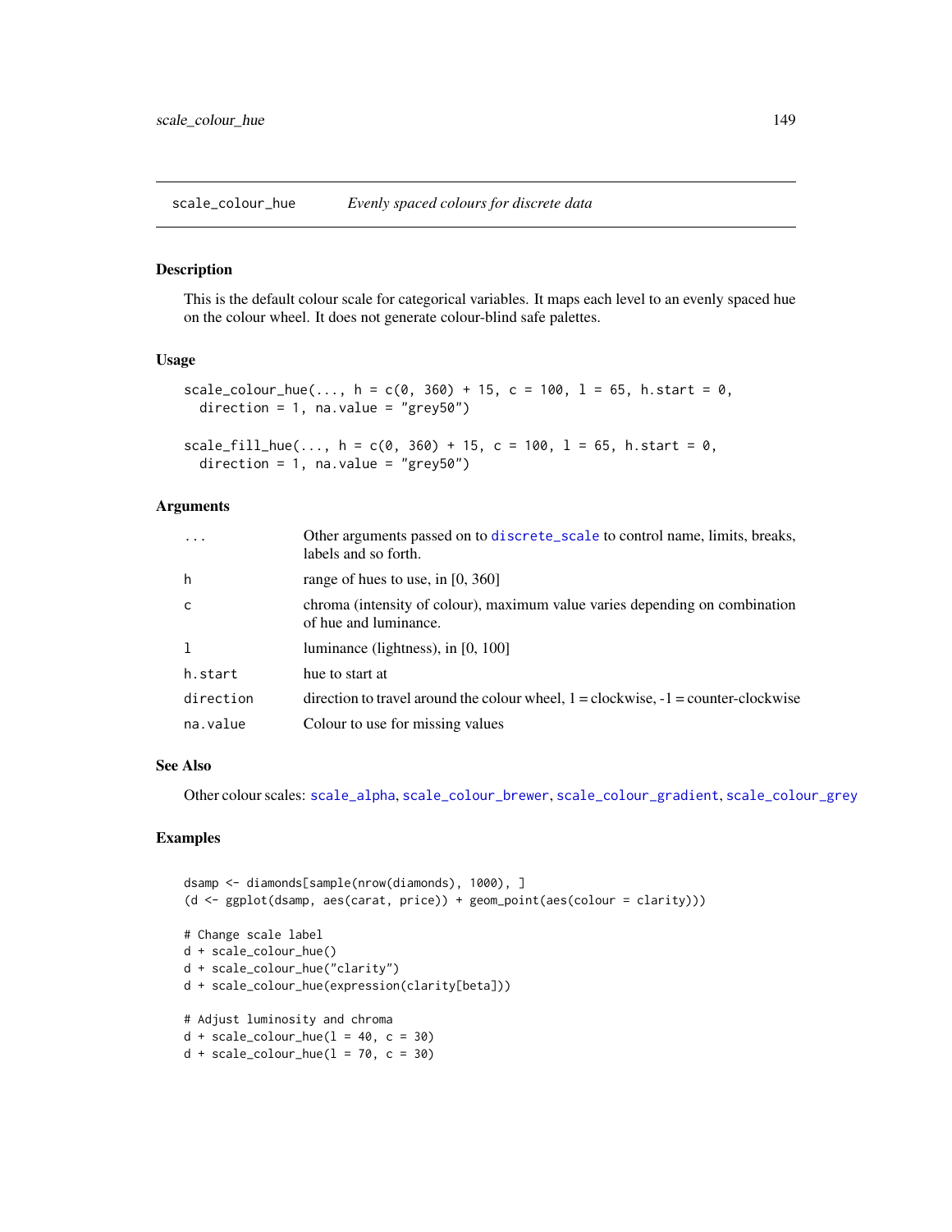## scale_colour_hue — *Evenly spaced colours for discrete data*

### Description

This is the default colour scale for categorical variables. It maps each level to an evenly spaced hue on the colour wheel. It does not generate colour-blind safe palettes.

### Usage

```
scale_colour_hue(..., h = c(0, 360) + 15, c = 100, l = 65, h.start = 0,
  direction = 1, na.value = "grey50")

scale_fill_hue(..., h = c(0, 360) + 15, c = 100, l = 65, h.start = 0,
  direction = 1, na.value = "grey50")
```

### Arguments

| | |
|---|---|
| `...` | Other arguments passed on to `discrete_scale` to control name, limits, breaks, labels and so forth. |
| `h` | range of hues to use, in [0, 360] |
| `c` | chroma (intensity of colour), maximum value varies depending on combination of hue and luminance. |
| `l` | luminance (lightness), in [0, 100] |
| `h.start` | hue to start at |
| `direction` | direction to travel around the colour wheel, 1 = clockwise, -1 = counter-clockwise |
| `na.value` | Colour to use for missing values |

### See Also

Other colour scales: `scale_alpha`, `scale_colour_brewer`, `scale_colour_gradient`, `scale_colour_grey`

### Examples

```
dsamp <- diamonds[sample(nrow(diamonds), 1000), ]
(d <- ggplot(dsamp, aes(carat, price)) + geom_point(aes(colour = clarity)))

# Change scale label
d + scale_colour_hue()
d + scale_colour_hue("clarity")
d + scale_colour_hue(expression(clarity[beta]))

# Adjust luminosity and chroma
d + scale_colour_hue(l = 40, c = 30)
d + scale_colour_hue(l = 70, c = 30)
```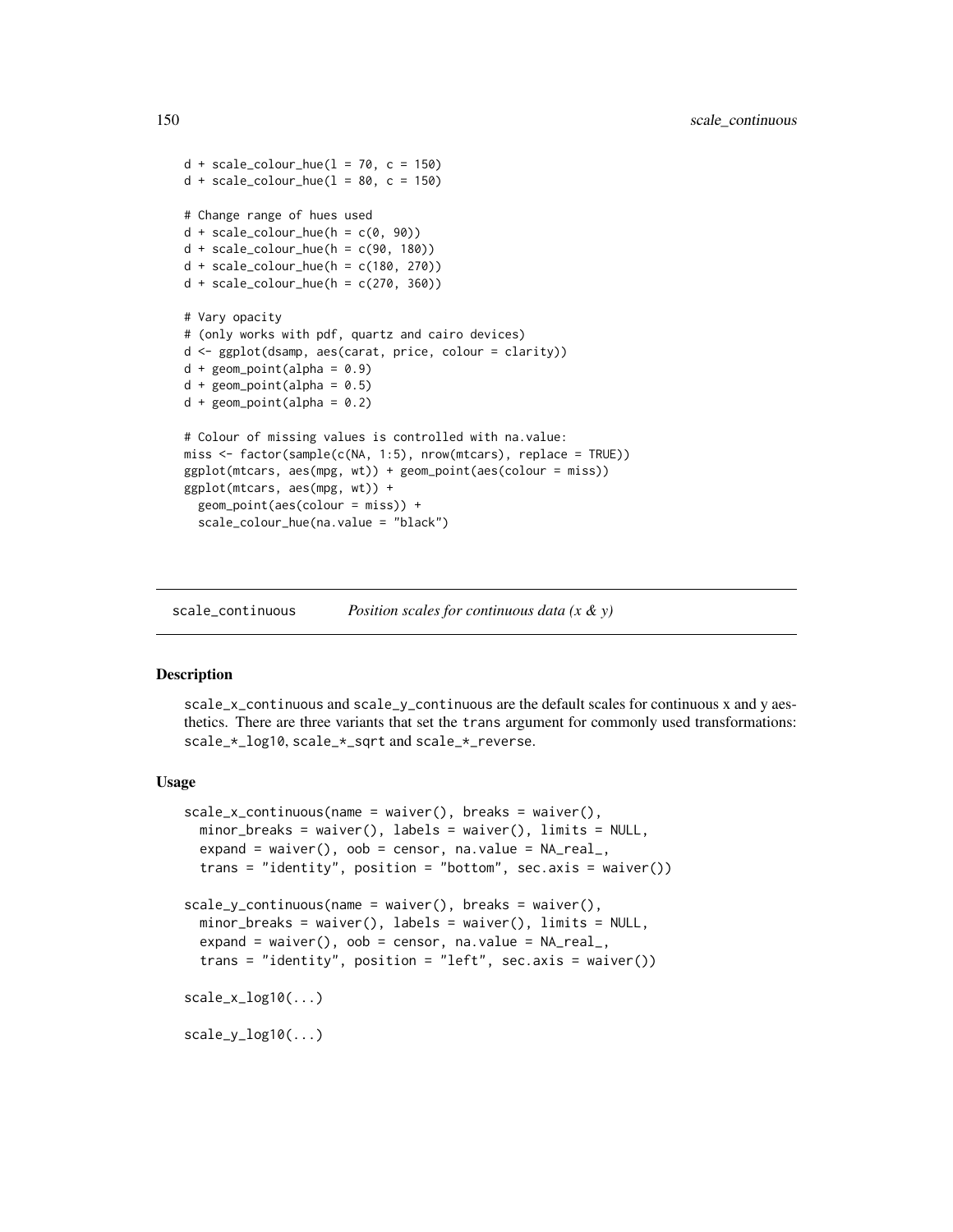```
d + scale_colour_hue(l = 70, c = 150)
d + scale_colour_hue(l = 80, c = 150)

# Change range of hues used
d + scale_colour_hue(h = c(0, 90))
d + scale_colour_hue(h = c(90, 180))
d + scale_colour_hue(h = c(180, 270))
d + scale_colour_hue(h = c(270, 360))

# Vary opacity
# (only works with pdf, quartz and cairo devices)
d <- ggplot(dsamp, aes(carat, price, colour = clarity))
d + geom_point(alpha = 0.9)
d + geom_point(alpha = 0.5)
d + geom_point(alpha = 0.2)

# Colour of missing values is controlled with na.value:
miss <- factor(sample(c(NA, 1:5), nrow(mtcars), replace = TRUE))
ggplot(mtcars, aes(mpg, wt)) + geom_point(aes(colour = miss))
ggplot(mtcars, aes(mpg, wt)) +
  geom_point(aes(colour = miss)) +
  scale_colour_hue(na.value = "black")
```

## scale_continuous — *Position scales for continuous data (x & y)*

### Description

scale_x_continuous and scale_y_continuous are the default scales for continuous x and y aesthetics. There are three variants that set the trans argument for commonly used transformations: scale_*_log10, scale_*_sqrt and scale_*_reverse.

### Usage

```
scale_x_continuous(name = waiver(), breaks = waiver(),
  minor_breaks = waiver(), labels = waiver(), limits = NULL,
  expand = waiver(), oob = censor, na.value = NA_real_,
  trans = "identity", position = "bottom", sec.axis = waiver())

scale_y_continuous(name = waiver(), breaks = waiver(),
  minor_breaks = waiver(), labels = waiver(), limits = NULL,
  expand = waiver(), oob = censor, na.value = NA_real_,
  trans = "identity", position = "left", sec.axis = waiver())

scale_x_log10(...)

scale_y_log10(...)
```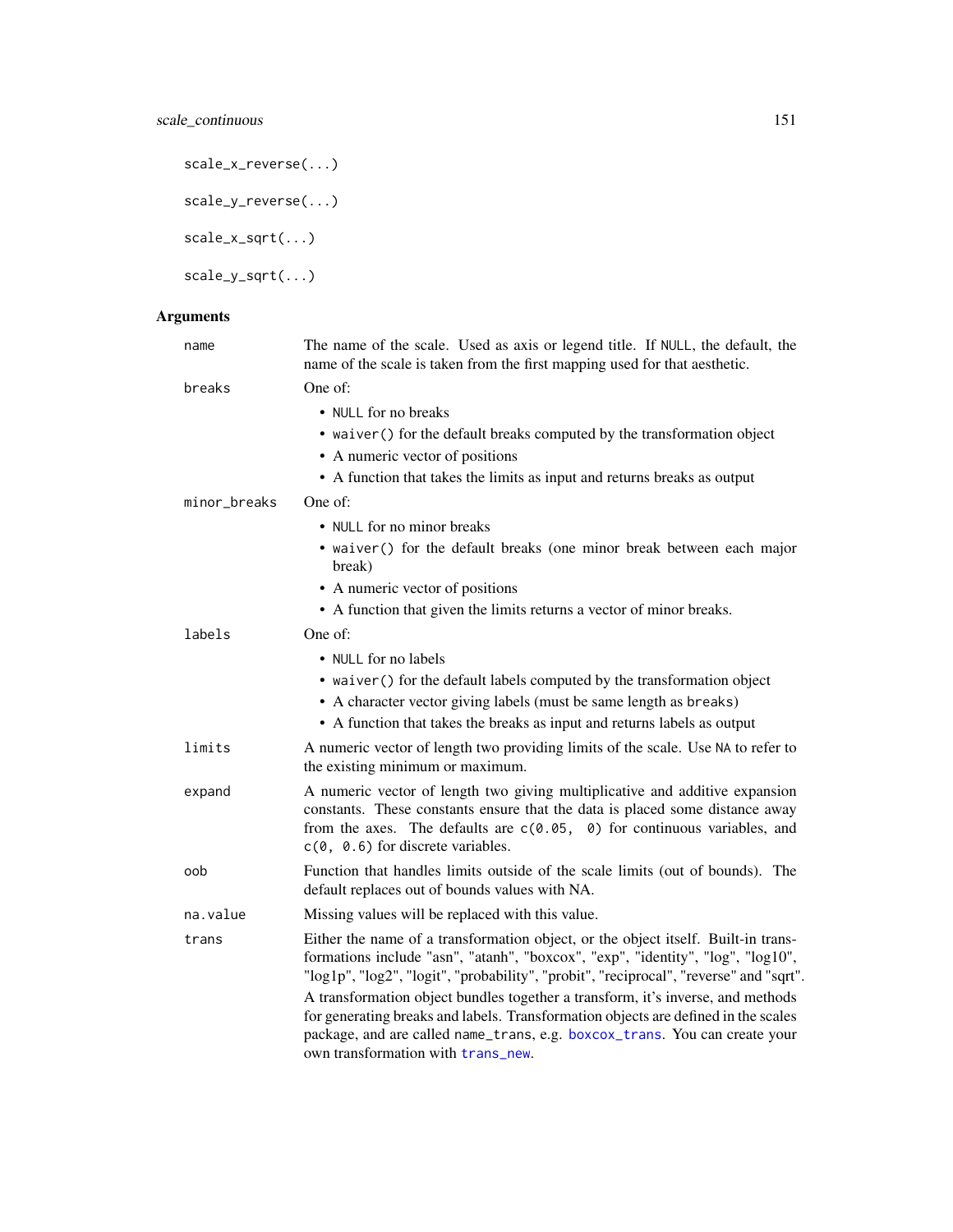```
scale_x_reverse(...)

scale_y_reverse(...)

scale_x_sqrt(...)

scale_y_sqrt(...)
```

## Arguments

**name** — The name of the scale. Used as axis or legend title. If NULL, the default, the name of the scale is taken from the first mapping used for that aesthetic.

**breaks** — One of:

- NULL for no breaks
- waiver() for the default breaks computed by the transformation object
- A numeric vector of positions
- A function that takes the limits as input and returns breaks as output

**minor_breaks** — One of:

- NULL for no minor breaks
- waiver() for the default breaks (one minor break between each major break)
- A numeric vector of positions
- A function that given the limits returns a vector of minor breaks.

**labels** — One of:

- NULL for no labels
- waiver() for the default labels computed by the transformation object
- A character vector giving labels (must be same length as breaks)
- A function that takes the breaks as input and returns labels as output

**limits** — A numeric vector of length two providing limits of the scale. Use NA to refer to the existing minimum or maximum.

**expand** — A numeric vector of length two giving multiplicative and additive expansion constants. These constants ensure that the data is placed some distance away from the axes. The defaults are c(0.05, 0) for continuous variables, and c(0, 0.6) for discrete variables.

**oob** — Function that handles limits outside of the scale limits (out of bounds). The default replaces out of bounds values with NA.

**na.value** — Missing values will be replaced with this value.

**trans** — Either the name of a transformation object, or the object itself. Built-in transformations include "asn", "atanh", "boxcox", "exp", "identity", "log", "log10", "log1p", "log2", "logit", "probability", "probit", "reciprocal", "reverse" and "sqrt".

A transformation object bundles together a transform, it's inverse, and methods for generating breaks and labels. Transformation objects are defined in the scales package, and are called name_trans, e.g. boxcox_trans. You can create your own transformation with trans_new.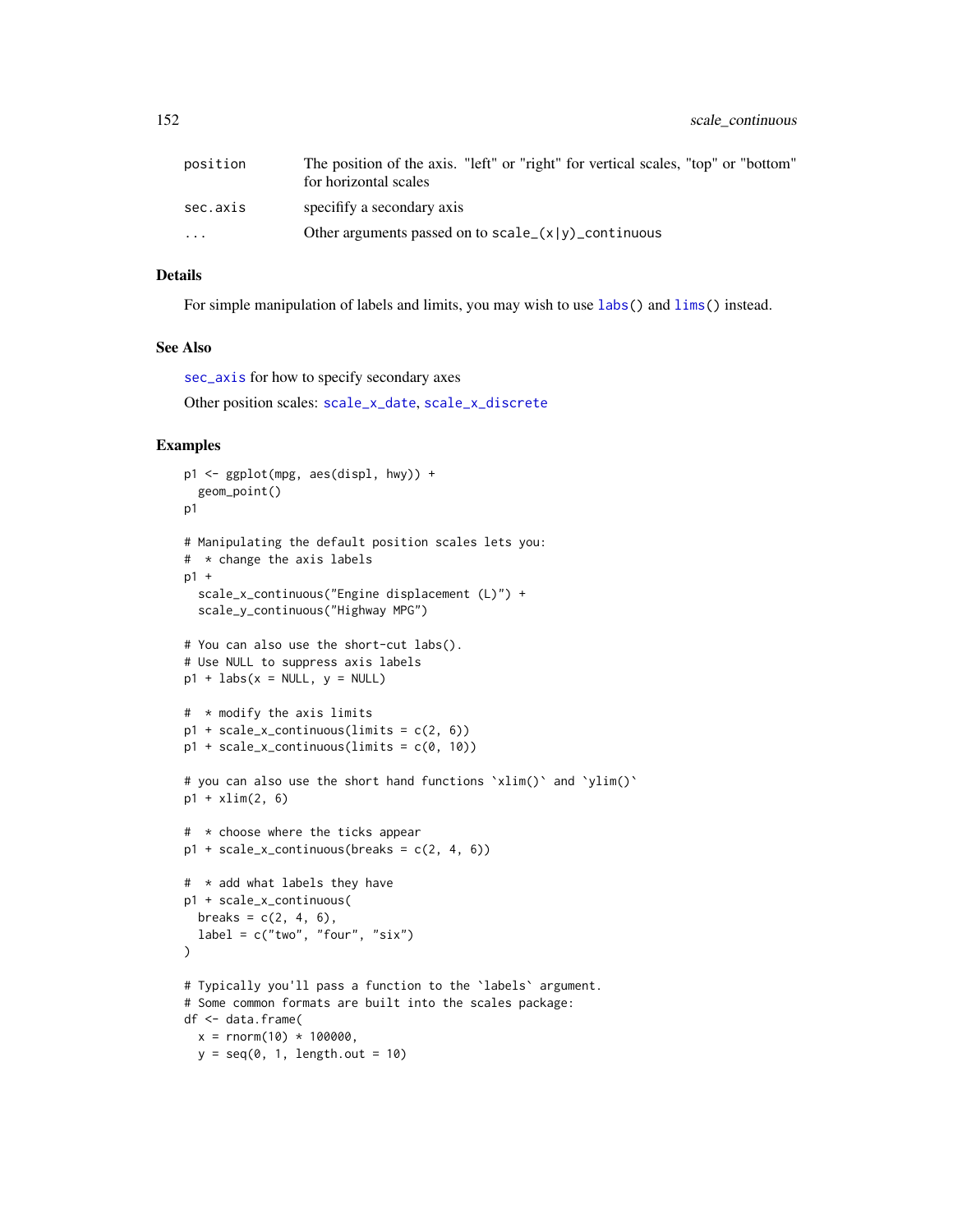| | |
|---|---|
| position | The position of the axis. "left" or "right" for vertical scales, "top" or "bottom" for horizontal scales |
| sec.axis | specify a secondary axis |
| ... | Other arguments passed on to scale_(x\|y)_continuous |

### Details

For simple manipulation of labels and limits, you may wish to use labs() and lims() instead.

### See Also

sec_axis for how to specify secondary axes

Other position scales: scale_x_date, scale_x_discrete

### Examples

```
p1 <- ggplot(mpg, aes(displ, hwy)) +
  geom_point()
p1

# Manipulating the default position scales lets you:
#  * change the axis labels
p1 +
  scale_x_continuous("Engine displacement (L)") +
  scale_y_continuous("Highway MPG")

# You can also use the short-cut labs().
# Use NULL to suppress axis labels
p1 + labs(x = NULL, y = NULL)

#  * modify the axis limits
p1 + scale_x_continuous(limits = c(2, 6))
p1 + scale_x_continuous(limits = c(0, 10))

# you can also use the short hand functions `xlim()` and `ylim()`
p1 + xlim(2, 6)

#  * choose where the ticks appear
p1 + scale_x_continuous(breaks = c(2, 4, 6))

#  * add what labels they have
p1 + scale_x_continuous(
  breaks = c(2, 4, 6),
  label = c("two", "four", "six")
)

# Typically you'll pass a function to the `labels` argument.
# Some common formats are built into the scales package:
df <- data.frame(
  x = rnorm(10) * 100000,
  y = seq(0, 1, length.out = 10)
```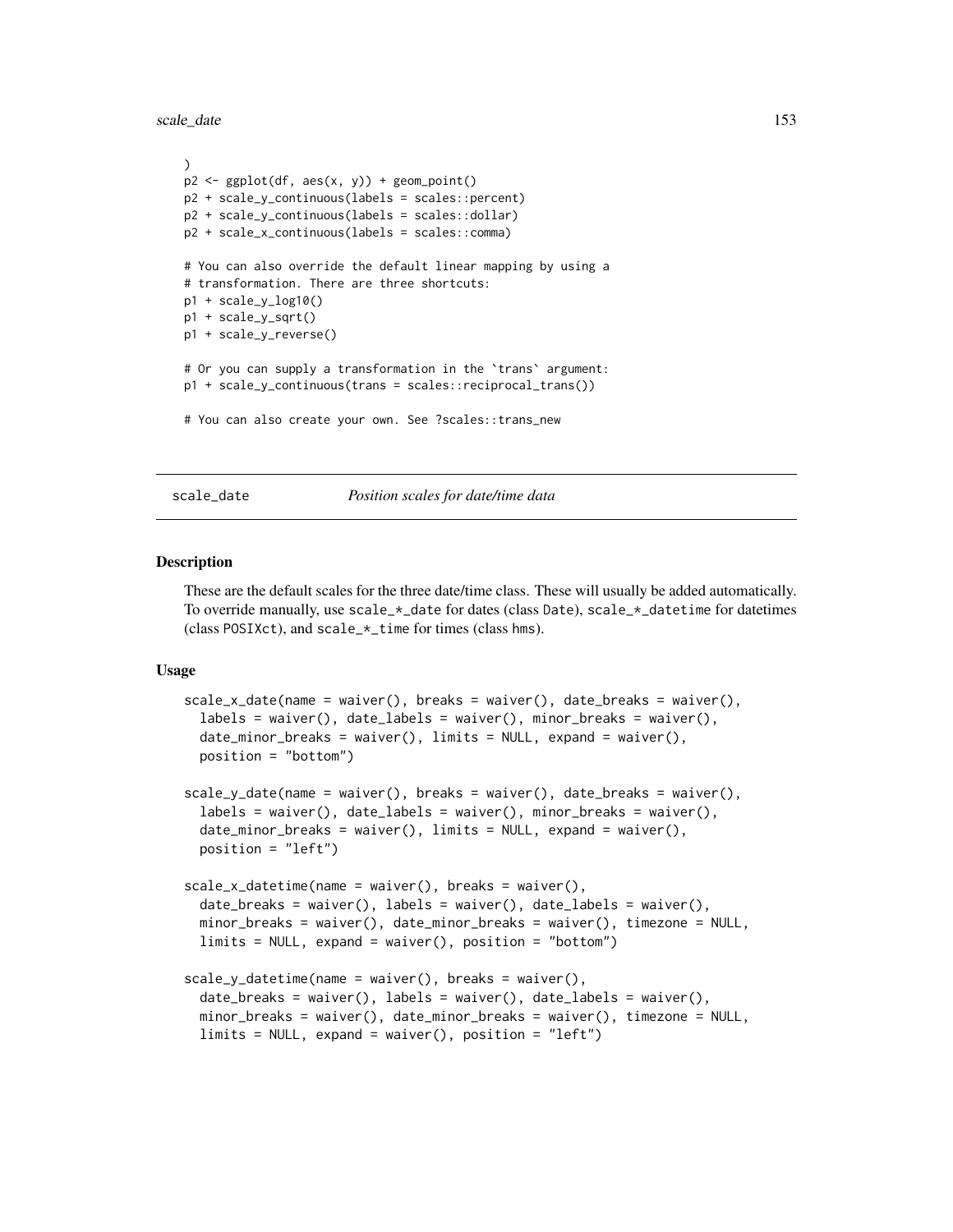```
)
p2 <- ggplot(df, aes(x, y)) + geom_point()
p2 + scale_y_continuous(labels = scales::percent)
p2 + scale_y_continuous(labels = scales::dollar)
p2 + scale_x_continuous(labels = scales::comma)

# You can also override the default linear mapping by using a
# transformation. There are three shortcuts:
p1 + scale_y_log10()
p1 + scale_y_sqrt()
p1 + scale_y_reverse()

# Or you can supply a transformation in the `trans` argument:
p1 + scale_y_continuous(trans = scales::reciprocal_trans())

# You can also create your own. See ?scales::trans_new
```

---

scale_date *Position scales for date/time data*

---

### Description

These are the default scales for the three date/time class. These will usually be added automatically. To override manually, use `scale_*_date` for dates (class `Date`), `scale_*_datetime` for datetimes (class `POSIXct`), and `scale_*_time` for times (class `hms`).

### Usage

```
scale_x_date(name = waiver(), breaks = waiver(), date_breaks = waiver(),
  labels = waiver(), date_labels = waiver(), minor_breaks = waiver(),
  date_minor_breaks = waiver(), limits = NULL, expand = waiver(),
  position = "bottom")

scale_y_date(name = waiver(), breaks = waiver(), date_breaks = waiver(),
  labels = waiver(), date_labels = waiver(), minor_breaks = waiver(),
  date_minor_breaks = waiver(), limits = NULL, expand = waiver(),
  position = "left")

scale_x_datetime(name = waiver(), breaks = waiver(),
  date_breaks = waiver(), labels = waiver(), date_labels = waiver(),
  minor_breaks = waiver(), date_minor_breaks = waiver(), timezone = NULL,
  limits = NULL, expand = waiver(), position = "bottom")

scale_y_datetime(name = waiver(), breaks = waiver(),
  date_breaks = waiver(), labels = waiver(), date_labels = waiver(),
  minor_breaks = waiver(), date_minor_breaks = waiver(), timezone = NULL,
  limits = NULL, expand = waiver(), position = "left")
```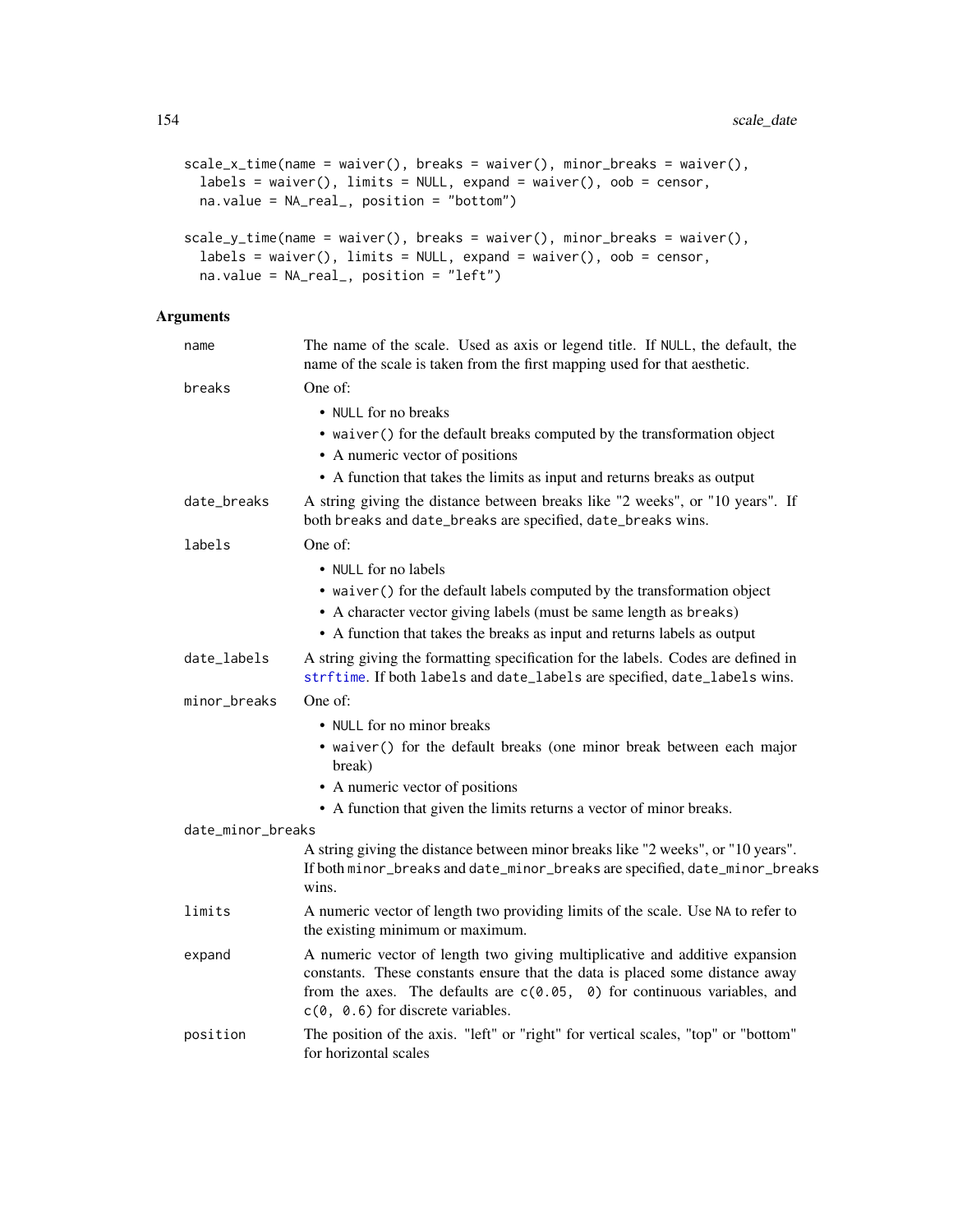```
scale_x_time(name = waiver(), breaks = waiver(), minor_breaks = waiver(),
  labels = waiver(), limits = NULL, expand = waiver(), oob = censor,
  na.value = NA_real_, position = "bottom")

scale_y_time(name = waiver(), breaks = waiver(), minor_breaks = waiver(),
  labels = waiver(), limits = NULL, expand = waiver(), oob = censor,
  na.value = NA_real_, position = "left")
```

### Arguments

**name**
The name of the scale. Used as axis or legend title. If NULL, the default, the name of the scale is taken from the first mapping used for that aesthetic.

**breaks**
One of:

- NULL for no breaks
- waiver() for the default breaks computed by the transformation object
- A numeric vector of positions
- A function that takes the limits as input and returns breaks as output

**date_breaks**
A string giving the distance between breaks like "2 weeks", or "10 years". If both breaks and date_breaks are specified, date_breaks wins.

**labels**
One of:

- NULL for no labels
- waiver() for the default labels computed by the transformation object
- A character vector giving labels (must be same length as breaks)
- A function that takes the breaks as input and returns labels as output

**date_labels**
A string giving the formatting specification for the labels. Codes are defined in strftime. If both labels and date_labels are specified, date_labels wins.

**minor_breaks**
One of:

- NULL for no minor breaks
- waiver() for the default breaks (one minor break between each major break)
- A numeric vector of positions
- A function that given the limits returns a vector of minor breaks.

**date_minor_breaks**
A string giving the distance between minor breaks like "2 weeks", or "10 years". If both minor_breaks and date_minor_breaks are specified, date_minor_breaks wins.

**limits**
A numeric vector of length two providing limits of the scale. Use NA to refer to the existing minimum or maximum.

**expand**
A numeric vector of length two giving multiplicative and additive expansion constants. These constants ensure that the data is placed some distance away from the axes. The defaults are c(0.05, 0) for continuous variables, and c(0, 0.6) for discrete variables.

**position**
The position of the axis. "left" or "right" for vertical scales, "top" or "bottom" for horizontal scales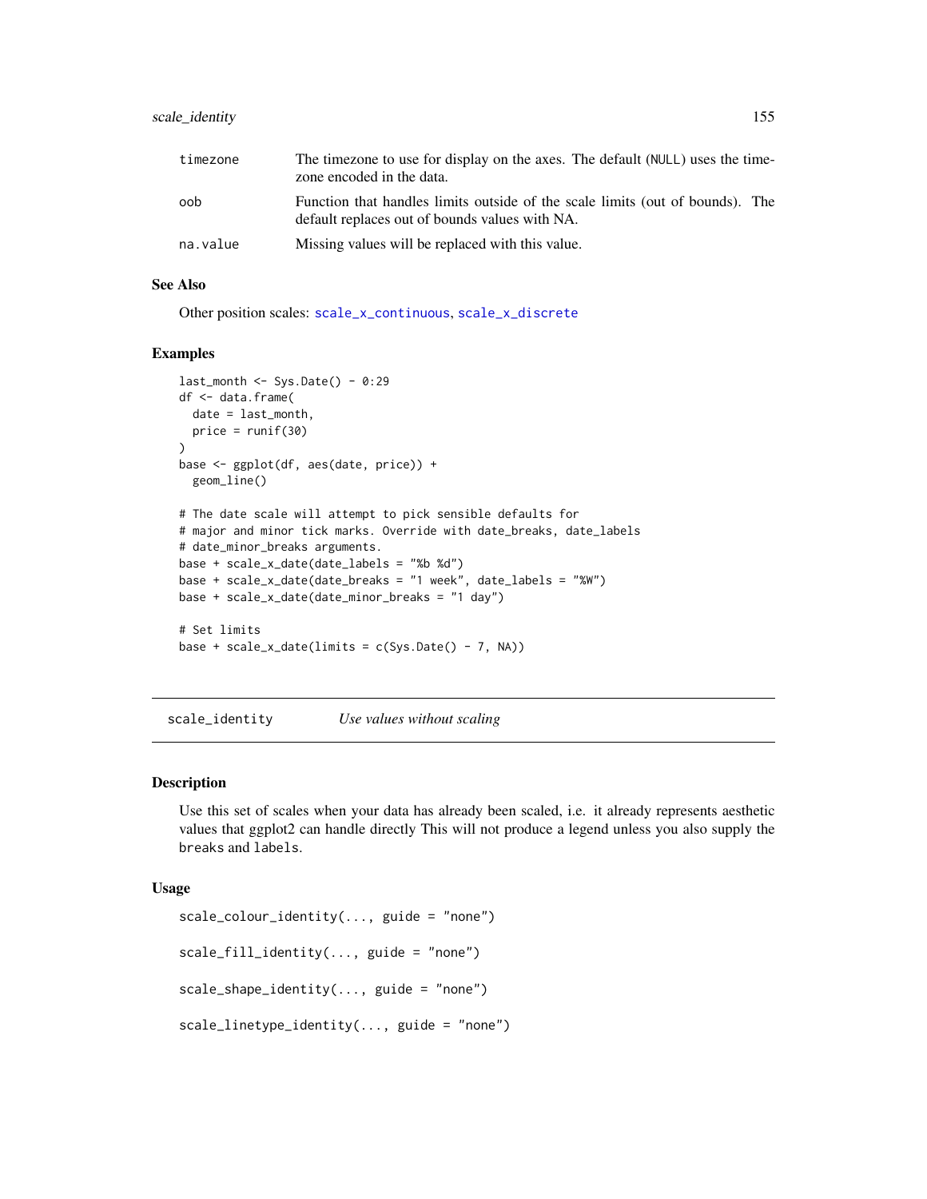| | |
|---|---|
| timezone | The timezone to use for display on the axes. The default (NULL) uses the timezone encoded in the data. |
| oob | Function that handles limits outside of the scale limits (out of bounds). The default replaces out of bounds values with NA. |
| na.value | Missing values will be replaced with this value. |

### See Also

Other position scales: scale_x_continuous, scale_x_discrete

### Examples

```
last_month <- Sys.Date() - 0:29
df <- data.frame(
  date = last_month,
  price = runif(30)
)
base <- ggplot(df, aes(date, price)) +
  geom_line()

# The date scale will attempt to pick sensible defaults for
# major and minor tick marks. Override with date_breaks, date_labels
# date_minor_breaks arguments.
base + scale_x_date(date_labels = "%b %d")
base + scale_x_date(date_breaks = "1 week", date_labels = "%W")
base + scale_x_date(date_minor_breaks = "1 day")

# Set limits
base + scale_x_date(limits = c(Sys.Date() - 7, NA))
```

---

## scale_identity *Use values without scaling*

### Description

Use this set of scales when your data has already been scaled, i.e. it already represents aesthetic values that ggplot2 can handle directly This will not produce a legend unless you also supply the breaks and labels.

### Usage

```
scale_colour_identity(..., guide = "none")

scale_fill_identity(..., guide = "none")

scale_shape_identity(..., guide = "none")

scale_linetype_identity(..., guide = "none")
```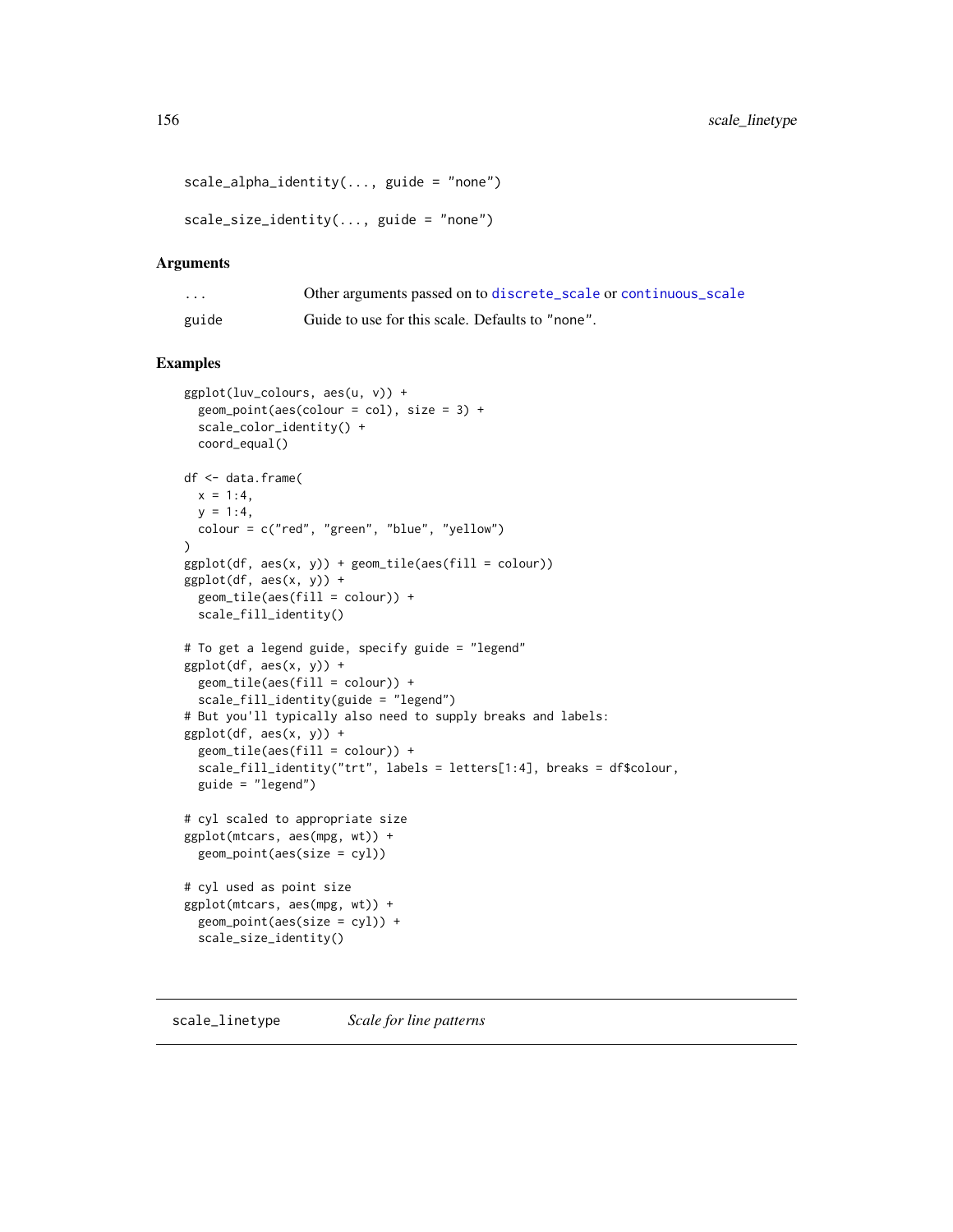```
scale_alpha_identity(..., guide = "none")

scale_size_identity(..., guide = "none")
```

### Arguments

| | |
|---|---|
| ... | Other arguments passed on to discrete_scale or continuous_scale |
| guide | Guide to use for this scale. Defaults to "none". |

### Examples

```
ggplot(luv_colours, aes(u, v)) +
  geom_point(aes(colour = col), size = 3) +
  scale_color_identity() +
  coord_equal()

df <- data.frame(
  x = 1:4,
  y = 1:4,
  colour = c("red", "green", "blue", "yellow")
)
ggplot(df, aes(x, y)) + geom_tile(aes(fill = colour))
ggplot(df, aes(x, y)) +
  geom_tile(aes(fill = colour)) +
  scale_fill_identity()

# To get a legend guide, specify guide = "legend"
ggplot(df, aes(x, y)) +
  geom_tile(aes(fill = colour)) +
  scale_fill_identity(guide = "legend")
# But you'll typically also need to supply breaks and labels:
ggplot(df, aes(x, y)) +
  geom_tile(aes(fill = colour)) +
  scale_fill_identity("trt", labels = letters[1:4], breaks = df$colour,
  guide = "legend")

# cyl scaled to appropriate size
ggplot(mtcars, aes(mpg, wt)) +
  geom_point(aes(size = cyl))

# cyl used as point size
ggplot(mtcars, aes(mpg, wt)) +
  geom_point(aes(size = cyl)) +
  scale_size_identity()
```

## scale_linetype    *Scale for line patterns*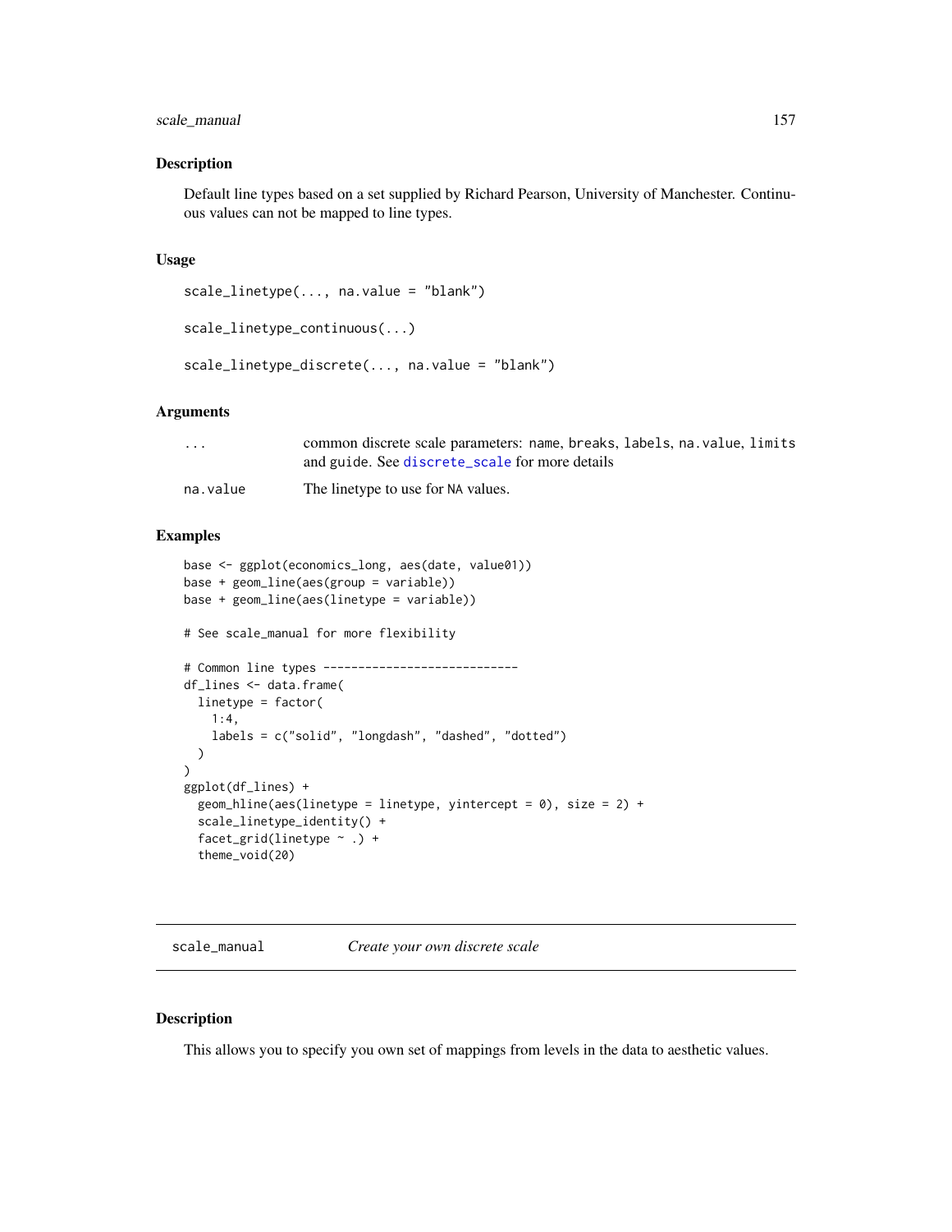### Description

Default line types based on a set supplied by Richard Pearson, University of Manchester. Continuous values can not be mapped to line types.

### Usage

```
scale_linetype(..., na.value = "blank")

scale_linetype_continuous(...)

scale_linetype_discrete(..., na.value = "blank")
```

### Arguments

| | |
|---|---|
| ... | common discrete scale parameters: name, breaks, labels, na.value, limits and guide. See discrete_scale for more details |
| na.value | The linetype to use for NA values. |

### Examples

```
base <- ggplot(economics_long, aes(date, value01))
base + geom_line(aes(group = variable))
base + geom_line(aes(linetype = variable))

# See scale_manual for more flexibility

# Common line types ----------------------------
df_lines <- data.frame(
  linetype = factor(
    1:4,
    labels = c("solid", "longdash", "dashed", "dotted")
  )
)
ggplot(df_lines) +
  geom_hline(aes(linetype = linetype, yintercept = 0), size = 2) +
  scale_linetype_identity() +
  facet_grid(linetype ~ .) +
  theme_void(20)
```

---

## scale_manual *Create your own discrete scale*

---

### Description

This allows you to specify you own set of mappings from levels in the data to aesthetic values.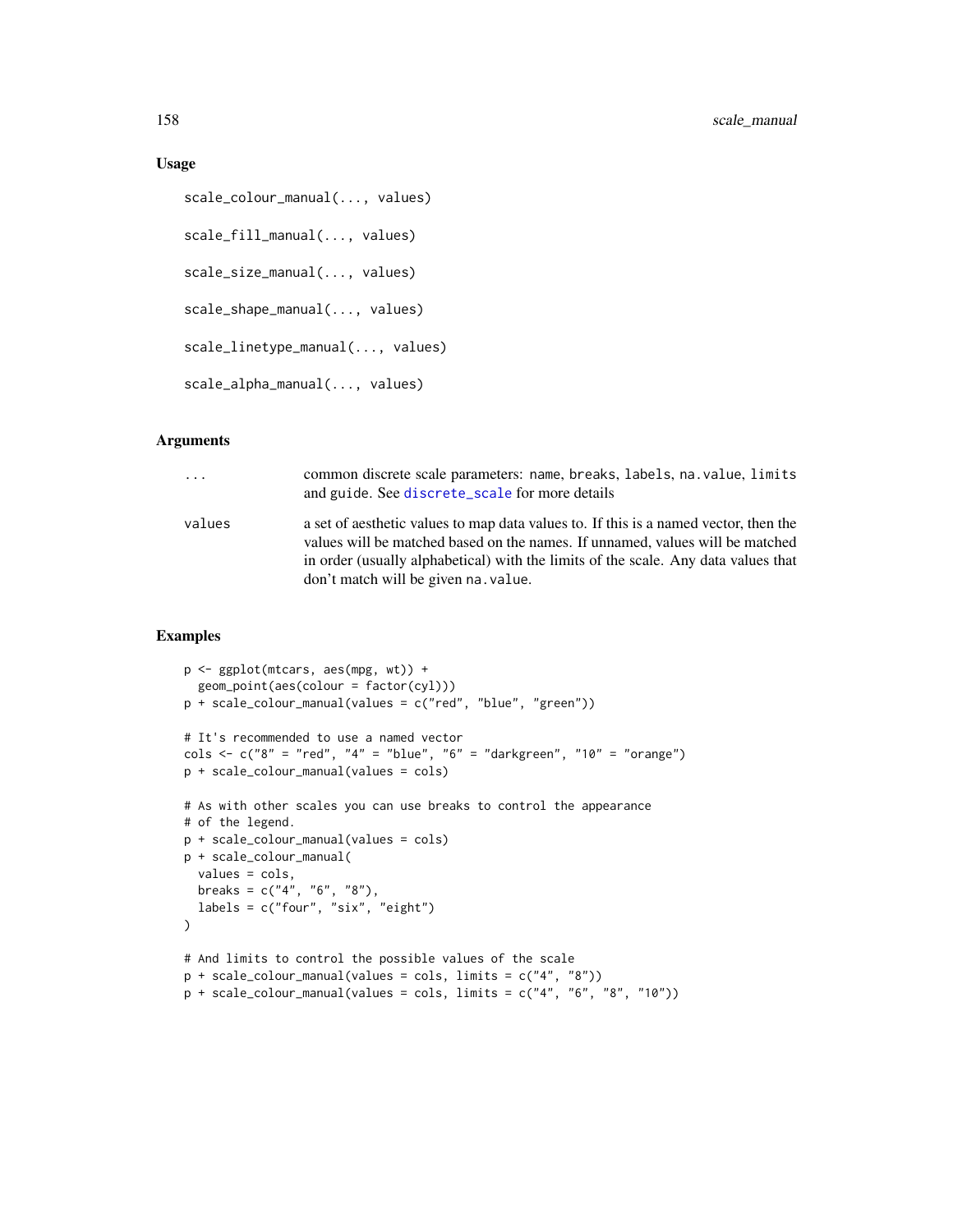## Usage

```
scale_colour_manual(..., values)

scale_fill_manual(..., values)

scale_size_manual(..., values)

scale_shape_manual(..., values)

scale_linetype_manual(..., values)

scale_alpha_manual(..., values)
```

## Arguments

| | |
|---|---|
| ... | common discrete scale parameters: name, breaks, labels, na.value, limits and guide. See discrete_scale for more details |
| values | a set of aesthetic values to map data values to. If this is a named vector, then the values will be matched based on the names. If unnamed, values will be matched in order (usually alphabetical) with the limits of the scale. Any data values that don't match will be given na.value. |

## Examples

```
p <- ggplot(mtcars, aes(mpg, wt)) +
  geom_point(aes(colour = factor(cyl)))
p + scale_colour_manual(values = c("red", "blue", "green"))

# It's recommended to use a named vector
cols <- c("8" = "red", "4" = "blue", "6" = "darkgreen", "10" = "orange")
p + scale_colour_manual(values = cols)

# As with other scales you can use breaks to control the appearance
# of the legend.
p + scale_colour_manual(values = cols)
p + scale_colour_manual(
  values = cols,
  breaks = c("4", "6", "8"),
  labels = c("four", "six", "eight")
)

# And limits to control the possible values of the scale
p + scale_colour_manual(values = cols, limits = c("4", "8"))
p + scale_colour_manual(values = cols, limits = c("4", "6", "8", "10"))
```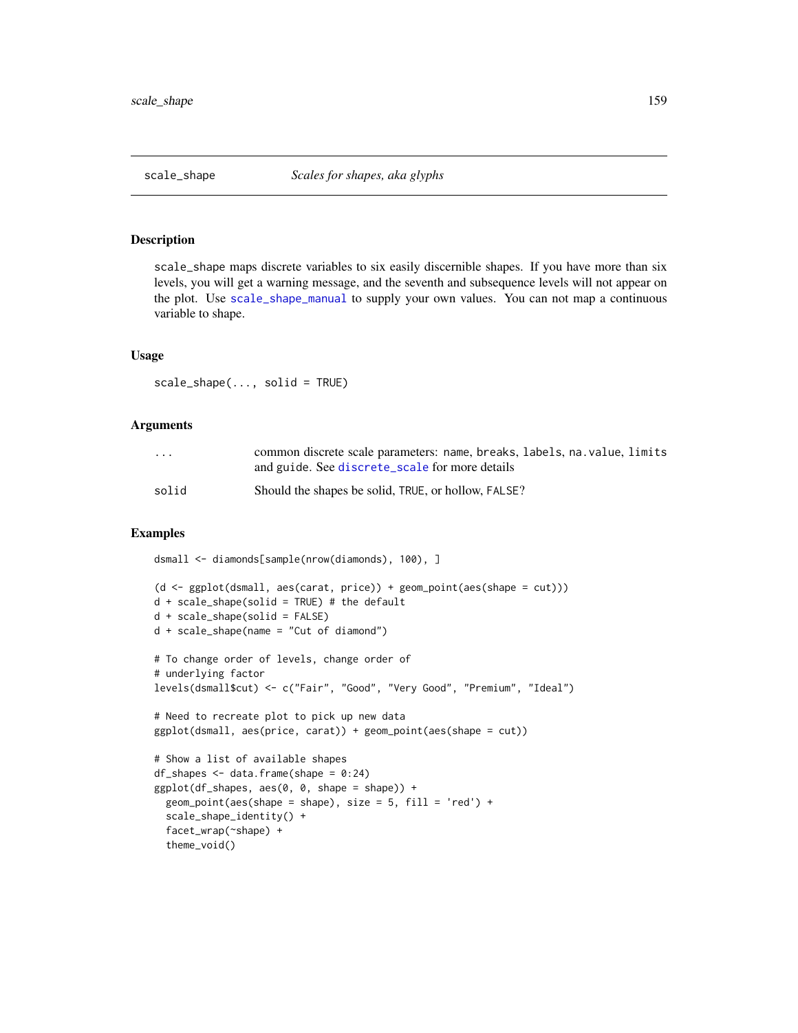## scale_shape *Scales for shapes, aka glyphs*

### Description

scale_shape maps discrete variables to six easily discernible shapes. If you have more than six levels, you will get a warning message, and the seventh and subsequence levels will not appear on the plot. Use scale_shape_manual to supply your own values. You can not map a continuous variable to shape.

### Usage

```
scale_shape(..., solid = TRUE)
```

### Arguments

| | |
|---|---|
| ... | common discrete scale parameters: name, breaks, labels, na.value, limits and guide. See discrete_scale for more details |
| solid | Should the shapes be solid, TRUE, or hollow, FALSE? |

### Examples

```
dsmall <- diamonds[sample(nrow(diamonds), 100), ]

(d <- ggplot(dsmall, aes(carat, price)) + geom_point(aes(shape = cut)))
d + scale_shape(solid = TRUE) # the default
d + scale_shape(solid = FALSE)
d + scale_shape(name = "Cut of diamond")

# To change order of levels, change order of
# underlying factor
levels(dsmall$cut) <- c("Fair", "Good", "Very Good", "Premium", "Ideal")

# Need to recreate plot to pick up new data
ggplot(dsmall, aes(price, carat)) + geom_point(aes(shape = cut))

# Show a list of available shapes
df_shapes <- data.frame(shape = 0:24)
ggplot(df_shapes, aes(0, 0, shape = shape)) +
  geom_point(aes(shape = shape), size = 5, fill = 'red') +
  scale_shape_identity() +
  facet_wrap(~shape) +
  theme_void()
```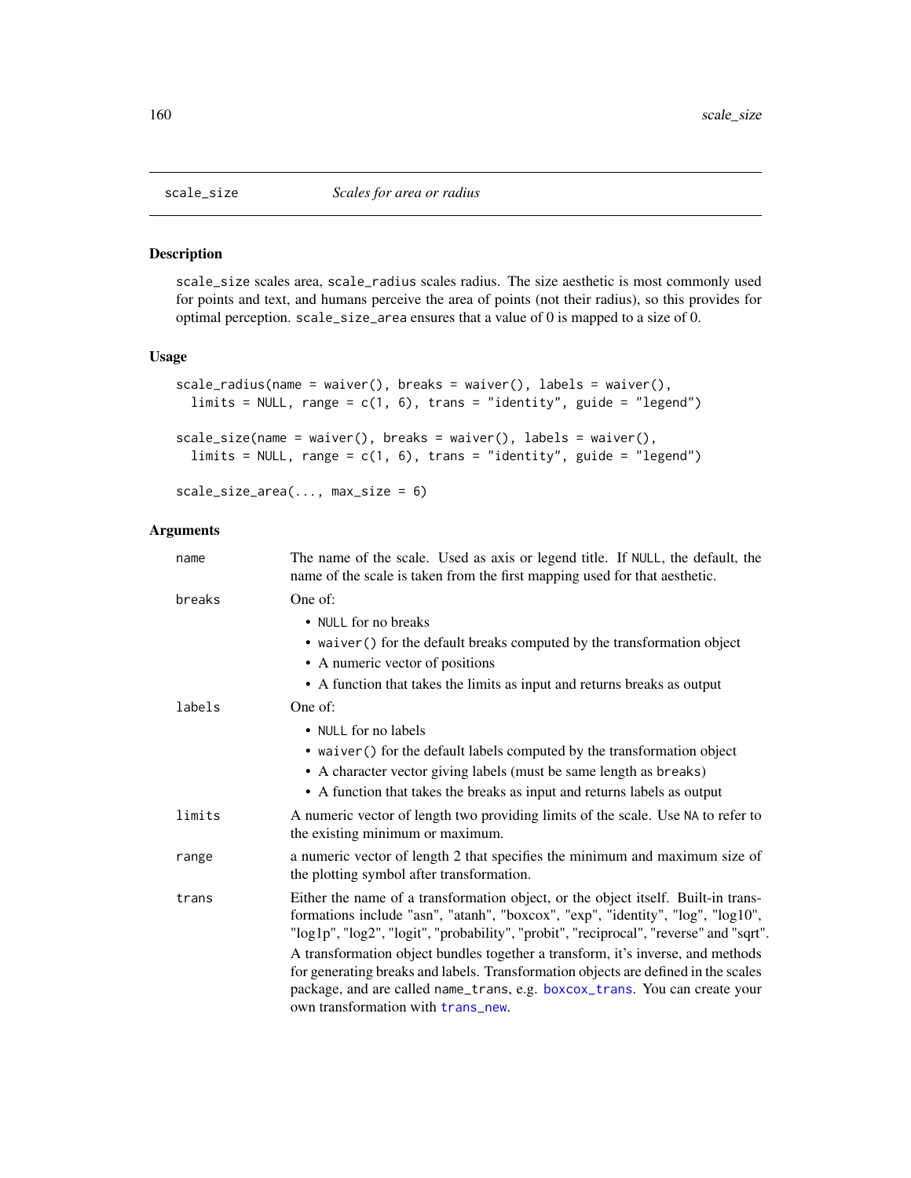## scale_size — *Scales for area or radius*

### Description

`scale_size` scales area, `scale_radius` scales radius. The size aesthetic is most commonly used for points and text, and humans perceive the area of points (not their radius), so this provides for optimal perception. `scale_size_area` ensures that a value of 0 is mapped to a size of 0.

### Usage

```
scale_radius(name = waiver(), breaks = waiver(), labels = waiver(),
  limits = NULL, range = c(1, 6), trans = "identity", guide = "legend")

scale_size(name = waiver(), breaks = waiver(), labels = waiver(),
  limits = NULL, range = c(1, 6), trans = "identity", guide = "legend")

scale_size_area(..., max_size = 6)
```

### Arguments

`name` The name of the scale. Used as axis or legend title. If `NULL`, the default, the name of the scale is taken from the first mapping used for that aesthetic.

`breaks` One of:

- `NULL` for no breaks
- `waiver()` for the default breaks computed by the transformation object
- A numeric vector of positions
- A function that takes the limits as input and returns breaks as output

`labels` One of:

- `NULL` for no labels
- `waiver()` for the default labels computed by the transformation object
- A character vector giving labels (must be same length as `breaks`)
- A function that takes the breaks as input and returns labels as output

`limits` A numeric vector of length two providing limits of the scale. Use `NA` to refer to the existing minimum or maximum.

`range` a numeric vector of length 2 that specifies the minimum and maximum size of the plotting symbol after transformation.

`trans` Either the name of a transformation object, or the object itself. Built-in transformations include "asn", "atanh", "boxcox", "exp", "identity", "log", "log10", "log1p", "log2", "logit", "probability", "probit", "reciprocal", "reverse" and "sqrt".

A transformation object bundles together a transform, it's inverse, and methods for generating breaks and labels. Transformation objects are defined in the scales package, and are called `name_trans`, e.g. `boxcox_trans`. You can create your own transformation with `trans_new`.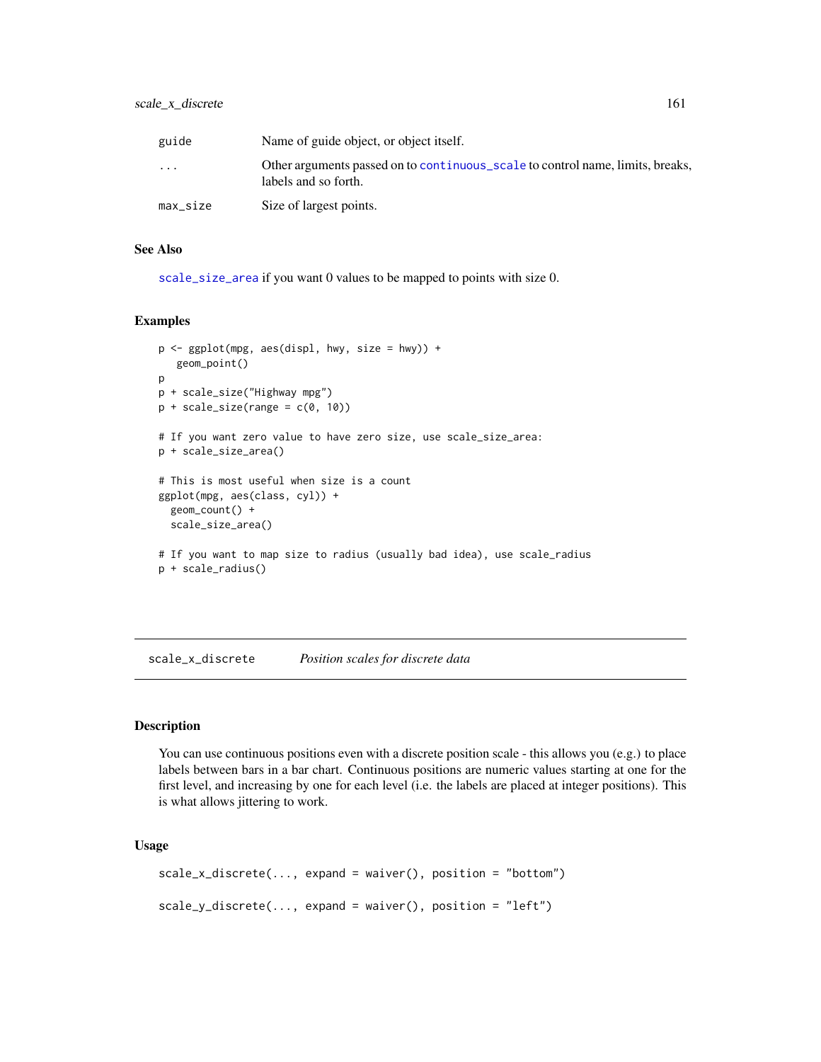| | |
|---|---|
| guide | Name of guide object, or object itself. |
| ... | Other arguments passed on to continuous_scale to control name, limits, breaks, labels and so forth. |
| max_size | Size of largest points. |

### See Also

scale_size_area if you want 0 values to be mapped to points with size 0.

### Examples

```
p <- ggplot(mpg, aes(displ, hwy, size = hwy)) +
   geom_point()
p
p + scale_size("Highway mpg")
p + scale_size(range = c(0, 10))

# If you want zero value to have zero size, use scale_size_area:
p + scale_size_area()

# This is most useful when size is a count
ggplot(mpg, aes(class, cyl)) +
  geom_count() +
  scale_size_area()

# If you want to map size to radius (usually bad idea), use scale_radius
p + scale_radius()
```

## scale_x_discrete *Position scales for discrete data*

### Description

You can use continuous positions even with a discrete position scale - this allows you (e.g.) to place labels between bars in a bar chart. Continuous positions are numeric values starting at one for the first level, and increasing by one for each level (i.e. the labels are placed at integer positions). This is what allows jittering to work.

### Usage

```
scale_x_discrete(..., expand = waiver(), position = "bottom")

scale_y_discrete(..., expand = waiver(), position = "left")
```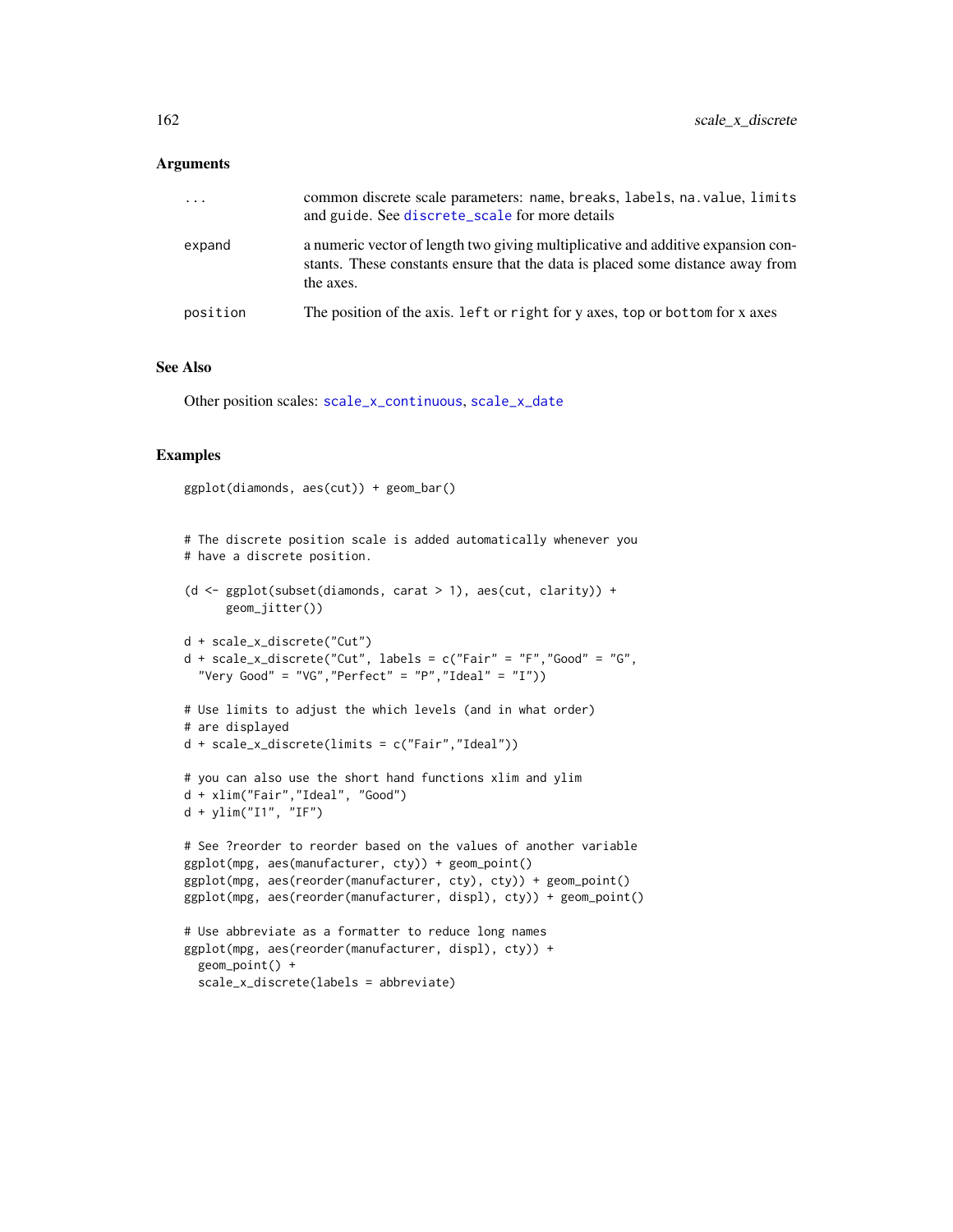### Arguments

| | |
|---|---|
| ... | common discrete scale parameters: name, breaks, labels, na.value, limits and guide. See discrete_scale for more details |
| expand | a numeric vector of length two giving multiplicative and additive expansion constants. These constants ensure that the data is placed some distance away from the axes. |
| position | The position of the axis. left or right for y axes, top or bottom for x axes |

### See Also

Other position scales: scale_x_continuous, scale_x_date

### Examples

```
ggplot(diamonds, aes(cut)) + geom_bar()


# The discrete position scale is added automatically whenever you
# have a discrete position.

(d <- ggplot(subset(diamonds, carat > 1), aes(cut, clarity)) +
      geom_jitter())

d + scale_x_discrete("Cut")
d + scale_x_discrete("Cut", labels = c("Fair" = "F","Good" = "G",
  "Very Good" = "VG","Perfect" = "P","Ideal" = "I"))

# Use limits to adjust the which levels (and in what order)
# are displayed
d + scale_x_discrete(limits = c("Fair","Ideal"))

# you can also use the short hand functions xlim and ylim
d + xlim("Fair","Ideal", "Good")
d + ylim("I1", "IF")

# See ?reorder to reorder based on the values of another variable
ggplot(mpg, aes(manufacturer, cty)) + geom_point()
ggplot(mpg, aes(reorder(manufacturer, cty), cty)) + geom_point()
ggplot(mpg, aes(reorder(manufacturer, displ), cty)) + geom_point()

# Use abbreviate as a formatter to reduce long names
ggplot(mpg, aes(reorder(manufacturer, displ), cty)) +
  geom_point() +
  scale_x_discrete(labels = abbreviate)
```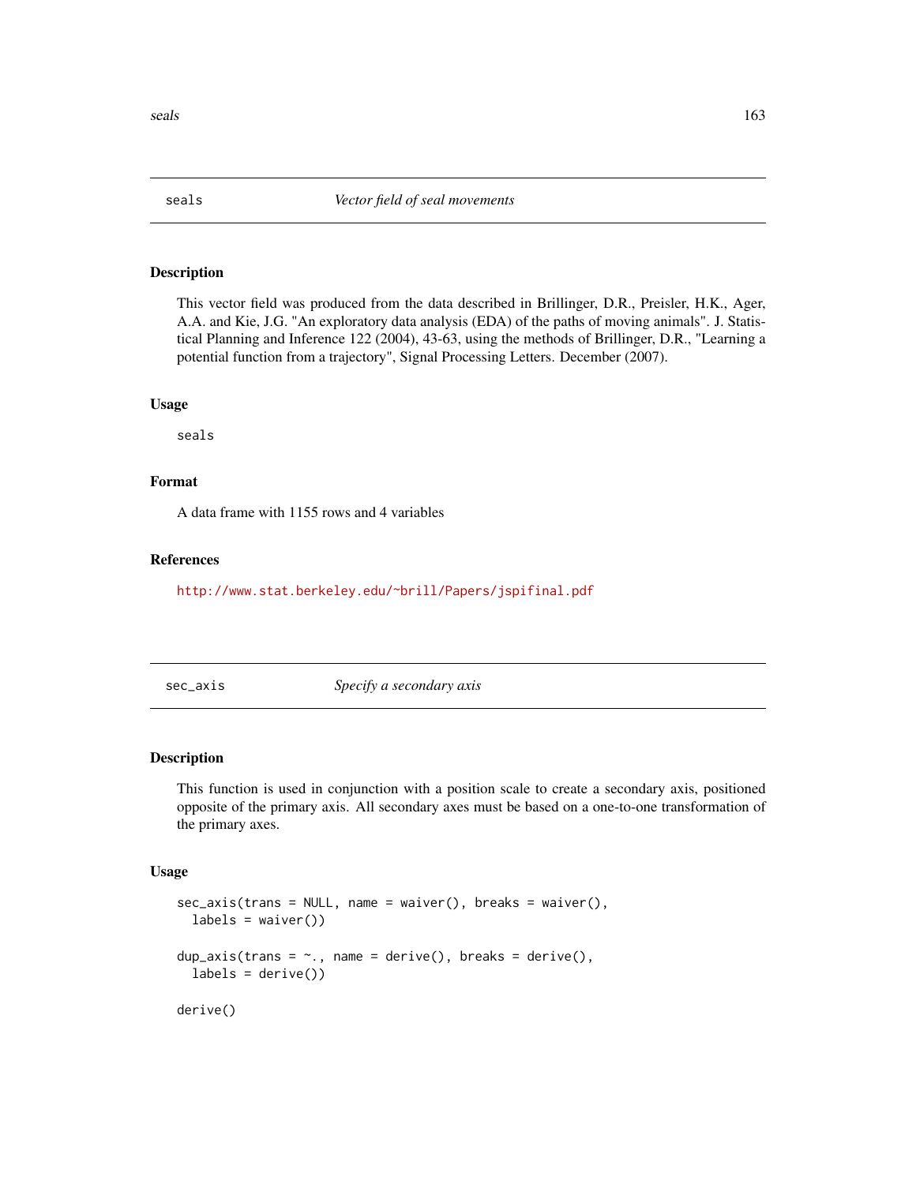## seals — *Vector field of seal movements*

### Description

This vector field was produced from the data described in Brillinger, D.R., Preisler, H.K., Ager, A.A. and Kie, J.G. "An exploratory data analysis (EDA) of the paths of moving animals". J. Statistical Planning and Inference 122 (2004), 43-63, using the methods of Brillinger, D.R., "Learning a potential function from a trajectory", Signal Processing Letters. December (2007).

### Usage

```
seals
```

### Format

A data frame with 1155 rows and 4 variables

### References

http://www.stat.berkeley.edu/~brill/Papers/jspifinal.pdf

## sec_axis — *Specify a secondary axis*

### Description

This function is used in conjunction with a position scale to create a secondary axis, positioned opposite of the primary axis. All secondary axes must be based on a one-to-one transformation of the primary axes.

### Usage

```
sec_axis(trans = NULL, name = waiver(), breaks = waiver(),
  labels = waiver())

dup_axis(trans = ~., name = derive(), breaks = derive(),
  labels = derive())

derive()
```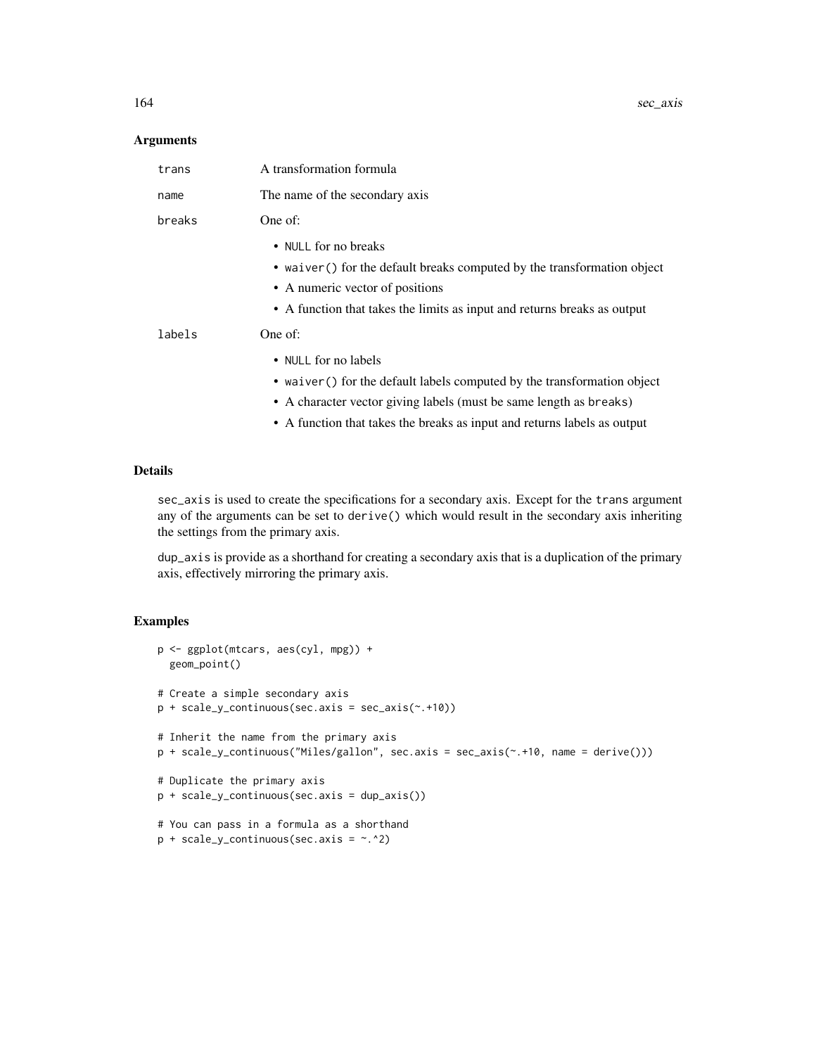## Arguments

| | |
|---|---|
| trans | A transformation formula |
| name | The name of the secondary axis |
| breaks | One of:<br>• NULL for no breaks<br>• waiver() for the default breaks computed by the transformation object<br>• A numeric vector of positions<br>• A function that takes the limits as input and returns breaks as output |
| labels | One of:<br>• NULL for no labels<br>• waiver() for the default labels computed by the transformation object<br>• A character vector giving labels (must be same length as breaks)<br>• A function that takes the breaks as input and returns labels as output |

## Details

sec_axis is used to create the specifications for a secondary axis. Except for the trans argument any of the arguments can be set to derive() which would result in the secondary axis inheriting the settings from the primary axis.

dup_axis is provide as a shorthand for creating a secondary axis that is a duplication of the primary axis, effectively mirroring the primary axis.

## Examples

```
p <- ggplot(mtcars, aes(cyl, mpg)) +
  geom_point()

# Create a simple secondary axis
p + scale_y_continuous(sec.axis = sec_axis(~.+10))

# Inherit the name from the primary axis
p + scale_y_continuous("Miles/gallon", sec.axis = sec_axis(~.+10, name = derive()))

# Duplicate the primary axis
p + scale_y_continuous(sec.axis = dup_axis())

# You can pass in a formula as a shorthand
p + scale_y_continuous(sec.axis = ~.^2)
```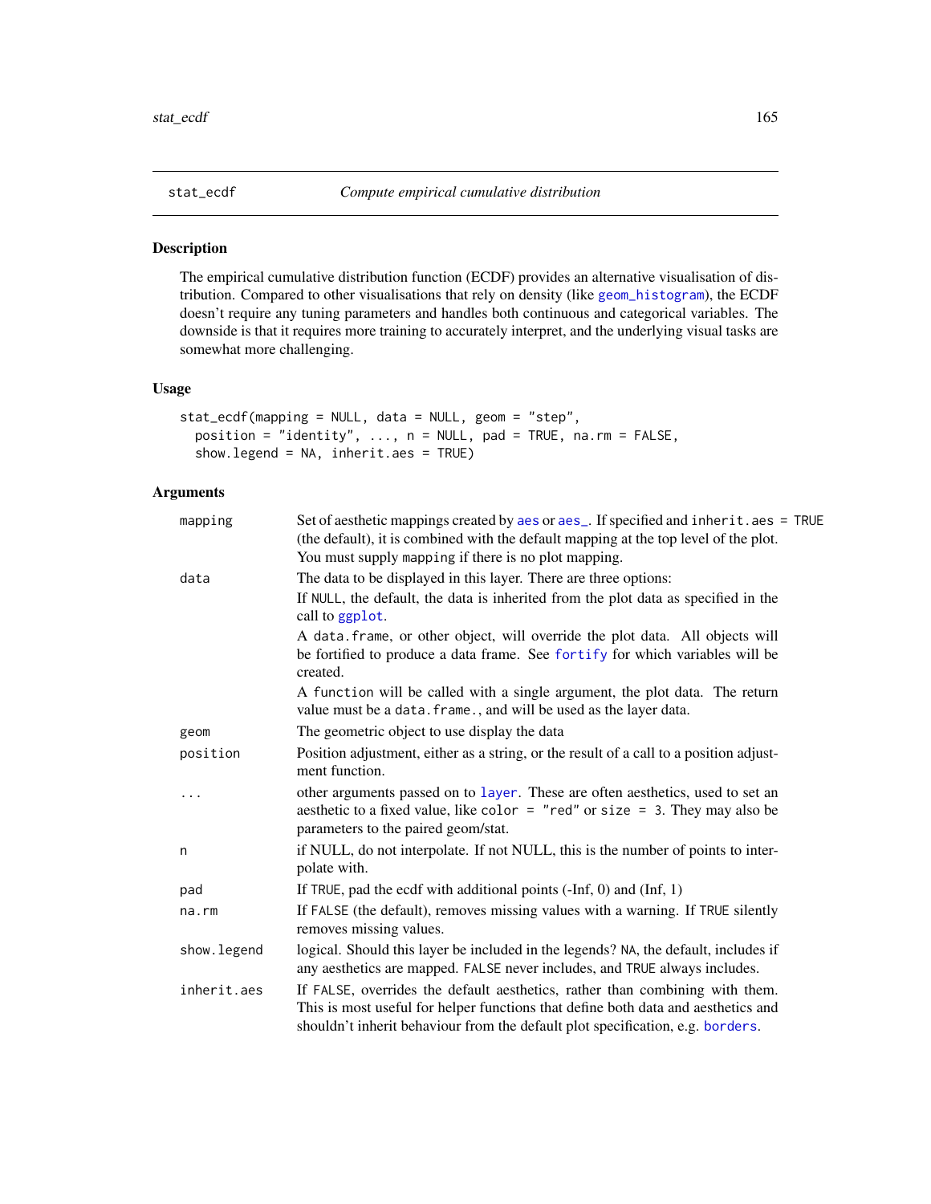# stat_ecdf — *Compute empirical cumulative distribution*

## Description

The empirical cumulative distribution function (ECDF) provides an alternative visualisation of distribution. Compared to other visualisations that rely on density (like geom_histogram), the ECDF doesn't require any tuning parameters and handles both continuous and categorical variables. The downside is that it requires more training to accurately interpret, and the underlying visual tasks are somewhat more challenging.

## Usage

```
stat_ecdf(mapping = NULL, data = NULL, geom = "step",
  position = "identity", ..., n = NULL, pad = TRUE, na.rm = FALSE,
  show.legend = NA, inherit.aes = TRUE)
```

## Arguments

| | |
|---|---|
| mapping | Set of aesthetic mappings created by aes or aes_. If specified and inherit.aes = TRUE (the default), it is combined with the default mapping at the top level of the plot. You must supply mapping if there is no plot mapping. |
| data | The data to be displayed in this layer. There are three options:<br>If NULL, the default, the data is inherited from the plot data as specified in the call to ggplot.<br>A data.frame, or other object, will override the plot data. All objects will be fortified to produce a data frame. See fortify for which variables will be created.<br>A function will be called with a single argument, the plot data. The return value must be a data.frame., and will be used as the layer data. |
| geom | The geometric object to use display the data |
| position | Position adjustment, either as a string, or the result of a call to a position adjustment function. |
| ... | other arguments passed on to layer. These are often aesthetics, used to set an aesthetic to a fixed value, like color = "red" or size = 3. They may also be parameters to the paired geom/stat. |
| n | if NULL, do not interpolate. If not NULL, this is the number of points to interpolate with. |
| pad | If TRUE, pad the ecdf with additional points (-Inf, 0) and (Inf, 1) |
| na.rm | If FALSE (the default), removes missing values with a warning. If TRUE silently removes missing values. |
| show.legend | logical. Should this layer be included in the legends? NA, the default, includes if any aesthetics are mapped. FALSE never includes, and TRUE always includes. |
| inherit.aes | If FALSE, overrides the default aesthetics, rather than combining with them. This is most useful for helper functions that define both data and aesthetics and shouldn't inherit behaviour from the default plot specification, e.g. borders. |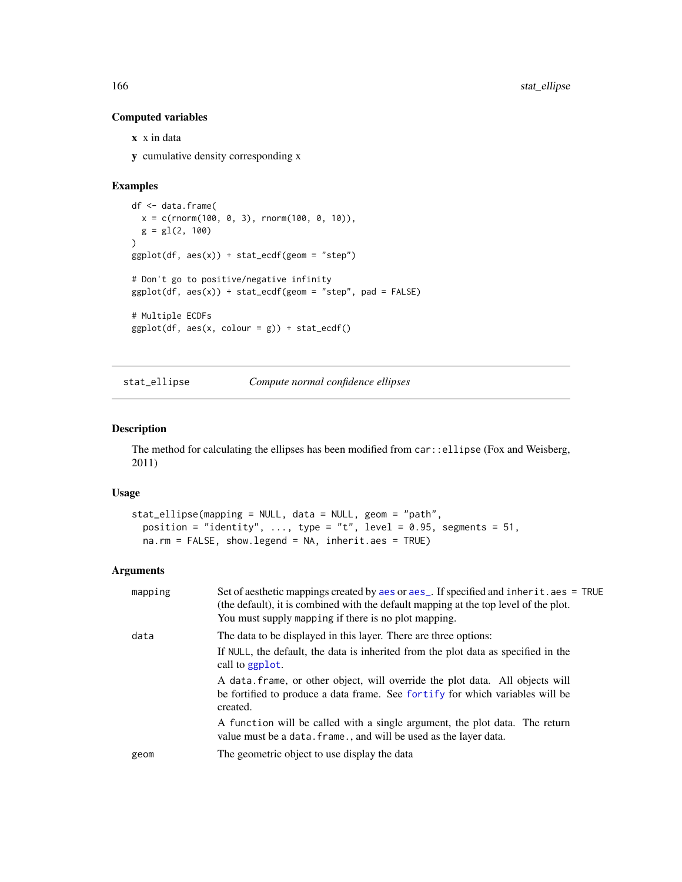### Computed variables

**x** x in data

**y** cumulative density corresponding x

### Examples

```
df <- data.frame(
  x = c(rnorm(100, 0, 3), rnorm(100, 0, 10)),
  g = gl(2, 100)
)
ggplot(df, aes(x)) + stat_ecdf(geom = "step")

# Don't go to positive/negative infinity
ggplot(df, aes(x)) + stat_ecdf(geom = "step", pad = FALSE)

# Multiple ECDFs
ggplot(df, aes(x, colour = g)) + stat_ecdf()
```

---

## stat_ellipse — *Compute normal confidence ellipses*

### Description

The method for calculating the ellipses has been modified from `car::ellipse` (Fox and Weisberg, 2011)

### Usage

```
stat_ellipse(mapping = NULL, data = NULL, geom = "path",
  position = "identity", ..., type = "t", level = 0.95, segments = 51,
  na.rm = FALSE, show.legend = NA, inherit.aes = TRUE)
```

### Arguments

| | |
|---|---|
| `mapping` | Set of aesthetic mappings created by `aes` or `aes_`. If specified and `inherit.aes = TRUE` (the default), it is combined with the default mapping at the top level of the plot. You must supply `mapping` if there is no plot mapping. |
| `data` | The data to be displayed in this layer. There are three options:<br>If `NULL`, the default, the data is inherited from the plot data as specified in the call to `ggplot`.<br>A `data.frame`, or other object, will override the plot data. All objects will be fortified to produce a data frame. See `fortify` for which variables will be created.<br>A `function` will be called with a single argument, the plot data. The return value must be a `data.frame.`, and will be used as the layer data. |
| `geom` | The geometric object to use display the data |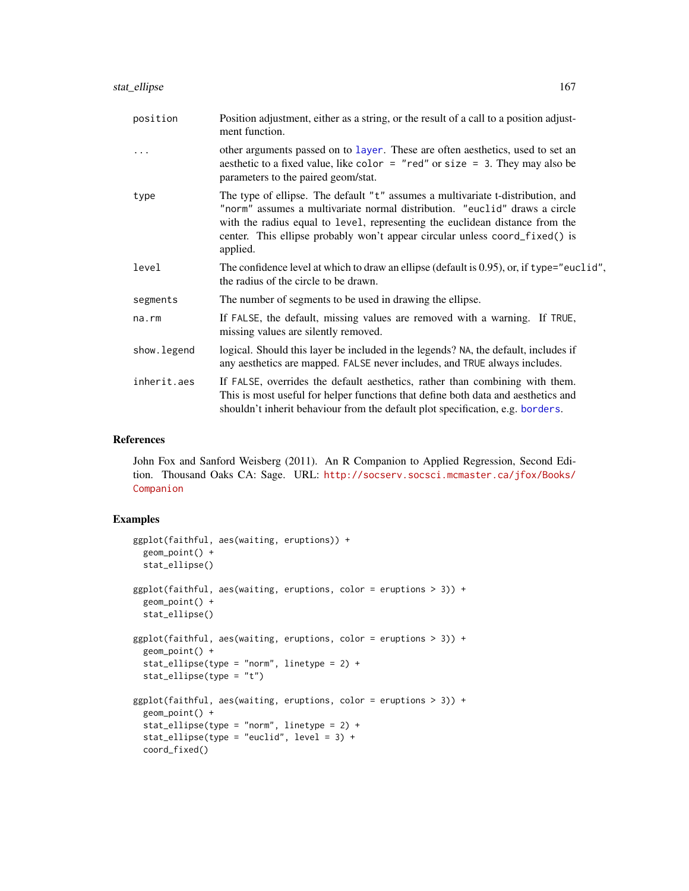| | |
|---|---|
| `position` | Position adjustment, either as a string, or the result of a call to a position adjustment function. |
| `...` | other arguments passed on to `layer`. These are often aesthetics, used to set an aesthetic to a fixed value, like `color = "red"` or `size = 3`. They may also be parameters to the paired geom/stat. |
| `type` | The type of ellipse. The default `"t"` assumes a multivariate t-distribution, and `"norm"` assumes a multivariate normal distribution. `"euclid"` draws a circle with the radius equal to `level`, representing the euclidean distance from the center. This ellipse probably won't appear circular unless `coord_fixed()` is applied. |
| `level` | The confidence level at which to draw an ellipse (default is 0.95), or, if `type="euclid"`, the radius of the circle to be drawn. |
| `segments` | The number of segments to be used in drawing the ellipse. |
| `na.rm` | If `FALSE`, the default, missing values are removed with a warning. If `TRUE`, missing values are silently removed. |
| `show.legend` | logical. Should this layer be included in the legends? `NA`, the default, includes if any aesthetics are mapped. `FALSE` never includes, and `TRUE` always includes. |
| `inherit.aes` | If `FALSE`, overrides the default aesthetics, rather than combining with them. This is most useful for helper functions that define both data and aesthetics and shouldn't inherit behaviour from the default plot specification, e.g. `borders`. |

## References

John Fox and Sanford Weisberg (2011). An R Companion to Applied Regression, Second Edition. Thousand Oaks CA: Sage. URL: http://socserv.socsci.mcmaster.ca/jfox/Books/Companion

## Examples

```
ggplot(faithful, aes(waiting, eruptions)) +
  geom_point() +
  stat_ellipse()

ggplot(faithful, aes(waiting, eruptions, color = eruptions > 3)) +
  geom_point() +
  stat_ellipse()

ggplot(faithful, aes(waiting, eruptions, color = eruptions > 3)) +
  geom_point() +
  stat_ellipse(type = "norm", linetype = 2) +
  stat_ellipse(type = "t")

ggplot(faithful, aes(waiting, eruptions, color = eruptions > 3)) +
  geom_point() +
  stat_ellipse(type = "norm", linetype = 2) +
  stat_ellipse(type = "euclid", level = 3) +
  coord_fixed()
```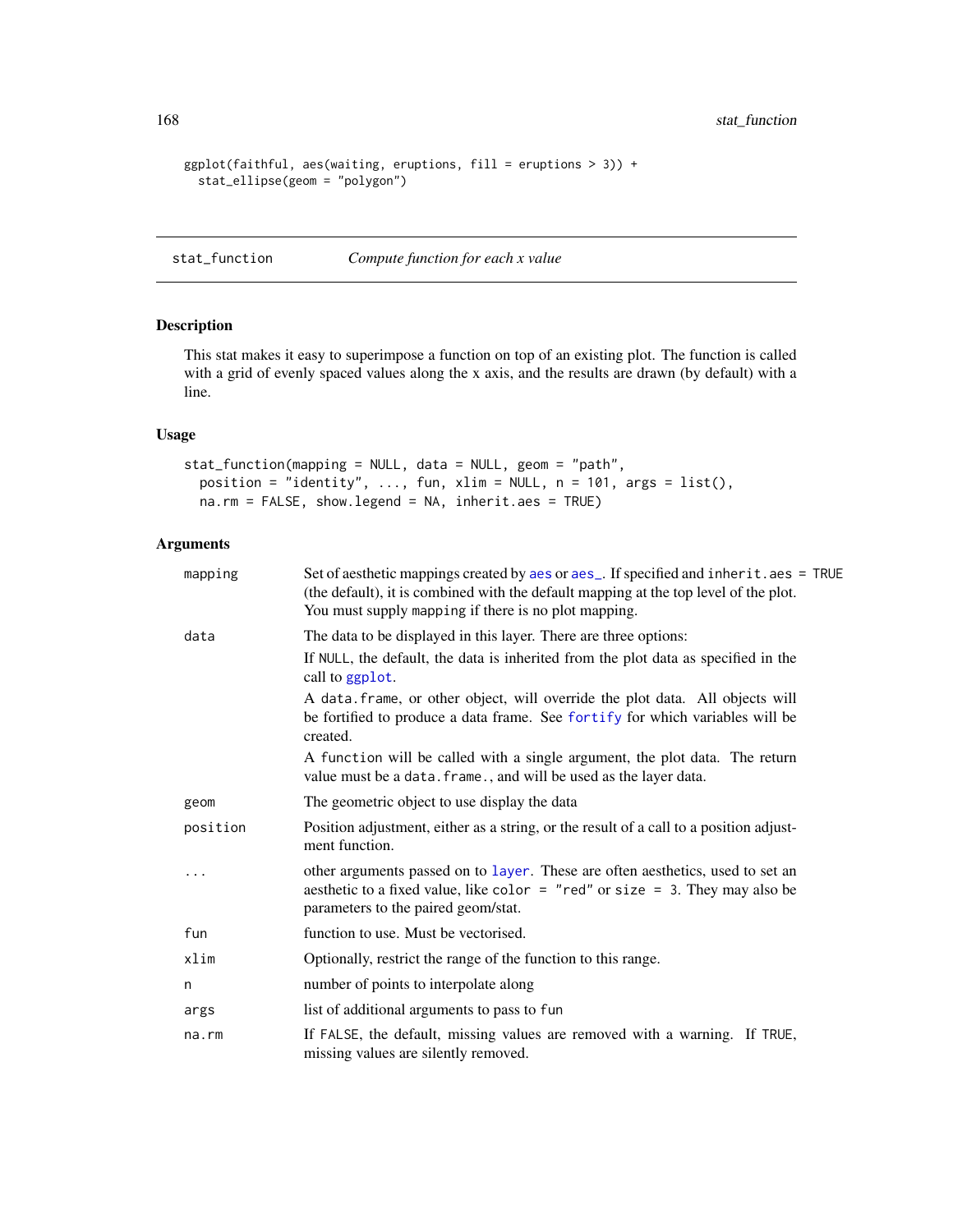```
ggplot(faithful, aes(waiting, eruptions, fill = eruptions > 3)) +
  stat_ellipse(geom = "polygon")
```

## stat_function — *Compute function for each x value*

### Description

This stat makes it easy to superimpose a function on top of an existing plot. The function is called with a grid of evenly spaced values along the x axis, and the results are drawn (by default) with a line.

### Usage

```
stat_function(mapping = NULL, data = NULL, geom = "path",
  position = "identity", ..., fun, xlim = NULL, n = 101, args = list(),
  na.rm = FALSE, show.legend = NA, inherit.aes = TRUE)
```

### Arguments

| | |
|---|---|
| mapping | Set of aesthetic mappings created by aes or aes_. If specified and inherit.aes = TRUE (the default), it is combined with the default mapping at the top level of the plot. You must supply mapping if there is no plot mapping. |
| data | The data to be displayed in this layer. There are three options:<br>If NULL, the default, the data is inherited from the plot data as specified in the call to ggplot.<br>A data.frame, or other object, will override the plot data. All objects will be fortified to produce a data frame. See fortify for which variables will be created.<br>A function will be called with a single argument, the plot data. The return value must be a data.frame., and will be used as the layer data. |
| geom | The geometric object to use display the data |
| position | Position adjustment, either as a string, or the result of a call to a position adjustment function. |
| ... | other arguments passed on to layer. These are often aesthetics, used to set an aesthetic to a fixed value, like color = "red" or size = 3. They may also be parameters to the paired geom/stat. |
| fun | function to use. Must be vectorised. |
| xlim | Optionally, restrict the range of the function to this range. |
| n | number of points to interpolate along |
| args | list of additional arguments to pass to fun |
| na.rm | If FALSE, the default, missing values are removed with a warning. If TRUE, missing values are silently removed. |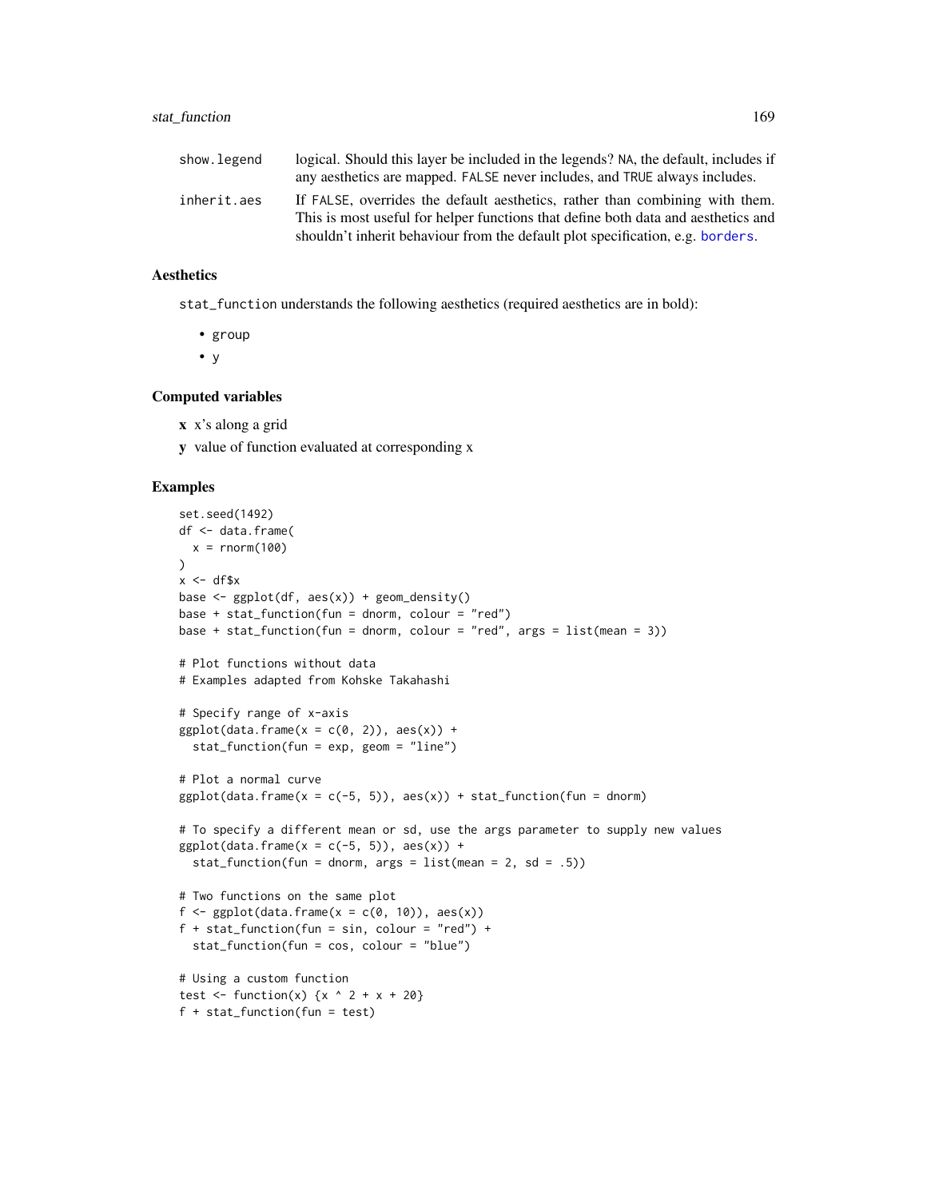| | |
|---|---|
| show.legend | logical. Should this layer be included in the legends? NA, the default, includes if any aesthetics are mapped. FALSE never includes, and TRUE always includes. |
| inherit.aes | If FALSE, overrides the default aesthetics, rather than combining with them. This is most useful for helper functions that define both data and aesthetics and shouldn't inherit behaviour from the default plot specification, e.g. borders. |

### Aesthetics

stat_function understands the following aesthetics (required aesthetics are in bold):

- group
- y

### Computed variables

**x** x's along a grid

**y** value of function evaluated at corresponding x

### Examples

```
set.seed(1492)
df <- data.frame(
  x = rnorm(100)
)
x <- df$x
base <- ggplot(df, aes(x)) + geom_density()
base + stat_function(fun = dnorm, colour = "red")
base + stat_function(fun = dnorm, colour = "red", args = list(mean = 3))

# Plot functions without data
# Examples adapted from Kohske Takahashi

# Specify range of x-axis
ggplot(data.frame(x = c(0, 2)), aes(x)) +
  stat_function(fun = exp, geom = "line")

# Plot a normal curve
ggplot(data.frame(x = c(-5, 5)), aes(x)) + stat_function(fun = dnorm)

# To specify a different mean or sd, use the args parameter to supply new values
ggplot(data.frame(x = c(-5, 5)), aes(x)) +
  stat_function(fun = dnorm, args = list(mean = 2, sd = .5))

# Two functions on the same plot
f <- ggplot(data.frame(x = c(0, 10)), aes(x))
f + stat_function(fun = sin, colour = "red") +
  stat_function(fun = cos, colour = "blue")

# Using a custom function
test <- function(x) {x ^ 2 + x + 20}
f + stat_function(fun = test)
```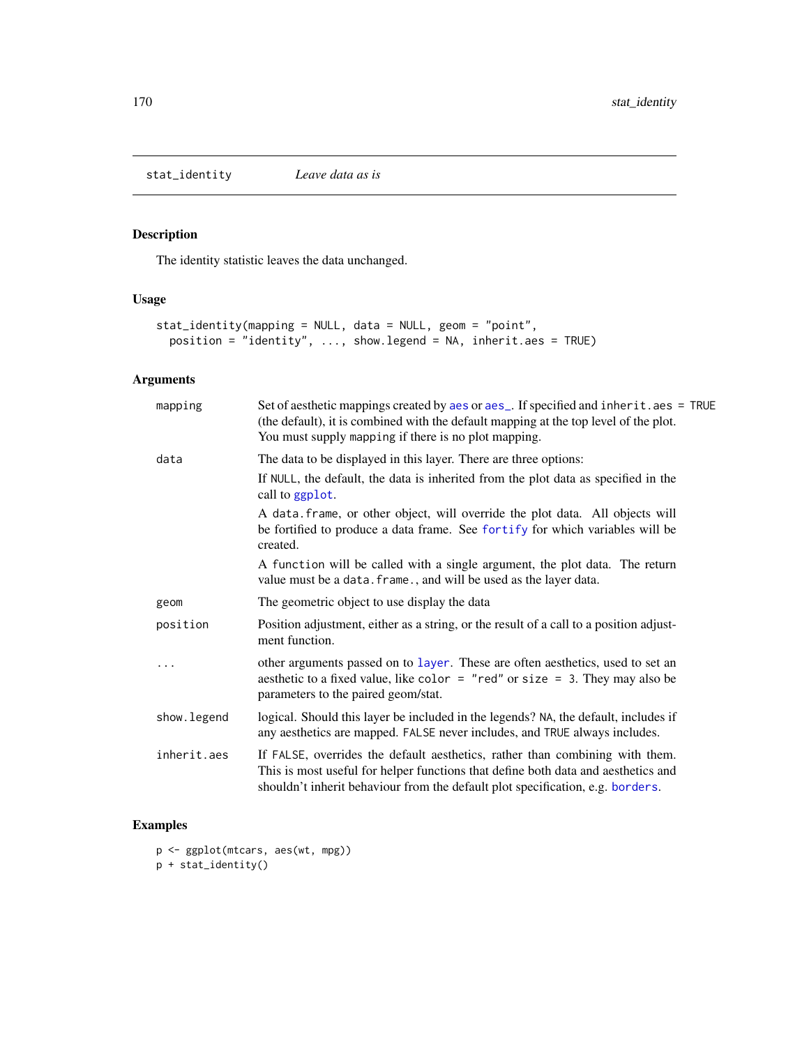## stat_identity *Leave data as is*

### Description

The identity statistic leaves the data unchanged.

### Usage

```
stat_identity(mapping = NULL, data = NULL, geom = "point",
  position = "identity", ..., show.legend = NA, inherit.aes = TRUE)
```

### Arguments

| | |
|---|---|
| `mapping` | Set of aesthetic mappings created by `aes` or `aes_`. If specified and `inherit.aes = TRUE` (the default), it is combined with the default mapping at the top level of the plot. You must supply `mapping` if there is no plot mapping. |
| `data` | The data to be displayed in this layer. There are three options:<br>If `NULL`, the default, the data is inherited from the plot data as specified in the call to `ggplot`.<br>A `data.frame`, or other object, will override the plot data. All objects will be fortified to produce a data frame. See `fortify` for which variables will be created.<br>A `function` will be called with a single argument, the plot data. The return value must be a `data.frame.`, and will be used as the layer data. |
| `geom` | The geometric object to use display the data |
| `position` | Position adjustment, either as a string, or the result of a call to a position adjustment function. |
| `...` | other arguments passed on to `layer`. These are often aesthetics, used to set an aesthetic to a fixed value, like `color = "red"` or `size = 3`. They may also be parameters to the paired geom/stat. |
| `show.legend` | logical. Should this layer be included in the legends? `NA`, the default, includes if any aesthetics are mapped. `FALSE` never includes, and `TRUE` always includes. |
| `inherit.aes` | If `FALSE`, overrides the default aesthetics, rather than combining with them. This is most useful for helper functions that define both data and aesthetics and shouldn't inherit behaviour from the default plot specification, e.g. `borders`. |

### Examples

```
p <- ggplot(mtcars, aes(wt, mpg))
p + stat_identity()
```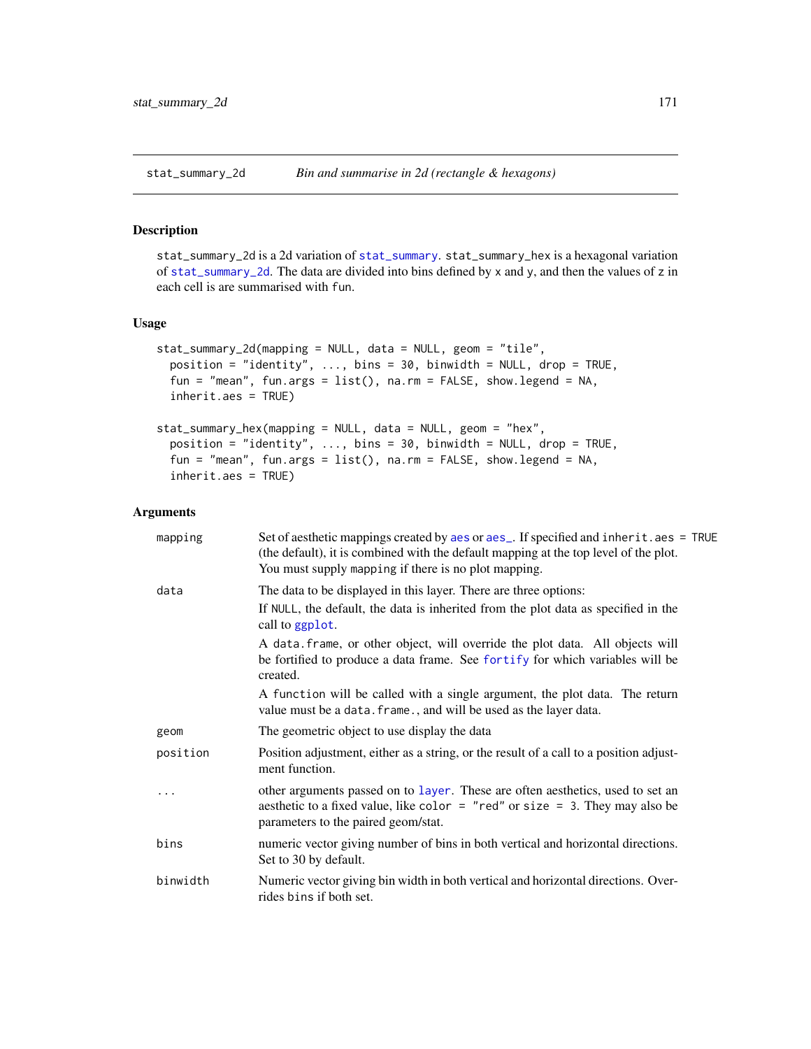stat_summary_2d *Bin and summarise in 2d (rectangle & hexagons)*

### Description

stat_summary_2d is a 2d variation of stat_summary. stat_summary_hex is a hexagonal variation of stat_summary_2d. The data are divided into bins defined by x and y, and then the values of z in each cell is are summarised with fun.

### Usage

```
stat_summary_2d(mapping = NULL, data = NULL, geom = "tile",
  position = "identity", ..., bins = 30, binwidth = NULL, drop = TRUE,
  fun = "mean", fun.args = list(), na.rm = FALSE, show.legend = NA,
  inherit.aes = TRUE)

stat_summary_hex(mapping = NULL, data = NULL, geom = "hex",
  position = "identity", ..., bins = 30, binwidth = NULL, drop = TRUE,
  fun = "mean", fun.args = list(), na.rm = FALSE, show.legend = NA,
  inherit.aes = TRUE)
```

### Arguments

mapping
: Set of aesthetic mappings created by aes or aes_. If specified and inherit.aes = TRUE (the default), it is combined with the default mapping at the top level of the plot. You must supply mapping if there is no plot mapping.

data
: The data to be displayed in this layer. There are three options:
  If NULL, the default, the data is inherited from the plot data as specified in the call to ggplot.
  A data.frame, or other object, will override the plot data. All objects will be fortified to produce a data frame. See fortify for which variables will be created.
  A function will be called with a single argument, the plot data. The return value must be a data.frame., and will be used as the layer data.

geom
: The geometric object to use display the data

position
: Position adjustment, either as a string, or the result of a call to a position adjustment function.

...
: other arguments passed on to layer. These are often aesthetics, used to set an aesthetic to a fixed value, like color = "red" or size = 3. They may also be parameters to the paired geom/stat.

bins
: numeric vector giving number of bins in both vertical and horizontal directions. Set to 30 by default.

binwidth
: Numeric vector giving bin width in both vertical and horizontal directions. Overrides bins if both set.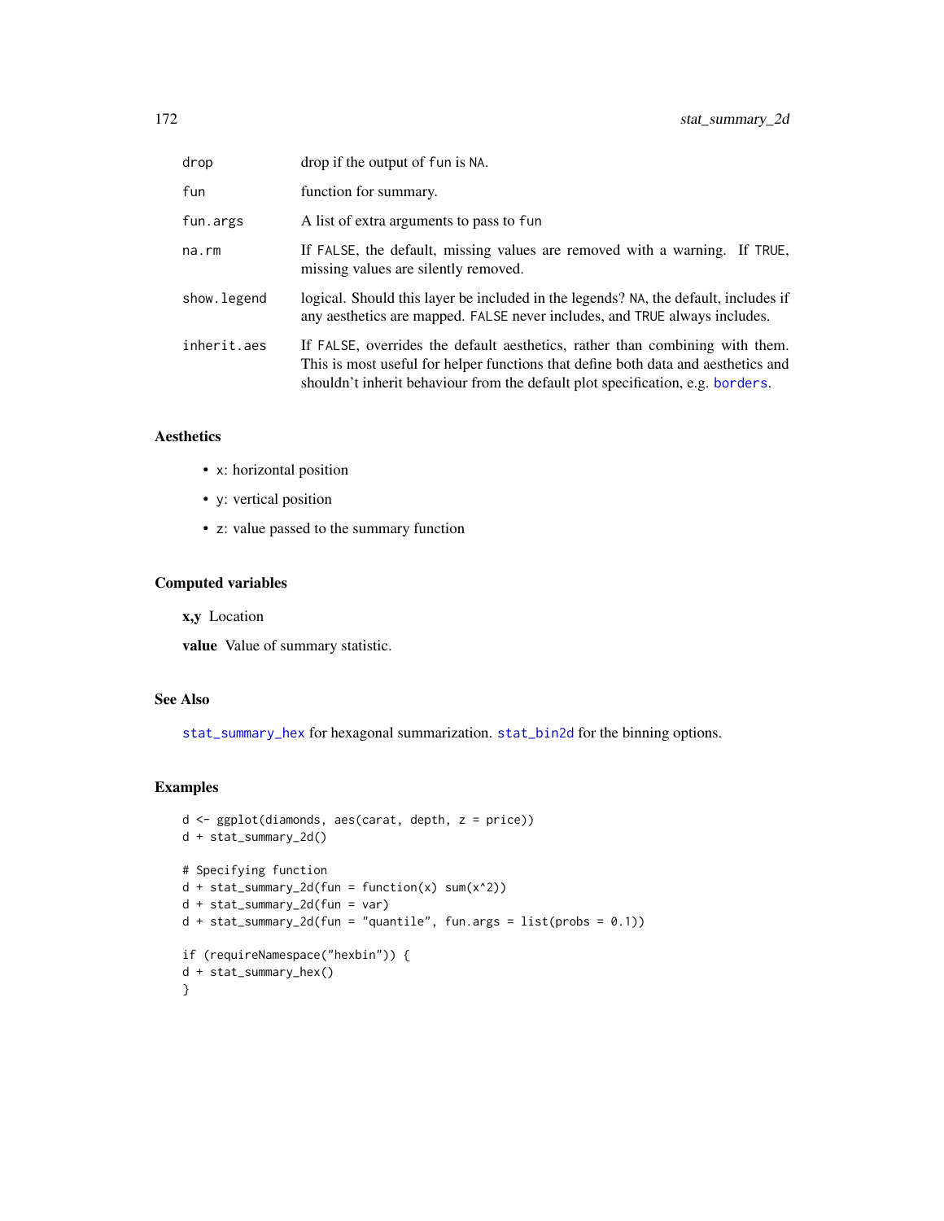| | |
|---|---|
| `drop` | drop if the output of `fun` is `NA`. |
| `fun` | function for summary. |
| `fun.args` | A list of extra arguments to pass to `fun` |
| `na.rm` | If `FALSE`, the default, missing values are removed with a warning. If `TRUE`, missing values are silently removed. |
| `show.legend` | logical. Should this layer be included in the legends? `NA`, the default, includes if any aesthetics are mapped. `FALSE` never includes, and `TRUE` always includes. |
| `inherit.aes` | If `FALSE`, overrides the default aesthetics, rather than combining with them. This is most useful for helper functions that define both data and aesthetics and shouldn't inherit behaviour from the default plot specification, e.g. `borders`. |

### Aesthetics

- `x`: horizontal position
- `y`: vertical position
- `z`: value passed to the summary function

### Computed variables

**x,y** Location

**value** Value of summary statistic.

### See Also

`stat_summary_hex` for hexagonal summarization. `stat_bin2d` for the binning options.

### Examples

```
d <- ggplot(diamonds, aes(carat, depth, z = price))
d + stat_summary_2d()

# Specifying function
d + stat_summary_2d(fun = function(x) sum(x^2))
d + stat_summary_2d(fun = var)
d + stat_summary_2d(fun = "quantile", fun.args = list(probs = 0.1))

if (requireNamespace("hexbin")) {
d + stat_summary_hex()
}
```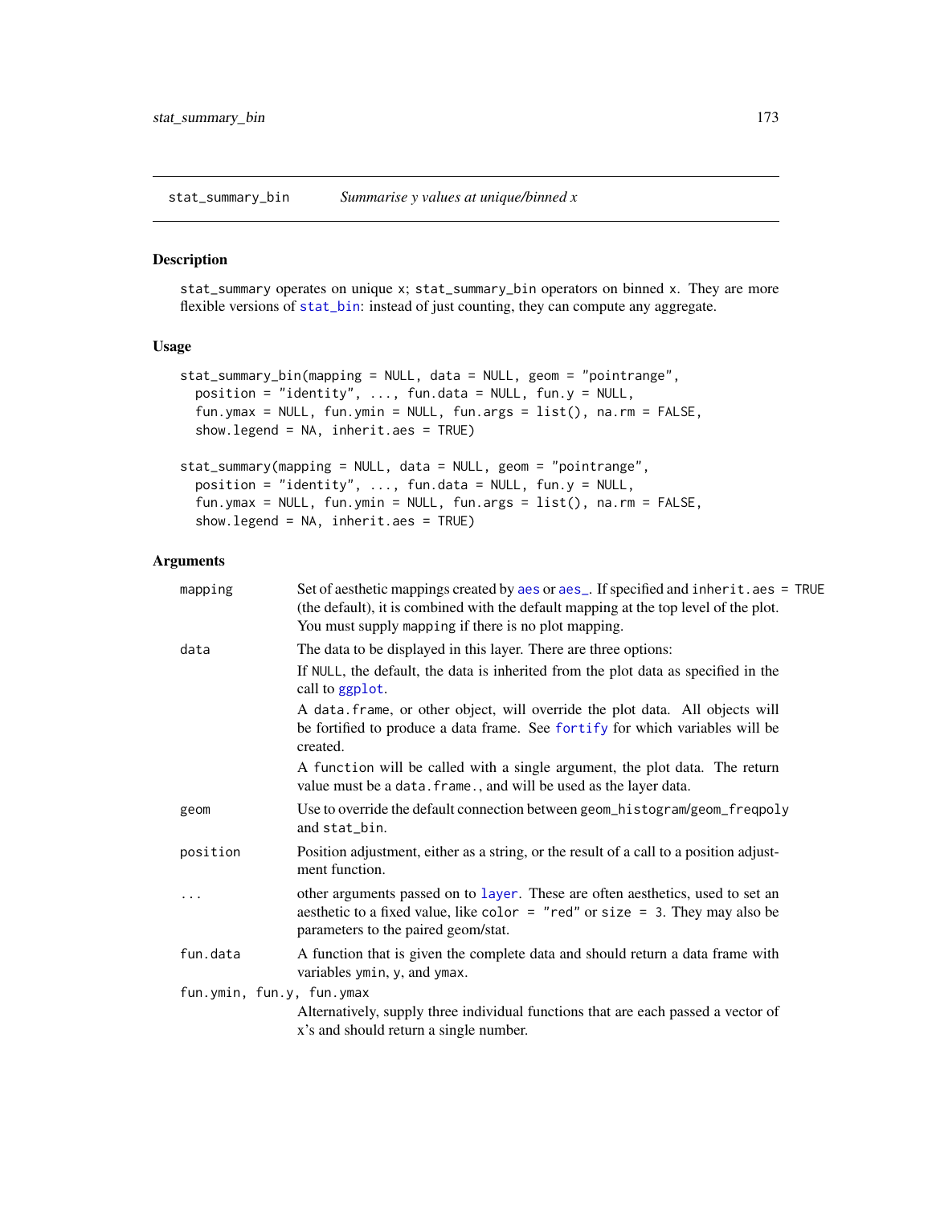stat_summary_bin *Summarise y values at unique/binned x*

## Description

`stat_summary` operates on unique `x`; `stat_summary_bin` operators on binned `x`. They are more flexible versions of `stat_bin`: instead of just counting, they can compute any aggregate.

## Usage

```
stat_summary_bin(mapping = NULL, data = NULL, geom = "pointrange",
  position = "identity", ..., fun.data = NULL, fun.y = NULL,
  fun.ymax = NULL, fun.ymin = NULL, fun.args = list(), na.rm = FALSE,
  show.legend = NA, inherit.aes = TRUE)

stat_summary(mapping = NULL, data = NULL, geom = "pointrange",
  position = "identity", ..., fun.data = NULL, fun.y = NULL,
  fun.ymax = NULL, fun.ymin = NULL, fun.args = list(), na.rm = FALSE,
  show.legend = NA, inherit.aes = TRUE)
```

## Arguments

`mapping` Set of aesthetic mappings created by `aes` or `aes_`. If specified and `inherit.aes = TRUE` (the default), it is combined with the default mapping at the top level of the plot. You must supply `mapping` if there is no plot mapping.

`data` The data to be displayed in this layer. There are three options:

If `NULL`, the default, the data is inherited from the plot data as specified in the call to `ggplot`.

A `data.frame`, or other object, will override the plot data. All objects will be fortified to produce a data frame. See `fortify` for which variables will be created.

A `function` will be called with a single argument, the plot data. The return value must be a `data.frame.`, and will be used as the layer data.

`geom` Use to override the default connection between `geom_histogram`/`geom_freqpoly` and `stat_bin`.

`position` Position adjustment, either as a string, or the result of a call to a position adjustment function.

`...` other arguments passed on to `layer`. These are often aesthetics, used to set an aesthetic to a fixed value, like `color = "red"` or `size = 3`. They may also be parameters to the paired geom/stat.

`fun.data` A function that is given the complete data and should return a data frame with variables `ymin`, `y`, and `ymax`.

`fun.ymin, fun.y, fun.ymax` Alternatively, supply three individual functions that are each passed a vector of x's and should return a single number.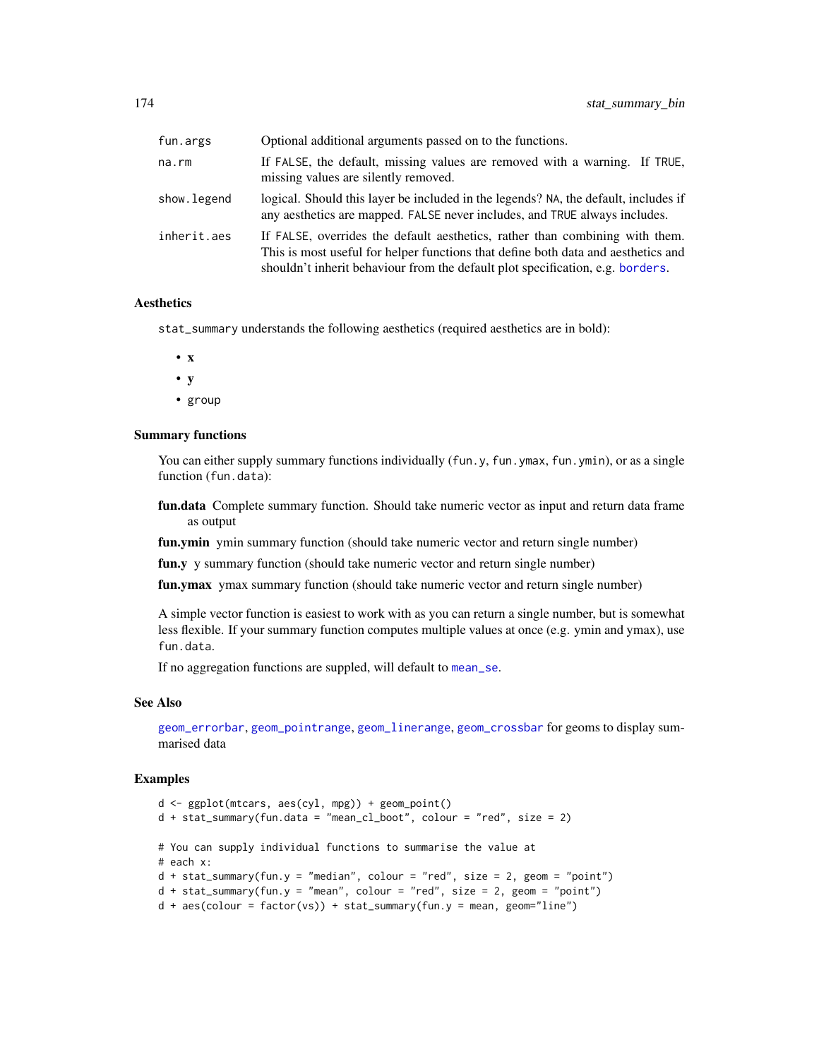| | |
|---|---|
| fun.args | Optional additional arguments passed on to the functions. |
| na.rm | If FALSE, the default, missing values are removed with a warning. If TRUE, missing values are silently removed. |
| show.legend | logical. Should this layer be included in the legends? NA, the default, includes if any aesthetics are mapped. FALSE never includes, and TRUE always includes. |
| inherit.aes | If FALSE, overrides the default aesthetics, rather than combining with them. This is most useful for helper functions that define both data and aesthetics and shouldn't inherit behaviour from the default plot specification, e.g. borders. |

### Aesthetics

stat_summary understands the following aesthetics (required aesthetics are in bold):

- **x**
- **y**
- group

### Summary functions

You can either supply summary functions individually (fun.y, fun.ymax, fun.ymin), or as a single function (fun.data):

**fun.data** Complete summary function. Should take numeric vector as input and return data frame as output

**fun.ymin** ymin summary function (should take numeric vector and return single number)

**fun.y** y summary function (should take numeric vector and return single number)

**fun.ymax** ymax summary function (should take numeric vector and return single number)

A simple vector function is easiest to work with as you can return a single number, but is somewhat less flexible. If your summary function computes multiple values at once (e.g. ymin and ymax), use fun.data.

If no aggregation functions are suppled, will default to mean_se.

### See Also

geom_errorbar, geom_pointrange, geom_linerange, geom_crossbar for geoms to display summarised data

### Examples

```
d <- ggplot(mtcars, aes(cyl, mpg)) + geom_point()
d + stat_summary(fun.data = "mean_cl_boot", colour = "red", size = 2)

# You can supply individual functions to summarise the value at
# each x:
d + stat_summary(fun.y = "median", colour = "red", size = 2, geom = "point")
d + stat_summary(fun.y = "mean", colour = "red", size = 2, geom = "point")
d + aes(colour = factor(vs)) + stat_summary(fun.y = mean, geom="line")
```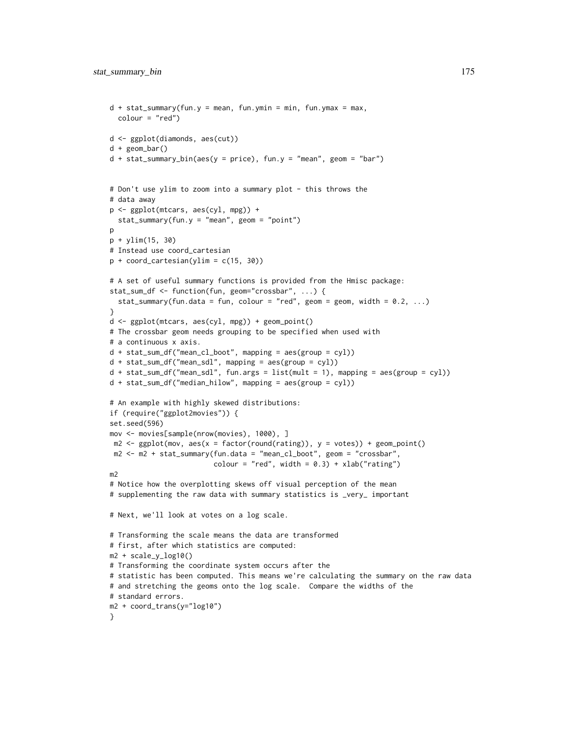```
d + stat_summary(fun.y = mean, fun.ymin = min, fun.ymax = max,
  colour = "red")

d <- ggplot(diamonds, aes(cut))
d + geom_bar()
d + stat_summary_bin(aes(y = price), fun.y = "mean", geom = "bar")


# Don't use ylim to zoom into a summary plot - this throws the
# data away
p <- ggplot(mtcars, aes(cyl, mpg)) +
  stat_summary(fun.y = "mean", geom = "point")
p
p + ylim(15, 30)
# Instead use coord_cartesian
p + coord_cartesian(ylim = c(15, 30))

# A set of useful summary functions is provided from the Hmisc package:
stat_sum_df <- function(fun, geom="crossbar", ...) {
  stat_summary(fun.data = fun, colour = "red", geom = geom, width = 0.2, ...)
}
d <- ggplot(mtcars, aes(cyl, mpg)) + geom_point()
# The crossbar geom needs grouping to be specified when used with
# a continuous x axis.
d + stat_sum_df("mean_cl_boot", mapping = aes(group = cyl))
d + stat_sum_df("mean_sdl", mapping = aes(group = cyl))
d + stat_sum_df("mean_sdl", fun.args = list(mult = 1), mapping = aes(group = cyl))
d + stat_sum_df("median_hilow", mapping = aes(group = cyl))

# An example with highly skewed distributions:
if (require("ggplot2movies")) {
set.seed(596)
mov <- movies[sample(nrow(movies), 1000), ]
 m2 <- ggplot(mov, aes(x = factor(round(rating)), y = votes)) + geom_point()
 m2 <- m2 + stat_summary(fun.data = "mean_cl_boot", geom = "crossbar",
                         colour = "red", width = 0.3) + xlab("rating")
m2
# Notice how the overplotting skews off visual perception of the mean
# supplementing the raw data with summary statistics is _very_ important

# Next, we'll look at votes on a log scale.

# Transforming the scale means the data are transformed
# first, after which statistics are computed:
m2 + scale_y_log10()
# Transforming the coordinate system occurs after the
# statistic has been computed. This means we're calculating the summary on the raw data
# and stretching the geoms onto the log scale.  Compare the widths of the
# standard errors.
m2 + coord_trans(y="log10")
}
```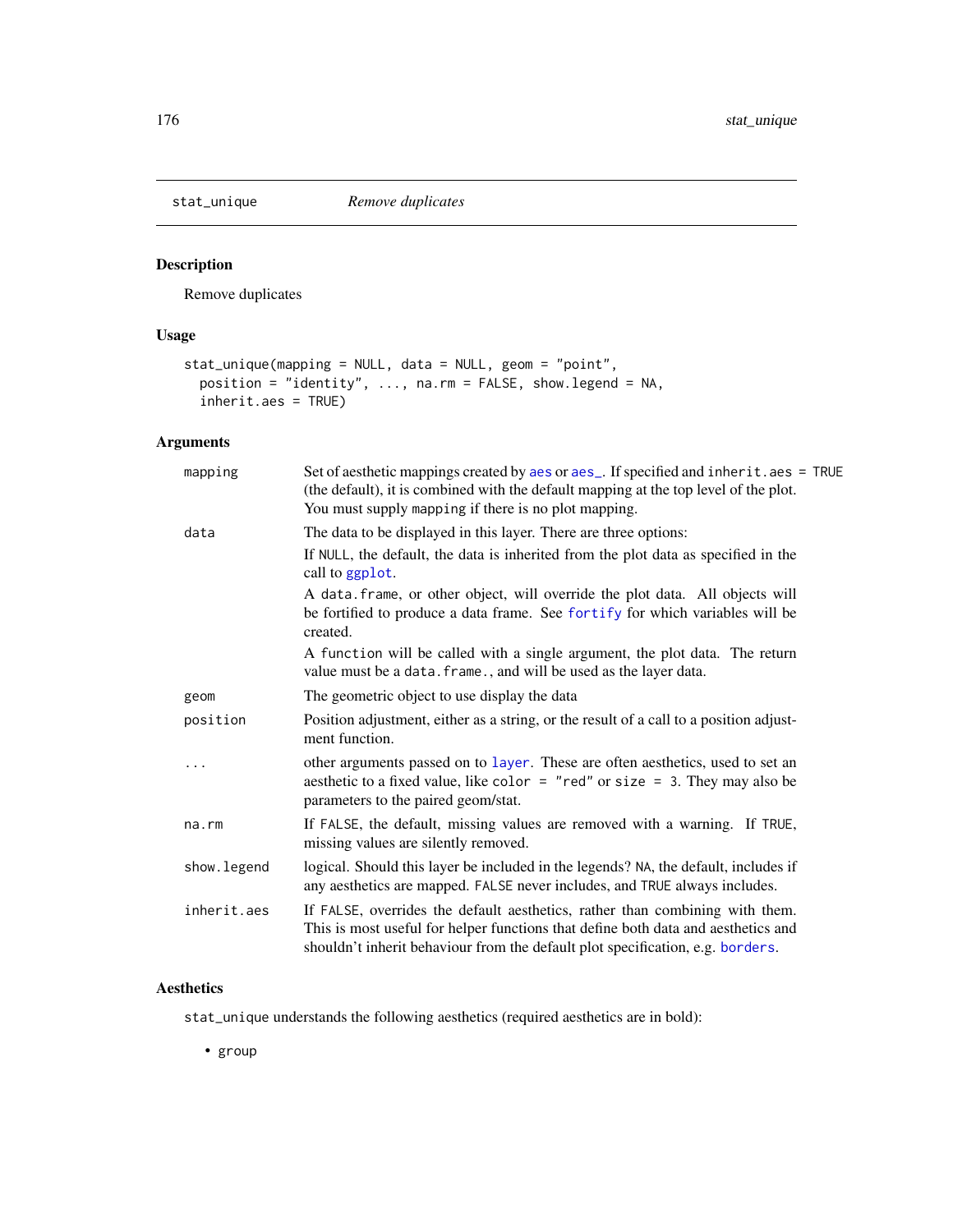## stat_unique — *Remove duplicates*

### Description

Remove duplicates

### Usage

```
stat_unique(mapping = NULL, data = NULL, geom = "point",
  position = "identity", ..., na.rm = FALSE, show.legend = NA,
  inherit.aes = TRUE)
```

### Arguments

| | |
|---|---|
| mapping | Set of aesthetic mappings created by aes or aes_. If specified and inherit.aes = TRUE (the default), it is combined with the default mapping at the top level of the plot. You must supply mapping if there is no plot mapping. |
| data | The data to be displayed in this layer. There are three options:<br>If NULL, the default, the data is inherited from the plot data as specified in the call to ggplot.<br>A data.frame, or other object, will override the plot data. All objects will be fortified to produce a data frame. See fortify for which variables will be created.<br>A function will be called with a single argument, the plot data. The return value must be a data.frame., and will be used as the layer data. |
| geom | The geometric object to use display the data |
| position | Position adjustment, either as a string, or the result of a call to a position adjustment function. |
| ... | other arguments passed on to layer. These are often aesthetics, used to set an aesthetic to a fixed value, like color = "red" or size = 3. They may also be parameters to the paired geom/stat. |
| na.rm | If FALSE, the default, missing values are removed with a warning. If TRUE, missing values are silently removed. |
| show.legend | logical. Should this layer be included in the legends? NA, the default, includes if any aesthetics are mapped. FALSE never includes, and TRUE always includes. |
| inherit.aes | If FALSE, overrides the default aesthetics, rather than combining with them. This is most useful for helper functions that define both data and aesthetics and shouldn't inherit behaviour from the default plot specification, e.g. borders. |

### Aesthetics

stat_unique understands the following aesthetics (required aesthetics are in bold):

- group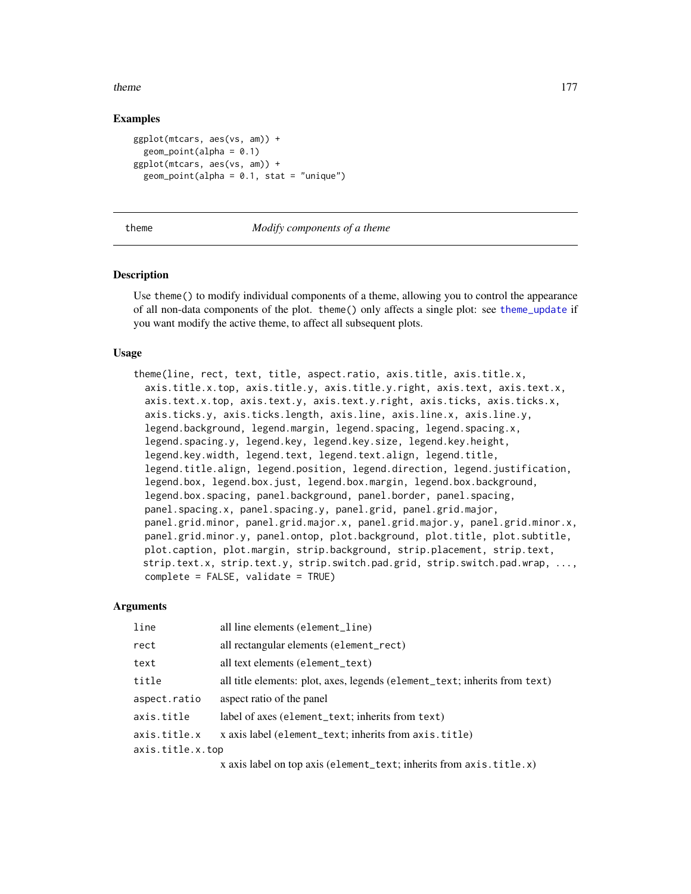### Examples

```
ggplot(mtcars, aes(vs, am)) +
  geom_point(alpha = 0.1)
ggplot(mtcars, aes(vs, am)) +
  geom_point(alpha = 0.1, stat = "unique")
```

---

## theme — *Modify components of a theme*

---

### Description

Use `theme()` to modify individual components of a theme, allowing you to control the appearance of all non-data components of the plot. `theme()` only affects a single plot: see `theme_update` if you want modify the active theme, to affect all subsequent plots.

### Usage

```
theme(line, rect, text, title, aspect.ratio, axis.title, axis.title.x,
  axis.title.x.top, axis.title.y, axis.title.y.right, axis.text, axis.text.x,
  axis.text.x.top, axis.text.y, axis.text.y.right, axis.ticks, axis.ticks.x,
  axis.ticks.y, axis.ticks.length, axis.line, axis.line.x, axis.line.y,
  legend.background, legend.margin, legend.spacing, legend.spacing.x,
  legend.spacing.y, legend.key, legend.key.size, legend.key.height,
  legend.key.width, legend.text, legend.text.align, legend.title,
  legend.title.align, legend.position, legend.direction, legend.justification,
  legend.box, legend.box.just, legend.box.margin, legend.box.background,
  legend.box.spacing, panel.background, panel.border, panel.spacing,
  panel.spacing.x, panel.spacing.y, panel.grid, panel.grid.major,
  panel.grid.minor, panel.grid.major.x, panel.grid.major.y, panel.grid.minor.x,
  panel.grid.minor.y, panel.ontop, plot.background, plot.title, plot.subtitle,
  plot.caption, plot.margin, strip.background, strip.placement, strip.text,
  strip.text.x, strip.text.y, strip.switch.pad.grid, strip.switch.pad.wrap, ...,
  complete = FALSE, validate = TRUE)
```

### Arguments

| | |
|---|---|
| `line` | all line elements (`element_line`) |
| `rect` | all rectangular elements (`element_rect`) |
| `text` | all text elements (`element_text`) |
| `title` | all title elements: plot, axes, legends (`element_text`; inherits from `text`) |
| `aspect.ratio` | aspect ratio of the panel |
| `axis.title` | label of axes (`element_text`; inherits from `text`) |
| `axis.title.x` | x axis label (`element_text`; inherits from `axis.title`) |
| `axis.title.x.top` | x axis label on top axis (`element_text`; inherits from `axis.title.x`) |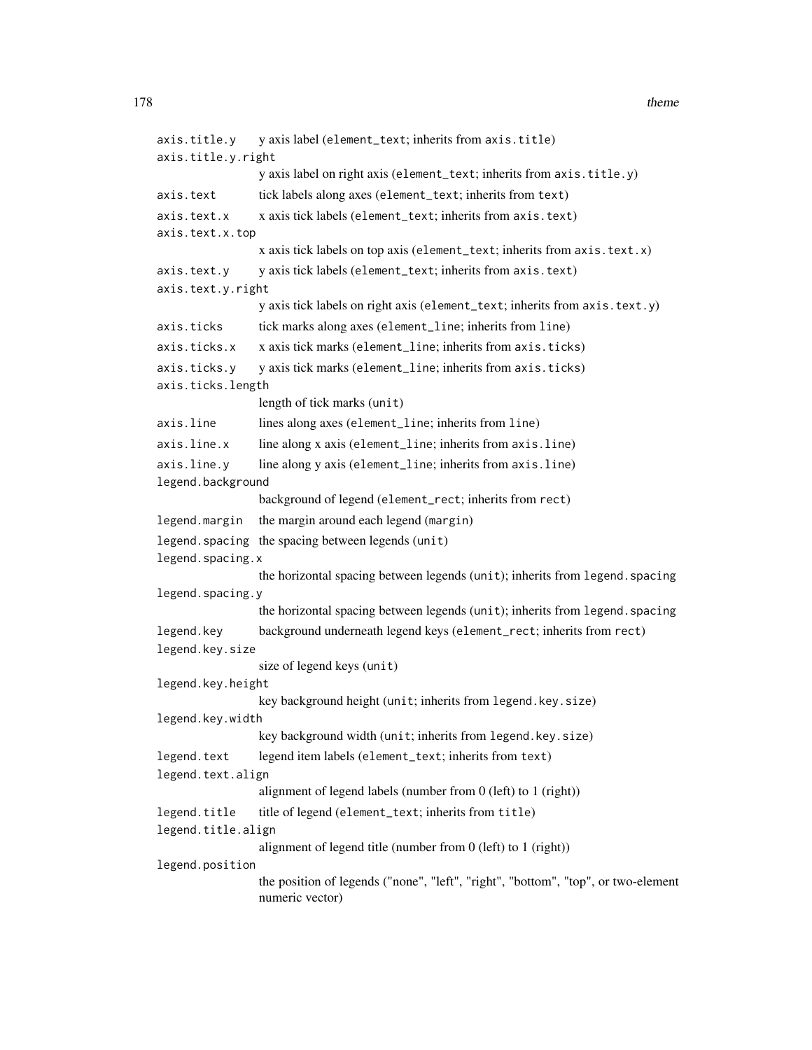| | |
|---|---|
| `axis.title.y` | y axis label (`element_text`; inherits from `axis.title`) |
| `axis.title.y.right` | y axis label on right axis (`element_text`; inherits from `axis.title.y`) |
| `axis.text` | tick labels along axes (`element_text`; inherits from `text`) |
| `axis.text.x` | x axis tick labels (`element_text`; inherits from `axis.text`) |
| `axis.text.x.top` | x axis tick labels on top axis (`element_text`; inherits from `axis.text.x`) |
| `axis.text.y` | y axis tick labels (`element_text`; inherits from `axis.text`) |
| `axis.text.y.right` | y axis tick labels on right axis (`element_text`; inherits from `axis.text.y`) |
| `axis.ticks` | tick marks along axes (`element_line`; inherits from `line`) |
| `axis.ticks.x` | x axis tick marks (`element_line`; inherits from `axis.ticks`) |
| `axis.ticks.y` | y axis tick marks (`element_line`; inherits from `axis.ticks`) |
| `axis.ticks.length` | length of tick marks (`unit`) |
| `axis.line` | lines along axes (`element_line`; inherits from `line`) |
| `axis.line.x` | line along x axis (`element_line`; inherits from `axis.line`) |
| `axis.line.y` | line along y axis (`element_line`; inherits from `axis.line`) |
| `legend.background` | background of legend (`element_rect`; inherits from `rect`) |
| `legend.margin` | the margin around each legend (`margin`) |
| `legend.spacing` | the spacing between legends (`unit`) |
| `legend.spacing.x` | the horizontal spacing between legends (`unit`); inherits from `legend.spacing` |
| `legend.spacing.y` | the horizontal spacing between legends (`unit`); inherits from `legend.spacing` |
| `legend.key` | background underneath legend keys (`element_rect`; inherits from `rect`) |
| `legend.key.size` | size of legend keys (`unit`) |
| `legend.key.height` | key background height (`unit`; inherits from `legend.key.size`) |
| `legend.key.width` | key background width (`unit`; inherits from `legend.key.size`) |
| `legend.text` | legend item labels (`element_text`; inherits from `text`) |
| `legend.text.align` | alignment of legend labels (number from 0 (left) to 1 (right)) |
| `legend.title` | title of legend (`element_text`; inherits from `title`) |
| `legend.title.align` | alignment of legend title (number from 0 (left) to 1 (right)) |
| `legend.position` | the position of legends ("none", "left", "right", "bottom", "top", or two-element numeric vector) |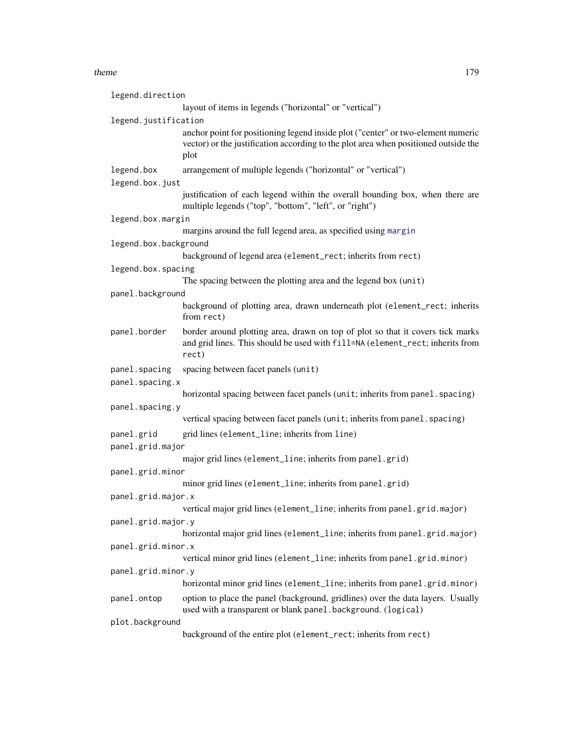`legend.direction`
: layout of items in legends ("horizontal" or "vertical")

`legend.justification`
: anchor point for positioning legend inside plot ("center" or two-element numeric vector) or the justification according to the plot area when positioned outside the plot

`legend.box`
: arrangement of multiple legends ("horizontal" or "vertical")

`legend.box.just`
: justification of each legend within the overall bounding box, when there are multiple legends ("top", "bottom", "left", or "right")

`legend.box.margin`
: margins around the full legend area, as specified using margin

`legend.box.background`
: background of legend area (`element_rect`; inherits from `rect`)

`legend.box.spacing`
: The spacing between the plotting area and the legend box (`unit`)

`panel.background`
: background of plotting area, drawn underneath plot (`element_rect`; inherits from `rect`)

`panel.border`
: border around plotting area, drawn on top of plot so that it covers tick marks and grid lines. This should be used with `fill=NA` (`element_rect`; inherits from `rect`)

`panel.spacing`
: spacing between facet panels (`unit`)

`panel.spacing.x`
: horizontal spacing between facet panels (`unit`; inherits from `panel.spacing`)

`panel.spacing.y`
: vertical spacing between facet panels (`unit`; inherits from `panel.spacing`)

`panel.grid`
: grid lines (`element_line`; inherits from `line`)

`panel.grid.major`
: major grid lines (`element_line`; inherits from `panel.grid`)

`panel.grid.minor`
: minor grid lines (`element_line`; inherits from `panel.grid`)

`panel.grid.major.x`
: vertical major grid lines (`element_line`; inherits from `panel.grid.major`)

`panel.grid.major.y`
: horizontal major grid lines (`element_line`; inherits from `panel.grid.major`)

`panel.grid.minor.x`
: vertical minor grid lines (`element_line`; inherits from `panel.grid.minor`)

`panel.grid.minor.y`
: horizontal minor grid lines (`element_line`; inherits from `panel.grid.minor`)

`panel.ontop`
: option to place the panel (background, gridlines) over the data layers. Usually used with a transparent or blank `panel.background`. (`logical`)

`plot.background`
: background of the entire plot (`element_rect`; inherits from `rect`)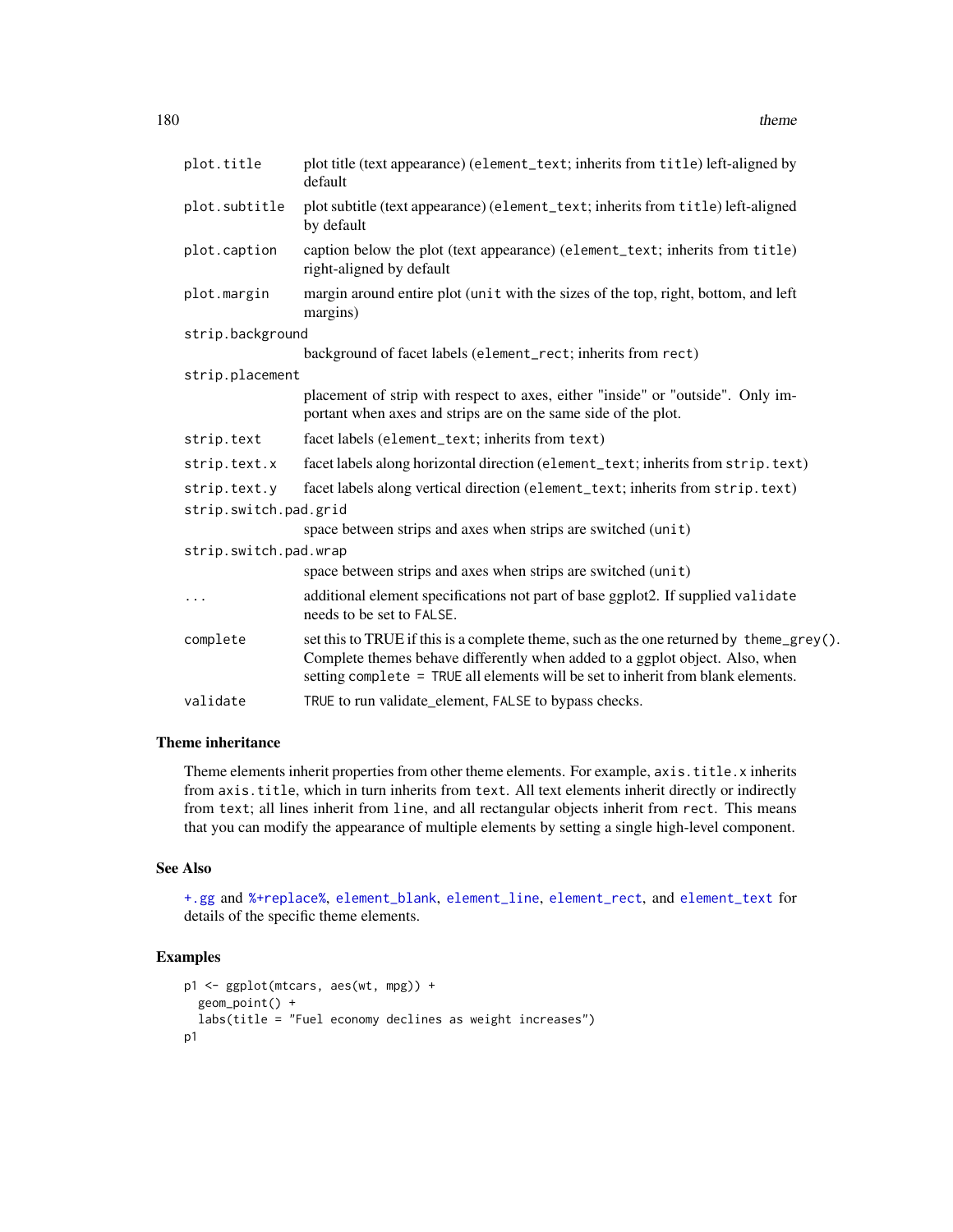| | |
|---|---|
| `plot.title` | plot title (text appearance) (`element_text`; inherits from `title`) left-aligned by default |
| `plot.subtitle` | plot subtitle (text appearance) (`element_text`; inherits from `title`) left-aligned by default |
| `plot.caption` | caption below the plot (text appearance) (`element_text`; inherits from `title`) right-aligned by default |
| `plot.margin` | margin around entire plot (`unit` with the sizes of the top, right, bottom, and left margins) |
| `strip.background` | background of facet labels (`element_rect`; inherits from `rect`) |
| `strip.placement` | placement of strip with respect to axes, either "inside" or "outside". Only important when axes and strips are on the same side of the plot. |
| `strip.text` | facet labels (`element_text`; inherits from `text`) |
| `strip.text.x` | facet labels along horizontal direction (`element_text`; inherits from `strip.text`) |
| `strip.text.y` | facet labels along vertical direction (`element_text`; inherits from `strip.text`) |
| `strip.switch.pad.grid` | space between strips and axes when strips are switched (`unit`) |
| `strip.switch.pad.wrap` | space between strips and axes when strips are switched (`unit`) |
| `...` | additional element specifications not part of base ggplot2. If supplied `validate` needs to be set to `FALSE`. |
| `complete` | set this to TRUE if this is a complete theme, such as the one returned by `theme_grey()`. Complete themes behave differently when added to a ggplot object. Also, when setting `complete = TRUE` all elements will be set to inherit from blank elements. |
| `validate` | `TRUE` to run validate_element, `FALSE` to bypass checks. |

### Theme inheritance

Theme elements inherit properties from other theme elements. For example, `axis.title.x` inherits from `axis.title`, which in turn inherits from `text`. All text elements inherit directly or indirectly from `text`; all lines inherit from `line`, and all rectangular objects inherit from `rect`. This means that you can modify the appearance of multiple elements by setting a single high-level component.

### See Also

`+.gg` and `%+replace%`, `element_blank`, `element_line`, `element_rect`, and `element_text` for details of the specific theme elements.

### Examples

```
p1 <- ggplot(mtcars, aes(wt, mpg)) +
  geom_point() +
  labs(title = "Fuel economy declines as weight increases")
p1
```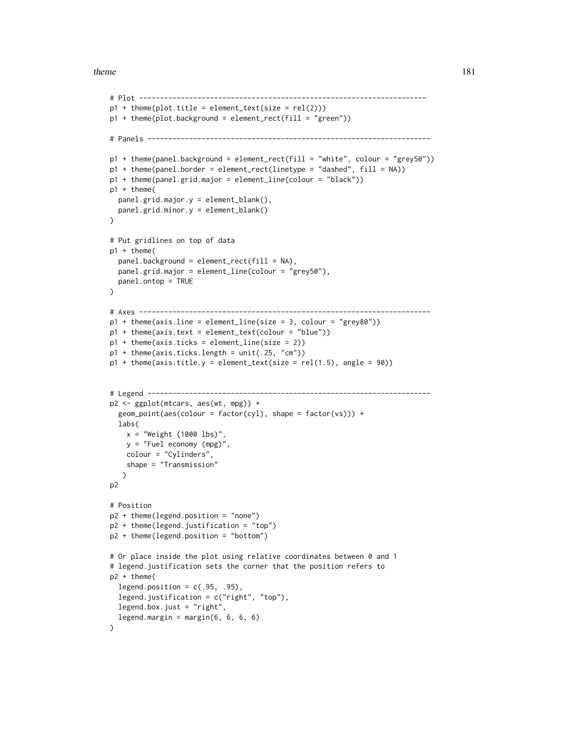```
# Plot --------------------------------------------------------------------
p1 + theme(plot.title = element_text(size = rel(2)))
p1 + theme(plot.background = element_rect(fill = "green"))

# Panels --------------------------------------------------------------------

p1 + theme(panel.background = element_rect(fill = "white", colour = "grey50"))
p1 + theme(panel.border = element_rect(linetype = "dashed", fill = NA))
p1 + theme(panel.grid.major = element_line(colour = "black"))
p1 + theme(
  panel.grid.major.y = element_blank(),
  panel.grid.minor.y = element_blank()
)

# Put gridlines on top of data
p1 + theme(
  panel.background = element_rect(fill = NA),
  panel.grid.major = element_line(colour = "grey50"),
  panel.ontop = TRUE
)

# Axes ----------------------------------------------------------------------
p1 + theme(axis.line = element_line(size = 3, colour = "grey80"))
p1 + theme(axis.text = element_text(colour = "blue"))
p1 + theme(axis.ticks = element_line(size = 2))
p1 + theme(axis.ticks.length = unit(.25, "cm"))
p1 + theme(axis.title.y = element_text(size = rel(1.5), angle = 90))


# Legend --------------------------------------------------------------------
p2 <- ggplot(mtcars, aes(wt, mpg)) +
  geom_point(aes(colour = factor(cyl), shape = factor(vs))) +
  labs(
    x = "Weight (1000 lbs)",
    y = "Fuel economy (mpg)",
    colour = "Cylinders",
    shape = "Transmission"
   )
p2

# Position
p2 + theme(legend.position = "none")
p2 + theme(legend.justification = "top")
p2 + theme(legend.position = "bottom")

# Or place inside the plot using relative coordinates between 0 and 1
# legend.justification sets the corner that the position refers to
p2 + theme(
  legend.position = c(.95, .95),
  legend.justification = c("right", "top"),
  legend.box.just = "right",
  legend.margin = margin(6, 6, 6, 6)
)
```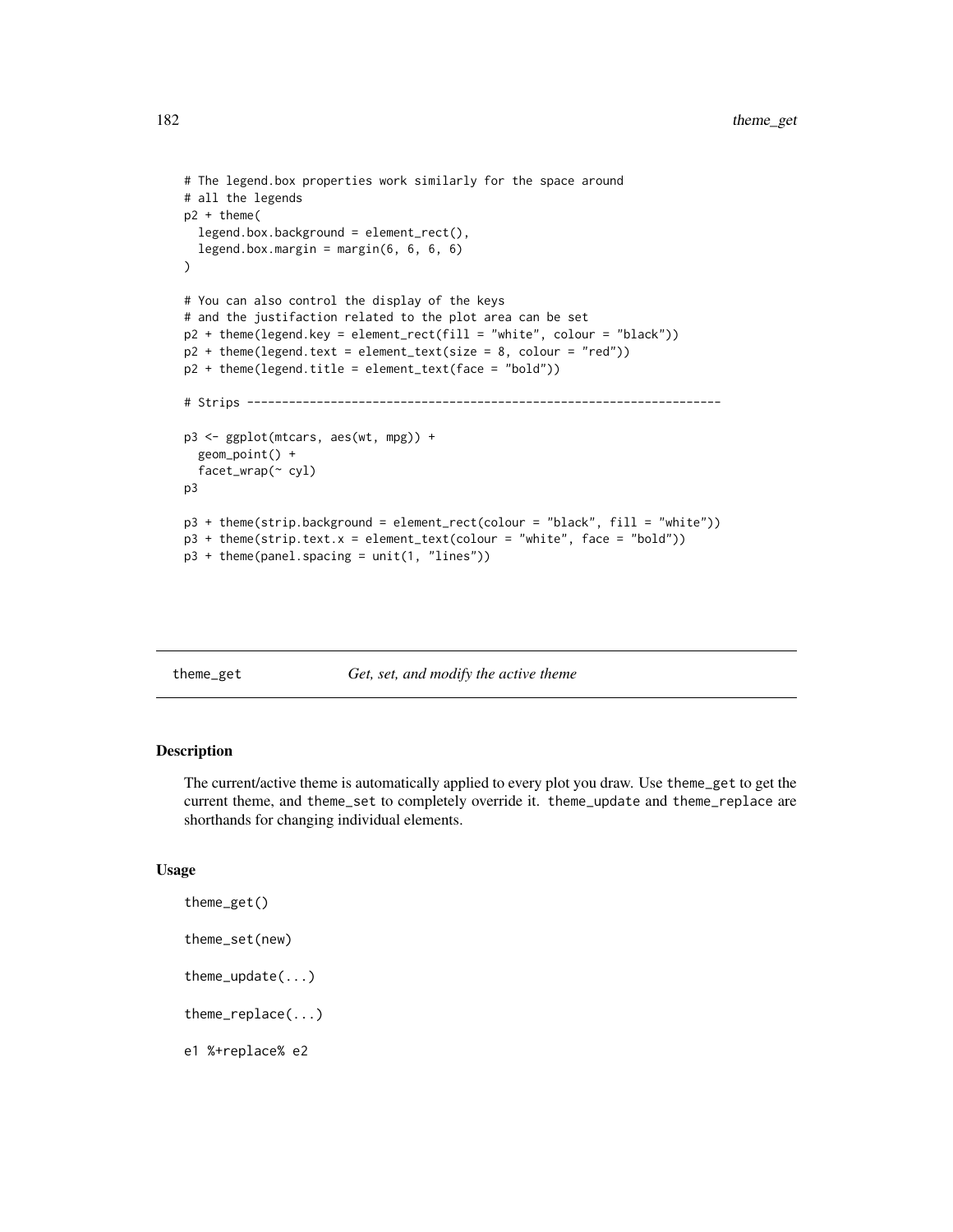```
# The legend.box properties work similarly for the space around
# all the legends
p2 + theme(
  legend.box.background = element_rect(),
  legend.box.margin = margin(6, 6, 6, 6)
)

# You can also control the display of the keys
# and the justifaction related to the plot area can be set
p2 + theme(legend.key = element_rect(fill = "white", colour = "black"))
p2 + theme(legend.text = element_text(size = 8, colour = "red"))
p2 + theme(legend.title = element_text(face = "bold"))

# Strips --------------------------------------------------------------------

p3 <- ggplot(mtcars, aes(wt, mpg)) +
  geom_point() +
  facet_wrap(~ cyl)
p3

p3 + theme(strip.background = element_rect(colour = "black", fill = "white"))
p3 + theme(strip.text.x = element_text(colour = "white", face = "bold"))
p3 + theme(panel.spacing = unit(1, "lines"))
```

---

## theme_get — *Get, set, and modify the active theme*

---

### Description

The current/active theme is automatically applied to every plot you draw. Use `theme_get` to get the current theme, and `theme_set` to completely override it. `theme_update` and `theme_replace` are shorthands for changing individual elements.

### Usage

```
theme_get()

theme_set(new)

theme_update(...)

theme_replace(...)

e1 %+replace% e2
```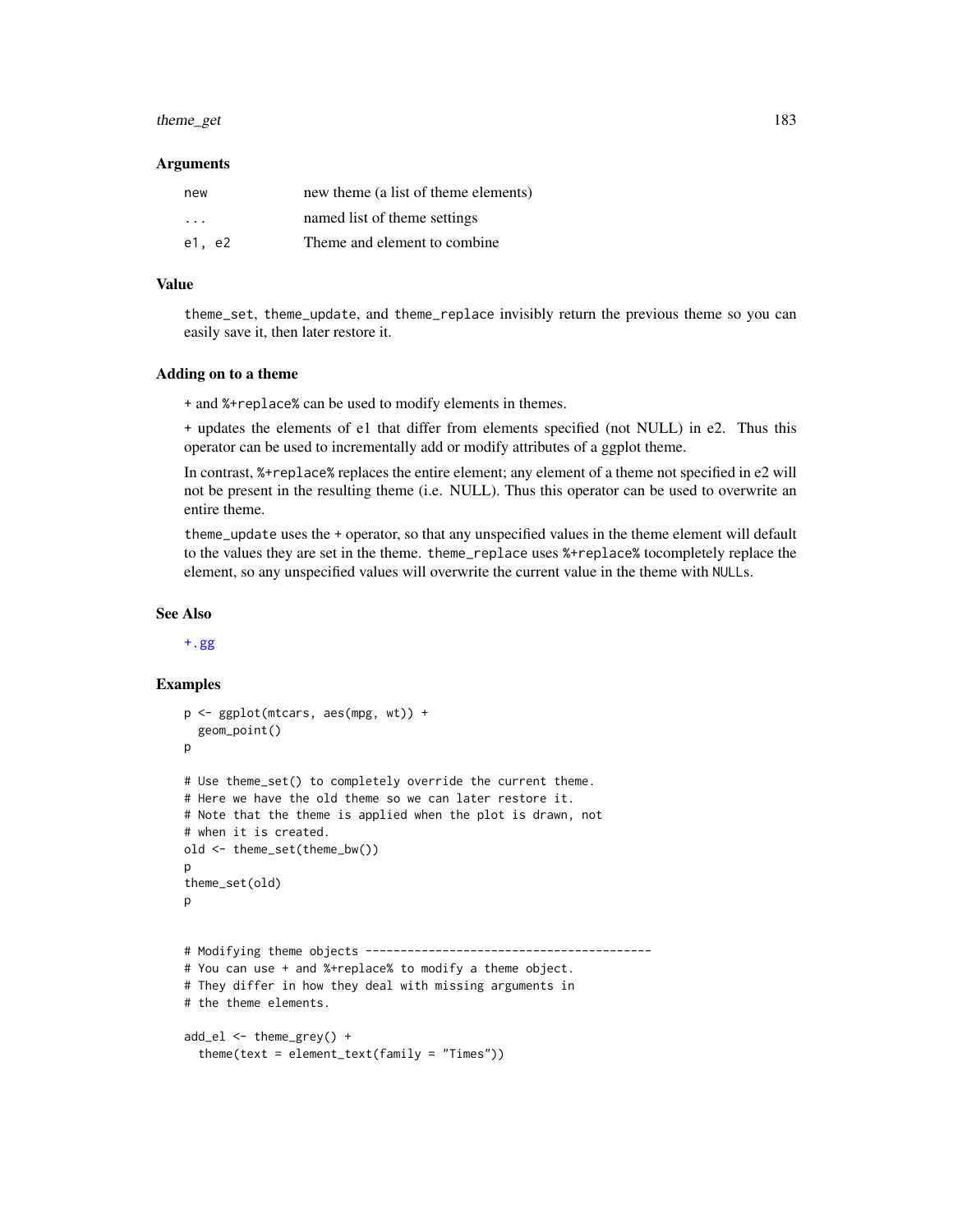### Arguments

| | |
|---|---|
| new | new theme (a list of theme elements) |
| ... | named list of theme settings |
| e1, e2 | Theme and element to combine |

### Value

theme_set, theme_update, and theme_replace invisibly return the previous theme so you can easily save it, then later restore it.

### Adding on to a theme

+ and %+replace% can be used to modify elements in themes.

+ updates the elements of e1 that differ from elements specified (not NULL) in e2. Thus this operator can be used to incrementally add or modify attributes of a ggplot theme.

In contrast, %+replace% replaces the entire element; any element of a theme not specified in e2 will not be present in the resulting theme (i.e. NULL). Thus this operator can be used to overwrite an entire theme.

theme_update uses the + operator, so that any unspecified values in the theme element will default to the values they are set in the theme. theme_replace uses %+replace% tocompletely replace the element, so any unspecified values will overwrite the current value in the theme with NULLs.

### See Also

+.gg

### Examples

```
p <- ggplot(mtcars, aes(mpg, wt)) +
  geom_point()
p

# Use theme_set() to completely override the current theme.
# Here we have the old theme so we can later restore it.
# Note that the theme is applied when the plot is drawn, not
# when it is created.
old <- theme_set(theme_bw())
p
theme_set(old)
p


# Modifying theme objects -----------------------------------------
# You can use + and %+replace% to modify a theme object.
# They differ in how they deal with missing arguments in
# the theme elements.

add_el <- theme_grey() +
  theme(text = element_text(family = "Times"))
```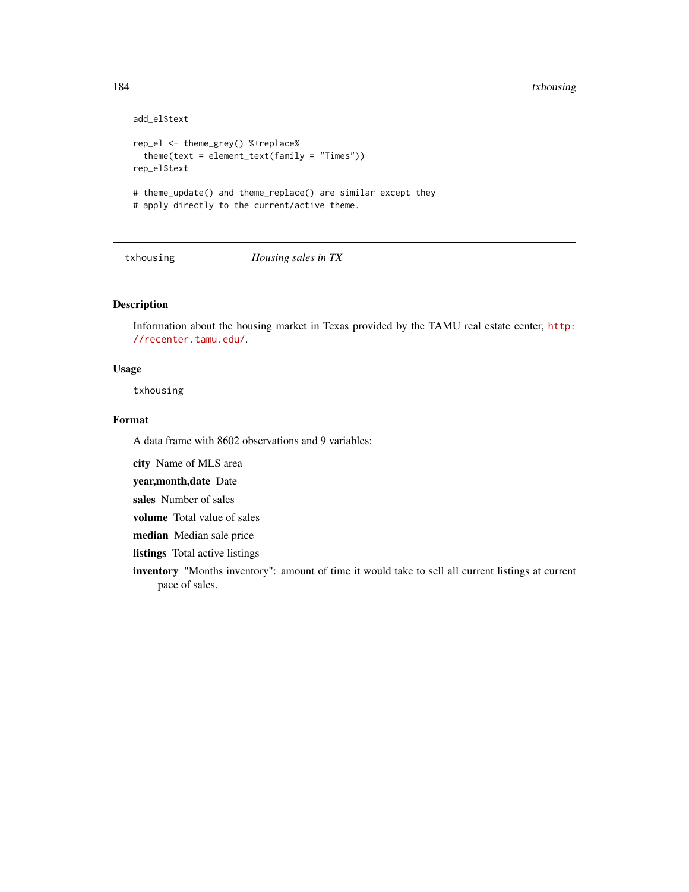```
add_el$text

rep_el <- theme_grey() %+replace%
  theme(text = element_text(family = "Times"))
rep_el$text

# theme_update() and theme_replace() are similar except they
# apply directly to the current/active theme.
```

---

## txhousing &nbsp;&nbsp;&nbsp;&nbsp; *Housing sales in TX*

---

### Description

Information about the housing market in Texas provided by the TAMU real estate center, http://recenter.tamu.edu/.

### Usage

```
txhousing
```

### Format

A data frame with 8602 observations and 9 variables:

**city** Name of MLS area

**year,month,date** Date

**sales** Number of sales

**volume** Total value of sales

**median** Median sale price

**listings** Total active listings

**inventory** "Months inventory": amount of time it would take to sell all current listings at current pace of sales.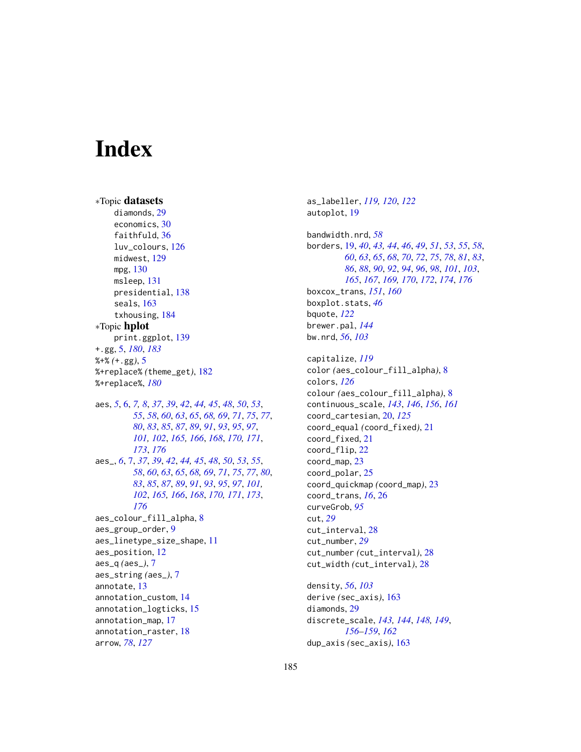# Index

∗Topic **datasets**
- diamonds, 29
- economics, 30
- faithfuld, 36
- luv_colours, 126
- midwest, 129
- mpg, 130
- msleep, 131
- presidential, 138
- seals, 163
- txhousing, 184

∗Topic **hplot**
- print.ggplot, 139

+.gg, 5, *180*, *183*
%+% (+.gg), 5
%+replace% (theme_get), 182
%+replace%, *180*

aes, 5, 6, *7, 8*, *37*, *39*, *42*, *44, 45*, *48*, *50*, *53*, *55*, *58*, *60*, *63*, *65*, *68, 69*, *71*, *75*, *77*, *80*, *83*, *85*, *87*, *89*, *91*, *93*, *95*, *97*, *101, 102*, *165, 166*, *168*, *170, 171*, *173*, *176*
aes_, *6*, 7, *37*, *39*, *42*, *44*, *45*, *48*, *50*, *53*, *55*, *58*, *60*, *63*, *65*, *68, 69*, *71*, *75*, *77*, *80*, *83*, *85*, *87*, *89*, *91*, *93*, *95*, *97*, *101, 102*, *165, 166*, *168*, *170, 171*, *173*, *176*
aes_colour_fill_alpha, 8
aes_group_order, 9
aes_linetype_size_shape, 11
aes_position, 12
aes_q (aes_), 7
aes_string (aes_), 7
annotate, 13
annotation_custom, 14
annotation_logticks, 15
annotation_map, 17
annotation_raster, 18
arrow, *78*, *127*
as_labeller, *119, 120*, *122*
autoplot, 19

bandwidth.nrd, *58*
borders, 19, *40*, *43, 44*, *46*, *49*, *51*, *53*, *55*, *58*, *60*, *63*, *65*, *68*, *70*, *72*, *75*, *78*, *81*, *83*, *86*, *88*, *90*, *92*, *94*, *96*, *98*, *101*, *103*, *165*, *167*, *169, 170*, *172*, *174*, *176*
boxcox_trans, *151*, *160*
boxplot.stats, *46*
bquote, *122*
brewer.pal, *144*
bw.nrd, *56*, *103*

capitalize, *119*
color (aes_colour_fill_alpha), 8
colors, *126*
colour (aes_colour_fill_alpha), 8
continuous_scale, *143*, *146*, *156*, *161*
coord_cartesian, 20, *125*
coord_equal (coord_fixed), 21
coord_fixed, 21
coord_flip, 22
coord_map, 23
coord_polar, 25
coord_quickmap (coord_map), 23
coord_trans, *16*, 26
curveGrob, *95*
cut, *29*
cut_interval, 28
cut_number, *29*
cut_number (cut_interval), 28
cut_width (cut_interval), 28

density, *56*, *103*
derive (sec_axis), 163
diamonds, 29
discrete_scale, *143, 144*, *148, 149*, *156–159*, *162*
dup_axis (sec_axis), 163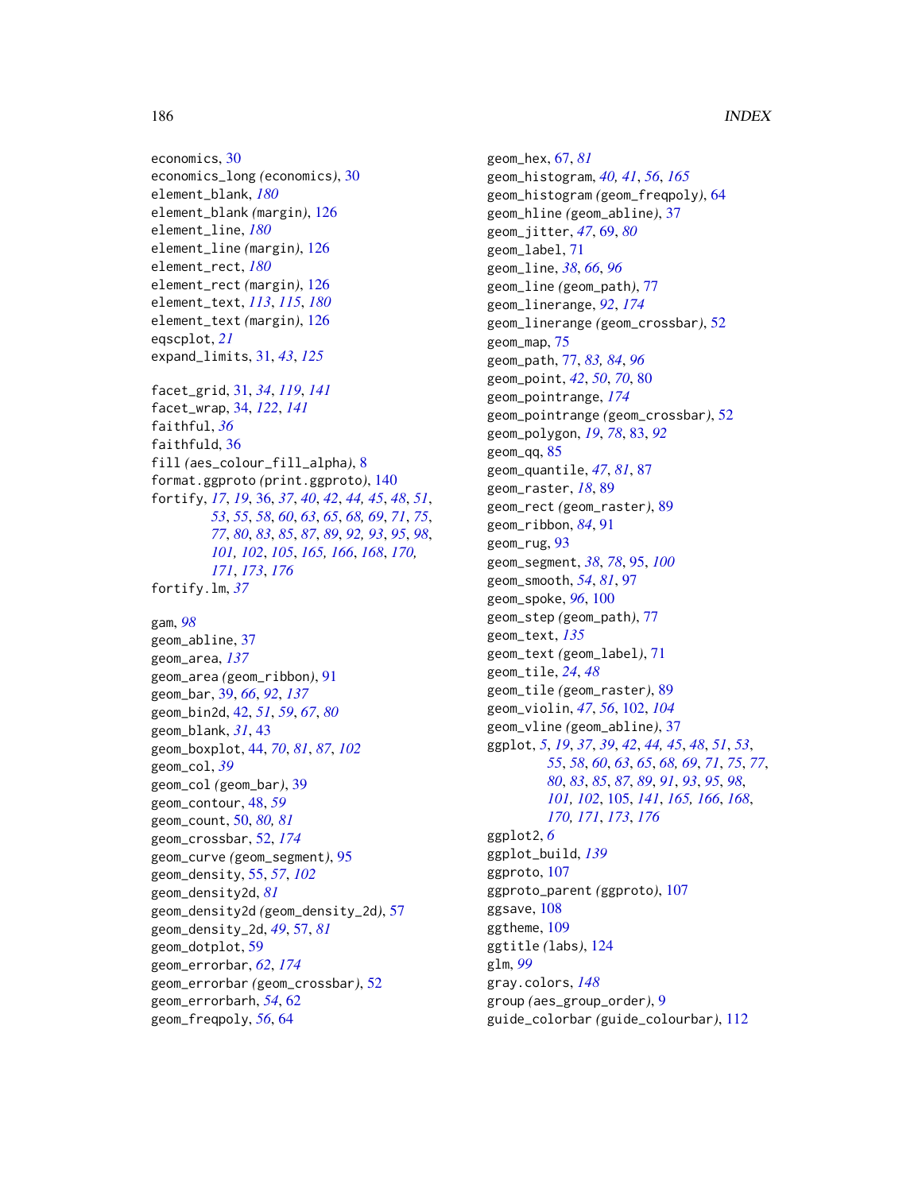economics, 30
economics_long (economics), 30
element_blank, *180*
element_blank (margin), 126
element_line, *180*
element_line (margin), 126
element_rect, *180*
element_rect (margin), 126
element_text, *113*, *115*, *180*
element_text (margin), 126
eqscplot, *21*
expand_limits, 31, *43*, *125*

facet_grid, 31, *34*, *119*, *141*
facet_wrap, 34, *122*, *141*
faithful, *36*
faithfuld, 36
fill (aes_colour_fill_alpha), 8
format.ggproto (print.ggproto), 140
fortify, *17*, *19*, 36, *37*, *40*, *42*, *44, 45*, *48*, *51*, *53*, *55*, *58*, *60*, *63*, *65*, *68, 69*, *71*, *75*, *77*, *80*, *83*, *85*, *87*, *89*, *92*, *93*, *95*, *98*, *101, 102*, *105*, *165, 166*, *168*, *170, 171*, *173*, *176*
fortify.lm, *37*

gam, *98*
geom_abline, 37
geom_area, *137*
geom_area (geom_ribbon), 91
geom_bar, 39, *66*, *92*, *137*
geom_bin2d, 42, *51*, *59*, *67*, *80*
geom_blank, *31*, 43
geom_boxplot, 44, *70*, *81*, *87*, *102*
geom_col, *39*
geom_col (geom_bar), 39
geom_contour, 48, *59*
geom_count, 50, *80, 81*
geom_crossbar, 52, *174*
geom_curve (geom_segment), 95
geom_density, 55, *57*, *102*
geom_density2d, *81*
geom_density2d (geom_density_2d), 57
geom_density_2d, *49*, 57, *81*
geom_dotplot, 59
geom_errorbar, *62*, *174*
geom_errorbar (geom_crossbar), 52
geom_errorbarh, *54*, 62
geom_freqpoly, *56*, 64
geom_hex, 67, *81*
geom_histogram, *40, 41*, *56*, *165*
geom_histogram (geom_freqpoly), 64
geom_hline (geom_abline), 37
geom_jitter, *47*, 69, *80*
geom_label, 71
geom_line, *38*, *66*, *96*
geom_line (geom_path), 77
geom_linerange, *92*, *174*
geom_linerange (geom_crossbar), 52
geom_map, 75
geom_path, 77, *83, 84*, *96*
geom_point, *42*, *50*, *70*, 80
geom_pointrange, *174*
geom_pointrange (geom_crossbar), 52
geom_polygon, *19*, *78*, 83, *92*
geom_qq, 85
geom_quantile, *47*, *81*, 87
geom_raster, *18*, 89
geom_rect (geom_raster), 89
geom_ribbon, *84*, 91
geom_rug, 93
geom_segment, *38*, *78*, 95, *100*
geom_smooth, *54*, *81*, 97
geom_spoke, *96*, 100
geom_step (geom_path), 77
geom_text, *135*
geom_text (geom_label), 71
geom_tile, *24*, *48*
geom_tile (geom_raster), 89
geom_violin, *47*, *56*, 102, *104*
geom_vline (geom_abline), 37
ggplot, *5*, *19*, *37*, *39*, *42*, *44, 45*, *48*, *51*, *53*, *55*, *58*, *60*, *63*, *65*, *68, 69*, *71*, *75*, *77*, *80*, *83*, *85*, *87*, *89*, *91*, *93*, *95*, *98*, *101, 102*, 105, *141*, *165, 166*, *168*, *170, 171*, *173*, *176*
ggplot2, *6*
ggplot_build, *139*
ggproto, 107
ggproto_parent (ggproto), 107
ggsave, 108
ggtheme, 109
ggtitle (labs), 124
glm, *99*
gray.colors, *148*
group (aes_group_order), 9
guide_colorbar (guide_colourbar), 112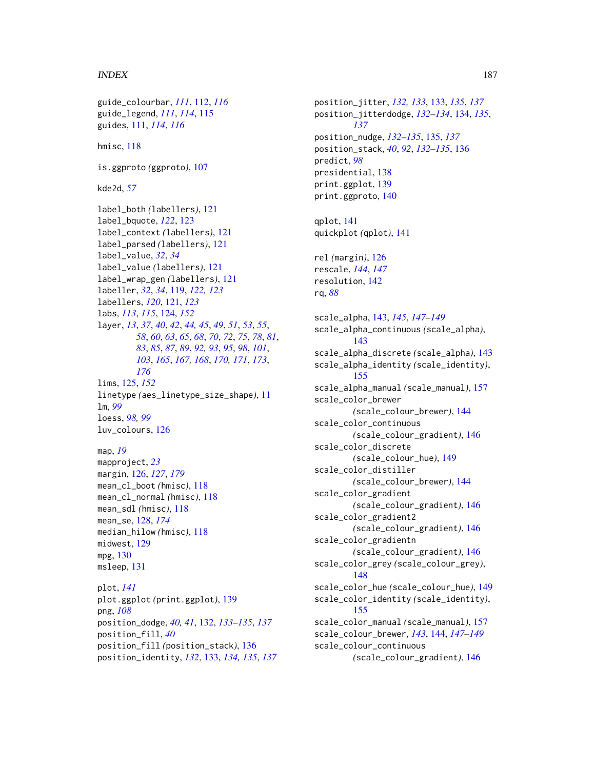guide_colourbar, *111*, 112, *116*
guide_legend, *111*, *114*, 115
guides, 111, *114*, *116*

hmisc, 118

is.ggproto *(*ggproto*)*, 107

kde2d, *57*

label_both *(*labellers*)*, 121
label_bquote, *122*, 123
label_context *(*labellers*)*, 121
label_parsed *(*labellers*)*, 121
label_value, *32*, *34*
label_value *(*labellers*)*, 121
label_wrap_gen *(*labellers*)*, 121
labeller, *32*, *34*, 119, *122, 123*
labellers, *120*, 121, *123*
labs, *113*, *115*, 124, *152*
layer, *13*, *37*, *40*, *42*, *44, 45*, *49*, *51*, *53*, *55*, *58*, *60*, *63*, *65*, *68*, *70*, *72*, *75*, *78*, *81*, *83*, *85*, *87*, *89*, *92, 93*, *95*, *98*, *101*, *103*, *165*, *167, 168*, *170, 171*, *173*, *176*
lims, 125, *152*
linetype *(*aes_linetype_size_shape*)*, 11
lm, *99*
loess, *98, 99*
luv_colours, 126

map, *19*
mapproject, *23*
margin, 126, *127*, *179*
mean_cl_boot *(*hmisc*)*, 118
mean_cl_normal *(*hmisc*)*, 118
mean_sdl *(*hmisc*)*, 118
mean_se, 128, *174*
median_hilow *(*hmisc*)*, 118
midwest, 129
mpg, 130
msleep, 131

plot, *141*
plot.ggplot *(*print.ggplot*)*, 139
png, *108*
position_dodge, *40, 41*, 132, *133–135*, *137*
position_fill, *40*
position_fill *(*position_stack*)*, 136
position_identity, *132*, 133, *134, 135*, *137*
position_jitter, *132, 133*, 133, *135*, *137*
position_jitterdodge, *132–134*, 134, *135*, *137*
position_nudge, *132–135*, 135, *137*
position_stack, *40*, *92*, *132–135*, 136
predict, *98*
presidential, 138
print.ggplot, 139
print.ggproto, 140

qplot, 141
quickplot *(*qplot*)*, 141

rel *(*margin*)*, 126
rescale, *144*, *147*
resolution, 142
rq, *88*

scale_alpha, 143, *145*, *147–149*
scale_alpha_continuous *(*scale_alpha*)*, 143
scale_alpha_discrete *(*scale_alpha*)*, 143
scale_alpha_identity *(*scale_identity*)*, 155
scale_alpha_manual *(*scale_manual*)*, 157
scale_color_brewer *(*scale_colour_brewer*)*, 144
scale_color_continuous *(*scale_colour_gradient*)*, 146
scale_color_discrete *(*scale_colour_hue*)*, 149
scale_color_distiller *(*scale_colour_brewer*)*, 144
scale_color_gradient *(*scale_colour_gradient*)*, 146
scale_color_gradient2 *(*scale_colour_gradient*)*, 146
scale_color_gradientn *(*scale_colour_gradient*)*, 146
scale_color_grey *(*scale_colour_grey*)*, 148
scale_color_hue *(*scale_colour_hue*)*, 149
scale_color_identity *(*scale_identity*)*, 155
scale_color_manual *(*scale_manual*)*, 157
scale_colour_brewer, *143*, 144, *147–149*
scale_colour_continuous *(*scale_colour_gradient*)*, 146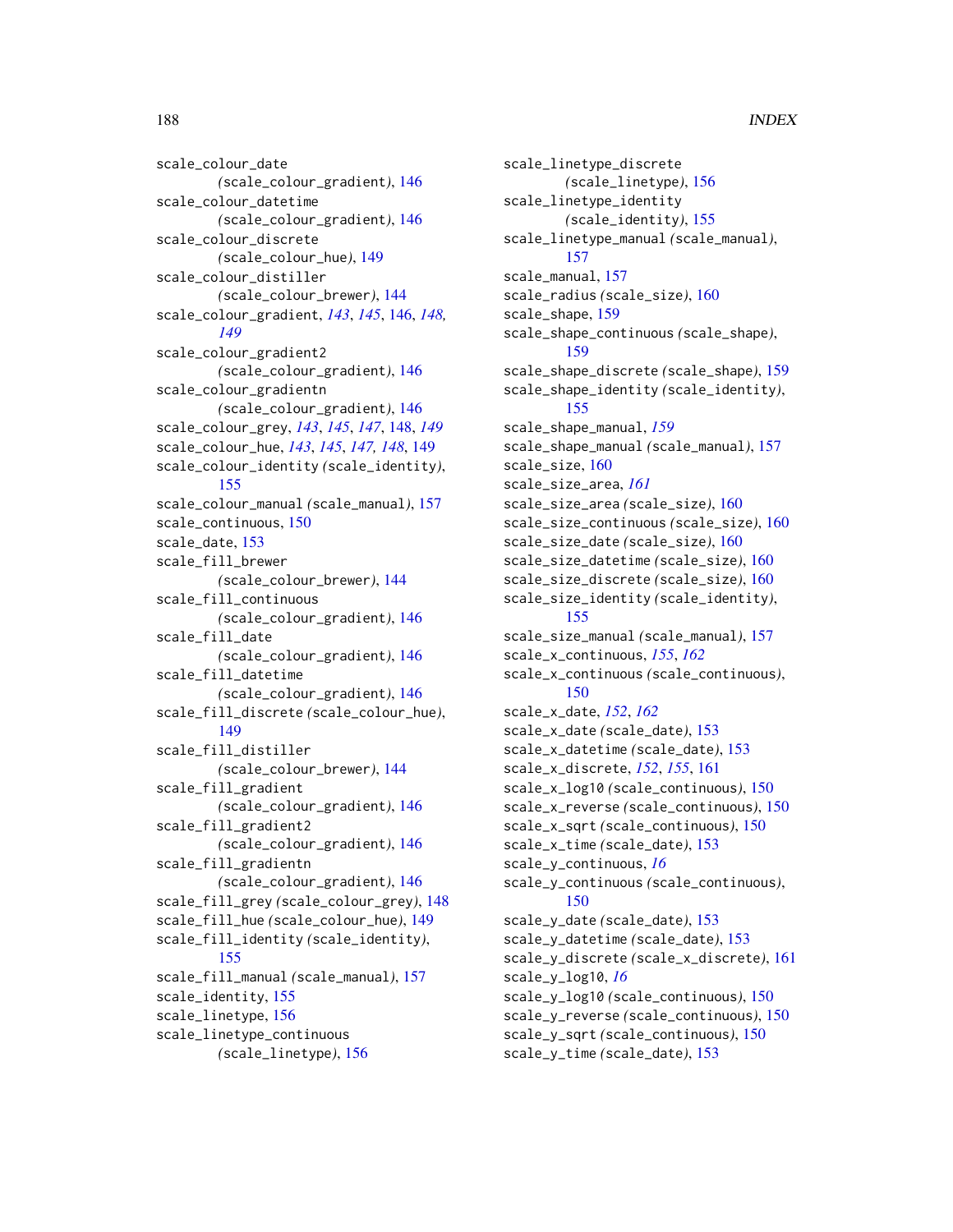scale_colour_date (scale_colour_gradient), 146
scale_colour_datetime (scale_colour_gradient), 146
scale_colour_discrete (scale_colour_hue), 149
scale_colour_distiller (scale_colour_brewer), 144
scale_colour_gradient, *143*, *145*, 146, *148*, *149*
scale_colour_gradient2 (scale_colour_gradient), 146
scale_colour_gradientn (scale_colour_gradient), 146
scale_colour_grey, *143*, *145*, *147*, 148, *149*
scale_colour_hue, *143*, *145*, *147*, *148*, 149
scale_colour_identity (scale_identity), 155
scale_colour_manual (scale_manual), 157
scale_continuous, 150
scale_date, 153
scale_fill_brewer (scale_colour_brewer), 144
scale_fill_continuous (scale_colour_gradient), 146
scale_fill_date (scale_colour_gradient), 146
scale_fill_datetime (scale_colour_gradient), 146
scale_fill_discrete (scale_colour_hue), 149
scale_fill_distiller (scale_colour_brewer), 144
scale_fill_gradient (scale_colour_gradient), 146
scale_fill_gradient2 (scale_colour_gradient), 146
scale_fill_gradientn (scale_colour_gradient), 146
scale_fill_grey (scale_colour_grey), 148
scale_fill_hue (scale_colour_hue), 149
scale_fill_identity (scale_identity), 155
scale_fill_manual (scale_manual), 157
scale_identity, 155
scale_linetype, 156
scale_linetype_continuous (scale_linetype), 156
scale_linetype_discrete (scale_linetype), 156
scale_linetype_identity (scale_identity), 155
scale_linetype_manual (scale_manual), 157
scale_manual, 157
scale_radius (scale_size), 160
scale_shape, 159
scale_shape_continuous (scale_shape), 159
scale_shape_discrete (scale_shape), 159
scale_shape_identity (scale_identity), 155
scale_shape_manual, *159*
scale_shape_manual (scale_manual), 157
scale_size, 160
scale_size_area, *161*
scale_size_area (scale_size), 160
scale_size_continuous (scale_size), 160
scale_size_date (scale_size), 160
scale_size_datetime (scale_size), 160
scale_size_discrete (scale_size), 160
scale_size_identity (scale_identity), 155
scale_size_manual (scale_manual), 157
scale_x_continuous, *155*, *162*
scale_x_continuous (scale_continuous), 150
scale_x_date, *152*, *162*
scale_x_date (scale_date), 153
scale_x_datetime (scale_date), 153
scale_x_discrete, *152*, *155*, 161
scale_x_log10 (scale_continuous), 150
scale_x_reverse (scale_continuous), 150
scale_x_sqrt (scale_continuous), 150
scale_x_time (scale_date), 153
scale_y_continuous, *16*
scale_y_continuous (scale_continuous), 150
scale_y_date (scale_date), 153
scale_y_datetime (scale_date), 153
scale_y_discrete (scale_x_discrete), 161
scale_y_log10, *16*
scale_y_log10 (scale_continuous), 150
scale_y_reverse (scale_continuous), 150
scale_y_sqrt (scale_continuous), 150
scale_y_time (scale_date), 153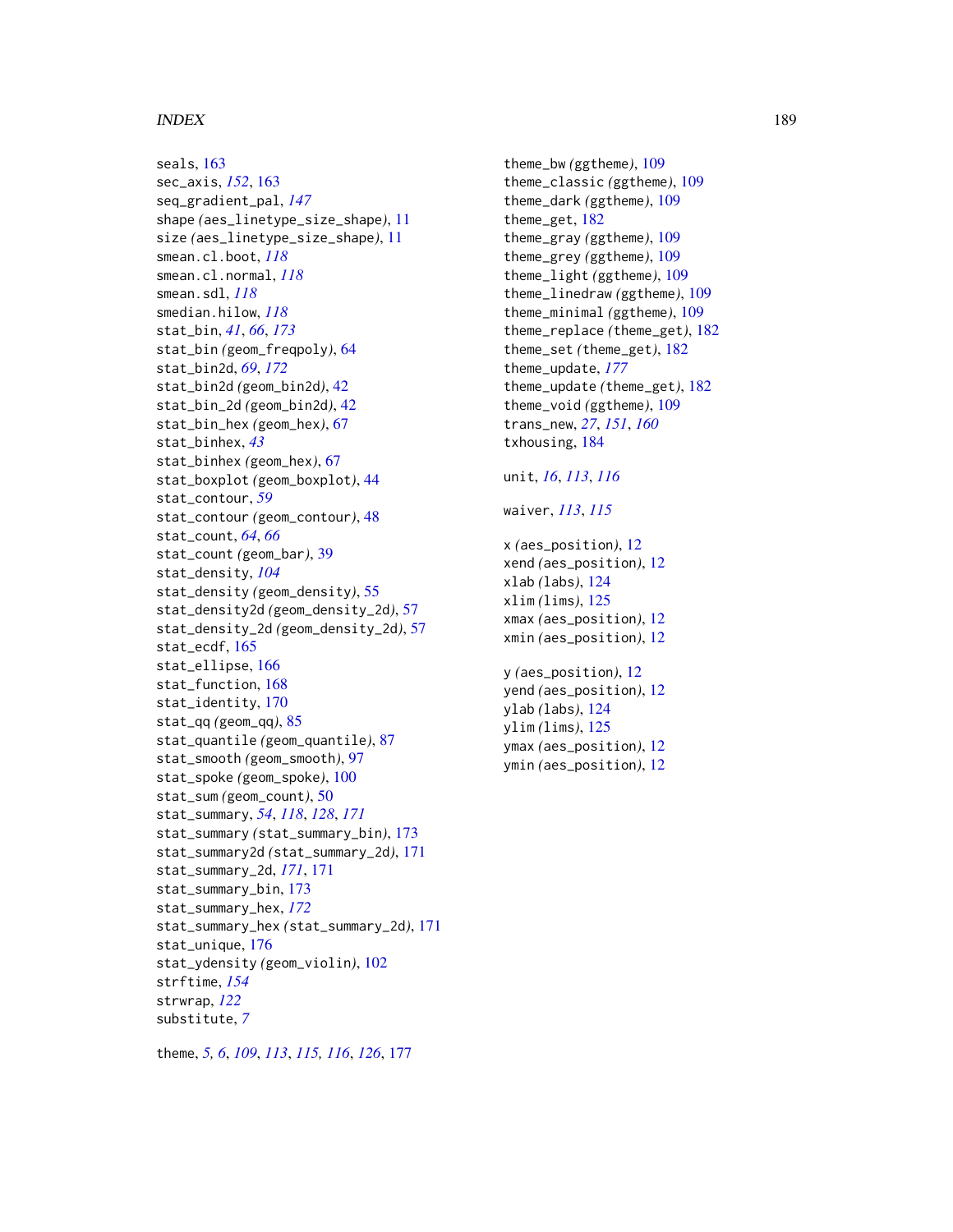seals, 163
sec_axis, *152*, 163
seq_gradient_pal, *147*
shape *(aes_linetype_size_shape)*, 11
size *(aes_linetype_size_shape)*, 11
smean.cl.boot, *118*
smean.cl.normal, *118*
smean.sdl, *118*
smedian.hilow, *118*
stat_bin, *41*, *66*, *173*
stat_bin *(geom_freqpoly)*, 64
stat_bin2d, *69*, *172*
stat_bin2d *(geom_bin2d)*, 42
stat_bin_2d *(geom_bin2d)*, 42
stat_bin_hex *(geom_hex)*, 67
stat_binhex, *43*
stat_binhex *(geom_hex)*, 67
stat_boxplot *(geom_boxplot)*, 44
stat_contour, *59*
stat_contour *(geom_contour)*, 48
stat_count, *64*, *66*
stat_count *(geom_bar)*, 39
stat_density, *104*
stat_density *(geom_density)*, 55
stat_density2d *(geom_density_2d)*, 57
stat_density_2d *(geom_density_2d)*, 57
stat_ecdf, 165
stat_ellipse, 166
stat_function, 168
stat_identity, 170
stat_qq *(geom_qq)*, 85
stat_quantile *(geom_quantile)*, 87
stat_smooth *(geom_smooth)*, 97
stat_spoke *(geom_spoke)*, 100
stat_sum *(geom_count)*, 50
stat_summary, *54*, *118*, *128*, *171*
stat_summary *(stat_summary_bin)*, 173
stat_summary2d *(stat_summary_2d)*, 171
stat_summary_2d, *171*, 171
stat_summary_bin, 173
stat_summary_hex, *172*
stat_summary_hex *(stat_summary_2d)*, 171
stat_unique, 176
stat_ydensity *(geom_violin)*, 102
strftime, *154*
strwrap, *122*
substitute, *7*

theme, *5, 6*, *109*, *113*, *115, 116*, *126*, 177
theme_bw *(ggtheme)*, 109
theme_classic *(ggtheme)*, 109
theme_dark *(ggtheme)*, 109
theme_get, 182
theme_gray *(ggtheme)*, 109
theme_grey *(ggtheme)*, 109
theme_light *(ggtheme)*, 109
theme_linedraw *(ggtheme)*, 109
theme_minimal *(ggtheme)*, 109
theme_replace *(theme_get)*, 182
theme_set *(theme_get)*, 182
theme_update, *177*
theme_update *(theme_get)*, 182
theme_void *(ggtheme)*, 109
trans_new, *27*, *151*, *160*
txhousing, 184

unit, *16*, *113*, *116*

waiver, *113*, *115*

x *(aes_position)*, 12
xend *(aes_position)*, 12
xlab *(labs)*, 124
xlim *(lims)*, 125
xmax *(aes_position)*, 12
xmin *(aes_position)*, 12

y *(aes_position)*, 12
yend *(aes_position)*, 12
ylab *(labs)*, 124
ylim *(lims)*, 125
ymax *(aes_position)*, 12
ymin *(aes_position)*, 12